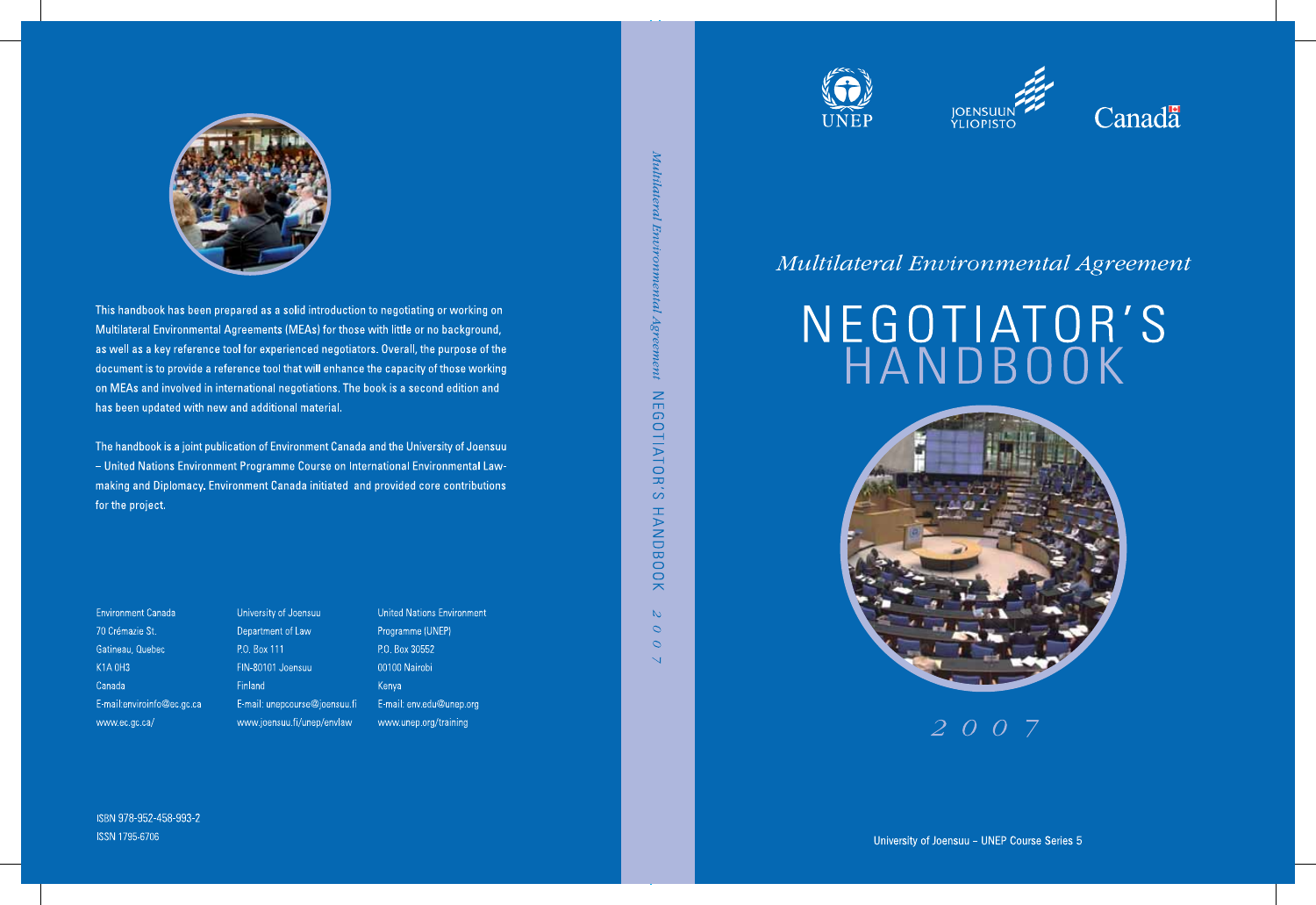# *Multilateral Environmental Agreement*

# NEGOTIATOR'S HANDBOOK

*2007*

University of Joensuu – UNEP Course Series 5

This handbook has been prepared as a solid introduction to negotiating or working on Multilateral Environmental Agreements (MEAs) for those with little or no background, as well as a key reference tool for experienced negotiators. Overall, the purpose of the document is to provide a reference tool that will enhance the capacity of those working on MEAs and involved in international negotiations. The book is a second edition and has been updated with new and additional material.

The handbook is a joint publication of Environment Canada and the University of Joensuu – United Nations Environment Programme Course on International Environmental Law-making and Diplomacy. Environment Canada initiated and provided core contributions for the project.

Environment Canada
70 Crémazie St.
Gatineau, Quebec
K1A 0H3
Canada
E-mail:enviroinfo@ec.gc.ca
www.ec.gc.ca/

University of Joensuu
Department of Law
P.O. Box 111
FIN-80101 Joensuu
Finland
E-mail: unepcourse@joensuu.fi
www.joensuu.fi/unep/envlaw

United Nations Environment Programme (UNEP)
P.O. Box 30552
00100 Nairobi
Kenya
E-mail: env.edu@unep.org
www.unep.org/training

ISBN 978-952-458-993-2
ISSN 1795-6706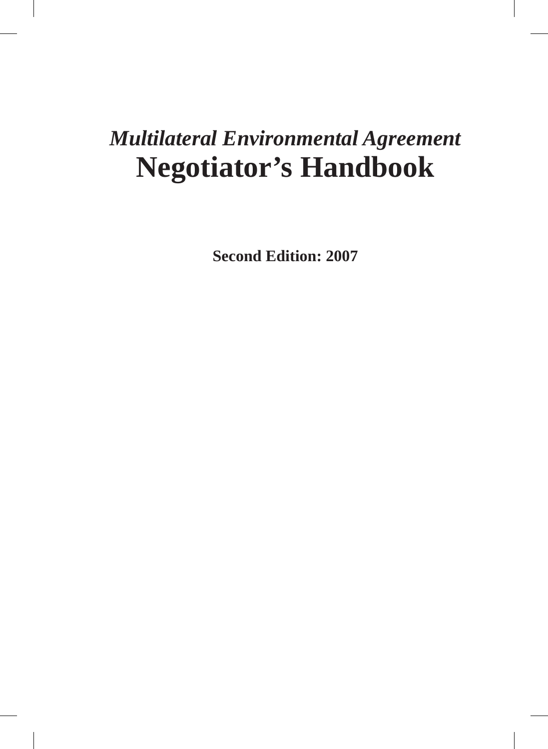# *Multilateral Environmental Agreement*
# Negotiator's Handbook

**Second Edition: 2007**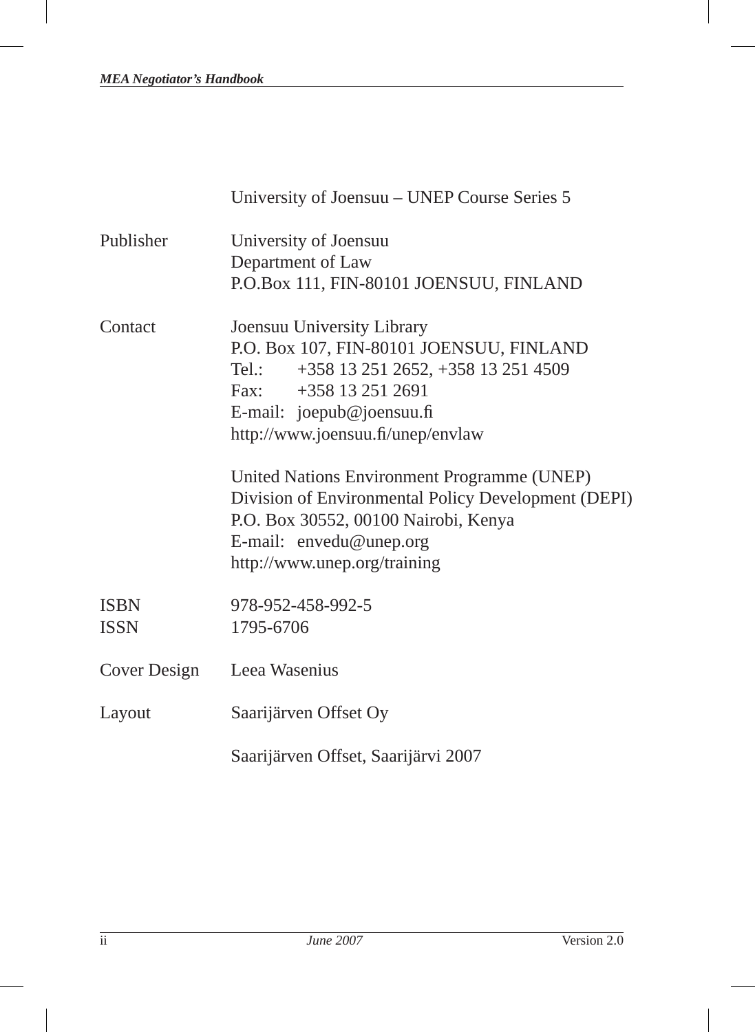University of Joensuu – UNEP Course Series 5

| | |
|---|---|
| Publisher | University of Joensuu<br>Department of Law<br>P.O.Box 111, FIN-80101 JOENSUU, FINLAND |
| Contact | Joensuu University Library<br>P.O. Box 107, FIN-80101 JOENSUU, FINLAND<br>Tel.: +358 13 251 2652, +358 13 251 4509<br>Fax: +358 13 251 2691<br>E-mail: joepub@joensuu.fi<br>http://www.joensuu.fi/unep/envlaw |
| | United Nations Environment Programme (UNEP)<br>Division of Environmental Policy Development (DEPI)<br>P.O. Box 30552, 00100 Nairobi, Kenya<br>E-mail: envedu@unep.org<br>http://www.unep.org/training |
| ISBN | 978-952-458-992-5 |
| ISSN | 1795-6706 |
| Cover Design | Leea Wasenius |
| Layout | Saarijärven Offset Oy |

Saarijärven Offset, Saarijärvi 2007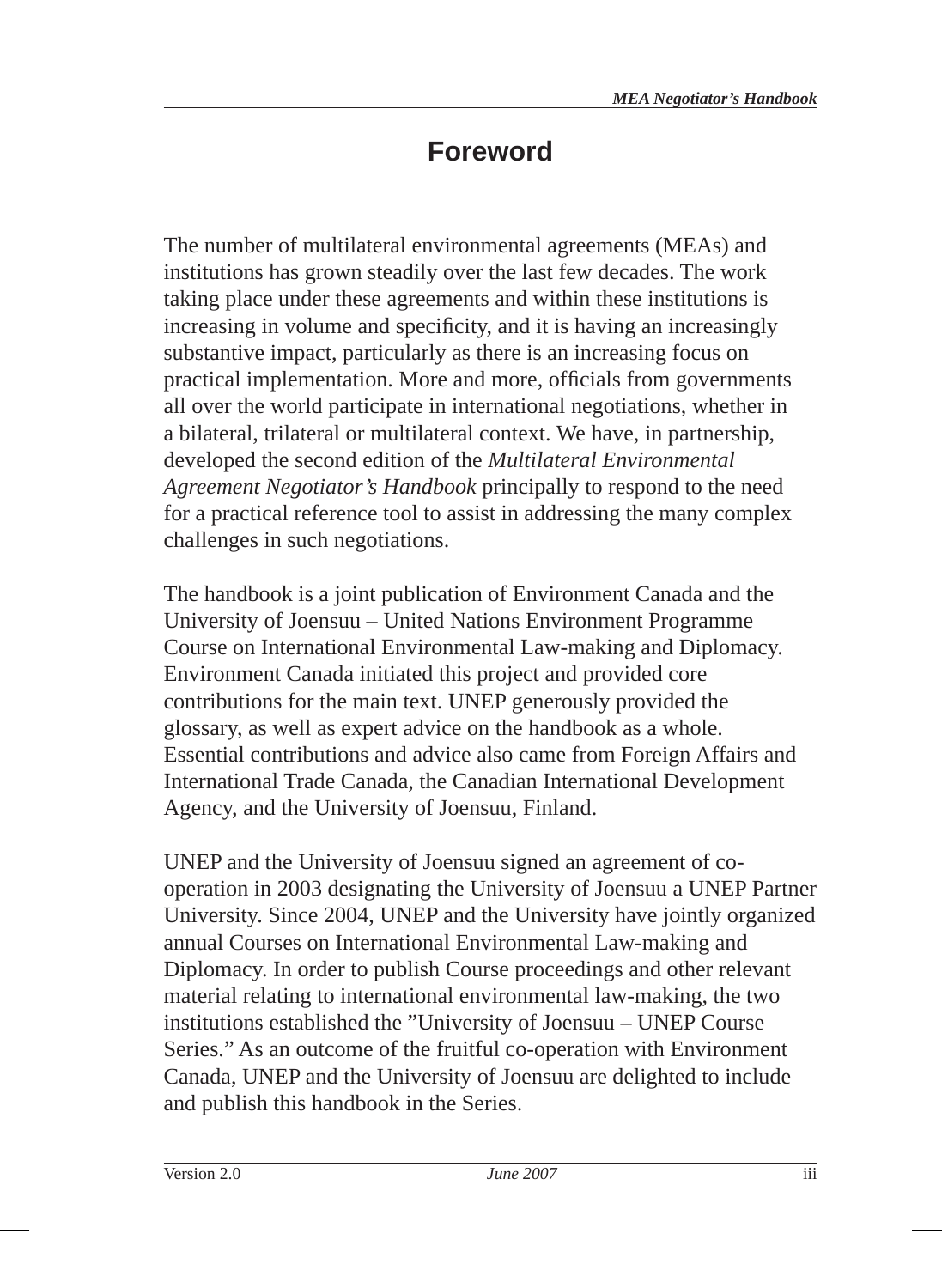# Foreword

The number of multilateral environmental agreements (MEAs) and institutions has grown steadily over the last few decades. The work taking place under these agreements and within these institutions is increasing in volume and specificity, and it is having an increasingly substantive impact, particularly as there is an increasing focus on practical implementation. More and more, officials from governments all over the world participate in international negotiations, whether in a bilateral, trilateral or multilateral context. We have, in partnership, developed the second edition of the *Multilateral Environmental Agreement Negotiator's Handbook* principally to respond to the need for a practical reference tool to assist in addressing the many complex challenges in such negotiations.

The handbook is a joint publication of Environment Canada and the University of Joensuu – United Nations Environment Programme Course on International Environmental Law-making and Diplomacy. Environment Canada initiated this project and provided core contributions for the main text. UNEP generously provided the glossary, as well as expert advice on the handbook as a whole. Essential contributions and advice also came from Foreign Affairs and International Trade Canada, the Canadian International Development Agency, and the University of Joensuu, Finland.

UNEP and the University of Joensuu signed an agreement of co-operation in 2003 designating the University of Joensuu a UNEP Partner University. Since 2004, UNEP and the University have jointly organized annual Courses on International Environmental Law-making and Diplomacy. In order to publish Course proceedings and other relevant material relating to international environmental law-making, the two institutions established the "University of Joensuu – UNEP Course Series." As an outcome of the fruitful co-operation with Environment Canada, UNEP and the University of Joensuu are delighted to include and publish this handbook in the Series.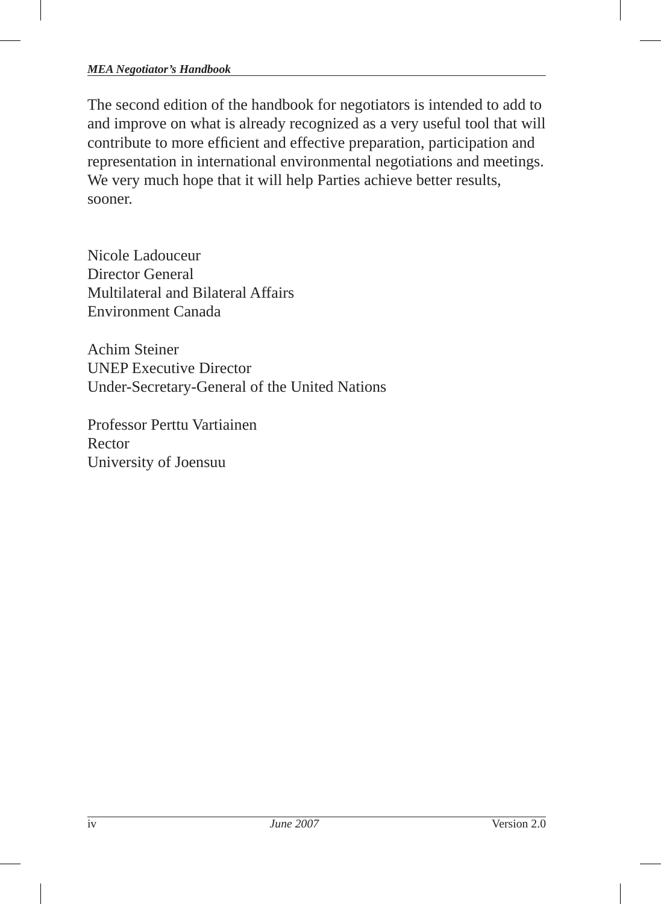The second edition of the handbook for negotiators is intended to add to and improve on what is already recognized as a very useful tool that will contribute to more efficient and effective preparation, participation and representation in international environmental negotiations and meetings. We very much hope that it will help Parties achieve better results, sooner.

Nicole Ladouceur
Director General
Multilateral and Bilateral Affairs
Environment Canada

Achim Steiner
UNEP Executive Director
Under-Secretary-General of the United Nations

Professor Perttu Vartiainen
Rector
University of Joensuu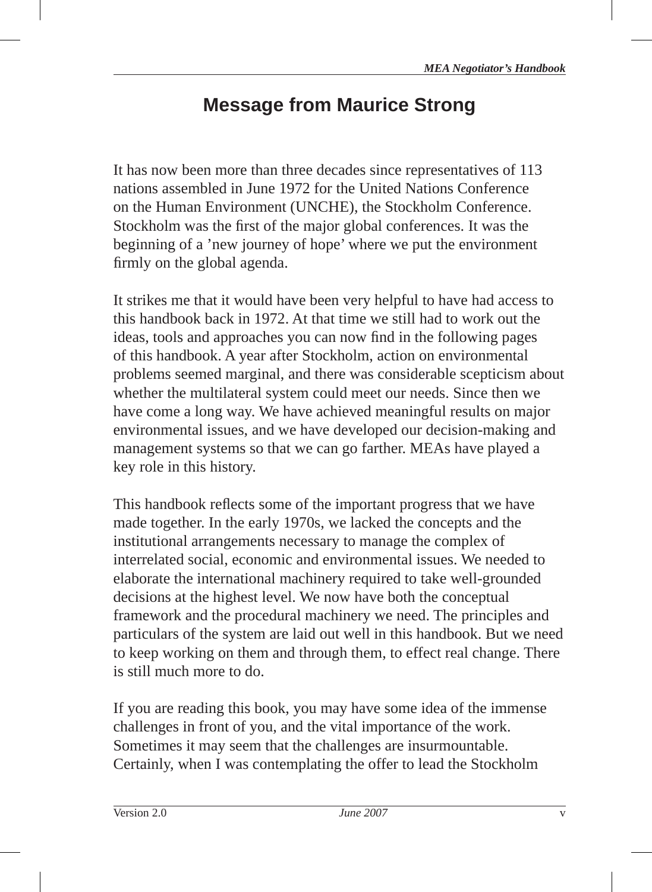# Message from Maurice Strong

It has now been more than three decades since representatives of 113 nations assembled in June 1972 for the United Nations Conference on the Human Environment (UNCHE), the Stockholm Conference. Stockholm was the first of the major global conferences. It was the beginning of a 'new journey of hope' where we put the environment firmly on the global agenda.

It strikes me that it would have been very helpful to have had access to this handbook back in 1972. At that time we still had to work out the ideas, tools and approaches you can now find in the following pages of this handbook. A year after Stockholm, action on environmental problems seemed marginal, and there was considerable scepticism about whether the multilateral system could meet our needs. Since then we have come a long way. We have achieved meaningful results on major environmental issues, and we have developed our decision-making and management systems so that we can go farther. MEAs have played a key role in this history.

This handbook reflects some of the important progress that we have made together. In the early 1970s, we lacked the concepts and the institutional arrangements necessary to manage the complex of interrelated social, economic and environmental issues. We needed to elaborate the international machinery required to take well-grounded decisions at the highest level. We now have both the conceptual framework and the procedural machinery we need. The principles and particulars of the system are laid out well in this handbook. But we need to keep working on them and through them, to effect real change. There is still much more to do.

If you are reading this book, you may have some idea of the immense challenges in front of you, and the vital importance of the work. Sometimes it may seem that the challenges are insurmountable. Certainly, when I was contemplating the offer to lead the Stockholm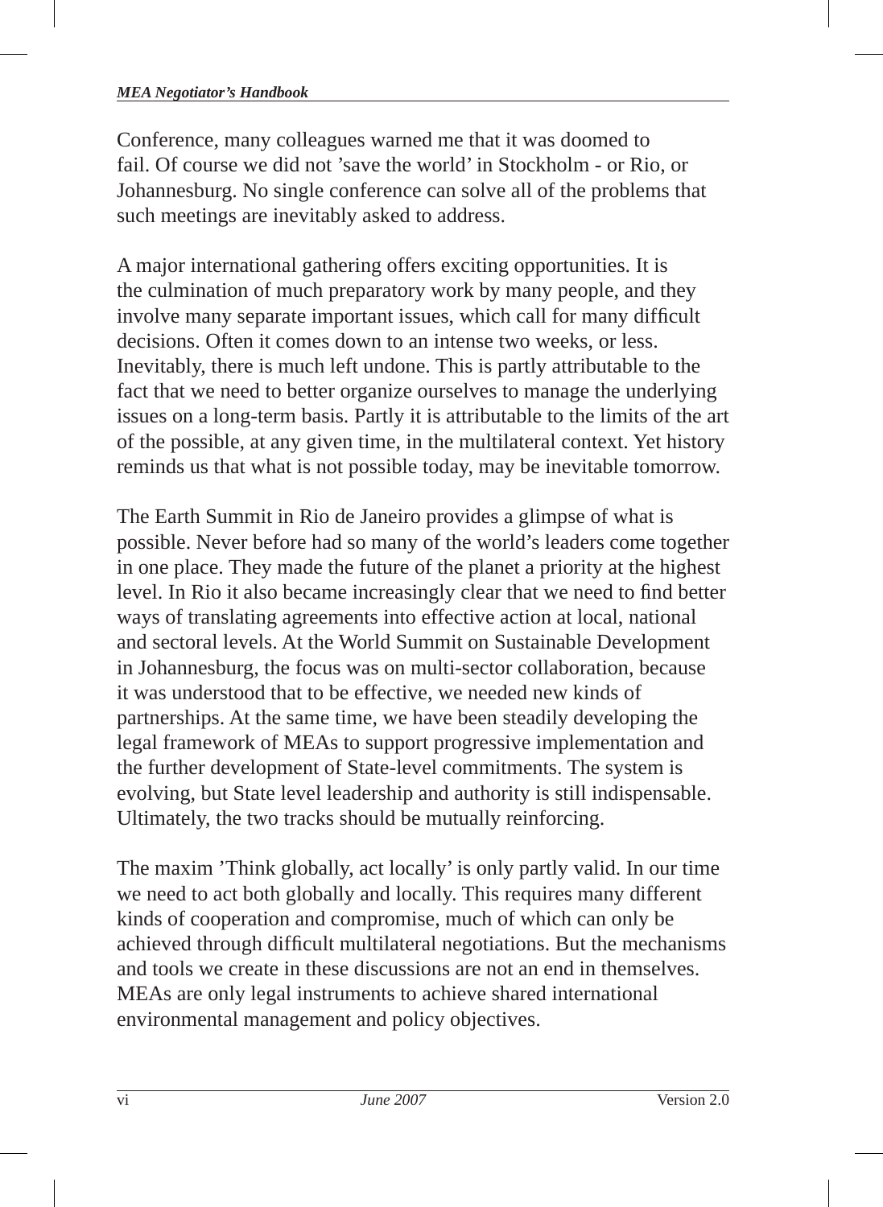Conference, many colleagues warned me that it was doomed to fail. Of course we did not 'save the world' in Stockholm - or Rio, or Johannesburg. No single conference can solve all of the problems that such meetings are inevitably asked to address.

A major international gathering offers exciting opportunities. It is the culmination of much preparatory work by many people, and they involve many separate important issues, which call for many difficult decisions. Often it comes down to an intense two weeks, or less. Inevitably, there is much left undone. This is partly attributable to the fact that we need to better organize ourselves to manage the underlying issues on a long-term basis. Partly it is attributable to the limits of the art of the possible, at any given time, in the multilateral context. Yet history reminds us that what is not possible today, may be inevitable tomorrow.

The Earth Summit in Rio de Janeiro provides a glimpse of what is possible. Never before had so many of the world's leaders come together in one place. They made the future of the planet a priority at the highest level. In Rio it also became increasingly clear that we need to find better ways of translating agreements into effective action at local, national and sectoral levels. At the World Summit on Sustainable Development in Johannesburg, the focus was on multi-sector collaboration, because it was understood that to be effective, we needed new kinds of partnerships. At the same time, we have been steadily developing the legal framework of MEAs to support progressive implementation and the further development of State-level commitments. The system is evolving, but State level leadership and authority is still indispensable. Ultimately, the two tracks should be mutually reinforcing.

The maxim 'Think globally, act locally' is only partly valid. In our time we need to act both globally and locally. This requires many different kinds of cooperation and compromise, much of which can only be achieved through difficult multilateral negotiations. But the mechanisms and tools we create in these discussions are not an end in themselves. MEAs are only legal instruments to achieve shared international environmental management and policy objectives.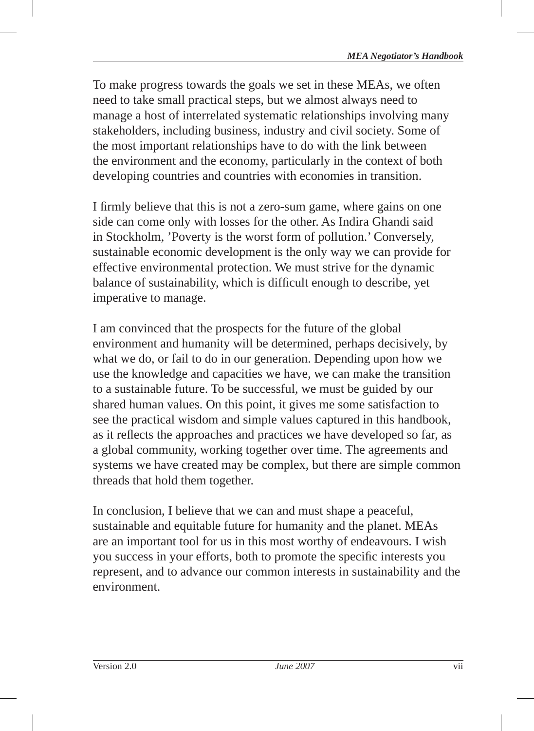To make progress towards the goals we set in these MEAs, we often need to take small practical steps, but we almost always need to manage a host of interrelated systematic relationships involving many stakeholders, including business, industry and civil society. Some of the most important relationships have to do with the link between the environment and the economy, particularly in the context of both developing countries and countries with economies in transition.

I firmly believe that this is not a zero-sum game, where gains on one side can come only with losses for the other. As Indira Ghandi said in Stockholm, 'Poverty is the worst form of pollution.' Conversely, sustainable economic development is the only way we can provide for effective environmental protection. We must strive for the dynamic balance of sustainability, which is difficult enough to describe, yet imperative to manage.

I am convinced that the prospects for the future of the global environment and humanity will be determined, perhaps decisively, by what we do, or fail to do in our generation. Depending upon how we use the knowledge and capacities we have, we can make the transition to a sustainable future. To be successful, we must be guided by our shared human values. On this point, it gives me some satisfaction to see the practical wisdom and simple values captured in this handbook, as it reflects the approaches and practices we have developed so far, as a global community, working together over time. The agreements and systems we have created may be complex, but there are simple common threads that hold them together.

In conclusion, I believe that we can and must shape a peaceful, sustainable and equitable future for humanity and the planet. MEAs are an important tool for us in this most worthy of endeavours. I wish you success in your efforts, both to promote the specific interests you represent, and to advance our common interests in sustainability and the environment.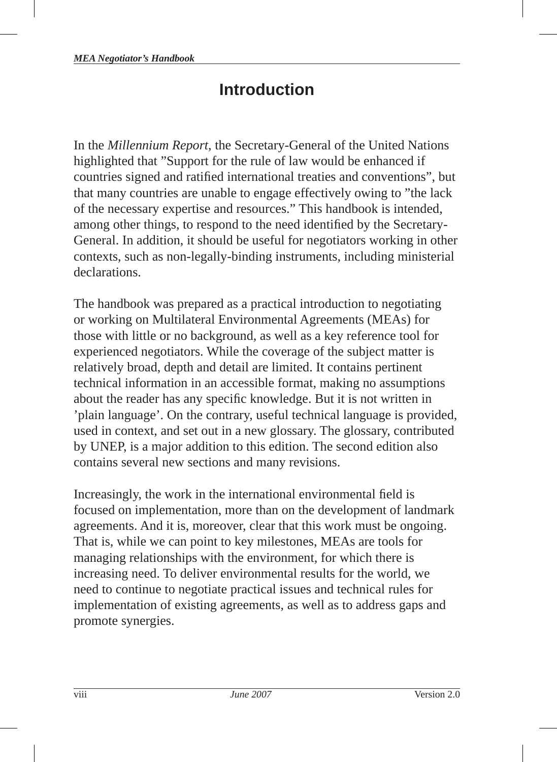# Introduction

In the *Millennium Report*, the Secretary-General of the United Nations highlighted that "Support for the rule of law would be enhanced if countries signed and ratified international treaties and conventions", but that many countries are unable to engage effectively owing to "the lack of the necessary expertise and resources." This handbook is intended, among other things, to respond to the need identified by the Secretary-General. In addition, it should be useful for negotiators working in other contexts, such as non-legally-binding instruments, including ministerial declarations.

The handbook was prepared as a practical introduction to negotiating or working on Multilateral Environmental Agreements (MEAs) for those with little or no background, as well as a key reference tool for experienced negotiators. While the coverage of the subject matter is relatively broad, depth and detail are limited. It contains pertinent technical information in an accessible format, making no assumptions about the reader has any specific knowledge. But it is not written in 'plain language'. On the contrary, useful technical language is provided, used in context, and set out in a new glossary. The glossary, contributed by UNEP, is a major addition to this edition. The second edition also contains several new sections and many revisions.

Increasingly, the work in the international environmental field is focused on implementation, more than on the development of landmark agreements. And it is, moreover, clear that this work must be ongoing. That is, while we can point to key milestones, MEAs are tools for managing relationships with the environment, for which there is increasing need. To deliver environmental results for the world, we need to continue to negotiate practical issues and technical rules for implementation of existing agreements, as well as to address gaps and promote synergies.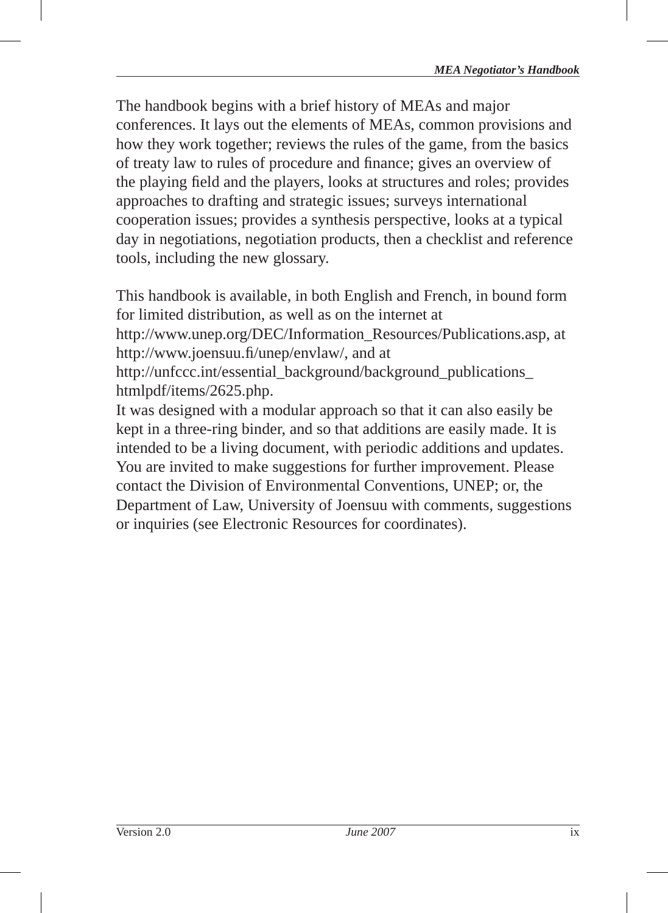The handbook begins with a brief history of MEAs and major conferences. It lays out the elements of MEAs, common provisions and how they work together; reviews the rules of the game, from the basics of treaty law to rules of procedure and finance; gives an overview of the playing field and the players, looks at structures and roles; provides approaches to drafting and strategic issues; surveys international cooperation issues; provides a synthesis perspective, looks at a typical day in negotiations, negotiation products, then a checklist and reference tools, including the new glossary.

This handbook is available, in both English and French, in bound form for limited distribution, as well as on the internet at http://www.unep.org/DEC/Information_Resources/Publications.asp, at http://www.joensuu.fi/unep/envlaw/, and at http://unfccc.int/essential_background/background_publications_htmlpdf/items/2625.php.

It was designed with a modular approach so that it can also easily be kept in a three-ring binder, and so that additions are easily made. It is intended to be a living document, with periodic additions and updates. You are invited to make suggestions for further improvement. Please contact the Division of Environmental Conventions, UNEP; or, the Department of Law, University of Joensuu with comments, suggestions or inquiries (see Electronic Resources for coordinates).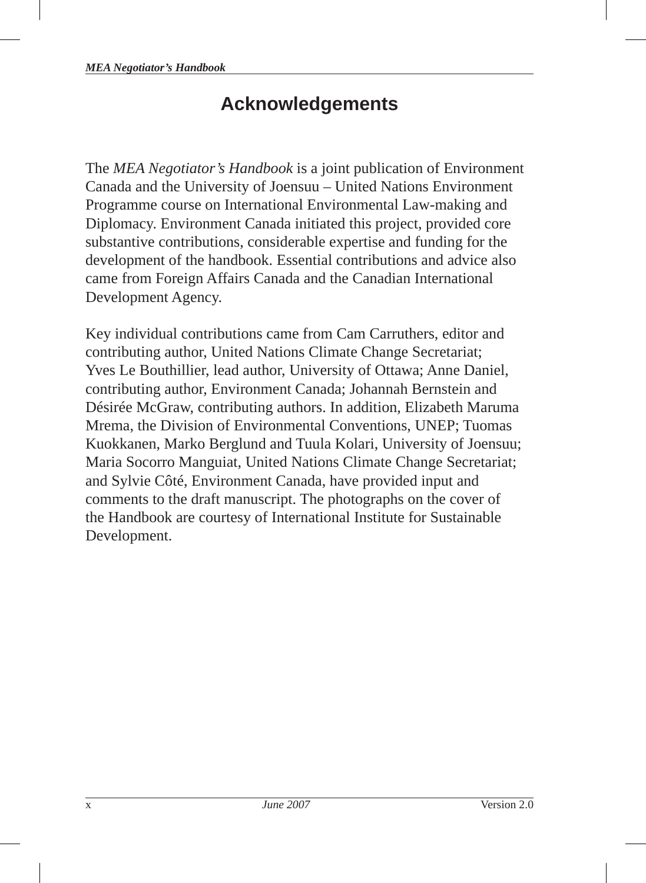# Acknowledgements

The *MEA Negotiator's Handbook* is a joint publication of Environment Canada and the University of Joensuu – United Nations Environment Programme course on International Environmental Law-making and Diplomacy. Environment Canada initiated this project, provided core substantive contributions, considerable expertise and funding for the development of the handbook. Essential contributions and advice also came from Foreign Affairs Canada and the Canadian International Development Agency.

Key individual contributions came from Cam Carruthers, editor and contributing author, United Nations Climate Change Secretariat; Yves Le Bouthillier, lead author, University of Ottawa; Anne Daniel, contributing author, Environment Canada; Johannah Bernstein and Désirée McGraw, contributing authors. In addition, Elizabeth Maruma Mrema, the Division of Environmental Conventions, UNEP; Tuomas Kuokkanen, Marko Berglund and Tuula Kolari, University of Joensuu; Maria Socorro Manguiat, United Nations Climate Change Secretariat; and Sylvie Côté, Environment Canada, have provided input and comments to the draft manuscript. The photographs on the cover of the Handbook are courtesy of International Institute for Sustainable Development.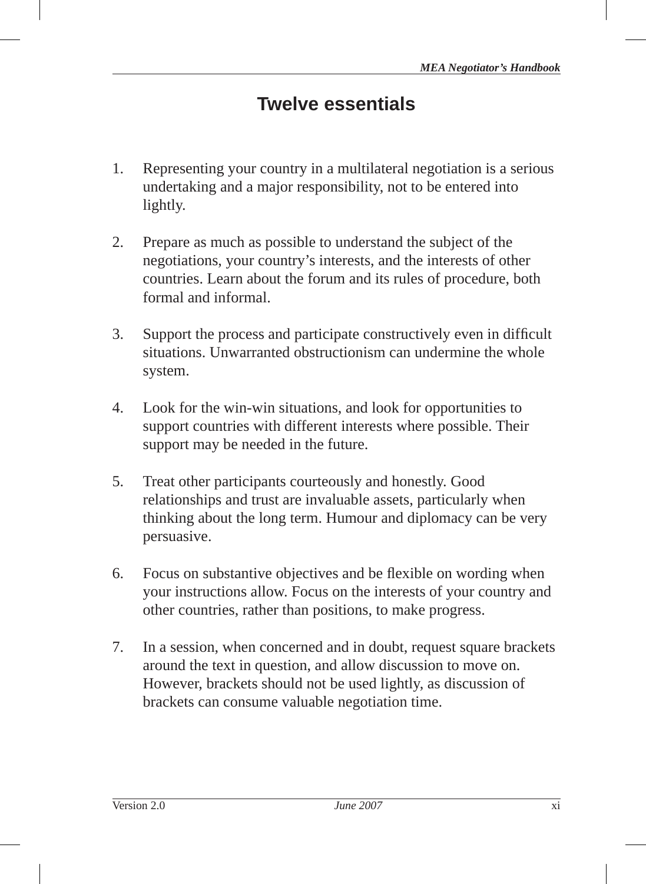# Twelve essentials

1. Representing your country in a multilateral negotiation is a serious undertaking and a major responsibility, not to be entered into lightly.

2. Prepare as much as possible to understand the subject of the negotiations, your country's interests, and the interests of other countries. Learn about the forum and its rules of procedure, both formal and informal.

3. Support the process and participate constructively even in difficult situations. Unwarranted obstructionism can undermine the whole system.

4. Look for the win-win situations, and look for opportunities to support countries with different interests where possible. Their support may be needed in the future.

5. Treat other participants courteously and honestly. Good relationships and trust are invaluable assets, particularly when thinking about the long term. Humour and diplomacy can be very persuasive.

6. Focus on substantive objectives and be flexible on wording when your instructions allow. Focus on the interests of your country and other countries, rather than positions, to make progress.

7. In a session, when concerned and in doubt, request square brackets around the text in question, and allow discussion to move on. However, brackets should not be used lightly, as discussion of brackets can consume valuable negotiation time.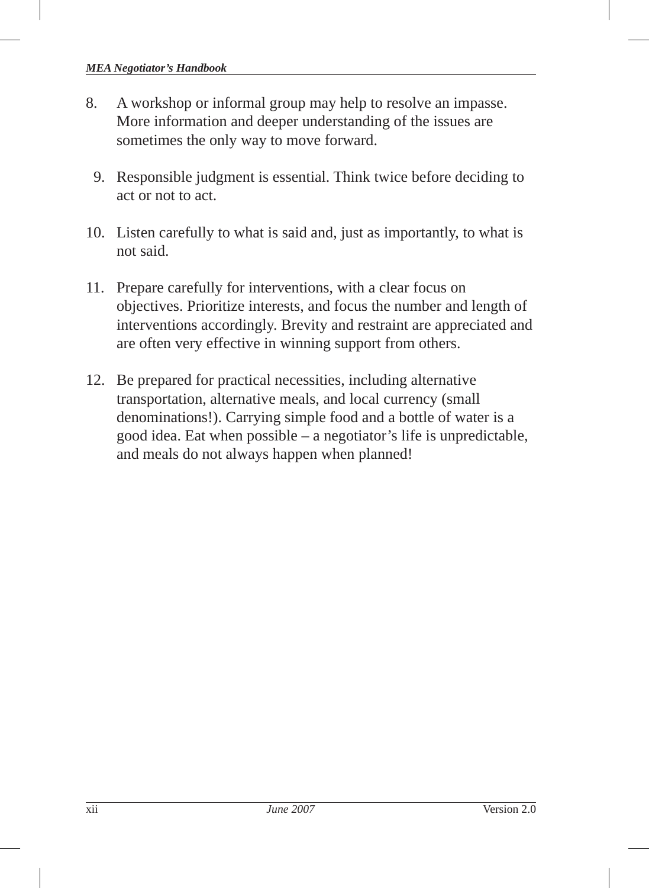8. A workshop or informal group may help to resolve an impasse. More information and deeper understanding of the issues are sometimes the only way to move forward.

9. Responsible judgment is essential. Think twice before deciding to act or not to act.

10. Listen carefully to what is said and, just as importantly, to what is not said.

11. Prepare carefully for interventions, with a clear focus on objectives. Prioritize interests, and focus the number and length of interventions accordingly. Brevity and restraint are appreciated and are often very effective in winning support from others.

12. Be prepared for practical necessities, including alternative transportation, alternative meals, and local currency (small denominations!). Carrying simple food and a bottle of water is a good idea. Eat when possible – a negotiator's life is unpredictable, and meals do not always happen when planned!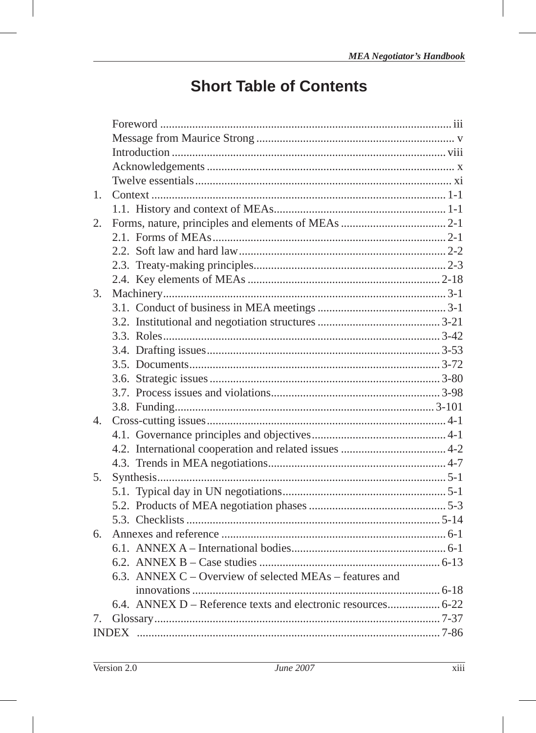# Short Table of Contents

- Foreword ... iii
- Message from Maurice Strong ... v
- Introduction ... viii
- Acknowledgements ... x
- Twelve essentials ... xi

1. Context ... 1-1
   - 1.1. History and context of MEAs ... 1-1
2. Forms, nature, principles and elements of MEAs ... 2-1
   - 2.1. Forms of MEAs ... 2-1
   - 2.2. Soft law and hard law ... 2-2
   - 2.3. Treaty-making principles ... 2-3
   - 2.4. Key elements of MEAs ... 2-18
3. Machinery ... 3-1
   - 3.1. Conduct of business in MEA meetings ... 3-1
   - 3.2. Institutional and negotiation structures ... 3-21
   - 3.3. Roles ... 3-42
   - 3.4. Drafting issues ... 3-53
   - 3.5. Documents ... 3-72
   - 3.6. Strategic issues ... 3-80
   - 3.7. Process issues and violations ... 3-98
   - 3.8. Funding ... 3-101
4. Cross-cutting issues ... 4-1
   - 4.1. Governance principles and objectives ... 4-1
   - 4.2. International cooperation and related issues ... 4-2
   - 4.3. Trends in MEA negotiations ... 4-7
5. Synthesis ... 5-1
   - 5.1. Typical day in UN negotiations ... 5-1
   - 5.2. Products of MEA negotiation phases ... 5-3
   - 5.3. Checklists ... 5-14
6. Annexes and reference ... 6-1
   - 6.1. ANNEX A – International bodies ... 6-1
   - 6.2. ANNEX B – Case studies ... 6-13
   - 6.3. ANNEX C – Overview of selected MEAs – features and innovations ... 6-18
   - 6.4. ANNEX D – Reference texts and electronic resources ... 6-22
7. Glossary ... 7-37

INDEX ... 7-86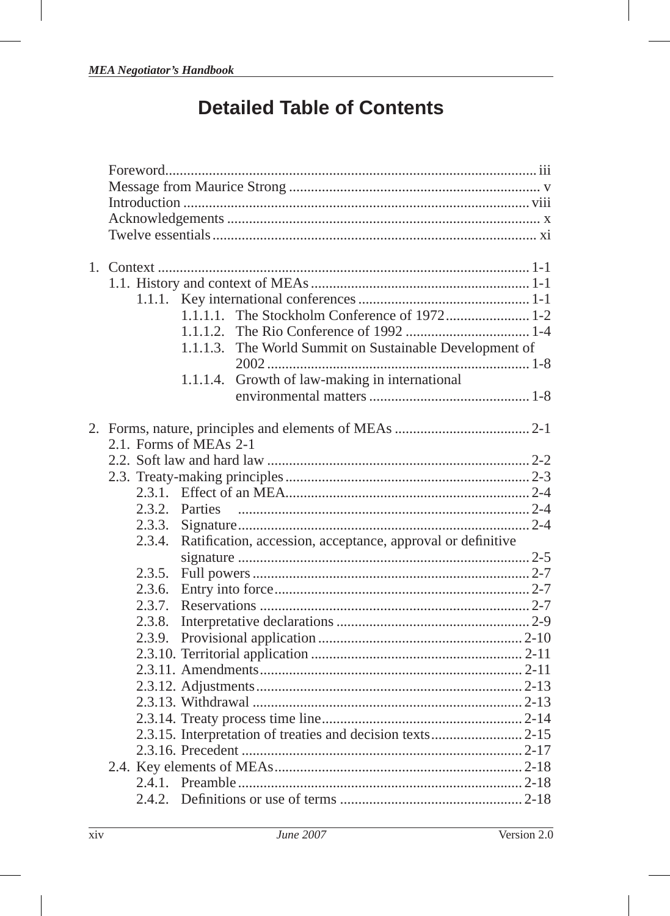# Detailed Table of Contents

Foreword ..................................................................................................... iii
Message from Maurice Strong ..................................................................... v
Introduction ............................................................................................... viii
Acknowledgements ...................................................................................... x
Twelve essentials ......................................................................................... xi

1. Context ..................................................................................................... 1-1
   1.1. History and context of MEAs ........................................................... 1-1
      1.1.1. Key international conferences ............................................... 1-1
         1.1.1.1. The Stockholm Conference of 1972 ....................... 1-2
         1.1.1.2. The Rio Conference of 1992 .................................. 1-4
         1.1.1.3. The World Summit on Sustainable Development of 2002 ........................................................................ 1-8
         1.1.1.4. Growth of law-making in international environmental matters ............................................ 1-8

2. Forms, nature, principles and elements of MEAs ..................................... 2-1
   2.1. Forms of MEAs 2-1
   2.2. Soft law and hard law ........................................................................ 2-2
   2.3. Treaty-making principles ................................................................... 2-3
      2.3.1. Effect of an MEA ................................................................... 2-4
      2.3.2. Parties ................................................................................. 2-4
      2.3.3. Signature ............................................................................... 2-4
      2.3.4. Ratification, accession, acceptance, approval or definitive signature ................................................................................ 2-5
      2.3.5. Full powers ............................................................................ 2-7
      2.3.6. Entry into force ...................................................................... 2-7
      2.3.7. Reservations .......................................................................... 2-7
      2.3.8. Interpretative declarations ..................................................... 2-9
      2.3.9. Provisional application ........................................................ 2-10
      2.3.10. Territorial application .......................................................... 2-11
      2.3.11. Amendments ....................................................................... 2-11
      2.3.12. Adjustments ........................................................................ 2-13
      2.3.13. Withdrawal ......................................................................... 2-13
      2.3.14. Treaty process time line ...................................................... 2-14
      2.3.15. Interpretation of treaties and decision texts ......................... 2-15
      2.3.16. Precedent ............................................................................ 2-17
   2.4. Key elements of MEAs .................................................................... 2-18
      2.4.1. Preamble .............................................................................. 2-18
      2.4.2. Definitions or use of terms .................................................. 2-18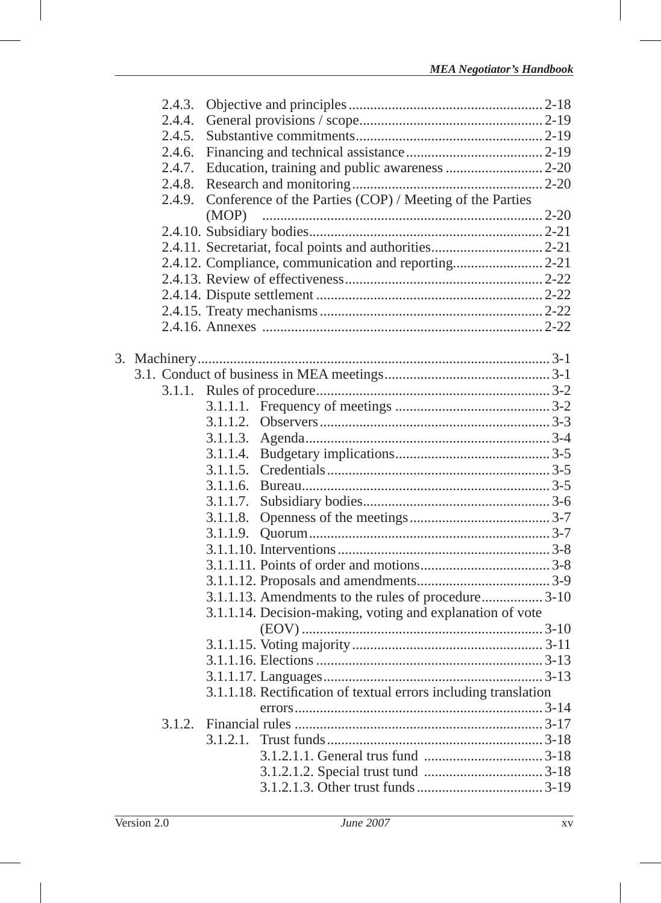- 2.4.3. Objective and principles ...................................................... 2-18
- 2.4.4. General provisions / scope ................................................... 2-19
- 2.4.5. Substantive commitments ..................................................... 2-19
- 2.4.6. Financing and technical assistance ...................................... 2-19
- 2.4.7. Education, training and public awareness ........................... 2-20
- 2.4.8. Research and monitoring ..................................................... 2-20
- 2.4.9. Conference of the Parties (COP) / Meeting of the Parties (MOP) ............................................................................ 2-20
- 2.4.10. Subsidiary bodies ................................................................ 2-21
- 2.4.11. Secretariat, focal points and authorities .............................. 2-21
- 2.4.12. Compliance, communication and reporting ......................... 2-21
- 2.4.13. Review of effectiveness ...................................................... 2-22
- 2.4.14. Dispute settlement .............................................................. 2-22
- 2.4.15. Treaty mechanisms ............................................................. 2-22
- 2.4.16. Annexes ............................................................................. 2-22

3. Machinery ................................................................................................. 3-1
   - 3.1. Conduct of business in MEA meetings ............................................. 3-1
     - 3.1.1. Rules of procedure ................................................................ 3-2
       - 3.1.1.1. Frequency of meetings ........................................... 3-2
       - 3.1.1.2. Observers ............................................................... 3-3
       - 3.1.1.3. Agenda ................................................................... 3-4
       - 3.1.1.4. Budgetary implications ........................................... 3-5
       - 3.1.1.5. Credentials ............................................................. 3-5
       - 3.1.1.6. Bureau .................................................................... 3-5
       - 3.1.1.7. Subsidiary bodies .................................................... 3-6
       - 3.1.1.8. Openness of the meetings ....................................... 3-7
       - 3.1.1.9. Quorum .................................................................. 3-7
       - 3.1.1.10. Interventions .......................................................... 3-8
       - 3.1.1.11. Points of order and motions .................................... 3-8
       - 3.1.1.12. Proposals and amendments ..................................... 3-9
       - 3.1.1.13. Amendments to the rules of procedure ................. 3-10
       - 3.1.1.14. Decision-making, voting and explanation of vote (EOV) ................................................................... 3-10
       - 3.1.1.15. Voting majority ..................................................... 3-11
       - 3.1.1.16. Elections ............................................................... 3-13
       - 3.1.1.17. Languages ............................................................. 3-13
       - 3.1.1.18. Rectification of textual errors including translation errors .................................................................... 3-14
     - 3.1.2. Financial rules ..................................................................... 3-17
       - 3.1.2.1. Trust funds ............................................................ 3-18
         - 3.1.2.1.1. General trus fund ................................. 3-18
         - 3.1.2.1.2. Special trust tund ................................. 3-18
         - 3.1.2.1.3. Other trust funds ................................... 3-19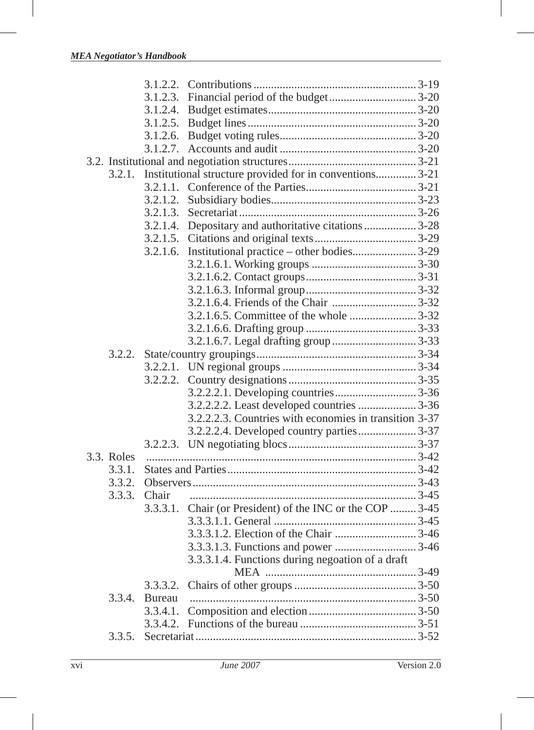3.1.2.2. Contributions ........................................................ 3-19
3.1.2.3. Financial period of the budget ............................. 3-20
3.1.2.4. Budget estimates .................................................. 3-20
3.1.2.5. Budget lines ......................................................... 3-20
3.1.2.6. Budget voting rules .............................................. 3-20
3.1.2.7. Accounts and audit .............................................. 3-20

3.2. Institutional and negotiation structures ............................................ 3-21

3.2.1. Institutional structure provided for in conventions ............. 3-21

3.2.1.1. Conference of the Parties ..................................... 3-21
3.2.1.2. Subsidiary bodies ................................................. 3-23
3.2.1.3. Secretariat ............................................................ 3-26
3.2.1.4. Depositary and authoritative citations ................. 3-28
3.2.1.5. Citations and original texts .................................. 3-29
3.2.1.6. Institutional practice – other bodies ..................... 3-29

3.2.1.6.1. Working groups ................................... 3-30
3.2.1.6.2. Contact groups ..................................... 3-31
3.2.1.6.3. Informal group ..................................... 3-32
3.2.1.6.4. Friends of the Chair ............................ 3-32
3.2.1.6.5. Committee of the whole ...................... 3-32
3.2.1.6.6. Drafting group ..................................... 3-33
3.2.1.6.7. Legal drafting group ............................ 3-33

3.2.2. State/country groupings ...................................................... 3-34

3.2.2.1. UN regional groups ............................................. 3-34
3.2.2.2. Country designations ........................................... 3-35

3.2.2.2.1. Developing countries ........................... 3-36
3.2.2.2.2. Least developed countries ................... 3-36
3.2.2.2.3. Countries with economies in transition 3-37
3.2.2.2.4. Developed country parties ................... 3-37

3.2.2.3. UN negotiating blocs ........................................... 3-37

3.3. Roles ............................................................................................ 3-42

3.3.1. States and Parties ................................................................ 3-42
3.3.2. Observers ............................................................................ 3-43
3.3.3. Chair ................................................................................... 3-45

3.3.3.1. Chair (or President) of the INC or the COP ......... 3-45

3.3.3.1.1. General ................................................ 3-45
3.3.3.1.2. Election of the Chair ........................... 3-46
3.3.3.1.3. Functions and power ........................... 3-46
3.3.3.1.4. Functions during negoation of a draft MEA ................................................... 3-49

3.3.3.2. Chairs of other groups .......................................... 3-50

3.3.4. Bureau ................................................................................ 3-50

3.3.4.1. Composition and election .................................... 3-50
3.3.4.2. Functions of the bureau ........................................ 3-51

3.3.5. Secretariat ........................................................................... 3-52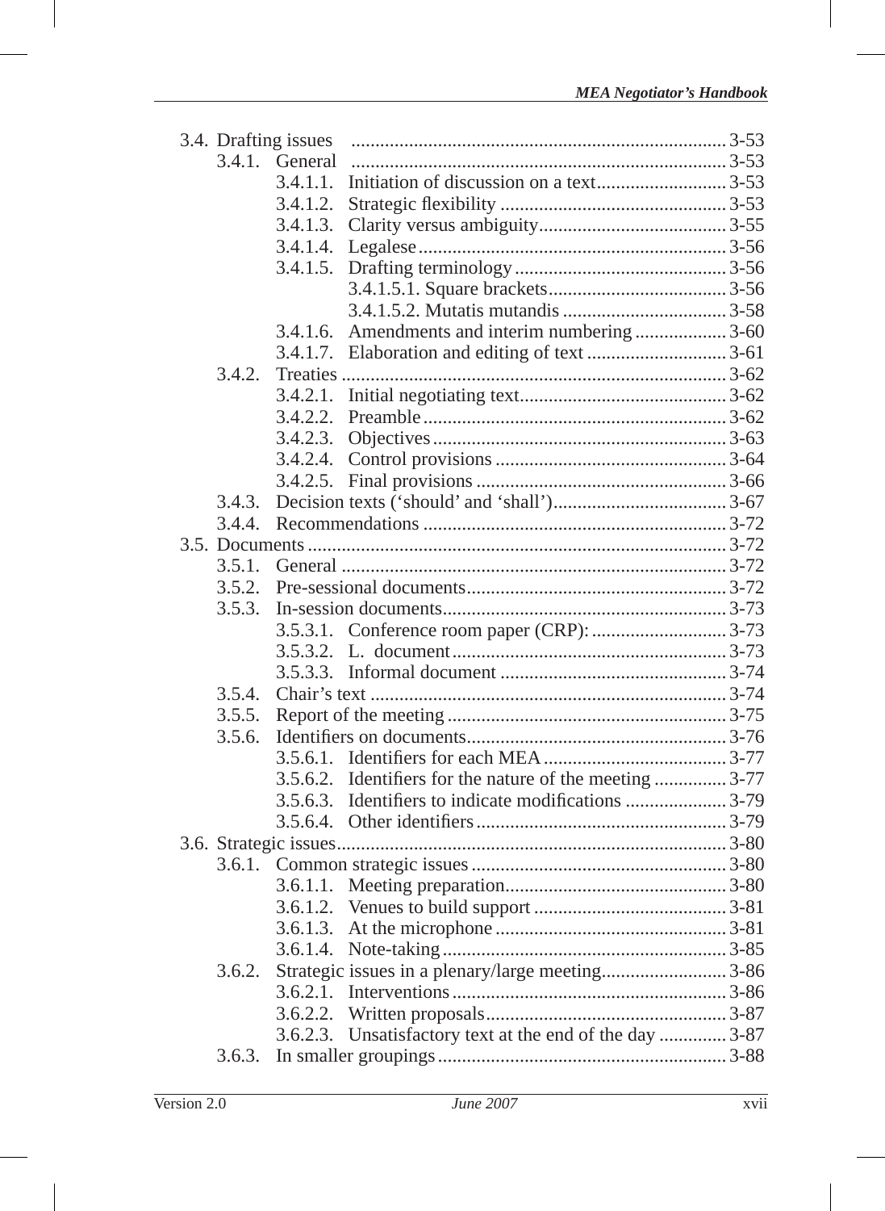- 3.4. Drafting issues ............................................................................ 3-53
  - 3.4.1. General ............................................................................ 3-53
    - 3.4.1.1. Initiation of discussion on a text........................... 3-53
    - 3.4.1.2. Strategic flexibility ............................................... 3-53
    - 3.4.1.3. Clarity versus ambiguity....................................... 3-55
    - 3.4.1.4. Legalese................................................................ 3-56
    - 3.4.1.5. Drafting terminology............................................ 3-56
      - 3.4.1.5.1. Square brackets..................................... 3-56
      - 3.4.1.5.2. Mutatis mutandis .................................. 3-58
    - 3.4.1.6. Amendments and interim numbering ................... 3-60
    - 3.4.1.7. Elaboration and editing of text ............................. 3-61
  - 3.4.2. Treaties ............................................................................ 3-62
    - 3.4.2.1. Initial negotiating text........................................... 3-62
    - 3.4.2.2. Preamble............................................................... 3-62
    - 3.4.2.3. Objectives............................................................. 3-63
    - 3.4.2.4. Control provisions ................................................ 3-64
    - 3.4.2.5. Final provisions .................................................... 3-66
  - 3.4.3. Decision texts ('should' and 'shall').................................... 3-67
  - 3.4.4. Recommendations .............................................................. 3-72
- 3.5. Documents ...................................................................................... 3-72
  - 3.5.1. General ............................................................................... 3-72
  - 3.5.2. Pre-sessional documents...................................................... 3-72
  - 3.5.3. In-session documents........................................................... 3-73
    - 3.5.3.1. Conference room paper (CRP): ............................ 3-73
    - 3.5.3.2. L. document.......................................................... 3-73
    - 3.5.3.3. Informal document ............................................... 3-74
  - 3.5.4. Chair's text .......................................................................... 3-74
  - 3.5.5. Report of the meeting .......................................................... 3-75
  - 3.5.6. Identifiers on documents...................................................... 3-76
    - 3.5.6.1. Identifiers for each MEA...................................... 3-77
    - 3.5.6.2. Identifiers for the nature of the meeting ............... 3-77
    - 3.5.6.3. Identifiers to indicate modifications ..................... 3-79
    - 3.5.6.4. Other identifiers.................................................... 3-79
- 3.6. Strategic issues................................................................................. 3-80
  - 3.6.1. Common strategic issues ..................................................... 3-80
    - 3.6.1.1. Meeting preparation.............................................. 3-80
    - 3.6.1.2. Venues to build support ........................................ 3-81
    - 3.6.1.3. At the microphone ................................................ 3-81
    - 3.6.1.4. Note-taking........................................................... 3-85
  - 3.6.2. Strategic issues in a plenary/large meeting.......................... 3-86
    - 3.6.2.1. Interventions......................................................... 3-86
    - 3.6.2.2. Written proposals.................................................. 3-87
    - 3.6.2.3. Unsatisfactory text at the end of the day .............. 3-87
  - 3.6.3. In smaller groupings............................................................ 3-88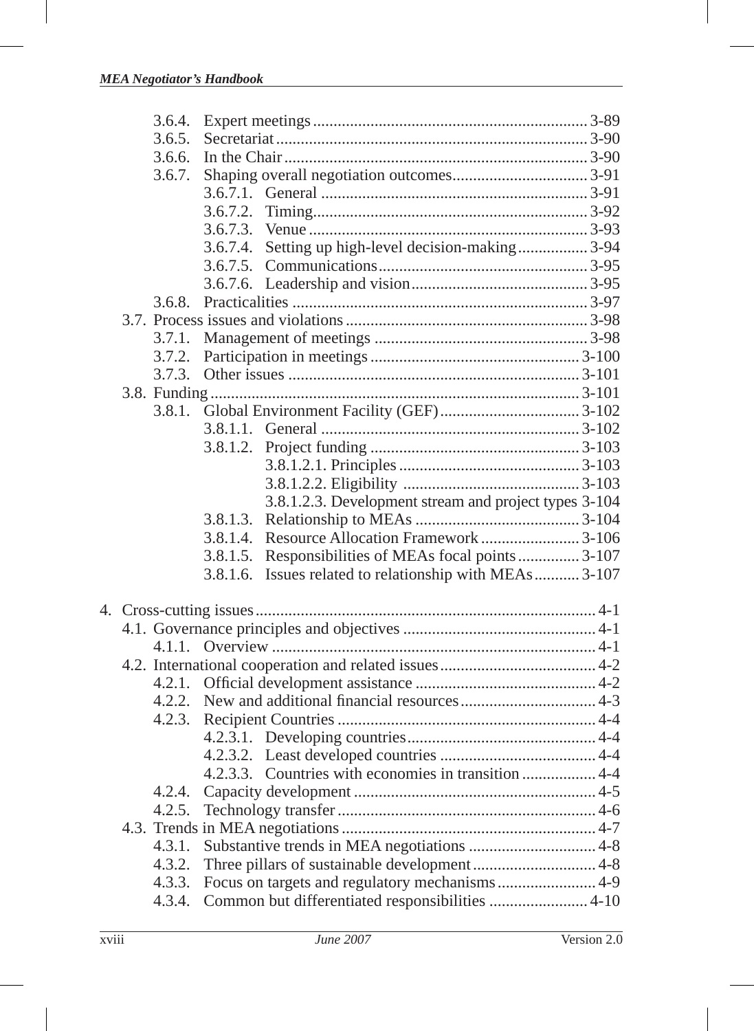- 3.6.4. Expert meetings ... 3-89
- 3.6.5. Secretariat ... 3-90
- 3.6.6. In the Chair ... 3-90
- 3.6.7. Shaping overall negotiation outcomes ... 3-91
  - 3.6.7.1. General ... 3-91
  - 3.6.7.2. Timing ... 3-92
  - 3.6.7.3. Venue ... 3-93
  - 3.6.7.4. Setting up high-level decision-making ... 3-94
  - 3.6.7.5. Communications ... 3-95
  - 3.6.7.6. Leadership and vision ... 3-95
- 3.6.8. Practicalities ... 3-97

3.7. Process issues and violations ... 3-98
- 3.7.1. Management of meetings ... 3-98
- 3.7.2. Participation in meetings ... 3-100
- 3.7.3. Other issues ... 3-101

3.8. Funding ... 3-101
- 3.8.1. Global Environment Facility (GEF) ... 3-102
  - 3.8.1.1. General ... 3-102
  - 3.8.1.2. Project funding ... 3-103
    - 3.8.1.2.1. Principles ... 3-103
    - 3.8.1.2.2. Eligibility ... 3-103
    - 3.8.1.2.3. Development stream and project types 3-104
  - 3.8.1.3. Relationship to MEAs ... 3-104
  - 3.8.1.4. Resource Allocation Framework ... 3-106
  - 3.8.1.5. Responsibilities of MEAs focal points ... 3-107
  - 3.8.1.6. Issues related to relationship with MEAs ... 3-107

4. Cross-cutting issues ... 4-1

4.1. Governance principles and objectives ... 4-1
- 4.1.1. Overview ... 4-1

4.2. International cooperation and related issues ... 4-2
- 4.2.1. Official development assistance ... 4-2
- 4.2.2. New and additional financial resources ... 4-3
- 4.2.3. Recipient Countries ... 4-4
  - 4.2.3.1. Developing countries ... 4-4
  - 4.2.3.2. Least developed countries ... 4-4
  - 4.2.3.3. Countries with economies in transition ... 4-4
- 4.2.4. Capacity development ... 4-5
- 4.2.5. Technology transfer ... 4-6

4.3. Trends in MEA negotiations ... 4-7
- 4.3.1. Substantive trends in MEA negotiations ... 4-8
- 4.3.2. Three pillars of sustainable development ... 4-8
- 4.3.3. Focus on targets and regulatory mechanisms ... 4-9
- 4.3.4. Common but differentiated responsibilities ... 4-10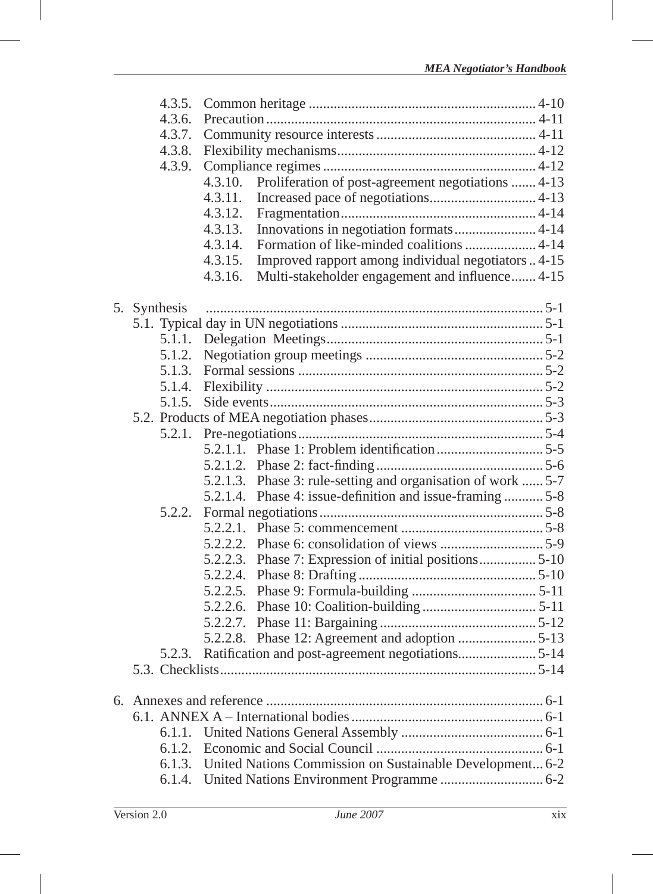4.3.5. Common heritage ............................................................... 4-10
4.3.6. Precaution ........................................................................... 4-11
4.3.7. Community resource interests ............................................ 4-11
4.3.8. Flexibility mechanisms....................................................... 4-12
4.3.9. Compliance regimes ........................................................... 4-12
4.3.10. Proliferation of post-agreement negotiations ....... 4-13
4.3.11. Increased pace of negotiations............................. 4-13
4.3.12. Fragmentation...................................................... 4-14
4.3.13. Innovations in negotiation formats....................... 4-14
4.3.14. Formation of like-minded coalitions ................... 4-14
4.3.15. Improved rapport among individual negotiators .. 4-15
4.3.16. Multi-stakeholder engagement and influence....... 4-15

5. Synthesis ............................................................................................ 5-1
5.1. Typical day in UN negotiations ........................................................ 5-1
5.1.1. Delegation Meetings............................................................ 5-1
5.1.2. Negotiation group meetings ................................................. 5-2
5.1.3. Formal sessions .................................................................... 5-2
5.1.4. Flexibility ............................................................................. 5-2
5.1.5. Side events............................................................................ 5-3
5.2. Products of MEA negotiation phases................................................ 5-3
5.2.1. Pre-negotiations.................................................................... 5-4
5.2.1.1. Phase 1: Problem identification............................. 5-5
5.2.1.2. Phase 2: fact-finding .............................................. 5-6
5.2.1.3. Phase 3: rule-setting and organisation of work ...... 5-7
5.2.1.4. Phase 4: issue-definition and issue-framing ........... 5-8
5.2.2. Formal negotiations.............................................................. 5-8
5.2.2.1. Phase 5: commencement ........................................ 5-8
5.2.2.2. Phase 6: consolidation of views ............................. 5-9
5.2.2.3. Phase 7: Expression of initial positions................ 5-10
5.2.2.4. Phase 8: Drafting .................................................. 5-10
5.2.2.5. Phase 9: Formula-building ................................... 5-11
5.2.2.6. Phase 10: Coalition-building ................................ 5-11
5.2.2.7. Phase 11: Bargaining ............................................ 5-12
5.2.2.8. Phase 12: Agreement and adoption ...................... 5-13
5.2.3. Ratification and post-agreement negotiations...................... 5-14
5.3. Checklists........................................................................................ 5-14

6. Annexes and reference ............................................................................. 6-1
6.1. ANNEX A – International bodies...................................................... 6-1
6.1.1. United Nations General Assembly ........................................ 6-1
6.1.2. Economic and Social Council ............................................... 6-1
6.1.3. United Nations Commission on Sustainable Development... 6-2
6.1.4. United Nations Environment Programme ............................. 6-2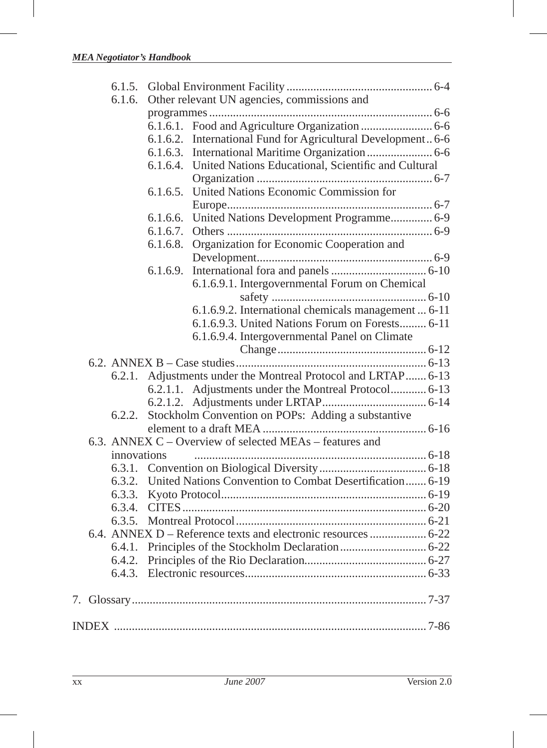- 6.1.5. Global Environment Facility ................................................ 6-4
- 6.1.6. Other relevant UN agencies, commissions and programmes ........................................................................ 6-6
  - 6.1.6.1. Food and Agriculture Organization ........................ 6-6
  - 6.1.6.2. International Fund for Agricultural Development .. 6-6
  - 6.1.6.3. International Maritime Organization ...................... 6-6
  - 6.1.6.4. United Nations Educational, Scientific and Cultural Organization ........................................................... 6-7
  - 6.1.6.5. United Nations Economic Commission for Europe .................................................................... 6-7
  - 6.1.6.6. United Nations Development Programme.............. 6-9
  - 6.1.6.7. Others .................................................................... 6-9
  - 6.1.6.8. Organization for Economic Cooperation and Development........................................................... 6-9
  - 6.1.6.9. International fora and panels ................................ 6-10
    - 6.1.6.9.1. Intergovernmental Forum on Chemical safety .................................................... 6-10
    - 6.1.6.9.2. International chemicals management ... 6-11
    - 6.1.6.9.3. United Nations Forum on Forests......... 6-11
    - 6.1.6.9.4. Intergovernmental Panel on Climate Change.................................................. 6-12

6.2. ANNEX B – Case studies ............................................................... 6-13

- 6.2.1. Adjustments under the Montreal Protocol and LRTAP....... 6-13
  - 6.2.1.1. Adjustments under the Montreal Protocol............ 6-13
  - 6.2.1.2. Adjustments under LRTAP................................... 6-14
- 6.2.2. Stockholm Convention on POPs: Adding a substantive element to a draft MEA ....................................................... 6-16

6.3. ANNEX C – Overview of selected MEAs – features and innovations ............................................................................. 6-18

- 6.3.1. Convention on Biological Diversity.................................... 6-18
- 6.3.2. United Nations Convention to Combat Desertification....... 6-19
- 6.3.3. Kyoto Protocol.................................................................... 6-19
- 6.3.4. CITES ................................................................................. 6-20
- 6.3.5. Montreal Protocol ............................................................... 6-21

6.4. ANNEX D – Reference texts and electronic resources ................... 6-22

- 6.4.1. Principles of the Stockholm Declaration............................. 6-22
- 6.4.2. Principles of the Rio Declaration......................................... 6-27
- 6.4.3. Electronic resources............................................................ 6-33

7. Glossary ................................................................................................... 7-37

INDEX ......................................................................................................... 7-86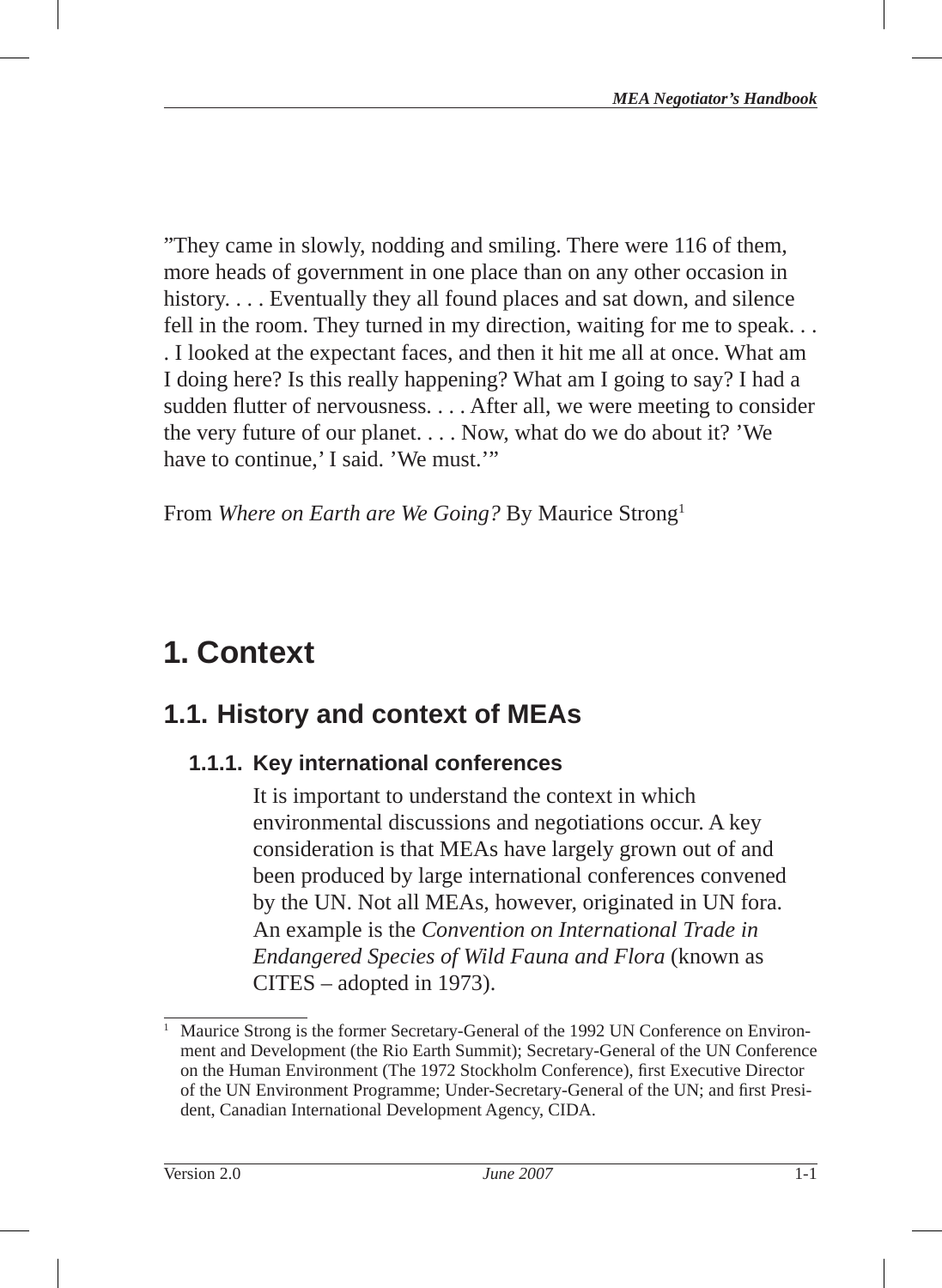”They came in slowly, nodding and smiling. There were 116 of them, more heads of government in one place than on any other occasion in history. . . . Eventually they all found places and sat down, and silence fell in the room. They turned in my direction, waiting for me to speak. . . . I looked at the expectant faces, and then it hit me all at once. What am I doing here? Is this really happening? What am I going to say? I had a sudden flutter of nervousness. . . . After all, we were meeting to consider the very future of our planet. . . . Now, what do we do about it? ’We have to continue,’ I said. ’We must.’”

From *Where on Earth are We Going?* By Maurice Strong[1]

# 1. Context

## 1.1. History and context of MEAs

### 1.1.1. Key international conferences

It is important to understand the context in which environmental discussions and negotiations occur. A key consideration is that MEAs have largely grown out of and been produced by large international conferences convened by the UN. Not all MEAs, however, originated in UN fora. An example is the *Convention on International Trade in Endangered Species of Wild Fauna and Flora* (known as CITES – adopted in 1973).

[1] Maurice Strong is the former Secretary-General of the 1992 UN Conference on Environment and Development (the Rio Earth Summit); Secretary-General of the UN Conference on the Human Environment (The 1972 Stockholm Conference), first Executive Director of the UN Environment Programme; Under-Secretary-General of the UN; and first President, Canadian International Development Agency, CIDA.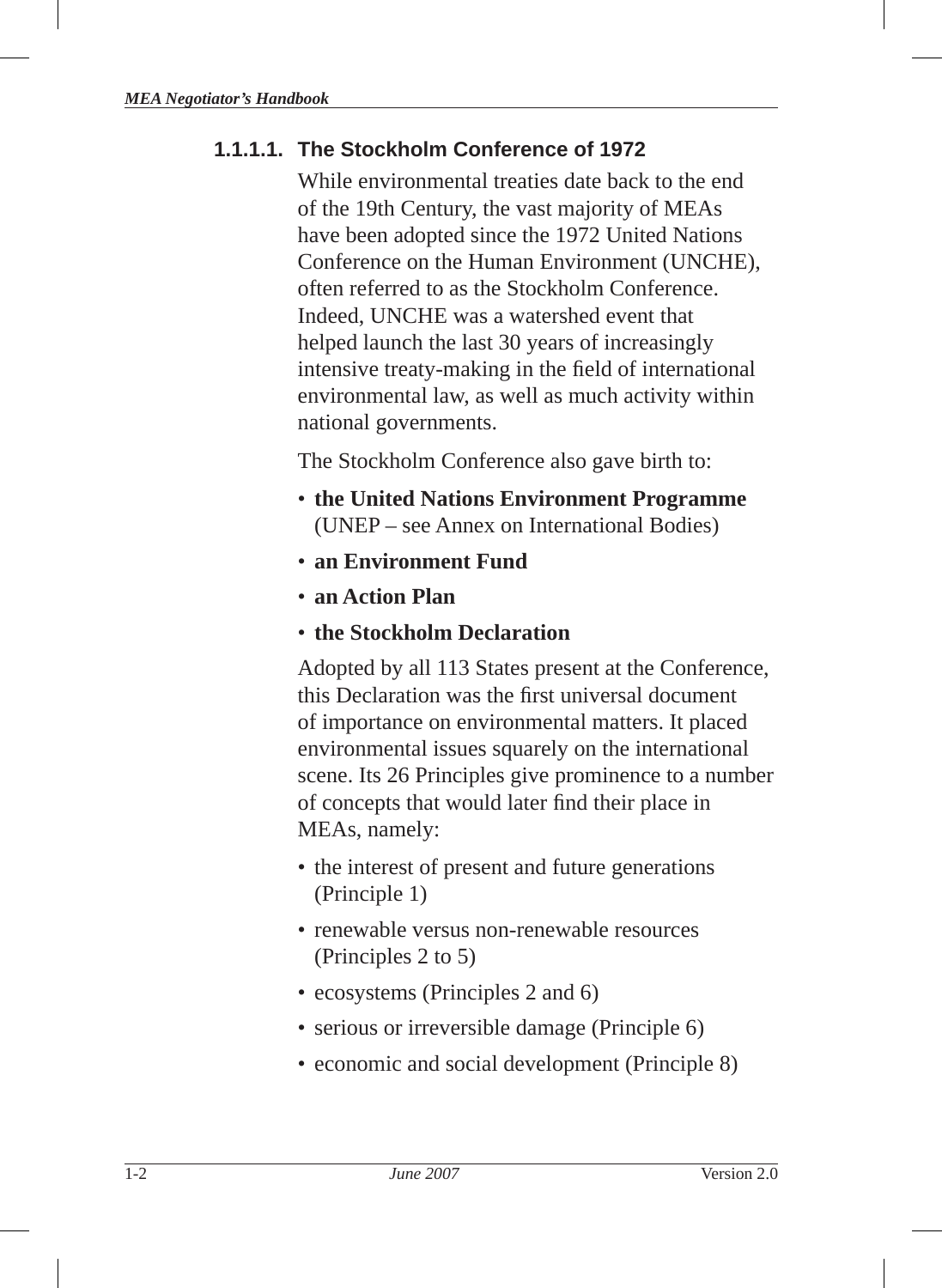#### 1.1.1.1. The Stockholm Conference of 1972

While environmental treaties date back to the end of the 19th Century, the vast majority of MEAs have been adopted since the 1972 United Nations Conference on the Human Environment (UNCHE), often referred to as the Stockholm Conference. Indeed, UNCHE was a watershed event that helped launch the last 30 years of increasingly intensive treaty-making in the field of international environmental law, as well as much activity within national governments.

The Stockholm Conference also gave birth to:

- **the United Nations Environment Programme** (UNEP – see Annex on International Bodies)
- **an Environment Fund**
- **an Action Plan**
- **the Stockholm Declaration**

Adopted by all 113 States present at the Conference, this Declaration was the first universal document of importance on environmental matters. It placed environmental issues squarely on the international scene. Its 26 Principles give prominence to a number of concepts that would later find their place in MEAs, namely:

- the interest of present and future generations (Principle 1)
- renewable versus non-renewable resources (Principles 2 to 5)
- ecosystems (Principles 2 and 6)
- serious or irreversible damage (Principle 6)
- economic and social development (Principle 8)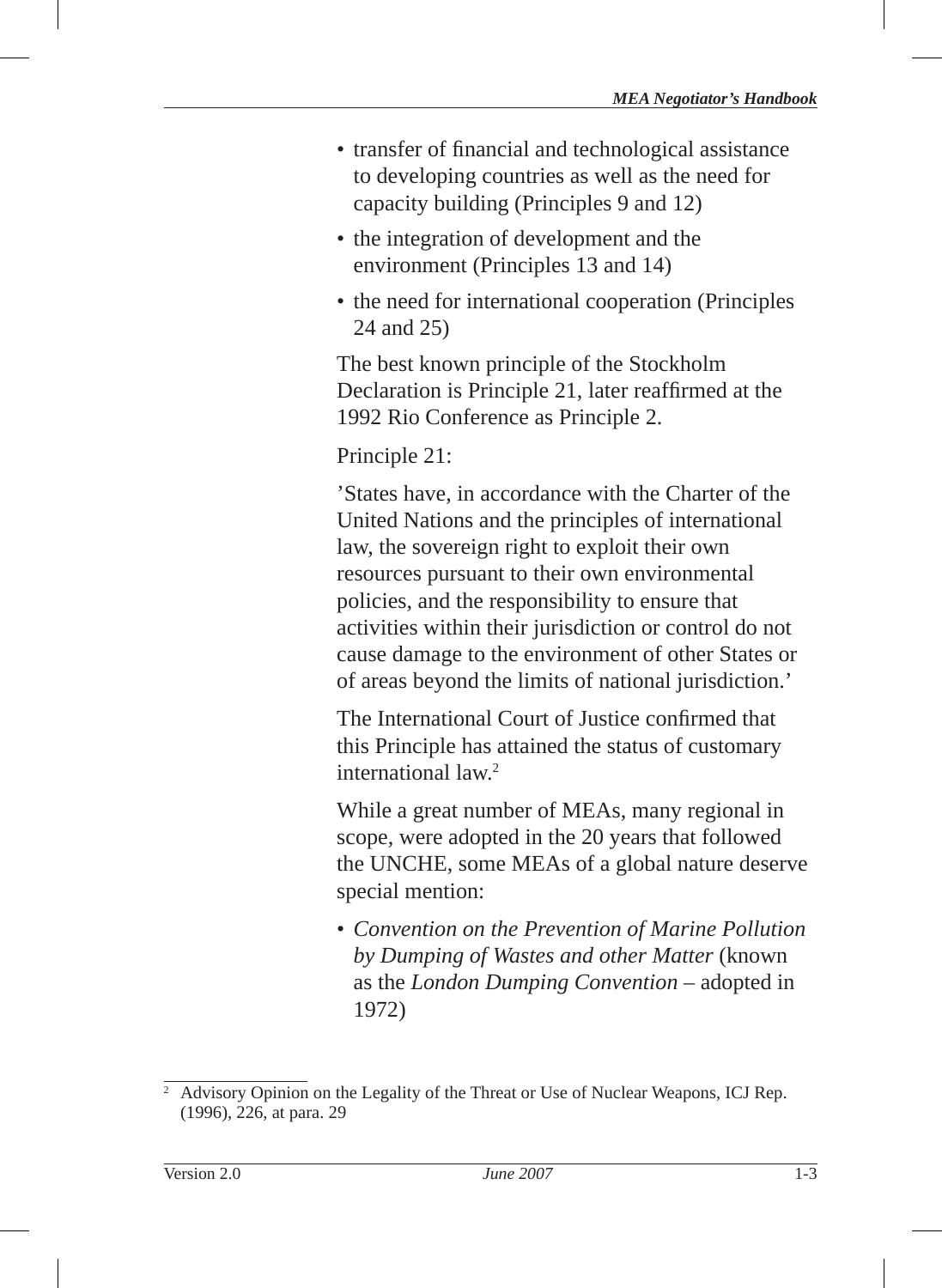- transfer of financial and technological assistance to developing countries as well as the need for capacity building (Principles 9 and 12)
- the integration of development and the environment (Principles 13 and 14)
- the need for international cooperation (Principles 24 and 25)

The best known principle of the Stockholm Declaration is Principle 21, later reaffirmed at the 1992 Rio Conference as Principle 2.

Principle 21:

'States have, in accordance with the Charter of the United Nations and the principles of international law, the sovereign right to exploit their own resources pursuant to their own environmental policies, and the responsibility to ensure that activities within their jurisdiction or control do not cause damage to the environment of other States or of areas beyond the limits of national jurisdiction.'

The International Court of Justice confirmed that this Principle has attained the status of customary international law.[2]

While a great number of MEAs, many regional in scope, were adopted in the 20 years that followed the UNCHE, some MEAs of a global nature deserve special mention:

- *Convention on the Prevention of Marine Pollution by Dumping of Wastes and other Matter* (known as the *London Dumping Convention* – adopted in 1972)

---

[2] Advisory Opinion on the Legality of the Threat or Use of Nuclear Weapons, ICJ Rep. (1996), 226, at para. 29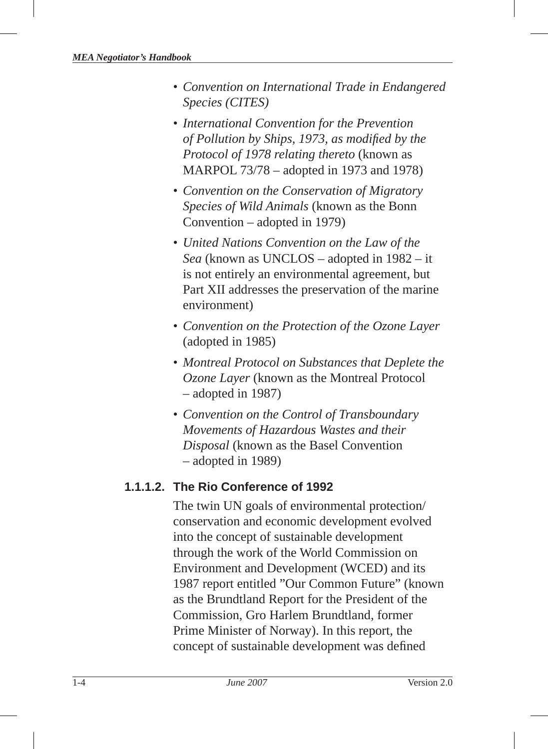- *Convention on International Trade in Endangered Species (CITES)*
- *International Convention for the Prevention of Pollution by Ships, 1973, as modified by the Protocol of 1978 relating thereto* (known as MARPOL 73/78 – adopted in 1973 and 1978)
- *Convention on the Conservation of Migratory Species of Wild Animals* (known as the Bonn Convention – adopted in 1979)
- *United Nations Convention on the Law of the Sea* (known as UNCLOS – adopted in 1982 – it is not entirely an environmental agreement, but Part XII addresses the preservation of the marine environment)
- *Convention on the Protection of the Ozone Layer* (adopted in 1985)
- *Montreal Protocol on Substances that Deplete the Ozone Layer* (known as the Montreal Protocol – adopted in 1987)
- *Convention on the Control of Transboundary Movements of Hazardous Wastes and their Disposal* (known as the Basel Convention – adopted in 1989)

#### 1.1.1.2. The Rio Conference of 1992

The twin UN goals of environmental protection/ conservation and economic development evolved into the concept of sustainable development through the work of the World Commission on Environment and Development (WCED) and its 1987 report entitled "Our Common Future" (known as the Brundtland Report for the President of the Commission, Gro Harlem Brundtland, former Prime Minister of Norway). In this report, the concept of sustainable development was defined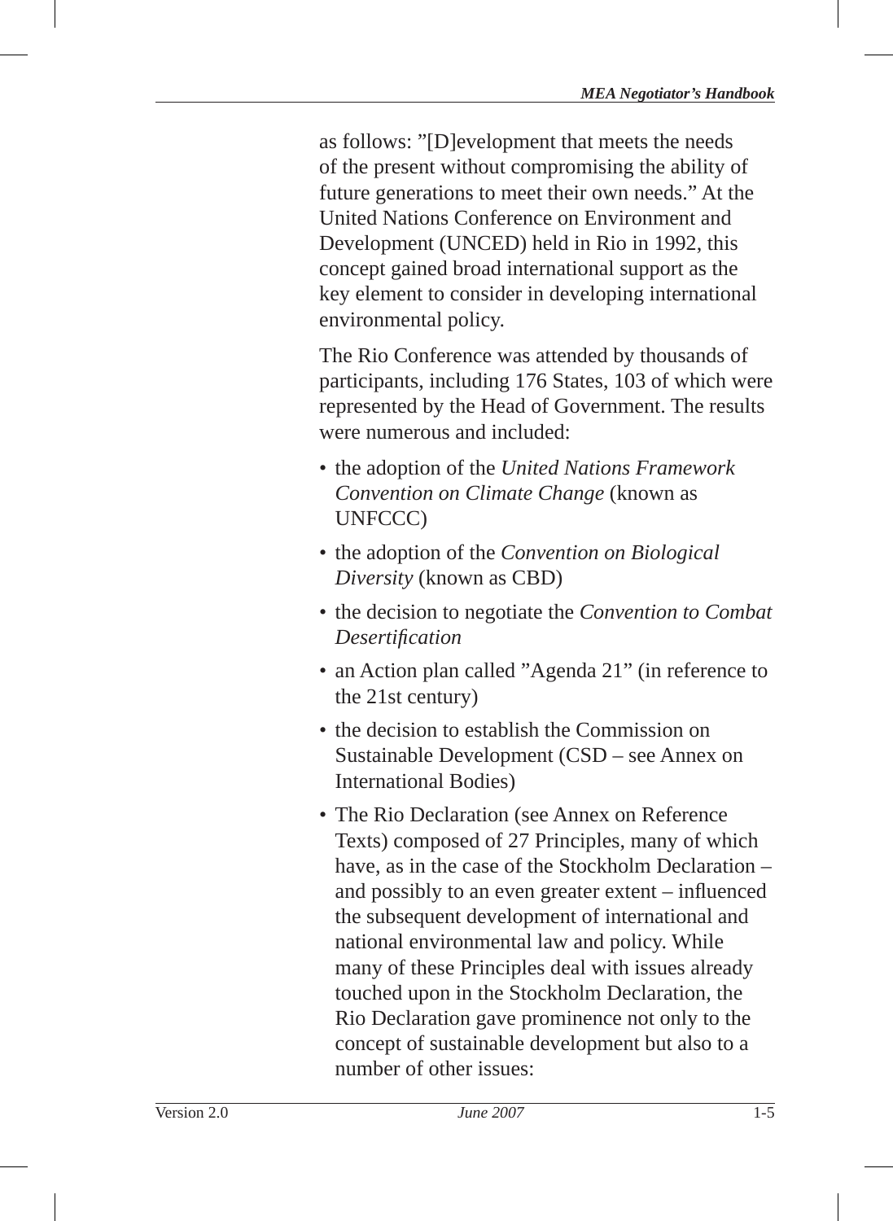as follows: ”[D]evelopment that meets the needs of the present without compromising the ability of future generations to meet their own needs.” At the United Nations Conference on Environment and Development (UNCED) held in Rio in 1992, this concept gained broad international support as the key element to consider in developing international environmental policy.

The Rio Conference was attended by thousands of participants, including 176 States, 103 of which were represented by the Head of Government. The results were numerous and included:

- the adoption of the *United Nations Framework Convention on Climate Change* (known as UNFCCC)
- the adoption of the *Convention on Biological Diversity* (known as CBD)
- the decision to negotiate the *Convention to Combat Desertification*
- an Action plan called ”Agenda 21” (in reference to the 21st century)
- the decision to establish the Commission on Sustainable Development (CSD – see Annex on International Bodies)
- The Rio Declaration (see Annex on Reference Texts) composed of 27 Principles, many of which have, as in the case of the Stockholm Declaration – and possibly to an even greater extent – influenced the subsequent development of international and national environmental law and policy. While many of these Principles deal with issues already touched upon in the Stockholm Declaration, the Rio Declaration gave prominence not only to the concept of sustainable development but also to a number of other issues: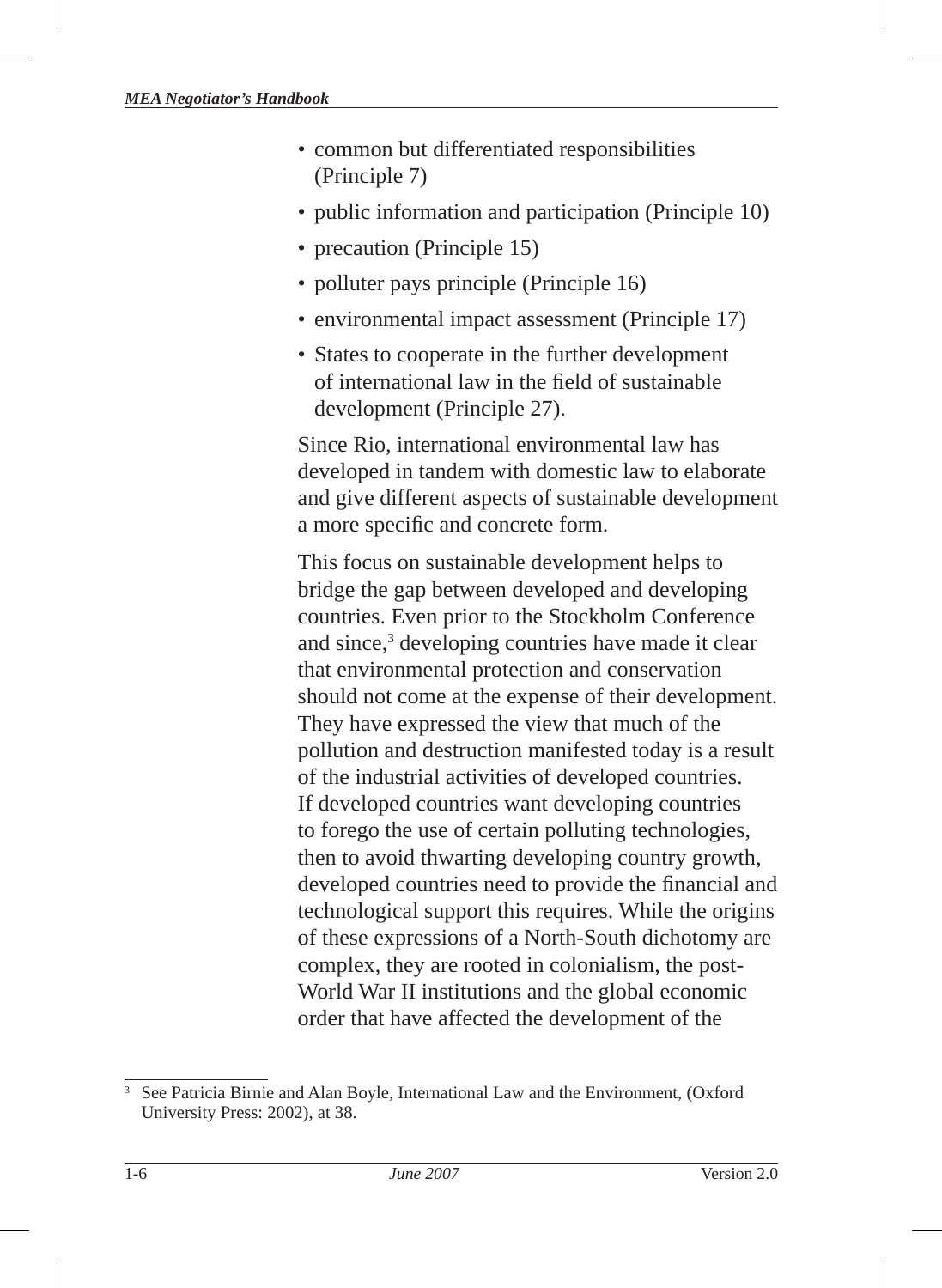- common but differentiated responsibilities (Principle 7)
- public information and participation (Principle 10)
- precaution (Principle 15)
- polluter pays principle (Principle 16)
- environmental impact assessment (Principle 17)
- States to cooperate in the further development of international law in the field of sustainable development (Principle 27).

Since Rio, international environmental law has developed in tandem with domestic law to elaborate and give different aspects of sustainable development a more specific and concrete form.

This focus on sustainable development helps to bridge the gap between developed and developing countries. Even prior to the Stockholm Conference and since,[3] developing countries have made it clear that environmental protection and conservation should not come at the expense of their development. They have expressed the view that much of the pollution and destruction manifested today is a result of the industrial activities of developed countries. If developed countries want developing countries to forego the use of certain polluting technologies, then to avoid thwarting developing country growth, developed countries need to provide the financial and technological support this requires. While the origins of these expressions of a North-South dichotomy are complex, they are rooted in colonialism, the post-World War II institutions and the global economic order that have affected the development of the

---

[3] See Patricia Birnie and Alan Boyle, International Law and the Environment, (Oxford University Press: 2002), at 38.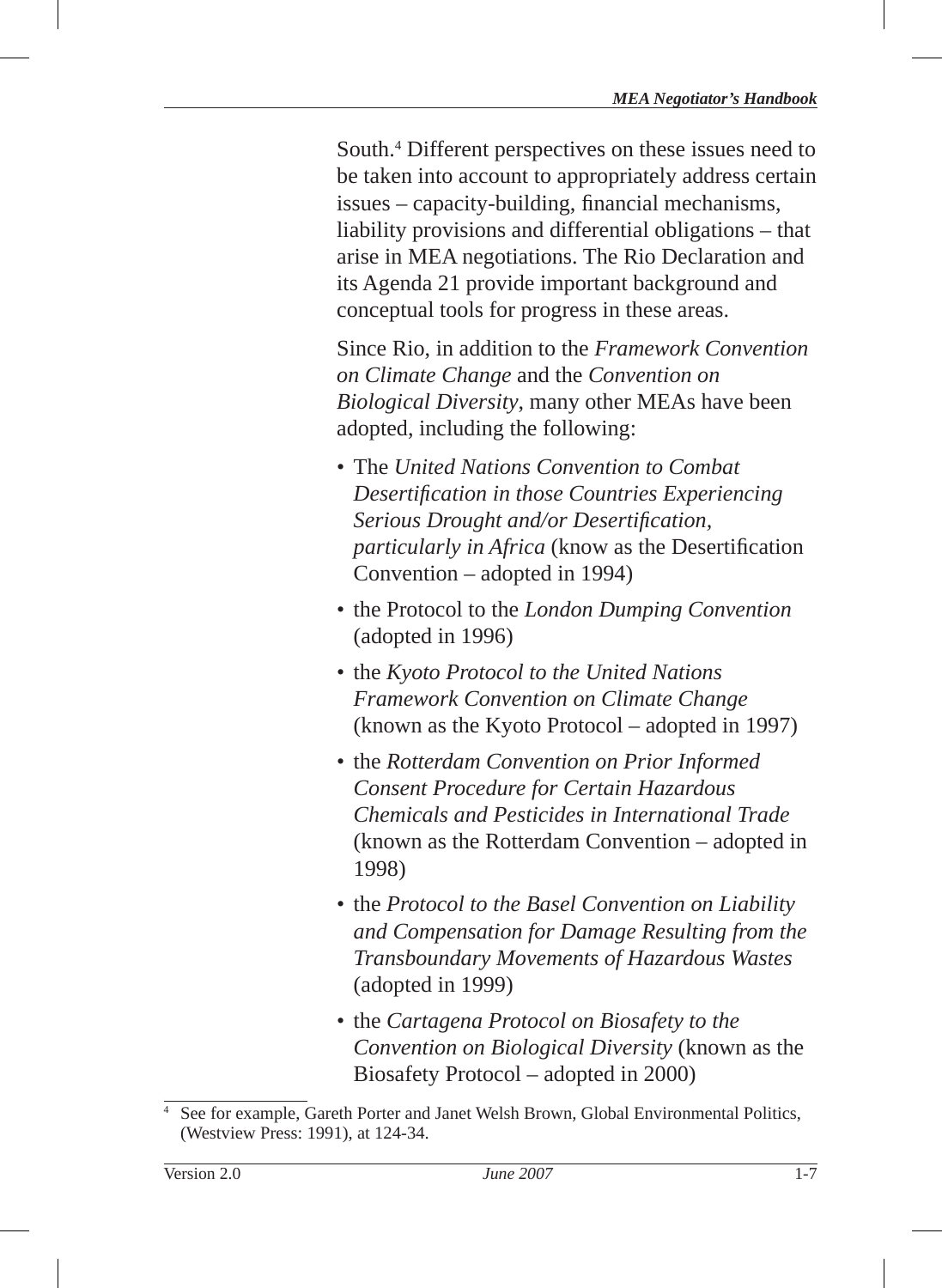South.[4] Different perspectives on these issues need to be taken into account to appropriately address certain issues – capacity-building, financial mechanisms, liability provisions and differential obligations – that arise in MEA negotiations. The Rio Declaration and its Agenda 21 provide important background and conceptual tools for progress in these areas.

Since Rio, in addition to the *Framework Convention on Climate Change* and the *Convention on Biological Diversity*, many other MEAs have been adopted, including the following:

- The *United Nations Convention to Combat Desertification in those Countries Experiencing Serious Drought and/or Desertification, particularly in Africa* (know as the Desertification Convention – adopted in 1994)
- the Protocol to the *London Dumping Convention* (adopted in 1996)
- the *Kyoto Protocol to the United Nations Framework Convention on Climate Change* (known as the Kyoto Protocol – adopted in 1997)
- the *Rotterdam Convention on Prior Informed Consent Procedure for Certain Hazardous Chemicals and Pesticides in International Trade* (known as the Rotterdam Convention – adopted in 1998)
- the *Protocol to the Basel Convention on Liability and Compensation for Damage Resulting from the Transboundary Movements of Hazardous Wastes* (adopted in 1999)
- the *Cartagena Protocol on Biosafety to the Convention on Biological Diversity* (known as the Biosafety Protocol – adopted in 2000)

---

[4] See for example, Gareth Porter and Janet Welsh Brown, Global Environmental Politics, (Westview Press: 1991), at 124-34.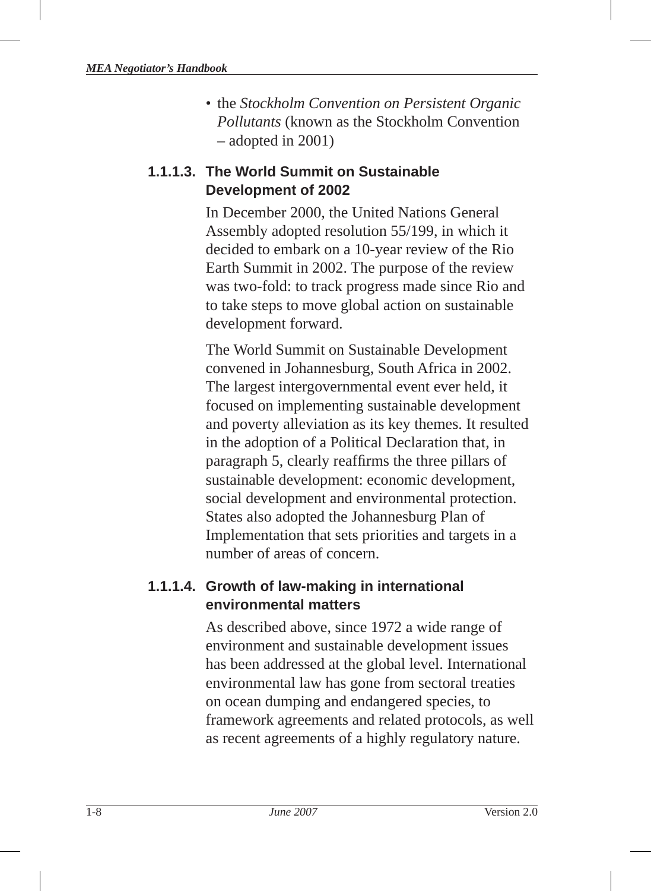- the *Stockholm Convention on Persistent Organic Pollutants* (known as the Stockholm Convention – adopted in 2001)

#### 1.1.1.3. The World Summit on Sustainable Development of 2002

In December 2000, the United Nations General Assembly adopted resolution 55/199, in which it decided to embark on a 10-year review of the Rio Earth Summit in 2002. The purpose of the review was two-fold: to track progress made since Rio and to take steps to move global action on sustainable development forward.

The World Summit on Sustainable Development convened in Johannesburg, South Africa in 2002. The largest intergovernmental event ever held, it focused on implementing sustainable development and poverty alleviation as its key themes. It resulted in the adoption of a Political Declaration that, in paragraph 5, clearly reaffirms the three pillars of sustainable development: economic development, social development and environmental protection. States also adopted the Johannesburg Plan of Implementation that sets priorities and targets in a number of areas of concern.

#### 1.1.1.4. Growth of law-making in international environmental matters

As described above, since 1972 a wide range of environment and sustainable development issues has been addressed at the global level. International environmental law has gone from sectoral treaties on ocean dumping and endangered species, to framework agreements and related protocols, as well as recent agreements of a highly regulatory nature.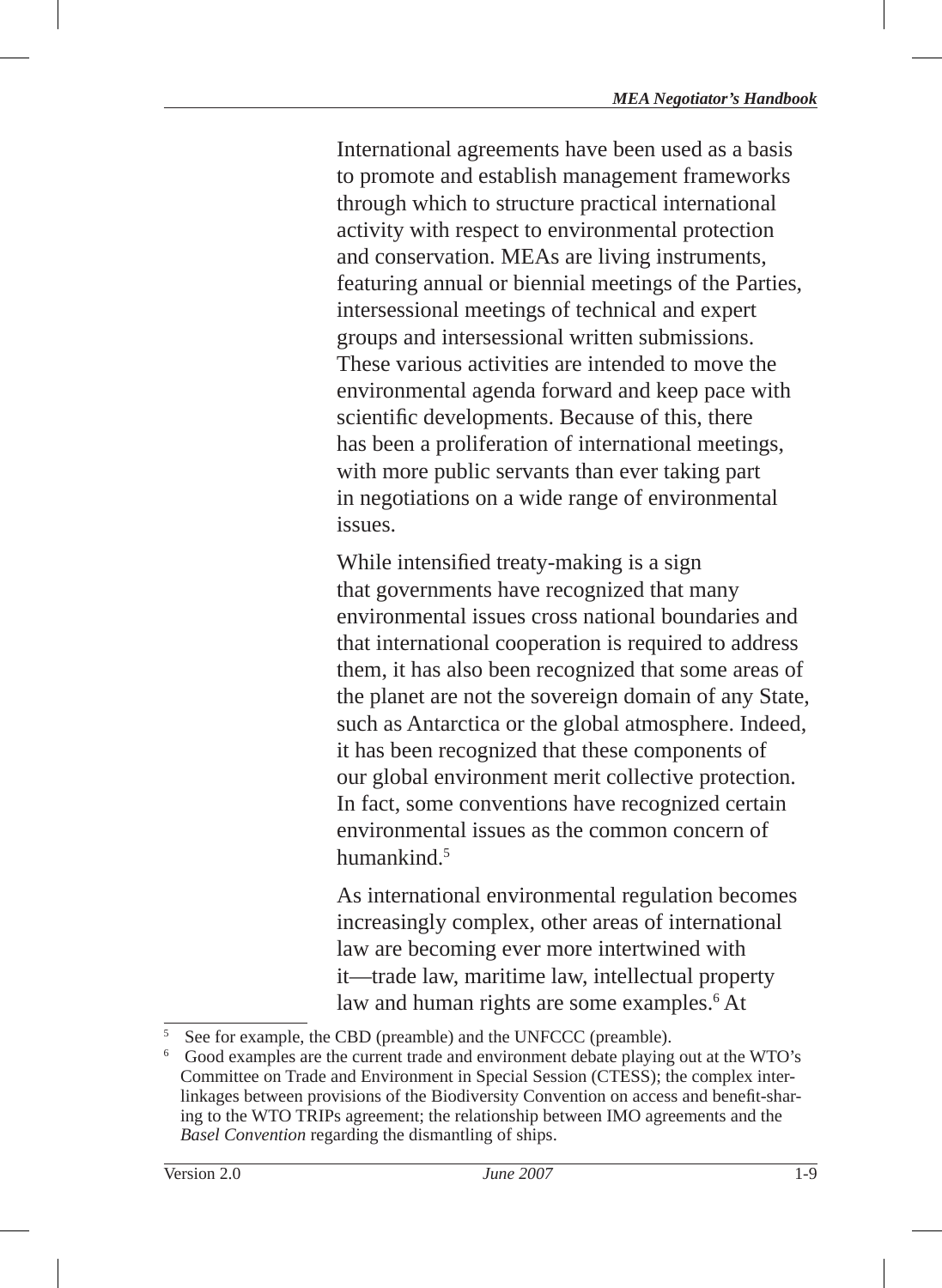International agreements have been used as a basis to promote and establish management frameworks through which to structure practical international activity with respect to environmental protection and conservation. MEAs are living instruments, featuring annual or biennial meetings of the Parties, intersessional meetings of technical and expert groups and intersessional written submissions. These various activities are intended to move the environmental agenda forward and keep pace with scientific developments. Because of this, there has been a proliferation of international meetings, with more public servants than ever taking part in negotiations on a wide range of environmental issues.

While intensified treaty-making is a sign that governments have recognized that many environmental issues cross national boundaries and that international cooperation is required to address them, it has also been recognized that some areas of the planet are not the sovereign domain of any State, such as Antarctica or the global atmosphere. Indeed, it has been recognized that these components of our global environment merit collective protection. In fact, some conventions have recognized certain environmental issues as the common concern of humankind.[5]

As international environmental regulation becomes increasingly complex, other areas of international law are becoming ever more intertwined with it—trade law, maritime law, intellectual property law and human rights are some examples.[6] At

---

[5] See for example, the CBD (preamble) and the UNFCCC (preamble).

[6] Good examples are the current trade and environment debate playing out at the WTO's Committee on Trade and Environment in Special Session (CTESS); the complex inter-linkages between provisions of the Biodiversity Convention on access and benefit-sharing to the WTO TRIPs agreement; the relationship between IMO agreements and the *Basel Convention* regarding the dismantling of ships.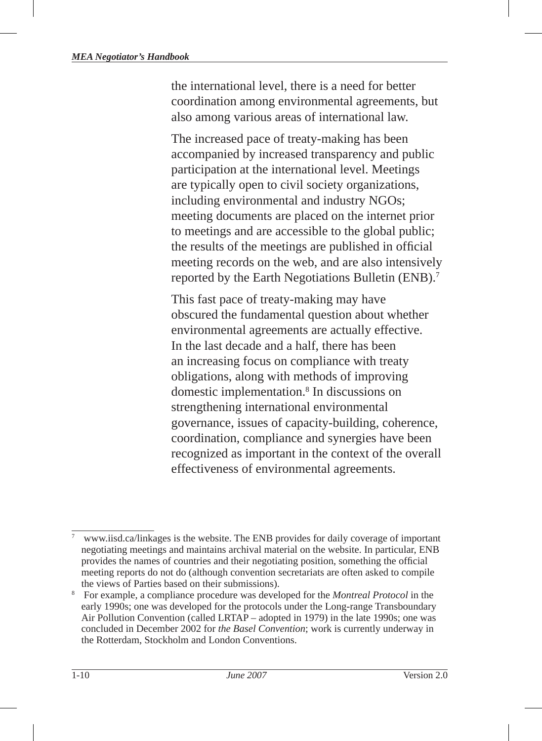the international level, there is a need for better coordination among environmental agreements, but also among various areas of international law.

The increased pace of treaty-making has been accompanied by increased transparency and public participation at the international level. Meetings are typically open to civil society organizations, including environmental and industry NGOs; meeting documents are placed on the internet prior to meetings and are accessible to the global public; the results of the meetings are published in official meeting records on the web, and are also intensively reported by the Earth Negotiations Bulletin (ENB).[7]

This fast pace of treaty-making may have obscured the fundamental question about whether environmental agreements are actually effective. In the last decade and a half, there has been an increasing focus on compliance with treaty obligations, along with methods of improving domestic implementation.[8] In discussions on strengthening international environmental governance, issues of capacity-building, coherence, coordination, compliance and synergies have been recognized as important in the context of the overall effectiveness of environmental agreements.

---

[7] www.iisd.ca/linkages is the website. The ENB provides for daily coverage of important negotiating meetings and maintains archival material on the website. In particular, ENB provides the names of countries and their negotiating position, something the official meeting reports do not do (although convention secretariats are often asked to compile the views of Parties based on their submissions).

[8] For example, a compliance procedure was developed for the *Montreal Protocol* in the early 1990s; one was developed for the protocols under the Long-range Transboundary Air Pollution Convention (called LRTAP – adopted in 1979) in the late 1990s; one was concluded in December 2002 for *the Basel Convention*; work is currently underway in the Rotterdam, Stockholm and London Conventions.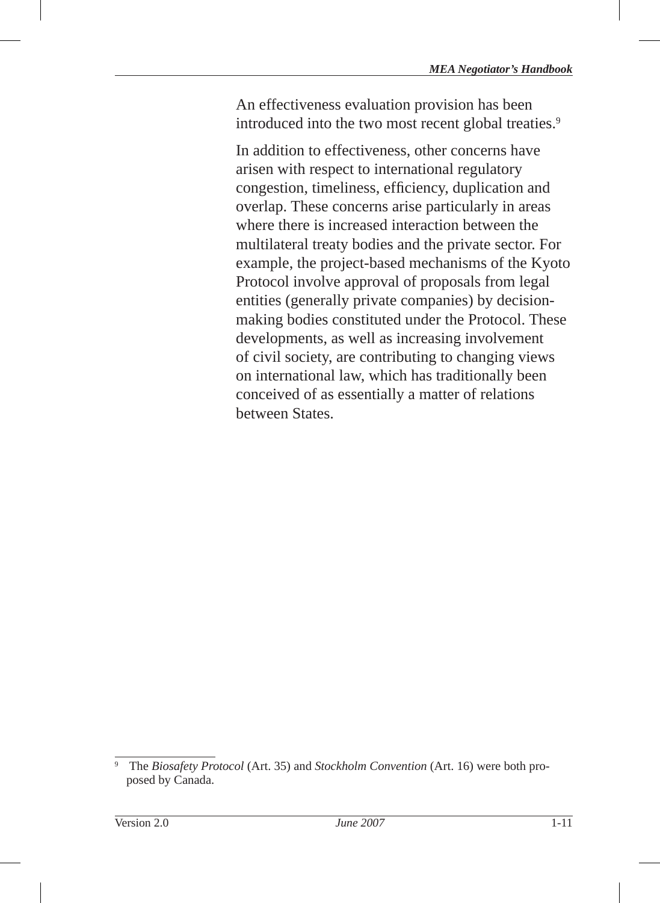An effectiveness evaluation provision has been introduced into the two most recent global treaties.[9]

In addition to effectiveness, other concerns have arisen with respect to international regulatory congestion, timeliness, efficiency, duplication and overlap. These concerns arise particularly in areas where there is increased interaction between the multilateral treaty bodies and the private sector. For example, the project-based mechanisms of the Kyoto Protocol involve approval of proposals from legal entities (generally private companies) by decision-making bodies constituted under the Protocol. These developments, as well as increasing involvement of civil society, are contributing to changing views on international law, which has traditionally been conceived of as essentially a matter of relations between States.

---

[9] The *Biosafety Protocol* (Art. 35) and *Stockholm Convention* (Art. 16) were both proposed by Canada.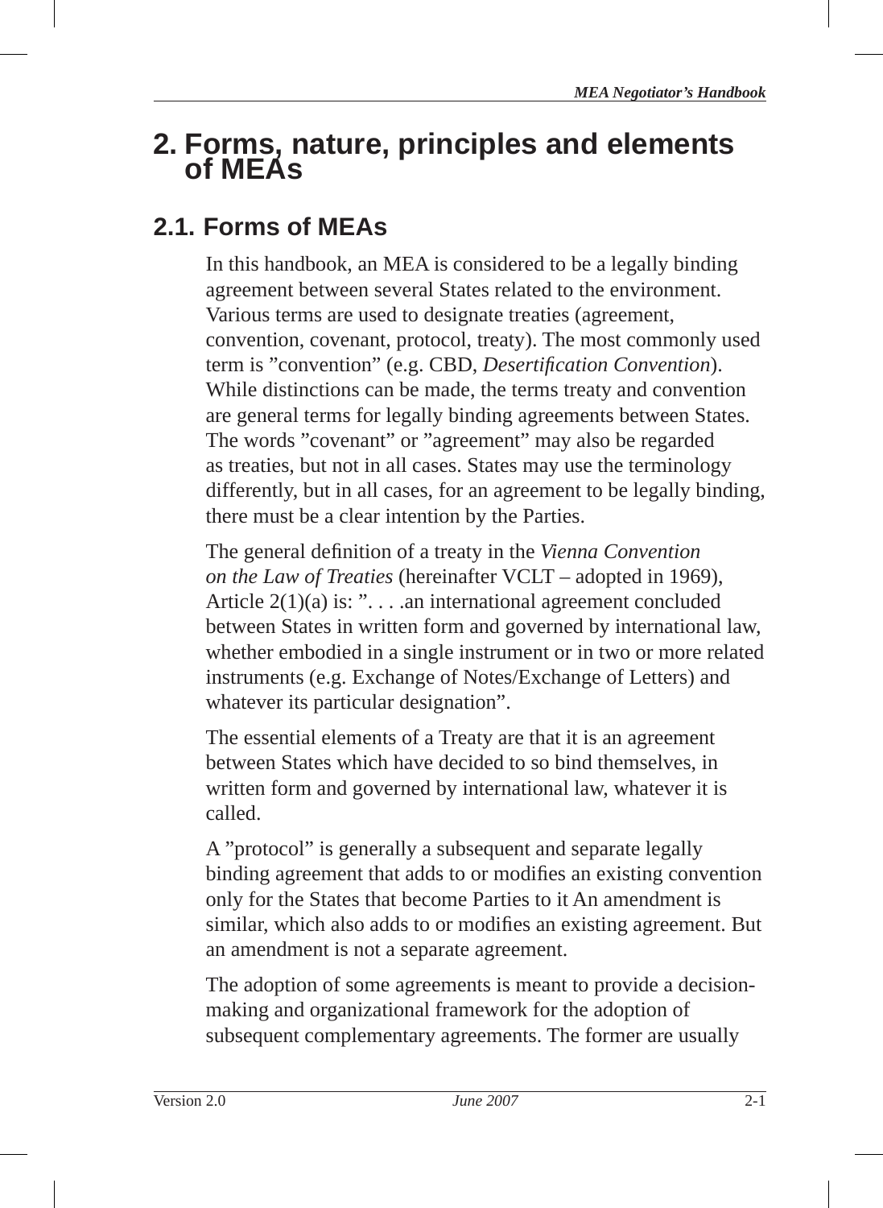# 2. Forms, nature, principles and elements of MEAs

## 2.1. Forms of MEAs

In this handbook, an MEA is considered to be a legally binding agreement between several States related to the environment. Various terms are used to designate treaties (agreement, convention, covenant, protocol, treaty). The most commonly used term is ”convention” (e.g. CBD, *Desertification Convention*). While distinctions can be made, the terms treaty and convention are general terms for legally binding agreements between States. The words ”covenant” or ”agreement” may also be regarded as treaties, but not in all cases. States may use the terminology differently, but in all cases, for an agreement to be legally binding, there must be a clear intention by the Parties.

The general definition of a treaty in the *Vienna Convention on the Law of Treaties* (hereinafter VCLT – adopted in 1969), Article 2(1)(a) is: ”. . . .an international agreement concluded between States in written form and governed by international law, whether embodied in a single instrument or in two or more related instruments (e.g. Exchange of Notes/Exchange of Letters) and whatever its particular designation”.

The essential elements of a Treaty are that it is an agreement between States which have decided to so bind themselves, in written form and governed by international law, whatever it is called.

A ”protocol” is generally a subsequent and separate legally binding agreement that adds to or modifies an existing convention only for the States that become Parties to it An amendment is similar, which also adds to or modifies an existing agreement. But an amendment is not a separate agreement.

The adoption of some agreements is meant to provide a decision-making and organizational framework for the adoption of subsequent complementary agreements. The former are usually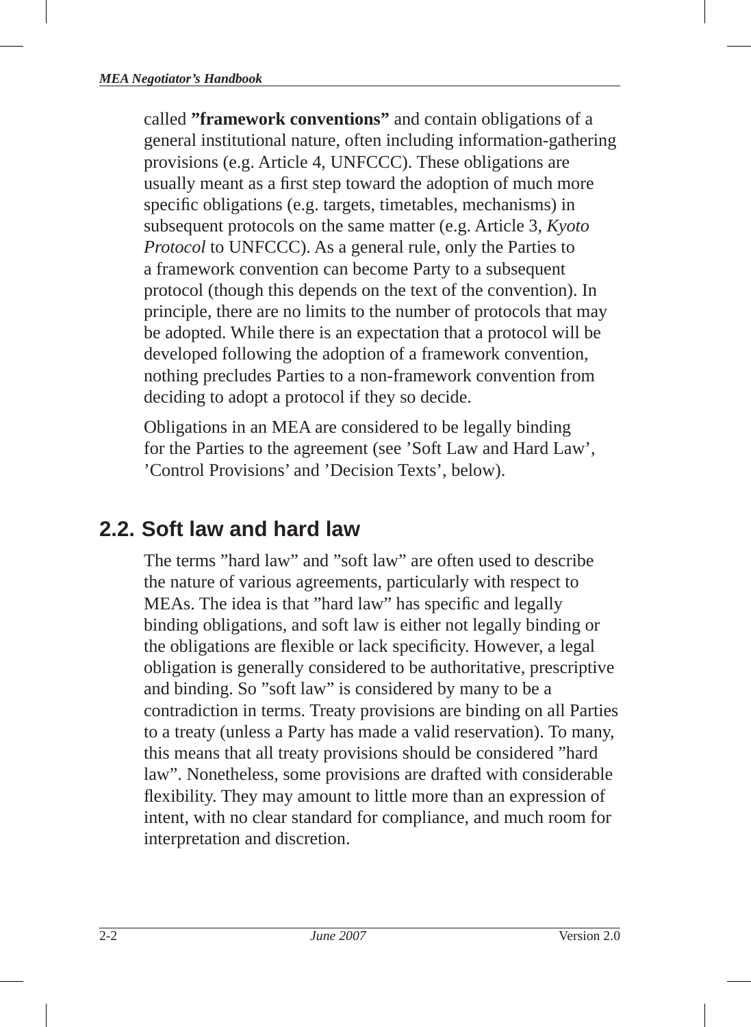called **”framework conventions”** and contain obligations of a general institutional nature, often including information-gathering provisions (e.g. Article 4, UNFCCC). These obligations are usually meant as a first step toward the adoption of much more specific obligations (e.g. targets, timetables, mechanisms) in subsequent protocols on the same matter (e.g. Article 3, *Kyoto Protocol* to UNFCCC). As a general rule, only the Parties to a framework convention can become Party to a subsequent protocol (though this depends on the text of the convention). In principle, there are no limits to the number of protocols that may be adopted. While there is an expectation that a protocol will be developed following the adoption of a framework convention, nothing precludes Parties to a non-framework convention from deciding to adopt a protocol if they so decide.

Obligations in an MEA are considered to be legally binding for the Parties to the agreement (see ’Soft Law and Hard Law’, ’Control Provisions’ and ’Decision Texts’, below).

## 2.2. Soft law and hard law

The terms ”hard law” and ”soft law” are often used to describe the nature of various agreements, particularly with respect to MEAs. The idea is that ”hard law” has specific and legally binding obligations, and soft law is either not legally binding or the obligations are flexible or lack specificity. However, a legal obligation is generally considered to be authoritative, prescriptive and binding. So ”soft law” is considered by many to be a contradiction in terms. Treaty provisions are binding on all Parties to a treaty (unless a Party has made a valid reservation). To many, this means that all treaty provisions should be considered ”hard law”. Nonetheless, some provisions are drafted with considerable flexibility. They may amount to little more than an expression of intent, with no clear standard for compliance, and much room for interpretation and discretion.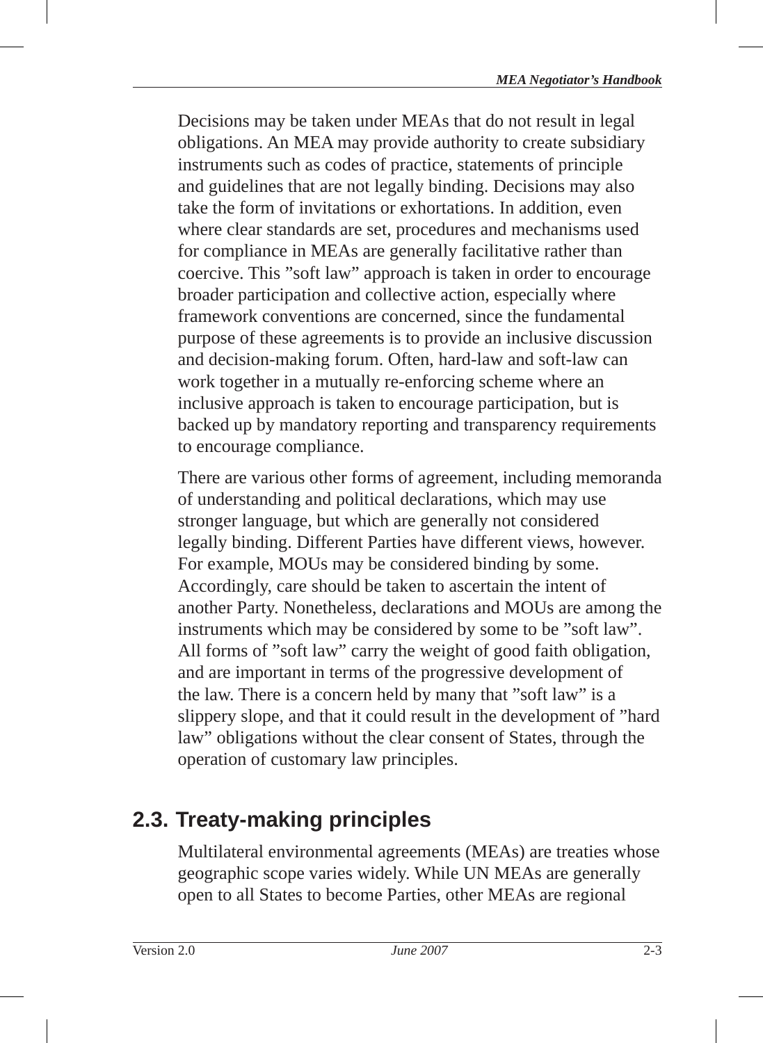Decisions may be taken under MEAs that do not result in legal obligations. An MEA may provide authority to create subsidiary instruments such as codes of practice, statements of principle and guidelines that are not legally binding. Decisions may also take the form of invitations or exhortations. In addition, even where clear standards are set, procedures and mechanisms used for compliance in MEAs are generally facilitative rather than coercive. This ”soft law” approach is taken in order to encourage broader participation and collective action, especially where framework conventions are concerned, since the fundamental purpose of these agreements is to provide an inclusive discussion and decision-making forum. Often, hard-law and soft-law can work together in a mutually re-enforcing scheme where an inclusive approach is taken to encourage participation, but is backed up by mandatory reporting and transparency requirements to encourage compliance.

There are various other forms of agreement, including memoranda of understanding and political declarations, which may use stronger language, but which are generally not considered legally binding. Different Parties have different views, however. For example, MOUs may be considered binding by some. Accordingly, care should be taken to ascertain the intent of another Party. Nonetheless, declarations and MOUs are among the instruments which may be considered by some to be ”soft law”. All forms of ”soft law” carry the weight of good faith obligation, and are important in terms of the progressive development of the law. There is a concern held by many that ”soft law” is a slippery slope, and that it could result in the development of ”hard law” obligations without the clear consent of States, through the operation of customary law principles.

## 2.3. Treaty-making principles

Multilateral environmental agreements (MEAs) are treaties whose geographic scope varies widely. While UN MEAs are generally open to all States to become Parties, other MEAs are regional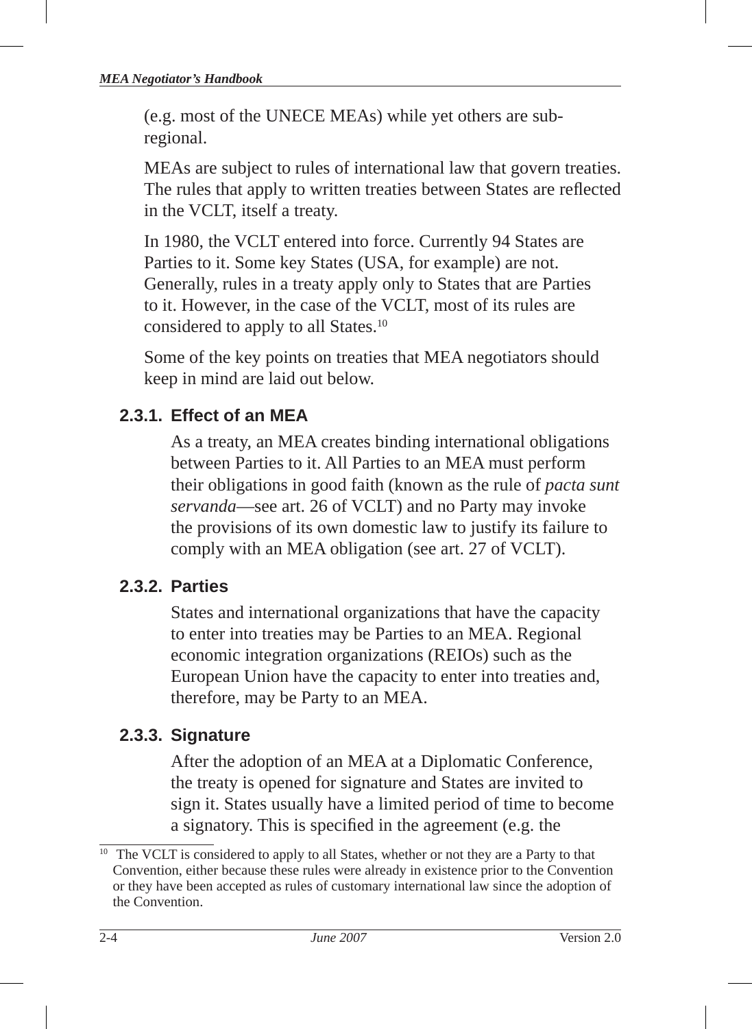(e.g. most of the UNECE MEAs) while yet others are sub-regional.

MEAs are subject to rules of international law that govern treaties. The rules that apply to written treaties between States are reflected in the VCLT, itself a treaty.

In 1980, the VCLT entered into force. Currently 94 States are Parties to it. Some key States (USA, for example) are not. Generally, rules in a treaty apply only to States that are Parties to it. However, in the case of the VCLT, most of its rules are considered to apply to all States.[10]

Some of the key points on treaties that MEA negotiators should keep in mind are laid out below.

### 2.3.1. Effect of an MEA

As a treaty, an MEA creates binding international obligations between Parties to it. All Parties to an MEA must perform their obligations in good faith (known as the rule of *pacta sunt servanda*—see art. 26 of VCLT) and no Party may invoke the provisions of its own domestic law to justify its failure to comply with an MEA obligation (see art. 27 of VCLT).

### 2.3.2. Parties

States and international organizations that have the capacity to enter into treaties may be Parties to an MEA. Regional economic integration organizations (REIOs) such as the European Union have the capacity to enter into treaties and, therefore, may be Party to an MEA.

### 2.3.3. Signature

After the adoption of an MEA at a Diplomatic Conference, the treaty is opened for signature and States are invited to sign it. States usually have a limited period of time to become a signatory. This is specified in the agreement (e.g. the

[10] The VCLT is considered to apply to all States, whether or not they are a Party to that Convention, either because these rules were already in existence prior to the Convention or they have been accepted as rules of customary international law since the adoption of the Convention.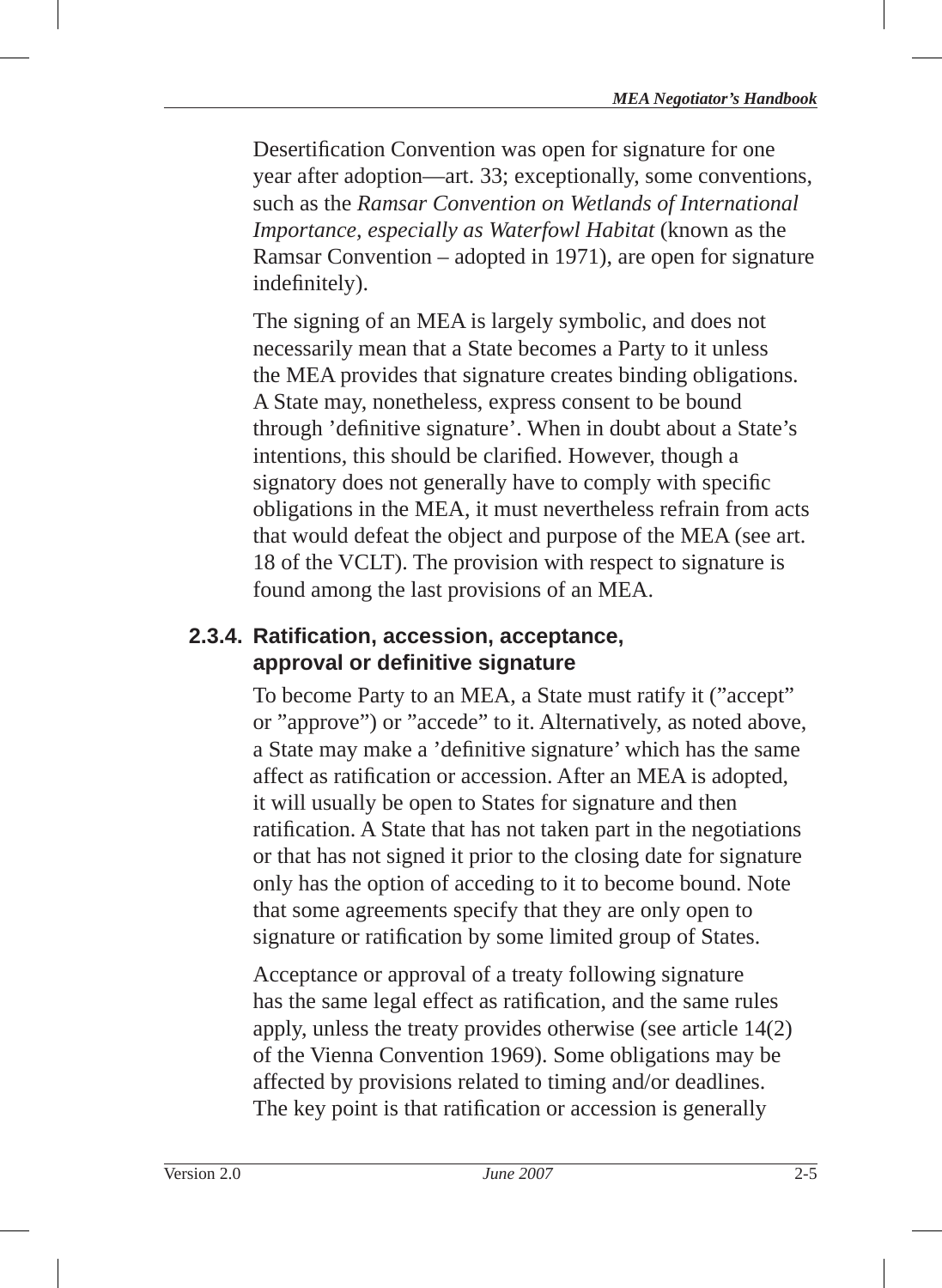Desertification Convention was open for signature for one year after adoption—art. 33; exceptionally, some conventions, such as the *Ramsar Convention on Wetlands of International Importance, especially as Waterfowl Habitat* (known as the Ramsar Convention – adopted in 1971), are open for signature indefinitely).

The signing of an MEA is largely symbolic, and does not necessarily mean that a State becomes a Party to it unless the MEA provides that signature creates binding obligations. A State may, nonetheless, express consent to be bound through 'definitive signature'. When in doubt about a State's intentions, this should be clarified. However, though a signatory does not generally have to comply with specific obligations in the MEA, it must nevertheless refrain from acts that would defeat the object and purpose of the MEA (see art. 18 of the VCLT). The provision with respect to signature is found among the last provisions of an MEA.

### 2.3.4. Ratification, accession, acceptance, approval or definitive signature

To become Party to an MEA, a State must ratify it ("accept" or "approve") or "accede" to it. Alternatively, as noted above, a State may make a 'definitive signature' which has the same affect as ratification or accession. After an MEA is adopted, it will usually be open to States for signature and then ratification. A State that has not taken part in the negotiations or that has not signed it prior to the closing date for signature only has the option of acceding to it to become bound. Note that some agreements specify that they are only open to signature or ratification by some limited group of States.

Acceptance or approval of a treaty following signature has the same legal effect as ratification, and the same rules apply, unless the treaty provides otherwise (see article 14(2) of the Vienna Convention 1969). Some obligations may be affected by provisions related to timing and/or deadlines. The key point is that ratification or accession is generally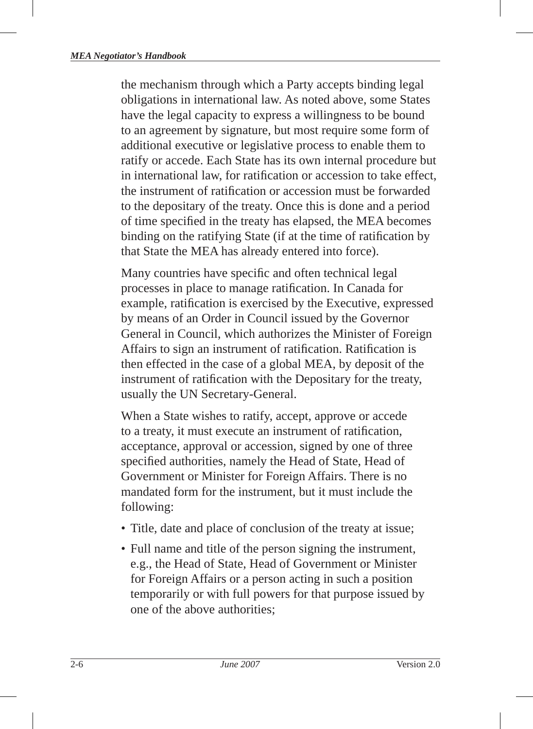the mechanism through which a Party accepts binding legal obligations in international law. As noted above, some States have the legal capacity to express a willingness to be bound to an agreement by signature, but most require some form of additional executive or legislative process to enable them to ratify or accede. Each State has its own internal procedure but in international law, for ratification or accession to take effect, the instrument of ratification or accession must be forwarded to the depositary of the treaty. Once this is done and a period of time specified in the treaty has elapsed, the MEA becomes binding on the ratifying State (if at the time of ratification by that State the MEA has already entered into force).

Many countries have specific and often technical legal processes in place to manage ratification. In Canada for example, ratification is exercised by the Executive, expressed by means of an Order in Council issued by the Governor General in Council, which authorizes the Minister of Foreign Affairs to sign an instrument of ratification. Ratification is then effected in the case of a global MEA, by deposit of the instrument of ratification with the Depositary for the treaty, usually the UN Secretary-General.

When a State wishes to ratify, accept, approve or accede to a treaty, it must execute an instrument of ratification, acceptance, approval or accession, signed by one of three specified authorities, namely the Head of State, Head of Government or Minister for Foreign Affairs. There is no mandated form for the instrument, but it must include the following:

- Title, date and place of conclusion of the treaty at issue;
- Full name and title of the person signing the instrument, e.g., the Head of State, Head of Government or Minister for Foreign Affairs or a person acting in such a position temporarily or with full powers for that purpose issued by one of the above authorities;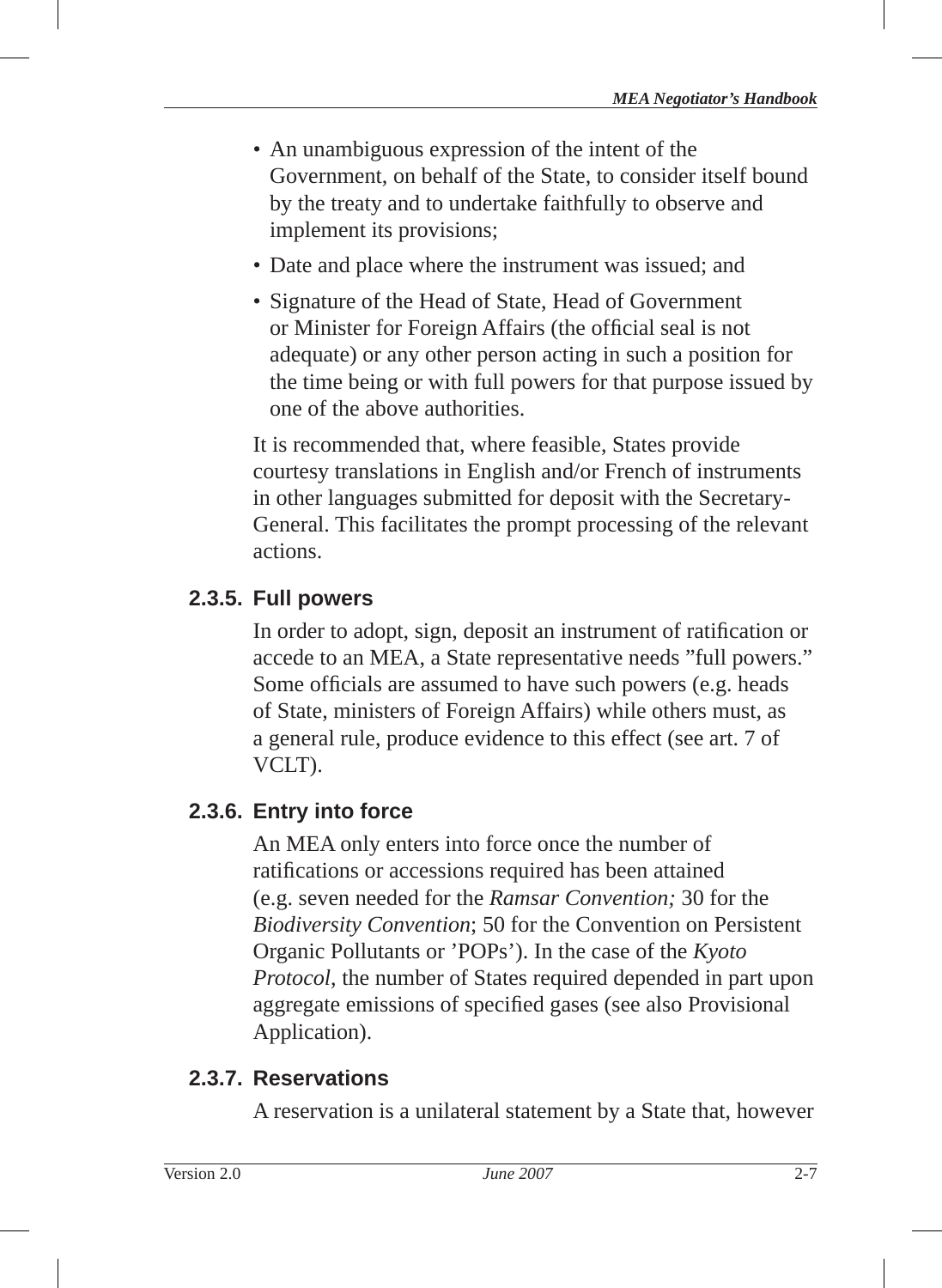- An unambiguous expression of the intent of the Government, on behalf of the State, to consider itself bound by the treaty and to undertake faithfully to observe and implement its provisions;
- Date and place where the instrument was issued; and
- Signature of the Head of State, Head of Government or Minister for Foreign Affairs (the official seal is not adequate) or any other person acting in such a position for the time being or with full powers for that purpose issued by one of the above authorities.

It is recommended that, where feasible, States provide courtesy translations in English and/or French of instruments in other languages submitted for deposit with the Secretary-General. This facilitates the prompt processing of the relevant actions.

### 2.3.5. Full powers

In order to adopt, sign, deposit an instrument of ratification or accede to an MEA, a State representative needs ”full powers.” Some officials are assumed to have such powers (e.g. heads of State, ministers of Foreign Affairs) while others must, as a general rule, produce evidence to this effect (see art. 7 of VCLT).

### 2.3.6. Entry into force

An MEA only enters into force once the number of ratifications or accessions required has been attained (e.g. seven needed for the *Ramsar Convention;* 30 for the *Biodiversity Convention*; 50 for the Convention on Persistent Organic Pollutants or ’POPs’). In the case of the *Kyoto Protocol*, the number of States required depended in part upon aggregate emissions of specified gases (see also Provisional Application).

### 2.3.7. Reservations

A reservation is a unilateral statement by a State that, however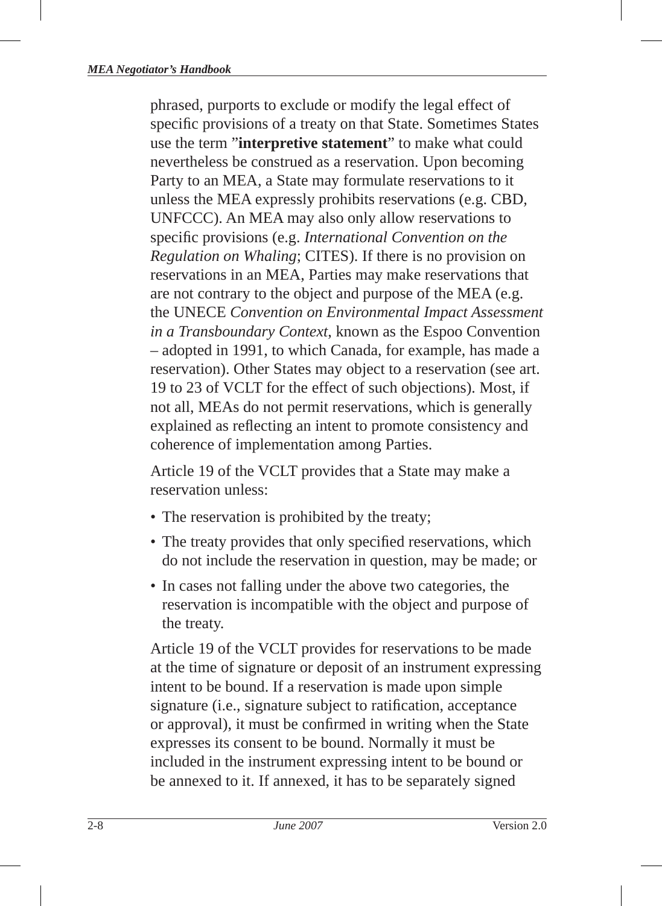phrased, purports to exclude or modify the legal effect of specific provisions of a treaty on that State. Sometimes States use the term "**interpretive statement**" to make what could nevertheless be construed as a reservation. Upon becoming Party to an MEA, a State may formulate reservations to it unless the MEA expressly prohibits reservations (e.g. CBD, UNFCCC). An MEA may also only allow reservations to specific provisions (e.g. *International Convention on the Regulation on Whaling*; CITES). If there is no provision on reservations in an MEA, Parties may make reservations that are not contrary to the object and purpose of the MEA (e.g. the UNECE *Convention on Environmental Impact Assessment in a Transboundary Context*, known as the Espoo Convention – adopted in 1991, to which Canada, for example, has made a reservation). Other States may object to a reservation (see art. 19 to 23 of VCLT for the effect of such objections). Most, if not all, MEAs do not permit reservations, which is generally explained as reflecting an intent to promote consistency and coherence of implementation among Parties.

Article 19 of the VCLT provides that a State may make a reservation unless:

- The reservation is prohibited by the treaty;
- The treaty provides that only specified reservations, which do not include the reservation in question, may be made; or
- In cases not falling under the above two categories, the reservation is incompatible with the object and purpose of the treaty.

Article 19 of the VCLT provides for reservations to be made at the time of signature or deposit of an instrument expressing intent to be bound. If a reservation is made upon simple signature (i.e., signature subject to ratification, acceptance or approval), it must be confirmed in writing when the State expresses its consent to be bound. Normally it must be included in the instrument expressing intent to be bound or be annexed to it. If annexed, it has to be separately signed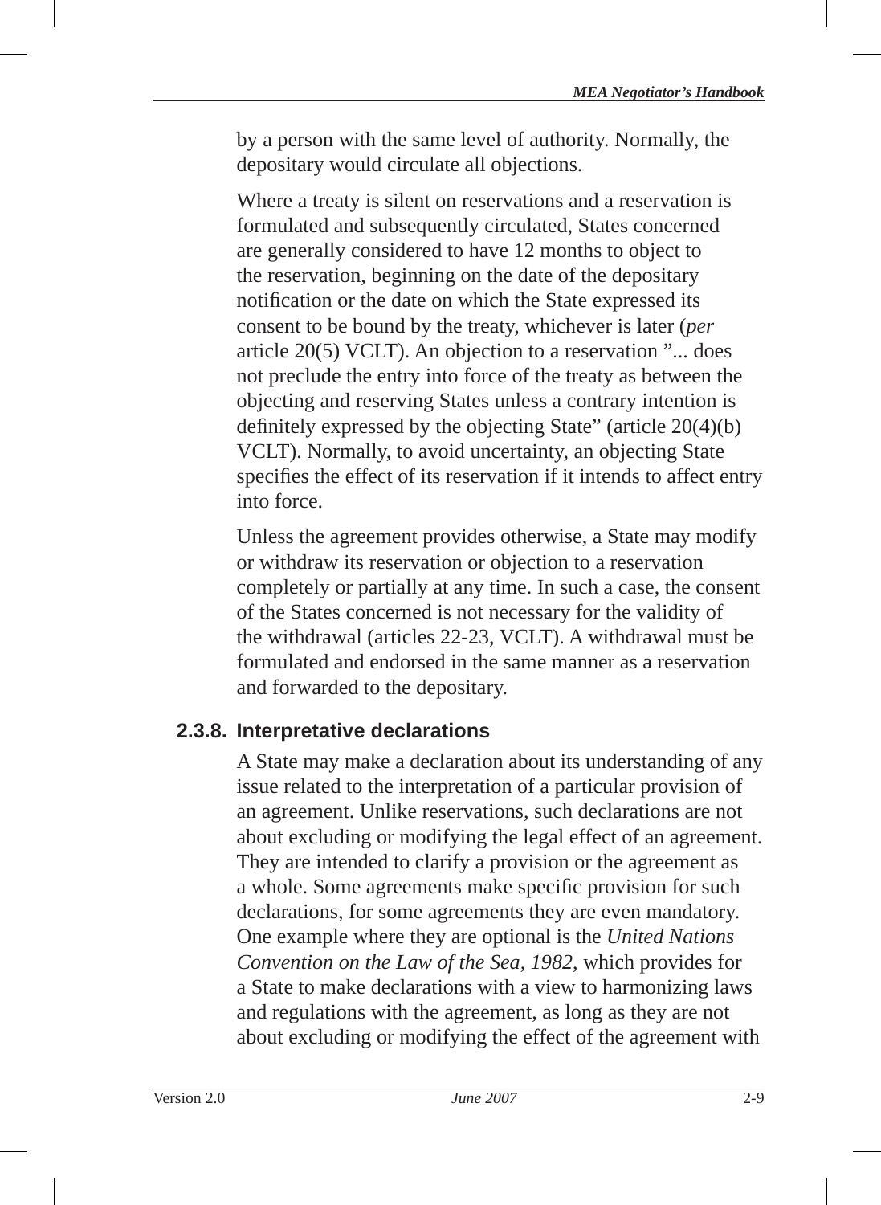by a person with the same level of authority. Normally, the depositary would circulate all objections.

Where a treaty is silent on reservations and a reservation is formulated and subsequently circulated, States concerned are generally considered to have 12 months to object to the reservation, beginning on the date of the depositary notification or the date on which the State expressed its consent to be bound by the treaty, whichever is later (*per* article 20(5) VCLT). An objection to a reservation "... does not preclude the entry into force of the treaty as between the objecting and reserving States unless a contrary intention is definitely expressed by the objecting State" (article 20(4)(b) VCLT). Normally, to avoid uncertainty, an objecting State specifies the effect of its reservation if it intends to affect entry into force.

Unless the agreement provides otherwise, a State may modify or withdraw its reservation or objection to a reservation completely or partially at any time. In such a case, the consent of the States concerned is not necessary for the validity of the withdrawal (articles 22-23, VCLT). A withdrawal must be formulated and endorsed in the same manner as a reservation and forwarded to the depositary.

### 2.3.8. Interpretative declarations

A State may make a declaration about its understanding of any issue related to the interpretation of a particular provision of an agreement. Unlike reservations, such declarations are not about excluding or modifying the legal effect of an agreement. They are intended to clarify a provision or the agreement as a whole. Some agreements make specific provision for such declarations, for some agreements they are even mandatory. One example where they are optional is the *United Nations Convention on the Law of the Sea, 1982*, which provides for a State to make declarations with a view to harmonizing laws and regulations with the agreement, as long as they are not about excluding or modifying the effect of the agreement with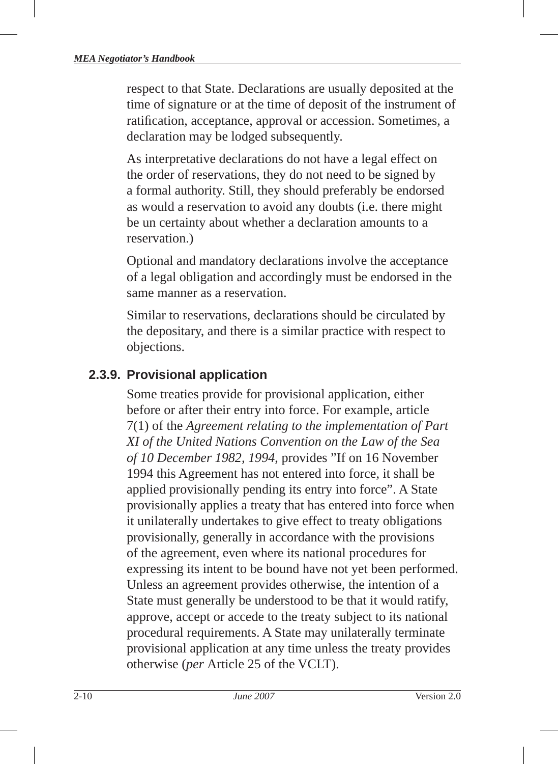respect to that State. Declarations are usually deposited at the time of signature or at the time of deposit of the instrument of ratification, acceptance, approval or accession. Sometimes, a declaration may be lodged subsequently.

As interpretative declarations do not have a legal effect on the order of reservations, they do not need to be signed by a formal authority. Still, they should preferably be endorsed as would a reservation to avoid any doubts (i.e. there might be un certainty about whether a declaration amounts to a reservation.)

Optional and mandatory declarations involve the acceptance of a legal obligation and accordingly must be endorsed in the same manner as a reservation.

Similar to reservations, declarations should be circulated by the depositary, and there is a similar practice with respect to objections.

### 2.3.9. Provisional application

Some treaties provide for provisional application, either before or after their entry into force. For example, article 7(1) of the *Agreement relating to the implementation of Part XI of the United Nations Convention on the Law of the Sea of 10 December 1982, 1994,* provides "If on 16 November 1994 this Agreement has not entered into force, it shall be applied provisionally pending its entry into force". A State provisionally applies a treaty that has entered into force when it unilaterally undertakes to give effect to treaty obligations provisionally, generally in accordance with the provisions of the agreement, even where its national procedures for expressing its intent to be bound have not yet been performed. Unless an agreement provides otherwise, the intention of a State must generally be understood to be that it would ratify, approve, accept or accede to the treaty subject to its national procedural requirements. A State may unilaterally terminate provisional application at any time unless the treaty provides otherwise (*per* Article 25 of the VCLT).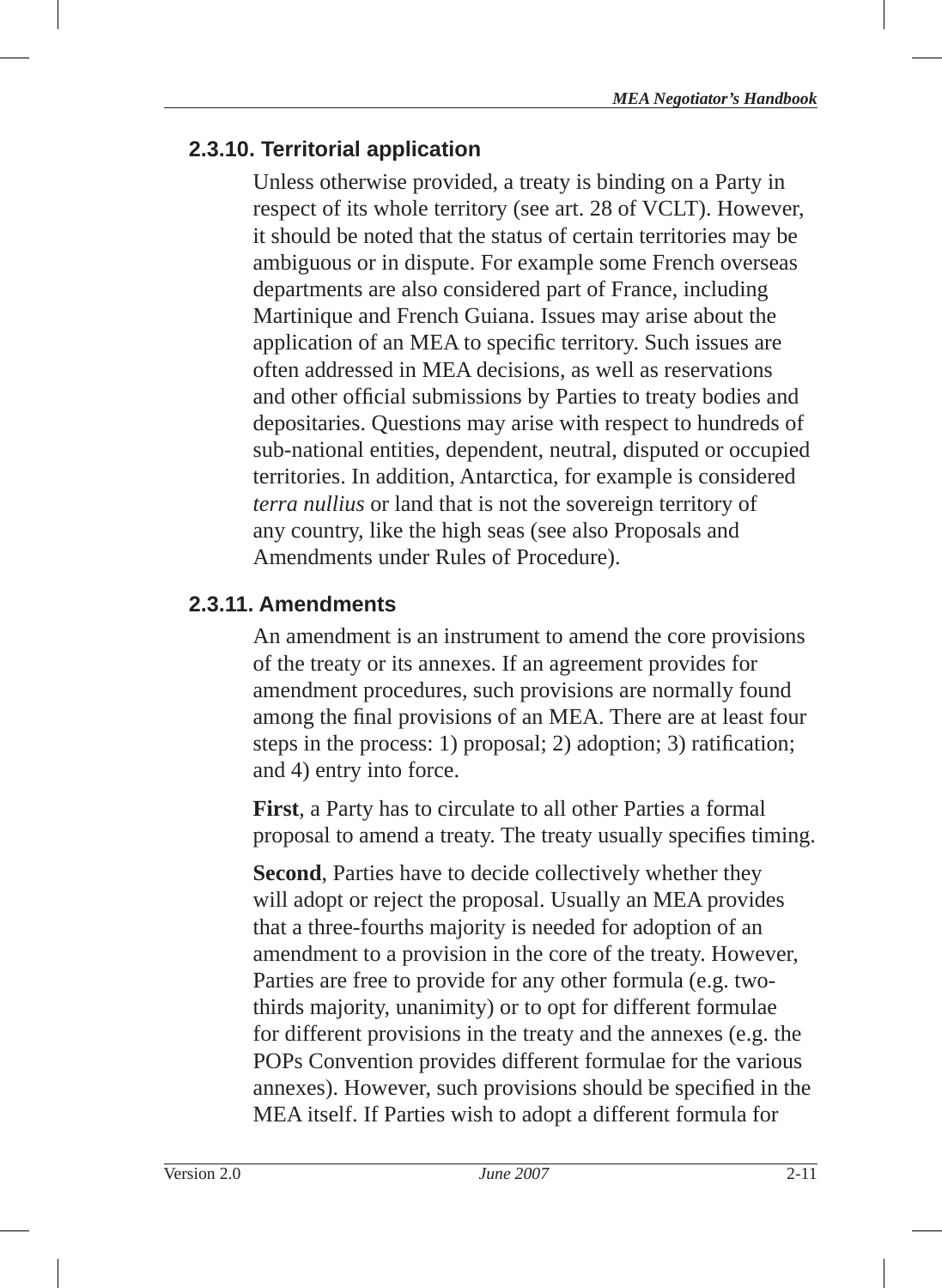### 2.3.10. Territorial application

Unless otherwise provided, a treaty is binding on a Party in respect of its whole territory (see art. 28 of VCLT). However, it should be noted that the status of certain territories may be ambiguous or in dispute. For example some French overseas departments are also considered part of France, including Martinique and French Guiana. Issues may arise about the application of an MEA to specific territory. Such issues are often addressed in MEA decisions, as well as reservations and other official submissions by Parties to treaty bodies and depositaries. Questions may arise with respect to hundreds of sub-national entities, dependent, neutral, disputed or occupied territories. In addition, Antarctica, for example is considered *terra nullius* or land that is not the sovereign territory of any country, like the high seas (see also Proposals and Amendments under Rules of Procedure).

### 2.3.11. Amendments

An amendment is an instrument to amend the core provisions of the treaty or its annexes. If an agreement provides for amendment procedures, such provisions are normally found among the final provisions of an MEA. There are at least four steps in the process: 1) proposal; 2) adoption; 3) ratification; and 4) entry into force.

**First**, a Party has to circulate to all other Parties a formal proposal to amend a treaty. The treaty usually specifies timing.

**Second**, Parties have to decide collectively whether they will adopt or reject the proposal. Usually an MEA provides that a three-fourths majority is needed for adoption of an amendment to a provision in the core of the treaty. However, Parties are free to provide for any other formula (e.g. two-thirds majority, unanimity) or to opt for different formulae for different provisions in the treaty and the annexes (e.g. the POPs Convention provides different formulae for the various annexes). However, such provisions should be specified in the MEA itself. If Parties wish to adopt a different formula for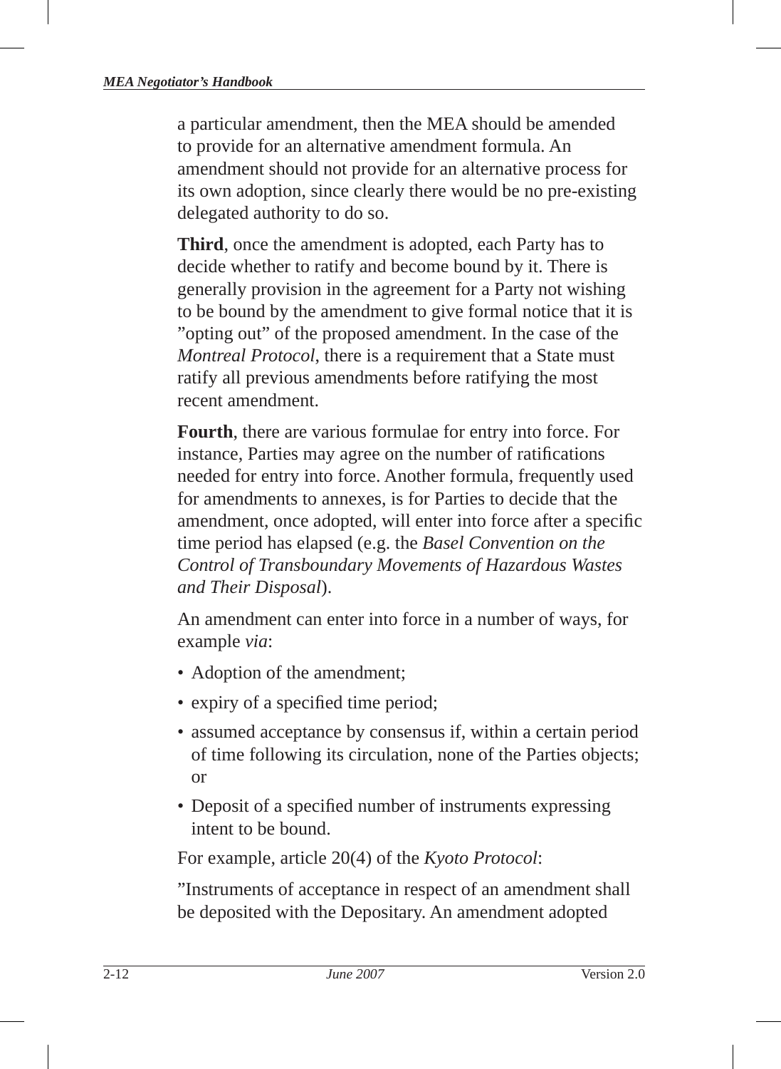a particular amendment, then the MEA should be amended to provide for an alternative amendment formula. An amendment should not provide for an alternative process for its own adoption, since clearly there would be no pre-existing delegated authority to do so.

**Third**, once the amendment is adopted, each Party has to decide whether to ratify and become bound by it. There is generally provision in the agreement for a Party not wishing to be bound by the amendment to give formal notice that it is ”opting out” of the proposed amendment. In the case of the *Montreal Protocol*, there is a requirement that a State must ratify all previous amendments before ratifying the most recent amendment.

**Fourth**, there are various formulae for entry into force. For instance, Parties may agree on the number of ratifications needed for entry into force. Another formula, frequently used for amendments to annexes, is for Parties to decide that the amendment, once adopted, will enter into force after a specific time period has elapsed (e.g. the *Basel Convention on the Control of Transboundary Movements of Hazardous Wastes and Their Disposal*).

An amendment can enter into force in a number of ways, for example *via*:

- Adoption of the amendment;
- expiry of a specified time period;
- assumed acceptance by consensus if, within a certain period of time following its circulation, none of the Parties objects; or
- Deposit of a specified number of instruments expressing intent to be bound.

For example, article 20(4) of the *Kyoto Protocol*:

”Instruments of acceptance in respect of an amendment shall be deposited with the Depositary. An amendment adopted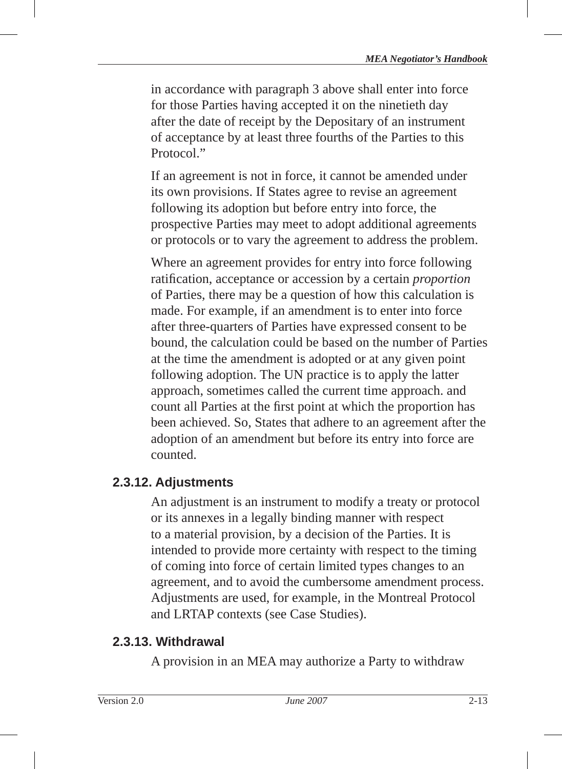in accordance with paragraph 3 above shall enter into force for those Parties having accepted it on the ninetieth day after the date of receipt by the Depositary of an instrument of acceptance by at least three fourths of the Parties to this Protocol."

If an agreement is not in force, it cannot be amended under its own provisions. If States agree to revise an agreement following its adoption but before entry into force, the prospective Parties may meet to adopt additional agreements or protocols or to vary the agreement to address the problem.

Where an agreement provides for entry into force following ratification, acceptance or accession by a certain *proportion* of Parties, there may be a question of how this calculation is made. For example, if an amendment is to enter into force after three-quarters of Parties have expressed consent to be bound, the calculation could be based on the number of Parties at the time the amendment is adopted or at any given point following adoption. The UN practice is to apply the latter approach, sometimes called the current time approach. and count all Parties at the first point at which the proportion has been achieved. So, States that adhere to an agreement after the adoption of an amendment but before its entry into force are counted.

### 2.3.12. Adjustments

An adjustment is an instrument to modify a treaty or protocol or its annexes in a legally binding manner with respect to a material provision, by a decision of the Parties. It is intended to provide more certainty with respect to the timing of coming into force of certain limited types changes to an agreement, and to avoid the cumbersome amendment process. Adjustments are used, for example, in the Montreal Protocol and LRTAP contexts (see Case Studies).

### 2.3.13. Withdrawal

A provision in an MEA may authorize a Party to withdraw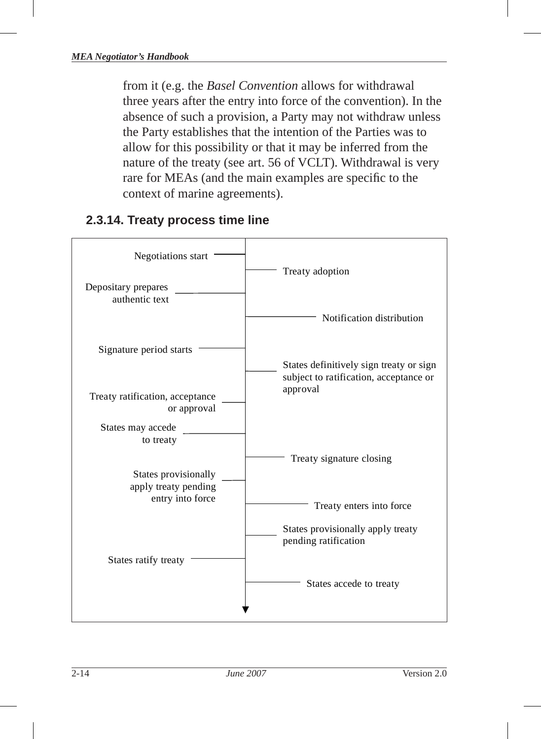from it (e.g. the *Basel Convention* allows for withdrawal three years after the entry into force of the convention). In the absence of such a provision, a Party may not withdraw unless the Party establishes that the intention of the Parties was to allow for this possibility or that it may be inferred from the nature of the treaty (see art. 56 of VCLT). Withdrawal is very rare for MEAs (and the main examples are specific to the context of marine agreements).

### 2.3.14. Treaty process time line

- Negotiations start
- Treaty adoption
- Depositary prepares authentic text
- Notification distribution
- Signature period starts
- States definitively sign treaty or sign subject to ratification, acceptance or approval
- Treaty ratification, acceptance or approval
- States may accede to treaty
- Treaty signature closing
- States provisionally apply treaty pending entry into force
- Treaty enters into force
- States provisionally apply treaty pending ratification
- States ratify treaty
- States accede to treaty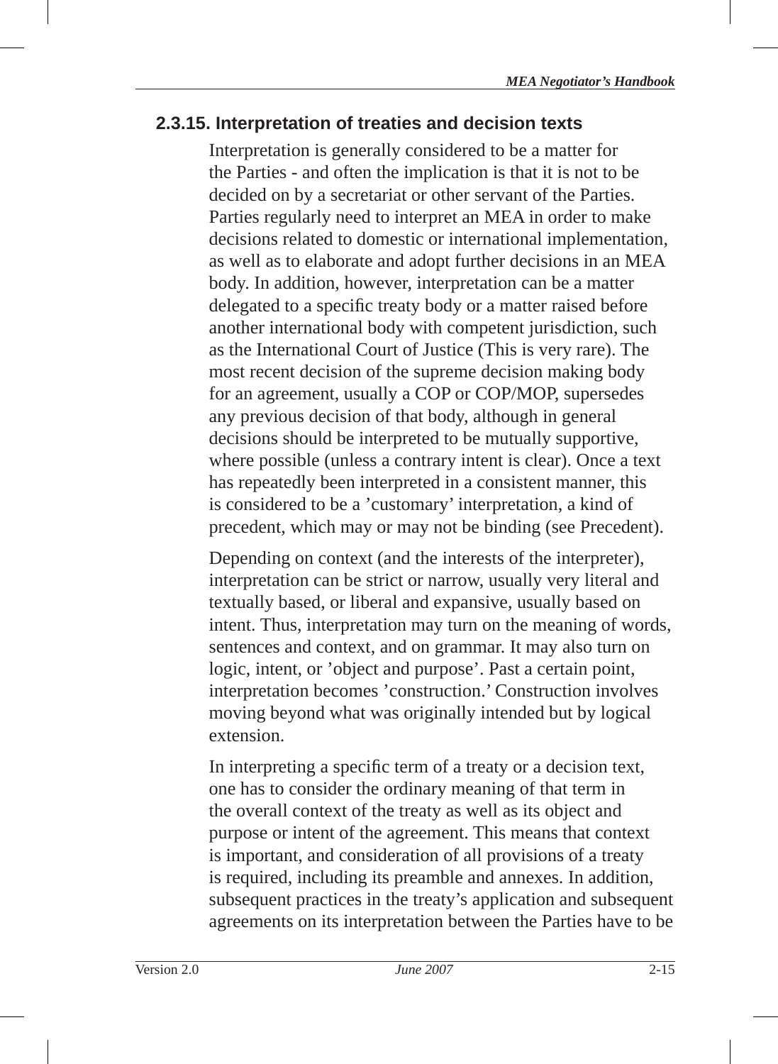### 2.3.15. Interpretation of treaties and decision texts

Interpretation is generally considered to be a matter for the Parties - and often the implication is that it is not to be decided on by a secretariat or other servant of the Parties. Parties regularly need to interpret an MEA in order to make decisions related to domestic or international implementation, as well as to elaborate and adopt further decisions in an MEA body. In addition, however, interpretation can be a matter delegated to a specific treaty body or a matter raised before another international body with competent jurisdiction, such as the International Court of Justice (This is very rare). The most recent decision of the supreme decision making body for an agreement, usually a COP or COP/MOP, supersedes any previous decision of that body, although in general decisions should be interpreted to be mutually supportive, where possible (unless a contrary intent is clear). Once a text has repeatedly been interpreted in a consistent manner, this is considered to be a 'customary' interpretation, a kind of precedent, which may or may not be binding (see Precedent).

Depending on context (and the interests of the interpreter), interpretation can be strict or narrow, usually very literal and textually based, or liberal and expansive, usually based on intent. Thus, interpretation may turn on the meaning of words, sentences and context, and on grammar. It may also turn on logic, intent, or 'object and purpose'. Past a certain point, interpretation becomes 'construction.' Construction involves moving beyond what was originally intended but by logical extension.

In interpreting a specific term of a treaty or a decision text, one has to consider the ordinary meaning of that term in the overall context of the treaty as well as its object and purpose or intent of the agreement. This means that context is important, and consideration of all provisions of a treaty is required, including its preamble and annexes. In addition, subsequent practices in the treaty's application and subsequent agreements on its interpretation between the Parties have to be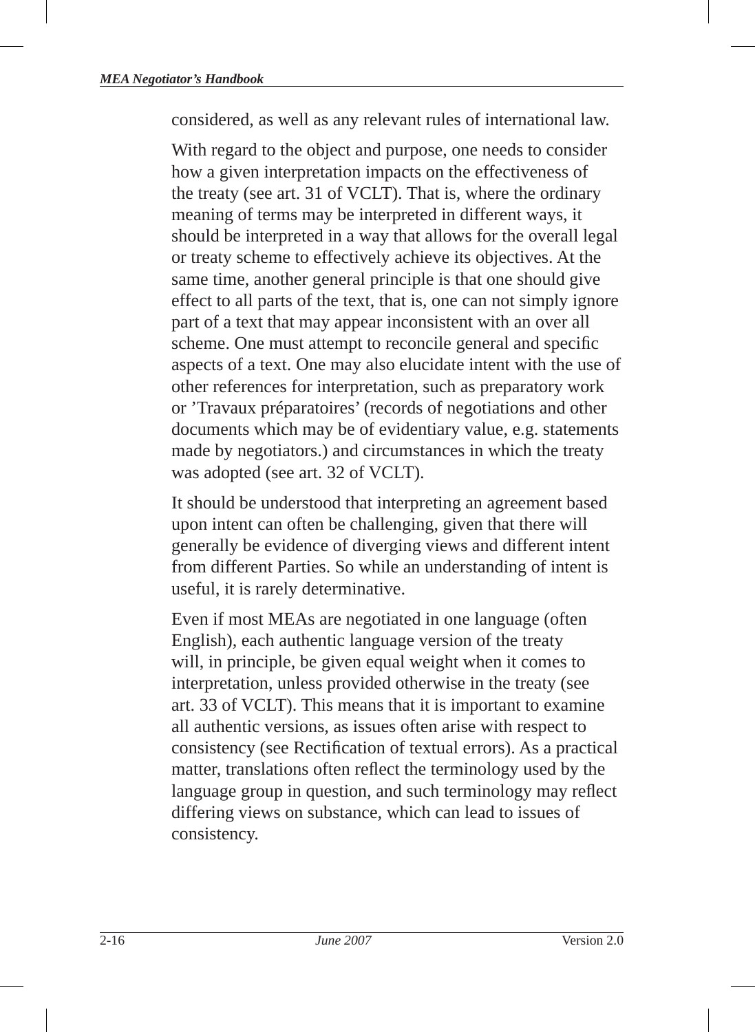considered, as well as any relevant rules of international law.

With regard to the object and purpose, one needs to consider how a given interpretation impacts on the effectiveness of the treaty (see art. 31 of VCLT). That is, where the ordinary meaning of terms may be interpreted in different ways, it should be interpreted in a way that allows for the overall legal or treaty scheme to effectively achieve its objectives. At the same time, another general principle is that one should give effect to all parts of the text, that is, one can not simply ignore part of a text that may appear inconsistent with an over all scheme. One must attempt to reconcile general and specific aspects of a text. One may also elucidate intent with the use of other references for interpretation, such as preparatory work or 'Travaux préparatoires' (records of negotiations and other documents which may be of evidentiary value, e.g. statements made by negotiators.) and circumstances in which the treaty was adopted (see art. 32 of VCLT).

It should be understood that interpreting an agreement based upon intent can often be challenging, given that there will generally be evidence of diverging views and different intent from different Parties. So while an understanding of intent is useful, it is rarely determinative.

Even if most MEAs are negotiated in one language (often English), each authentic language version of the treaty will, in principle, be given equal weight when it comes to interpretation, unless provided otherwise in the treaty (see art. 33 of VCLT). This means that it is important to examine all authentic versions, as issues often arise with respect to consistency (see Rectification of textual errors). As a practical matter, translations often reflect the terminology used by the language group in question, and such terminology may reflect differing views on substance, which can lead to issues of consistency.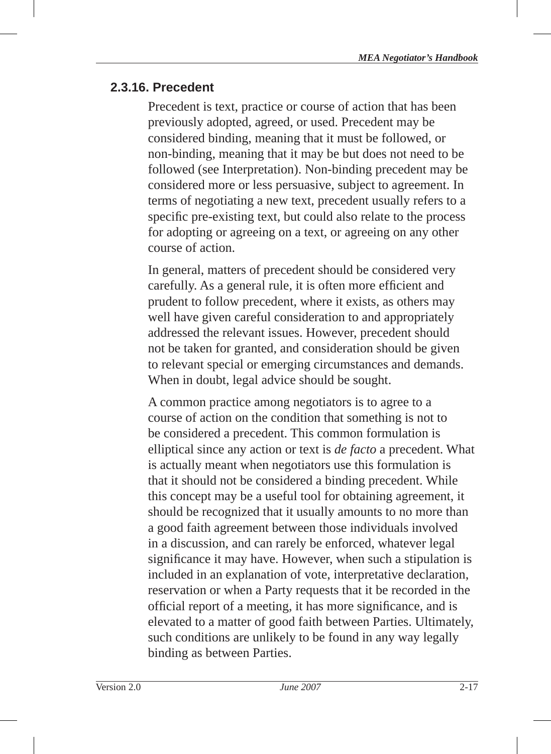### 2.3.16. Precedent

Precedent is text, practice or course of action that has been previously adopted, agreed, or used. Precedent may be considered binding, meaning that it must be followed, or non-binding, meaning that it may be but does not need to be followed (see Interpretation). Non-binding precedent may be considered more or less persuasive, subject to agreement. In terms of negotiating a new text, precedent usually refers to a specific pre-existing text, but could also relate to the process for adopting or agreeing on a text, or agreeing on any other course of action.

In general, matters of precedent should be considered very carefully. As a general rule, it is often more efficient and prudent to follow precedent, where it exists, as others may well have given careful consideration to and appropriately addressed the relevant issues. However, precedent should not be taken for granted, and consideration should be given to relevant special or emerging circumstances and demands. When in doubt, legal advice should be sought.

A common practice among negotiators is to agree to a course of action on the condition that something is not to be considered a precedent. This common formulation is elliptical since any action or text is *de facto* a precedent. What is actually meant when negotiators use this formulation is that it should not be considered a binding precedent. While this concept may be a useful tool for obtaining agreement, it should be recognized that it usually amounts to no more than a good faith agreement between those individuals involved in a discussion, and can rarely be enforced, whatever legal significance it may have. However, when such a stipulation is included in an explanation of vote, interpretative declaration, reservation or when a Party requests that it be recorded in the official report of a meeting, it has more significance, and is elevated to a matter of good faith between Parties. Ultimately, such conditions are unlikely to be found in any way legally binding as between Parties.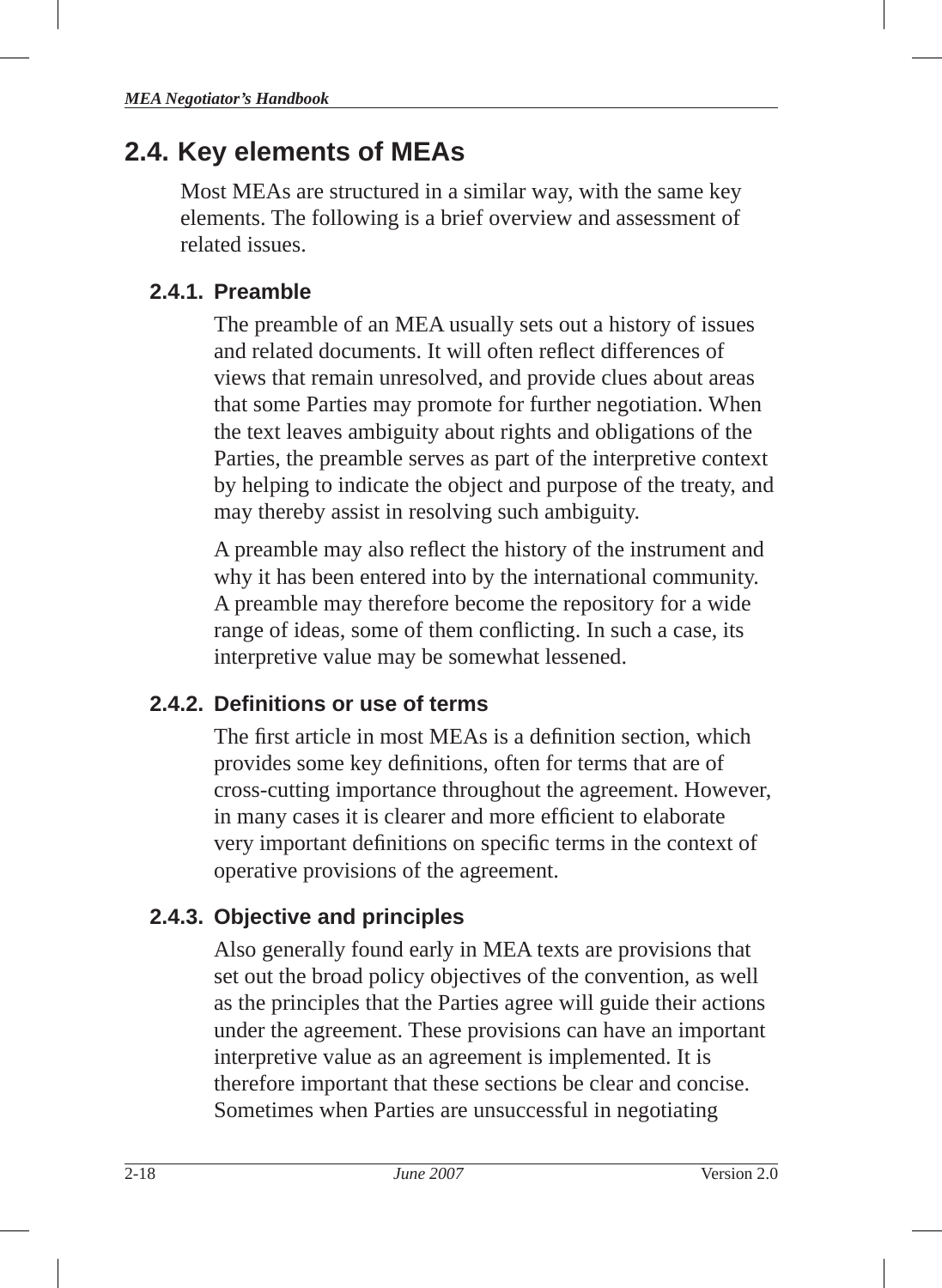## 2.4. Key elements of MEAs

Most MEAs are structured in a similar way, with the same key elements. The following is a brief overview and assessment of related issues.

### 2.4.1. Preamble

The preamble of an MEA usually sets out a history of issues and related documents. It will often reflect differences of views that remain unresolved, and provide clues about areas that some Parties may promote for further negotiation. When the text leaves ambiguity about rights and obligations of the Parties, the preamble serves as part of the interpretive context by helping to indicate the object and purpose of the treaty, and may thereby assist in resolving such ambiguity.

A preamble may also reflect the history of the instrument and why it has been entered into by the international community. A preamble may therefore become the repository for a wide range of ideas, some of them conflicting. In such a case, its interpretive value may be somewhat lessened.

### 2.4.2. Definitions or use of terms

The first article in most MEAs is a definition section, which provides some key definitions, often for terms that are of cross-cutting importance throughout the agreement. However, in many cases it is clearer and more efficient to elaborate very important definitions on specific terms in the context of operative provisions of the agreement.

### 2.4.3. Objective and principles

Also generally found early in MEA texts are provisions that set out the broad policy objectives of the convention, as well as the principles that the Parties agree will guide their actions under the agreement. These provisions can have an important interpretive value as an agreement is implemented. It is therefore important that these sections be clear and concise. Sometimes when Parties are unsuccessful in negotiating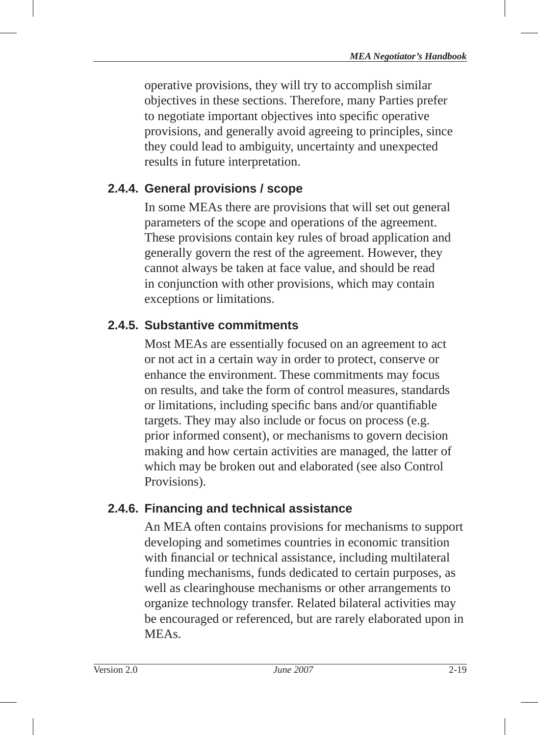operative provisions, they will try to accomplish similar objectives in these sections. Therefore, many Parties prefer to negotiate important objectives into specific operative provisions, and generally avoid agreeing to principles, since they could lead to ambiguity, uncertainty and unexpected results in future interpretation.

### 2.4.4. General provisions / scope

In some MEAs there are provisions that will set out general parameters of the scope and operations of the agreement. These provisions contain key rules of broad application and generally govern the rest of the agreement. However, they cannot always be taken at face value, and should be read in conjunction with other provisions, which may contain exceptions or limitations.

### 2.4.5. Substantive commitments

Most MEAs are essentially focused on an agreement to act or not act in a certain way in order to protect, conserve or enhance the environment. These commitments may focus on results, and take the form of control measures, standards or limitations, including specific bans and/or quantifiable targets. They may also include or focus on process (e.g. prior informed consent), or mechanisms to govern decision making and how certain activities are managed, the latter of which may be broken out and elaborated (see also Control Provisions).

### 2.4.6. Financing and technical assistance

An MEA often contains provisions for mechanisms to support developing and sometimes countries in economic transition with financial or technical assistance, including multilateral funding mechanisms, funds dedicated to certain purposes, as well as clearinghouse mechanisms or other arrangements to organize technology transfer. Related bilateral activities may be encouraged or referenced, but are rarely elaborated upon in MEAs.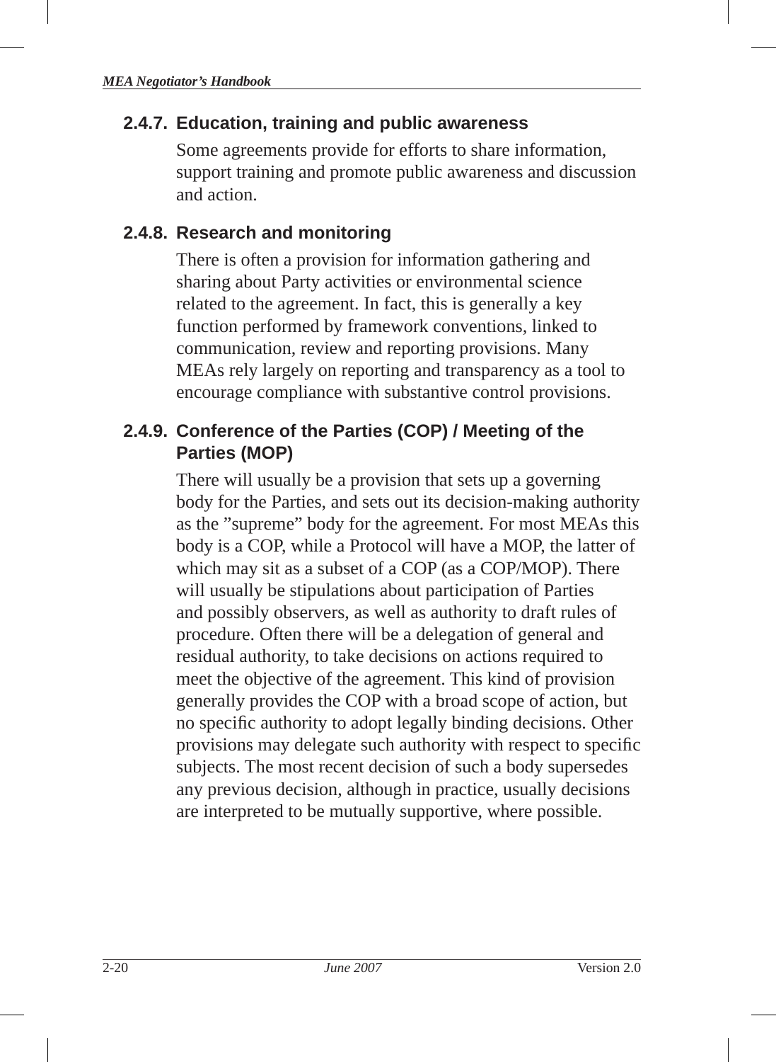### 2.4.7. Education, training and public awareness

Some agreements provide for efforts to share information, support training and promote public awareness and discussion and action.

### 2.4.8. Research and monitoring

There is often a provision for information gathering and sharing about Party activities or environmental science related to the agreement. In fact, this is generally a key function performed by framework conventions, linked to communication, review and reporting provisions. Many MEAs rely largely on reporting and transparency as a tool to encourage compliance with substantive control provisions.

### 2.4.9. Conference of the Parties (COP) / Meeting of the Parties (MOP)

There will usually be a provision that sets up a governing body for the Parties, and sets out its decision-making authority as the "supreme" body for the agreement. For most MEAs this body is a COP, while a Protocol will have a MOP, the latter of which may sit as a subset of a COP (as a COP/MOP). There will usually be stipulations about participation of Parties and possibly observers, as well as authority to draft rules of procedure. Often there will be a delegation of general and residual authority, to take decisions on actions required to meet the objective of the agreement. This kind of provision generally provides the COP with a broad scope of action, but no specific authority to adopt legally binding decisions. Other provisions may delegate such authority with respect to specific subjects. The most recent decision of such a body supersedes any previous decision, although in practice, usually decisions are interpreted to be mutually supportive, where possible.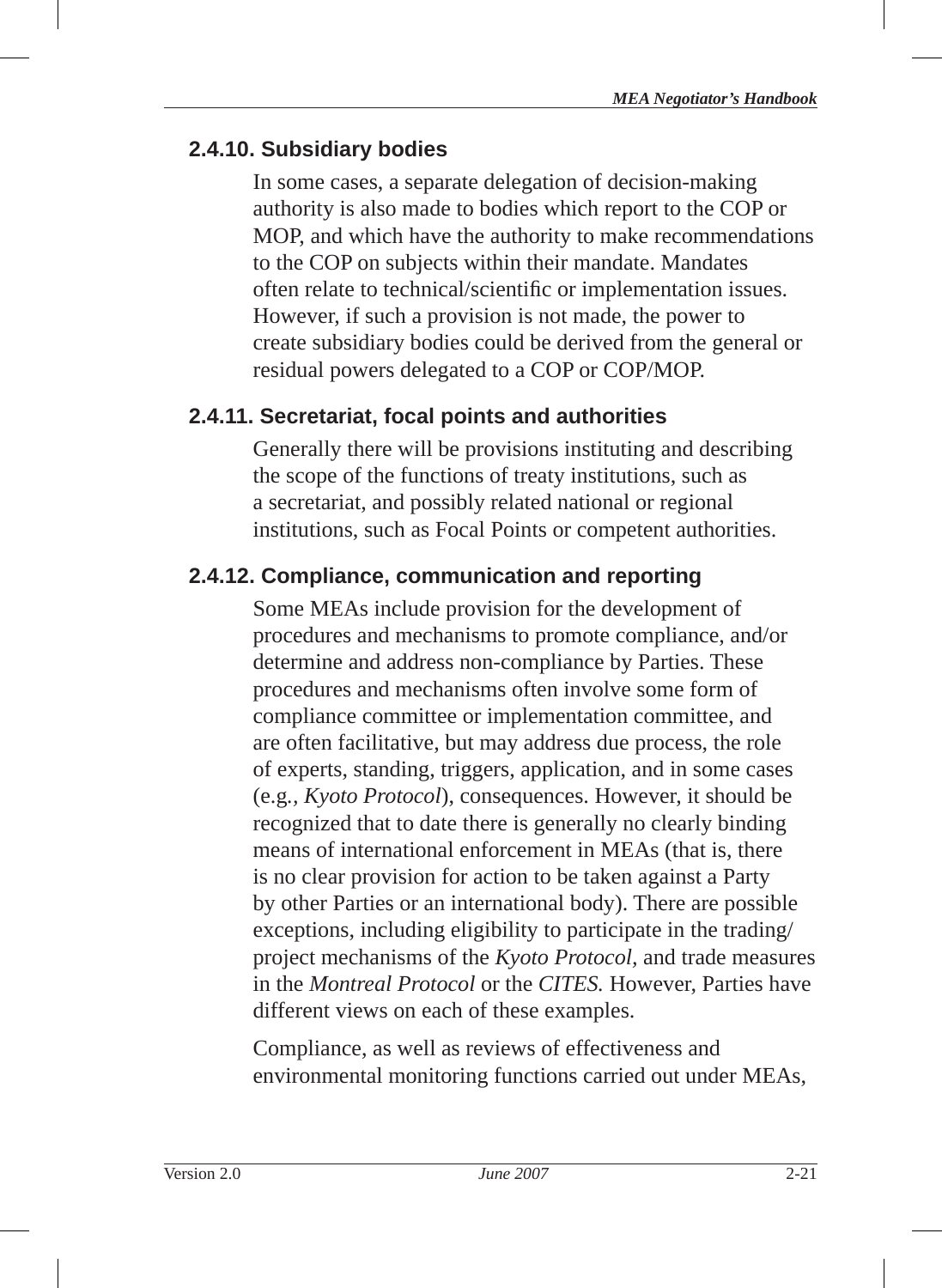### 2.4.10. Subsidiary bodies

In some cases, a separate delegation of decision-making authority is also made to bodies which report to the COP or MOP, and which have the authority to make recommendations to the COP on subjects within their mandate. Mandates often relate to technical/scientific or implementation issues. However, if such a provision is not made, the power to create subsidiary bodies could be derived from the general or residual powers delegated to a COP or COP/MOP.

### 2.4.11. Secretariat, focal points and authorities

Generally there will be provisions instituting and describing the scope of the functions of treaty institutions, such as a secretariat, and possibly related national or regional institutions, such as Focal Points or competent authorities.

### 2.4.12. Compliance, communication and reporting

Some MEAs include provision for the development of procedures and mechanisms to promote compliance, and/or determine and address non-compliance by Parties. These procedures and mechanisms often involve some form of compliance committee or implementation committee, and are often facilitative, but may address due process, the role of experts, standing, triggers, application, and in some cases (e.g., *Kyoto Protocol*), consequences. However, it should be recognized that to date there is generally no clearly binding means of international enforcement in MEAs (that is, there is no clear provision for action to be taken against a Party by other Parties or an international body). There are possible exceptions, including eligibility to participate in the trading/project mechanisms of the *Kyoto Protocol*, and trade measures in the *Montreal Protocol* or the *CITES.* However, Parties have different views on each of these examples.

Compliance, as well as reviews of effectiveness and environmental monitoring functions carried out under MEAs,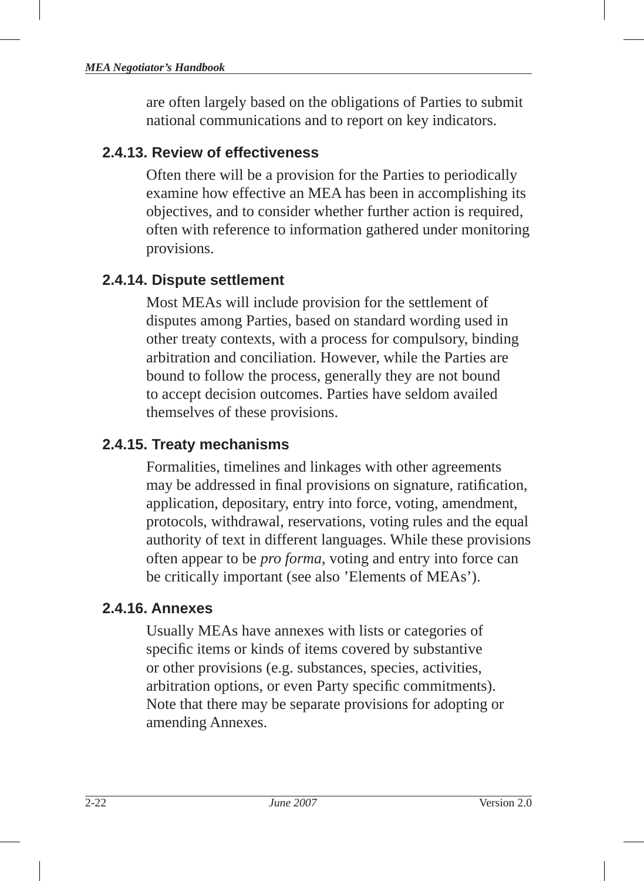are often largely based on the obligations of Parties to submit national communications and to report on key indicators.

### 2.4.13. Review of effectiveness

Often there will be a provision for the Parties to periodically examine how effective an MEA has been in accomplishing its objectives, and to consider whether further action is required, often with reference to information gathered under monitoring provisions.

### 2.4.14. Dispute settlement

Most MEAs will include provision for the settlement of disputes among Parties, based on standard wording used in other treaty contexts, with a process for compulsory, binding arbitration and conciliation. However, while the Parties are bound to follow the process, generally they are not bound to accept decision outcomes. Parties have seldom availed themselves of these provisions.

### 2.4.15. Treaty mechanisms

Formalities, timelines and linkages with other agreements may be addressed in final provisions on signature, ratification, application, depositary, entry into force, voting, amendment, protocols, withdrawal, reservations, voting rules and the equal authority of text in different languages. While these provisions often appear to be *pro forma*, voting and entry into force can be critically important (see also 'Elements of MEAs').

### 2.4.16. Annexes

Usually MEAs have annexes with lists or categories of specific items or kinds of items covered by substantive or other provisions (e.g. substances, species, activities, arbitration options, or even Party specific commitments). Note that there may be separate provisions for adopting or amending Annexes.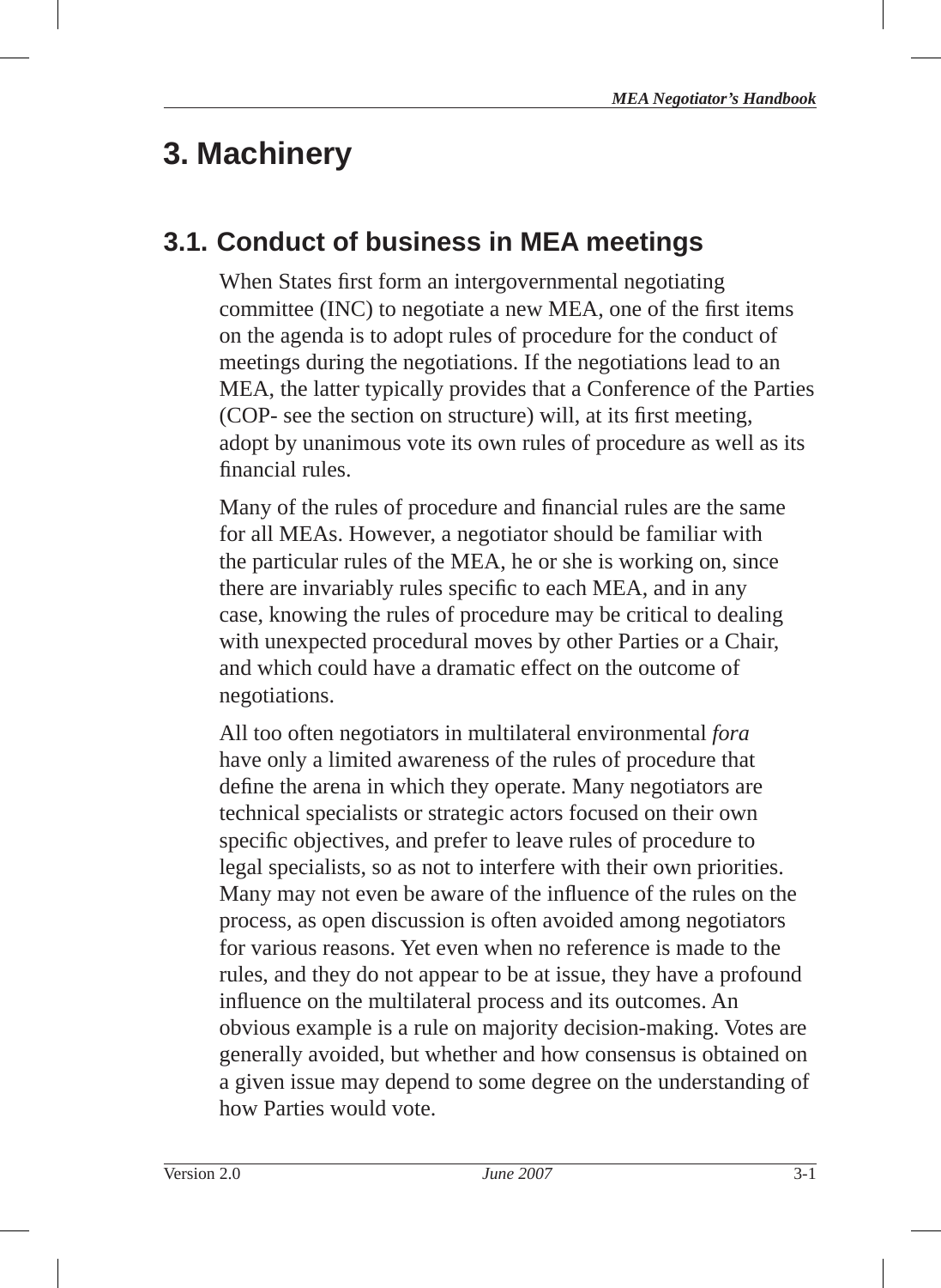# 3. Machinery

## 3.1. Conduct of business in MEA meetings

When States first form an intergovernmental negotiating committee (INC) to negotiate a new MEA, one of the first items on the agenda is to adopt rules of procedure for the conduct of meetings during the negotiations. If the negotiations lead to an MEA, the latter typically provides that a Conference of the Parties (COP- see the section on structure) will, at its first meeting, adopt by unanimous vote its own rules of procedure as well as its financial rules.

Many of the rules of procedure and financial rules are the same for all MEAs. However, a negotiator should be familiar with the particular rules of the MEA, he or she is working on, since there are invariably rules specific to each MEA, and in any case, knowing the rules of procedure may be critical to dealing with unexpected procedural moves by other Parties or a Chair, and which could have a dramatic effect on the outcome of negotiations.

All too often negotiators in multilateral environmental *fora* have only a limited awareness of the rules of procedure that define the arena in which they operate. Many negotiators are technical specialists or strategic actors focused on their own specific objectives, and prefer to leave rules of procedure to legal specialists, so as not to interfere with their own priorities. Many may not even be aware of the influence of the rules on the process, as open discussion is often avoided among negotiators for various reasons. Yet even when no reference is made to the rules, and they do not appear to be at issue, they have a profound influence on the multilateral process and its outcomes. An obvious example is a rule on majority decision-making. Votes are generally avoided, but whether and how consensus is obtained on a given issue may depend to some degree on the understanding of how Parties would vote.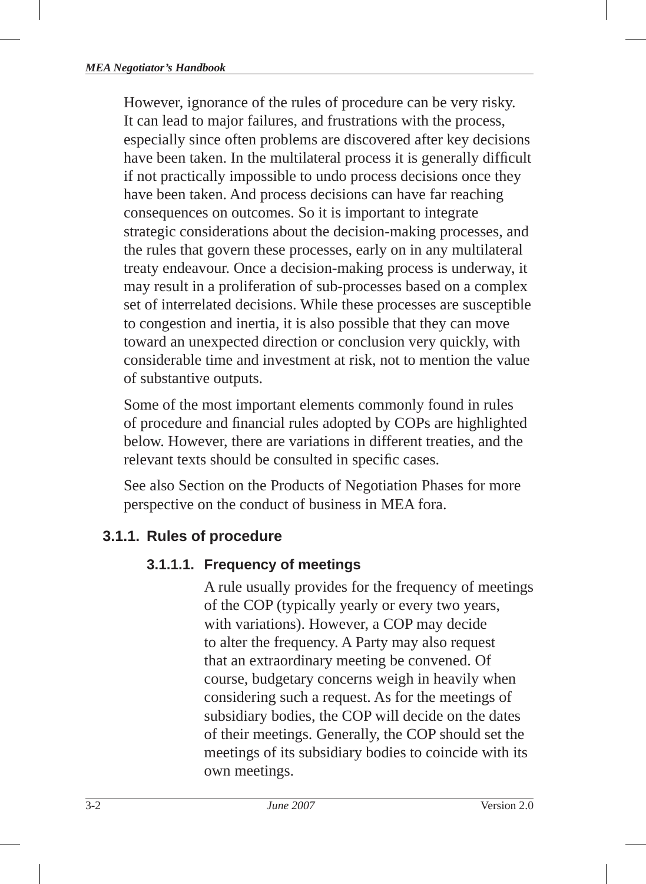However, ignorance of the rules of procedure can be very risky. It can lead to major failures, and frustrations with the process, especially since often problems are discovered after key decisions have been taken. In the multilateral process it is generally difficult if not practically impossible to undo process decisions once they have been taken. And process decisions can have far reaching consequences on outcomes. So it is important to integrate strategic considerations about the decision-making processes, and the rules that govern these processes, early on in any multilateral treaty endeavour. Once a decision-making process is underway, it may result in a proliferation of sub-processes based on a complex set of interrelated decisions. While these processes are susceptible to congestion and inertia, it is also possible that they can move toward an unexpected direction or conclusion very quickly, with considerable time and investment at risk, not to mention the value of substantive outputs.

Some of the most important elements commonly found in rules of procedure and financial rules adopted by COPs are highlighted below. However, there are variations in different treaties, and the relevant texts should be consulted in specific cases.

See also Section on the Products of Negotiation Phases for more perspective on the conduct of business in MEA fora.

### 3.1.1. Rules of procedure

#### 3.1.1.1. Frequency of meetings

A rule usually provides for the frequency of meetings of the COP (typically yearly or every two years, with variations). However, a COP may decide to alter the frequency. A Party may also request that an extraordinary meeting be convened. Of course, budgetary concerns weigh in heavily when considering such a request. As for the meetings of subsidiary bodies, the COP will decide on the dates of their meetings. Generally, the COP should set the meetings of its subsidiary bodies to coincide with its own meetings.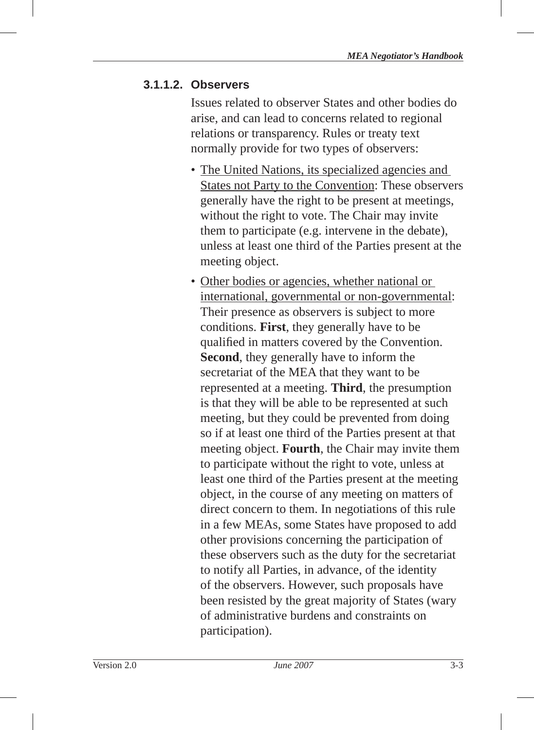#### 3.1.1.2. Observers

Issues related to observer States and other bodies do arise, and can lead to concerns related to regional relations or transparency. Rules or treaty text normally provide for two types of observers:

- The United Nations, its specialized agencies and States not Party to the Convention: These observers generally have the right to be present at meetings, without the right to vote. The Chair may invite them to participate (e.g. intervene in the debate), unless at least one third of the Parties present at the meeting object.
- Other bodies or agencies, whether national or international, governmental or non-governmental: Their presence as observers is subject to more conditions. **First**, they generally have to be qualified in matters covered by the Convention. **Second**, they generally have to inform the secretariat of the MEA that they want to be represented at a meeting. **Third**, the presumption is that they will be able to be represented at such meeting, but they could be prevented from doing so if at least one third of the Parties present at that meeting object. **Fourth**, the Chair may invite them to participate without the right to vote, unless at least one third of the Parties present at the meeting object, in the course of any meeting on matters of direct concern to them. In negotiations of this rule in a few MEAs, some States have proposed to add other provisions concerning the participation of these observers such as the duty for the secretariat to notify all Parties, in advance, of the identity of the observers. However, such proposals have been resisted by the great majority of States (wary of administrative burdens and constraints on participation).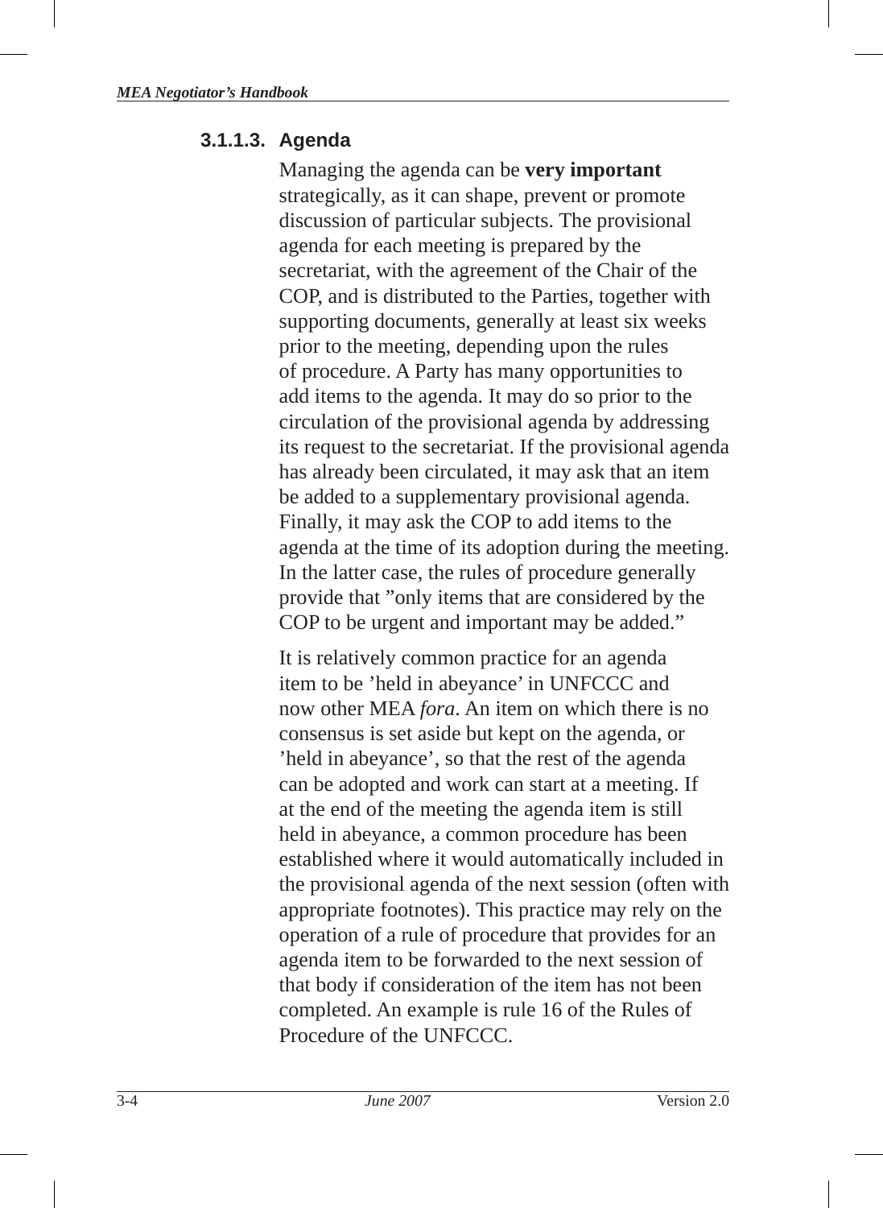#### 3.1.1.3. Agenda

Managing the agenda can be **very important** strategically, as it can shape, prevent or promote discussion of particular subjects. The provisional agenda for each meeting is prepared by the secretariat, with the agreement of the Chair of the COP, and is distributed to the Parties, together with supporting documents, generally at least six weeks prior to the meeting, depending upon the rules of procedure. A Party has many opportunities to add items to the agenda. It may do so prior to the circulation of the provisional agenda by addressing its request to the secretariat. If the provisional agenda has already been circulated, it may ask that an item be added to a supplementary provisional agenda. Finally, it may ask the COP to add items to the agenda at the time of its adoption during the meeting. In the latter case, the rules of procedure generally provide that "only items that are considered by the COP to be urgent and important may be added."

It is relatively common practice for an agenda item to be 'held in abeyance' in UNFCCC and now other MEA *fora*. An item on which there is no consensus is set aside but kept on the agenda, or 'held in abeyance', so that the rest of the agenda can be adopted and work can start at a meeting. If at the end of the meeting the agenda item is still held in abeyance, a common procedure has been established where it would automatically included in the provisional agenda of the next session (often with appropriate footnotes). This practice may rely on the operation of a rule of procedure that provides for an agenda item to be forwarded to the next session of that body if consideration of the item has not been completed. An example is rule 16 of the Rules of Procedure of the UNFCCC.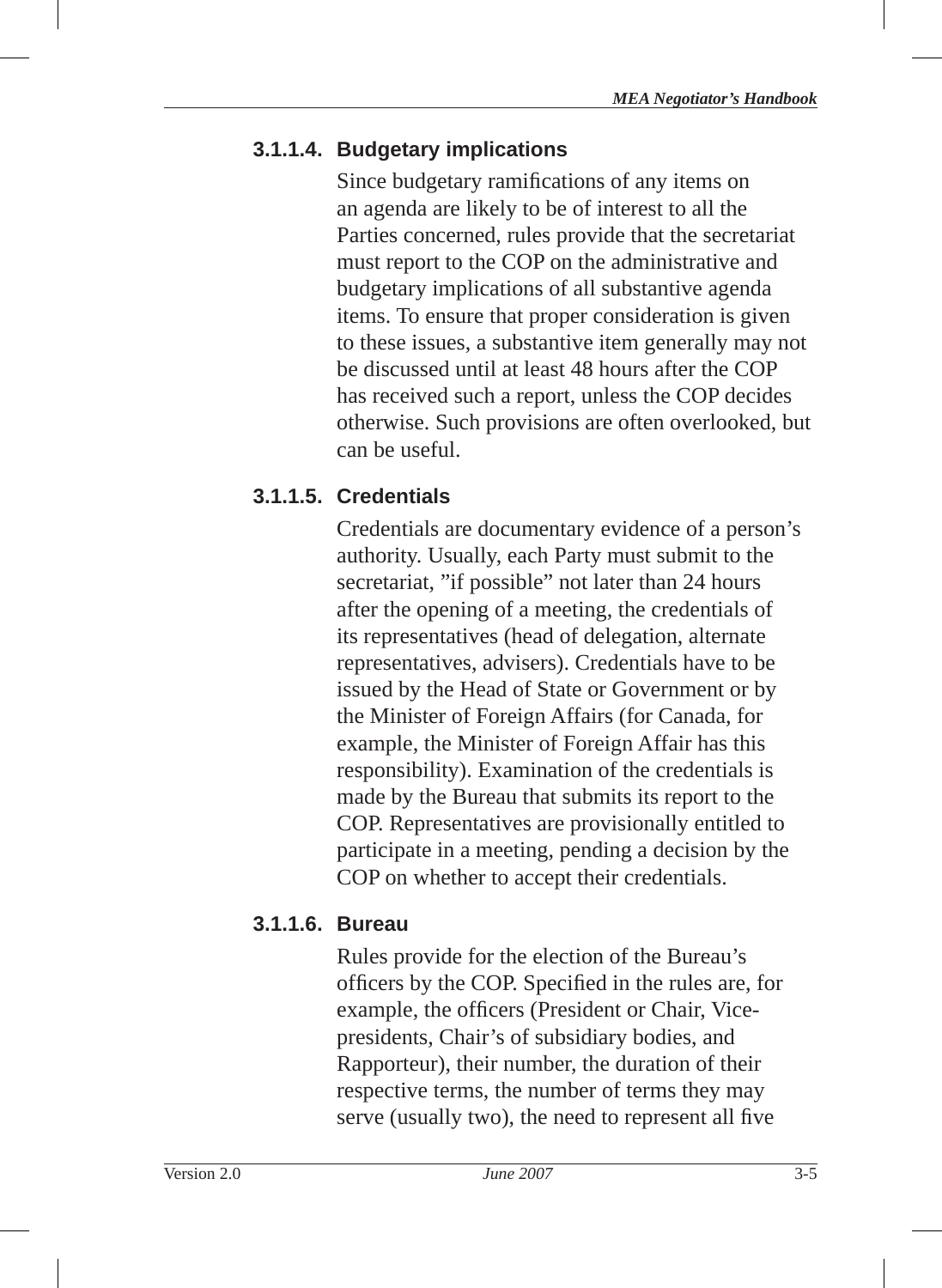#### 3.1.1.4. Budgetary implications

Since budgetary ramifications of any items on an agenda are likely to be of interest to all the Parties concerned, rules provide that the secretariat must report to the COP on the administrative and budgetary implications of all substantive agenda items. To ensure that proper consideration is given to these issues, a substantive item generally may not be discussed until at least 48 hours after the COP has received such a report, unless the COP decides otherwise. Such provisions are often overlooked, but can be useful.

#### 3.1.1.5. Credentials

Credentials are documentary evidence of a person's authority. Usually, each Party must submit to the secretariat, "if possible" not later than 24 hours after the opening of a meeting, the credentials of its representatives (head of delegation, alternate representatives, advisers). Credentials have to be issued by the Head of State or Government or by the Minister of Foreign Affairs (for Canada, for example, the Minister of Foreign Affair has this responsibility). Examination of the credentials is made by the Bureau that submits its report to the COP. Representatives are provisionally entitled to participate in a meeting, pending a decision by the COP on whether to accept their credentials.

#### 3.1.1.6. Bureau

Rules provide for the election of the Bureau's officers by the COP. Specified in the rules are, for example, the officers (President or Chair, Vice-presidents, Chair's of subsidiary bodies, and Rapporteur), their number, the duration of their respective terms, the number of terms they may serve (usually two), the need to represent all five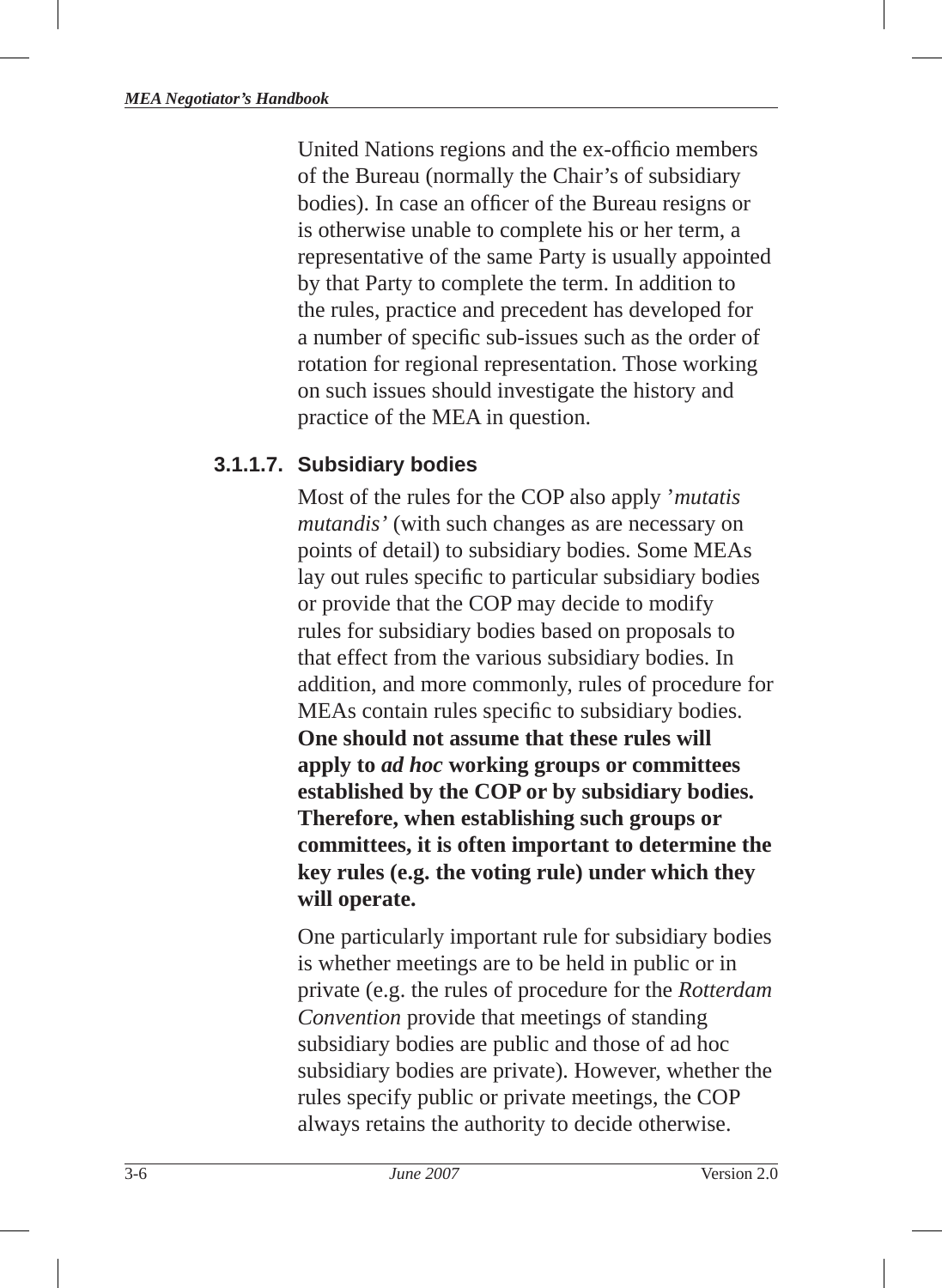United Nations regions and the ex-officio members of the Bureau (normally the Chair's of subsidiary bodies). In case an officer of the Bureau resigns or is otherwise unable to complete his or her term, a representative of the same Party is usually appointed by that Party to complete the term. In addition to the rules, practice and precedent has developed for a number of specific sub-issues such as the order of rotation for regional representation. Those working on such issues should investigate the history and practice of the MEA in question.

#### 3.1.1.7. Subsidiary bodies

Most of the rules for the COP also apply '*mutatis mutandis'* (with such changes as are necessary on points of detail) to subsidiary bodies. Some MEAs lay out rules specific to particular subsidiary bodies or provide that the COP may decide to modify rules for subsidiary bodies based on proposals to that effect from the various subsidiary bodies. In addition, and more commonly, rules of procedure for MEAs contain rules specific to subsidiary bodies. **One should not assume that these rules will apply to *ad hoc* working groups or committees established by the COP or by subsidiary bodies. Therefore, when establishing such groups or committees, it is often important to determine the key rules (e.g. the voting rule) under which they will operate.**

One particularly important rule for subsidiary bodies is whether meetings are to be held in public or in private (e.g. the rules of procedure for the *Rotterdam Convention* provide that meetings of standing subsidiary bodies are public and those of ad hoc subsidiary bodies are private). However, whether the rules specify public or private meetings, the COP always retains the authority to decide otherwise.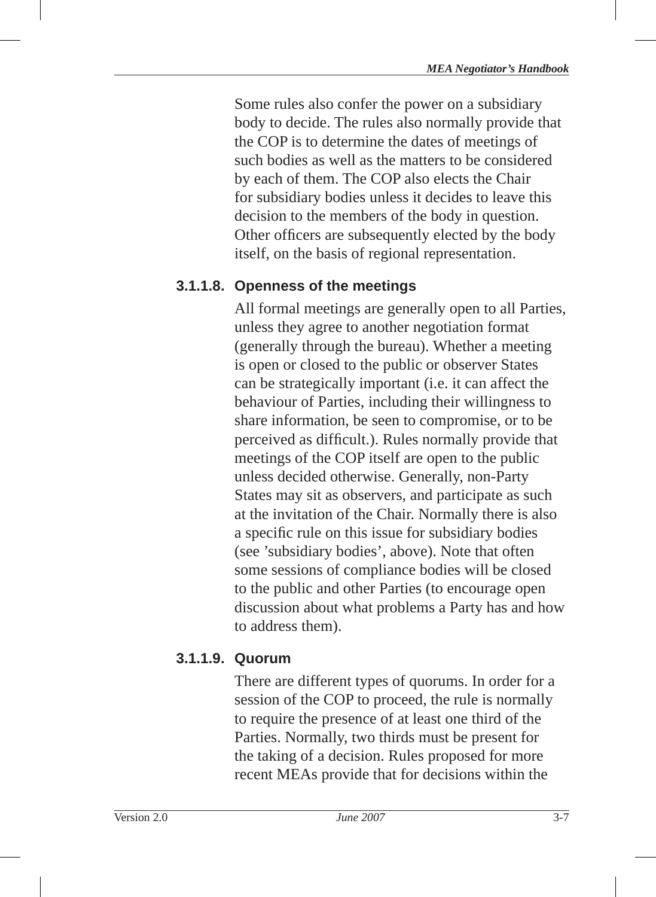Some rules also confer the power on a subsidiary body to decide. The rules also normally provide that the COP is to determine the dates of meetings of such bodies as well as the matters to be considered by each of them. The COP also elects the Chair for subsidiary bodies unless it decides to leave this decision to the members of the body in question. Other officers are subsequently elected by the body itself, on the basis of regional representation.

#### 3.1.1.8. Openness of the meetings

All formal meetings are generally open to all Parties, unless they agree to another negotiation format (generally through the bureau). Whether a meeting is open or closed to the public or observer States can be strategically important (i.e. it can affect the behaviour of Parties, including their willingness to share information, be seen to compromise, or to be perceived as difficult.). Rules normally provide that meetings of the COP itself are open to the public unless decided otherwise. Generally, non-Party States may sit as observers, and participate as such at the invitation of the Chair. Normally there is also a specific rule on this issue for subsidiary bodies (see 'subsidiary bodies', above). Note that often some sessions of compliance bodies will be closed to the public and other Parties (to encourage open discussion about what problems a Party has and how to address them).

#### 3.1.1.9. Quorum

There are different types of quorums. In order for a session of the COP to proceed, the rule is normally to require the presence of at least one third of the Parties. Normally, two thirds must be present for the taking of a decision. Rules proposed for more recent MEAs provide that for decisions within the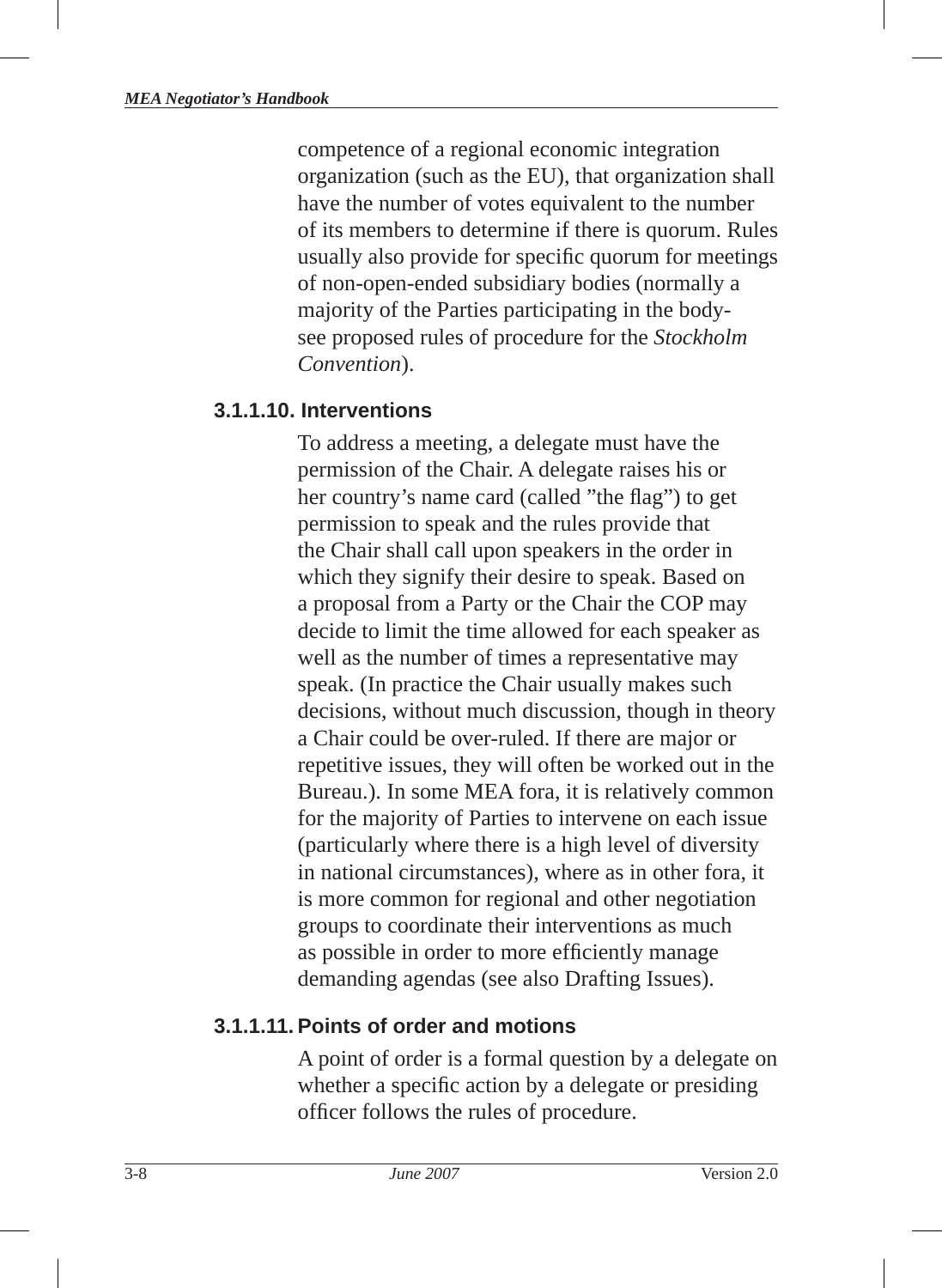competence of a regional economic integration organization (such as the EU), that organization shall have the number of votes equivalent to the number of its members to determine if there is quorum. Rules usually also provide for specific quorum for meetings of non-open-ended subsidiary bodies (normally a majority of the Parties participating in the body- see proposed rules of procedure for the *Stockholm Convention*).

#### 3.1.1.10. Interventions

To address a meeting, a delegate must have the permission of the Chair. A delegate raises his or her country's name card (called "the flag") to get permission to speak and the rules provide that the Chair shall call upon speakers in the order in which they signify their desire to speak. Based on a proposal from a Party or the Chair the COP may decide to limit the time allowed for each speaker as well as the number of times a representative may speak. (In practice the Chair usually makes such decisions, without much discussion, though in theory a Chair could be over-ruled. If there are major or repetitive issues, they will often be worked out in the Bureau.). In some MEA fora, it is relatively common for the majority of Parties to intervene on each issue (particularly where there is a high level of diversity in national circumstances), where as in other fora, it is more common for regional and other negotiation groups to coordinate their interventions as much as possible in order to more efficiently manage demanding agendas (see also Drafting Issues).

#### 3.1.1.11. Points of order and motions

A point of order is a formal question by a delegate on whether a specific action by a delegate or presiding officer follows the rules of procedure.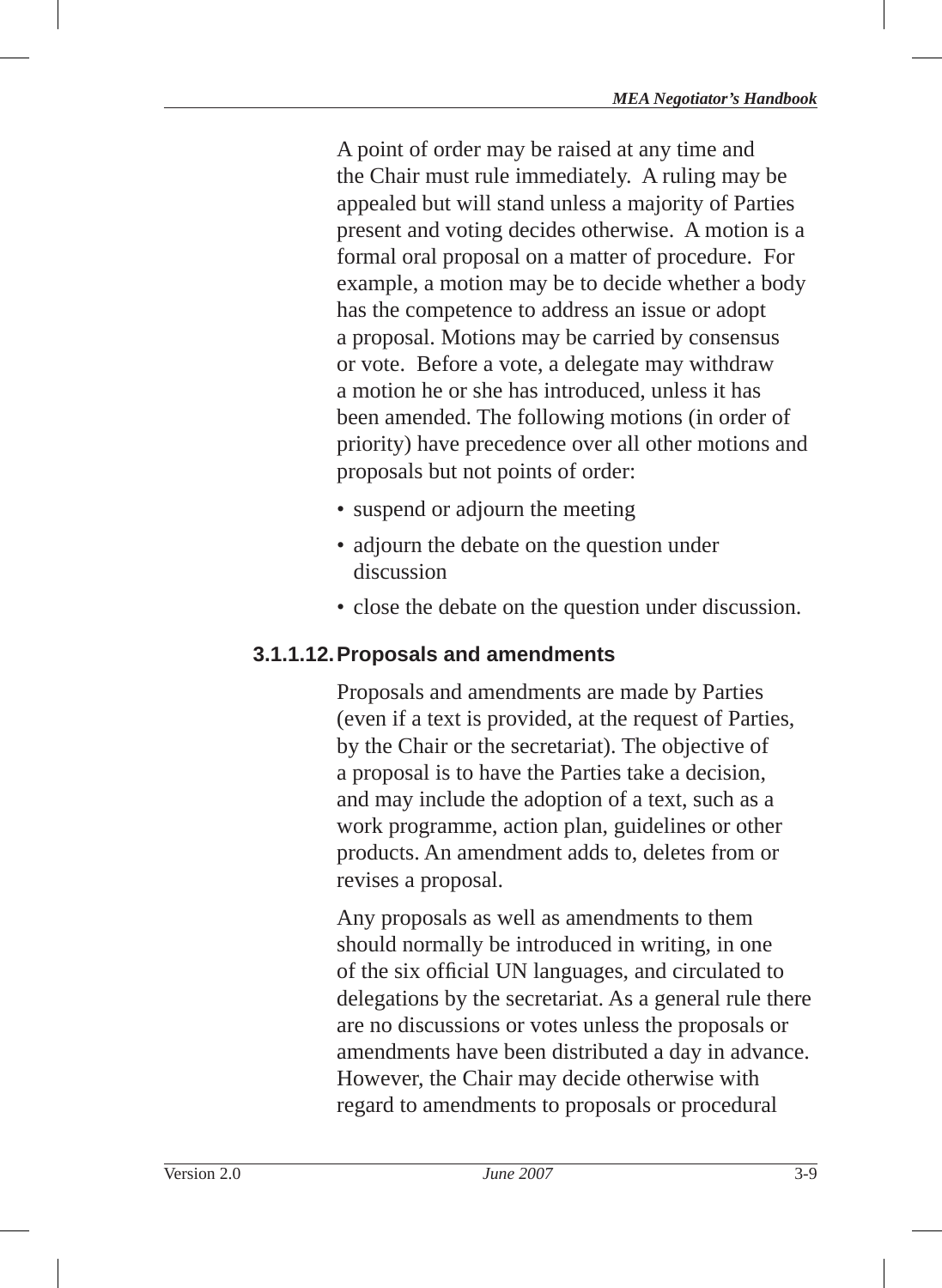A point of order may be raised at any time and the Chair must rule immediately. A ruling may be appealed but will stand unless a majority of Parties present and voting decides otherwise. A motion is a formal oral proposal on a matter of procedure. For example, a motion may be to decide whether a body has the competence to address an issue or adopt a proposal. Motions may be carried by consensus or vote. Before a vote, a delegate may withdraw a motion he or she has introduced, unless it has been amended. The following motions (in order of priority) have precedence over all other motions and proposals but not points of order:

- suspend or adjourn the meeting
- adjourn the debate on the question under discussion
- close the debate on the question under discussion.

#### 3.1.1.12. Proposals and amendments

Proposals and amendments are made by Parties (even if a text is provided, at the request of Parties, by the Chair or the secretariat). The objective of a proposal is to have the Parties take a decision, and may include the adoption of a text, such as a work programme, action plan, guidelines or other products. An amendment adds to, deletes from or revises a proposal.

Any proposals as well as amendments to them should normally be introduced in writing, in one of the six official UN languages, and circulated to delegations by the secretariat. As a general rule there are no discussions or votes unless the proposals or amendments have been distributed a day in advance. However, the Chair may decide otherwise with regard to amendments to proposals or procedural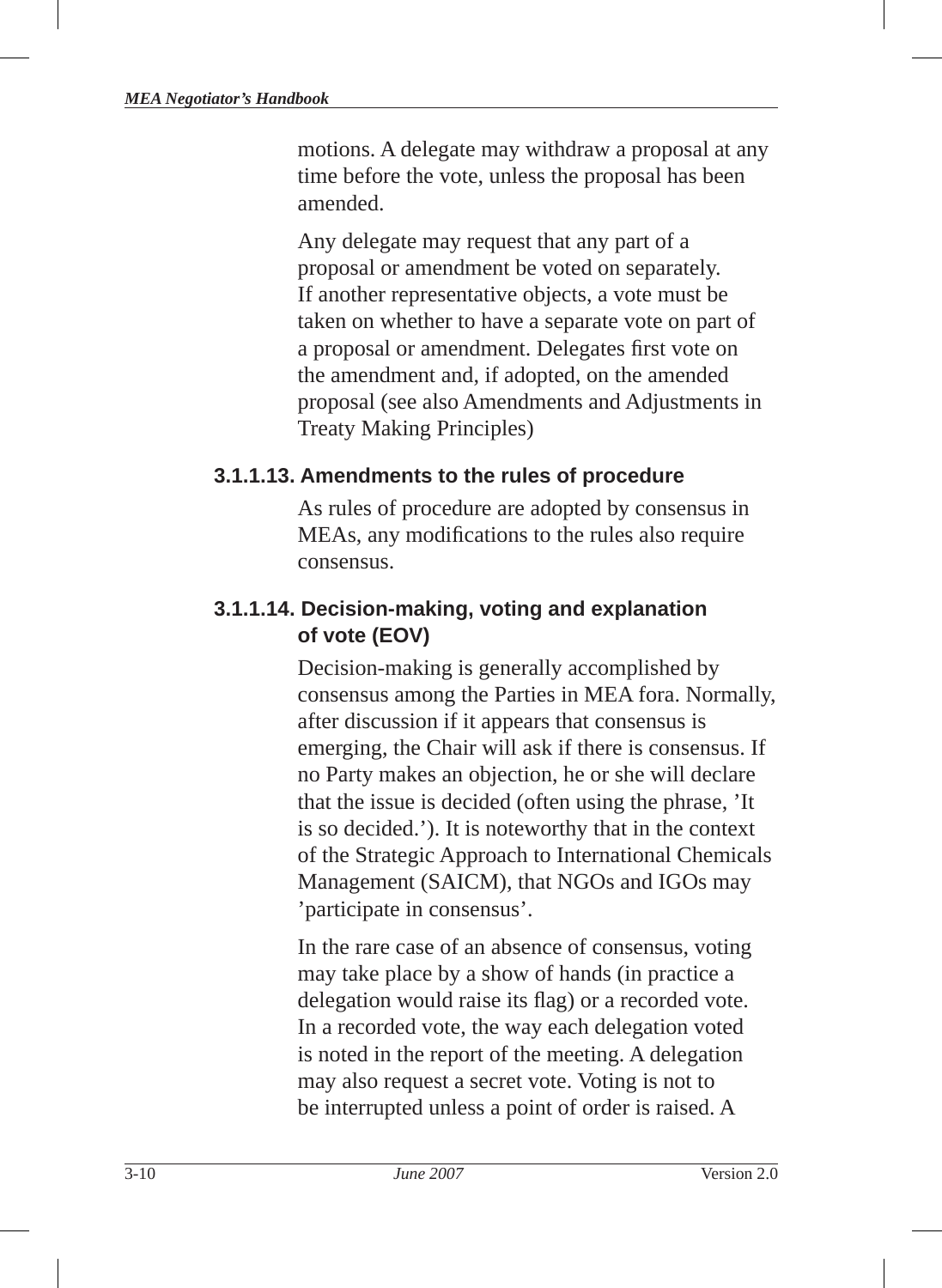motions. A delegate may withdraw a proposal at any time before the vote, unless the proposal has been amended.

Any delegate may request that any part of a proposal or amendment be voted on separately. If another representative objects, a vote must be taken on whether to have a separate vote on part of a proposal or amendment. Delegates first vote on the amendment and, if adopted, on the amended proposal (see also Amendments and Adjustments in Treaty Making Principles)

### 3.1.1.13. Amendments to the rules of procedure

As rules of procedure are adopted by consensus in MEAs, any modifications to the rules also require consensus.

### 3.1.1.14. Decision-making, voting and explanation of vote (EOV)

Decision-making is generally accomplished by consensus among the Parties in MEA fora. Normally, after discussion if it appears that consensus is emerging, the Chair will ask if there is consensus. If no Party makes an objection, he or she will declare that the issue is decided (often using the phrase, 'It is so decided.'). It is noteworthy that in the context of the Strategic Approach to International Chemicals Management (SAICM), that NGOs and IGOs may 'participate in consensus'.

In the rare case of an absence of consensus, voting may take place by a show of hands (in practice a delegation would raise its flag) or a recorded vote. In a recorded vote, the way each delegation voted is noted in the report of the meeting. A delegation may also request a secret vote. Voting is not to be interrupted unless a point of order is raised. A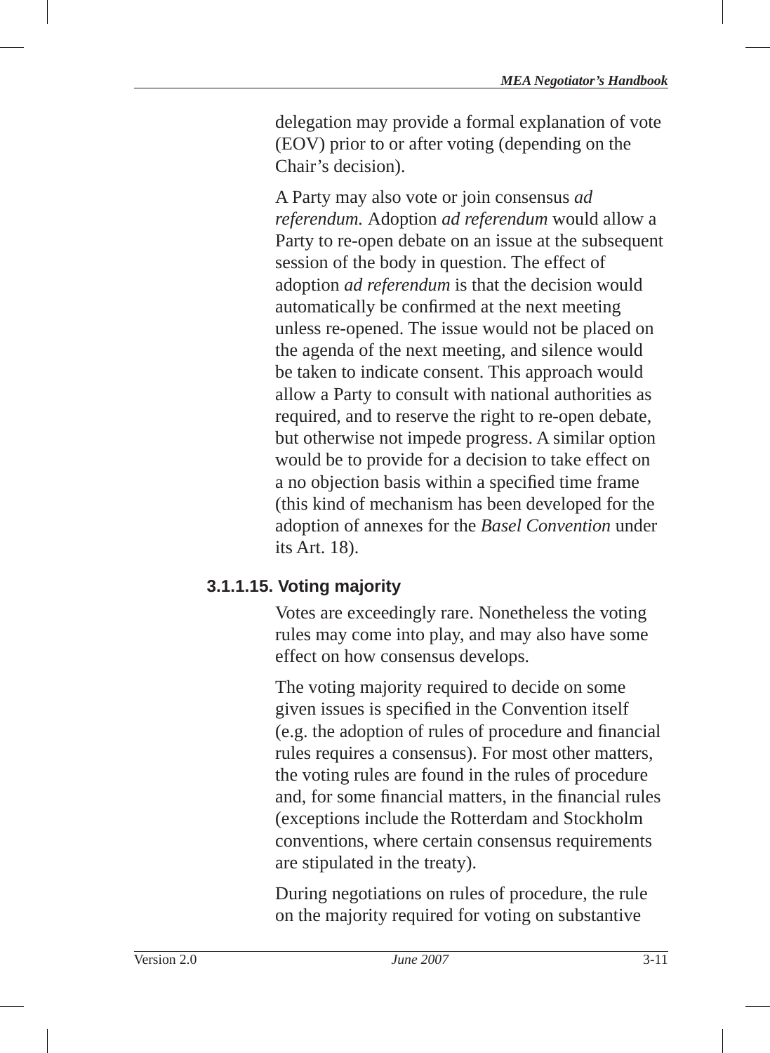delegation may provide a formal explanation of vote (EOV) prior to or after voting (depending on the Chair's decision).

A Party may also vote or join consensus *ad referendum.* Adoption *ad referendum* would allow a Party to re-open debate on an issue at the subsequent session of the body in question. The effect of adoption *ad referendum* is that the decision would automatically be confirmed at the next meeting unless re-opened. The issue would not be placed on the agenda of the next meeting, and silence would be taken to indicate consent. This approach would allow a Party to consult with national authorities as required, and to reserve the right to re-open debate, but otherwise not impede progress. A similar option would be to provide for a decision to take effect on a no objection basis within a specified time frame (this kind of mechanism has been developed for the adoption of annexes for the *Basel Convention* under its Art. 18).

#### 3.1.1.15. Voting majority

Votes are exceedingly rare. Nonetheless the voting rules may come into play, and may also have some effect on how consensus develops.

The voting majority required to decide on some given issues is specified in the Convention itself (e.g. the adoption of rules of procedure and financial rules requires a consensus). For most other matters, the voting rules are found in the rules of procedure and, for some financial matters, in the financial rules (exceptions include the Rotterdam and Stockholm conventions, where certain consensus requirements are stipulated in the treaty).

During negotiations on rules of procedure, the rule on the majority required for voting on substantive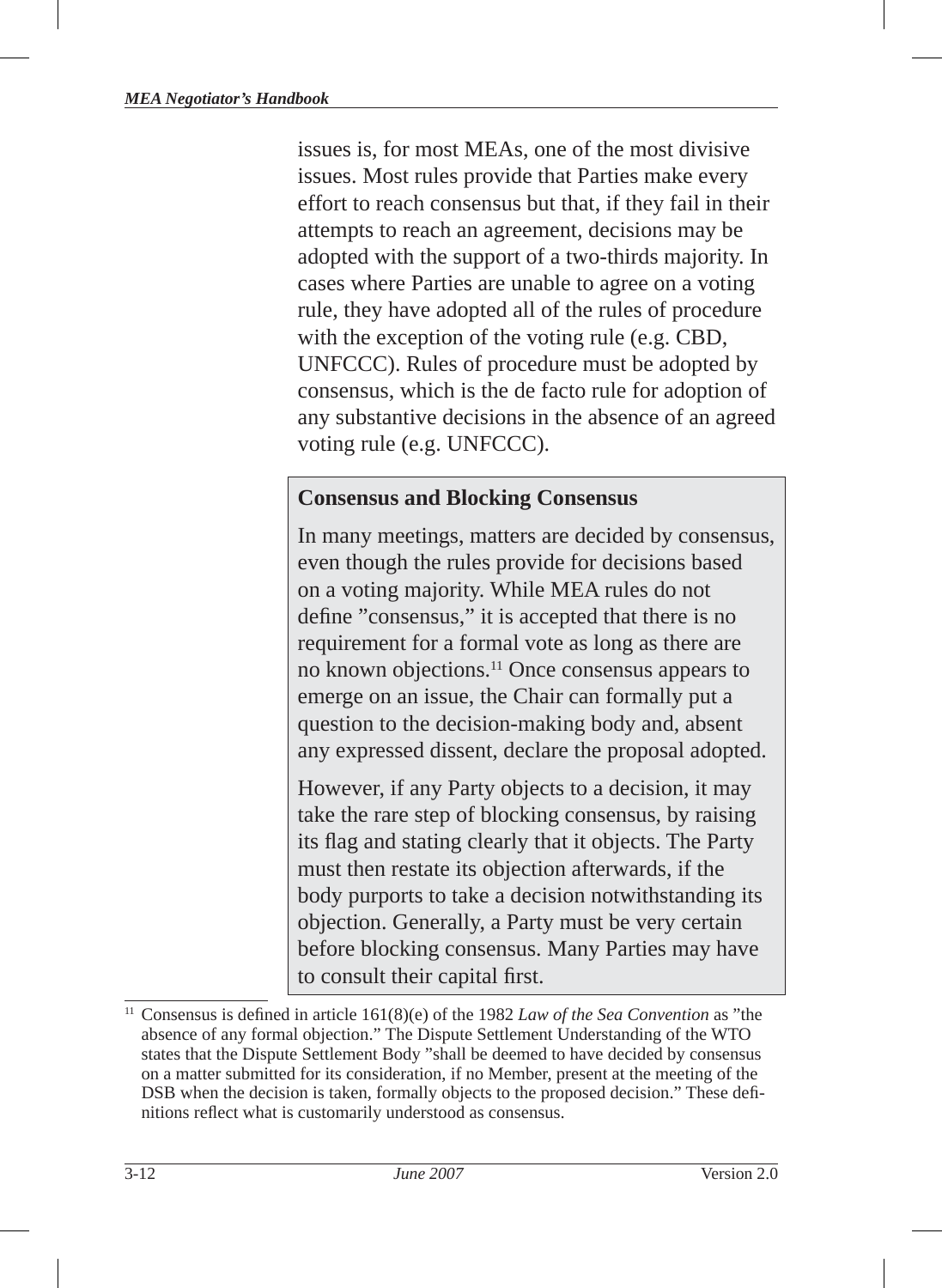issues is, for most MEAs, one of the most divisive issues. Most rules provide that Parties make every effort to reach consensus but that, if they fail in their attempts to reach an agreement, decisions may be adopted with the support of a two-thirds majority. In cases where Parties are unable to agree on a voting rule, they have adopted all of the rules of procedure with the exception of the voting rule (e.g. CBD, UNFCCC). Rules of procedure must be adopted by consensus, which is the de facto rule for adoption of any substantive decisions in the absence of an agreed voting rule (e.g. UNFCCC).

**Consensus and Blocking Consensus**

In many meetings, matters are decided by consensus, even though the rules provide for decisions based on a voting majority. While MEA rules do not define "consensus," it is accepted that there is no requirement for a formal vote as long as there are no known objections.[11] Once consensus appears to emerge on an issue, the Chair can formally put a question to the decision-making body and, absent any expressed dissent, declare the proposal adopted.

However, if any Party objects to a decision, it may take the rare step of blocking consensus, by raising its flag and stating clearly that it objects. The Party must then restate its objection afterwards, if the body purports to take a decision notwithstanding its objection. Generally, a Party must be very certain before blocking consensus. Many Parties may have to consult their capital first.

[11] Consensus is defined in article 161(8)(e) of the 1982 *Law of the Sea Convention* as "the absence of any formal objection." The Dispute Settlement Understanding of the WTO states that the Dispute Settlement Body "shall be deemed to have decided by consensus on a matter submitted for its consideration, if no Member, present at the meeting of the DSB when the decision is taken, formally objects to the proposed decision." These definitions reflect what is customarily understood as consensus.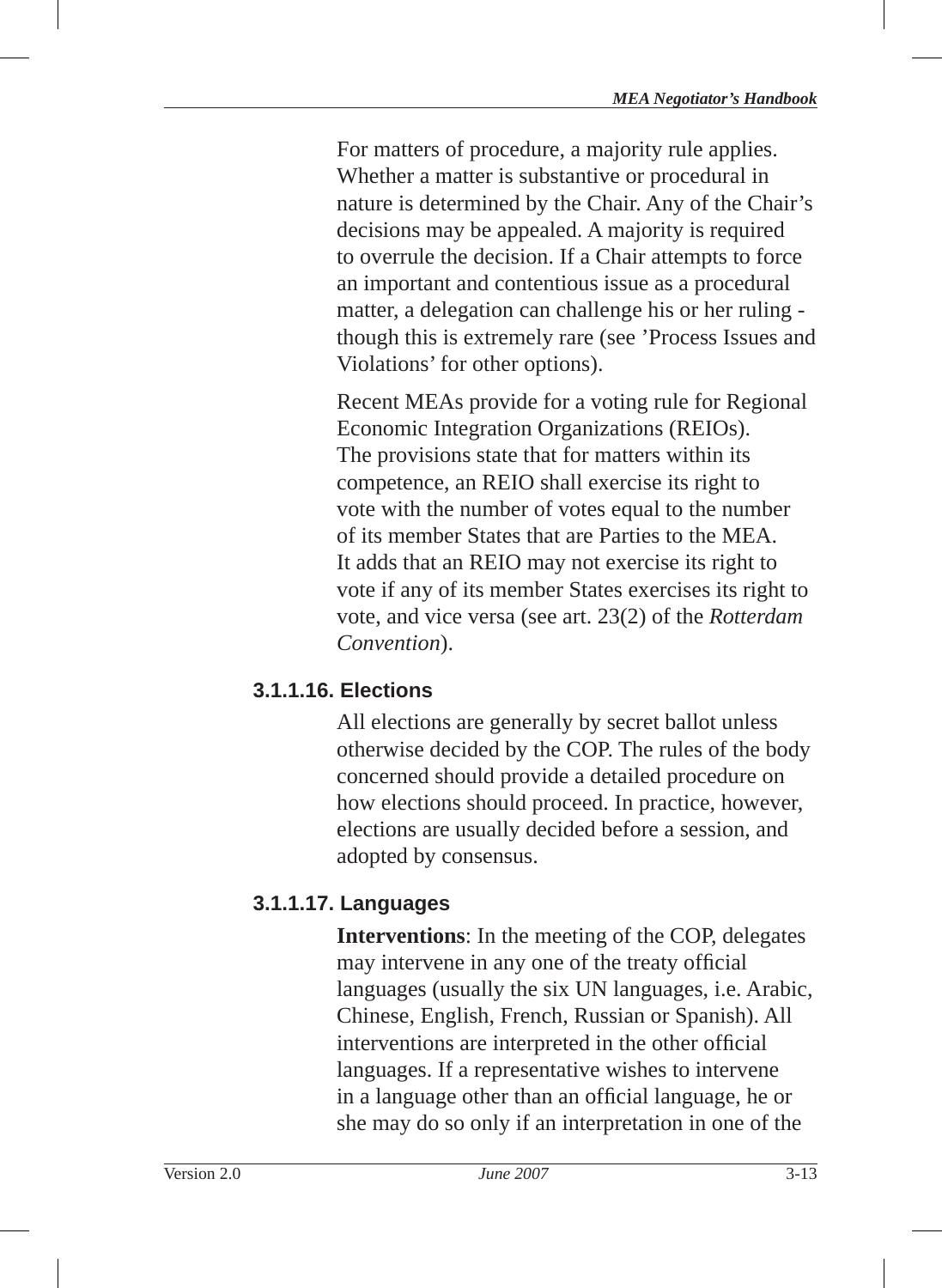For matters of procedure, a majority rule applies. Whether a matter is substantive or procedural in nature is determined by the Chair. Any of the Chair's decisions may be appealed. A majority is required to overrule the decision. If a Chair attempts to force an important and contentious issue as a procedural matter, a delegation can challenge his or her ruling - though this is extremely rare (see 'Process Issues and Violations' for other options).

Recent MEAs provide for a voting rule for Regional Economic Integration Organizations (REIOs). The provisions state that for matters within its competence, an REIO shall exercise its right to vote with the number of votes equal to the number of its member States that are Parties to the MEA. It adds that an REIO may not exercise its right to vote if any of its member States exercises its right to vote, and vice versa (see art. 23(2) of the *Rotterdam Convention*).

#### 3.1.1.16. Elections

All elections are generally by secret ballot unless otherwise decided by the COP. The rules of the body concerned should provide a detailed procedure on how elections should proceed. In practice, however, elections are usually decided before a session, and adopted by consensus.

#### 3.1.1.17. Languages

**Interventions**: In the meeting of the COP, delegates may intervene in any one of the treaty official languages (usually the six UN languages, i.e. Arabic, Chinese, English, French, Russian or Spanish). All interventions are interpreted in the other official languages. If a representative wishes to intervene in a language other than an official language, he or she may do so only if an interpretation in one of the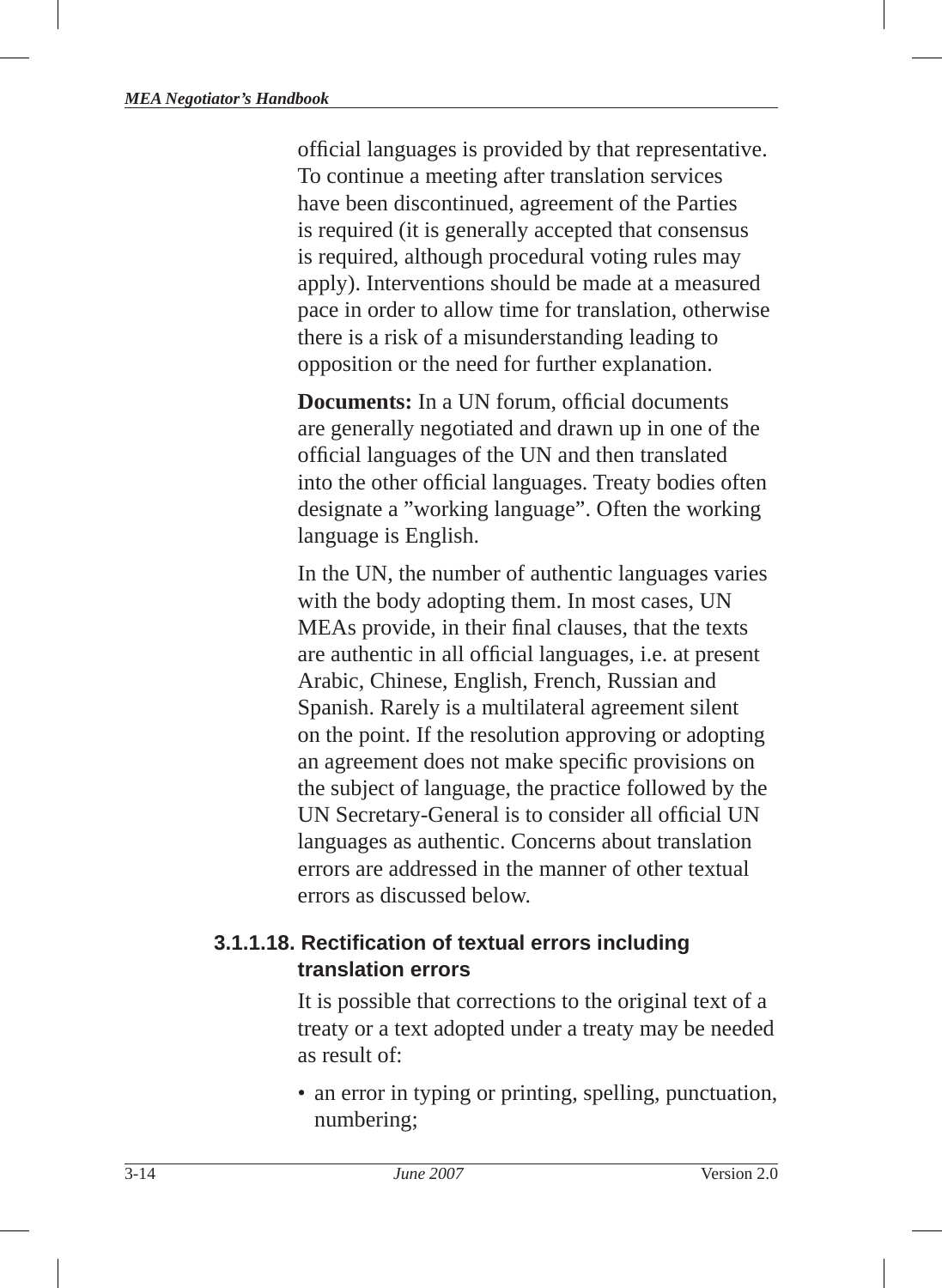official languages is provided by that representative. To continue a meeting after translation services have been discontinued, agreement of the Parties is required (it is generally accepted that consensus is required, although procedural voting rules may apply). Interventions should be made at a measured pace in order to allow time for translation, otherwise there is a risk of a misunderstanding leading to opposition or the need for further explanation.

**Documents:** In a UN forum, official documents are generally negotiated and drawn up in one of the official languages of the UN and then translated into the other official languages. Treaty bodies often designate a ”working language”. Often the working language is English.

In the UN, the number of authentic languages varies with the body adopting them. In most cases, UN MEAs provide, in their final clauses, that the texts are authentic in all official languages, i.e. at present Arabic, Chinese, English, French, Russian and Spanish. Rarely is a multilateral agreement silent on the point. If the resolution approving or adopting an agreement does not make specific provisions on the subject of language, the practice followed by the UN Secretary-General is to consider all official UN languages as authentic. Concerns about translation errors are addressed in the manner of other textual errors as discussed below.

### 3.1.1.18. Rectification of textual errors including translation errors

It is possible that corrections to the original text of a treaty or a text adopted under a treaty may be needed as result of:

- an error in typing or printing, spelling, punctuation, numbering;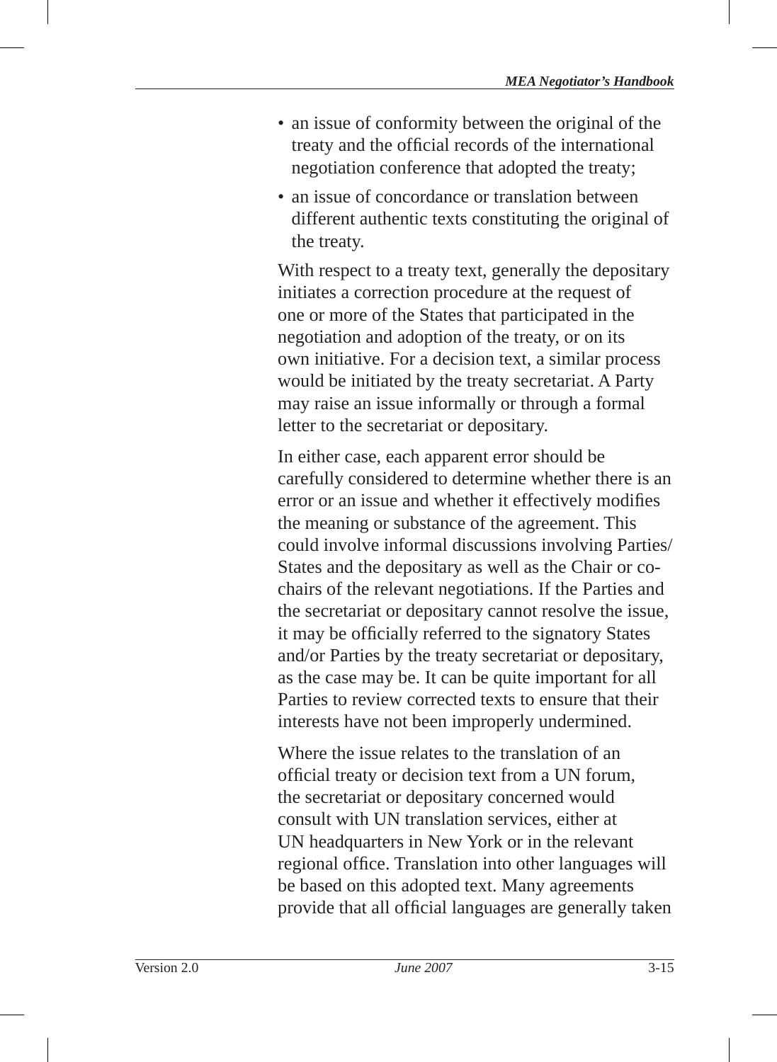- an issue of conformity between the original of the treaty and the official records of the international negotiation conference that adopted the treaty;
- an issue of concordance or translation between different authentic texts constituting the original of the treaty.

With respect to a treaty text, generally the depositary initiates a correction procedure at the request of one or more of the States that participated in the negotiation and adoption of the treaty, or on its own initiative. For a decision text, a similar process would be initiated by the treaty secretariat. A Party may raise an issue informally or through a formal letter to the secretariat or depositary.

In either case, each apparent error should be carefully considered to determine whether there is an error or an issue and whether it effectively modifies the meaning or substance of the agreement. This could involve informal discussions involving Parties/States and the depositary as well as the Chair or co-chairs of the relevant negotiations. If the Parties and the secretariat or depositary cannot resolve the issue, it may be officially referred to the signatory States and/or Parties by the treaty secretariat or depositary, as the case may be. It can be quite important for all Parties to review corrected texts to ensure that their interests have not been improperly undermined.

Where the issue relates to the translation of an official treaty or decision text from a UN forum, the secretariat or depositary concerned would consult with UN translation services, either at UN headquarters in New York or in the relevant regional office. Translation into other languages will be based on this adopted text. Many agreements provide that all official languages are generally taken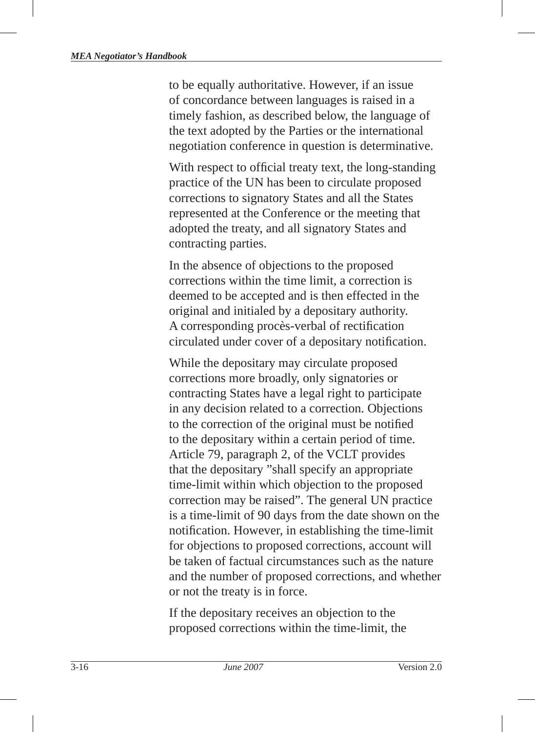to be equally authoritative. However, if an issue of concordance between languages is raised in a timely fashion, as described below, the language of the text adopted by the Parties or the international negotiation conference in question is determinative.

With respect to official treaty text, the long-standing practice of the UN has been to circulate proposed corrections to signatory States and all the States represented at the Conference or the meeting that adopted the treaty, and all signatory States and contracting parties.

In the absence of objections to the proposed corrections within the time limit, a correction is deemed to be accepted and is then effected in the original and initialed by a depositary authority. A corresponding procès-verbal of rectification circulated under cover of a depositary notification.

While the depositary may circulate proposed corrections more broadly, only signatories or contracting States have a legal right to participate in any decision related to a correction. Objections to the correction of the original must be notified to the depositary within a certain period of time. Article 79, paragraph 2, of the VCLT provides that the depositary "shall specify an appropriate time-limit within which objection to the proposed correction may be raised". The general UN practice is a time-limit of 90 days from the date shown on the notification. However, in establishing the time-limit for objections to proposed corrections, account will be taken of factual circumstances such as the nature and the number of proposed corrections, and whether or not the treaty is in force.

If the depositary receives an objection to the proposed corrections within the time-limit, the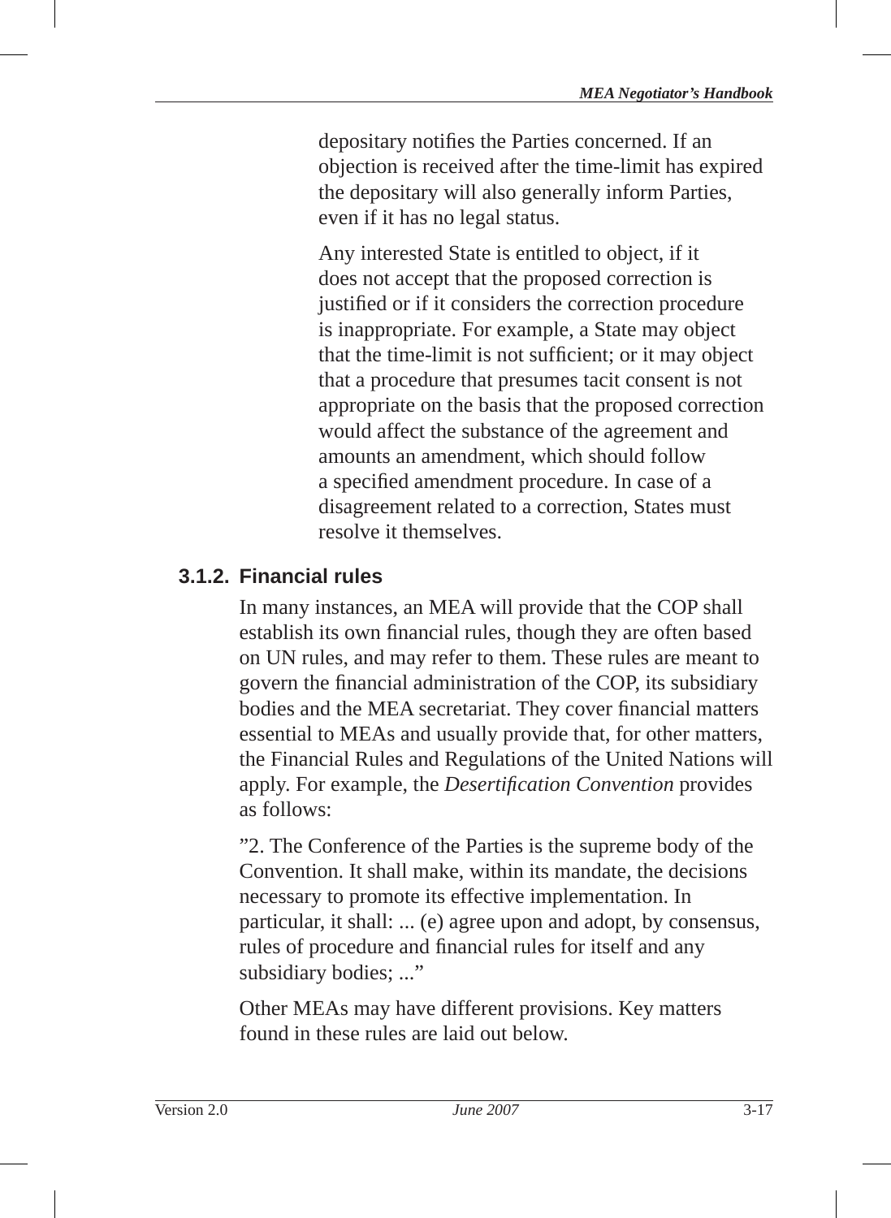depositary notifies the Parties concerned. If an objection is received after the time-limit has expired the depositary will also generally inform Parties, even if it has no legal status.

Any interested State is entitled to object, if it does not accept that the proposed correction is justified or if it considers the correction procedure is inappropriate. For example, a State may object that the time-limit is not sufficient; or it may object that a procedure that presumes tacit consent is not appropriate on the basis that the proposed correction would affect the substance of the agreement and amounts an amendment, which should follow a specified amendment procedure. In case of a disagreement related to a correction, States must resolve it themselves.

### 3.1.2. Financial rules

In many instances, an MEA will provide that the COP shall establish its own financial rules, though they are often based on UN rules, and may refer to them. These rules are meant to govern the financial administration of the COP, its subsidiary bodies and the MEA secretariat. They cover financial matters essential to MEAs and usually provide that, for other matters, the Financial Rules and Regulations of the United Nations will apply. For example, the *Desertification Convention* provides as follows:

”2. The Conference of the Parties is the supreme body of the Convention. It shall make, within its mandate, the decisions necessary to promote its effective implementation. In particular, it shall: ... (e) agree upon and adopt, by consensus, rules of procedure and financial rules for itself and any subsidiary bodies; ...”

Other MEAs may have different provisions. Key matters found in these rules are laid out below.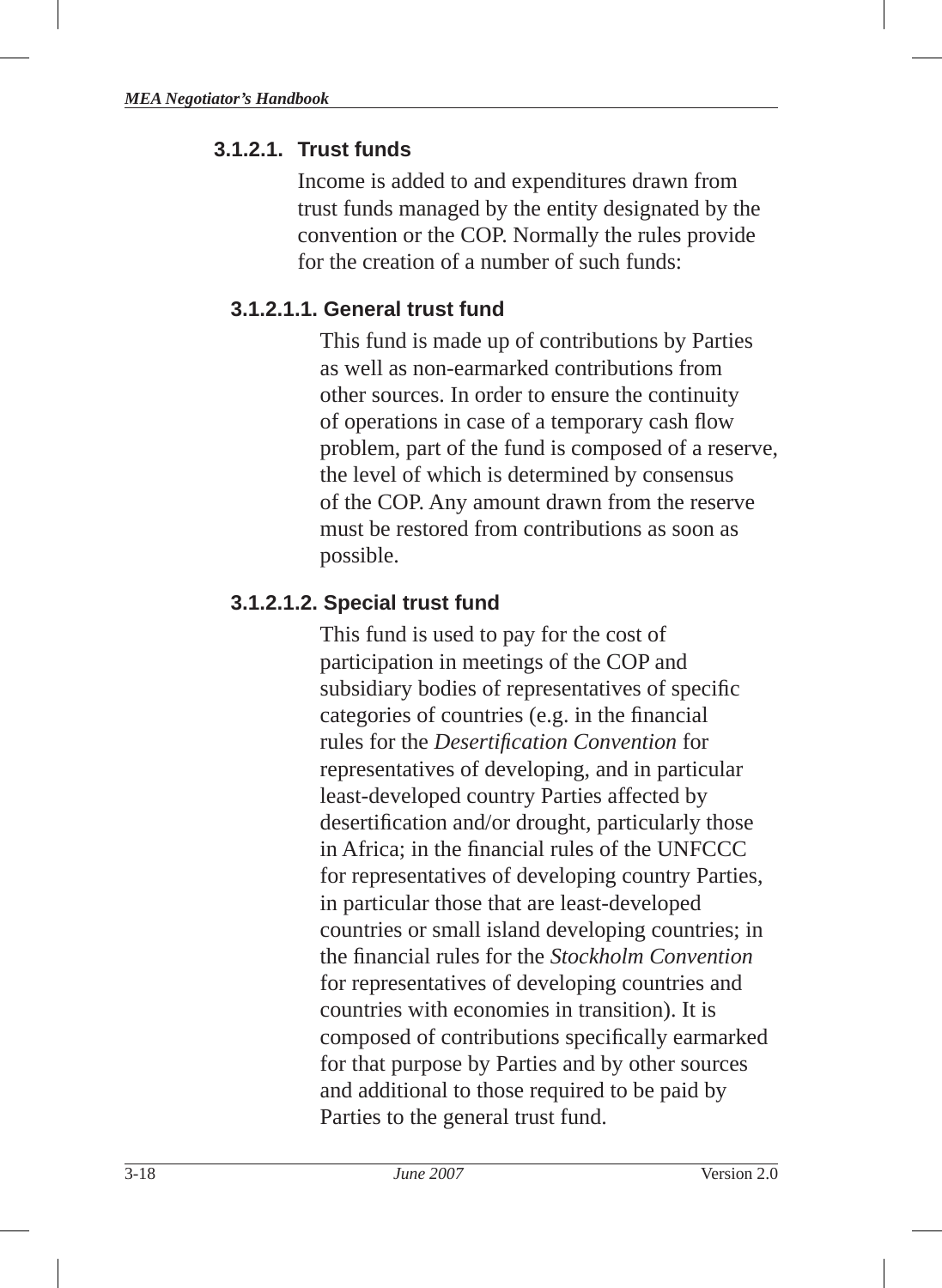#### 3.1.2.1. Trust funds

Income is added to and expenditures drawn from trust funds managed by the entity designated by the convention or the COP. Normally the rules provide for the creation of a number of such funds:

##### 3.1.2.1.1. General trust fund

This fund is made up of contributions by Parties as well as non-earmarked contributions from other sources. In order to ensure the continuity of operations in case of a temporary cash flow problem, part of the fund is composed of a reserve, the level of which is determined by consensus of the COP. Any amount drawn from the reserve must be restored from contributions as soon as possible.

##### 3.1.2.1.2. Special trust fund

This fund is used to pay for the cost of participation in meetings of the COP and subsidiary bodies of representatives of specific categories of countries (e.g. in the financial rules for the *Desertification Convention* for representatives of developing, and in particular least-developed country Parties affected by desertification and/or drought, particularly those in Africa; in the financial rules of the UNFCCC for representatives of developing country Parties, in particular those that are least-developed countries or small island developing countries; in the financial rules for the *Stockholm Convention* for representatives of developing countries and countries with economies in transition). It is composed of contributions specifically earmarked for that purpose by Parties and by other sources and additional to those required to be paid by Parties to the general trust fund.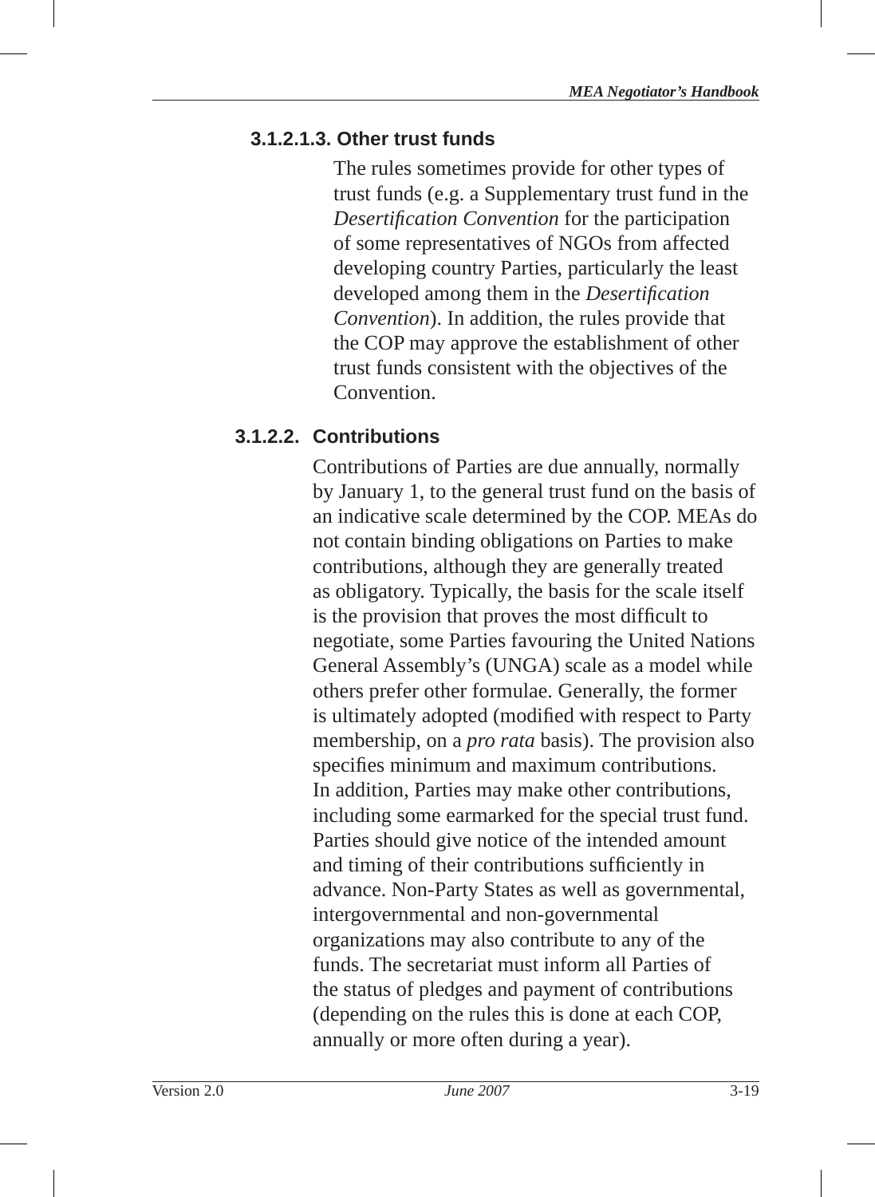#### 3.1.2.1.3. Other trust funds

The rules sometimes provide for other types of trust funds (e.g. a Supplementary trust fund in the *Desertification Convention* for the participation of some representatives of NGOs from affected developing country Parties, particularly the least developed among them in the *Desertification Convention*). In addition, the rules provide that the COP may approve the establishment of other trust funds consistent with the objectives of the Convention.

### 3.1.2.2. Contributions

Contributions of Parties are due annually, normally by January 1, to the general trust fund on the basis of an indicative scale determined by the COP. MEAs do not contain binding obligations on Parties to make contributions, although they are generally treated as obligatory. Typically, the basis for the scale itself is the provision that proves the most difficult to negotiate, some Parties favouring the United Nations General Assembly's (UNGA) scale as a model while others prefer other formulae. Generally, the former is ultimately adopted (modified with respect to Party membership, on a *pro rata* basis). The provision also specifies minimum and maximum contributions. In addition, Parties may make other contributions, including some earmarked for the special trust fund. Parties should give notice of the intended amount and timing of their contributions sufficiently in advance. Non-Party States as well as governmental, intergovernmental and non-governmental organizations may also contribute to any of the funds. The secretariat must inform all Parties of the status of pledges and payment of contributions (depending on the rules this is done at each COP, annually or more often during a year).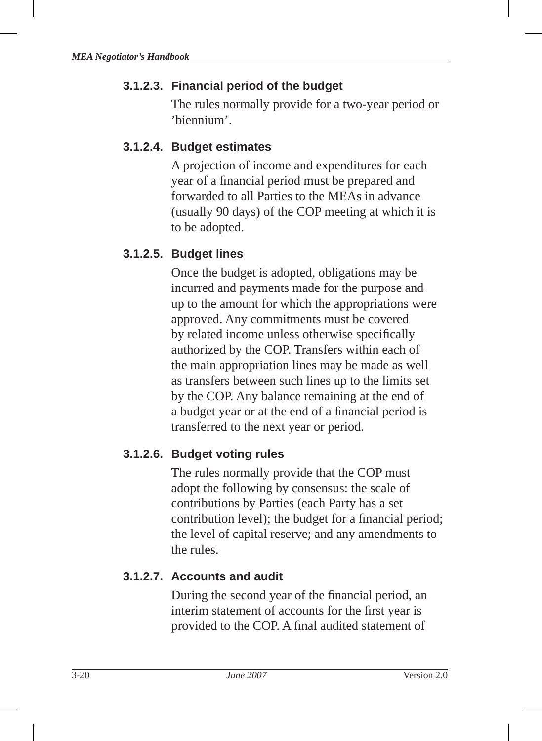#### 3.1.2.3. Financial period of the budget

The rules normally provide for a two-year period or 'biennium'.

#### 3.1.2.4. Budget estimates

A projection of income and expenditures for each year of a financial period must be prepared and forwarded to all Parties to the MEAs in advance (usually 90 days) of the COP meeting at which it is to be adopted.

#### 3.1.2.5. Budget lines

Once the budget is adopted, obligations may be incurred and payments made for the purpose and up to the amount for which the appropriations were approved. Any commitments must be covered by related income unless otherwise specifically authorized by the COP. Transfers within each of the main appropriation lines may be made as well as transfers between such lines up to the limits set by the COP. Any balance remaining at the end of a budget year or at the end of a financial period is transferred to the next year or period.

#### 3.1.2.6. Budget voting rules

The rules normally provide that the COP must adopt the following by consensus: the scale of contributions by Parties (each Party has a set contribution level); the budget for a financial period; the level of capital reserve; and any amendments to the rules.

#### 3.1.2.7. Accounts and audit

During the second year of the financial period, an interim statement of accounts for the first year is provided to the COP. A final audited statement of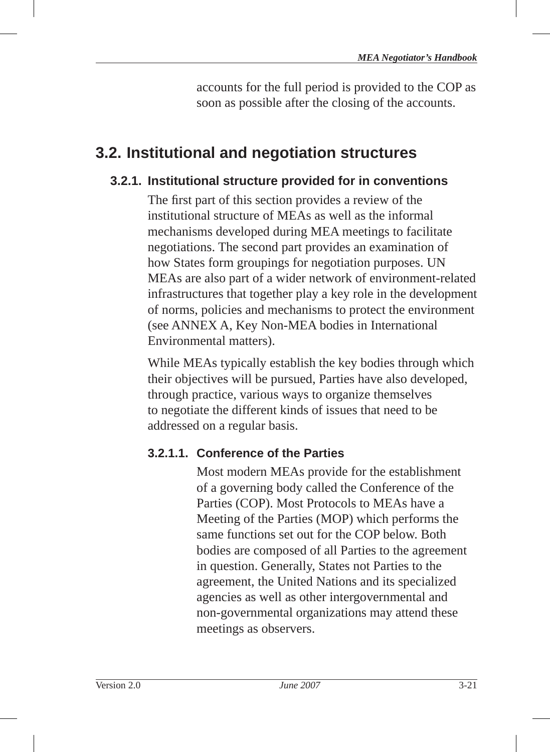accounts for the full period is provided to the COP as soon as possible after the closing of the accounts.

## 3.2. Institutional and negotiation structures

### 3.2.1. Institutional structure provided for in conventions

The first part of this section provides a review of the institutional structure of MEAs as well as the informal mechanisms developed during MEA meetings to facilitate negotiations. The second part provides an examination of how States form groupings for negotiation purposes. UN MEAs are also part of a wider network of environment-related infrastructures that together play a key role in the development of norms, policies and mechanisms to protect the environment (see ANNEX A, Key Non-MEA bodies in International Environmental matters).

While MEAs typically establish the key bodies through which their objectives will be pursued, Parties have also developed, through practice, various ways to organize themselves to negotiate the different kinds of issues that need to be addressed on a regular basis.

#### 3.2.1.1. Conference of the Parties

Most modern MEAs provide for the establishment of a governing body called the Conference of the Parties (COP). Most Protocols to MEAs have a Meeting of the Parties (MOP) which performs the same functions set out for the COP below. Both bodies are composed of all Parties to the agreement in question. Generally, States not Parties to the agreement, the United Nations and its specialized agencies as well as other intergovernmental and non-governmental organizations may attend these meetings as observers.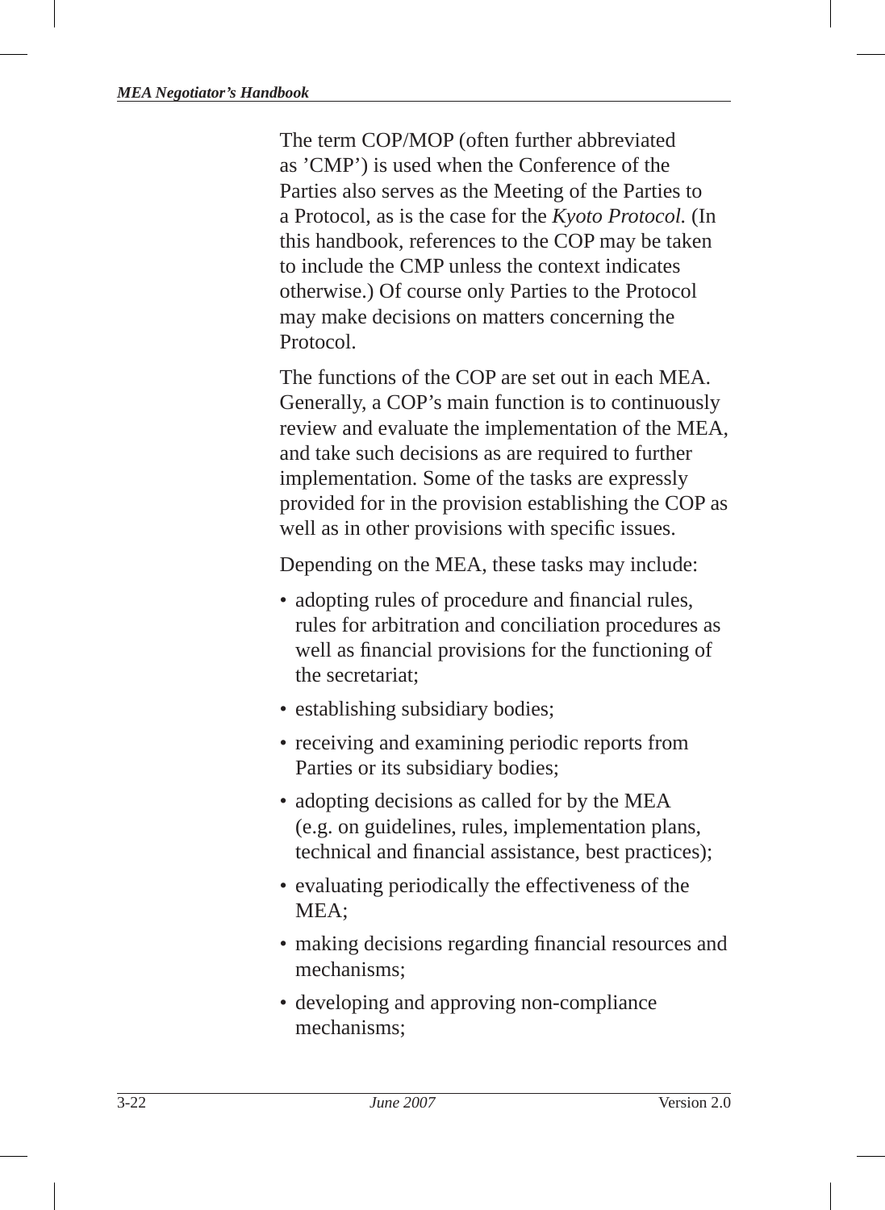The term COP/MOP (often further abbreviated as 'CMP') is used when the Conference of the Parties also serves as the Meeting of the Parties to a Protocol, as is the case for the *Kyoto Protocol.* (In this handbook, references to the COP may be taken to include the CMP unless the context indicates otherwise.) Of course only Parties to the Protocol may make decisions on matters concerning the Protocol.

The functions of the COP are set out in each MEA. Generally, a COP's main function is to continuously review and evaluate the implementation of the MEA, and take such decisions as are required to further implementation. Some of the tasks are expressly provided for in the provision establishing the COP as well as in other provisions with specific issues.

Depending on the MEA, these tasks may include:

- adopting rules of procedure and financial rules, rules for arbitration and conciliation procedures as well as financial provisions for the functioning of the secretariat;
- establishing subsidiary bodies;
- receiving and examining periodic reports from Parties or its subsidiary bodies;
- adopting decisions as called for by the MEA (e.g. on guidelines, rules, implementation plans, technical and financial assistance, best practices);
- evaluating periodically the effectiveness of the MEA;
- making decisions regarding financial resources and mechanisms;
- developing and approving non-compliance mechanisms;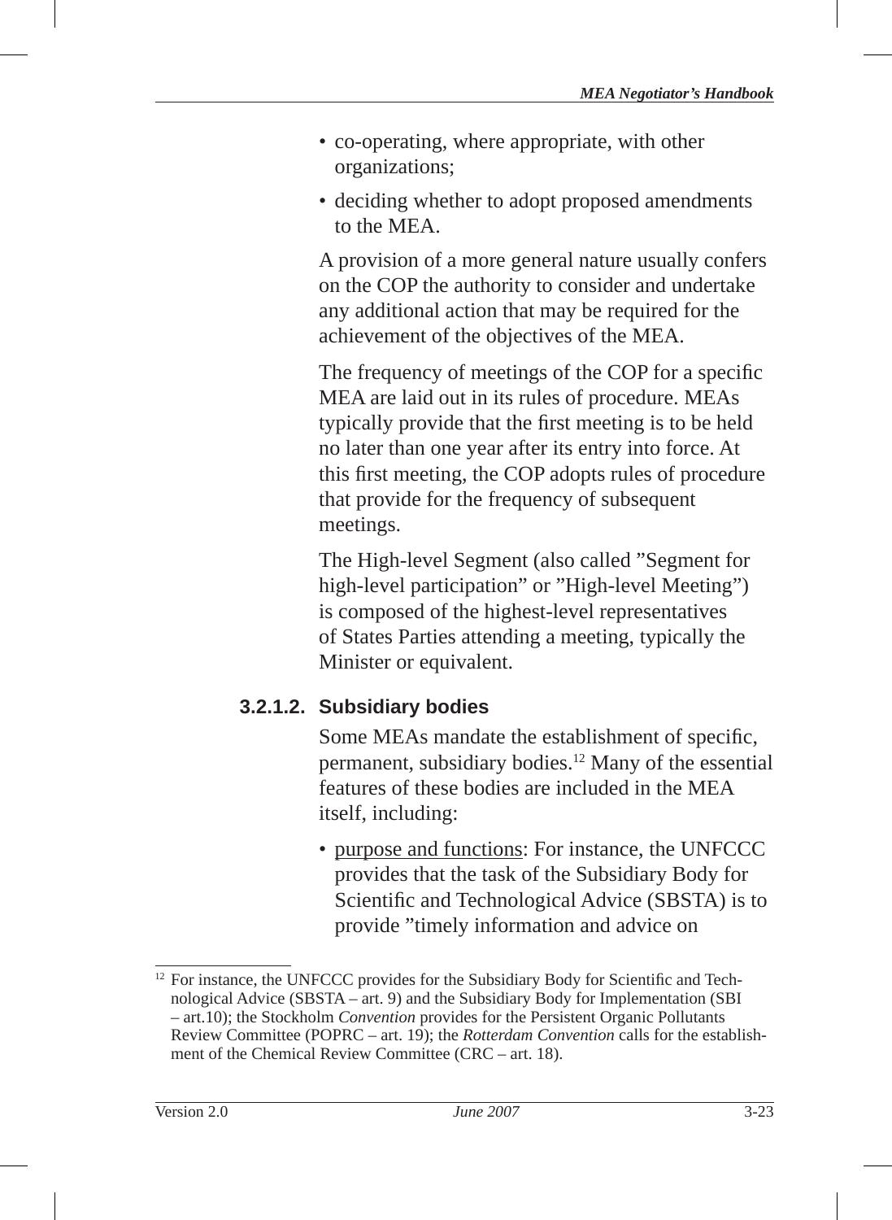- co-operating, where appropriate, with other organizations;
- deciding whether to adopt proposed amendments to the MEA.

A provision of a more general nature usually confers on the COP the authority to consider and undertake any additional action that may be required for the achievement of the objectives of the MEA.

The frequency of meetings of the COP for a specific MEA are laid out in its rules of procedure. MEAs typically provide that the first meeting is to be held no later than one year after its entry into force. At this first meeting, the COP adopts rules of procedure that provide for the frequency of subsequent meetings.

The High-level Segment (also called "Segment for high-level participation" or "High-level Meeting") is composed of the highest-level representatives of States Parties attending a meeting, typically the Minister or equivalent.

#### 3.2.1.2. Subsidiary bodies

Some MEAs mandate the establishment of specific, permanent, subsidiary bodies.[12] Many of the essential features of these bodies are included in the MEA itself, including:

- purpose and functions: For instance, the UNFCCC provides that the task of the Subsidiary Body for Scientific and Technological Advice (SBSTA) is to provide "timely information and advice on

[12] For instance, the UNFCCC provides for the Subsidiary Body for Scientific and Technological Advice (SBSTA – art. 9) and the Subsidiary Body for Implementation (SBI – art.10); the Stockholm *Convention* provides for the Persistent Organic Pollutants Review Committee (POPRC – art. 19); the *Rotterdam Convention* calls for the establishment of the Chemical Review Committee (CRC – art. 18).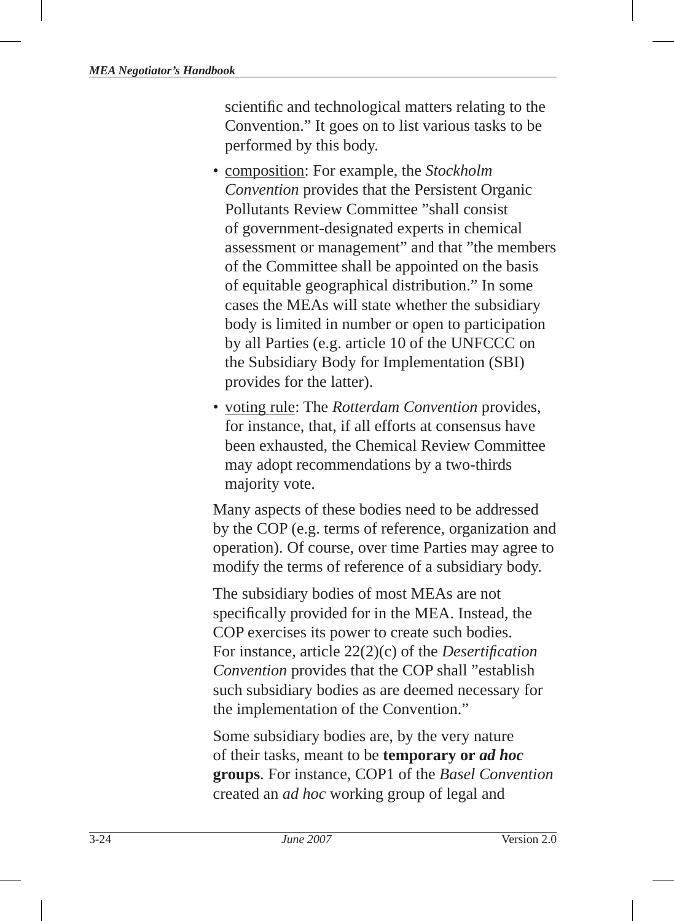scientific and technological matters relating to the Convention." It goes on to list various tasks to be performed by this body.

- composition: For example, the *Stockholm Convention* provides that the Persistent Organic Pollutants Review Committee "shall consist of government-designated experts in chemical assessment or management" and that "the members of the Committee shall be appointed on the basis of equitable geographical distribution." In some cases the MEAs will state whether the subsidiary body is limited in number or open to participation by all Parties (e.g. article 10 of the UNFCCC on the Subsidiary Body for Implementation (SBI) provides for the latter).
- voting rule: The *Rotterdam Convention* provides, for instance, that, if all efforts at consensus have been exhausted, the Chemical Review Committee may adopt recommendations by a two-thirds majority vote.

Many aspects of these bodies need to be addressed by the COP (e.g. terms of reference, organization and operation). Of course, over time Parties may agree to modify the terms of reference of a subsidiary body.

The subsidiary bodies of most MEAs are not specifically provided for in the MEA. Instead, the COP exercises its power to create such bodies. For instance, article 22(2)(c) of the *Desertification Convention* provides that the COP shall "establish such subsidiary bodies as are deemed necessary for the implementation of the Convention."

Some subsidiary bodies are, by the very nature of their tasks, meant to be **temporary or *ad hoc* groups**. For instance, COP1 of the *Basel Convention* created an *ad hoc* working group of legal and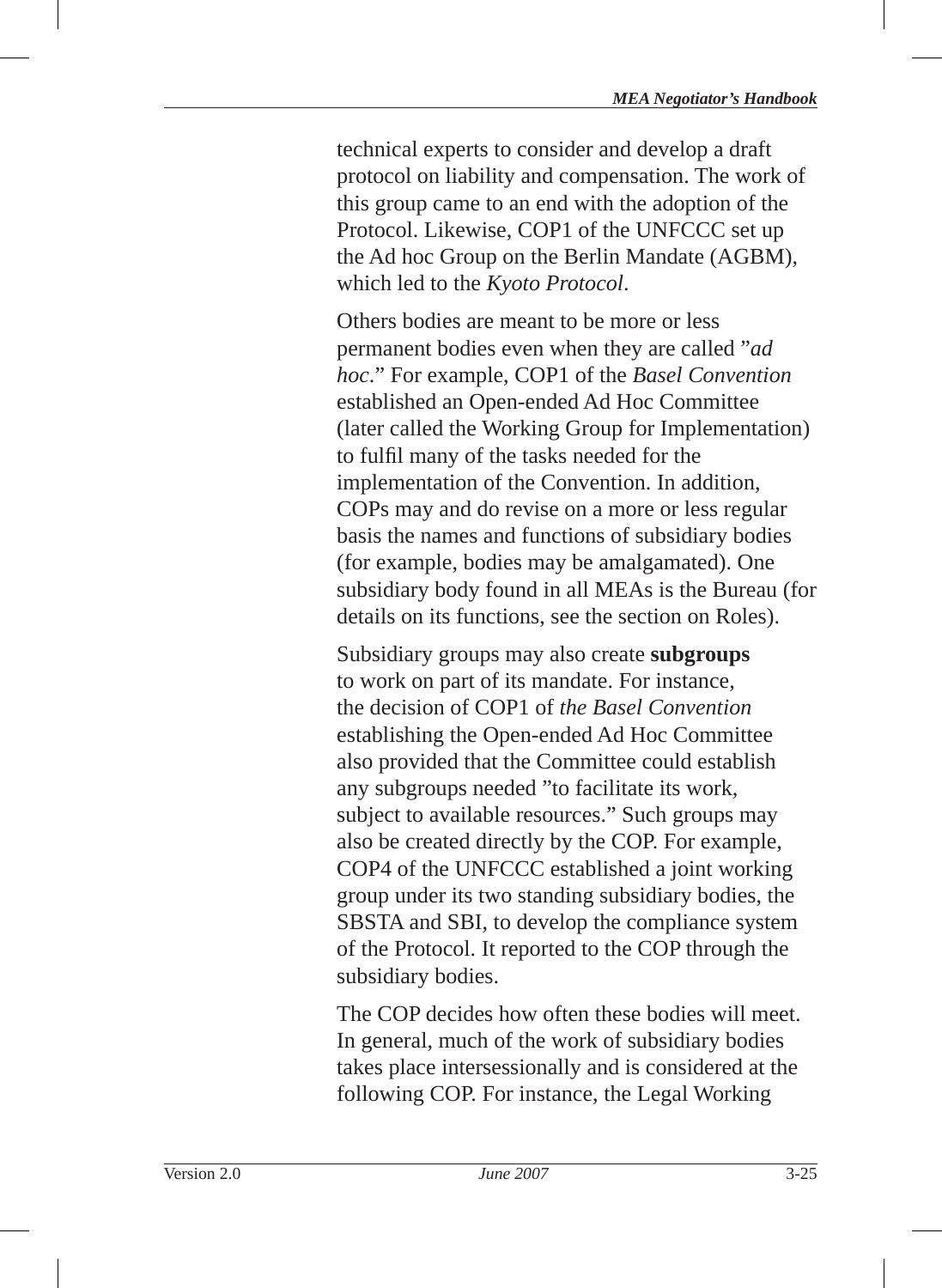technical experts to consider and develop a draft protocol on liability and compensation. The work of this group came to an end with the adoption of the Protocol. Likewise, COP1 of the UNFCCC set up the Ad hoc Group on the Berlin Mandate (AGBM), which led to the *Kyoto Protocol*.

Others bodies are meant to be more or less permanent bodies even when they are called "*ad hoc*." For example, COP1 of the *Basel Convention* established an Open-ended Ad Hoc Committee (later called the Working Group for Implementation) to fulfil many of the tasks needed for the implementation of the Convention. In addition, COPs may and do revise on a more or less regular basis the names and functions of subsidiary bodies (for example, bodies may be amalgamated). One subsidiary body found in all MEAs is the Bureau (for details on its functions, see the section on Roles).

Subsidiary groups may also create **subgroups** to work on part of its mandate. For instance, the decision of COP1 of *the Basel Convention* establishing the Open-ended Ad Hoc Committee also provided that the Committee could establish any subgroups needed "to facilitate its work, subject to available resources." Such groups may also be created directly by the COP. For example, COP4 of the UNFCCC established a joint working group under its two standing subsidiary bodies, the SBSTA and SBI, to develop the compliance system of the Protocol. It reported to the COP through the subsidiary bodies.

The COP decides how often these bodies will meet. In general, much of the work of subsidiary bodies takes place intersessionally and is considered at the following COP. For instance, the Legal Working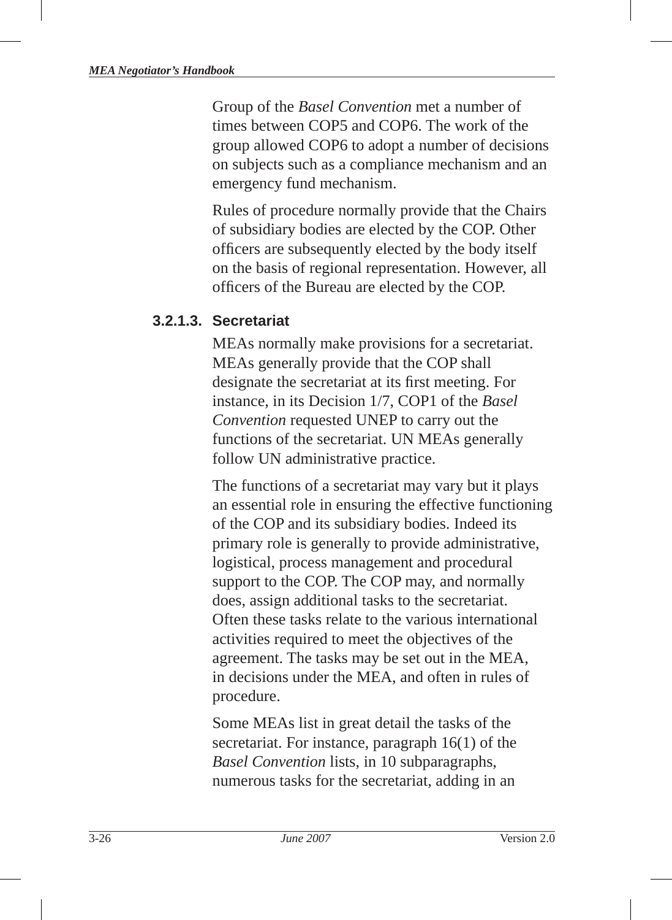Group of the *Basel Convention* met a number of times between COP5 and COP6. The work of the group allowed COP6 to adopt a number of decisions on subjects such as a compliance mechanism and an emergency fund mechanism.

Rules of procedure normally provide that the Chairs of subsidiary bodies are elected by the COP. Other officers are subsequently elected by the body itself on the basis of regional representation. However, all officers of the Bureau are elected by the COP.

#### 3.2.1.3. Secretariat

MEAs normally make provisions for a secretariat. MEAs generally provide that the COP shall designate the secretariat at its first meeting. For instance, in its Decision 1/7, COP1 of the *Basel Convention* requested UNEP to carry out the functions of the secretariat. UN MEAs generally follow UN administrative practice.

The functions of a secretariat may vary but it plays an essential role in ensuring the effective functioning of the COP and its subsidiary bodies. Indeed its primary role is generally to provide administrative, logistical, process management and procedural support to the COP. The COP may, and normally does, assign additional tasks to the secretariat. Often these tasks relate to the various international activities required to meet the objectives of the agreement. The tasks may be set out in the MEA, in decisions under the MEA, and often in rules of procedure.

Some MEAs list in great detail the tasks of the secretariat. For instance, paragraph 16(1) of the *Basel Convention* lists, in 10 subparagraphs, numerous tasks for the secretariat, adding in an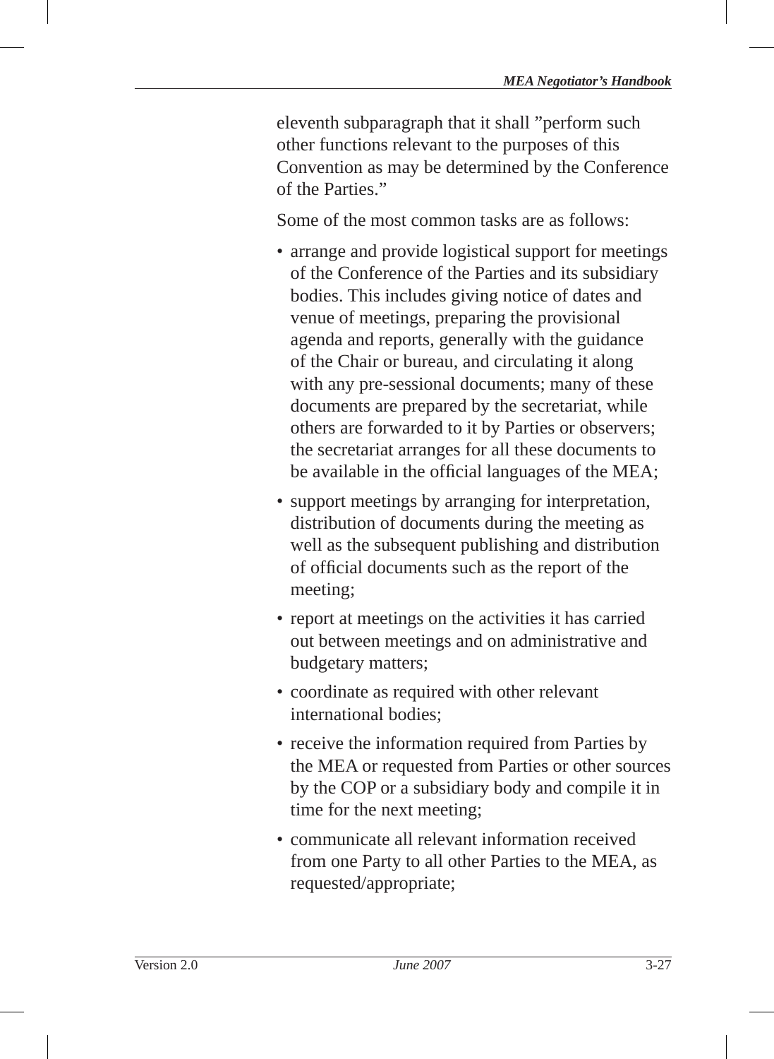eleventh subparagraph that it shall ”perform such other functions relevant to the purposes of this Convention as may be determined by the Conference of the Parties.”

Some of the most common tasks are as follows:

- arrange and provide logistical support for meetings of the Conference of the Parties and its subsidiary bodies. This includes giving notice of dates and venue of meetings, preparing the provisional agenda and reports, generally with the guidance of the Chair or bureau, and circulating it along with any pre-sessional documents; many of these documents are prepared by the secretariat, while others are forwarded to it by Parties or observers; the secretariat arranges for all these documents to be available in the official languages of the MEA;
- support meetings by arranging for interpretation, distribution of documents during the meeting as well as the subsequent publishing and distribution of official documents such as the report of the meeting;
- report at meetings on the activities it has carried out between meetings and on administrative and budgetary matters;
- coordinate as required with other relevant international bodies;
- receive the information required from Parties by the MEA or requested from Parties or other sources by the COP or a subsidiary body and compile it in time for the next meeting;
- communicate all relevant information received from one Party to all other Parties to the MEA, as requested/appropriate;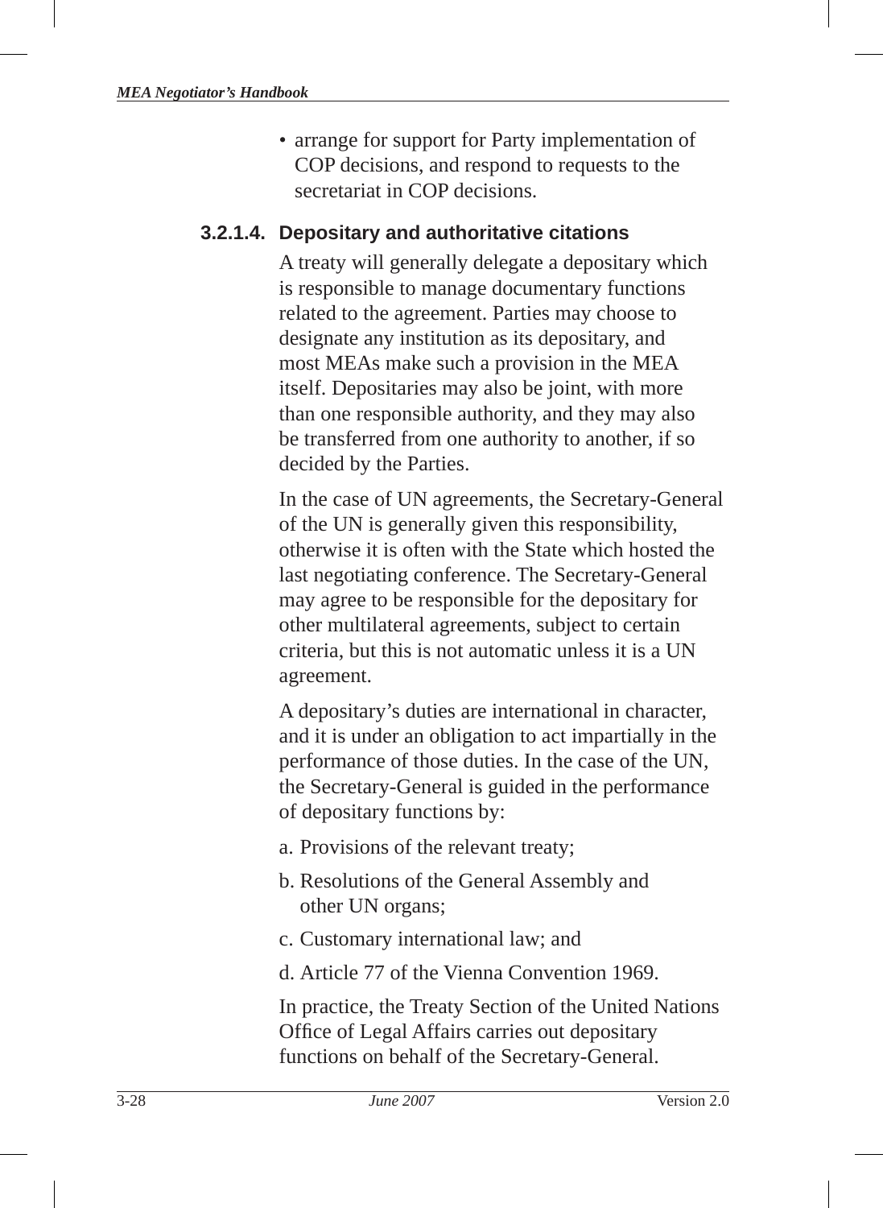- arrange for support for Party implementation of COP decisions, and respond to requests to the secretariat in COP decisions.

#### 3.2.1.4. Depositary and authoritative citations

A treaty will generally delegate a depositary which is responsible to manage documentary functions related to the agreement. Parties may choose to designate any institution as its depositary, and most MEAs make such a provision in the MEA itself. Depositaries may also be joint, with more than one responsible authority, and they may also be transferred from one authority to another, if so decided by the Parties.

In the case of UN agreements, the Secretary-General of the UN is generally given this responsibility, otherwise it is often with the State which hosted the last negotiating conference. The Secretary-General may agree to be responsible for the depositary for other multilateral agreements, subject to certain criteria, but this is not automatic unless it is a UN agreement.

A depositary's duties are international in character, and it is under an obligation to act impartially in the performance of those duties. In the case of the UN, the Secretary-General is guided in the performance of depositary functions by:

a. Provisions of the relevant treaty;

b. Resolutions of the General Assembly and other UN organs;

c. Customary international law; and

d. Article 77 of the Vienna Convention 1969.

In practice, the Treaty Section of the United Nations Office of Legal Affairs carries out depositary functions on behalf of the Secretary-General.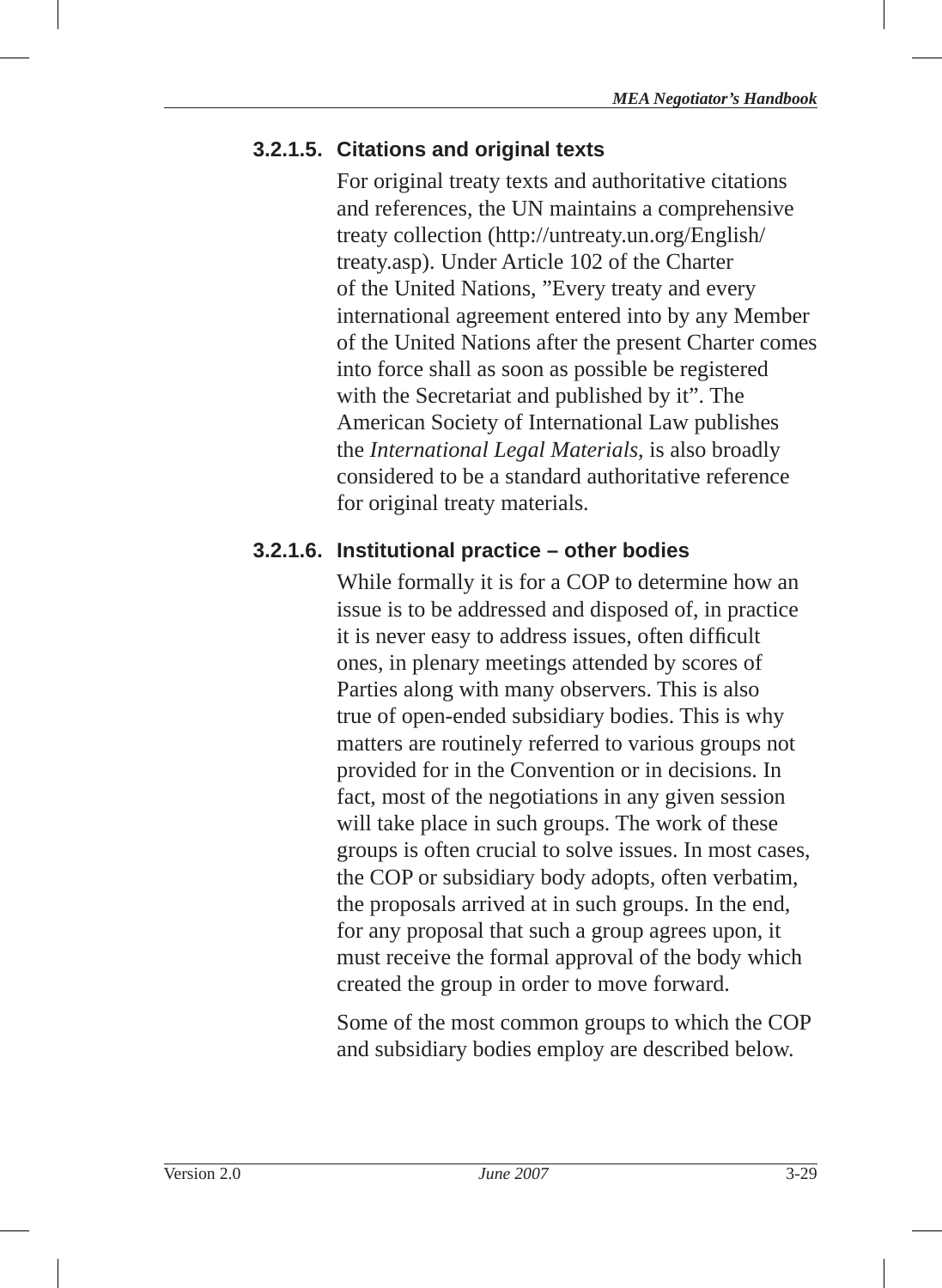#### 3.2.1.5. Citations and original texts

For original treaty texts and authoritative citations and references, the UN maintains a comprehensive treaty collection (http://untreaty.un.org/English/treaty.asp). Under Article 102 of the Charter of the United Nations, "Every treaty and every international agreement entered into by any Member of the United Nations after the present Charter comes into force shall as soon as possible be registered with the Secretariat and published by it". The American Society of International Law publishes the *International Legal Materials*, is also broadly considered to be a standard authoritative reference for original treaty materials.

#### 3.2.1.6. Institutional practice – other bodies

While formally it is for a COP to determine how an issue is to be addressed and disposed of, in practice it is never easy to address issues, often difficult ones, in plenary meetings attended by scores of Parties along with many observers. This is also true of open-ended subsidiary bodies. This is why matters are routinely referred to various groups not provided for in the Convention or in decisions. In fact, most of the negotiations in any given session will take place in such groups. The work of these groups is often crucial to solve issues. In most cases, the COP or subsidiary body adopts, often verbatim, the proposals arrived at in such groups. In the end, for any proposal that such a group agrees upon, it must receive the formal approval of the body which created the group in order to move forward.

Some of the most common groups to which the COP and subsidiary bodies employ are described below.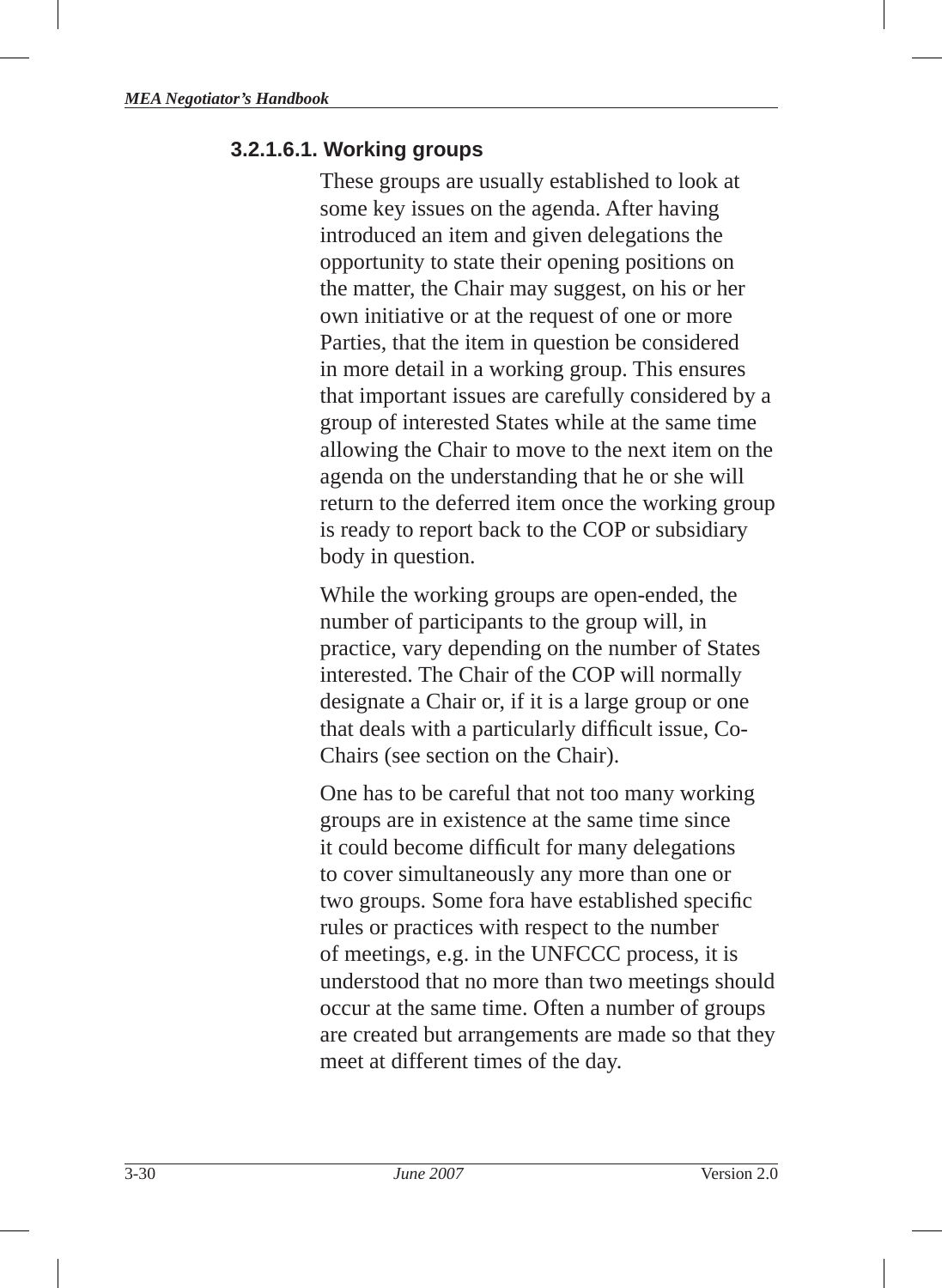#### 3.2.1.6.1. Working groups

These groups are usually established to look at some key issues on the agenda. After having introduced an item and given delegations the opportunity to state their opening positions on the matter, the Chair may suggest, on his or her own initiative or at the request of one or more Parties, that the item in question be considered in more detail in a working group. This ensures that important issues are carefully considered by a group of interested States while at the same time allowing the Chair to move to the next item on the agenda on the understanding that he or she will return to the deferred item once the working group is ready to report back to the COP or subsidiary body in question.

While the working groups are open-ended, the number of participants to the group will, in practice, vary depending on the number of States interested. The Chair of the COP will normally designate a Chair or, if it is a large group or one that deals with a particularly difficult issue, Co-Chairs (see section on the Chair).

One has to be careful that not too many working groups are in existence at the same time since it could become difficult for many delegations to cover simultaneously any more than one or two groups. Some fora have established specific rules or practices with respect to the number of meetings, e.g. in the UNFCCC process, it is understood that no more than two meetings should occur at the same time. Often a number of groups are created but arrangements are made so that they meet at different times of the day.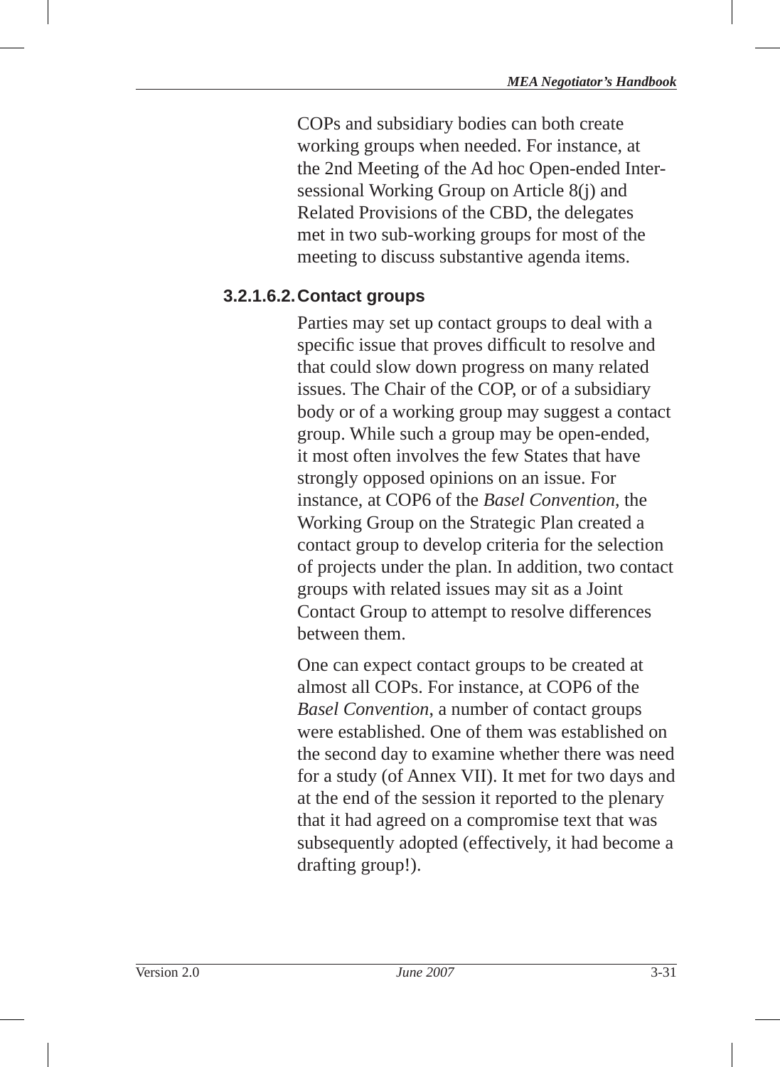COPs and subsidiary bodies can both create working groups when needed. For instance, at the 2nd Meeting of the Ad hoc Open-ended Inter-sessional Working Group on Article 8(j) and Related Provisions of the CBD, the delegates met in two sub-working groups for most of the meeting to discuss substantive agenda items.

#### 3.2.1.6.2. Contact groups

Parties may set up contact groups to deal with a specific issue that proves difficult to resolve and that could slow down progress on many related issues. The Chair of the COP, or of a subsidiary body or of a working group may suggest a contact group. While such a group may be open-ended, it most often involves the few States that have strongly opposed opinions on an issue. For instance, at COP6 of the *Basel Convention*, the Working Group on the Strategic Plan created a contact group to develop criteria for the selection of projects under the plan. In addition, two contact groups with related issues may sit as a Joint Contact Group to attempt to resolve differences between them.

One can expect contact groups to be created at almost all COPs. For instance, at COP6 of the *Basel Convention*, a number of contact groups were established. One of them was established on the second day to examine whether there was need for a study (of Annex VII). It met for two days and at the end of the session it reported to the plenary that it had agreed on a compromise text that was subsequently adopted (effectively, it had become a drafting group!).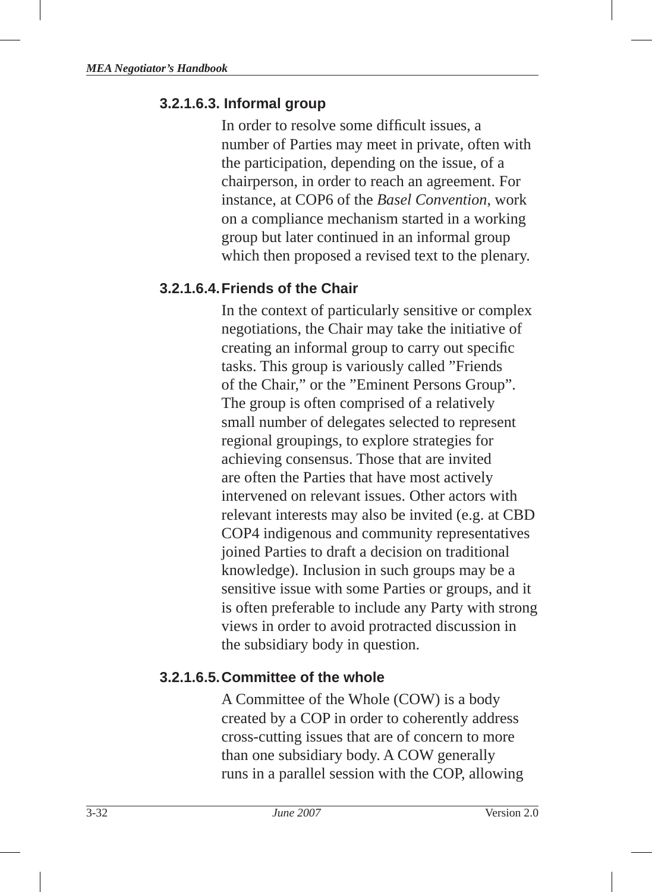#### 3.2.1.6.3. Informal group

In order to resolve some difficult issues, a number of Parties may meet in private, often with the participation, depending on the issue, of a chairperson, in order to reach an agreement. For instance, at COP6 of the *Basel Convention*, work on a compliance mechanism started in a working group but later continued in an informal group which then proposed a revised text to the plenary.

#### 3.2.1.6.4. Friends of the Chair

In the context of particularly sensitive or complex negotiations, the Chair may take the initiative of creating an informal group to carry out specific tasks. This group is variously called "Friends of the Chair," or the "Eminent Persons Group". The group is often comprised of a relatively small number of delegates selected to represent regional groupings, to explore strategies for achieving consensus. Those that are invited are often the Parties that have most actively intervened on relevant issues. Other actors with relevant interests may also be invited (e.g. at CBD COP4 indigenous and community representatives joined Parties to draft a decision on traditional knowledge). Inclusion in such groups may be a sensitive issue with some Parties or groups, and it is often preferable to include any Party with strong views in order to avoid protracted discussion in the subsidiary body in question.

#### 3.2.1.6.5. Committee of the whole

A Committee of the Whole (COW) is a body created by a COP in order to coherently address cross-cutting issues that are of concern to more than one subsidiary body. A COW generally runs in a parallel session with the COP, allowing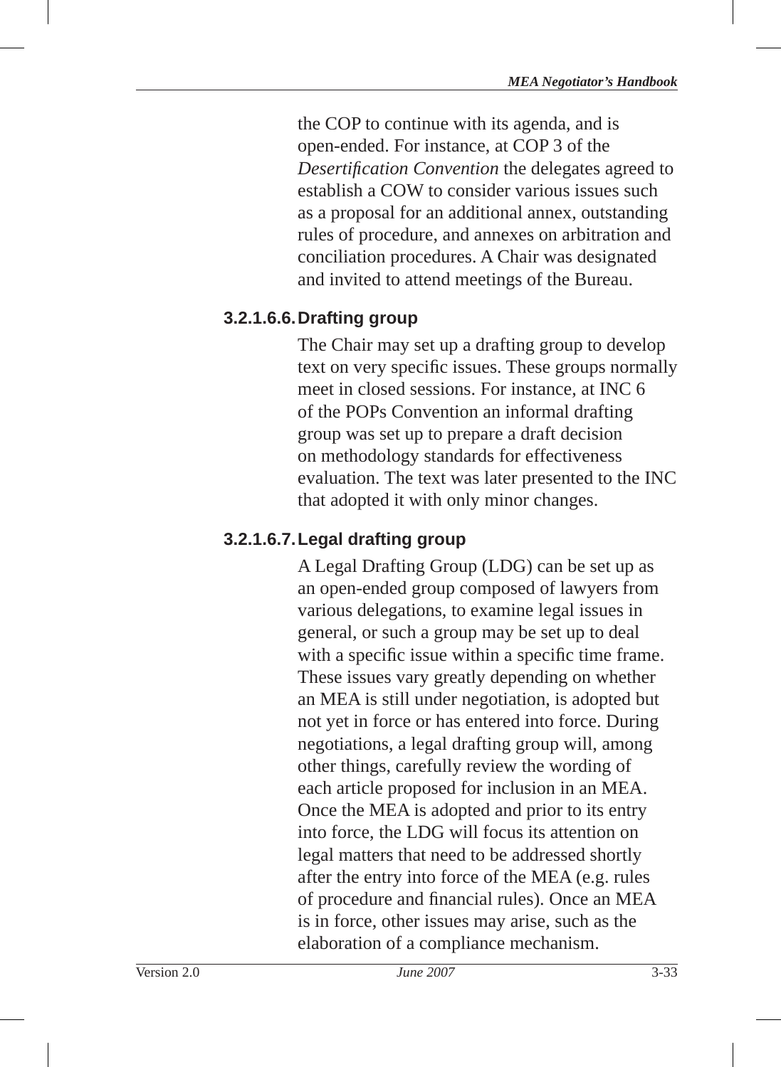the COP to continue with its agenda, and is open-ended. For instance, at COP 3 of the *Desertification Convention* the delegates agreed to establish a COW to consider various issues such as a proposal for an additional annex, outstanding rules of procedure, and annexes on arbitration and conciliation procedures. A Chair was designated and invited to attend meetings of the Bureau.

#### 3.2.1.6.6. Drafting group

The Chair may set up a drafting group to develop text on very specific issues. These groups normally meet in closed sessions. For instance, at INC 6 of the POPs Convention an informal drafting group was set up to prepare a draft decision on methodology standards for effectiveness evaluation. The text was later presented to the INC that adopted it with only minor changes.

#### 3.2.1.6.7. Legal drafting group

A Legal Drafting Group (LDG) can be set up as an open-ended group composed of lawyers from various delegations, to examine legal issues in general, or such a group may be set up to deal with a specific issue within a specific time frame. These issues vary greatly depending on whether an MEA is still under negotiation, is adopted but not yet in force or has entered into force. During negotiations, a legal drafting group will, among other things, carefully review the wording of each article proposed for inclusion in an MEA. Once the MEA is adopted and prior to its entry into force, the LDG will focus its attention on legal matters that need to be addressed shortly after the entry into force of the MEA (e.g. rules of procedure and financial rules). Once an MEA is in force, other issues may arise, such as the elaboration of a compliance mechanism.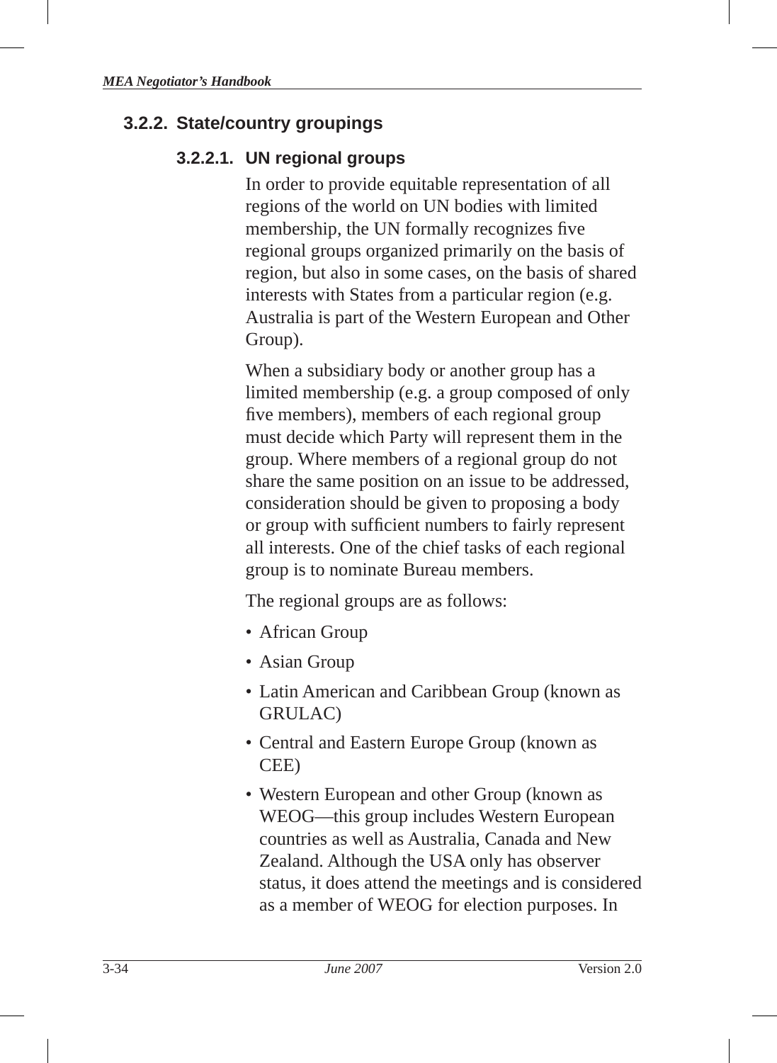### 3.2.2. State/country groupings

#### 3.2.2.1. UN regional groups

In order to provide equitable representation of all regions of the world on UN bodies with limited membership, the UN formally recognizes five regional groups organized primarily on the basis of region, but also in some cases, on the basis of shared interests with States from a particular region (e.g. Australia is part of the Western European and Other Group).

When a subsidiary body or another group has a limited membership (e.g. a group composed of only five members), members of each regional group must decide which Party will represent them in the group. Where members of a regional group do not share the same position on an issue to be addressed, consideration should be given to proposing a body or group with sufficient numbers to fairly represent all interests. One of the chief tasks of each regional group is to nominate Bureau members.

The regional groups are as follows:

- African Group
- Asian Group
- Latin American and Caribbean Group (known as GRULAC)
- Central and Eastern Europe Group (known as CEE)
- Western European and other Group (known as WEOG—this group includes Western European countries as well as Australia, Canada and New Zealand. Although the USA only has observer status, it does attend the meetings and is considered as a member of WEOG for election purposes. In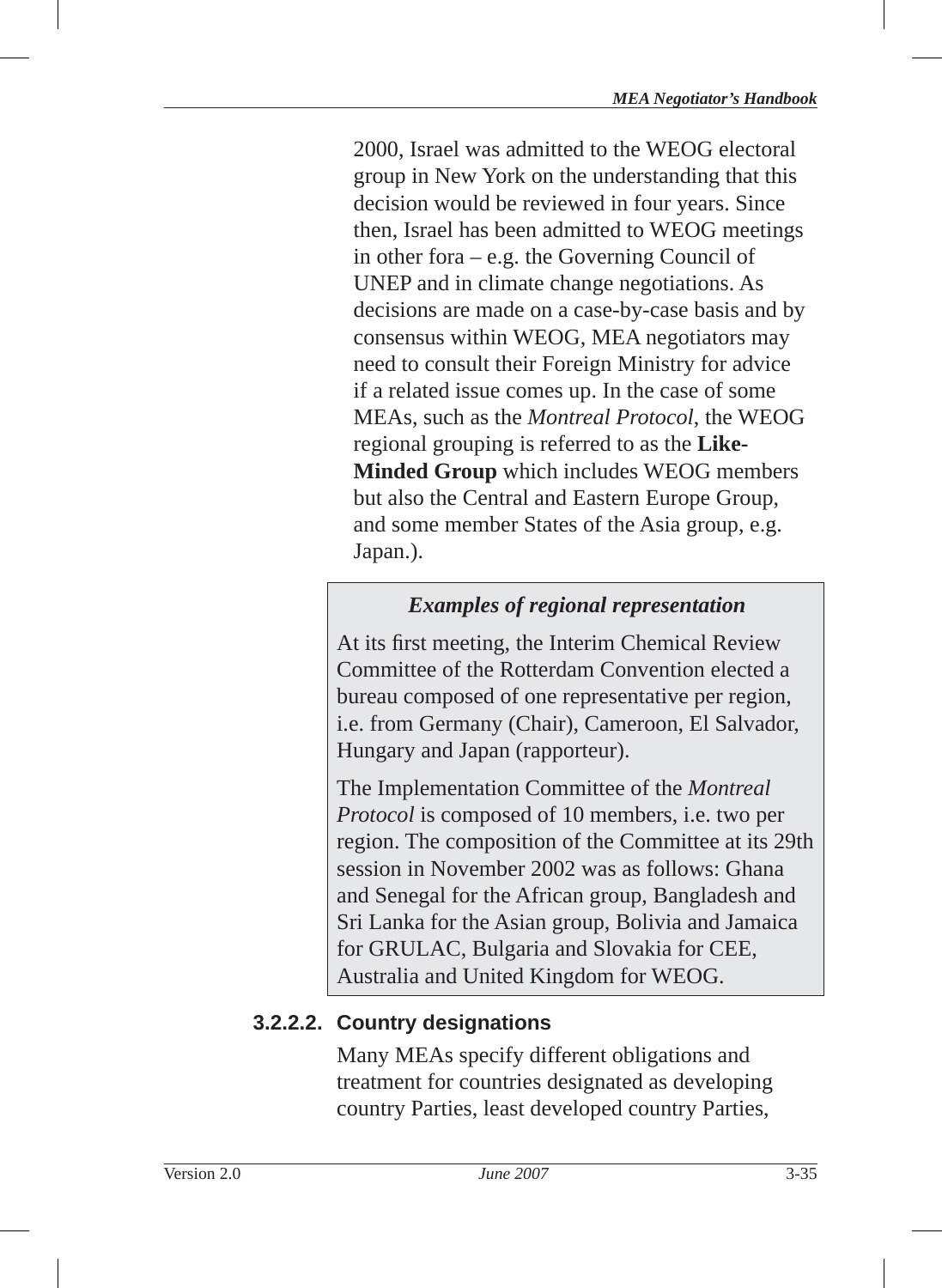2000, Israel was admitted to the WEOG electoral group in New York on the understanding that this decision would be reviewed in four years. Since then, Israel has been admitted to WEOG meetings in other fora – e.g. the Governing Council of UNEP and in climate change negotiations. As decisions are made on a case-by-case basis and by consensus within WEOG, MEA negotiators may need to consult their Foreign Ministry for advice if a related issue comes up. In the case of some MEAs, such as the *Montreal Protocol*, the WEOG regional grouping is referred to as the **Like-Minded Group** which includes WEOG members but also the Central and Eastern Europe Group, and some member States of the Asia group, e.g. Japan.).

> ***Examples of regional representation***
>
> At its first meeting, the Interim Chemical Review Committee of the Rotterdam Convention elected a bureau composed of one representative per region, i.e. from Germany (Chair), Cameroon, El Salvador, Hungary and Japan (rapporteur).
>
> The Implementation Committee of the *Montreal Protocol* is composed of 10 members, i.e. two per region. The composition of the Committee at its 29th session in November 2002 was as follows: Ghana and Senegal for the African group, Bangladesh and Sri Lanka for the Asian group, Bolivia and Jamaica for GRULAC, Bulgaria and Slovakia for CEE, Australia and United Kingdom for WEOG.

#### 3.2.2.2. Country designations

Many MEAs specify different obligations and treatment for countries designated as developing country Parties, least developed country Parties,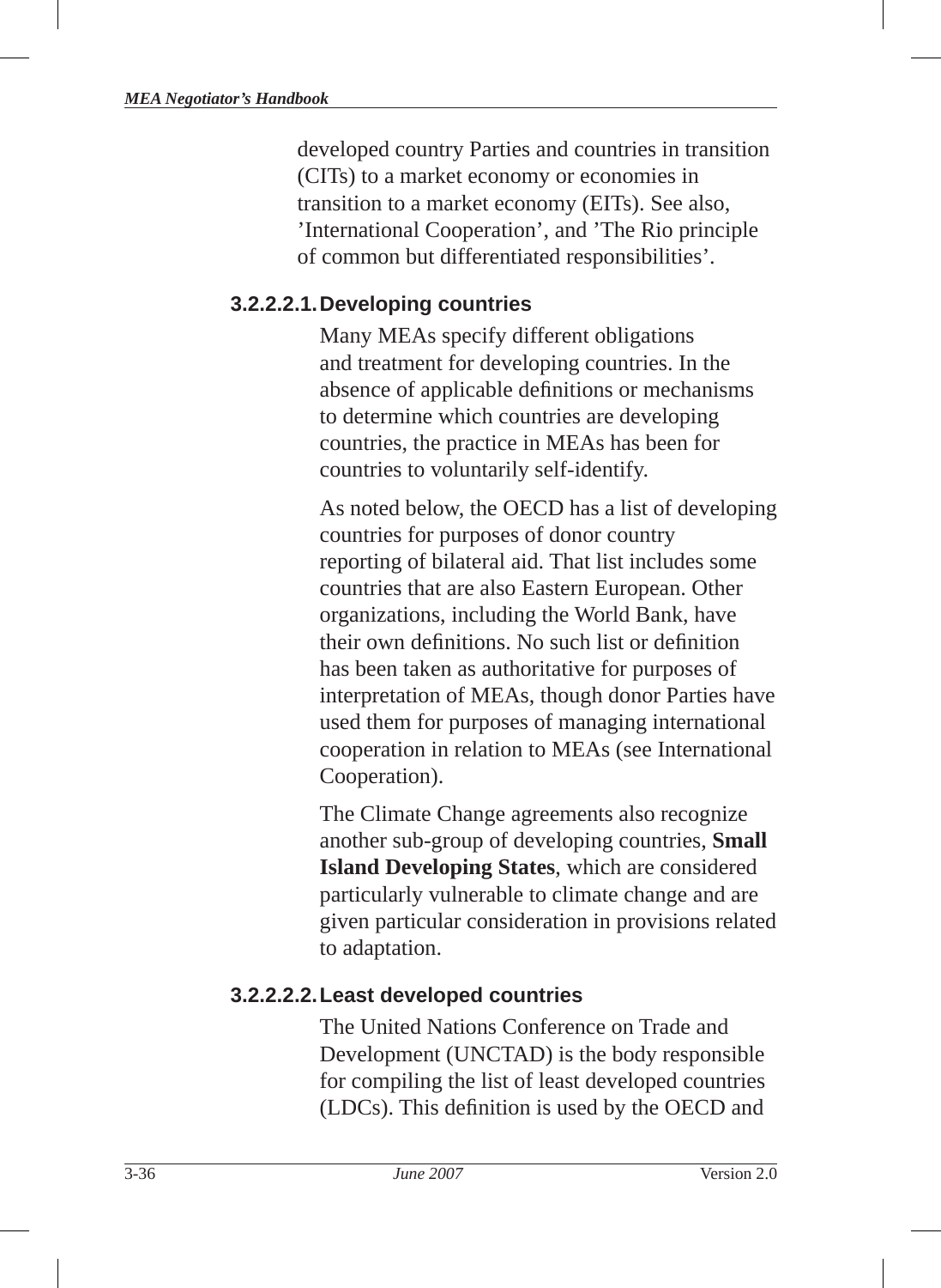developed country Parties and countries in transition (CITs) to a market economy or economies in transition to a market economy (EITs). See also, 'International Cooperation', and 'The Rio principle of common but differentiated responsibilities'.

#### 3.2.2.2.1. Developing countries

Many MEAs specify different obligations and treatment for developing countries. In the absence of applicable definitions or mechanisms to determine which countries are developing countries, the practice in MEAs has been for countries to voluntarily self-identify.

As noted below, the OECD has a list of developing countries for purposes of donor country reporting of bilateral aid. That list includes some countries that are also Eastern European. Other organizations, including the World Bank, have their own definitions. No such list or definition has been taken as authoritative for purposes of interpretation of MEAs, though donor Parties have used them for purposes of managing international cooperation in relation to MEAs (see International Cooperation).

The Climate Change agreements also recognize another sub-group of developing countries, **Small Island Developing States**, which are considered particularly vulnerable to climate change and are given particular consideration in provisions related to adaptation.

#### 3.2.2.2.2. Least developed countries

The United Nations Conference on Trade and Development (UNCTAD) is the body responsible for compiling the list of least developed countries (LDCs). This definition is used by the OECD and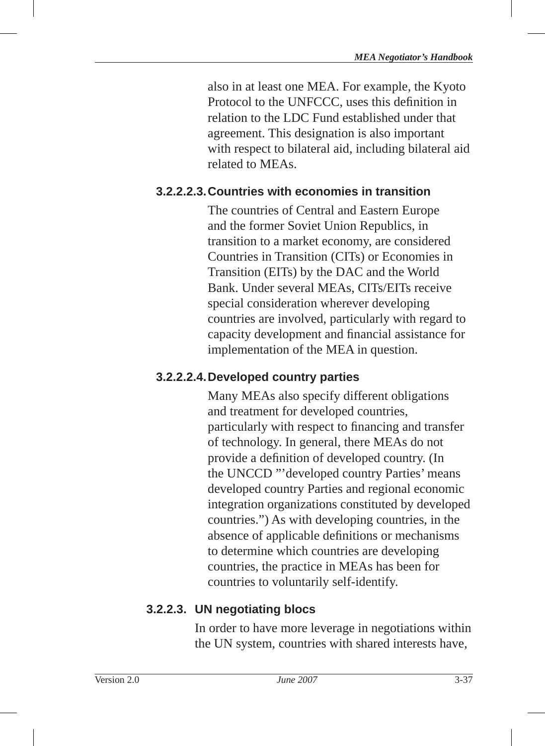also in at least one MEA. For example, the Kyoto Protocol to the UNFCCC, uses this definition in relation to the LDC Fund established under that agreement. This designation is also important with respect to bilateral aid, including bilateral aid related to MEAs.

#### 3.2.2.2.3. Countries with economies in transition

The countries of Central and Eastern Europe and the former Soviet Union Republics, in transition to a market economy, are considered Countries in Transition (CITs) or Economies in Transition (EITs) by the DAC and the World Bank. Under several MEAs, CITs/EITs receive special consideration wherever developing countries are involved, particularly with regard to capacity development and financial assistance for implementation of the MEA in question.

#### 3.2.2.2.4. Developed country parties

Many MEAs also specify different obligations and treatment for developed countries, particularly with respect to financing and transfer of technology. In general, there MEAs do not provide a definition of developed country. (In the UNCCD "'developed country Parties' means developed country Parties and regional economic integration organizations constituted by developed countries.") As with developing countries, in the absence of applicable definitions or mechanisms to determine which countries are developing countries, the practice in MEAs has been for countries to voluntarily self-identify.

### 3.2.2.3. UN negotiating blocs

In order to have more leverage in negotiations within the UN system, countries with shared interests have,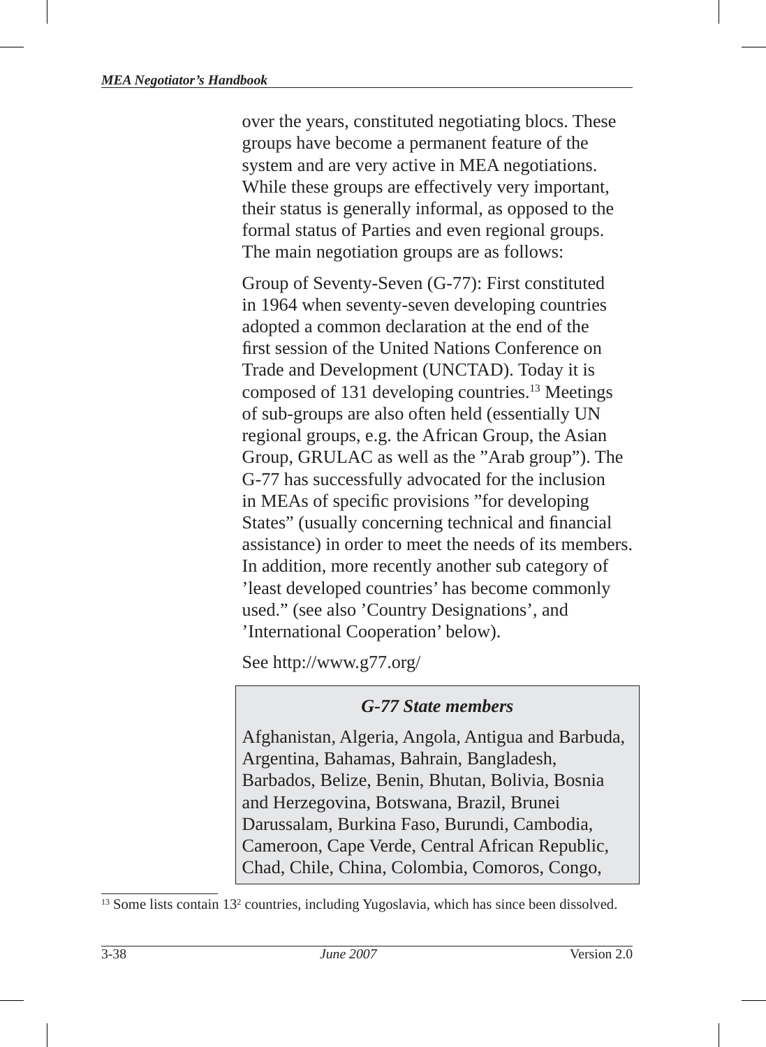over the years, constituted negotiating blocs. These groups have become a permanent feature of the system and are very active in MEA negotiations. While these groups are effectively very important, their status is generally informal, as opposed to the formal status of Parties and even regional groups. The main negotiation groups are as follows:

Group of Seventy-Seven (G-77): First constituted in 1964 when seventy-seven developing countries adopted a common declaration at the end of the first session of the United Nations Conference on Trade and Development (UNCTAD). Today it is composed of 131 developing countries.[13] Meetings of sub-groups are also often held (essentially UN regional groups, e.g. the African Group, the Asian Group, GRULAC as well as the "Arab group"). The G-77 has successfully advocated for the inclusion in MEAs of specific provisions "for developing States" (usually concerning technical and financial assistance) in order to meet the needs of its members. In addition, more recently another sub category of 'least developed countries' has become commonly used." (see also 'Country Designations', and 'International Cooperation' below).

See http://www.g77.org/

> ***G-77 State members***
>
> Afghanistan, Algeria, Angola, Antigua and Barbuda, Argentina, Bahamas, Bahrain, Bangladesh, Barbados, Belize, Benin, Bhutan, Bolivia, Bosnia and Herzegovina, Botswana, Brazil, Brunei Darussalam, Burkina Faso, Burundi, Cambodia, Cameroon, Cape Verde, Central African Republic, Chad, Chile, China, Colombia, Comoros, Congo,

[13] Some lists contain 132 countries, including Yugoslavia, which has since been dissolved.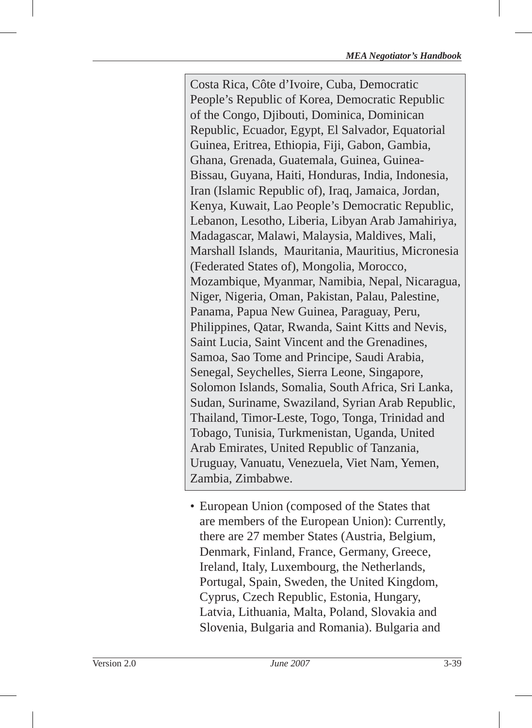> Costa Rica, Côte d'Ivoire, Cuba, Democratic People's Republic of Korea, Democratic Republic of the Congo, Djibouti, Dominica, Dominican Republic, Ecuador, Egypt, El Salvador, Equatorial Guinea, Eritrea, Ethiopia, Fiji, Gabon, Gambia, Ghana, Grenada, Guatemala, Guinea, Guinea-Bissau, Guyana, Haiti, Honduras, India, Indonesia, Iran (Islamic Republic of), Iraq, Jamaica, Jordan, Kenya, Kuwait, Lao People's Democratic Republic, Lebanon, Lesotho, Liberia, Libyan Arab Jamahiriya, Madagascar, Malawi, Malaysia, Maldives, Mali, Marshall Islands, Mauritania, Mauritius, Micronesia (Federated States of), Mongolia, Morocco, Mozambique, Myanmar, Namibia, Nepal, Nicaragua, Niger, Nigeria, Oman, Pakistan, Palau, Palestine, Panama, Papua New Guinea, Paraguay, Peru, Philippines, Qatar, Rwanda, Saint Kitts and Nevis, Saint Lucia, Saint Vincent and the Grenadines, Samoa, Sao Tome and Principe, Saudi Arabia, Senegal, Seychelles, Sierra Leone, Singapore, Solomon Islands, Somalia, South Africa, Sri Lanka, Sudan, Suriname, Swaziland, Syrian Arab Republic, Thailand, Timor-Leste, Togo, Tonga, Trinidad and Tobago, Tunisia, Turkmenistan, Uganda, United Arab Emirates, United Republic of Tanzania, Uruguay, Vanuatu, Venezuela, Viet Nam, Yemen, Zambia, Zimbabwe.

- European Union (composed of the States that are members of the European Union): Currently, there are 27 member States (Austria, Belgium, Denmark, Finland, France, Germany, Greece, Ireland, Italy, Luxembourg, the Netherlands, Portugal, Spain, Sweden, the United Kingdom, Cyprus, Czech Republic, Estonia, Hungary, Latvia, Lithuania, Malta, Poland, Slovakia and Slovenia, Bulgaria and Romania). Bulgaria and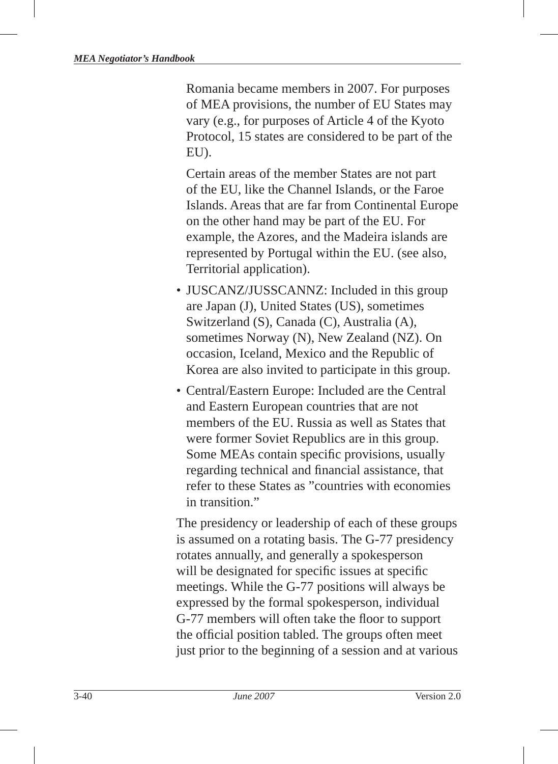Romania became members in 2007. For purposes of MEA provisions, the number of EU States may vary (e.g., for purposes of Article 4 of the Kyoto Protocol, 15 states are considered to be part of the EU).

Certain areas of the member States are not part of the EU, like the Channel Islands, or the Faroe Islands. Areas that are far from Continental Europe on the other hand may be part of the EU. For example, the Azores, and the Madeira islands are represented by Portugal within the EU. (see also, Territorial application).

- JUSCANZ/JUSSCANNZ: Included in this group are Japan (J), United States (US), sometimes Switzerland (S), Canada (C), Australia (A), sometimes Norway (N), New Zealand (NZ). On occasion, Iceland, Mexico and the Republic of Korea are also invited to participate in this group.
- Central/Eastern Europe: Included are the Central and Eastern European countries that are not members of the EU. Russia as well as States that were former Soviet Republics are in this group. Some MEAs contain specific provisions, usually regarding technical and financial assistance, that refer to these States as "countries with economies in transition."

The presidency or leadership of each of these groups is assumed on a rotating basis. The G-77 presidency rotates annually, and generally a spokesperson will be designated for specific issues at specific meetings. While the G-77 positions will always be expressed by the formal spokesperson, individual G-77 members will often take the floor to support the official position tabled. The groups often meet just prior to the beginning of a session and at various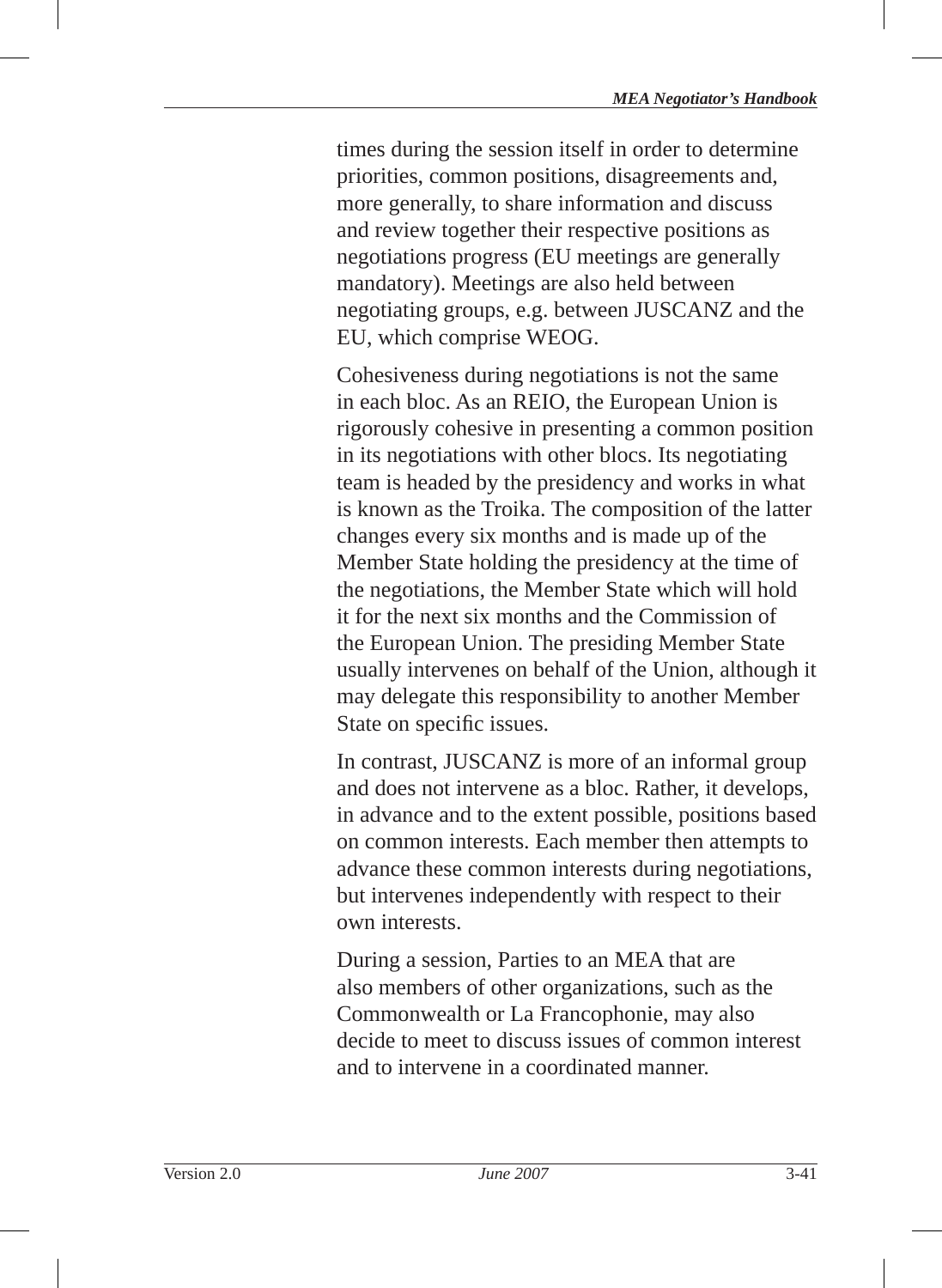times during the session itself in order to determine priorities, common positions, disagreements and, more generally, to share information and discuss and review together their respective positions as negotiations progress (EU meetings are generally mandatory). Meetings are also held between negotiating groups, e.g. between JUSCANZ and the EU, which comprise WEOG.

Cohesiveness during negotiations is not the same in each bloc. As an REIO, the European Union is rigorously cohesive in presenting a common position in its negotiations with other blocs. Its negotiating team is headed by the presidency and works in what is known as the Troika. The composition of the latter changes every six months and is made up of the Member State holding the presidency at the time of the negotiations, the Member State which will hold it for the next six months and the Commission of the European Union. The presiding Member State usually intervenes on behalf of the Union, although it may delegate this responsibility to another Member State on specific issues.

In contrast, JUSCANZ is more of an informal group and does not intervene as a bloc. Rather, it develops, in advance and to the extent possible, positions based on common interests. Each member then attempts to advance these common interests during negotiations, but intervenes independently with respect to their own interests.

During a session, Parties to an MEA that are also members of other organizations, such as the Commonwealth or La Francophonie, may also decide to meet to discuss issues of common interest and to intervene in a coordinated manner.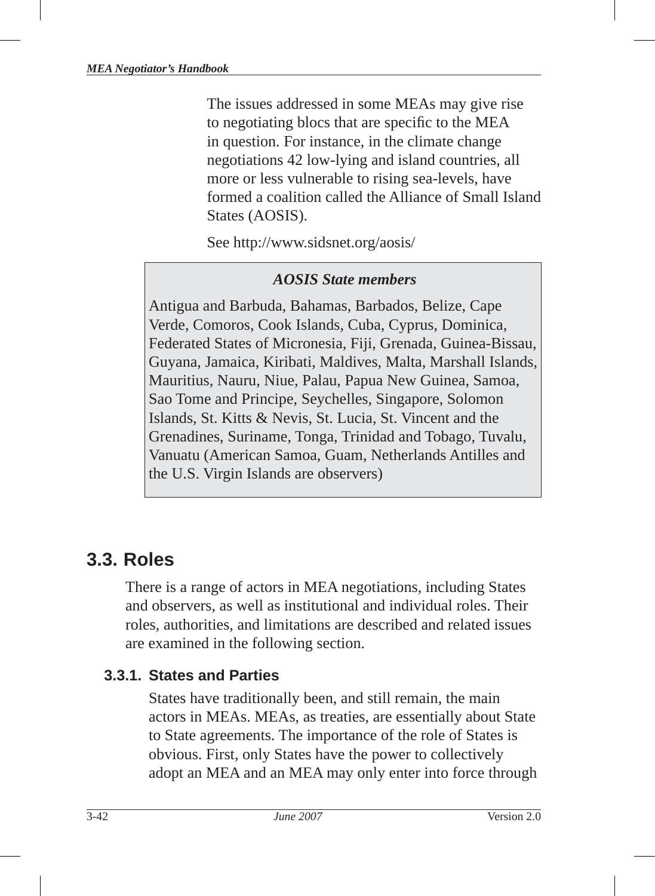The issues addressed in some MEAs may give rise to negotiating blocs that are specific to the MEA in question. For instance, in the climate change negotiations 42 low-lying and island countries, all more or less vulnerable to rising sea-levels, have formed a coalition called the Alliance of Small Island States (AOSIS).

See http://www.sidsnet.org/aosis/

> ***AOSIS State members***
>
> Antigua and Barbuda, Bahamas, Barbados, Belize, Cape Verde, Comoros, Cook Islands, Cuba, Cyprus, Dominica, Federated States of Micronesia, Fiji, Grenada, Guinea-Bissau, Guyana, Jamaica, Kiribati, Maldives, Malta, Marshall Islands, Mauritius, Nauru, Niue, Palau, Papua New Guinea, Samoa, Sao Tome and Principe, Seychelles, Singapore, Solomon Islands, St. Kitts & Nevis, St. Lucia, St. Vincent and the Grenadines, Suriname, Tonga, Trinidad and Tobago, Tuvalu, Vanuatu (American Samoa, Guam, Netherlands Antilles and the U.S. Virgin Islands are observers)

## 3.3. Roles

There is a range of actors in MEA negotiations, including States and observers, as well as institutional and individual roles. Their roles, authorities, and limitations are described and related issues are examined in the following section.

### 3.3.1. States and Parties

States have traditionally been, and still remain, the main actors in MEAs. MEAs, as treaties, are essentially about State to State agreements. The importance of the role of States is obvious. First, only States have the power to collectively adopt an MEA and an MEA may only enter into force through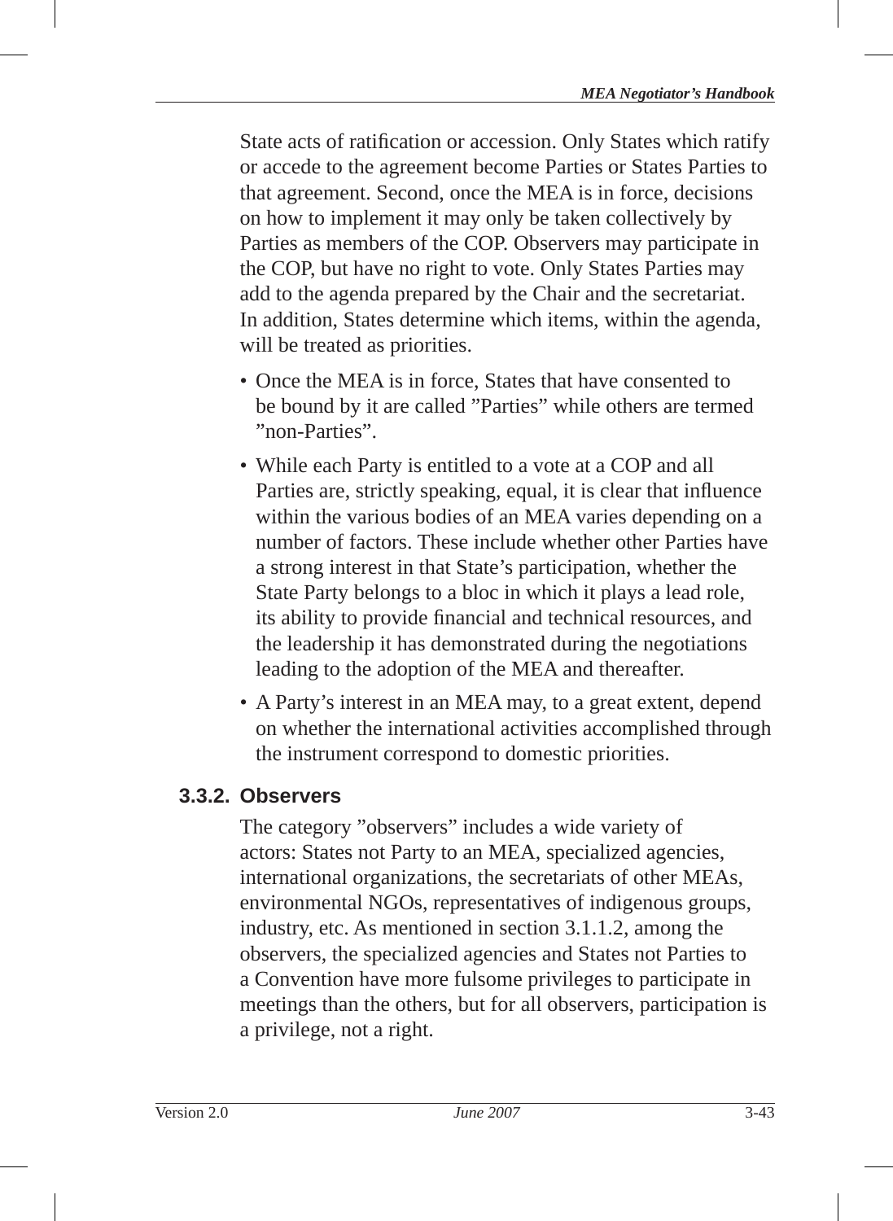State acts of ratification or accession. Only States which ratify or accede to the agreement become Parties or States Parties to that agreement. Second, once the MEA is in force, decisions on how to implement it may only be taken collectively by Parties as members of the COP. Observers may participate in the COP, but have no right to vote. Only States Parties may add to the agenda prepared by the Chair and the secretariat. In addition, States determine which items, within the agenda, will be treated as priorities.

- Once the MEA is in force, States that have consented to be bound by it are called ”Parties” while others are termed ”non-Parties”.
- While each Party is entitled to a vote at a COP and all Parties are, strictly speaking, equal, it is clear that influence within the various bodies of an MEA varies depending on a number of factors. These include whether other Parties have a strong interest in that State’s participation, whether the State Party belongs to a bloc in which it plays a lead role, its ability to provide financial and technical resources, and the leadership it has demonstrated during the negotiations leading to the adoption of the MEA and thereafter.
- A Party’s interest in an MEA may, to a great extent, depend on whether the international activities accomplished through the instrument correspond to domestic priorities.

### 3.3.2. Observers

The category ”observers” includes a wide variety of actors: States not Party to an MEA, specialized agencies, international organizations, the secretariats of other MEAs, environmental NGOs, representatives of indigenous groups, industry, etc. As mentioned in section 3.1.1.2, among the observers, the specialized agencies and States not Parties to a Convention have more fulsome privileges to participate in meetings than the others, but for all observers, participation is a privilege, not a right.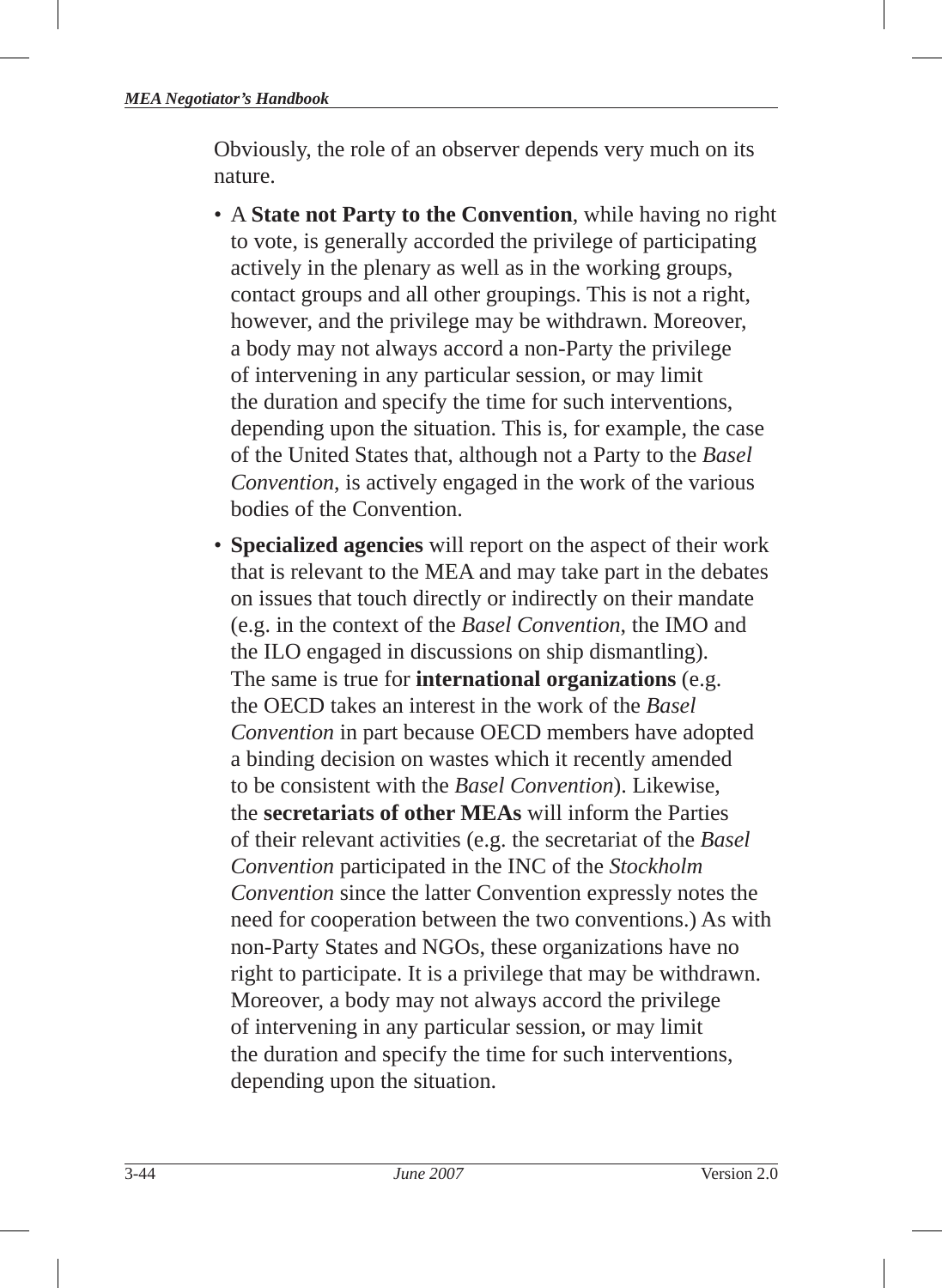Obviously, the role of an observer depends very much on its nature.

- A **State not Party to the Convention**, while having no right to vote, is generally accorded the privilege of participating actively in the plenary as well as in the working groups, contact groups and all other groupings. This is not a right, however, and the privilege may be withdrawn. Moreover, a body may not always accord a non-Party the privilege of intervening in any particular session, or may limit the duration and specify the time for such interventions, depending upon the situation. This is, for example, the case of the United States that, although not a Party to the *Basel Convention*, is actively engaged in the work of the various bodies of the Convention.
- **Specialized agencies** will report on the aspect of their work that is relevant to the MEA and may take part in the debates on issues that touch directly or indirectly on their mandate (e.g. in the context of the *Basel Convention*, the IMO and the ILO engaged in discussions on ship dismantling). The same is true for **international organizations** (e.g. the OECD takes an interest in the work of the *Basel Convention* in part because OECD members have adopted a binding decision on wastes which it recently amended to be consistent with the *Basel Convention*). Likewise, the **secretariats of other MEAs** will inform the Parties of their relevant activities (e.g. the secretariat of the *Basel Convention* participated in the INC of the *Stockholm Convention* since the latter Convention expressly notes the need for cooperation between the two conventions.) As with non-Party States and NGOs, these organizations have no right to participate. It is a privilege that may be withdrawn. Moreover, a body may not always accord the privilege of intervening in any particular session, or may limit the duration and specify the time for such interventions, depending upon the situation.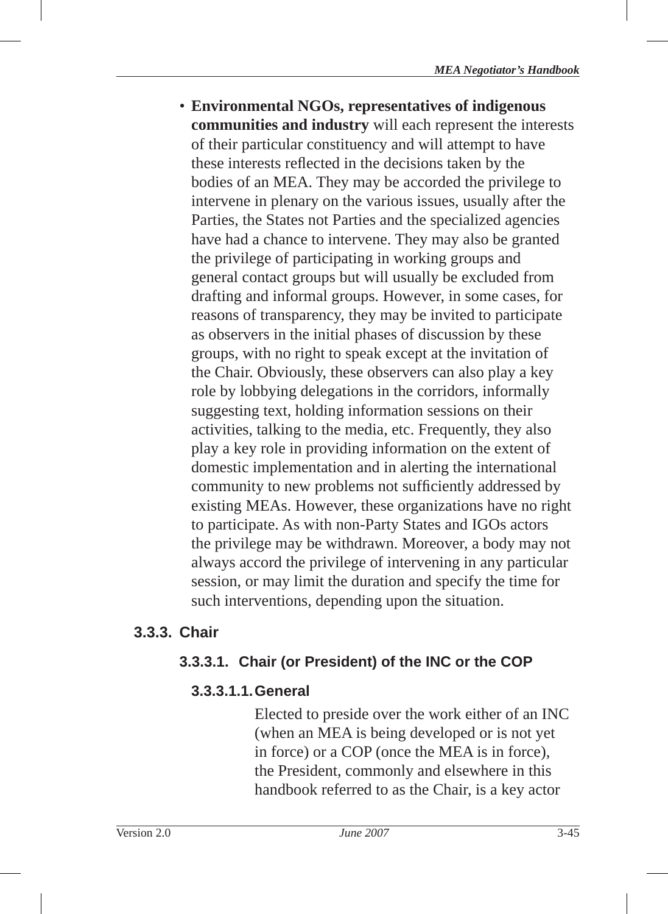- **Environmental NGOs, representatives of indigenous communities and industry** will each represent the interests of their particular constituency and will attempt to have these interests reflected in the decisions taken by the bodies of an MEA. They may be accorded the privilege to intervene in plenary on the various issues, usually after the Parties, the States not Parties and the specialized agencies have had a chance to intervene. They may also be granted the privilege of participating in working groups and general contact groups but will usually be excluded from drafting and informal groups. However, in some cases, for reasons of transparency, they may be invited to participate as observers in the initial phases of discussion by these groups, with no right to speak except at the invitation of the Chair. Obviously, these observers can also play a key role by lobbying delegations in the corridors, informally suggesting text, holding information sessions on their activities, talking to the media, etc. Frequently, they also play a key role in providing information on the extent of domestic implementation and in alerting the international community to new problems not sufficiently addressed by existing MEAs. However, these organizations have no right to participate. As with non-Party States and IGOs actors the privilege may be withdrawn. Moreover, a body may not always accord the privilege of intervening in any particular session, or may limit the duration and specify the time for such interventions, depending upon the situation.

### 3.3.3. Chair

#### 3.3.3.1. Chair (or President) of the INC or the COP

##### 3.3.3.1.1. General

Elected to preside over the work either of an INC (when an MEA is being developed or is not yet in force) or a COP (once the MEA is in force), the President, commonly and elsewhere in this handbook referred to as the Chair, is a key actor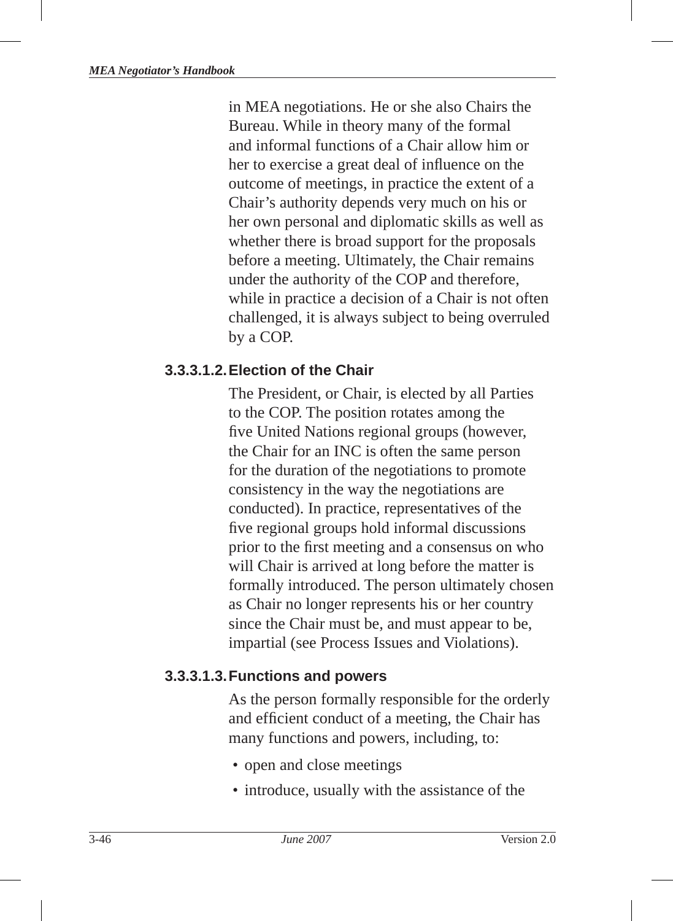in MEA negotiations. He or she also Chairs the Bureau. While in theory many of the formal and informal functions of a Chair allow him or her to exercise a great deal of influence on the outcome of meetings, in practice the extent of a Chair's authority depends very much on his or her own personal and diplomatic skills as well as whether there is broad support for the proposals before a meeting. Ultimately, the Chair remains under the authority of the COP and therefore, while in practice a decision of a Chair is not often challenged, it is always subject to being overruled by a COP.

#### 3.3.3.1.2. Election of the Chair

The President, or Chair, is elected by all Parties to the COP. The position rotates among the five United Nations regional groups (however, the Chair for an INC is often the same person for the duration of the negotiations to promote consistency in the way the negotiations are conducted). In practice, representatives of the five regional groups hold informal discussions prior to the first meeting and a consensus on who will Chair is arrived at long before the matter is formally introduced. The person ultimately chosen as Chair no longer represents his or her country since the Chair must be, and must appear to be, impartial (see Process Issues and Violations).

#### 3.3.3.1.3. Functions and powers

As the person formally responsible for the orderly and efficient conduct of a meeting, the Chair has many functions and powers, including, to:

- open and close meetings
- introduce, usually with the assistance of the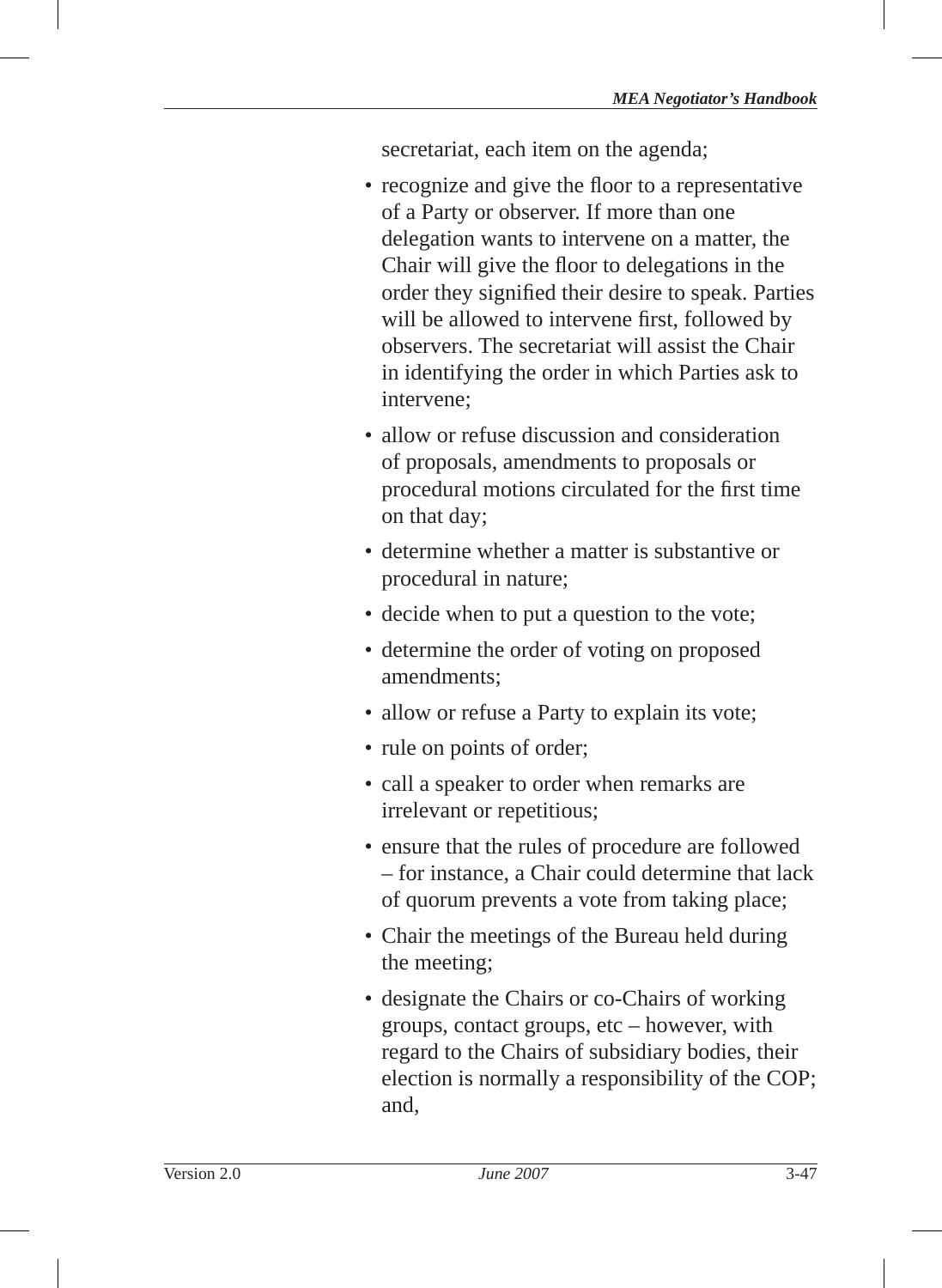secretariat, each item on the agenda;

- recognize and give the floor to a representative of a Party or observer. If more than one delegation wants to intervene on a matter, the Chair will give the floor to delegations in the order they signified their desire to speak. Parties will be allowed to intervene first, followed by observers. The secretariat will assist the Chair in identifying the order in which Parties ask to intervene;
- allow or refuse discussion and consideration of proposals, amendments to proposals or procedural motions circulated for the first time on that day;
- determine whether a matter is substantive or procedural in nature;
- decide when to put a question to the vote;
- determine the order of voting on proposed amendments;
- allow or refuse a Party to explain its vote;
- rule on points of order;
- call a speaker to order when remarks are irrelevant or repetitious;
- ensure that the rules of procedure are followed – for instance, a Chair could determine that lack of quorum prevents a vote from taking place;
- Chair the meetings of the Bureau held during the meeting;
- designate the Chairs or co-Chairs of working groups, contact groups, etc – however, with regard to the Chairs of subsidiary bodies, their election is normally a responsibility of the COP; and,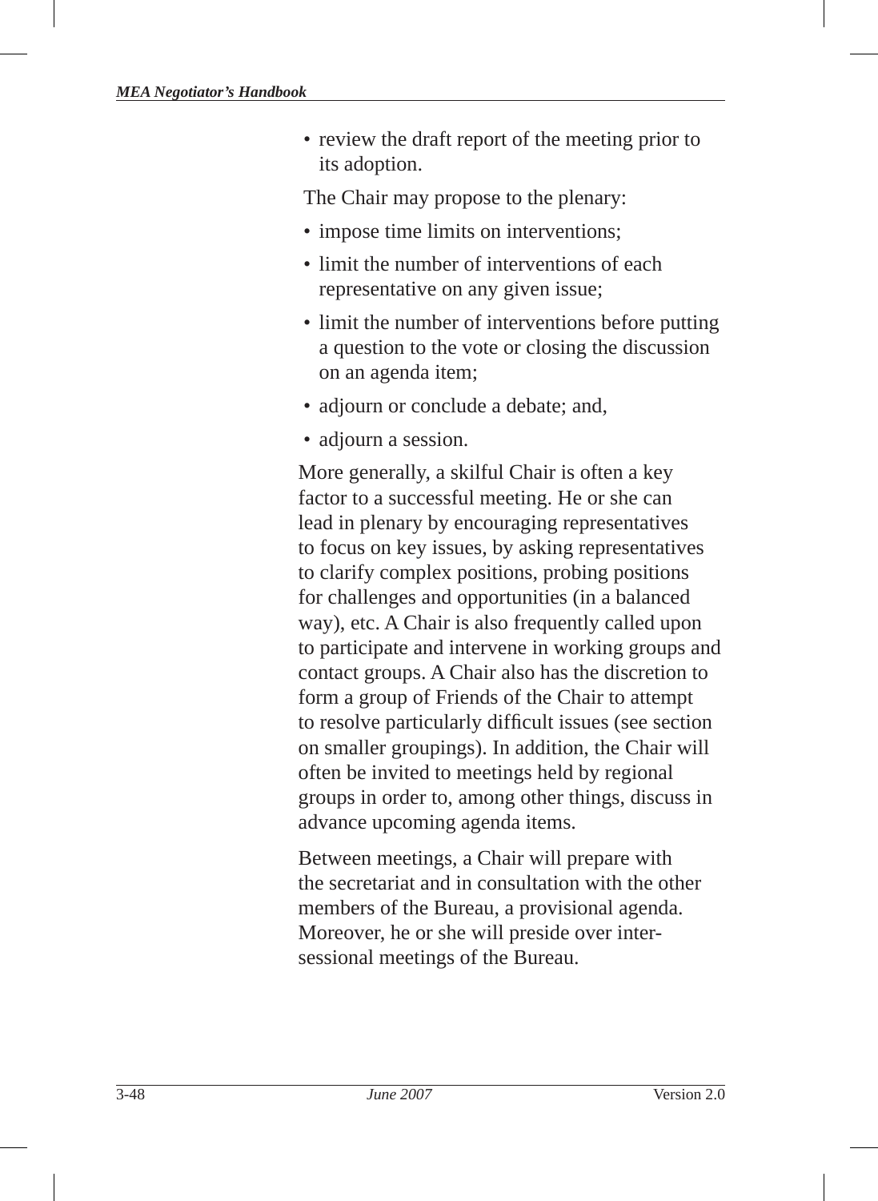- review the draft report of the meeting prior to its adoption.

The Chair may propose to the plenary:

- impose time limits on interventions;
- limit the number of interventions of each representative on any given issue;
- limit the number of interventions before putting a question to the vote or closing the discussion on an agenda item;
- adjourn or conclude a debate; and,
- adjourn a session.

More generally, a skilful Chair is often a key factor to a successful meeting. He or she can lead in plenary by encouraging representatives to focus on key issues, by asking representatives to clarify complex positions, probing positions for challenges and opportunities (in a balanced way), etc. A Chair is also frequently called upon to participate and intervene in working groups and contact groups. A Chair also has the discretion to form a group of Friends of the Chair to attempt to resolve particularly difficult issues (see section on smaller groupings). In addition, the Chair will often be invited to meetings held by regional groups in order to, among other things, discuss in advance upcoming agenda items.

Between meetings, a Chair will prepare with the secretariat and in consultation with the other members of the Bureau, a provisional agenda. Moreover, he or she will preside over inter-sessional meetings of the Bureau.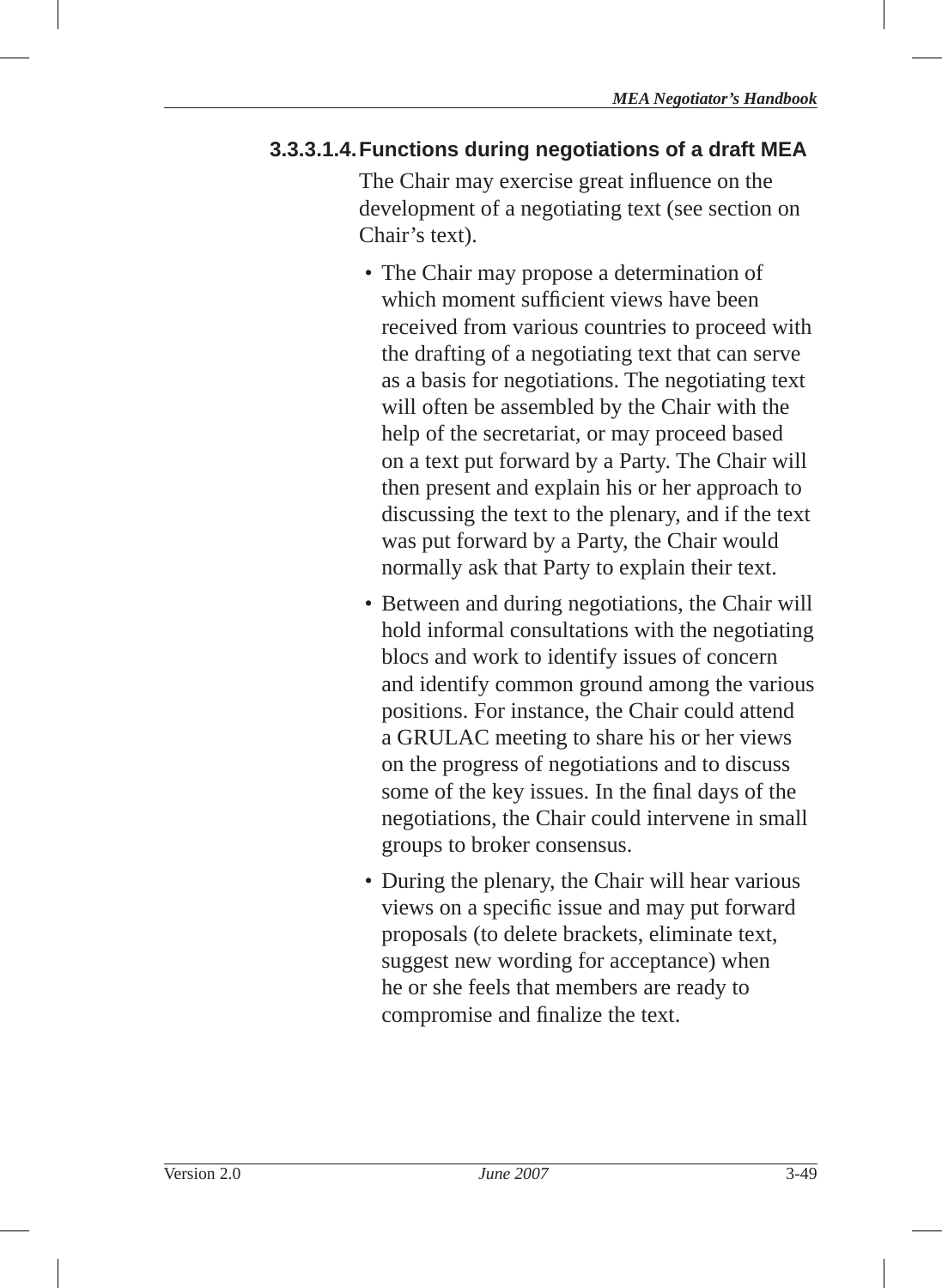#### 3.3.3.1.4. Functions during negotiations of a draft MEA

The Chair may exercise great influence on the development of a negotiating text (see section on Chair's text).

- The Chair may propose a determination of which moment sufficient views have been received from various countries to proceed with the drafting of a negotiating text that can serve as a basis for negotiations. The negotiating text will often be assembled by the Chair with the help of the secretariat, or may proceed based on a text put forward by a Party. The Chair will then present and explain his or her approach to discussing the text to the plenary, and if the text was put forward by a Party, the Chair would normally ask that Party to explain their text.
- Between and during negotiations, the Chair will hold informal consultations with the negotiating blocs and work to identify issues of concern and identify common ground among the various positions. For instance, the Chair could attend a GRULAC meeting to share his or her views on the progress of negotiations and to discuss some of the key issues. In the final days of the negotiations, the Chair could intervene in small groups to broker consensus.
- During the plenary, the Chair will hear various views on a specific issue and may put forward proposals (to delete brackets, eliminate text, suggest new wording for acceptance) when he or she feels that members are ready to compromise and finalize the text.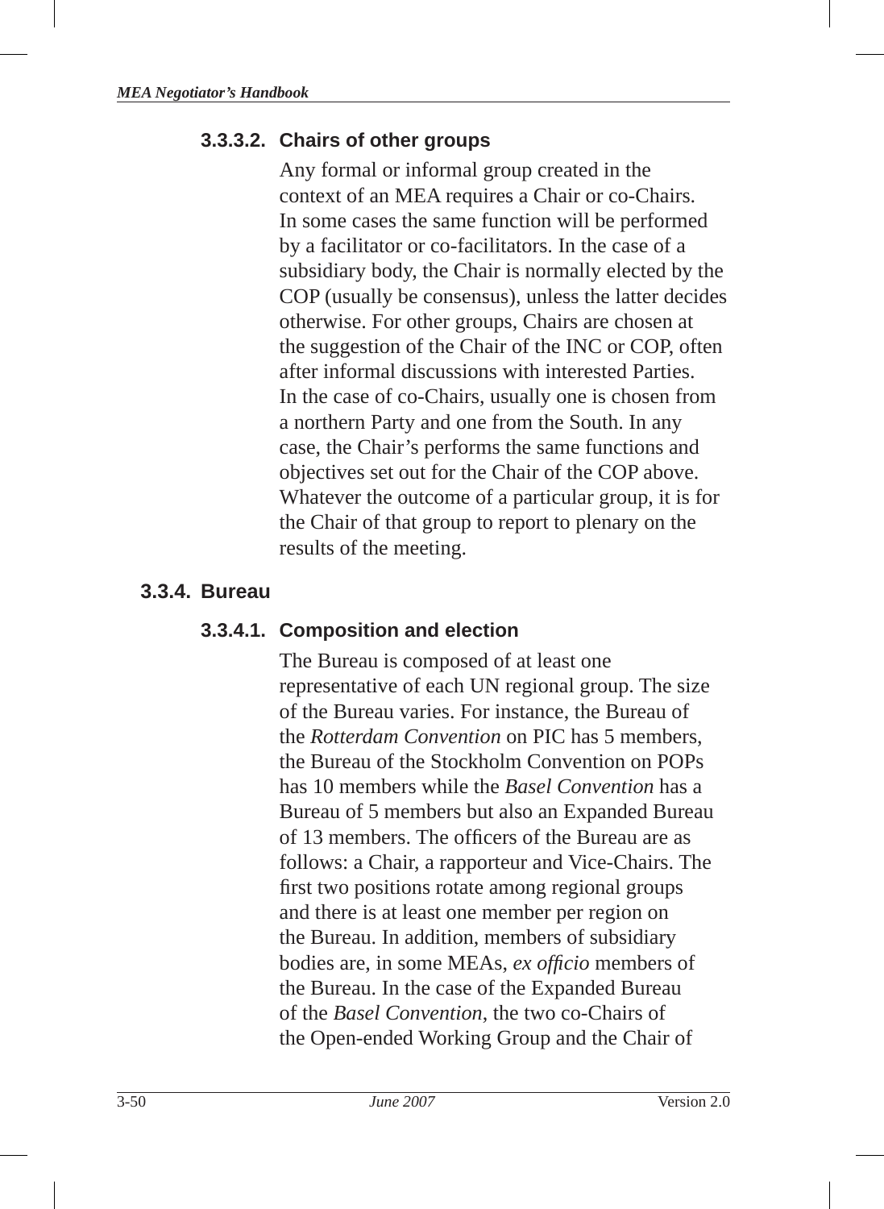#### 3.3.3.2. Chairs of other groups

Any formal or informal group created in the context of an MEA requires a Chair or co-Chairs. In some cases the same function will be performed by a facilitator or co-facilitators. In the case of a subsidiary body, the Chair is normally elected by the COP (usually be consensus), unless the latter decides otherwise. For other groups, Chairs are chosen at the suggestion of the Chair of the INC or COP, often after informal discussions with interested Parties. In the case of co-Chairs, usually one is chosen from a northern Party and one from the South. In any case, the Chair's performs the same functions and objectives set out for the Chair of the COP above. Whatever the outcome of a particular group, it is for the Chair of that group to report to plenary on the results of the meeting.

### 3.3.4. Bureau

#### 3.3.4.1. Composition and election

The Bureau is composed of at least one representative of each UN regional group. The size of the Bureau varies. For instance, the Bureau of the *Rotterdam Convention* on PIC has 5 members, the Bureau of the Stockholm Convention on POPs has 10 members while the *Basel Convention* has a Bureau of 5 members but also an Expanded Bureau of 13 members. The officers of the Bureau are as follows: a Chair, a rapporteur and Vice-Chairs. The first two positions rotate among regional groups and there is at least one member per region on the Bureau. In addition, members of subsidiary bodies are, in some MEAs, *ex officio* members of the Bureau. In the case of the Expanded Bureau of the *Basel Convention*, the two co-Chairs of the Open-ended Working Group and the Chair of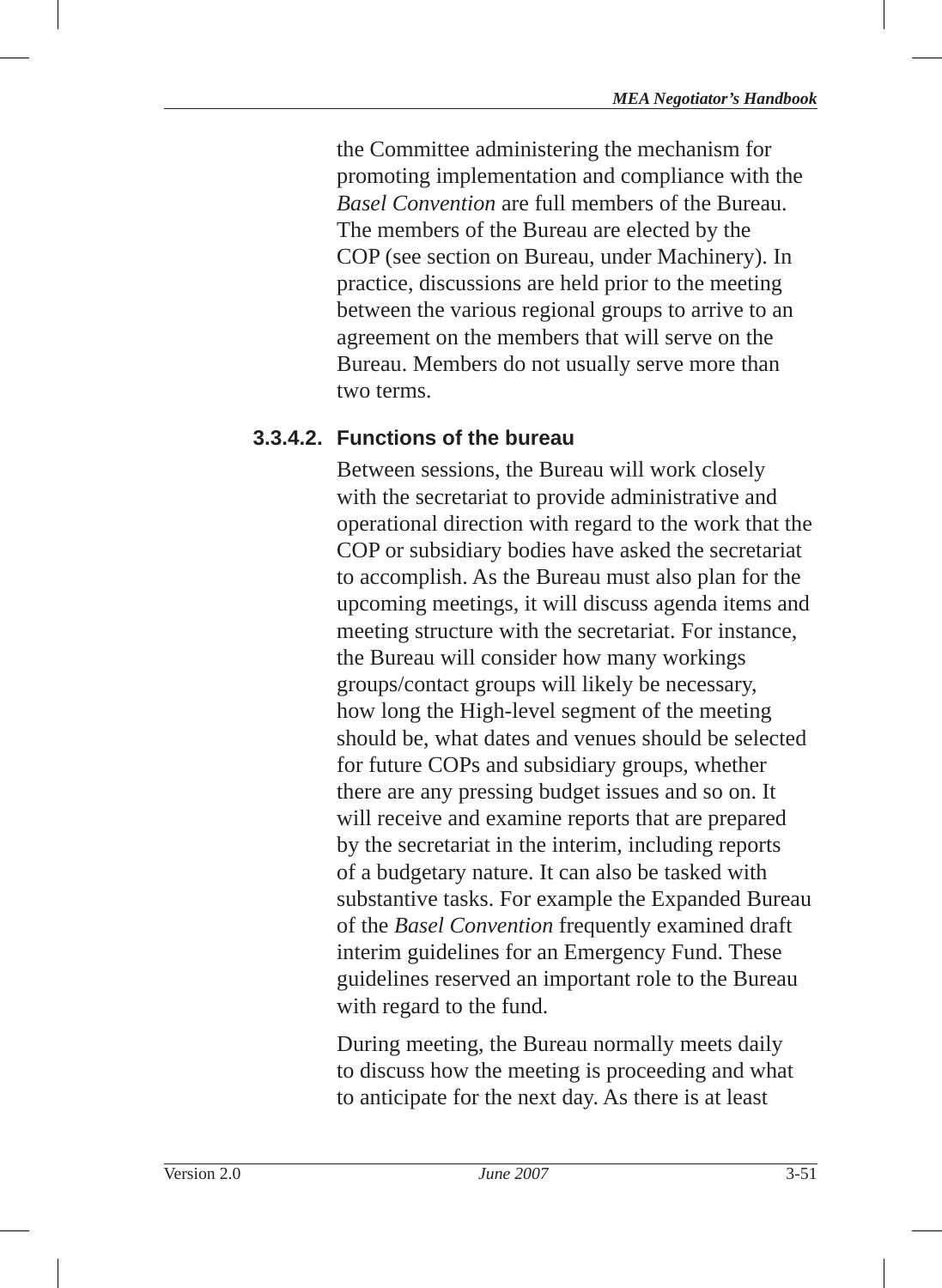the Committee administering the mechanism for promoting implementation and compliance with the *Basel Convention* are full members of the Bureau. The members of the Bureau are elected by the COP (see section on Bureau, under Machinery). In practice, discussions are held prior to the meeting between the various regional groups to arrive to an agreement on the members that will serve on the Bureau. Members do not usually serve more than two terms.

#### 3.3.4.2. Functions of the bureau

Between sessions, the Bureau will work closely with the secretariat to provide administrative and operational direction with regard to the work that the COP or subsidiary bodies have asked the secretariat to accomplish. As the Bureau must also plan for the upcoming meetings, it will discuss agenda items and meeting structure with the secretariat. For instance, the Bureau will consider how many workings groups/contact groups will likely be necessary, how long the High-level segment of the meeting should be, what dates and venues should be selected for future COPs and subsidiary groups, whether there are any pressing budget issues and so on. It will receive and examine reports that are prepared by the secretariat in the interim, including reports of a budgetary nature. It can also be tasked with substantive tasks. For example the Expanded Bureau of the *Basel Convention* frequently examined draft interim guidelines for an Emergency Fund. These guidelines reserved an important role to the Bureau with regard to the fund.

During meeting, the Bureau normally meets daily to discuss how the meeting is proceeding and what to anticipate for the next day. As there is at least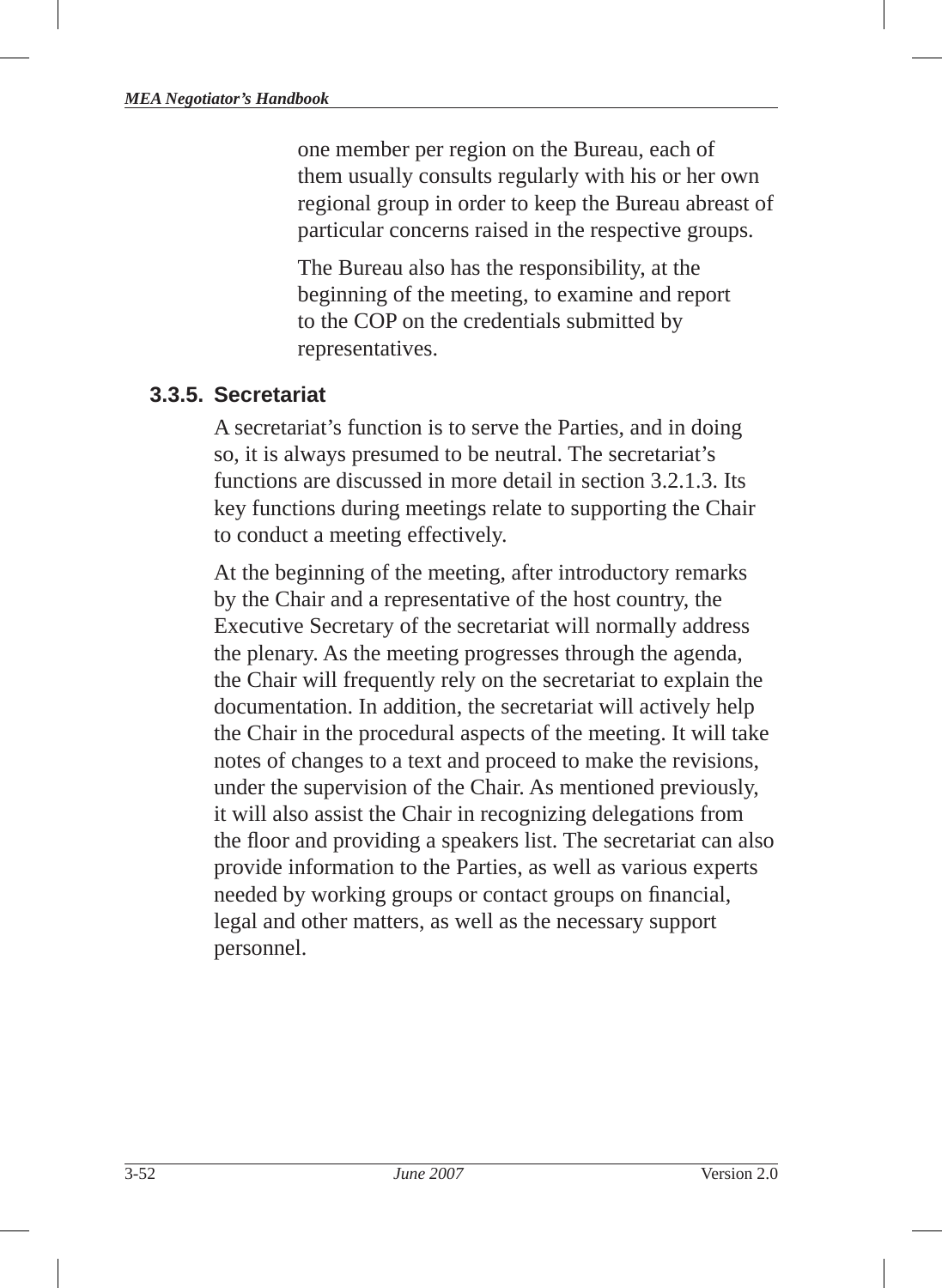one member per region on the Bureau, each of them usually consults regularly with his or her own regional group in order to keep the Bureau abreast of particular concerns raised in the respective groups.

The Bureau also has the responsibility, at the beginning of the meeting, to examine and report to the COP on the credentials submitted by representatives.

### 3.3.5. Secretariat

A secretariat's function is to serve the Parties, and in doing so, it is always presumed to be neutral. The secretariat's functions are discussed in more detail in section 3.2.1.3. Its key functions during meetings relate to supporting the Chair to conduct a meeting effectively.

At the beginning of the meeting, after introductory remarks by the Chair and a representative of the host country, the Executive Secretary of the secretariat will normally address the plenary. As the meeting progresses through the agenda, the Chair will frequently rely on the secretariat to explain the documentation. In addition, the secretariat will actively help the Chair in the procedural aspects of the meeting. It will take notes of changes to a text and proceed to make the revisions, under the supervision of the Chair. As mentioned previously, it will also assist the Chair in recognizing delegations from the floor and providing a speakers list. The secretariat can also provide information to the Parties, as well as various experts needed by working groups or contact groups on financial, legal and other matters, as well as the necessary support personnel.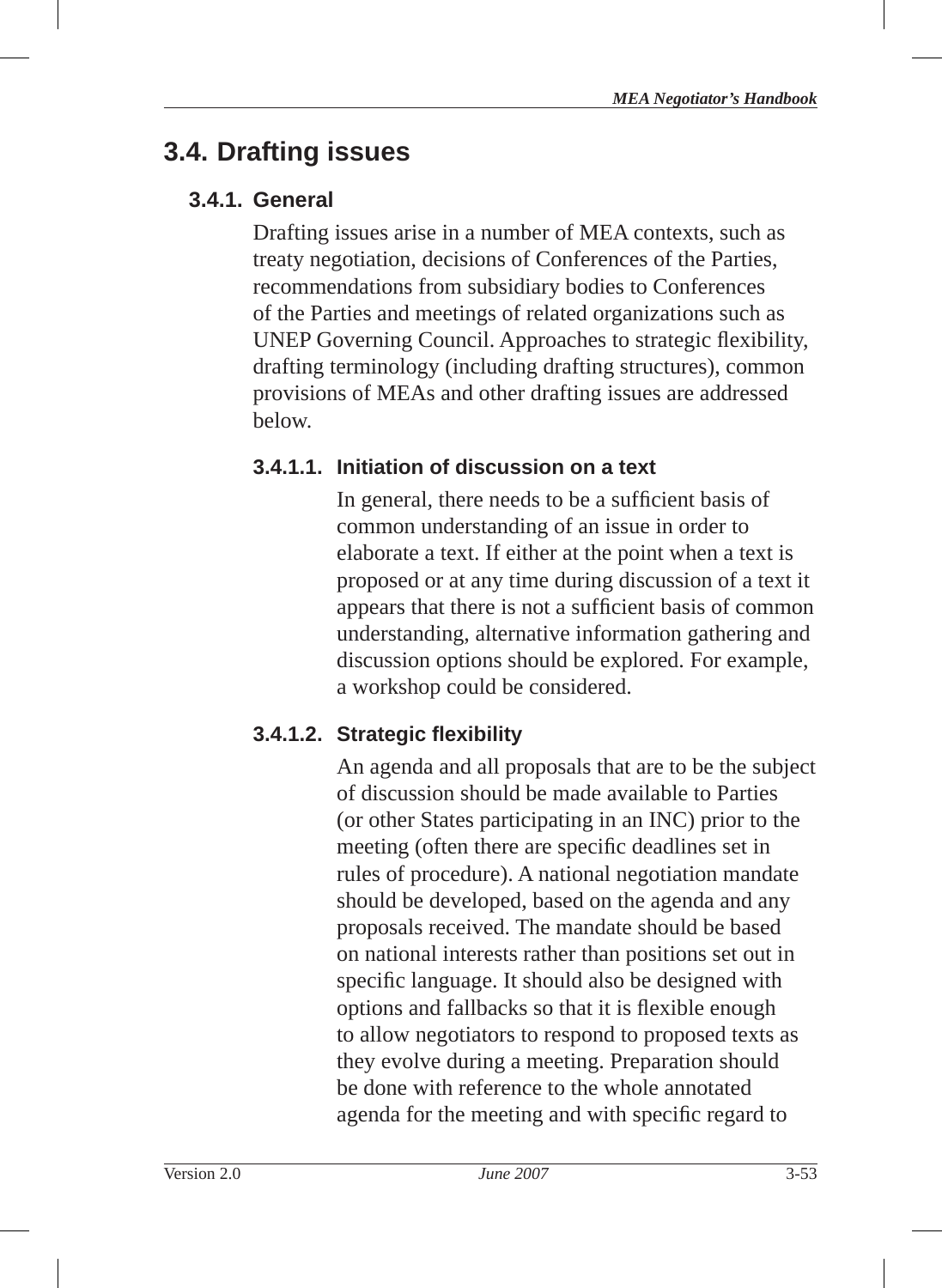## 3.4. Drafting issues

### 3.4.1. General

Drafting issues arise in a number of MEA contexts, such as treaty negotiation, decisions of Conferences of the Parties, recommendations from subsidiary bodies to Conferences of the Parties and meetings of related organizations such as UNEP Governing Council. Approaches to strategic flexibility, drafting terminology (including drafting structures), common provisions of MEAs and other drafting issues are addressed below.

#### 3.4.1.1. Initiation of discussion on a text

In general, there needs to be a sufficient basis of common understanding of an issue in order to elaborate a text. If either at the point when a text is proposed or at any time during discussion of a text it appears that there is not a sufficient basis of common understanding, alternative information gathering and discussion options should be explored. For example, a workshop could be considered.

#### 3.4.1.2. Strategic flexibility

An agenda and all proposals that are to be the subject of discussion should be made available to Parties (or other States participating in an INC) prior to the meeting (often there are specific deadlines set in rules of procedure). A national negotiation mandate should be developed, based on the agenda and any proposals received. The mandate should be based on national interests rather than positions set out in specific language. It should also be designed with options and fallbacks so that it is flexible enough to allow negotiators to respond to proposed texts as they evolve during a meeting. Preparation should be done with reference to the whole annotated agenda for the meeting and with specific regard to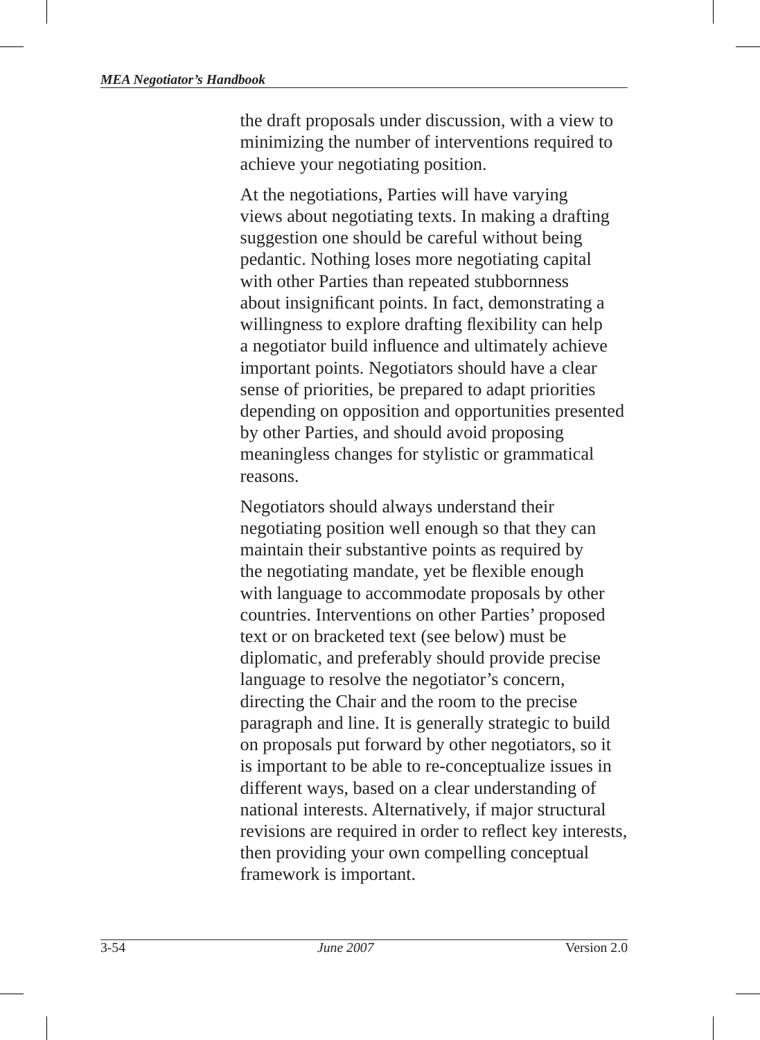the draft proposals under discussion, with a view to minimizing the number of interventions required to achieve your negotiating position.

At the negotiations, Parties will have varying views about negotiating texts. In making a drafting suggestion one should be careful without being pedantic. Nothing loses more negotiating capital with other Parties than repeated stubbornness about insignificant points. In fact, demonstrating a willingness to explore drafting flexibility can help a negotiator build influence and ultimately achieve important points. Negotiators should have a clear sense of priorities, be prepared to adapt priorities depending on opposition and opportunities presented by other Parties, and should avoid proposing meaningless changes for stylistic or grammatical reasons.

Negotiators should always understand their negotiating position well enough so that they can maintain their substantive points as required by the negotiating mandate, yet be flexible enough with language to accommodate proposals by other countries. Interventions on other Parties' proposed text or on bracketed text (see below) must be diplomatic, and preferably should provide precise language to resolve the negotiator's concern, directing the Chair and the room to the precise paragraph and line. It is generally strategic to build on proposals put forward by other negotiators, so it is important to be able to re-conceptualize issues in different ways, based on a clear understanding of national interests. Alternatively, if major structural revisions are required in order to reflect key interests, then providing your own compelling conceptual framework is important.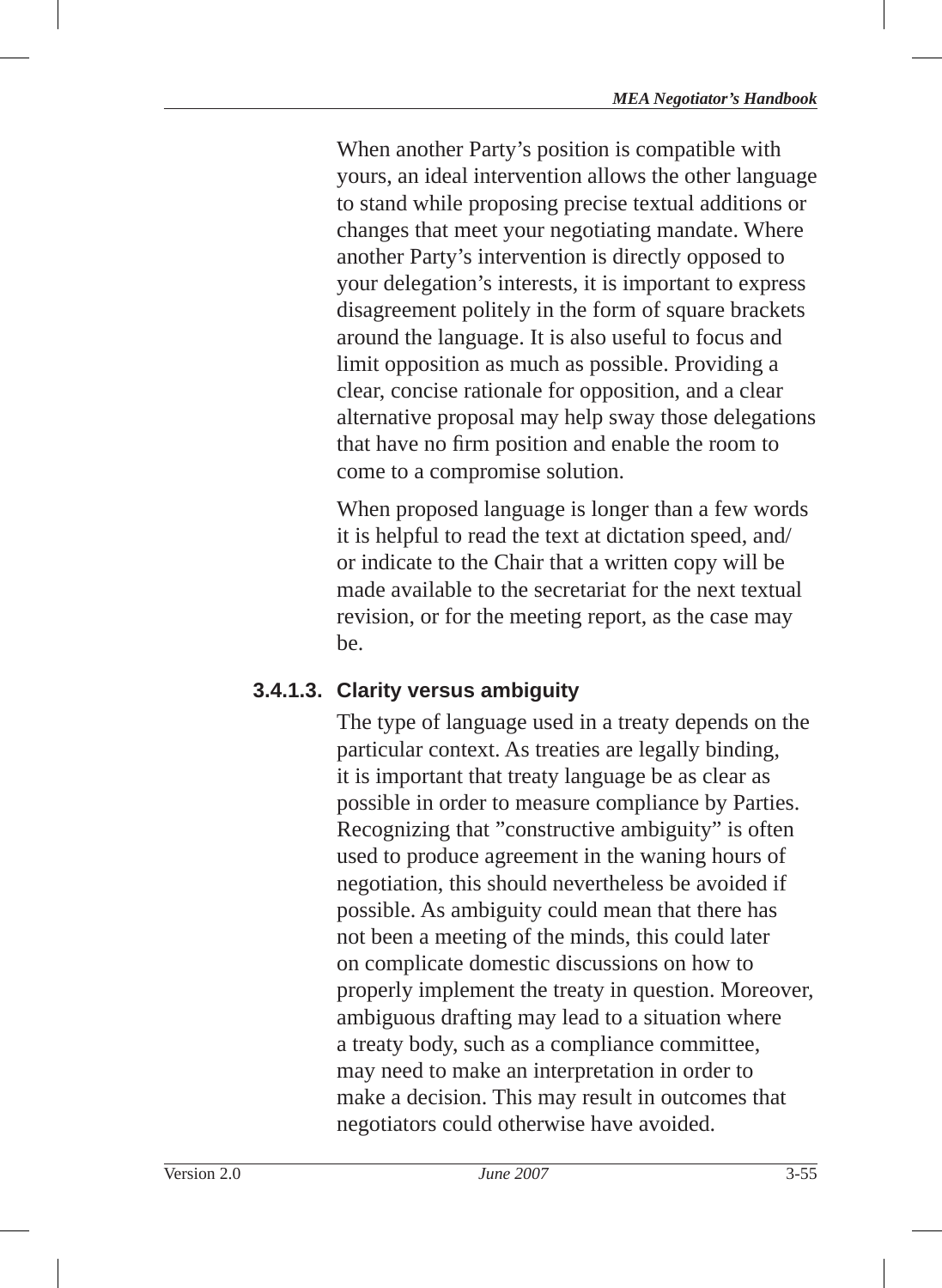When another Party's position is compatible with yours, an ideal intervention allows the other language to stand while proposing precise textual additions or changes that meet your negotiating mandate. Where another Party's intervention is directly opposed to your delegation's interests, it is important to express disagreement politely in the form of square brackets around the language. It is also useful to focus and limit opposition as much as possible. Providing a clear, concise rationale for opposition, and a clear alternative proposal may help sway those delegations that have no firm position and enable the room to come to a compromise solution.

When proposed language is longer than a few words it is helpful to read the text at dictation speed, and/or indicate to the Chair that a written copy will be made available to the secretariat for the next textual revision, or for the meeting report, as the case may be.

#### 3.4.1.3. Clarity versus ambiguity

The type of language used in a treaty depends on the particular context. As treaties are legally binding, it is important that treaty language be as clear as possible in order to measure compliance by Parties. Recognizing that "constructive ambiguity" is often used to produce agreement in the waning hours of negotiation, this should nevertheless be avoided if possible. As ambiguity could mean that there has not been a meeting of the minds, this could later on complicate domestic discussions on how to properly implement the treaty in question. Moreover, ambiguous drafting may lead to a situation where a treaty body, such as a compliance committee, may need to make an interpretation in order to make a decision. This may result in outcomes that negotiators could otherwise have avoided.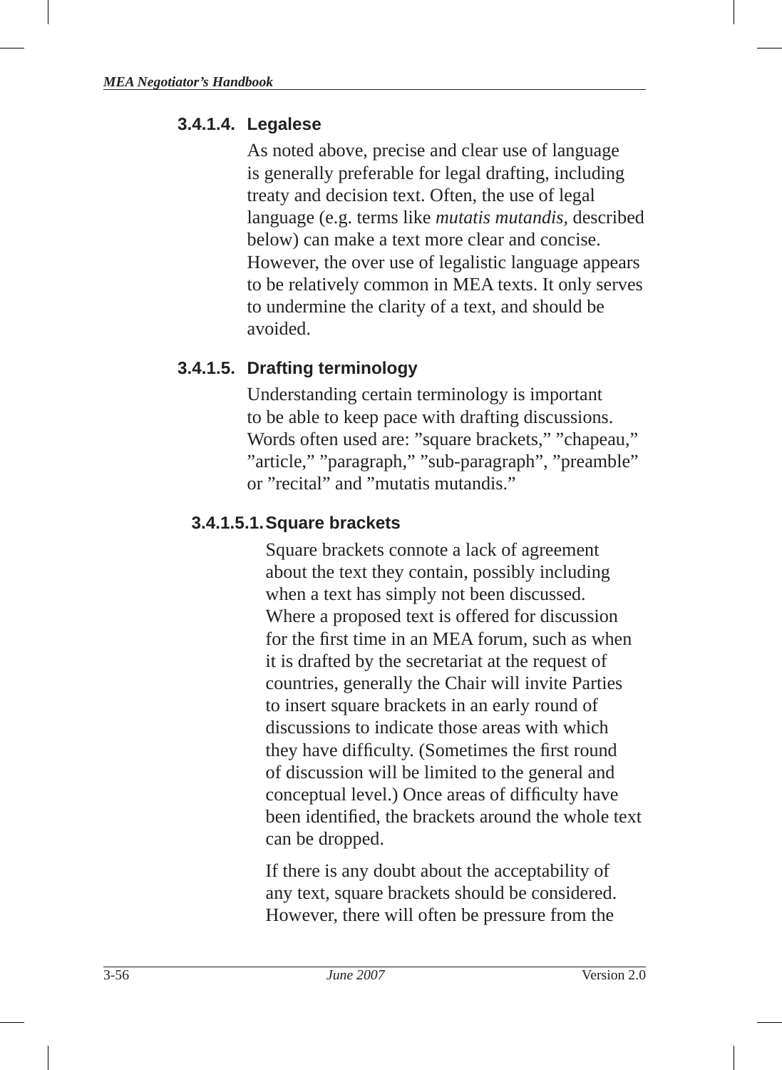### 3.4.1.4. Legalese

As noted above, precise and clear use of language is generally preferable for legal drafting, including treaty and decision text. Often, the use of legal language (e.g. terms like *mutatis mutandis,* described below) can make a text more clear and concise. However, the over use of legalistic language appears to be relatively common in MEA texts. It only serves to undermine the clarity of a text, and should be avoided.

### 3.4.1.5. Drafting terminology

Understanding certain terminology is important to be able to keep pace with drafting discussions. Words often used are: ”square brackets,” ”chapeau,” ”article,” ”paragraph,” ”sub-paragraph”, ”preamble” or ”recital” and ”mutatis mutandis.”

#### 3.4.1.5.1. Square brackets

Square brackets connote a lack of agreement about the text they contain, possibly including when a text has simply not been discussed. Where a proposed text is offered for discussion for the first time in an MEA forum, such as when it is drafted by the secretariat at the request of countries, generally the Chair will invite Parties to insert square brackets in an early round of discussions to indicate those areas with which they have difficulty. (Sometimes the first round of discussion will be limited to the general and conceptual level.) Once areas of difficulty have been identified, the brackets around the whole text can be dropped.

If there is any doubt about the acceptability of any text, square brackets should be considered. However, there will often be pressure from the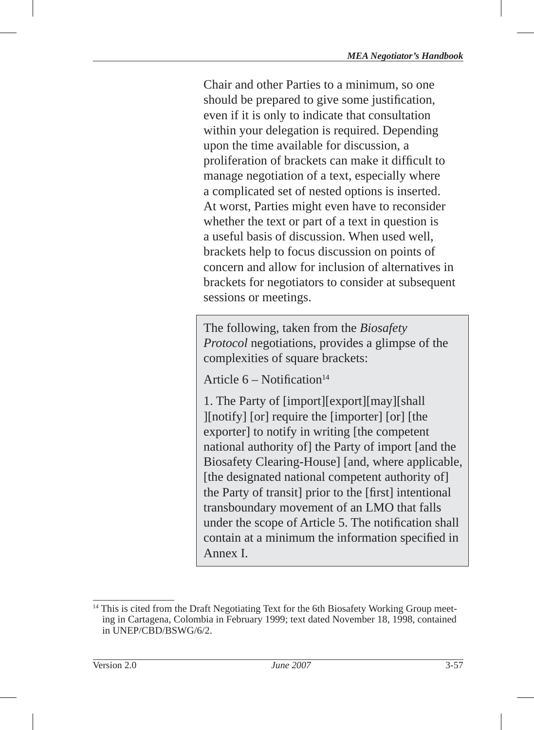Chair and other Parties to a minimum, so one should be prepared to give some justification, even if it is only to indicate that consultation within your delegation is required. Depending upon the time available for discussion, a proliferation of brackets can make it difficult to manage negotiation of a text, especially where a complicated set of nested options is inserted. At worst, Parties might even have to reconsider whether the text or part of a text in question is a useful basis of discussion. When used well, brackets help to focus discussion on points of concern and allow for inclusion of alternatives in brackets for negotiators to consider at subsequent sessions or meetings.

> The following, taken from the *Biosafety Protocol* negotiations, provides a glimpse of the complexities of square brackets:
>
> Article 6 – Notification[14]
>
> 1. The Party of [import][export][may][shall ][notify] [or] require the [importer] [or] [the exporter] to notify in writing [the competent national authority of] the Party of import [and the Biosafety Clearing-House] [and, where applicable, [the designated national competent authority of] the Party of transit] prior to the [first] intentional transboundary movement of an LMO that falls under the scope of Article 5. The notification shall contain at a minimum the information specified in Annex I.

---

[14] This is cited from the Draft Negotiating Text for the 6th Biosafety Working Group meeting in Cartagena, Colombia in February 1999; text dated November 18, 1998, contained in UNEP/CBD/BSWG/6/2.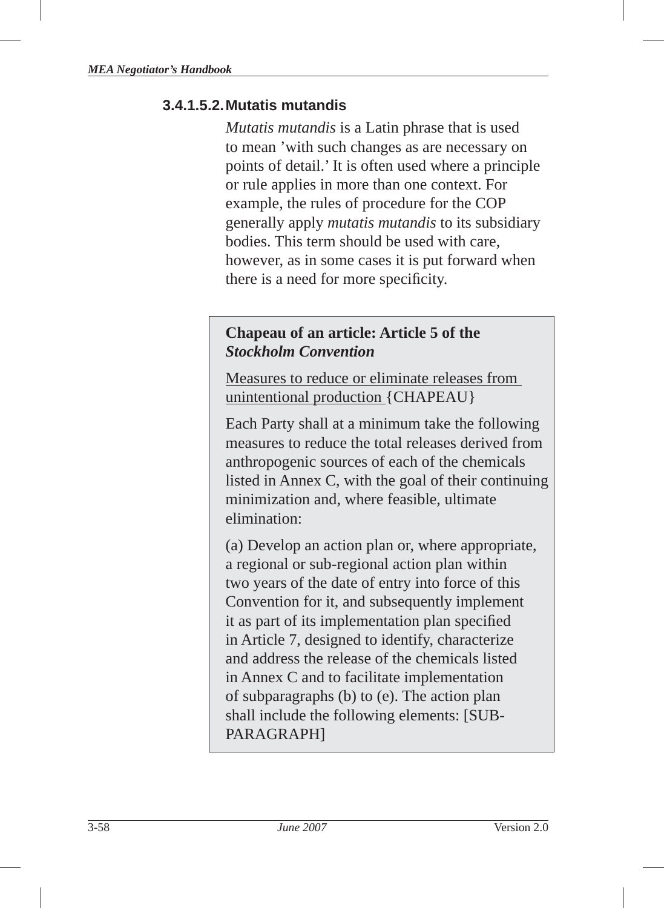### 3.4.1.5.2. Mutatis mutandis

*Mutatis mutandis* is a Latin phrase that is used to mean 'with such changes as are necessary on points of detail.' It is often used where a principle or rule applies in more than one context. For example, the rules of procedure for the COP generally apply *mutatis mutandis* to its subsidiary bodies. This term should be used with care, however, as in some cases it is put forward when there is a need for more specificity.

> **Chapeau of an article: Article 5 of the *Stockholm Convention***
>
> Measures to reduce or eliminate releases from unintentional production {CHAPEAU}
>
> Each Party shall at a minimum take the following measures to reduce the total releases derived from anthropogenic sources of each of the chemicals listed in Annex C, with the goal of their continuing minimization and, where feasible, ultimate elimination:
>
> (a) Develop an action plan or, where appropriate, a regional or sub-regional action plan within two years of the date of entry into force of this Convention for it, and subsequently implement it as part of its implementation plan specified in Article 7, designed to identify, characterize and address the release of the chemicals listed in Annex C and to facilitate implementation of subparagraphs (b) to (e). The action plan shall include the following elements: [SUB-PARAGRAPH]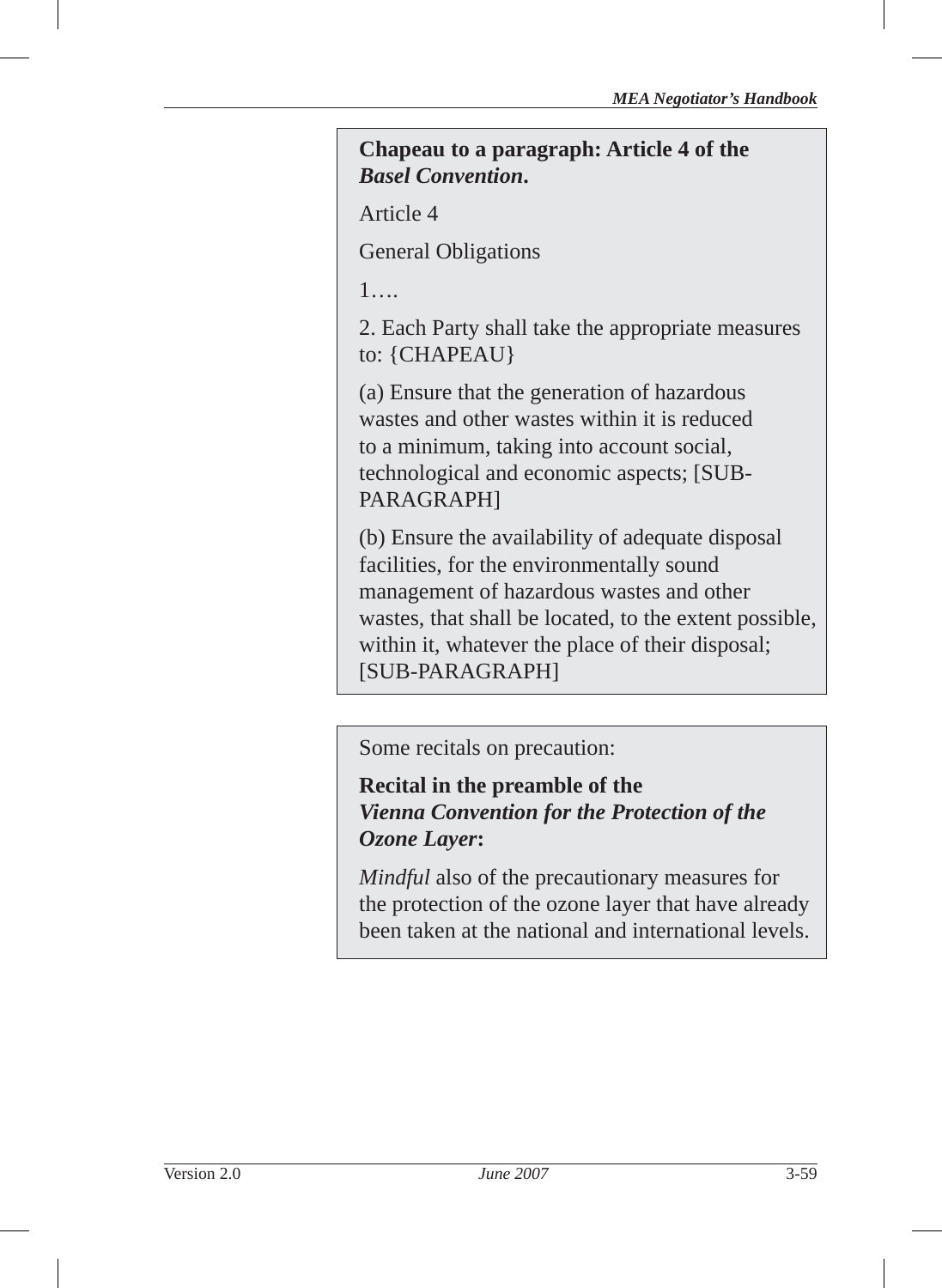**Chapeau to a paragraph: Article 4 of the *Basel Convention*.**

Article 4

General Obligations

1….

2. Each Party shall take the appropriate measures to: {CHAPEAU}

(a) Ensure that the generation of hazardous wastes and other wastes within it is reduced to a minimum, taking into account social, technological and economic aspects; [SUB-PARAGRAPH]

(b) Ensure the availability of adequate disposal facilities, for the environmentally sound management of hazardous wastes and other wastes, that shall be located, to the extent possible, within it, whatever the place of their disposal; [SUB-PARAGRAPH]

Some recitals on precaution:

**Recital in the preamble of the *Vienna Convention for the Protection of the Ozone Layer*:**

*Mindful* also of the precautionary measures for the protection of the ozone layer that have already been taken at the national and international levels.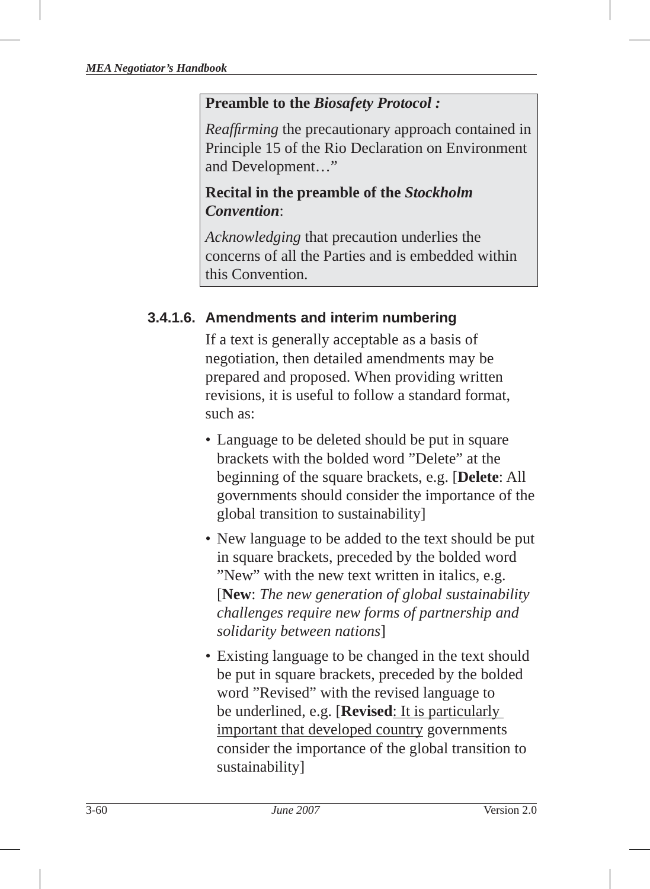**Preamble to the *Biosafety Protocol* :**

*Reaffirming* the precautionary approach contained in Principle 15 of the Rio Declaration on Environment and Development…"

**Recital in the preamble of the *Stockholm Convention***:

*Acknowledging* that precaution underlies the concerns of all the Parties and is embedded within this Convention.

### 3.4.1.6. Amendments and interim numbering

If a text is generally acceptable as a basis of negotiation, then detailed amendments may be prepared and proposed. When providing written revisions, it is useful to follow a standard format, such as:

- Language to be deleted should be put in square brackets with the bolded word "Delete" at the beginning of the square brackets, e.g. [**Delete**: All governments should consider the importance of the global transition to sustainability]
- New language to be added to the text should be put in square brackets, preceded by the bolded word "New" with the new text written in italics, e.g. [**New**: *The new generation of global sustainability challenges require new forms of partnership and solidarity between nations*]
- Existing language to be changed in the text should be put in square brackets, preceded by the bolded word "Revised" with the revised language to be underlined, e.g. [**Revised**<u>: It is particularly important that developed country</u> governments consider the importance of the global transition to sustainability]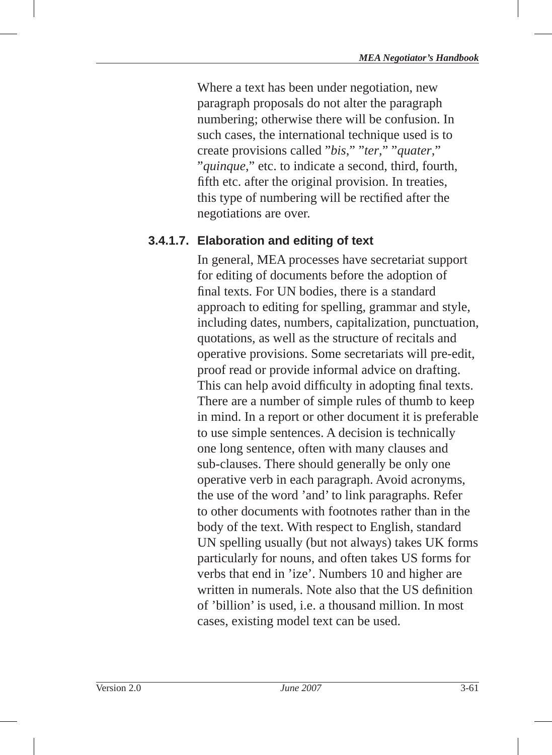Where a text has been under negotiation, new paragraph proposals do not alter the paragraph numbering; otherwise there will be confusion. In such cases, the international technique used is to create provisions called ”*bis*,” ”*ter*,” ”*quater*,” ”*quinque*,” etc. to indicate a second, third, fourth, fifth etc. after the original provision. In treaties, this type of numbering will be rectified after the negotiations are over.

#### 3.4.1.7. Elaboration and editing of text

In general, MEA processes have secretariat support for editing of documents before the adoption of final texts. For UN bodies, there is a standard approach to editing for spelling, grammar and style, including dates, numbers, capitalization, punctuation, quotations, as well as the structure of recitals and operative provisions. Some secretariats will pre-edit, proof read or provide informal advice on drafting. This can help avoid difficulty in adopting final texts. There are a number of simple rules of thumb to keep in mind. In a report or other document it is preferable to use simple sentences. A decision is technically one long sentence, often with many clauses and sub-clauses. There should generally be only one operative verb in each paragraph. Avoid acronyms, the use of the word ’and’ to link paragraphs. Refer to other documents with footnotes rather than in the body of the text. With respect to English, standard UN spelling usually (but not always) takes UK forms particularly for nouns, and often takes US forms for verbs that end in ’ize’. Numbers 10 and higher are written in numerals. Note also that the US definition of ’billion’ is used, i.e. a thousand million. In most cases, existing model text can be used.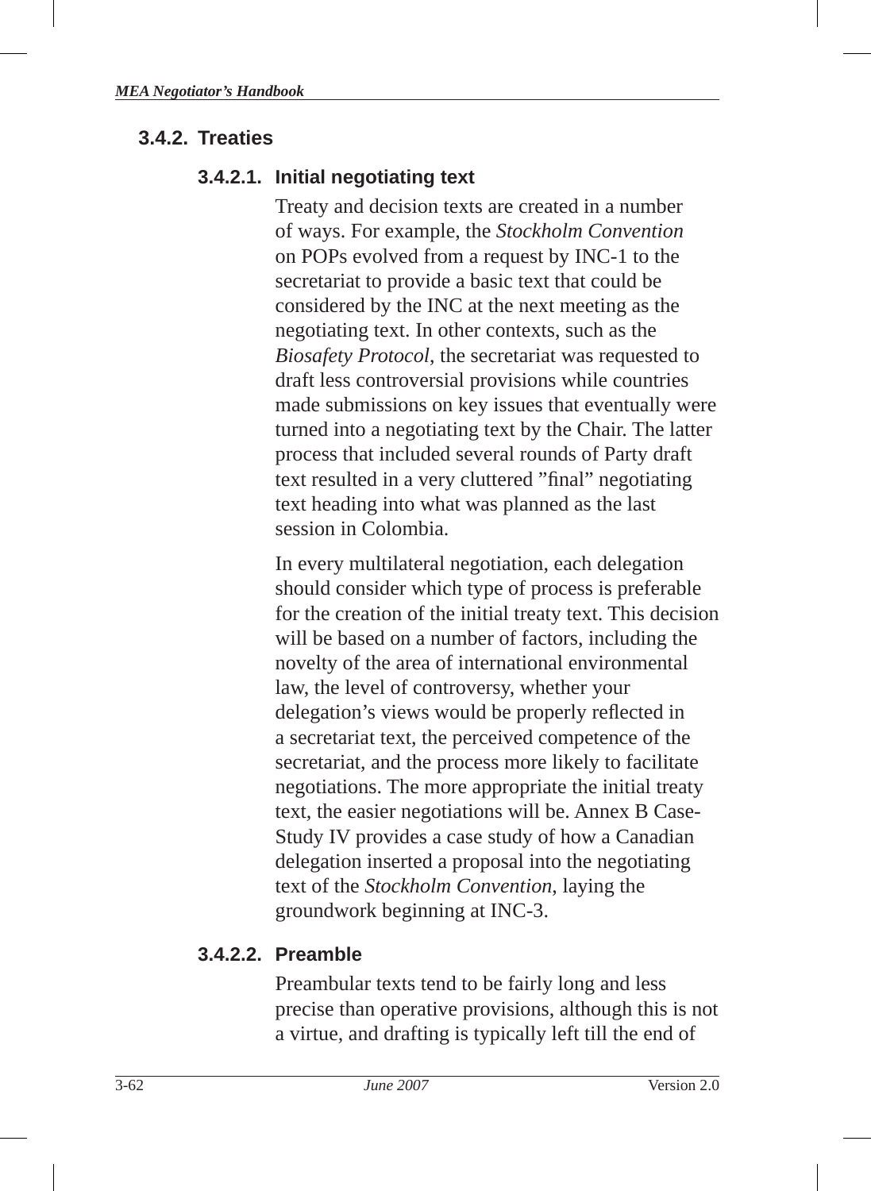### 3.4.2. Treaties

#### 3.4.2.1. Initial negotiating text

Treaty and decision texts are created in a number of ways. For example, the *Stockholm Convention* on POPs evolved from a request by INC-1 to the secretariat to provide a basic text that could be considered by the INC at the next meeting as the negotiating text. In other contexts, such as the *Biosafety Protocol*, the secretariat was requested to draft less controversial provisions while countries made submissions on key issues that eventually were turned into a negotiating text by the Chair. The latter process that included several rounds of Party draft text resulted in a very cluttered "final" negotiating text heading into what was planned as the last session in Colombia.

In every multilateral negotiation, each delegation should consider which type of process is preferable for the creation of the initial treaty text. This decision will be based on a number of factors, including the novelty of the area of international environmental law, the level of controversy, whether your delegation's views would be properly reflected in a secretariat text, the perceived competence of the secretariat, and the process more likely to facilitate negotiations. The more appropriate the initial treaty text, the easier negotiations will be. Annex B Case-Study IV provides a case study of how a Canadian delegation inserted a proposal into the negotiating text of the *Stockholm Convention*, laying the groundwork beginning at INC-3.

#### 3.4.2.2. Preamble

Preambular texts tend to be fairly long and less precise than operative provisions, although this is not a virtue, and drafting is typically left till the end of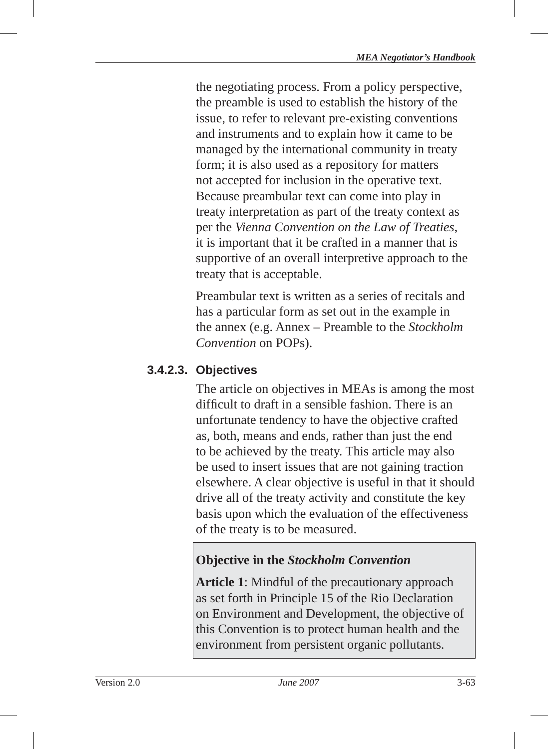the negotiating process. From a policy perspective, the preamble is used to establish the history of the issue, to refer to relevant pre-existing conventions and instruments and to explain how it came to be managed by the international community in treaty form; it is also used as a repository for matters not accepted for inclusion in the operative text. Because preambular text can come into play in treaty interpretation as part of the treaty context as per the *Vienna Convention on the Law of Treaties*, it is important that it be crafted in a manner that is supportive of an overall interpretive approach to the treaty that is acceptable.

Preambular text is written as a series of recitals and has a particular form as set out in the example in the annex (e.g. Annex – Preamble to the *Stockholm Convention* on POPs).

#### 3.4.2.3. Objectives

The article on objectives in MEAs is among the most difficult to draft in a sensible fashion. There is an unfortunate tendency to have the objective crafted as, both, means and ends, rather than just the end to be achieved by the treaty. This article may also be used to insert issues that are not gaining traction elsewhere. A clear objective is useful in that it should drive all of the treaty activity and constitute the key basis upon which the evaluation of the effectiveness of the treaty is to be measured.

> **Objective in the *Stockholm Convention***
>
> **Article 1**: Mindful of the precautionary approach as set forth in Principle 15 of the Rio Declaration on Environment and Development, the objective of this Convention is to protect human health and the environment from persistent organic pollutants.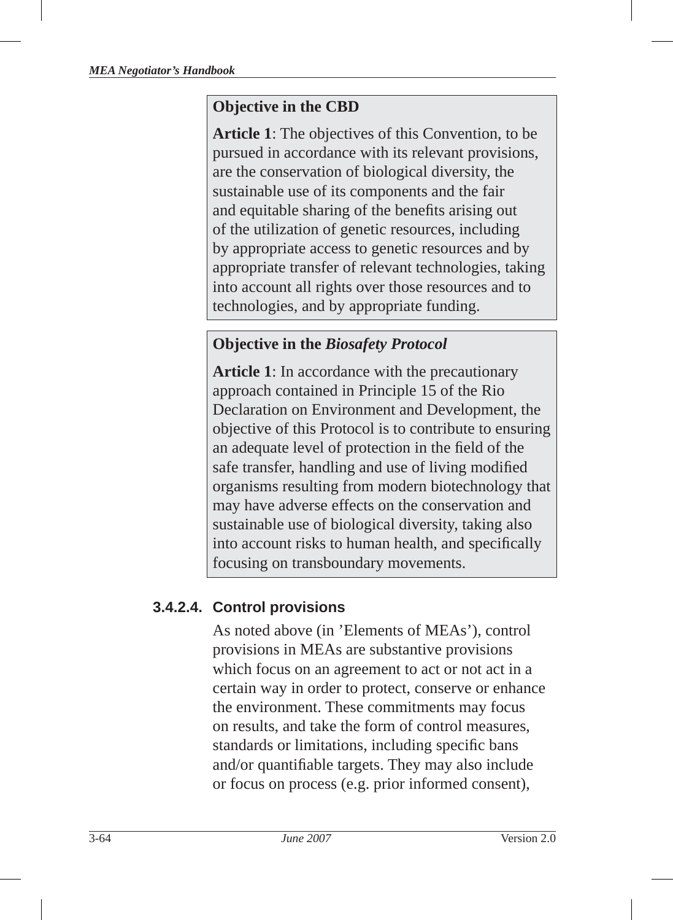**Objective in the CBD**

**Article 1**: The objectives of this Convention, to be pursued in accordance with its relevant provisions, are the conservation of biological diversity, the sustainable use of its components and the fair and equitable sharing of the benefits arising out of the utilization of genetic resources, including by appropriate access to genetic resources and by appropriate transfer of relevant technologies, taking into account all rights over those resources and to technologies, and by appropriate funding.

**Objective in the *Biosafety Protocol***

**Article 1**: In accordance with the precautionary approach contained in Principle 15 of the Rio Declaration on Environment and Development, the objective of this Protocol is to contribute to ensuring an adequate level of protection in the field of the safe transfer, handling and use of living modified organisms resulting from modern biotechnology that may have adverse effects on the conservation and sustainable use of biological diversity, taking also into account risks to human health, and specifically focusing on transboundary movements.

#### 3.4.2.4. Control provisions

As noted above (in 'Elements of MEAs'), control provisions in MEAs are substantive provisions which focus on an agreement to act or not act in a certain way in order to protect, conserve or enhance the environment. These commitments may focus on results, and take the form of control measures, standards or limitations, including specific bans and/or quantifiable targets. They may also include or focus on process (e.g. prior informed consent),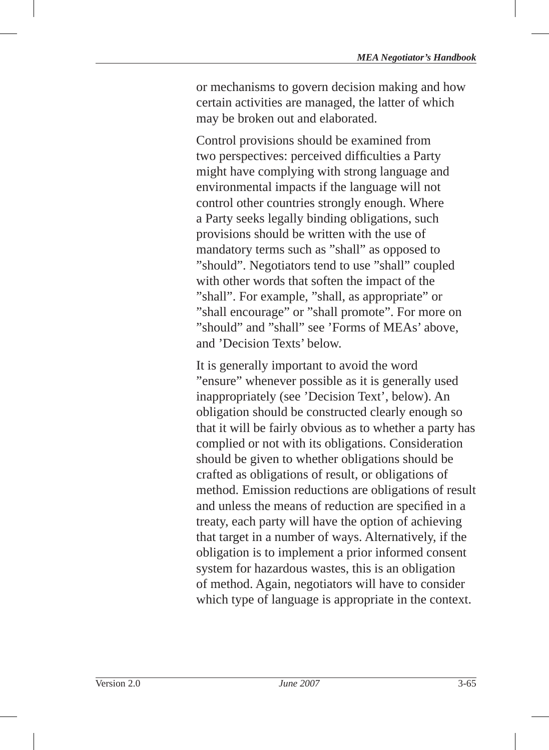or mechanisms to govern decision making and how certain activities are managed, the latter of which may be broken out and elaborated.

Control provisions should be examined from two perspectives: perceived difficulties a Party might have complying with strong language and environmental impacts if the language will not control other countries strongly enough. Where a Party seeks legally binding obligations, such provisions should be written with the use of mandatory terms such as ”shall” as opposed to ”should”. Negotiators tend to use ”shall” coupled with other words that soften the impact of the ”shall”. For example, ”shall, as appropriate” or ”shall encourage” or ”shall promote”. For more on ”should” and ”shall” see ’Forms of MEAs’ above, and ’Decision Texts’ below.

It is generally important to avoid the word ”ensure” whenever possible as it is generally used inappropriately (see ’Decision Text’, below). An obligation should be constructed clearly enough so that it will be fairly obvious as to whether a party has complied or not with its obligations. Consideration should be given to whether obligations should be crafted as obligations of result, or obligations of method. Emission reductions are obligations of result and unless the means of reduction are specified in a treaty, each party will have the option of achieving that target in a number of ways. Alternatively, if the obligation is to implement a prior informed consent system for hazardous wastes, this is an obligation of method. Again, negotiators will have to consider which type of language is appropriate in the context.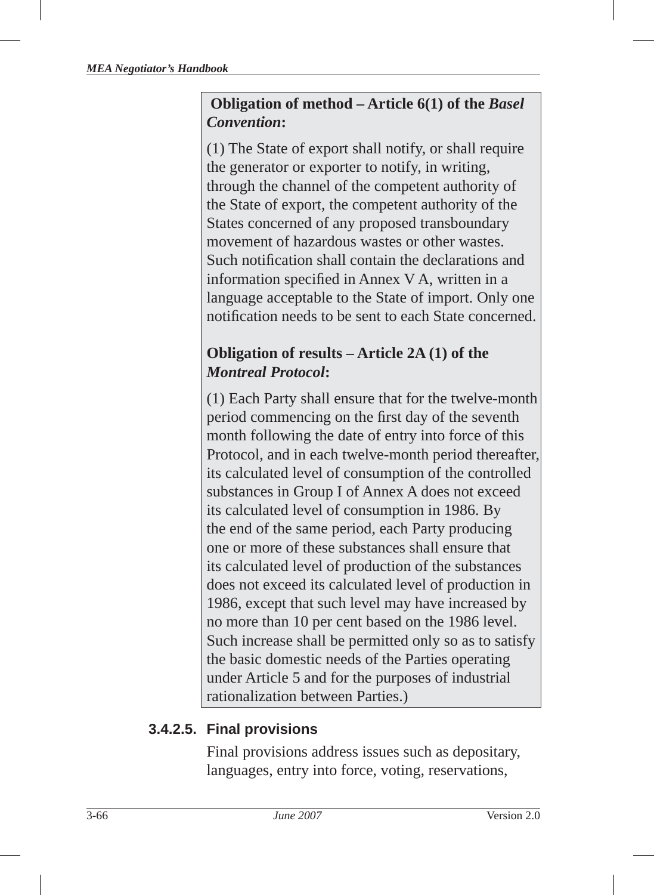**Obligation of method – Article 6(1) of the *Basel Convention*:**

(1) The State of export shall notify, or shall require the generator or exporter to notify, in writing, through the channel of the competent authority of the State of export, the competent authority of the States concerned of any proposed transboundary movement of hazardous wastes or other wastes. Such notification shall contain the declarations and information specified in Annex V A, written in a language acceptable to the State of import. Only one notification needs to be sent to each State concerned.

**Obligation of results – Article 2A (1) of the *Montreal Protocol*:**

(1) Each Party shall ensure that for the twelve-month period commencing on the first day of the seventh month following the date of entry into force of this Protocol, and in each twelve-month period thereafter, its calculated level of consumption of the controlled substances in Group I of Annex A does not exceed its calculated level of consumption in 1986. By the end of the same period, each Party producing one or more of these substances shall ensure that its calculated level of production of the substances does not exceed its calculated level of production in 1986, except that such level may have increased by no more than 10 per cent based on the 1986 level. Such increase shall be permitted only so as to satisfy the basic domestic needs of the Parties operating under Article 5 and for the purposes of industrial rationalization between Parties.)

#### 3.4.2.5. Final provisions

Final provisions address issues such as depositary, languages, entry into force, voting, reservations,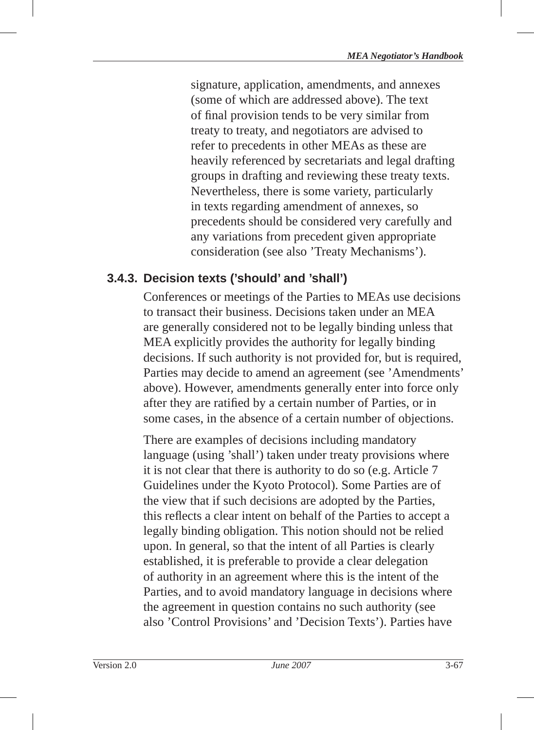signature, application, amendments, and annexes (some of which are addressed above). The text of final provision tends to be very similar from treaty to treaty, and negotiators are advised to refer to precedents in other MEAs as these are heavily referenced by secretariats and legal drafting groups in drafting and reviewing these treaty texts. Nevertheless, there is some variety, particularly in texts regarding amendment of annexes, so precedents should be considered very carefully and any variations from precedent given appropriate consideration (see also 'Treaty Mechanisms').

### 3.4.3. Decision texts ('should' and 'shall')

Conferences or meetings of the Parties to MEAs use decisions to transact their business. Decisions taken under an MEA are generally considered not to be legally binding unless that MEA explicitly provides the authority for legally binding decisions. If such authority is not provided for, but is required, Parties may decide to amend an agreement (see 'Amendments' above). However, amendments generally enter into force only after they are ratified by a certain number of Parties, or in some cases, in the absence of a certain number of objections.

There are examples of decisions including mandatory language (using 'shall') taken under treaty provisions where it is not clear that there is authority to do so (e.g. Article 7 Guidelines under the Kyoto Protocol). Some Parties are of the view that if such decisions are adopted by the Parties, this reflects a clear intent on behalf of the Parties to accept a legally binding obligation. This notion should not be relied upon. In general, so that the intent of all Parties is clearly established, it is preferable to provide a clear delegation of authority in an agreement where this is the intent of the Parties, and to avoid mandatory language in decisions where the agreement in question contains no such authority (see also 'Control Provisions' and 'Decision Texts'). Parties have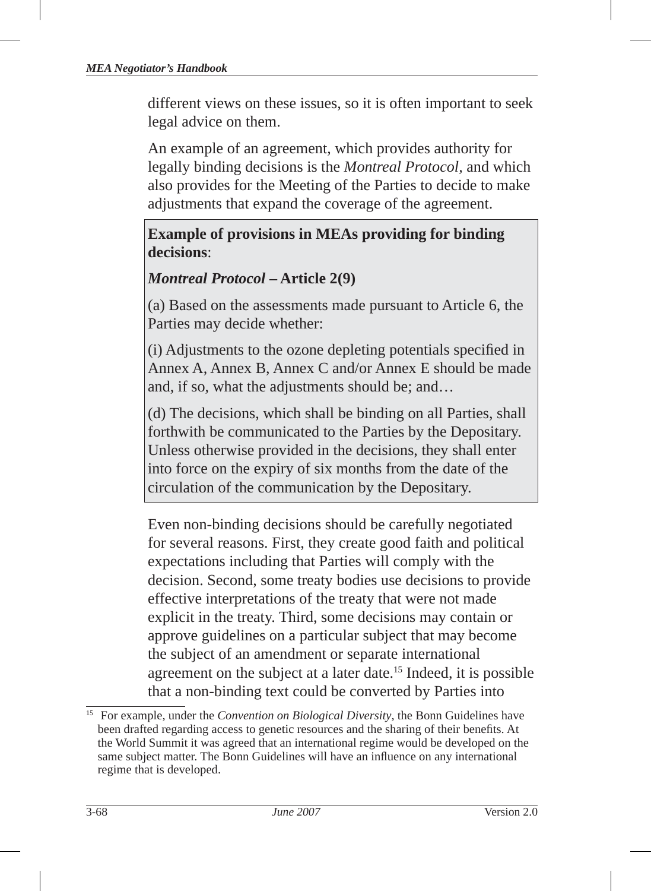different views on these issues, so it is often important to seek legal advice on them.

An example of an agreement, which provides authority for legally binding decisions is the *Montreal Protocol*, and which also provides for the Meeting of the Parties to decide to make adjustments that expand the coverage of the agreement.

> **Example of provisions in MEAs providing for binding decisions**:
>
> ***Montreal Protocol* – Article 2(9)**
>
> (a) Based on the assessments made pursuant to Article 6, the Parties may decide whether:
>
> (i) Adjustments to the ozone depleting potentials specified in Annex A, Annex B, Annex C and/or Annex E should be made and, if so, what the adjustments should be; and…
>
> (d) The decisions, which shall be binding on all Parties, shall forthwith be communicated to the Parties by the Depositary. Unless otherwise provided in the decisions, they shall enter into force on the expiry of six months from the date of the circulation of the communication by the Depositary.

Even non-binding decisions should be carefully negotiated for several reasons. First, they create good faith and political expectations including that Parties will comply with the decision. Second, some treaty bodies use decisions to provide effective interpretations of the treaty that were not made explicit in the treaty. Third, some decisions may contain or approve guidelines on a particular subject that may become the subject of an amendment or separate international agreement on the subject at a later date.[15] Indeed, it is possible that a non-binding text could be converted by Parties into

[15] For example, under the *Convention on Biological Diversity*, the Bonn Guidelines have been drafted regarding access to genetic resources and the sharing of their benefits. At the World Summit it was agreed that an international regime would be developed on the same subject matter. The Bonn Guidelines will have an influence on any international regime that is developed.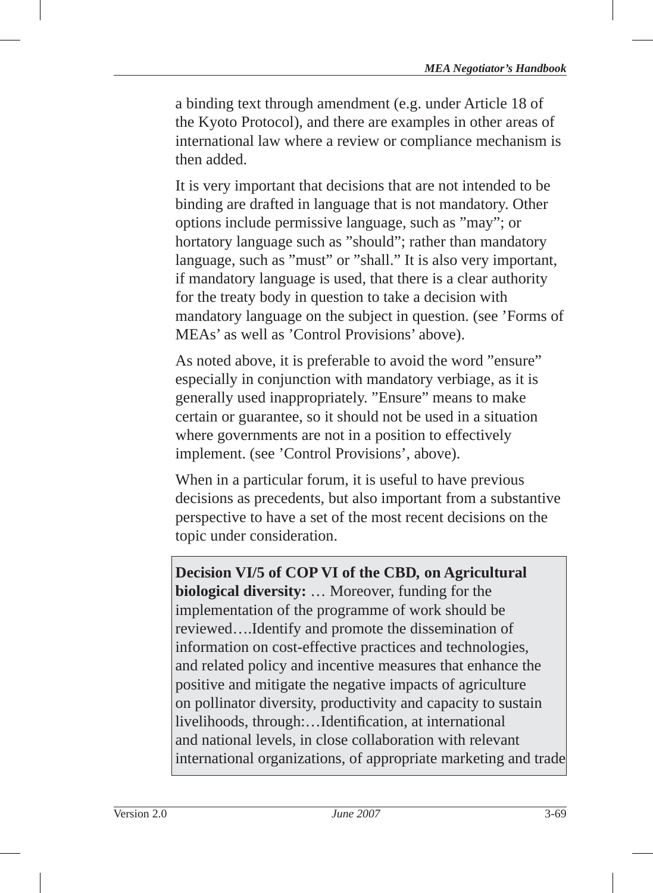a binding text through amendment (e.g. under Article 18 of the Kyoto Protocol), and there are examples in other areas of international law where a review or compliance mechanism is then added.

It is very important that decisions that are not intended to be binding are drafted in language that is not mandatory. Other options include permissive language, such as ”may”; or hortatory language such as ”should”; rather than mandatory language, such as ”must” or ”shall.” It is also very important, if mandatory language is used, that there is a clear authority for the treaty body in question to take a decision with mandatory language on the subject in question. (see ’Forms of MEAs’ as well as ’Control Provisions’ above).

As noted above, it is preferable to avoid the word ”ensure” especially in conjunction with mandatory verbiage, as it is generally used inappropriately. ”Ensure” means to make certain or guarantee, so it should not be used in a situation where governments are not in a position to effectively implement. (see ’Control Provisions’, above).

When in a particular forum, it is useful to have previous decisions as precedents, but also important from a substantive perspective to have a set of the most recent decisions on the topic under consideration.

**Decision VI/5 of COP VI of the CBD, on Agricultural biological diversity:** … Moreover, funding for the implementation of the programme of work should be reviewed….Identify and promote the dissemination of information on cost-effective practices and technologies, and related policy and incentive measures that enhance the positive and mitigate the negative impacts of agriculture on pollinator diversity, productivity and capacity to sustain livelihoods, through:…Identification, at international and national levels, in close collaboration with relevant international organizations, of appropriate marketing and trade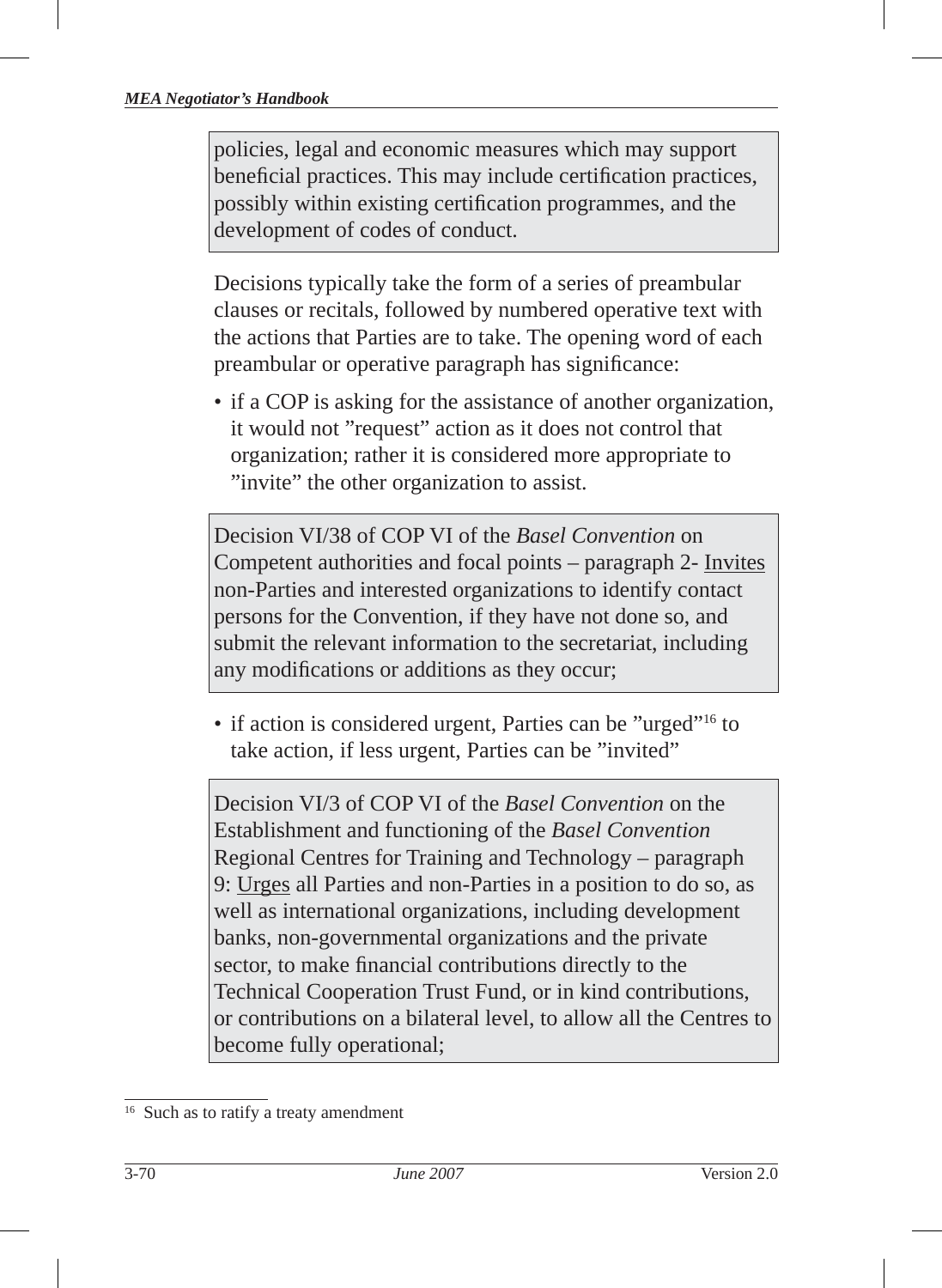> policies, legal and economic measures which may support beneficial practices. This may include certification practices, possibly within existing certification programmes, and the development of codes of conduct.

Decisions typically take the form of a series of preambular clauses or recitals, followed by numbered operative text with the actions that Parties are to take. The opening word of each preambular or operative paragraph has significance:

- if a COP is asking for the assistance of another organization, it would not "request" action as it does not control that organization; rather it is considered more appropriate to "invite" the other organization to assist.

> Decision VI/38 of COP VI of the *Basel Convention* on Competent authorities and focal points – paragraph 2- Invites non-Parties and interested organizations to identify contact persons for the Convention, if they have not done so, and submit the relevant information to the secretariat, including any modifications or additions as they occur;

- if action is considered urgent, Parties can be "urged"[16] to take action, if less urgent, Parties can be "invited"

> Decision VI/3 of COP VI of the *Basel Convention* on the Establishment and functioning of the *Basel Convention* Regional Centres for Training and Technology – paragraph 9: Urges all Parties and non-Parties in a position to do so, as well as international organizations, including development banks, non-governmental organizations and the private sector, to make financial contributions directly to the Technical Cooperation Trust Fund, or in kind contributions, or contributions on a bilateral level, to allow all the Centres to become fully operational;

[16] Such as to ratify a treaty amendment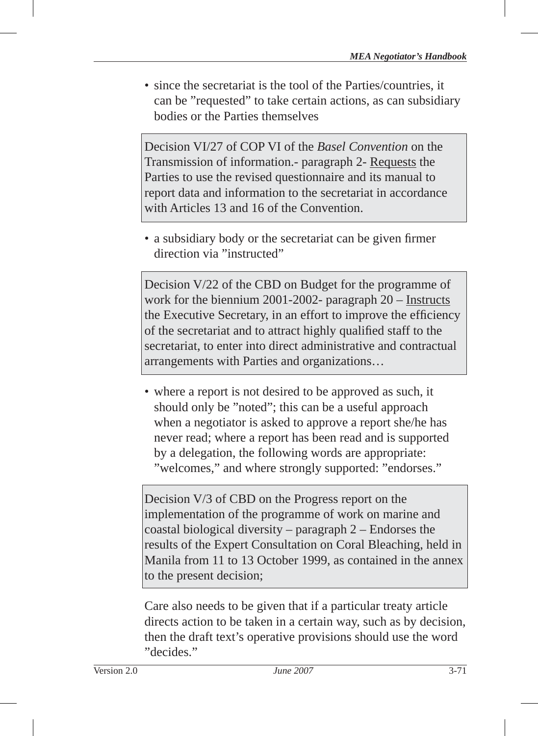- since the secretariat is the tool of the Parties/countries, it can be ”requested” to take certain actions, as can subsidiary bodies or the Parties themselves

> Decision VI/27 of COP VI of the *Basel Convention* on the Transmission of information.- paragraph 2- <u>Requests</u> the Parties to use the revised questionnaire and its manual to report data and information to the secretariat in accordance with Articles 13 and 16 of the Convention.

- a subsidiary body or the secretariat can be given firmer direction via ”instructed”

> Decision V/22 of the CBD on Budget for the programme of work for the biennium 2001-2002- paragraph 20 – <u>Instructs</u> the Executive Secretary, in an effort to improve the efficiency of the secretariat and to attract highly qualified staff to the secretariat, to enter into direct administrative and contractual arrangements with Parties and organizations…

- where a report is not desired to be approved as such, it should only be ”noted”; this can be a useful approach when a negotiator is asked to approve a report she/he has never read; where a report has been read and is supported by a delegation, the following words are appropriate: ”welcomes,” and where strongly supported: ”endorses.”

> Decision V/3 of CBD on the Progress report on the implementation of the programme of work on marine and coastal biological diversity – paragraph 2 – Endorses the results of the Expert Consultation on Coral Bleaching, held in Manila from 11 to 13 October 1999, as contained in the annex to the present decision;

Care also needs to be given that if a particular treaty article directs action to be taken in a certain way, such as by decision, then the draft text’s operative provisions should use the word ”decides.”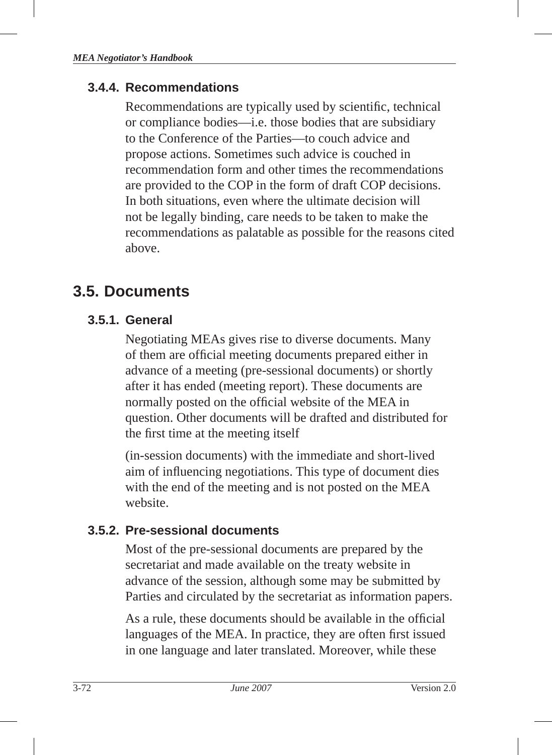### 3.4.4. Recommendations

Recommendations are typically used by scientific, technical or compliance bodies—i.e. those bodies that are subsidiary to the Conference of the Parties—to couch advice and propose actions. Sometimes such advice is couched in recommendation form and other times the recommendations are provided to the COP in the form of draft COP decisions. In both situations, even where the ultimate decision will not be legally binding, care needs to be taken to make the recommendations as palatable as possible for the reasons cited above.

## 3.5. Documents

### 3.5.1. General

Negotiating MEAs gives rise to diverse documents. Many of them are official meeting documents prepared either in advance of a meeting (pre-sessional documents) or shortly after it has ended (meeting report). These documents are normally posted on the official website of the MEA in question. Other documents will be drafted and distributed for the first time at the meeting itself

(in-session documents) with the immediate and short-lived aim of influencing negotiations. This type of document dies with the end of the meeting and is not posted on the MEA website.

### 3.5.2. Pre-sessional documents

Most of the pre-sessional documents are prepared by the secretariat and made available on the treaty website in advance of the session, although some may be submitted by Parties and circulated by the secretariat as information papers.

As a rule, these documents should be available in the official languages of the MEA. In practice, they are often first issued in one language and later translated. Moreover, while these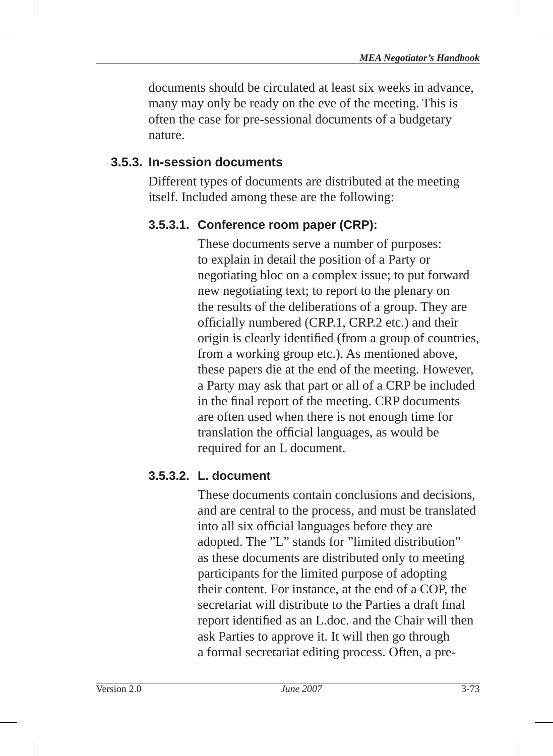documents should be circulated at least six weeks in advance, many may only be ready on the eve of the meeting. This is often the case for pre-sessional documents of a budgetary nature.

### 3.5.3. In-session documents

Different types of documents are distributed at the meeting itself. Included among these are the following:

#### 3.5.3.1. Conference room paper (CRP):

These documents serve a number of purposes: to explain in detail the position of a Party or negotiating bloc on a complex issue; to put forward new negotiating text; to report to the plenary on the results of the deliberations of a group. They are officially numbered (CRP.1, CRP.2 etc.) and their origin is clearly identified (from a group of countries, from a working group etc.). As mentioned above, these papers die at the end of the meeting. However, a Party may ask that part or all of a CRP be included in the final report of the meeting. CRP documents are often used when there is not enough time for translation the official languages, as would be required for an L document.

#### 3.5.3.2. L. document

These documents contain conclusions and decisions, and are central to the process, and must be translated into all six official languages before they are adopted. The ”L” stands for ”limited distribution” as these documents are distributed only to meeting participants for the limited purpose of adopting their content. For instance, at the end of a COP, the secretariat will distribute to the Parties a draft final report identified as an L.doc. and the Chair will then ask Parties to approve it. It will then go through a formal secretariat editing process. Often, a pre-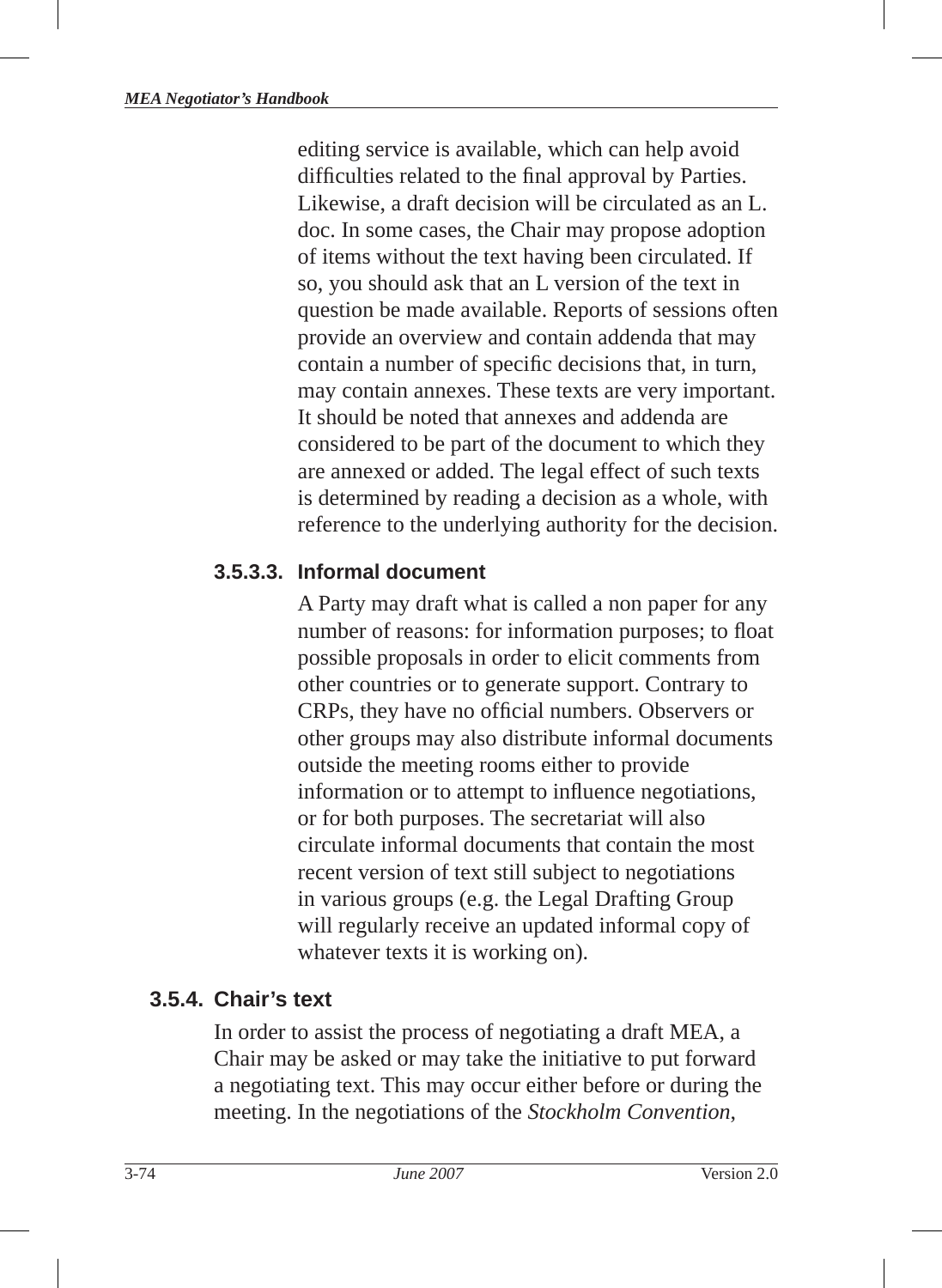editing service is available, which can help avoid difficulties related to the final approval by Parties. Likewise, a draft decision will be circulated as an L. doc. In some cases, the Chair may propose adoption of items without the text having been circulated. If so, you should ask that an L version of the text in question be made available. Reports of sessions often provide an overview and contain addenda that may contain a number of specific decisions that, in turn, may contain annexes. These texts are very important. It should be noted that annexes and addenda are considered to be part of the document to which they are annexed or added. The legal effect of such texts is determined by reading a decision as a whole, with reference to the underlying authority for the decision.

#### 3.5.3.3. Informal document

A Party may draft what is called a non paper for any number of reasons: for information purposes; to float possible proposals in order to elicit comments from other countries or to generate support. Contrary to CRPs, they have no official numbers. Observers or other groups may also distribute informal documents outside the meeting rooms either to provide information or to attempt to influence negotiations, or for both purposes. The secretariat will also circulate informal documents that contain the most recent version of text still subject to negotiations in various groups (e.g. the Legal Drafting Group will regularly receive an updated informal copy of whatever texts it is working on).

### 3.5.4. Chair's text

In order to assist the process of negotiating a draft MEA, a Chair may be asked or may take the initiative to put forward a negotiating text. This may occur either before or during the meeting. In the negotiations of the *Stockholm Convention*,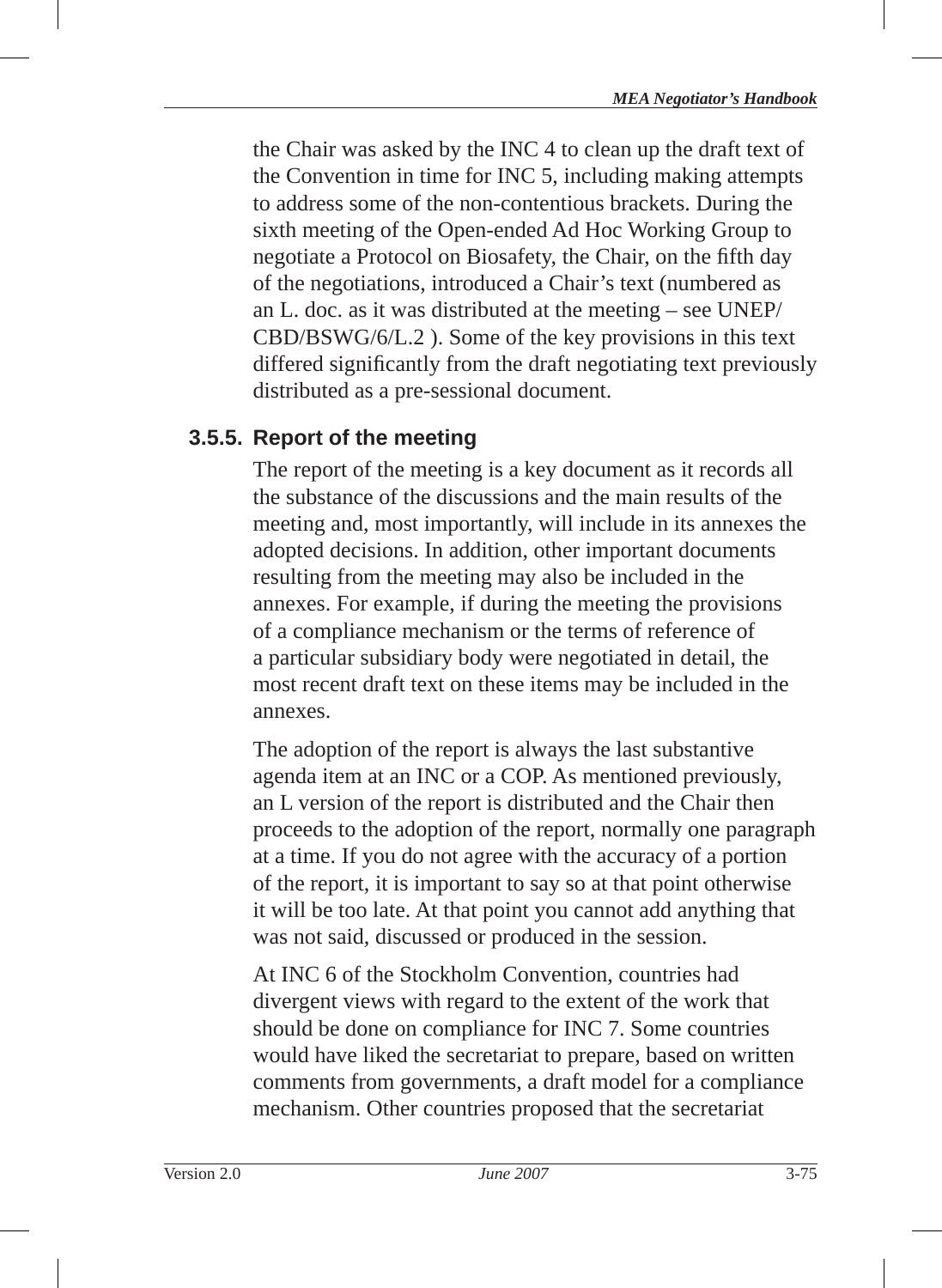the Chair was asked by the INC 4 to clean up the draft text of the Convention in time for INC 5, including making attempts to address some of the non-contentious brackets. During the sixth meeting of the Open-ended Ad Hoc Working Group to negotiate a Protocol on Biosafety, the Chair, on the fifth day of the negotiations, introduced a Chair's text (numbered as an L. doc. as it was distributed at the meeting – see UNEP/CBD/BSWG/6/L.2 ). Some of the key provisions in this text differed significantly from the draft negotiating text previously distributed as a pre-sessional document.

### 3.5.5. Report of the meeting

The report of the meeting is a key document as it records all the substance of the discussions and the main results of the meeting and, most importantly, will include in its annexes the adopted decisions. In addition, other important documents resulting from the meeting may also be included in the annexes. For example, if during the meeting the provisions of a compliance mechanism or the terms of reference of a particular subsidiary body were negotiated in detail, the most recent draft text on these items may be included in the annexes.

The adoption of the report is always the last substantive agenda item at an INC or a COP. As mentioned previously, an L version of the report is distributed and the Chair then proceeds to the adoption of the report, normally one paragraph at a time. If you do not agree with the accuracy of a portion of the report, it is important to say so at that point otherwise it will be too late. At that point you cannot add anything that was not said, discussed or produced in the session.

At INC 6 of the Stockholm Convention, countries had divergent views with regard to the extent of the work that should be done on compliance for INC 7. Some countries would have liked the secretariat to prepare, based on written comments from governments, a draft model for a compliance mechanism. Other countries proposed that the secretariat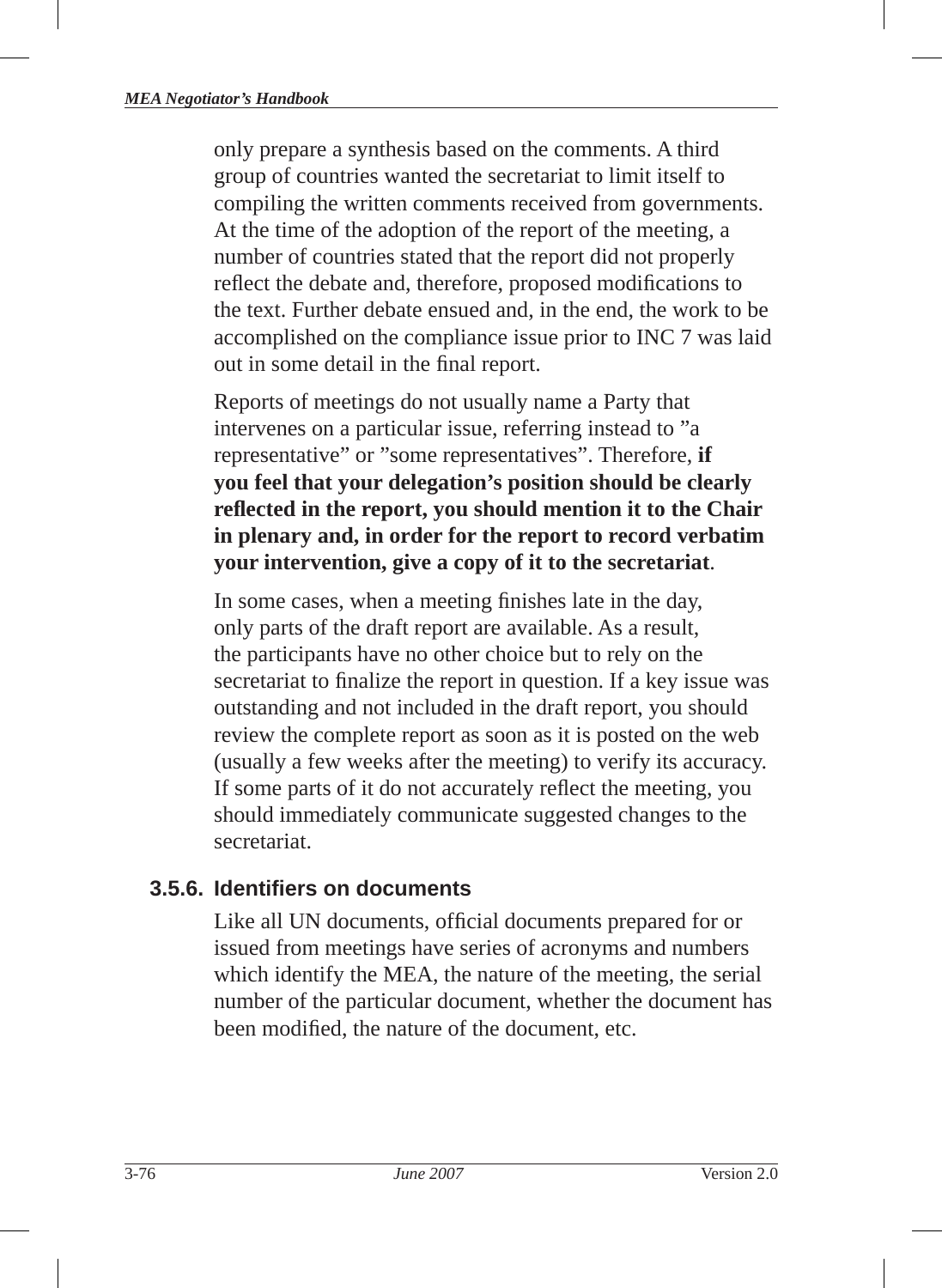only prepare a synthesis based on the comments. A third group of countries wanted the secretariat to limit itself to compiling the written comments received from governments. At the time of the adoption of the report of the meeting, a number of countries stated that the report did not properly reflect the debate and, therefore, proposed modifications to the text. Further debate ensued and, in the end, the work to be accomplished on the compliance issue prior to INC 7 was laid out in some detail in the final report.

Reports of meetings do not usually name a Party that intervenes on a particular issue, referring instead to ”a representative” or ”some representatives”. Therefore, **if you feel that your delegation's position should be clearly reflected in the report, you should mention it to the Chair in plenary and, in order for the report to record verbatim your intervention, give a copy of it to the secretariat**.

In some cases, when a meeting finishes late in the day, only parts of the draft report are available. As a result, the participants have no other choice but to rely on the secretariat to finalize the report in question. If a key issue was outstanding and not included in the draft report, you should review the complete report as soon as it is posted on the web (usually a few weeks after the meeting) to verify its accuracy. If some parts of it do not accurately reflect the meeting, you should immediately communicate suggested changes to the secretariat.

### 3.5.6. Identifiers on documents

Like all UN documents, official documents prepared for or issued from meetings have series of acronyms and numbers which identify the MEA, the nature of the meeting, the serial number of the particular document, whether the document has been modified, the nature of the document, etc.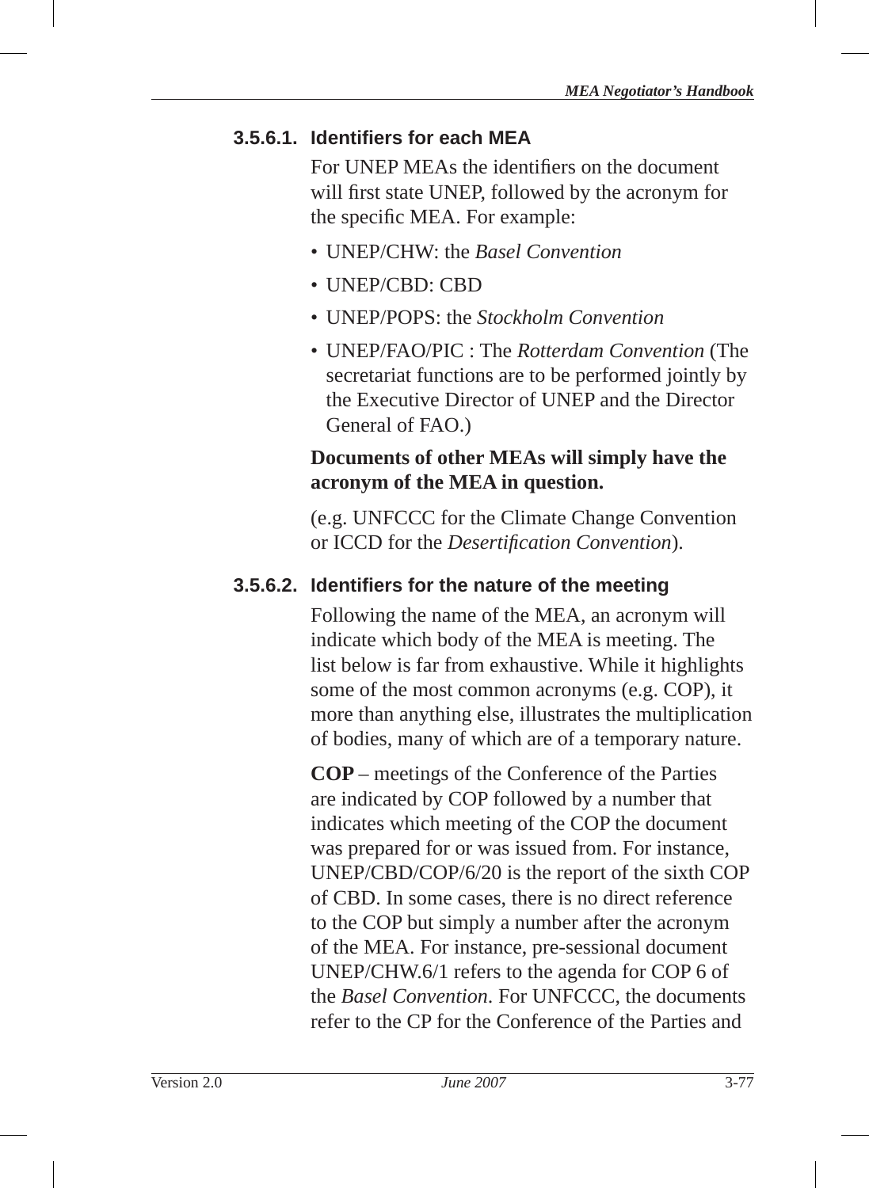#### 3.5.6.1. Identifiers for each MEA

For UNEP MEAs the identifiers on the document will first state UNEP, followed by the acronym for the specific MEA. For example:

- UNEP/CHW: the *Basel Convention*
- UNEP/CBD: CBD
- UNEP/POPS: the *Stockholm Convention*
- UNEP/FAO/PIC : The *Rotterdam Convention* (The secretariat functions are to be performed jointly by the Executive Director of UNEP and the Director General of FAO.)

**Documents of other MEAs will simply have the acronym of the MEA in question.**

(e.g. UNFCCC for the Climate Change Convention or ICCD for the *Desertification Convention*).

#### 3.5.6.2. Identifiers for the nature of the meeting

Following the name of the MEA, an acronym will indicate which body of the MEA is meeting. The list below is far from exhaustive. While it highlights some of the most common acronyms (e.g. COP), it more than anything else, illustrates the multiplication of bodies, many of which are of a temporary nature.

**COP** – meetings of the Conference of the Parties are indicated by COP followed by a number that indicates which meeting of the COP the document was prepared for or was issued from. For instance, UNEP/CBD/COP/6/20 is the report of the sixth COP of CBD. In some cases, there is no direct reference to the COP but simply a number after the acronym of the MEA. For instance, pre-sessional document UNEP/CHW.6/1 refers to the agenda for COP 6 of the *Basel Convention*. For UNFCCC, the documents refer to the CP for the Conference of the Parties and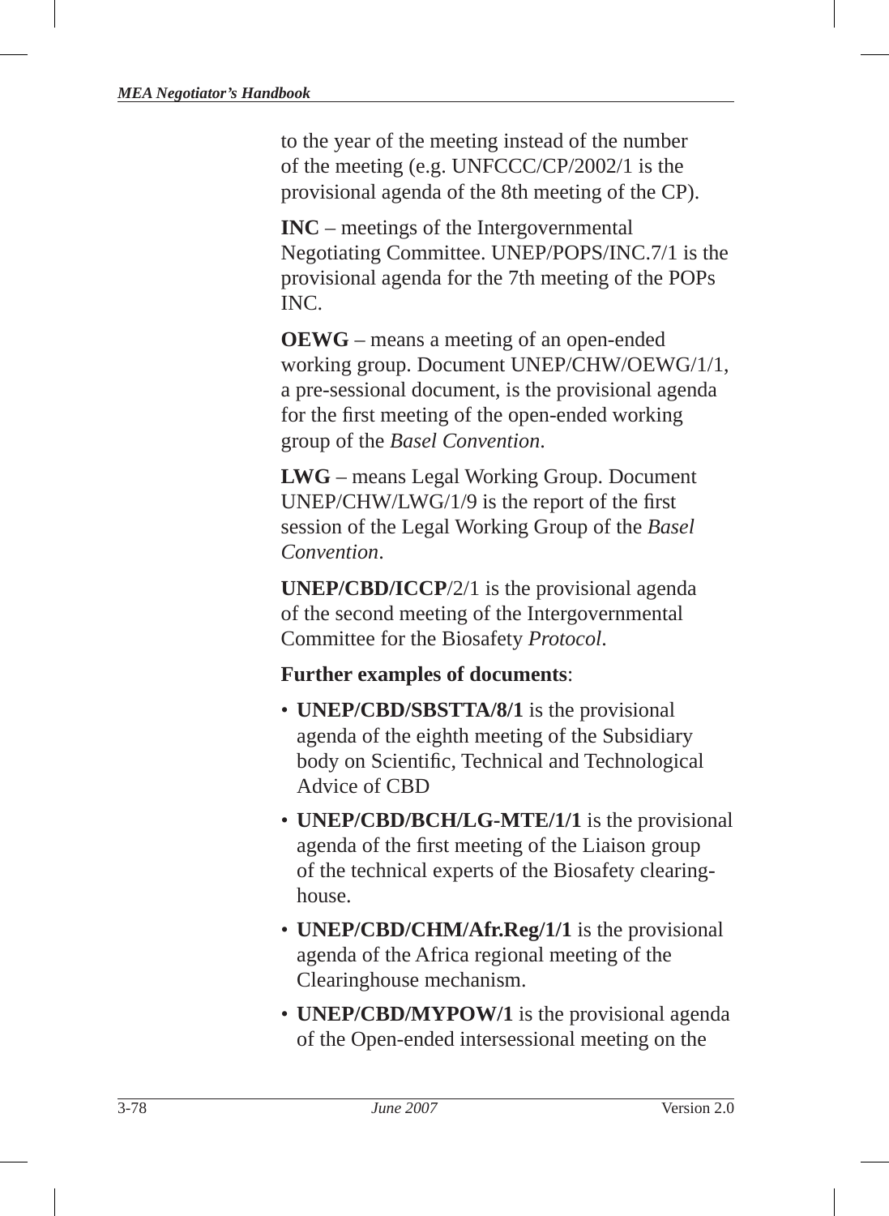to the year of the meeting instead of the number of the meeting (e.g. UNFCCC/CP/2002/1 is the provisional agenda of the 8th meeting of the CP).

**INC** – meetings of the Intergovernmental Negotiating Committee. UNEP/POPS/INC.7/1 is the provisional agenda for the 7th meeting of the POPs INC.

**OEWG** – means a meeting of an open-ended working group. Document UNEP/CHW/OEWG/1/1, a pre-sessional document, is the provisional agenda for the first meeting of the open-ended working group of the *Basel Convention*.

**LWG** – means Legal Working Group. Document UNEP/CHW/LWG/1/9 is the report of the first session of the Legal Working Group of the *Basel Convention*.

**UNEP/CBD/ICCP**/2/1 is the provisional agenda of the second meeting of the Intergovernmental Committee for the Biosafety *Protocol*.

**Further examples of documents**:

- **UNEP/CBD/SBSTTA/8/1** is the provisional agenda of the eighth meeting of the Subsidiary body on Scientific, Technical and Technological Advice of CBD
- **UNEP/CBD/BCH/LG-MTE/1/1** is the provisional agenda of the first meeting of the Liaison group of the technical experts of the Biosafety clearing-house.
- **UNEP/CBD/CHM/Afr.Reg/1/1** is the provisional agenda of the Africa regional meeting of the Clearinghouse mechanism.
- **UNEP/CBD/MYPOW/1** is the provisional agenda of the Open-ended intersessional meeting on the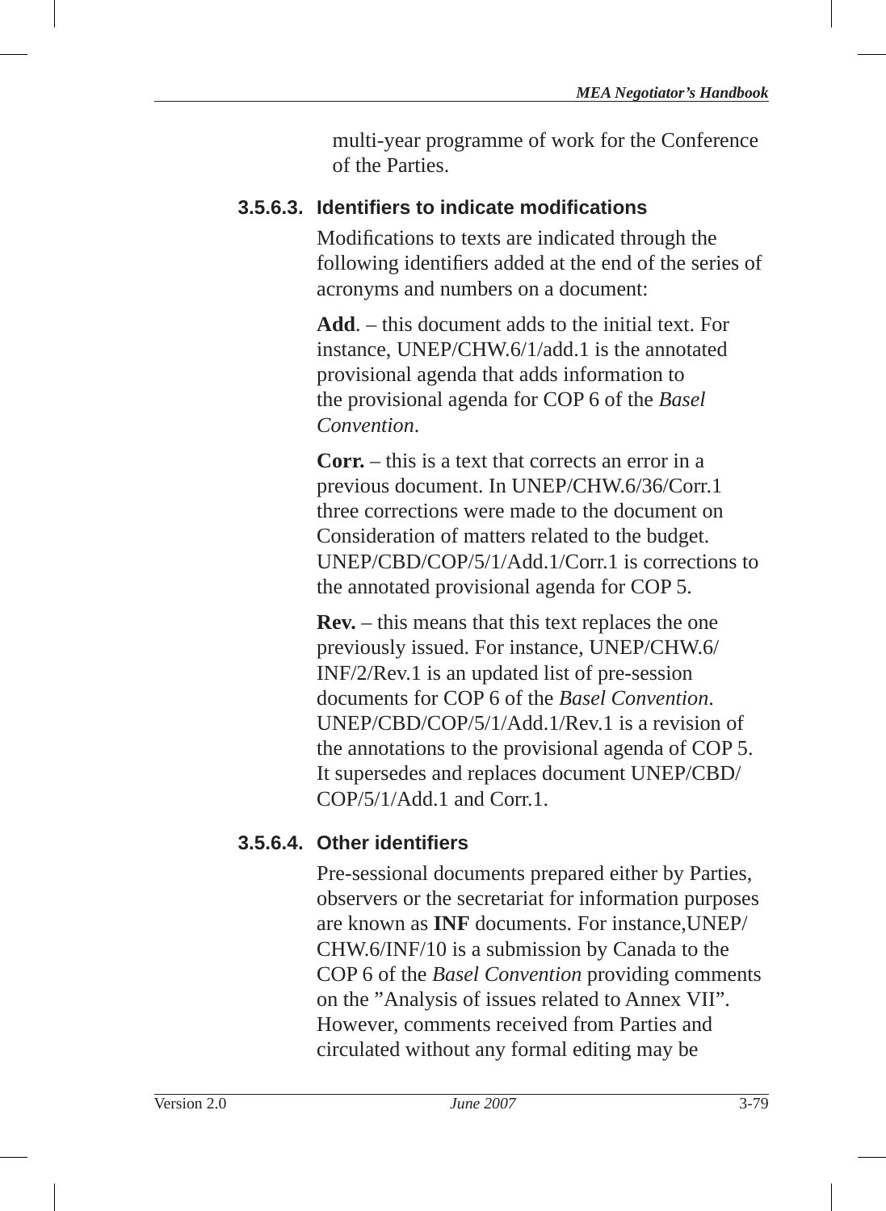multi-year programme of work for the Conference of the Parties.

#### 3.5.6.3. Identifiers to indicate modifications

Modifications to texts are indicated through the following identifiers added at the end of the series of acronyms and numbers on a document:

**Add**. – this document adds to the initial text. For instance, UNEP/CHW.6/1/add.1 is the annotated provisional agenda that adds information to the provisional agenda for COP 6 of the *Basel Convention*.

**Corr.** – this is a text that corrects an error in a previous document. In UNEP/CHW.6/36/Corr.1 three corrections were made to the document on Consideration of matters related to the budget. UNEP/CBD/COP/5/1/Add.1/Corr.1 is corrections to the annotated provisional agenda for COP 5.

**Rev.** – this means that this text replaces the one previously issued. For instance, UNEP/CHW.6/INF/2/Rev.1 is an updated list of pre-session documents for COP 6 of the *Basel Convention*. UNEP/CBD/COP/5/1/Add.1/Rev.1 is a revision of the annotations to the provisional agenda of COP 5. It supersedes and replaces document UNEP/CBD/COP/5/1/Add.1 and Corr.1.

#### 3.5.6.4. Other identifiers

Pre-sessional documents prepared either by Parties, observers or the secretariat for information purposes are known as **INF** documents. For instance,UNEP/CHW.6/INF/10 is a submission by Canada to the COP 6 of the *Basel Convention* providing comments on the ”Analysis of issues related to Annex VII”. However, comments received from Parties and circulated without any formal editing may be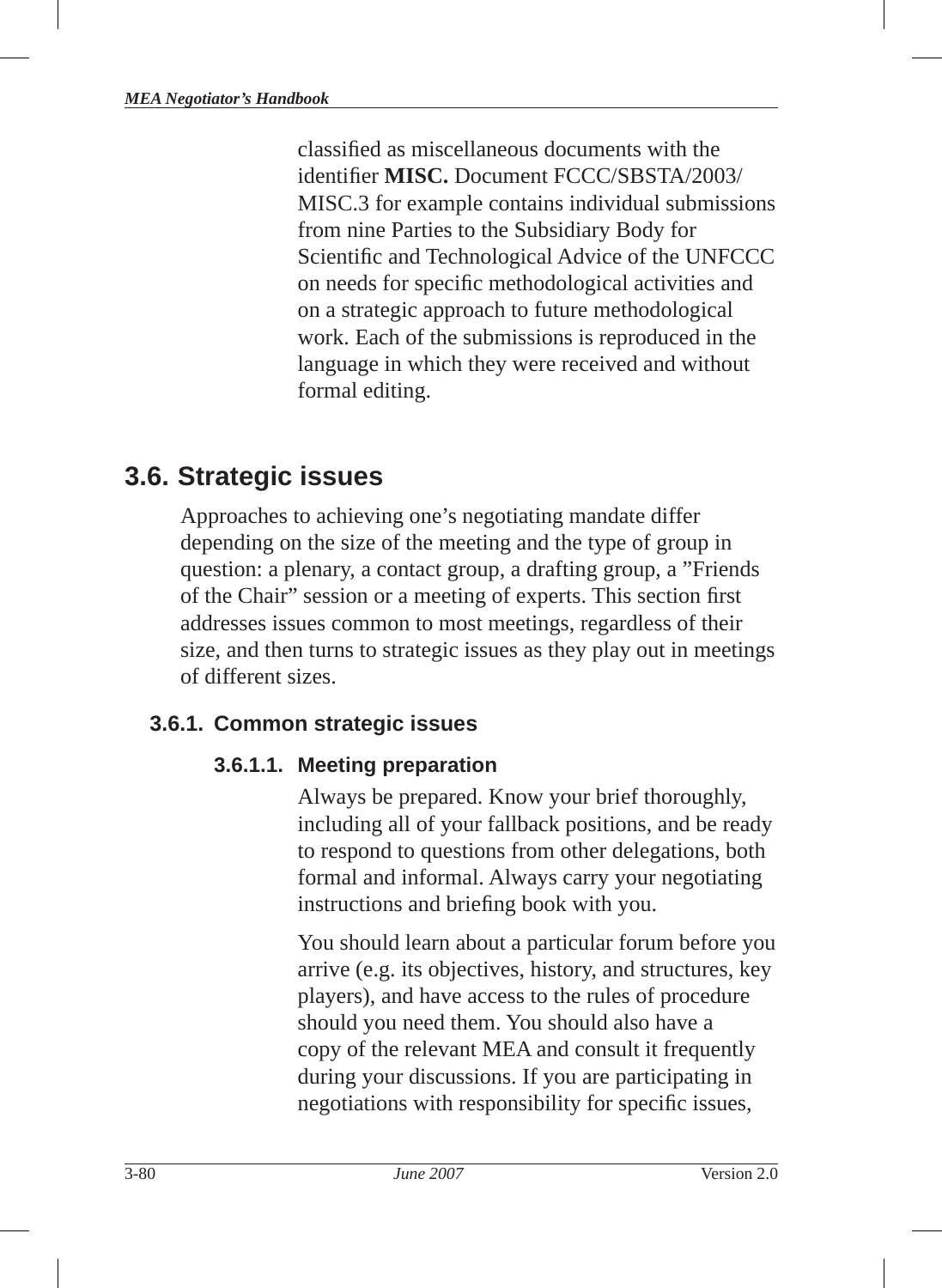classified as miscellaneous documents with the identifier **MISC.** Document FCCC/SBSTA/2003/MISC.3 for example contains individual submissions from nine Parties to the Subsidiary Body for Scientific and Technological Advice of the UNFCCC on needs for specific methodological activities and on a strategic approach to future methodological work. Each of the submissions is reproduced in the language in which they were received and without formal editing.

## 3.6. Strategic issues

Approaches to achieving one's negotiating mandate differ depending on the size of the meeting and the type of group in question: a plenary, a contact group, a drafting group, a "Friends of the Chair" session or a meeting of experts. This section first addresses issues common to most meetings, regardless of their size, and then turns to strategic issues as they play out in meetings of different sizes.

### 3.6.1. Common strategic issues

#### 3.6.1.1. Meeting preparation

Always be prepared. Know your brief thoroughly, including all of your fallback positions, and be ready to respond to questions from other delegations, both formal and informal. Always carry your negotiating instructions and briefing book with you.

You should learn about a particular forum before you arrive (e.g. its objectives, history, and structures, key players), and have access to the rules of procedure should you need them. You should also have a copy of the relevant MEA and consult it frequently during your discussions. If you are participating in negotiations with responsibility for specific issues,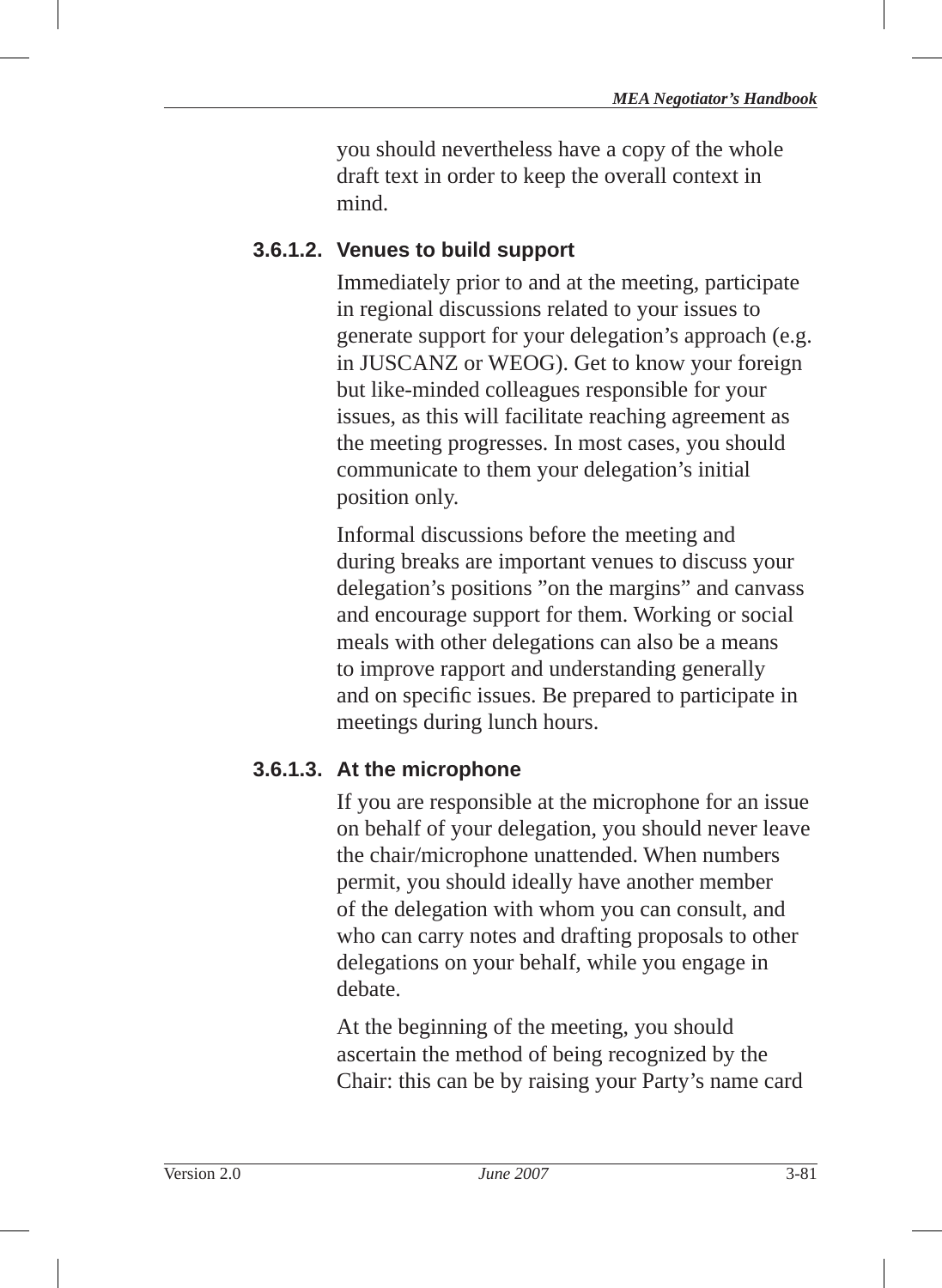you should nevertheless have a copy of the whole draft text in order to keep the overall context in mind.

#### 3.6.1.2. Venues to build support

Immediately prior to and at the meeting, participate in regional discussions related to your issues to generate support for your delegation's approach (e.g. in JUSCANZ or WEOG). Get to know your foreign but like-minded colleagues responsible for your issues, as this will facilitate reaching agreement as the meeting progresses. In most cases, you should communicate to them your delegation's initial position only.

Informal discussions before the meeting and during breaks are important venues to discuss your delegation's positions "on the margins" and canvass and encourage support for them. Working or social meals with other delegations can also be a means to improve rapport and understanding generally and on specific issues. Be prepared to participate in meetings during lunch hours.

#### 3.6.1.3. At the microphone

If you are responsible at the microphone for an issue on behalf of your delegation, you should never leave the chair/microphone unattended. When numbers permit, you should ideally have another member of the delegation with whom you can consult, and who can carry notes and drafting proposals to other delegations on your behalf, while you engage in debate.

At the beginning of the meeting, you should ascertain the method of being recognized by the Chair: this can be by raising your Party's name card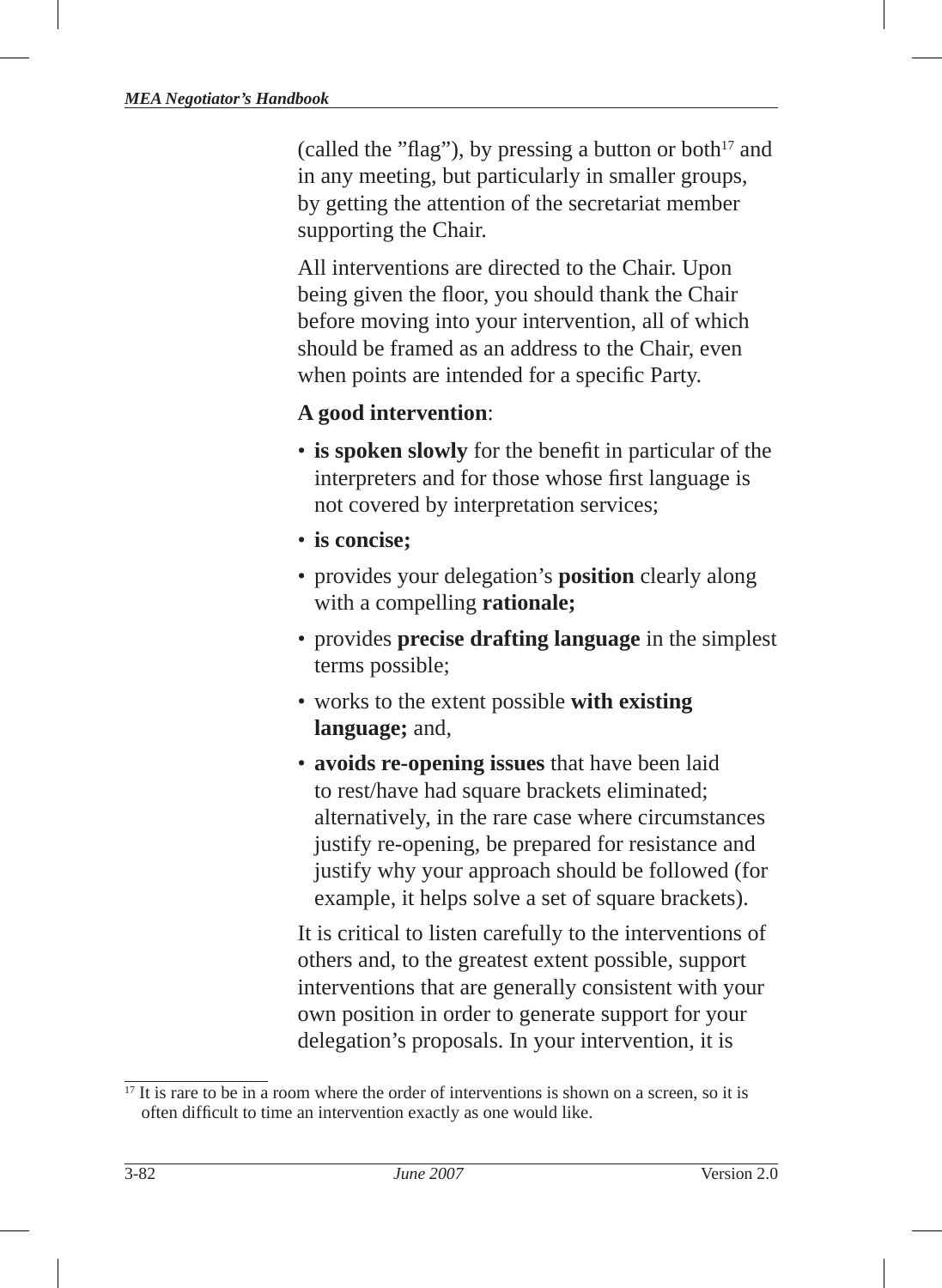(called the "flag"), by pressing a button or both[17] and in any meeting, but particularly in smaller groups, by getting the attention of the secretariat member supporting the Chair.

All interventions are directed to the Chair. Upon being given the floor, you should thank the Chair before moving into your intervention, all of which should be framed as an address to the Chair, even when points are intended for a specific Party.

**A good intervention**:

- **is spoken slowly** for the benefit in particular of the interpreters and for those whose first language is not covered by interpretation services;
- **is concise;**
- provides your delegation's **position** clearly along with a compelling **rationale;**
- provides **precise drafting language** in the simplest terms possible;
- works to the extent possible **with existing language;** and,
- **avoids re-opening issues** that have been laid to rest/have had square brackets eliminated; alternatively, in the rare case where circumstances justify re-opening, be prepared for resistance and justify why your approach should be followed (for example, it helps solve a set of square brackets).

It is critical to listen carefully to the interventions of others and, to the greatest extent possible, support interventions that are generally consistent with your own position in order to generate support for your delegation's proposals. In your intervention, it is

[17] It is rare to be in a room where the order of interventions is shown on a screen, so it is often difficult to time an intervention exactly as one would like.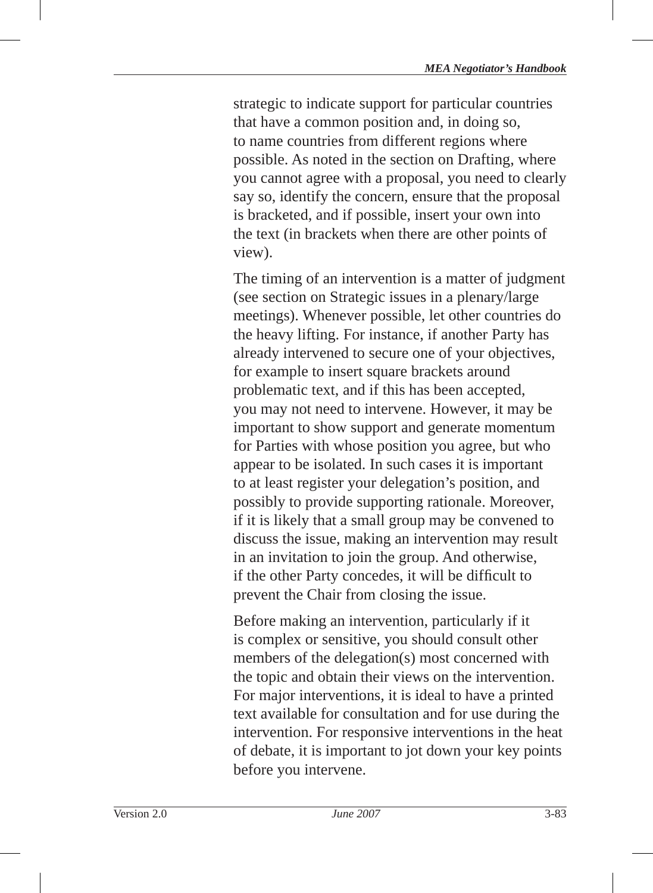strategic to indicate support for particular countries that have a common position and, in doing so, to name countries from different regions where possible. As noted in the section on Drafting, where you cannot agree with a proposal, you need to clearly say so, identify the concern, ensure that the proposal is bracketed, and if possible, insert your own into the text (in brackets when there are other points of view).

The timing of an intervention is a matter of judgment (see section on Strategic issues in a plenary/large meetings). Whenever possible, let other countries do the heavy lifting. For instance, if another Party has already intervened to secure one of your objectives, for example to insert square brackets around problematic text, and if this has been accepted, you may not need to intervene. However, it may be important to show support and generate momentum for Parties with whose position you agree, but who appear to be isolated. In such cases it is important to at least register your delegation's position, and possibly to provide supporting rationale. Moreover, if it is likely that a small group may be convened to discuss the issue, making an intervention may result in an invitation to join the group. And otherwise, if the other Party concedes, it will be difficult to prevent the Chair from closing the issue.

Before making an intervention, particularly if it is complex or sensitive, you should consult other members of the delegation(s) most concerned with the topic and obtain their views on the intervention. For major interventions, it is ideal to have a printed text available for consultation and for use during the intervention. For responsive interventions in the heat of debate, it is important to jot down your key points before you intervene.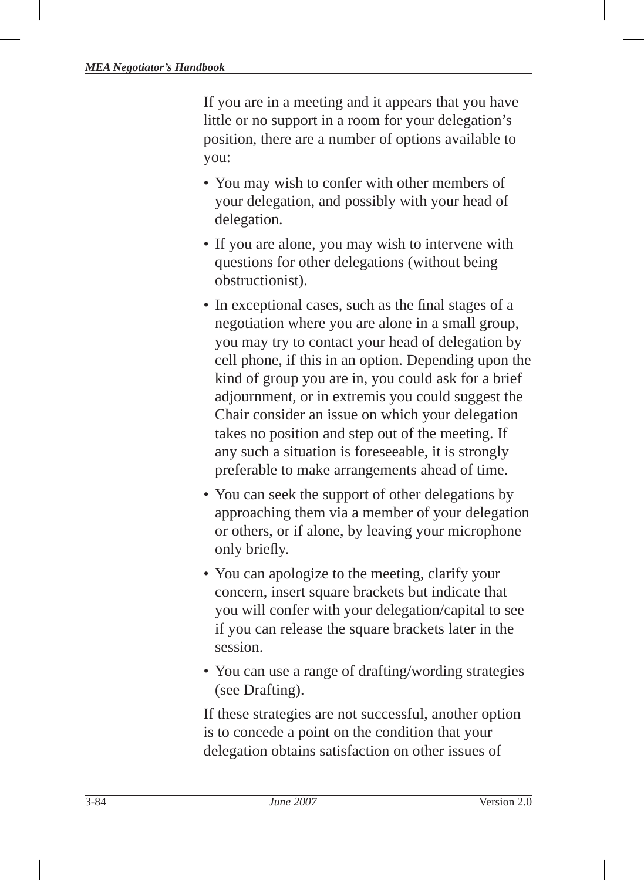If you are in a meeting and it appears that you have little or no support in a room for your delegation's position, there are a number of options available to you:

- You may wish to confer with other members of your delegation, and possibly with your head of delegation.
- If you are alone, you may wish to intervene with questions for other delegations (without being obstructionist).
- In exceptional cases, such as the final stages of a negotiation where you are alone in a small group, you may try to contact your head of delegation by cell phone, if this in an option. Depending upon the kind of group you are in, you could ask for a brief adjournment, or in extremis you could suggest the Chair consider an issue on which your delegation takes no position and step out of the meeting. If any such a situation is foreseeable, it is strongly preferable to make arrangements ahead of time.
- You can seek the support of other delegations by approaching them via a member of your delegation or others, or if alone, by leaving your microphone only briefly.
- You can apologize to the meeting, clarify your concern, insert square brackets but indicate that you will confer with your delegation/capital to see if you can release the square brackets later in the session.
- You can use a range of drafting/wording strategies (see Drafting).

If these strategies are not successful, another option is to concede a point on the condition that your delegation obtains satisfaction on other issues of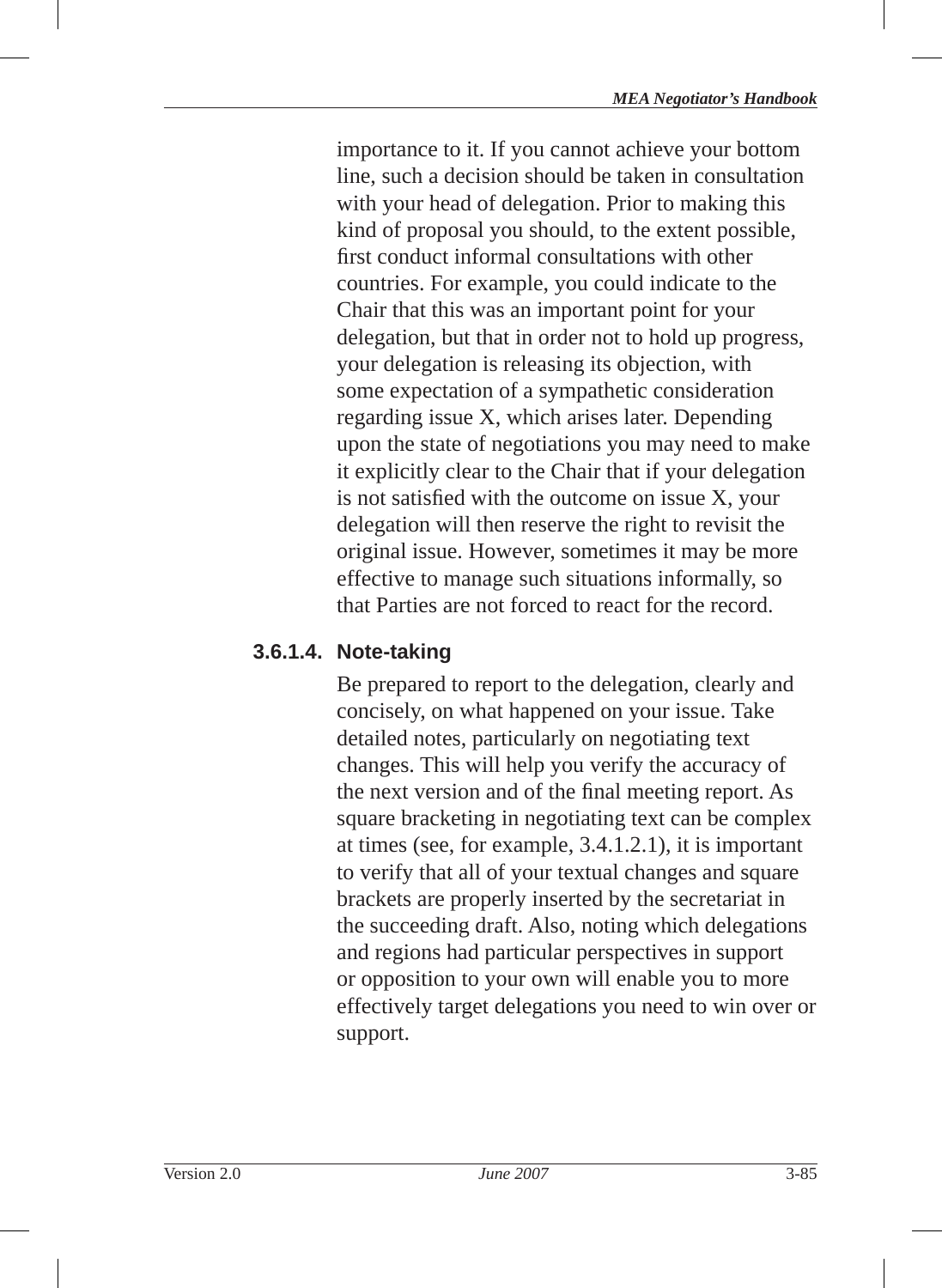importance to it. If you cannot achieve your bottom line, such a decision should be taken in consultation with your head of delegation. Prior to making this kind of proposal you should, to the extent possible, first conduct informal consultations with other countries. For example, you could indicate to the Chair that this was an important point for your delegation, but that in order not to hold up progress, your delegation is releasing its objection, with some expectation of a sympathetic consideration regarding issue X, which arises later. Depending upon the state of negotiations you may need to make it explicitly clear to the Chair that if your delegation is not satisfied with the outcome on issue X, your delegation will then reserve the right to revisit the original issue. However, sometimes it may be more effective to manage such situations informally, so that Parties are not forced to react for the record.

#### 3.6.1.4. Note-taking

Be prepared to report to the delegation, clearly and concisely, on what happened on your issue. Take detailed notes, particularly on negotiating text changes. This will help you verify the accuracy of the next version and of the final meeting report. As square bracketing in negotiating text can be complex at times (see, for example, 3.4.1.2.1), it is important to verify that all of your textual changes and square brackets are properly inserted by the secretariat in the succeeding draft. Also, noting which delegations and regions had particular perspectives in support or opposition to your own will enable you to more effectively target delegations you need to win over or support.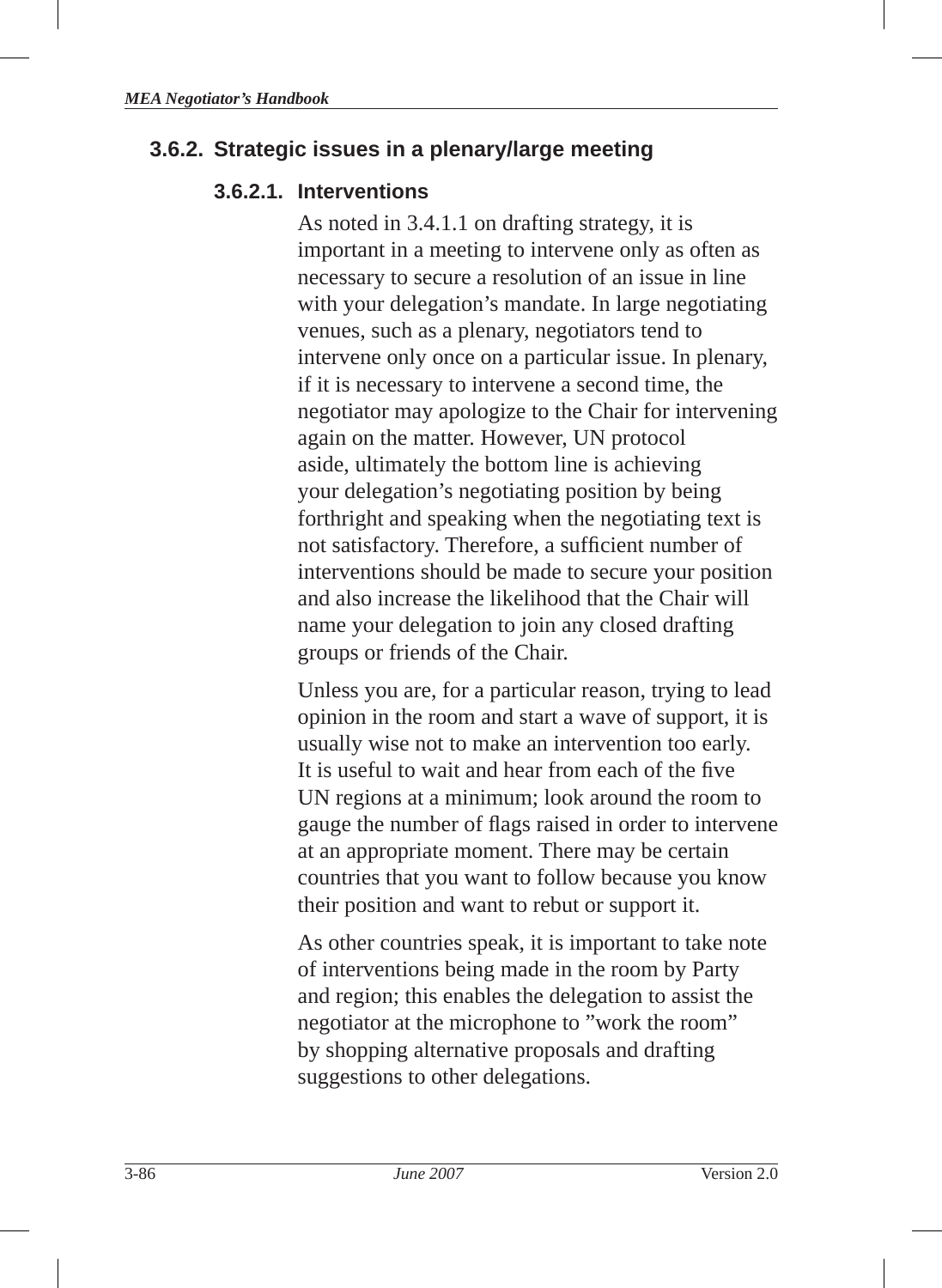### 3.6.2. Strategic issues in a plenary/large meeting

#### 3.6.2.1. Interventions

As noted in 3.4.1.1 on drafting strategy, it is important in a meeting to intervene only as often as necessary to secure a resolution of an issue in line with your delegation's mandate. In large negotiating venues, such as a plenary, negotiators tend to intervene only once on a particular issue. In plenary, if it is necessary to intervene a second time, the negotiator may apologize to the Chair for intervening again on the matter. However, UN protocol aside, ultimately the bottom line is achieving your delegation's negotiating position by being forthright and speaking when the negotiating text is not satisfactory. Therefore, a sufficient number of interventions should be made to secure your position and also increase the likelihood that the Chair will name your delegation to join any closed drafting groups or friends of the Chair.

Unless you are, for a particular reason, trying to lead opinion in the room and start a wave of support, it is usually wise not to make an intervention too early. It is useful to wait and hear from each of the five UN regions at a minimum; look around the room to gauge the number of flags raised in order to intervene at an appropriate moment. There may be certain countries that you want to follow because you know their position and want to rebut or support it.

As other countries speak, it is important to take note of interventions being made in the room by Party and region; this enables the delegation to assist the negotiator at the microphone to "work the room" by shopping alternative proposals and drafting suggestions to other delegations.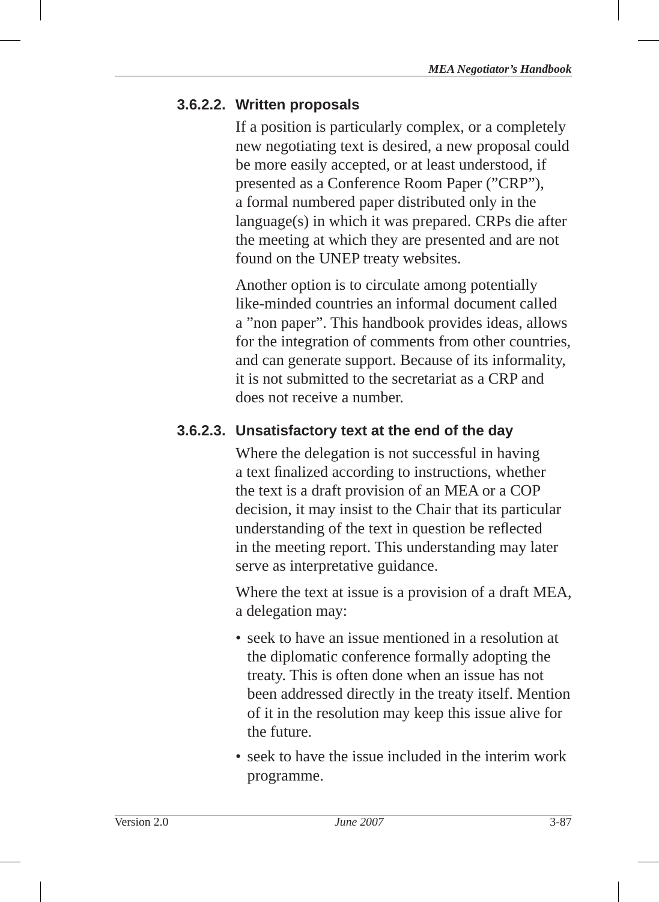#### 3.6.2.2. Written proposals

If a position is particularly complex, or a completely new negotiating text is desired, a new proposal could be more easily accepted, or at least understood, if presented as a Conference Room Paper (”CRP”), a formal numbered paper distributed only in the language(s) in which it was prepared. CRPs die after the meeting at which they are presented and are not found on the UNEP treaty websites.

Another option is to circulate among potentially like-minded countries an informal document called a ”non paper”. This handbook provides ideas, allows for the integration of comments from other countries, and can generate support. Because of its informality, it is not submitted to the secretariat as a CRP and does not receive a number.

#### 3.6.2.3. Unsatisfactory text at the end of the day

Where the delegation is not successful in having a text finalized according to instructions, whether the text is a draft provision of an MEA or a COP decision, it may insist to the Chair that its particular understanding of the text in question be reflected in the meeting report. This understanding may later serve as interpretative guidance.

Where the text at issue is a provision of a draft MEA, a delegation may:

- seek to have an issue mentioned in a resolution at the diplomatic conference formally adopting the treaty. This is often done when an issue has not been addressed directly in the treaty itself. Mention of it in the resolution may keep this issue alive for the future.
- seek to have the issue included in the interim work programme.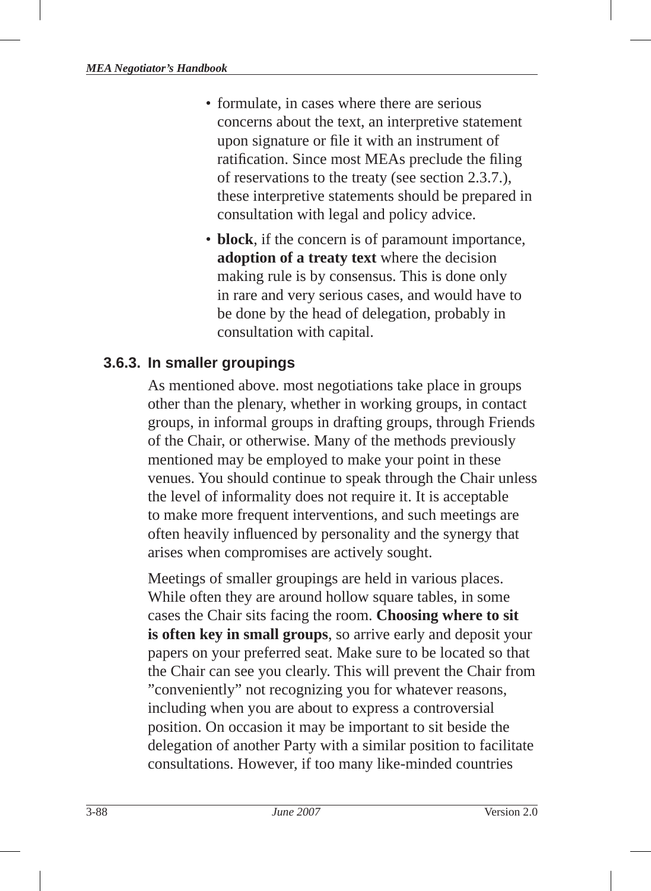- formulate, in cases where there are serious concerns about the text, an interpretive statement upon signature or file it with an instrument of ratification. Since most MEAs preclude the filing of reservations to the treaty (see section 2.3.7.), these interpretive statements should be prepared in consultation with legal and policy advice.
- **block**, if the concern is of paramount importance, **adoption of a treaty text** where the decision making rule is by consensus. This is done only in rare and very serious cases, and would have to be done by the head of delegation, probably in consultation with capital.

### 3.6.3. In smaller groupings

As mentioned above. most negotiations take place in groups other than the plenary, whether in working groups, in contact groups, in informal groups in drafting groups, through Friends of the Chair, or otherwise. Many of the methods previously mentioned may be employed to make your point in these venues. You should continue to speak through the Chair unless the level of informality does not require it. It is acceptable to make more frequent interventions, and such meetings are often heavily influenced by personality and the synergy that arises when compromises are actively sought.

Meetings of smaller groupings are held in various places. While often they are around hollow square tables, in some cases the Chair sits facing the room. **Choosing where to sit is often key in small groups**, so arrive early and deposit your papers on your preferred seat. Make sure to be located so that the Chair can see you clearly. This will prevent the Chair from "conveniently" not recognizing you for whatever reasons, including when you are about to express a controversial position. On occasion it may be important to sit beside the delegation of another Party with a similar position to facilitate consultations. However, if too many like-minded countries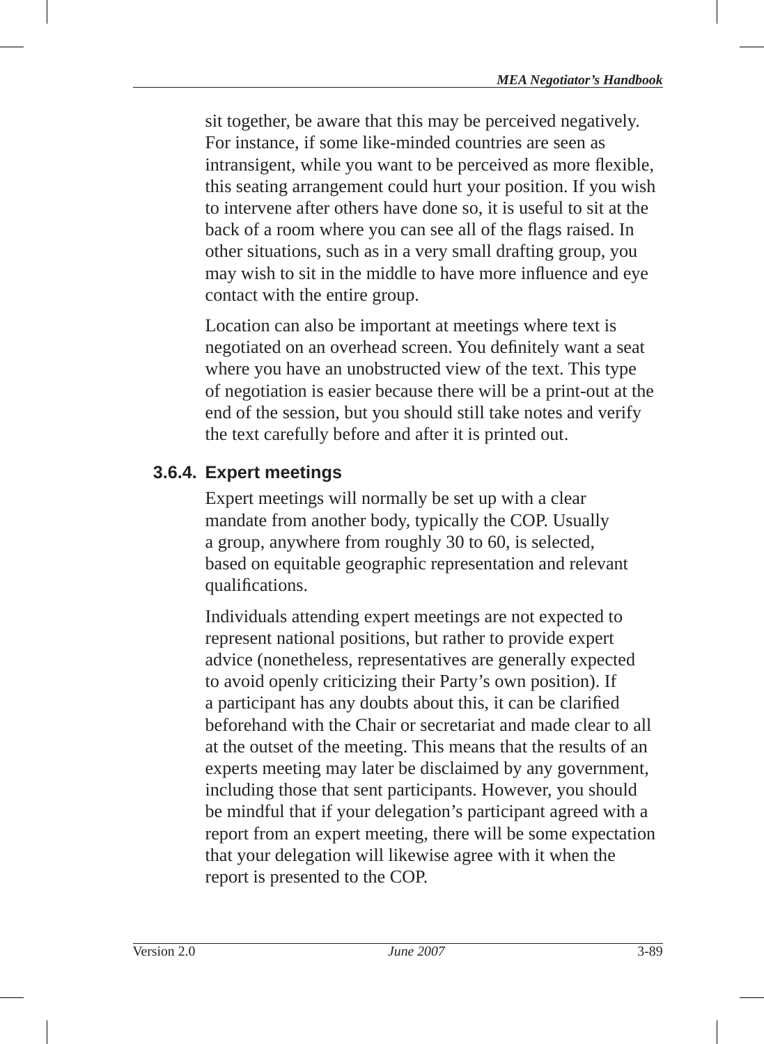sit together, be aware that this may be perceived negatively. For instance, if some like-minded countries are seen as intransigent, while you want to be perceived as more flexible, this seating arrangement could hurt your position. If you wish to intervene after others have done so, it is useful to sit at the back of a room where you can see all of the flags raised. In other situations, such as in a very small drafting group, you may wish to sit in the middle to have more influence and eye contact with the entire group.

Location can also be important at meetings where text is negotiated on an overhead screen. You definitely want a seat where you have an unobstructed view of the text. This type of negotiation is easier because there will be a print-out at the end of the session, but you should still take notes and verify the text carefully before and after it is printed out.

### 3.6.4. Expert meetings

Expert meetings will normally be set up with a clear mandate from another body, typically the COP. Usually a group, anywhere from roughly 30 to 60, is selected, based on equitable geographic representation and relevant qualifications.

Individuals attending expert meetings are not expected to represent national positions, but rather to provide expert advice (nonetheless, representatives are generally expected to avoid openly criticizing their Party's own position). If a participant has any doubts about this, it can be clarified beforehand with the Chair or secretariat and made clear to all at the outset of the meeting. This means that the results of an experts meeting may later be disclaimed by any government, including those that sent participants. However, you should be mindful that if your delegation's participant agreed with a report from an expert meeting, there will be some expectation that your delegation will likewise agree with it when the report is presented to the COP.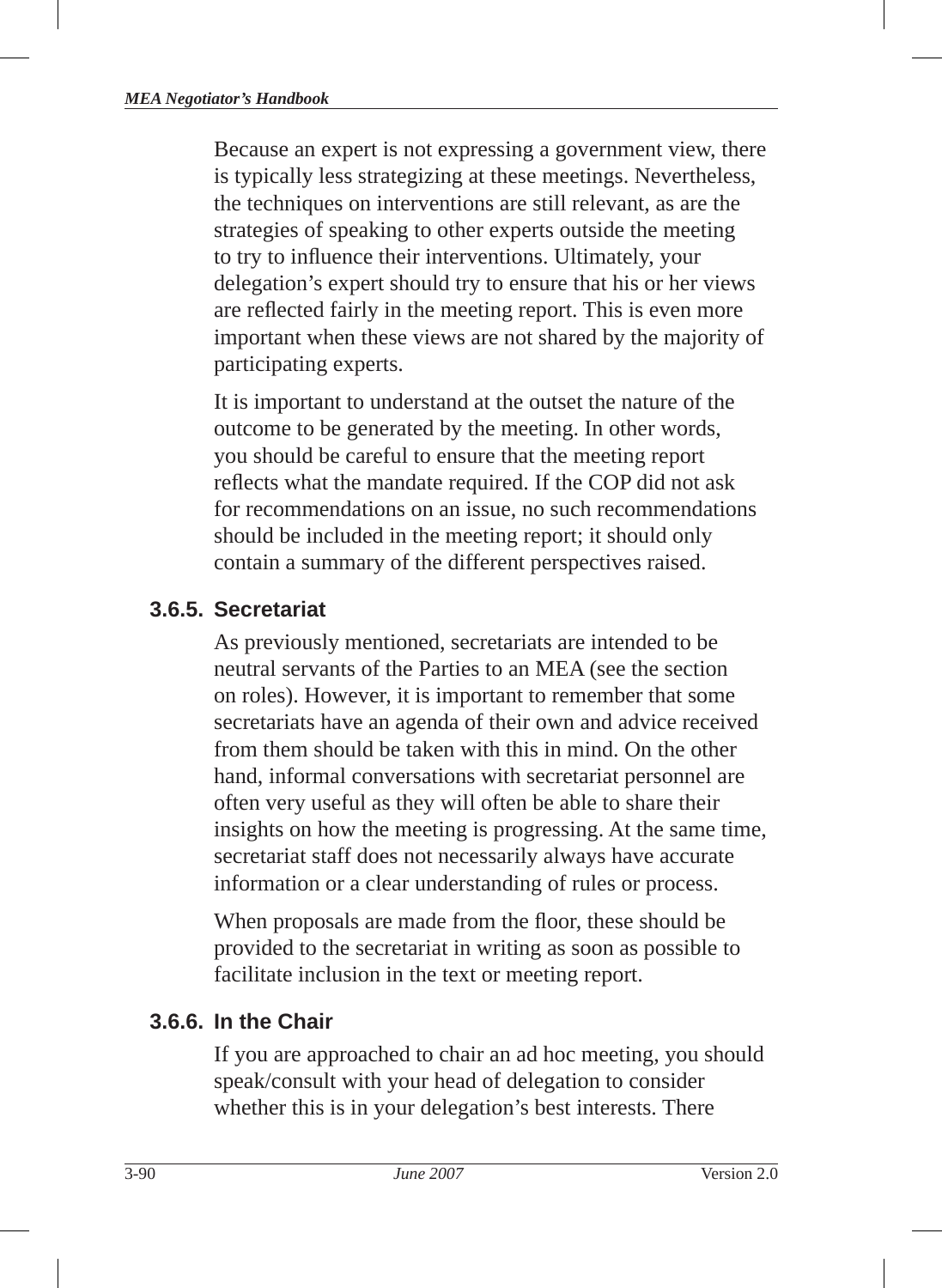Because an expert is not expressing a government view, there is typically less strategizing at these meetings. Nevertheless, the techniques on interventions are still relevant, as are the strategies of speaking to other experts outside the meeting to try to influence their interventions. Ultimately, your delegation's expert should try to ensure that his or her views are reflected fairly in the meeting report. This is even more important when these views are not shared by the majority of participating experts.

It is important to understand at the outset the nature of the outcome to be generated by the meeting. In other words, you should be careful to ensure that the meeting report reflects what the mandate required. If the COP did not ask for recommendations on an issue, no such recommendations should be included in the meeting report; it should only contain a summary of the different perspectives raised.

### 3.6.5. Secretariat

As previously mentioned, secretariats are intended to be neutral servants of the Parties to an MEA (see the section on roles). However, it is important to remember that some secretariats have an agenda of their own and advice received from them should be taken with this in mind. On the other hand, informal conversations with secretariat personnel are often very useful as they will often be able to share their insights on how the meeting is progressing. At the same time, secretariat staff does not necessarily always have accurate information or a clear understanding of rules or process.

When proposals are made from the floor, these should be provided to the secretariat in writing as soon as possible to facilitate inclusion in the text or meeting report.

### 3.6.6. In the Chair

If you are approached to chair an ad hoc meeting, you should speak/consult with your head of delegation to consider whether this is in your delegation's best interests. There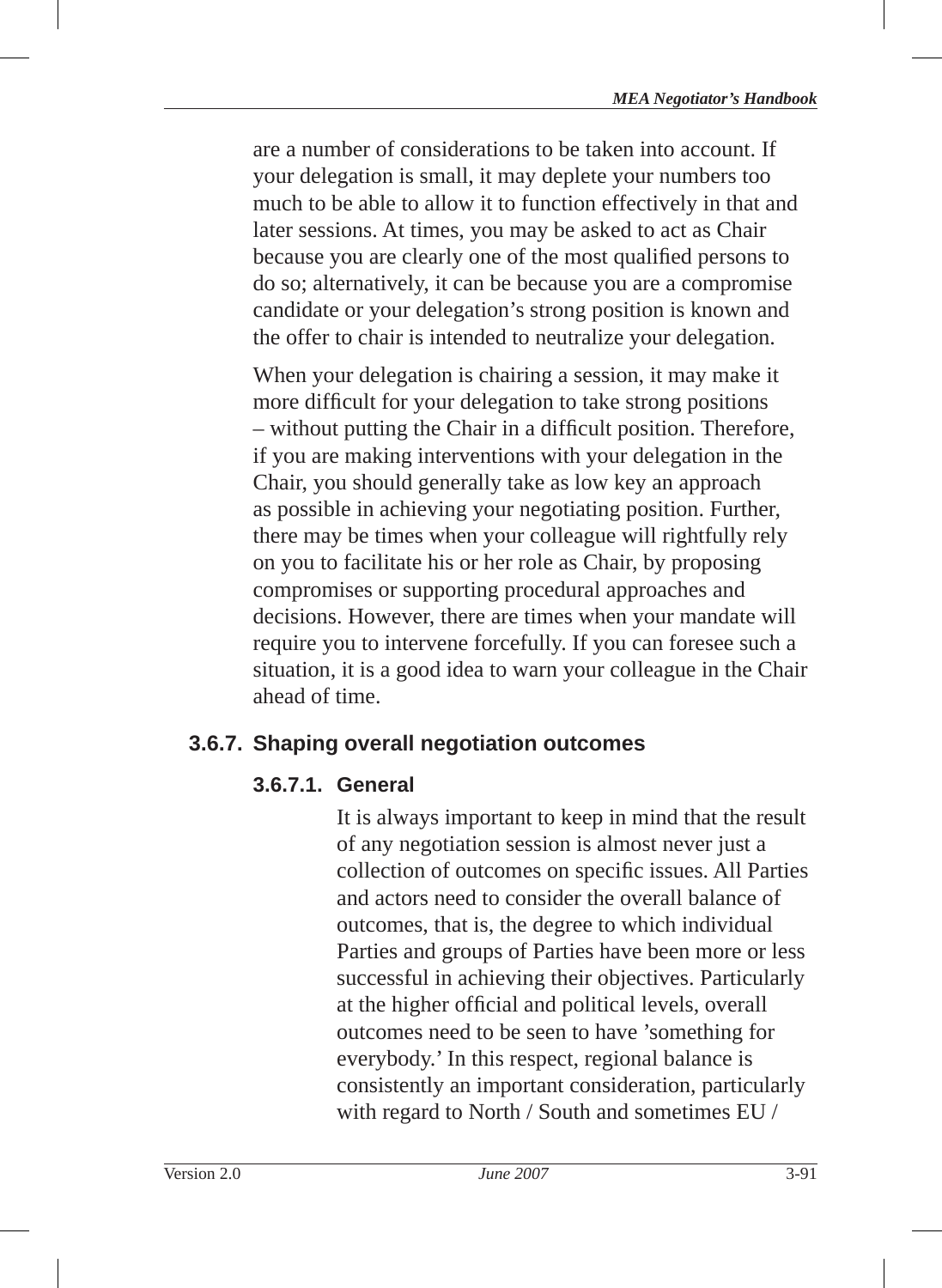are a number of considerations to be taken into account. If your delegation is small, it may deplete your numbers too much to be able to allow it to function effectively in that and later sessions. At times, you may be asked to act as Chair because you are clearly one of the most qualified persons to do so; alternatively, it can be because you are a compromise candidate or your delegation's strong position is known and the offer to chair is intended to neutralize your delegation.

When your delegation is chairing a session, it may make it more difficult for your delegation to take strong positions – without putting the Chair in a difficult position. Therefore, if you are making interventions with your delegation in the Chair, you should generally take as low key an approach as possible in achieving your negotiating position. Further, there may be times when your colleague will rightfully rely on you to facilitate his or her role as Chair, by proposing compromises or supporting procedural approaches and decisions. However, there are times when your mandate will require you to intervene forcefully. If you can foresee such a situation, it is a good idea to warn your colleague in the Chair ahead of time.

### 3.6.7. Shaping overall negotiation outcomes

#### 3.6.7.1. General

It is always important to keep in mind that the result of any negotiation session is almost never just a collection of outcomes on specific issues. All Parties and actors need to consider the overall balance of outcomes, that is, the degree to which individual Parties and groups of Parties have been more or less successful in achieving their objectives. Particularly at the higher official and political levels, overall outcomes need to be seen to have 'something for everybody.' In this respect, regional balance is consistently an important consideration, particularly with regard to North / South and sometimes EU /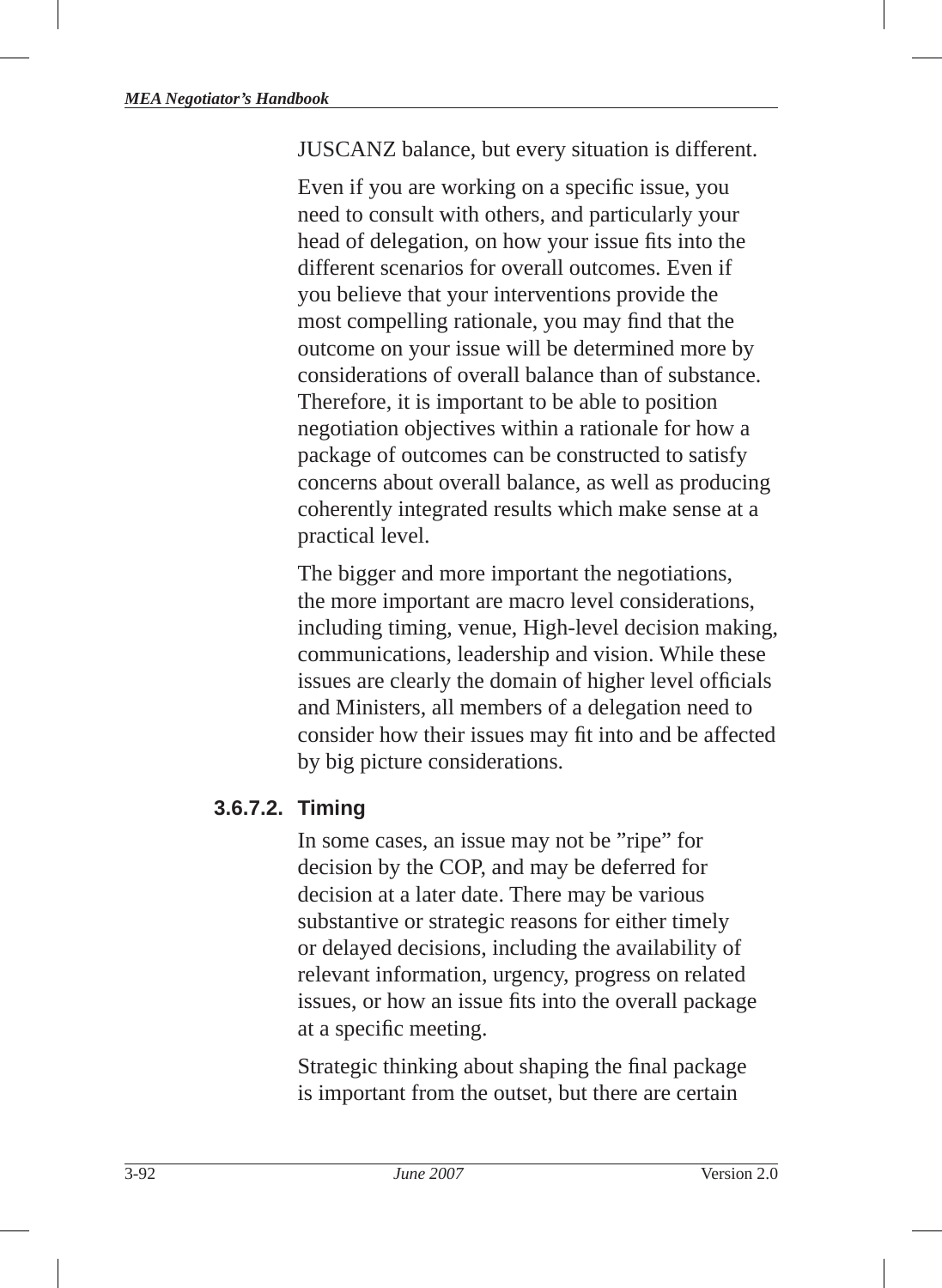JUSCANZ balance, but every situation is different.

Even if you are working on a specific issue, you need to consult with others, and particularly your head of delegation, on how your issue fits into the different scenarios for overall outcomes. Even if you believe that your interventions provide the most compelling rationale, you may find that the outcome on your issue will be determined more by considerations of overall balance than of substance. Therefore, it is important to be able to position negotiation objectives within a rationale for how a package of outcomes can be constructed to satisfy concerns about overall balance, as well as producing coherently integrated results which make sense at a practical level.

The bigger and more important the negotiations, the more important are macro level considerations, including timing, venue, High-level decision making, communications, leadership and vision. While these issues are clearly the domain of higher level officials and Ministers, all members of a delegation need to consider how their issues may fit into and be affected by big picture considerations.

#### 3.6.7.2. Timing

In some cases, an issue may not be "ripe" for decision by the COP, and may be deferred for decision at a later date. There may be various substantive or strategic reasons for either timely or delayed decisions, including the availability of relevant information, urgency, progress on related issues, or how an issue fits into the overall package at a specific meeting.

Strategic thinking about shaping the final package is important from the outset, but there are certain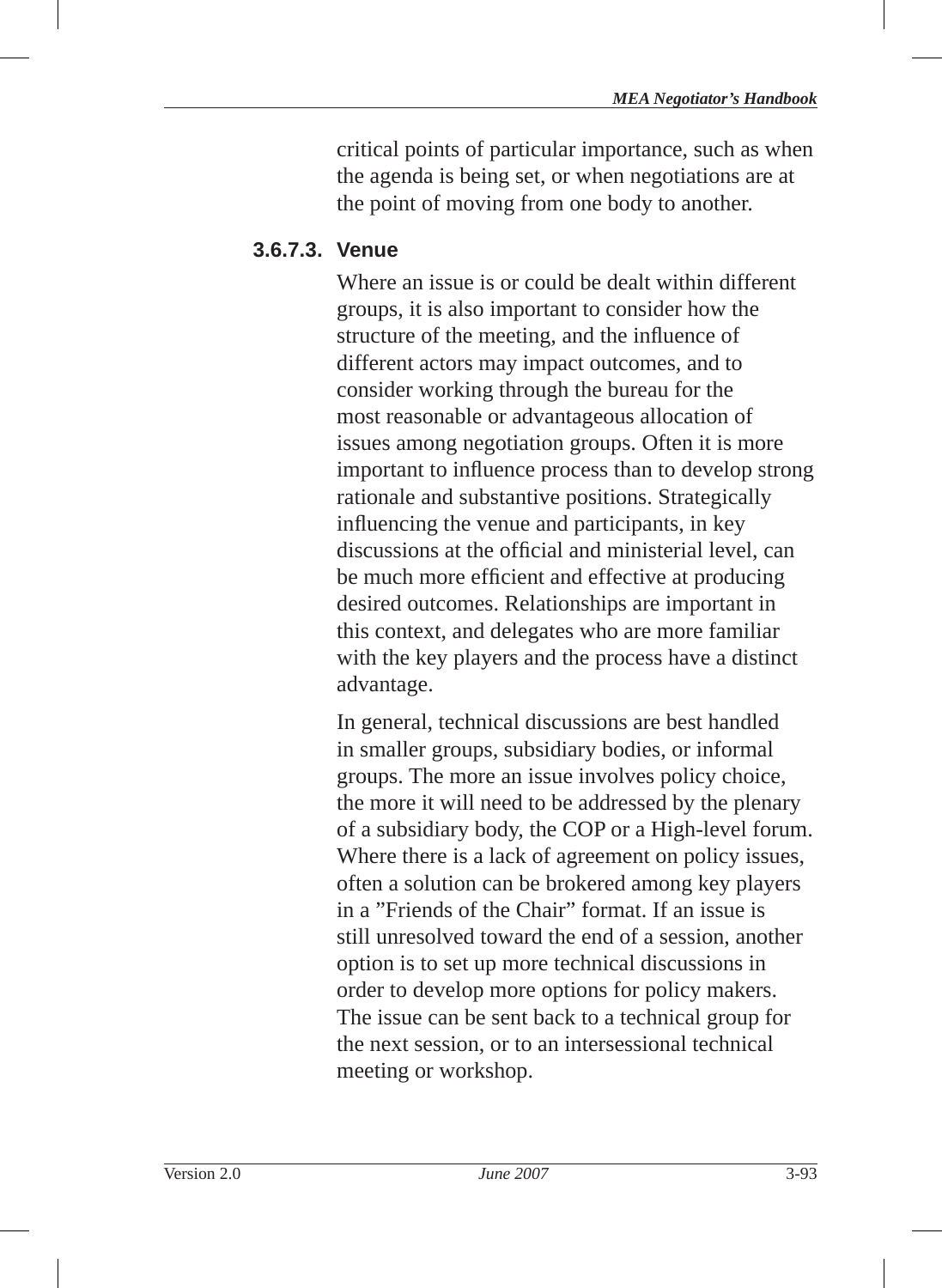critical points of particular importance, such as when the agenda is being set, or when negotiations are at the point of moving from one body to another.

#### 3.6.7.3. Venue

Where an issue is or could be dealt within different groups, it is also important to consider how the structure of the meeting, and the influence of different actors may impact outcomes, and to consider working through the bureau for the most reasonable or advantageous allocation of issues among negotiation groups. Often it is more important to influence process than to develop strong rationale and substantive positions. Strategically influencing the venue and participants, in key discussions at the official and ministerial level, can be much more efficient and effective at producing desired outcomes. Relationships are important in this context, and delegates who are more familiar with the key players and the process have a distinct advantage.

In general, technical discussions are best handled in smaller groups, subsidiary bodies, or informal groups. The more an issue involves policy choice, the more it will need to be addressed by the plenary of a subsidiary body, the COP or a High-level forum. Where there is a lack of agreement on policy issues, often a solution can be brokered among key players in a ”Friends of the Chair” format. If an issue is still unresolved toward the end of a session, another option is to set up more technical discussions in order to develop more options for policy makers. The issue can be sent back to a technical group for the next session, or to an intersessional technical meeting or workshop.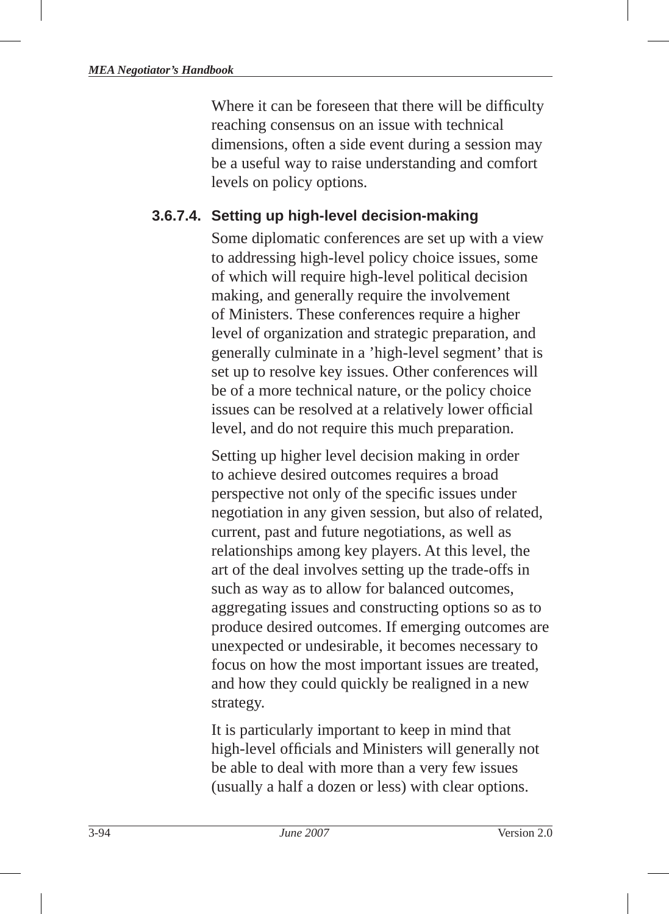Where it can be foreseen that there will be difficulty reaching consensus on an issue with technical dimensions, often a side event during a session may be a useful way to raise understanding and comfort levels on policy options.

#### 3.6.7.4. Setting up high-level decision-making

Some diplomatic conferences are set up with a view to addressing high-level policy choice issues, some of which will require high-level political decision making, and generally require the involvement of Ministers. These conferences require a higher level of organization and strategic preparation, and generally culminate in a 'high-level segment' that is set up to resolve key issues. Other conferences will be of a more technical nature, or the policy choice issues can be resolved at a relatively lower official level, and do not require this much preparation.

Setting up higher level decision making in order to achieve desired outcomes requires a broad perspective not only of the specific issues under negotiation in any given session, but also of related, current, past and future negotiations, as well as relationships among key players. At this level, the art of the deal involves setting up the trade-offs in such as way as to allow for balanced outcomes, aggregating issues and constructing options so as to produce desired outcomes. If emerging outcomes are unexpected or undesirable, it becomes necessary to focus on how the most important issues are treated, and how they could quickly be realigned in a new strategy.

It is particularly important to keep in mind that high-level officials and Ministers will generally not be able to deal with more than a very few issues (usually a half a dozen or less) with clear options.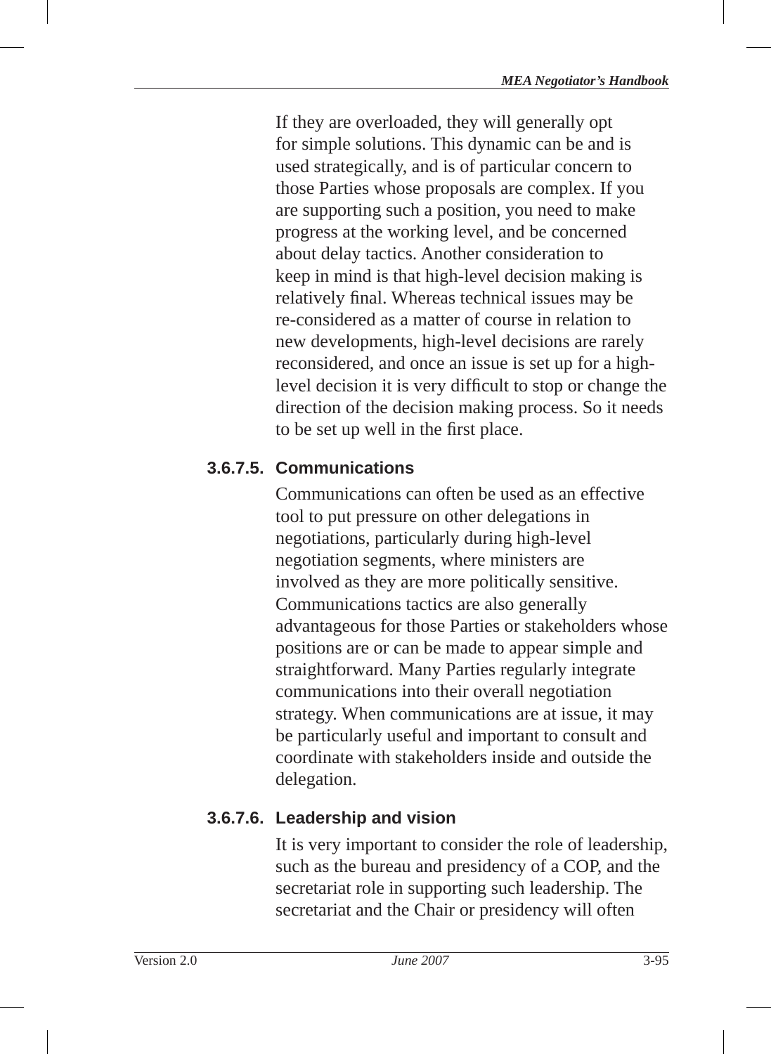If they are overloaded, they will generally opt for simple solutions. This dynamic can be and is used strategically, and is of particular concern to those Parties whose proposals are complex. If you are supporting such a position, you need to make progress at the working level, and be concerned about delay tactics. Another consideration to keep in mind is that high-level decision making is relatively final. Whereas technical issues may be re-considered as a matter of course in relation to new developments, high-level decisions are rarely reconsidered, and once an issue is set up for a high-level decision it is very difficult to stop or change the direction of the decision making process. So it needs to be set up well in the first place.

#### 3.6.7.5. Communications

Communications can often be used as an effective tool to put pressure on other delegations in negotiations, particularly during high-level negotiation segments, where ministers are involved as they are more politically sensitive. Communications tactics are also generally advantageous for those Parties or stakeholders whose positions are or can be made to appear simple and straightforward. Many Parties regularly integrate communications into their overall negotiation strategy. When communications are at issue, it may be particularly useful and important to consult and coordinate with stakeholders inside and outside the delegation.

#### 3.6.7.6. Leadership and vision

It is very important to consider the role of leadership, such as the bureau and presidency of a COP, and the secretariat role in supporting such leadership. The secretariat and the Chair or presidency will often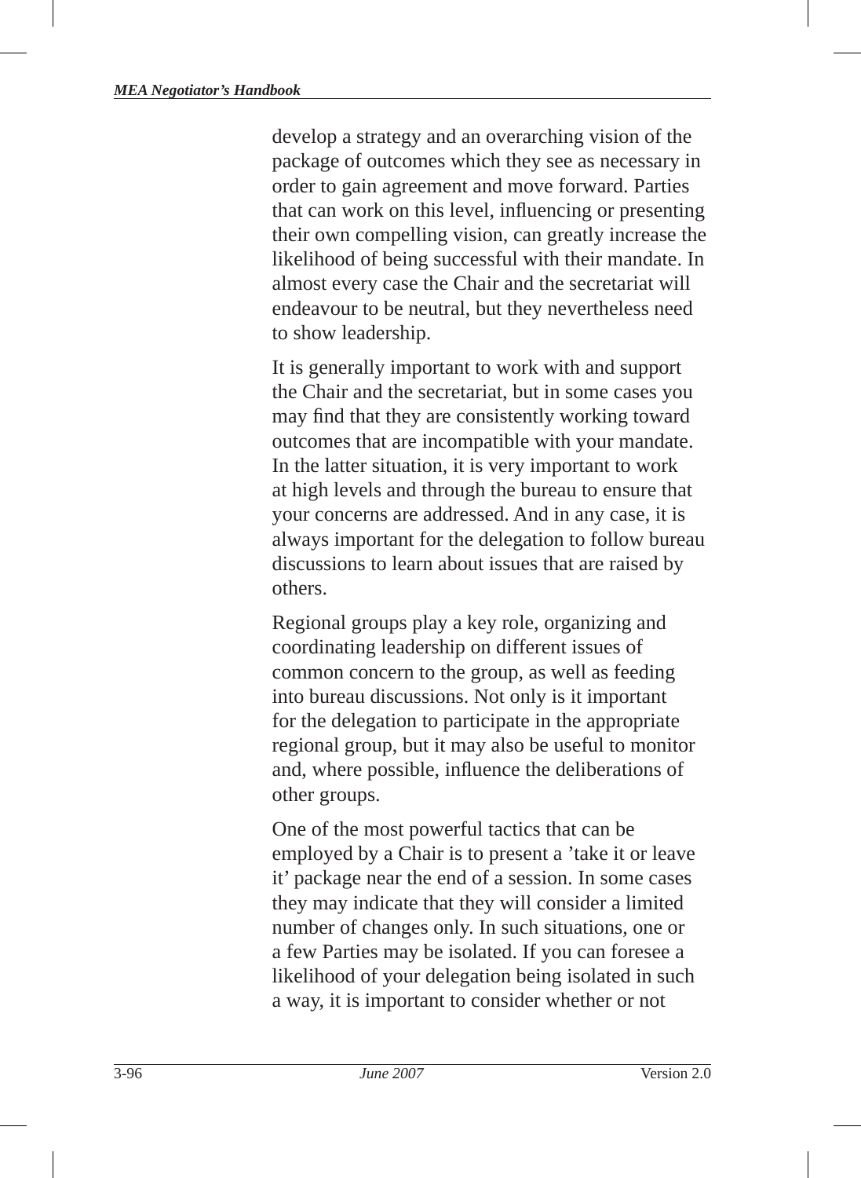develop a strategy and an overarching vision of the package of outcomes which they see as necessary in order to gain agreement and move forward. Parties that can work on this level, influencing or presenting their own compelling vision, can greatly increase the likelihood of being successful with their mandate. In almost every case the Chair and the secretariat will endeavour to be neutral, but they nevertheless need to show leadership.

It is generally important to work with and support the Chair and the secretariat, but in some cases you may find that they are consistently working toward outcomes that are incompatible with your mandate. In the latter situation, it is very important to work at high levels and through the bureau to ensure that your concerns are addressed. And in any case, it is always important for the delegation to follow bureau discussions to learn about issues that are raised by others.

Regional groups play a key role, organizing and coordinating leadership on different issues of common concern to the group, as well as feeding into bureau discussions. Not only is it important for the delegation to participate in the appropriate regional group, but it may also be useful to monitor and, where possible, influence the deliberations of other groups.

One of the most powerful tactics that can be employed by a Chair is to present a 'take it or leave it' package near the end of a session. In some cases they may indicate that they will consider a limited number of changes only. In such situations, one or a few Parties may be isolated. If you can foresee a likelihood of your delegation being isolated in such a way, it is important to consider whether or not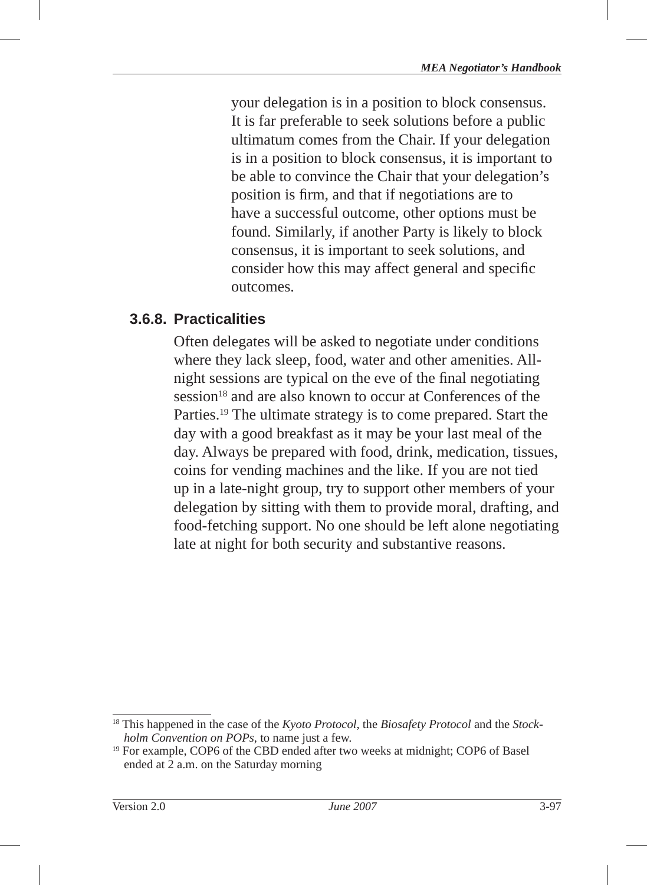your delegation is in a position to block consensus. It is far preferable to seek solutions before a public ultimatum comes from the Chair. If your delegation is in a position to block consensus, it is important to be able to convince the Chair that your delegation's position is firm, and that if negotiations are to have a successful outcome, other options must be found. Similarly, if another Party is likely to block consensus, it is important to seek solutions, and consider how this may affect general and specific outcomes.

### 3.6.8. Practicalities

Often delegates will be asked to negotiate under conditions where they lack sleep, food, water and other amenities. All-night sessions are typical on the eve of the final negotiating session[18] and are also known to occur at Conferences of the Parties.[19] The ultimate strategy is to come prepared. Start the day with a good breakfast as it may be your last meal of the day. Always be prepared with food, drink, medication, tissues, coins for vending machines and the like. If you are not tied up in a late-night group, try to support other members of your delegation by sitting with them to provide moral, drafting, and food-fetching support. No one should be left alone negotiating late at night for both security and substantive reasons.

---

[18] This happened in the case of the *Kyoto Protocol*, the *Biosafety Protocol* and the *Stockholm Convention on POPs*, to name just a few.

[19] For example, COP6 of the CBD ended after two weeks at midnight; COP6 of Basel ended at 2 a.m. on the Saturday morning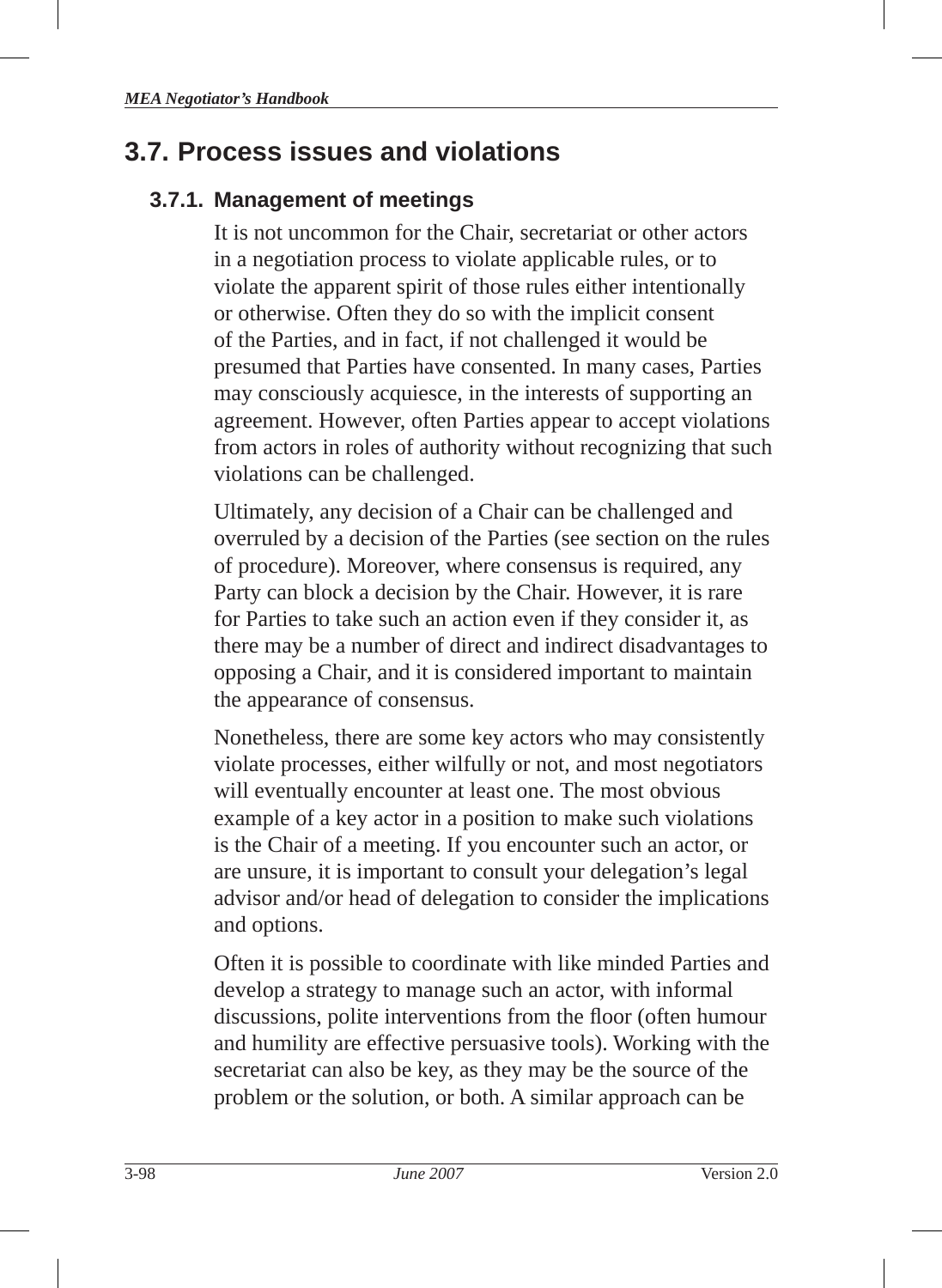## 3.7. Process issues and violations

### 3.7.1. Management of meetings

It is not uncommon for the Chair, secretariat or other actors in a negotiation process to violate applicable rules, or to violate the apparent spirit of those rules either intentionally or otherwise. Often they do so with the implicit consent of the Parties, and in fact, if not challenged it would be presumed that Parties have consented. In many cases, Parties may consciously acquiesce, in the interests of supporting an agreement. However, often Parties appear to accept violations from actors in roles of authority without recognizing that such violations can be challenged.

Ultimately, any decision of a Chair can be challenged and overruled by a decision of the Parties (see section on the rules of procedure). Moreover, where consensus is required, any Party can block a decision by the Chair. However, it is rare for Parties to take such an action even if they consider it, as there may be a number of direct and indirect disadvantages to opposing a Chair, and it is considered important to maintain the appearance of consensus.

Nonetheless, there are some key actors who may consistently violate processes, either wilfully or not, and most negotiators will eventually encounter at least one. The most obvious example of a key actor in a position to make such violations is the Chair of a meeting. If you encounter such an actor, or are unsure, it is important to consult your delegation's legal advisor and/or head of delegation to consider the implications and options.

Often it is possible to coordinate with like minded Parties and develop a strategy to manage such an actor, with informal discussions, polite interventions from the floor (often humour and humility are effective persuasive tools). Working with the secretariat can also be key, as they may be the source of the problem or the solution, or both. A similar approach can be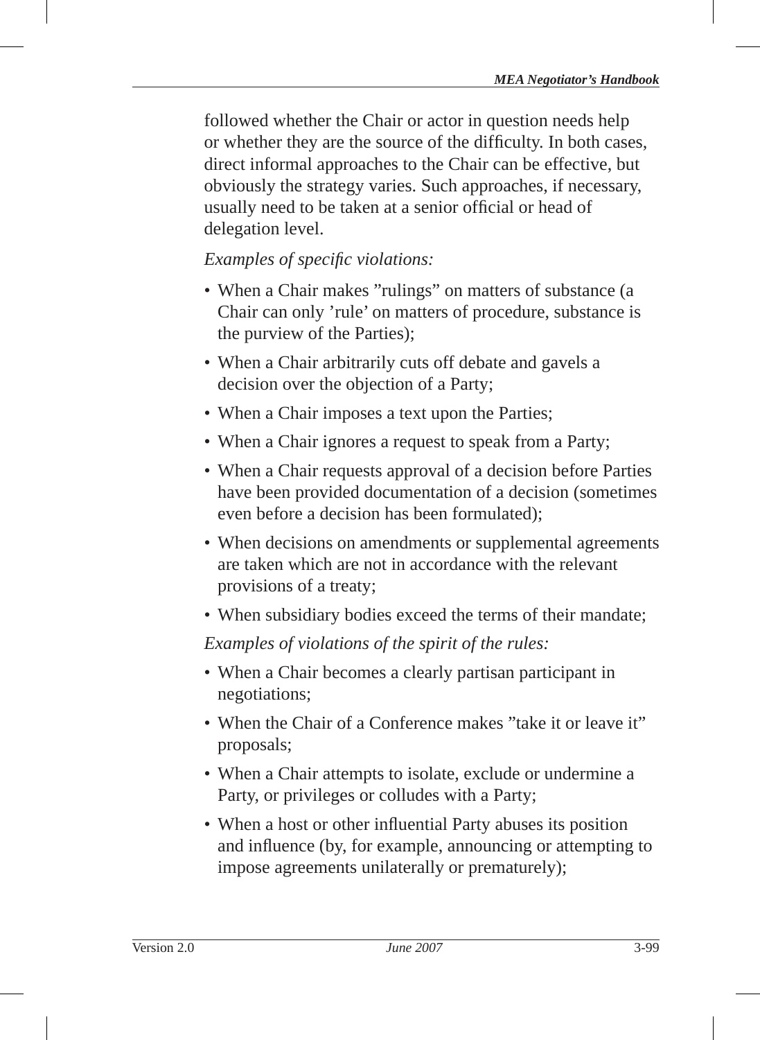followed whether the Chair or actor in question needs help or whether they are the source of the difficulty. In both cases, direct informal approaches to the Chair can be effective, but obviously the strategy varies. Such approaches, if necessary, usually need to be taken at a senior official or head of delegation level.

*Examples of specific violations:*

- When a Chair makes ”rulings” on matters of substance (a Chair can only ’rule’ on matters of procedure, substance is the purview of the Parties);
- When a Chair arbitrarily cuts off debate and gavels a decision over the objection of a Party;
- When a Chair imposes a text upon the Parties;
- When a Chair ignores a request to speak from a Party;
- When a Chair requests approval of a decision before Parties have been provided documentation of a decision (sometimes even before a decision has been formulated);
- When decisions on amendments or supplemental agreements are taken which are not in accordance with the relevant provisions of a treaty;
- When subsidiary bodies exceed the terms of their mandate;

*Examples of violations of the spirit of the rules:*

- When a Chair becomes a clearly partisan participant in negotiations;
- When the Chair of a Conference makes ”take it or leave it” proposals;
- When a Chair attempts to isolate, exclude or undermine a Party, or privileges or colludes with a Party;
- When a host or other influential Party abuses its position and influence (by, for example, announcing or attempting to impose agreements unilaterally or prematurely);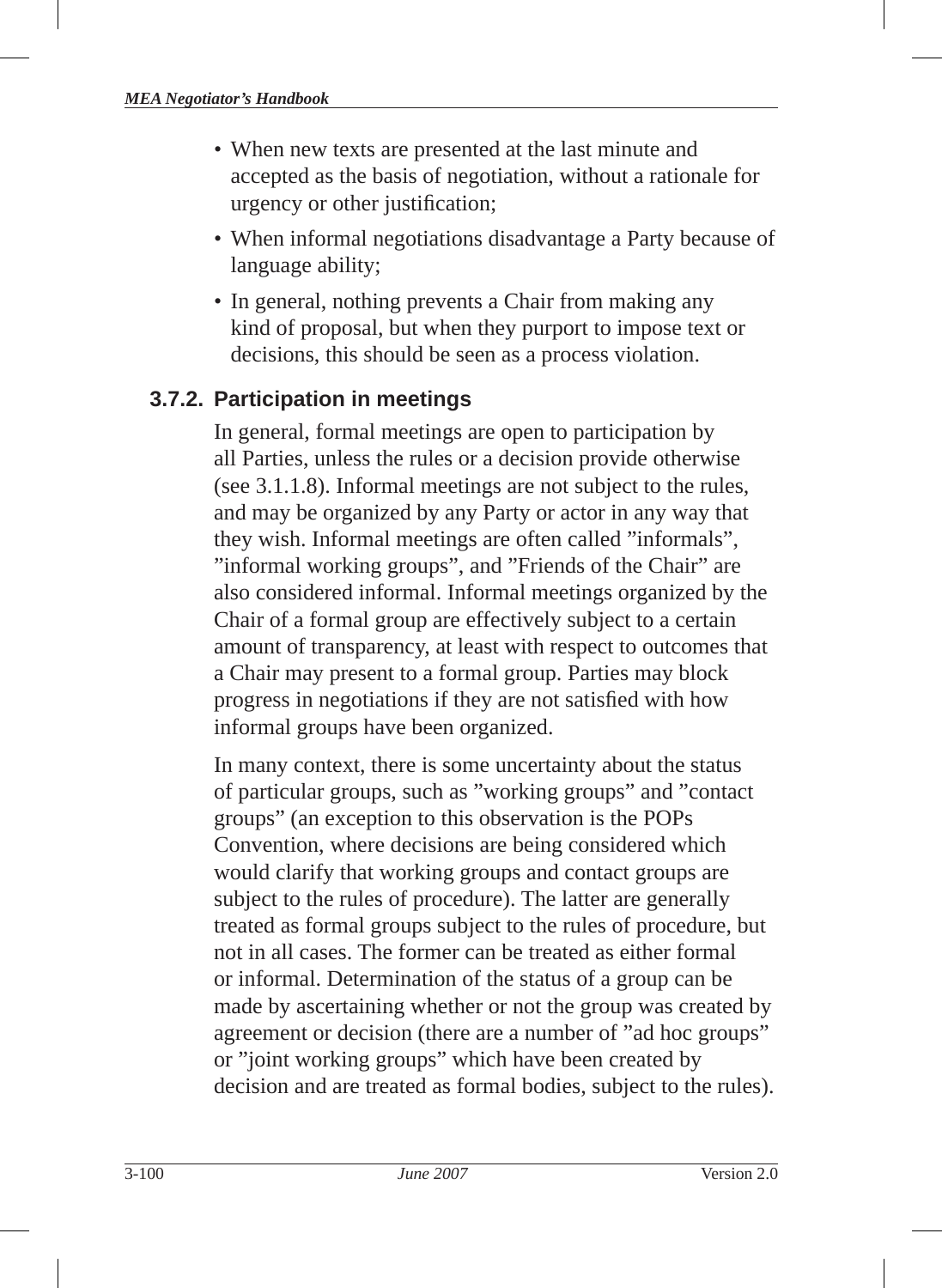- When new texts are presented at the last minute and accepted as the basis of negotiation, without a rationale for urgency or other justification;
- When informal negotiations disadvantage a Party because of language ability;
- In general, nothing prevents a Chair from making any kind of proposal, but when they purport to impose text or decisions, this should be seen as a process violation.

### 3.7.2. Participation in meetings

In general, formal meetings are open to participation by all Parties, unless the rules or a decision provide otherwise (see 3.1.1.8). Informal meetings are not subject to the rules, and may be organized by any Party or actor in any way that they wish. Informal meetings are often called ”informals”, ”informal working groups”, and ”Friends of the Chair” are also considered informal. Informal meetings organized by the Chair of a formal group are effectively subject to a certain amount of transparency, at least with respect to outcomes that a Chair may present to a formal group. Parties may block progress in negotiations if they are not satisfied with how informal groups have been organized.

In many context, there is some uncertainty about the status of particular groups, such as ”working groups” and ”contact groups” (an exception to this observation is the POPs Convention, where decisions are being considered which would clarify that working groups and contact groups are subject to the rules of procedure). The latter are generally treated as formal groups subject to the rules of procedure, but not in all cases. The former can be treated as either formal or informal. Determination of the status of a group can be made by ascertaining whether or not the group was created by agreement or decision (there are a number of ”ad hoc groups” or ”joint working groups” which have been created by decision and are treated as formal bodies, subject to the rules).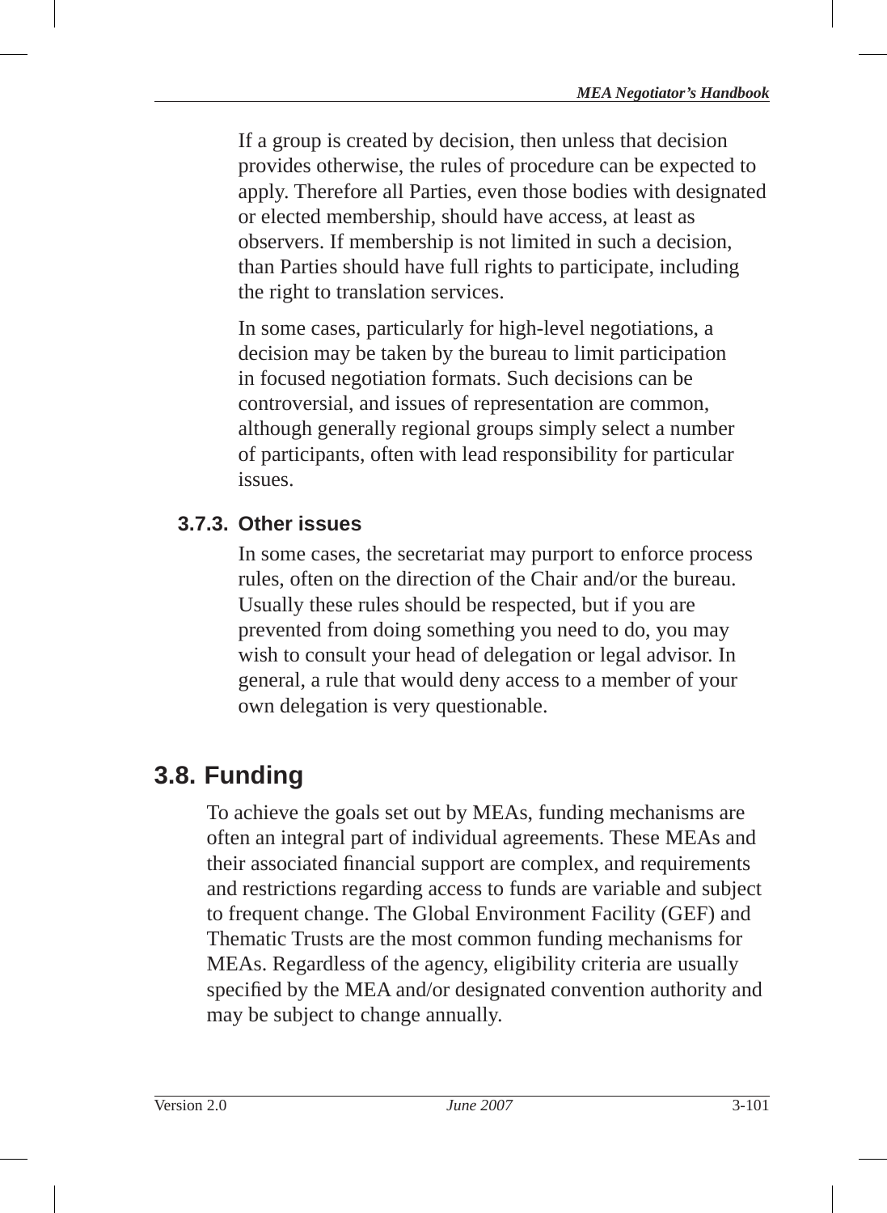If a group is created by decision, then unless that decision provides otherwise, the rules of procedure can be expected to apply. Therefore all Parties, even those bodies with designated or elected membership, should have access, at least as observers. If membership is not limited in such a decision, than Parties should have full rights to participate, including the right to translation services.

In some cases, particularly for high-level negotiations, a decision may be taken by the bureau to limit participation in focused negotiation formats. Such decisions can be controversial, and issues of representation are common, although generally regional groups simply select a number of participants, often with lead responsibility for particular issues.

### 3.7.3. Other issues

In some cases, the secretariat may purport to enforce process rules, often on the direction of the Chair and/or the bureau. Usually these rules should be respected, but if you are prevented from doing something you need to do, you may wish to consult your head of delegation or legal advisor. In general, a rule that would deny access to a member of your own delegation is very questionable.

## 3.8. Funding

To achieve the goals set out by MEAs, funding mechanisms are often an integral part of individual agreements. These MEAs and their associated financial support are complex, and requirements and restrictions regarding access to funds are variable and subject to frequent change. The Global Environment Facility (GEF) and Thematic Trusts are the most common funding mechanisms for MEAs. Regardless of the agency, eligibility criteria are usually specified by the MEA and/or designated convention authority and may be subject to change annually.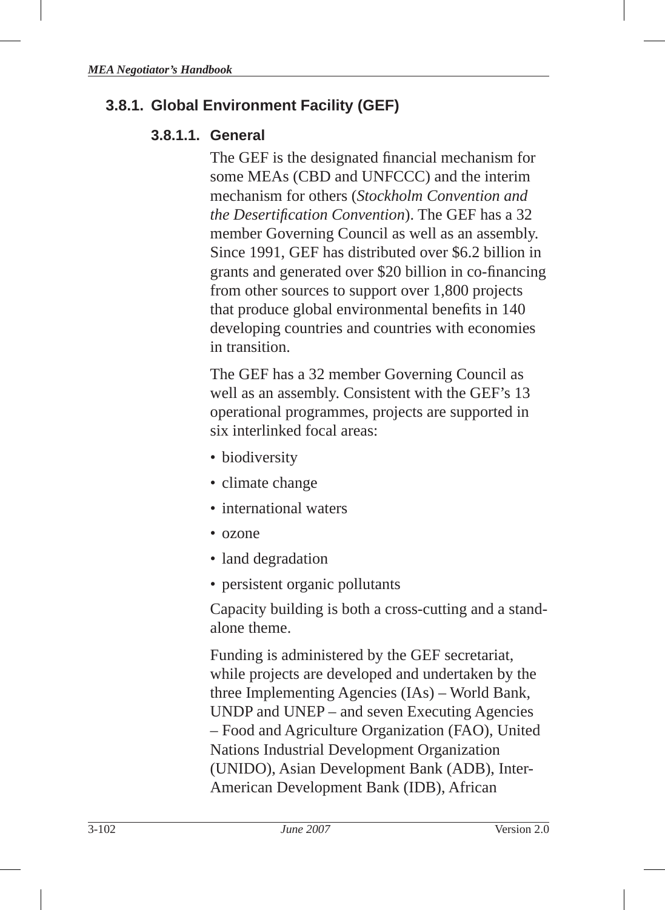### 3.8.1. Global Environment Facility (GEF)

#### 3.8.1.1. General

The GEF is the designated financial mechanism for some MEAs (CBD and UNFCCC) and the interim mechanism for others (*Stockholm Convention and the Desertification Convention*). The GEF has a 32 member Governing Council as well as an assembly. Since 1991, GEF has distributed over $6.2 billion in grants and generated over $20 billion in co-financing from other sources to support over 1,800 projects that produce global environmental benefits in 140 developing countries and countries with economies in transition.

The GEF has a 32 member Governing Council as well as an assembly. Consistent with the GEF's 13 operational programmes, projects are supported in six interlinked focal areas:

- biodiversity
- climate change
- international waters
- ozone
- land degradation
- persistent organic pollutants

Capacity building is both a cross-cutting and a stand-alone theme.

Funding is administered by the GEF secretariat, while projects are developed and undertaken by the three Implementing Agencies (IAs) – World Bank, UNDP and UNEP – and seven Executing Agencies – Food and Agriculture Organization (FAO), United Nations Industrial Development Organization (UNIDO), Asian Development Bank (ADB), Inter-American Development Bank (IDB), African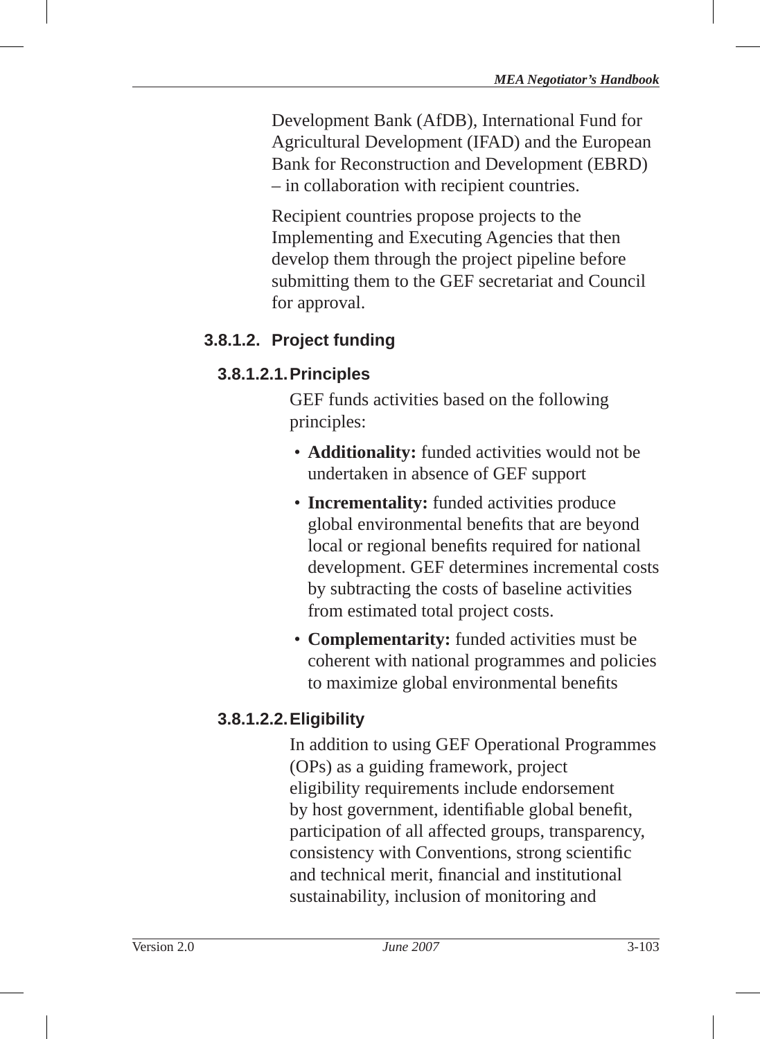Development Bank (AfDB), International Fund for Agricultural Development (IFAD) and the European Bank for Reconstruction and Development (EBRD) – in collaboration with recipient countries.

Recipient countries propose projects to the Implementing and Executing Agencies that then develop them through the project pipeline before submitting them to the GEF secretariat and Council for approval.

### 3.8.1.2. Project funding

#### 3.8.1.2.1. Principles

GEF funds activities based on the following principles:

- **Additionality:** funded activities would not be undertaken in absence of GEF support
- **Incrementality:** funded activities produce global environmental benefits that are beyond local or regional benefits required for national development. GEF determines incremental costs by subtracting the costs of baseline activities from estimated total project costs.
- **Complementarity:** funded activities must be coherent with national programmes and policies to maximize global environmental benefits

#### 3.8.1.2.2. Eligibility

In addition to using GEF Operational Programmes (OPs) as a guiding framework, project eligibility requirements include endorsement by host government, identifiable global benefit, participation of all affected groups, transparency, consistency with Conventions, strong scientific and technical merit, financial and institutional sustainability, inclusion of monitoring and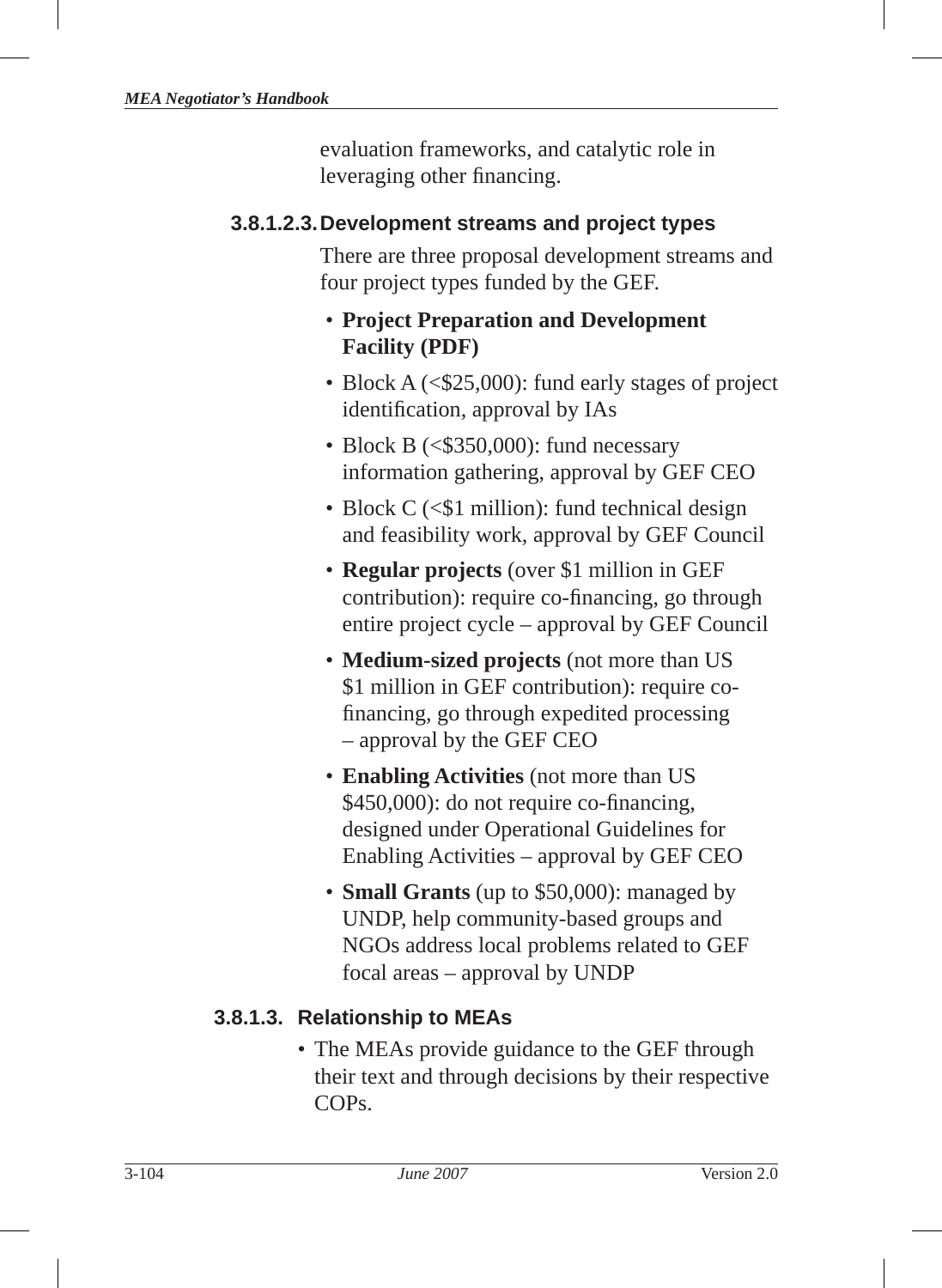evaluation frameworks, and catalytic role in leveraging other financing.

#### 3.8.1.2.3. Development streams and project types

There are three proposal development streams and four project types funded by the GEF.

- **Project Preparation and Development Facility (PDF)**
- Block A (<$25,000): fund early stages of project identification, approval by IAs
- Block B (<$350,000): fund necessary information gathering, approval by GEF CEO
- Block C (<$1 million): fund technical design and feasibility work, approval by GEF Council
- **Regular projects** (over $1 million in GEF contribution): require co-financing, go through entire project cycle – approval by GEF Council
- **Medium-sized projects** (not more than US $1 million in GEF contribution): require co-financing, go through expedited processing – approval by the GEF CEO
- **Enabling Activities** (not more than US $450,000): do not require co-financing, designed under Operational Guidelines for Enabling Activities – approval by GEF CEO
- **Small Grants** (up to $50,000): managed by UNDP, help community-based groups and NGOs address local problems related to GEF focal areas – approval by UNDP

### 3.8.1.3. Relationship to MEAs

- The MEAs provide guidance to the GEF through their text and through decisions by their respective COPs.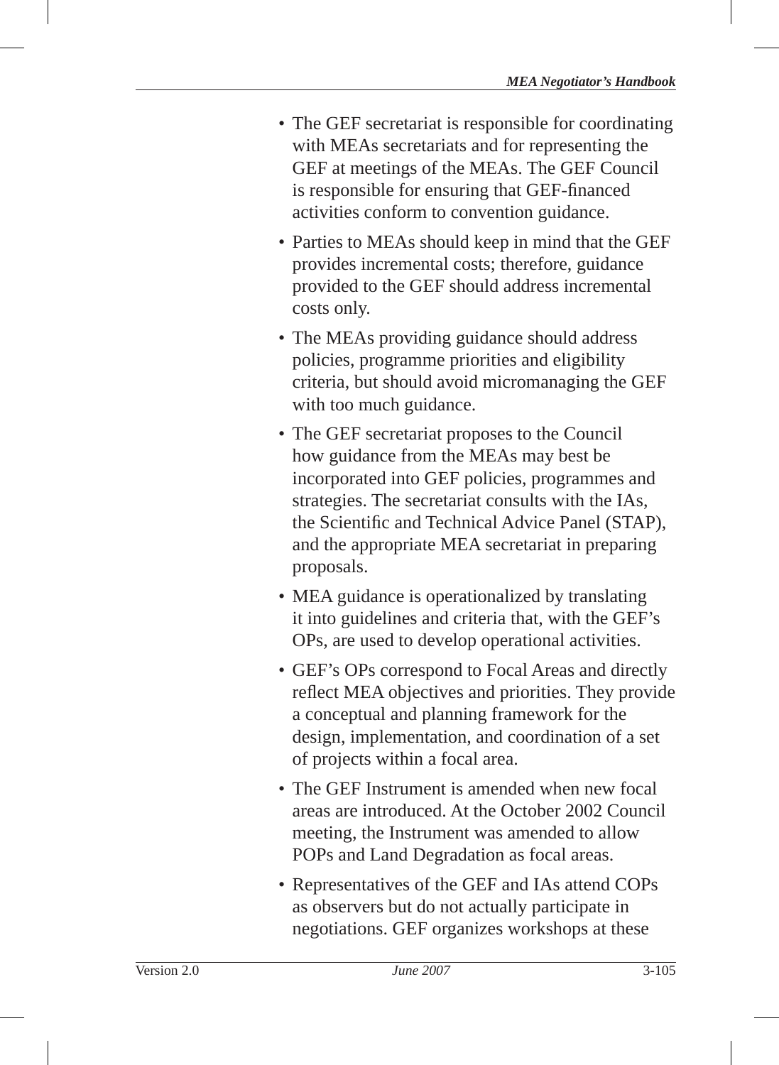- The GEF secretariat is responsible for coordinating with MEAs secretariats and for representing the GEF at meetings of the MEAs. The GEF Council is responsible for ensuring that GEF-financed activities conform to convention guidance.
- Parties to MEAs should keep in mind that the GEF provides incremental costs; therefore, guidance provided to the GEF should address incremental costs only.
- The MEAs providing guidance should address policies, programme priorities and eligibility criteria, but should avoid micromanaging the GEF with too much guidance.
- The GEF secretariat proposes to the Council how guidance from the MEAs may best be incorporated into GEF policies, programmes and strategies. The secretariat consults with the IAs, the Scientific and Technical Advice Panel (STAP), and the appropriate MEA secretariat in preparing proposals.
- MEA guidance is operationalized by translating it into guidelines and criteria that, with the GEF's OPs, are used to develop operational activities.
- GEF's OPs correspond to Focal Areas and directly reflect MEA objectives and priorities. They provide a conceptual and planning framework for the design, implementation, and coordination of a set of projects within a focal area.
- The GEF Instrument is amended when new focal areas are introduced. At the October 2002 Council meeting, the Instrument was amended to allow POPs and Land Degradation as focal areas.
- Representatives of the GEF and IAs attend COPs as observers but do not actually participate in negotiations. GEF organizes workshops at these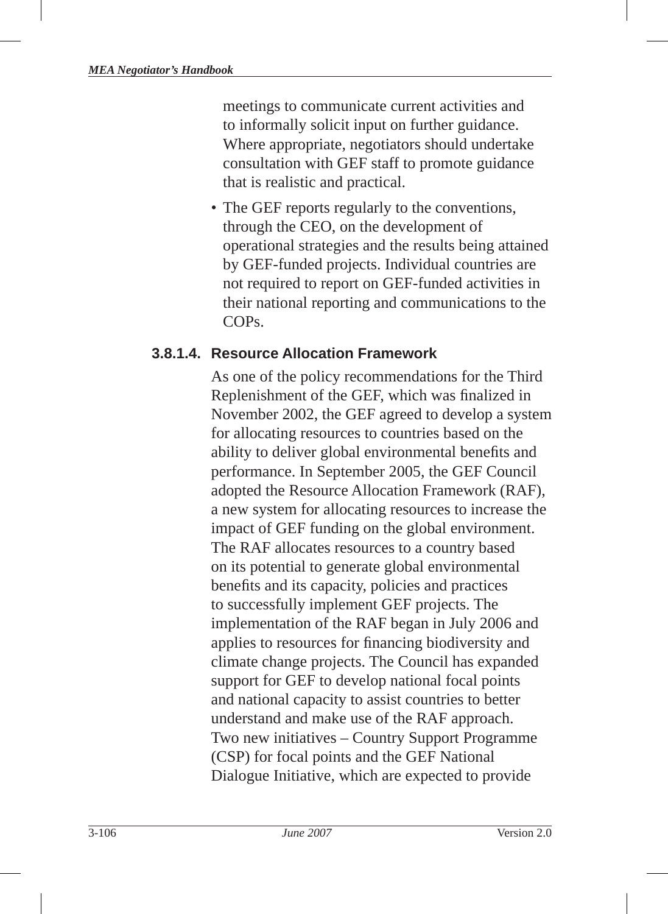meetings to communicate current activities and to informally solicit input on further guidance. Where appropriate, negotiators should undertake consultation with GEF staff to promote guidance that is realistic and practical.

- The GEF reports regularly to the conventions, through the CEO, on the development of operational strategies and the results being attained by GEF-funded projects. Individual countries are not required to report on GEF-funded activities in their national reporting and communications to the COPs.

#### 3.8.1.4. Resource Allocation Framework

As one of the policy recommendations for the Third Replenishment of the GEF, which was finalized in November 2002, the GEF agreed to develop a system for allocating resources to countries based on the ability to deliver global environmental benefits and performance. In September 2005, the GEF Council adopted the Resource Allocation Framework (RAF), a new system for allocating resources to increase the impact of GEF funding on the global environment. The RAF allocates resources to a country based on its potential to generate global environmental benefits and its capacity, policies and practices to successfully implement GEF projects. The implementation of the RAF began in July 2006 and applies to resources for financing biodiversity and climate change projects. The Council has expanded support for GEF to develop national focal points and national capacity to assist countries to better understand and make use of the RAF approach. Two new initiatives – Country Support Programme (CSP) for focal points and the GEF National Dialogue Initiative, which are expected to provide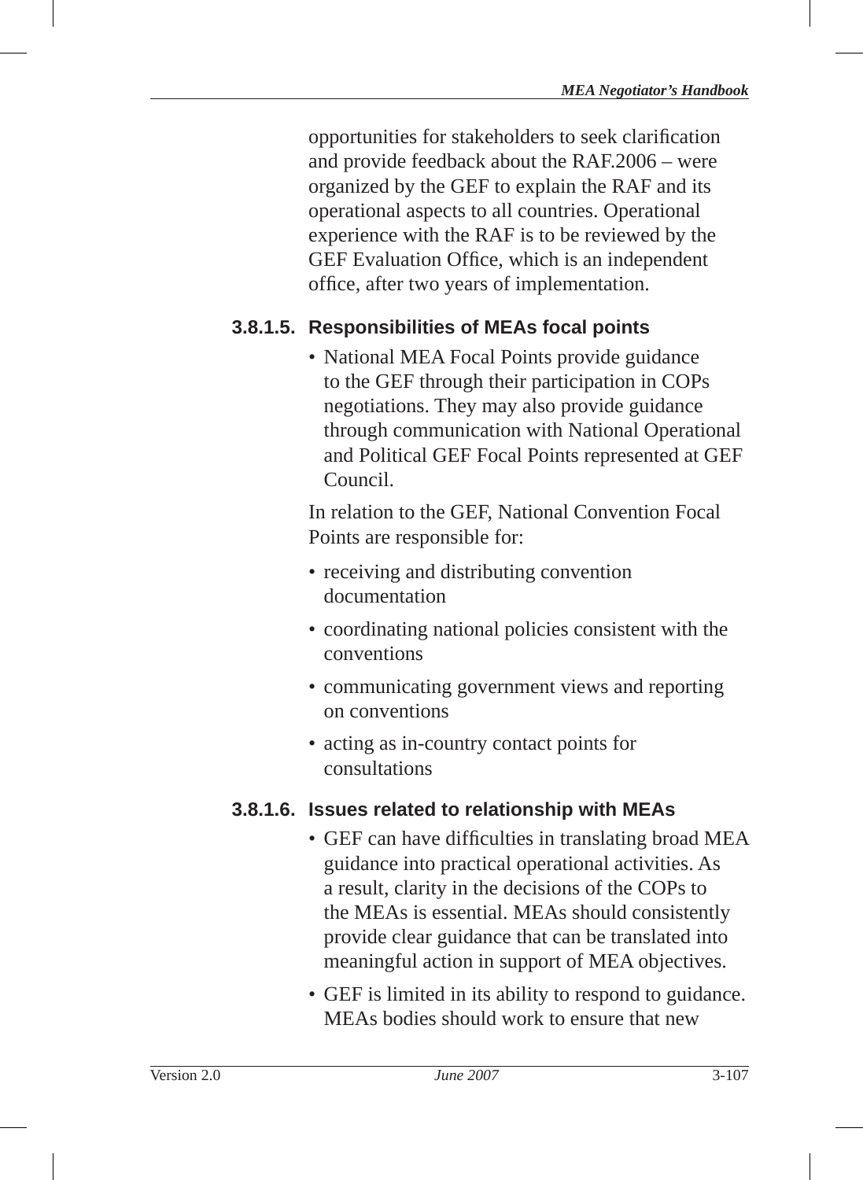opportunities for stakeholders to seek clarification and provide feedback about the RAF.2006 – were organized by the GEF to explain the RAF and its operational aspects to all countries. Operational experience with the RAF is to be reviewed by the GEF Evaluation Office, which is an independent office, after two years of implementation.

#### 3.8.1.5. Responsibilities of MEAs focal points

- National MEA Focal Points provide guidance to the GEF through their participation in COPs negotiations. They may also provide guidance through communication with National Operational and Political GEF Focal Points represented at GEF Council.

In relation to the GEF, National Convention Focal Points are responsible for:

- receiving and distributing convention documentation
- coordinating national policies consistent with the conventions
- communicating government views and reporting on conventions
- acting as in-country contact points for consultations

#### 3.8.1.6. Issues related to relationship with MEAs

- GEF can have difficulties in translating broad MEA guidance into practical operational activities. As a result, clarity in the decisions of the COPs to the MEAs is essential. MEAs should consistently provide clear guidance that can be translated into meaningful action in support of MEA objectives.
- GEF is limited in its ability to respond to guidance. MEAs bodies should work to ensure that new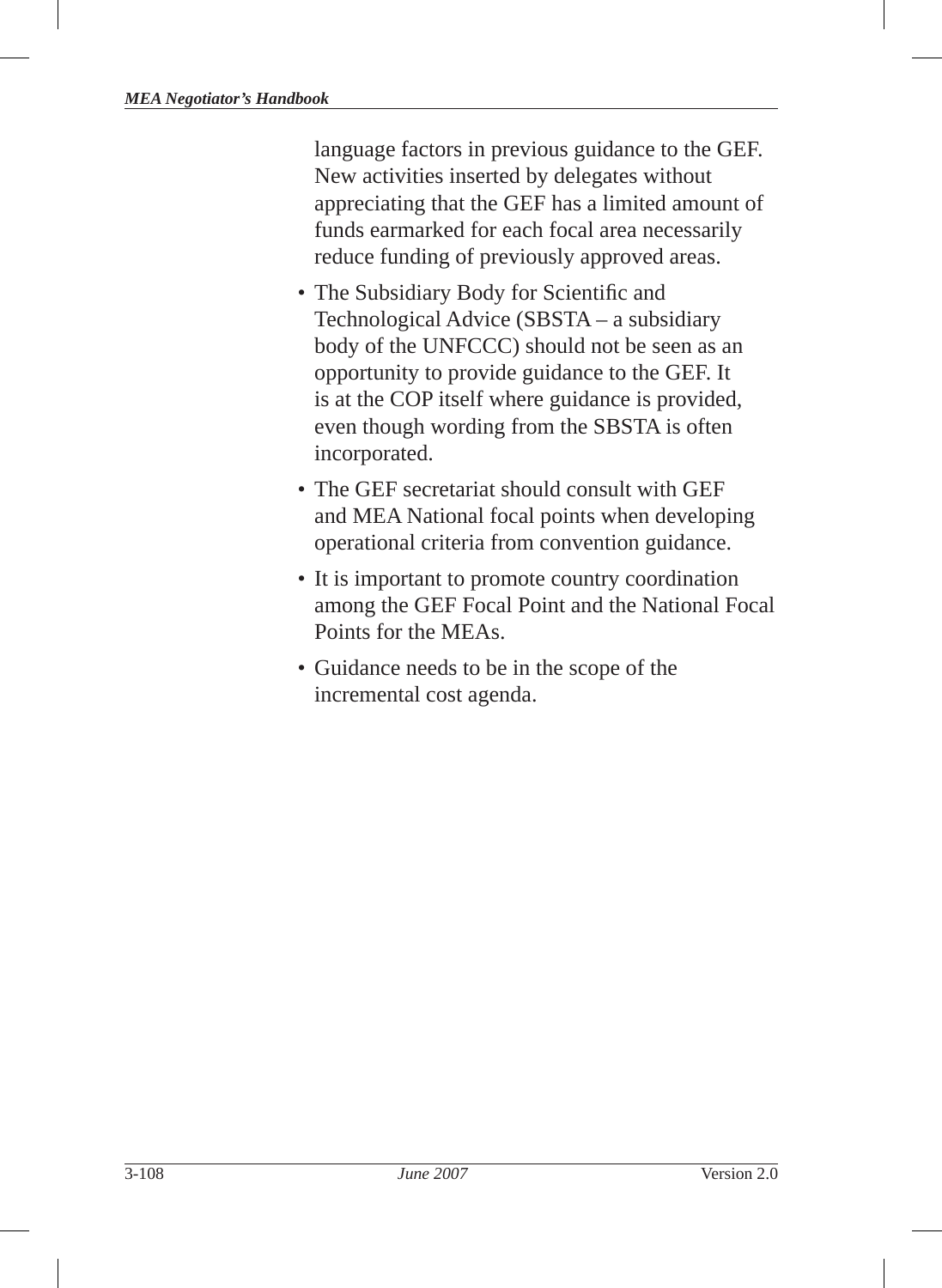language factors in previous guidance to the GEF. New activities inserted by delegates without appreciating that the GEF has a limited amount of funds earmarked for each focal area necessarily reduce funding of previously approved areas.

- The Subsidiary Body for Scientific and Technological Advice (SBSTA – a subsidiary body of the UNFCCC) should not be seen as an opportunity to provide guidance to the GEF. It is at the COP itself where guidance is provided, even though wording from the SBSTA is often incorporated.
- The GEF secretariat should consult with GEF and MEA National focal points when developing operational criteria from convention guidance.
- It is important to promote country coordination among the GEF Focal Point and the National Focal Points for the MEAs.
- Guidance needs to be in the scope of the incremental cost agenda.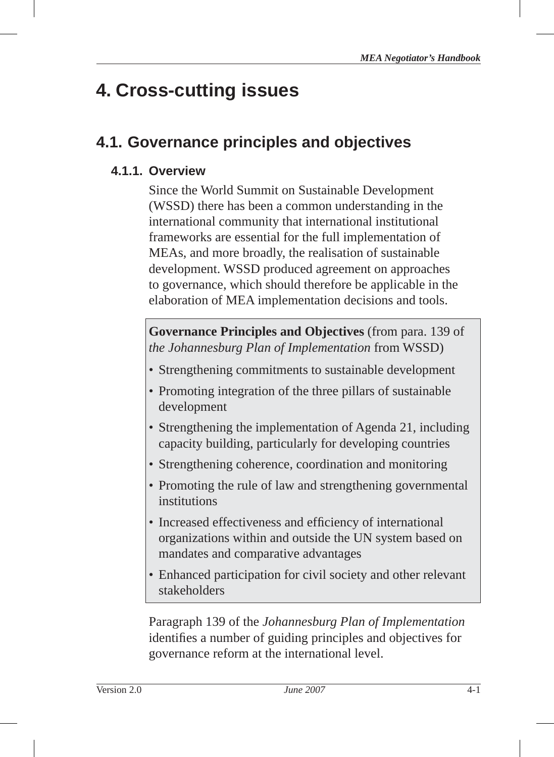# 4. Cross-cutting issues

## 4.1. Governance principles and objectives

### 4.1.1. Overview

Since the World Summit on Sustainable Development (WSSD) there has been a common understanding in the international community that international institutional frameworks are essential for the full implementation of MEAs, and more broadly, the realisation of sustainable development. WSSD produced agreement on approaches to governance, which should therefore be applicable in the elaboration of MEA implementation decisions and tools.

> **Governance Principles and Objectives** (from para. 139 of *the Johannesburg Plan of Implementation* from WSSD)
>
> - Strengthening commitments to sustainable development
> - Promoting integration of the three pillars of sustainable development
> - Strengthening the implementation of Agenda 21, including capacity building, particularly for developing countries
> - Strengthening coherence, coordination and monitoring
> - Promoting the rule of law and strengthening governmental institutions
> - Increased effectiveness and efficiency of international organizations within and outside the UN system based on mandates and comparative advantages
> - Enhanced participation for civil society and other relevant stakeholders

Paragraph 139 of the *Johannesburg Plan of Implementation* identifies a number of guiding principles and objectives for governance reform at the international level.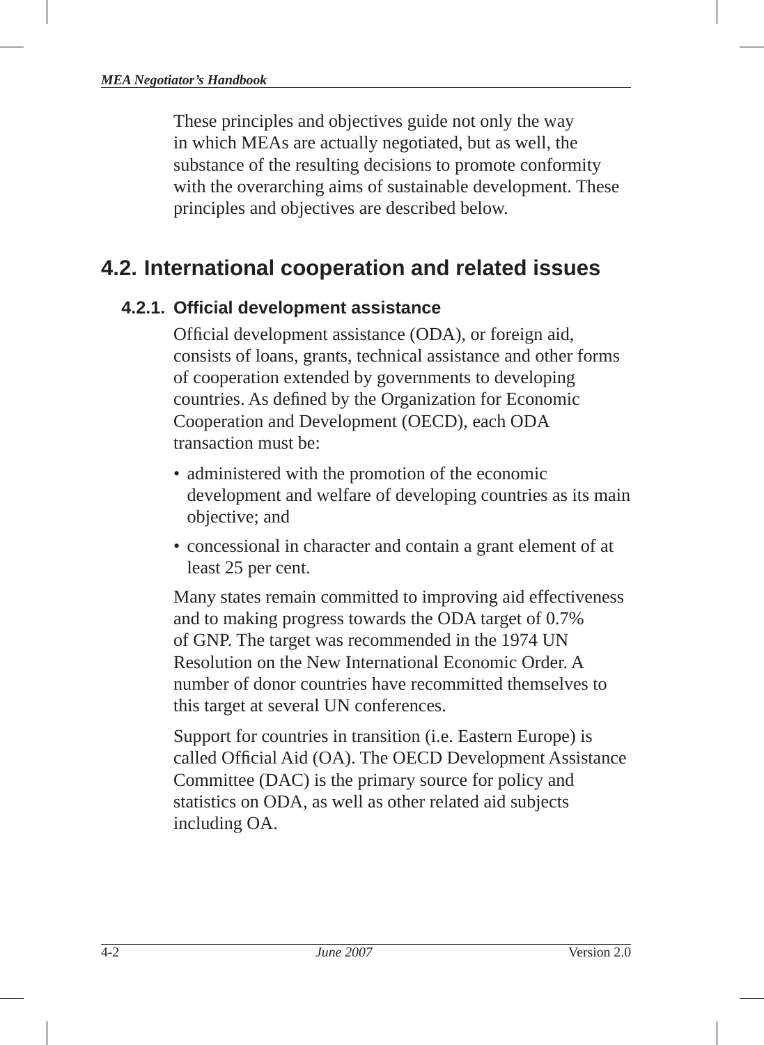These principles and objectives guide not only the way in which MEAs are actually negotiated, but as well, the substance of the resulting decisions to promote conformity with the overarching aims of sustainable development. These principles and objectives are described below.

## 4.2. International cooperation and related issues

### 4.2.1. Official development assistance

Official development assistance (ODA), or foreign aid, consists of loans, grants, technical assistance and other forms of cooperation extended by governments to developing countries. As defined by the Organization for Economic Cooperation and Development (OECD), each ODA transaction must be:

- administered with the promotion of the economic development and welfare of developing countries as its main objective; and
- concessional in character and contain a grant element of at least 25 per cent.

Many states remain committed to improving aid effectiveness and to making progress towards the ODA target of 0.7% of GNP. The target was recommended in the 1974 UN Resolution on the New International Economic Order. A number of donor countries have recommitted themselves to this target at several UN conferences.

Support for countries in transition (i.e. Eastern Europe) is called Official Aid (OA). The OECD Development Assistance Committee (DAC) is the primary source for policy and statistics on ODA, as well as other related aid subjects including OA.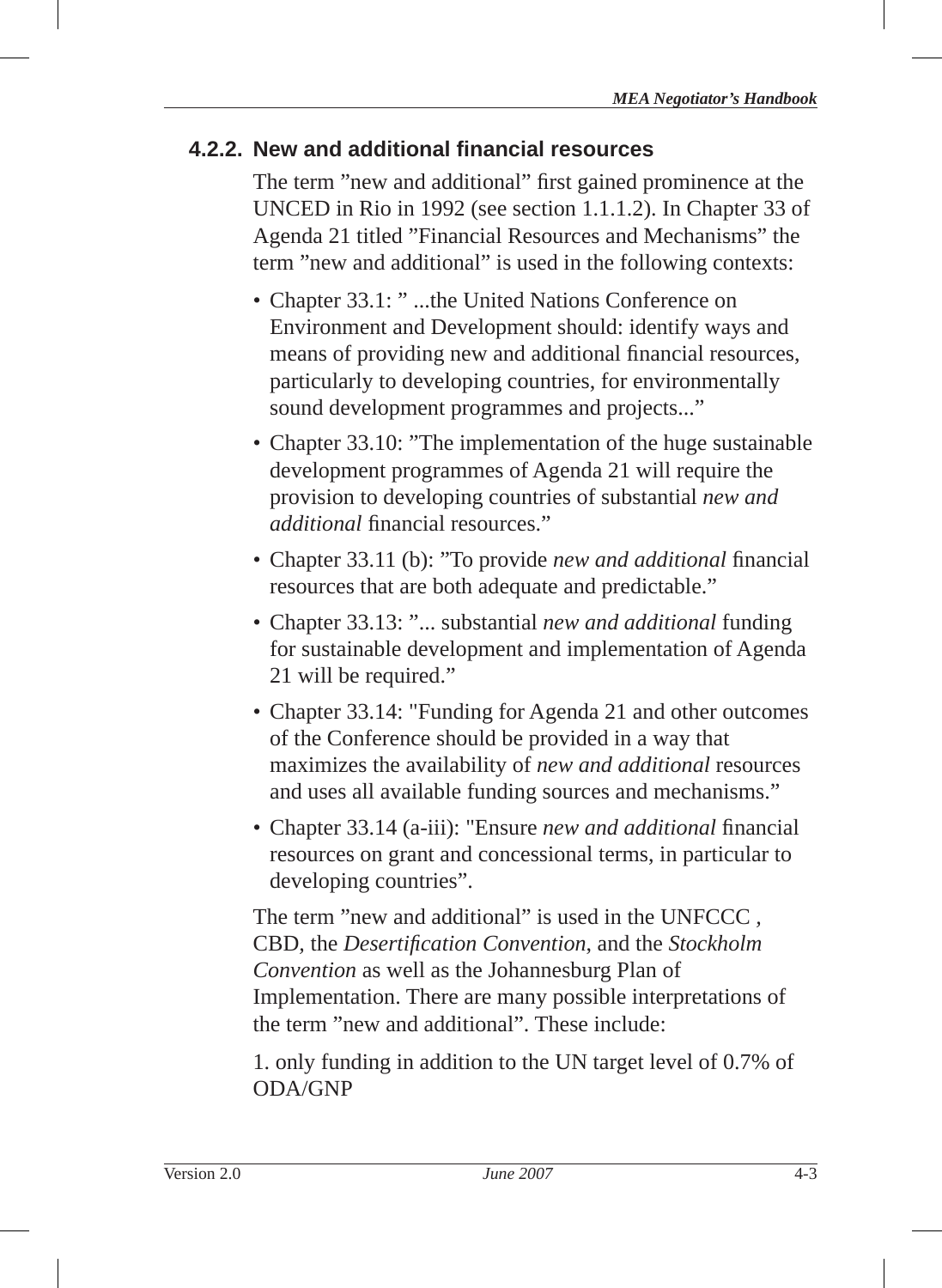### 4.2.2. New and additional financial resources

The term ”new and additional” first gained prominence at the UNCED in Rio in 1992 (see section 1.1.1.2). In Chapter 33 of Agenda 21 titled ”Financial Resources and Mechanisms” the term ”new and additional” is used in the following contexts:

- Chapter 33.1: ” ...the United Nations Conference on Environment and Development should: identify ways and means of providing new and additional financial resources, particularly to developing countries, for environmentally sound development programmes and projects...”
- Chapter 33.10: ”The implementation of the huge sustainable development programmes of Agenda 21 will require the provision to developing countries of substantial *new and additional* financial resources.”
- Chapter 33.11 (b): ”To provide *new and additional* financial resources that are both adequate and predictable.”
- Chapter 33.13: ”... substantial *new and additional* funding for sustainable development and implementation of Agenda 21 will be required.”
- Chapter 33.14: "Funding for Agenda 21 and other outcomes of the Conference should be provided in a way that maximizes the availability of *new and additional* resources and uses all available funding sources and mechanisms.”
- Chapter 33.14 (a-iii): "Ensure *new and additional* financial resources on grant and concessional terms, in particular to developing countries”.

The term ”new and additional” is used in the UNFCCC , CBD, the *Desertification Convention*, and the *Stockholm Convention* as well as the Johannesburg Plan of Implementation. There are many possible interpretations of the term ”new and additional”. These include:

1. only funding in addition to the UN target level of 0.7% of ODA/GNP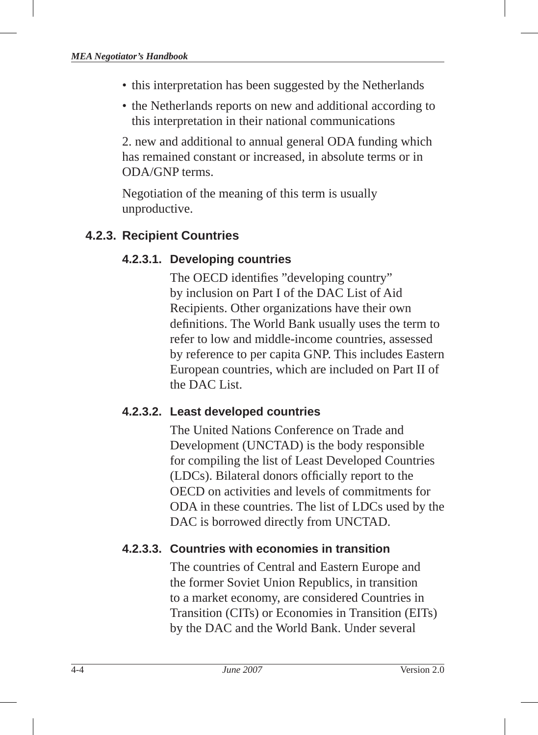- this interpretation has been suggested by the Netherlands
- the Netherlands reports on new and additional according to this interpretation in their national communications

2. new and additional to annual general ODA funding which has remained constant or increased, in absolute terms or in ODA/GNP terms.

Negotiation of the meaning of this term is usually unproductive.

### 4.2.3. Recipient Countries

#### 4.2.3.1. Developing countries

The OECD identifies ”developing country” by inclusion on Part I of the DAC List of Aid Recipients. Other organizations have their own definitions. The World Bank usually uses the term to refer to low and middle-income countries, assessed by reference to per capita GNP. This includes Eastern European countries, which are included on Part II of the DAC List.

#### 4.2.3.2. Least developed countries

The United Nations Conference on Trade and Development (UNCTAD) is the body responsible for compiling the list of Least Developed Countries (LDCs). Bilateral donors officially report to the OECD on activities and levels of commitments for ODA in these countries. The list of LDCs used by the DAC is borrowed directly from UNCTAD.

#### 4.2.3.3. Countries with economies in transition

The countries of Central and Eastern Europe and the former Soviet Union Republics, in transition to a market economy, are considered Countries in Transition (CITs) or Economies in Transition (EITs) by the DAC and the World Bank. Under several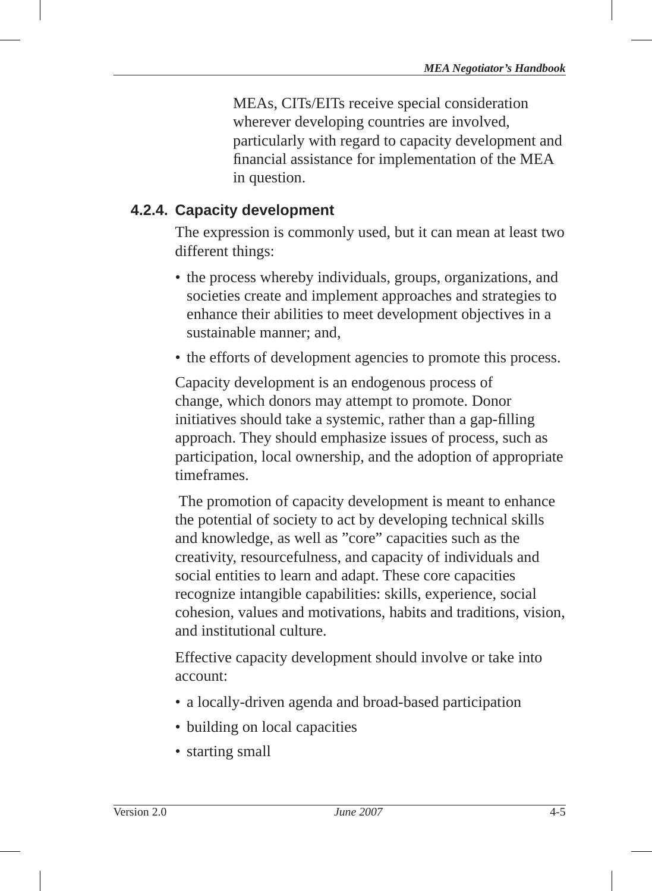MEAs, CITs/EITs receive special consideration wherever developing countries are involved, particularly with regard to capacity development and financial assistance for implementation of the MEA in question.

### 4.2.4. Capacity development

The expression is commonly used, but it can mean at least two different things:

- the process whereby individuals, groups, organizations, and societies create and implement approaches and strategies to enhance their abilities to meet development objectives in a sustainable manner; and,
- the efforts of development agencies to promote this process.

Capacity development is an endogenous process of change, which donors may attempt to promote. Donor initiatives should take a systemic, rather than a gap-filling approach. They should emphasize issues of process, such as participation, local ownership, and the adoption of appropriate timeframes.

The promotion of capacity development is meant to enhance the potential of society to act by developing technical skills and knowledge, as well as "core" capacities such as the creativity, resourcefulness, and capacity of individuals and social entities to learn and adapt. These core capacities recognize intangible capabilities: skills, experience, social cohesion, values and motivations, habits and traditions, vision, and institutional culture.

Effective capacity development should involve or take into account:

- a locally-driven agenda and broad-based participation
- building on local capacities
- starting small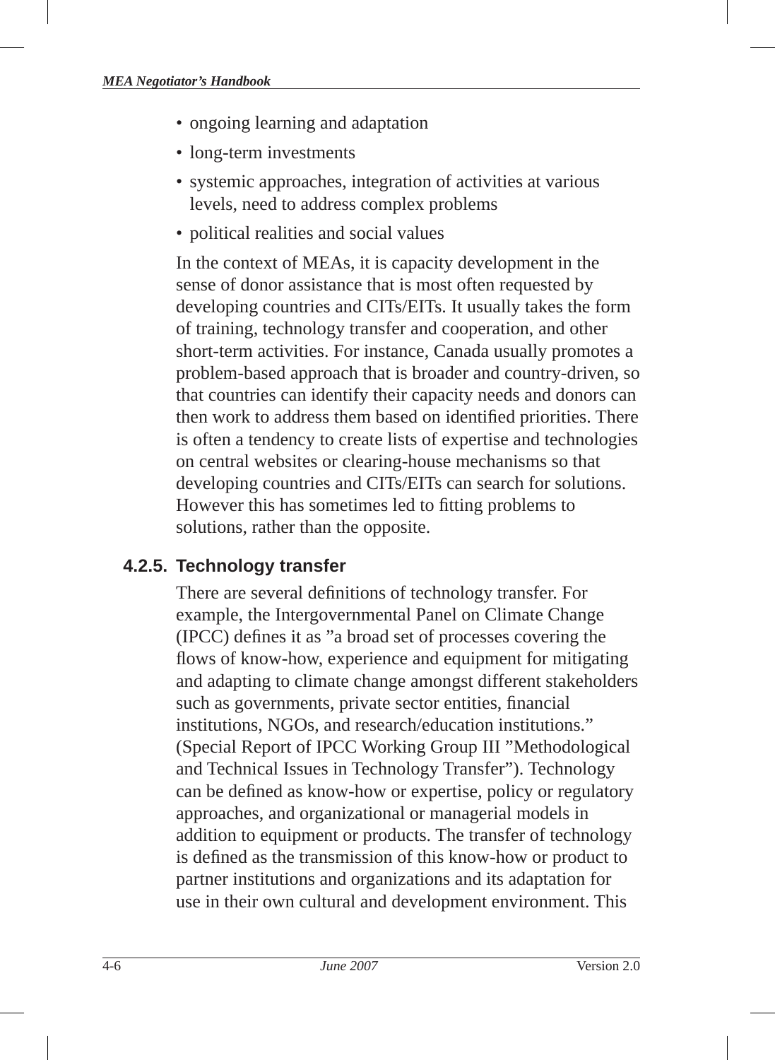- ongoing learning and adaptation
- long-term investments
- systemic approaches, integration of activities at various levels, need to address complex problems
- political realities and social values

In the context of MEAs, it is capacity development in the sense of donor assistance that is most often requested by developing countries and CITs/EITs. It usually takes the form of training, technology transfer and cooperation, and other short-term activities. For instance, Canada usually promotes a problem-based approach that is broader and country-driven, so that countries can identify their capacity needs and donors can then work to address them based on identified priorities. There is often a tendency to create lists of expertise and technologies on central websites or clearing-house mechanisms so that developing countries and CITs/EITs can search for solutions. However this has sometimes led to fitting problems to solutions, rather than the opposite.

### 4.2.5. Technology transfer

There are several definitions of technology transfer. For example, the Intergovernmental Panel on Climate Change (IPCC) defines it as ”a broad set of processes covering the flows of know-how, experience and equipment for mitigating and adapting to climate change amongst different stakeholders such as governments, private sector entities, financial institutions, NGOs, and research/education institutions.” (Special Report of IPCC Working Group III ”Methodological and Technical Issues in Technology Transfer”). Technology can be defined as know-how or expertise, policy or regulatory approaches, and organizational or managerial models in addition to equipment or products. The transfer of technology is defined as the transmission of this know-how or product to partner institutions and organizations and its adaptation for use in their own cultural and development environment. This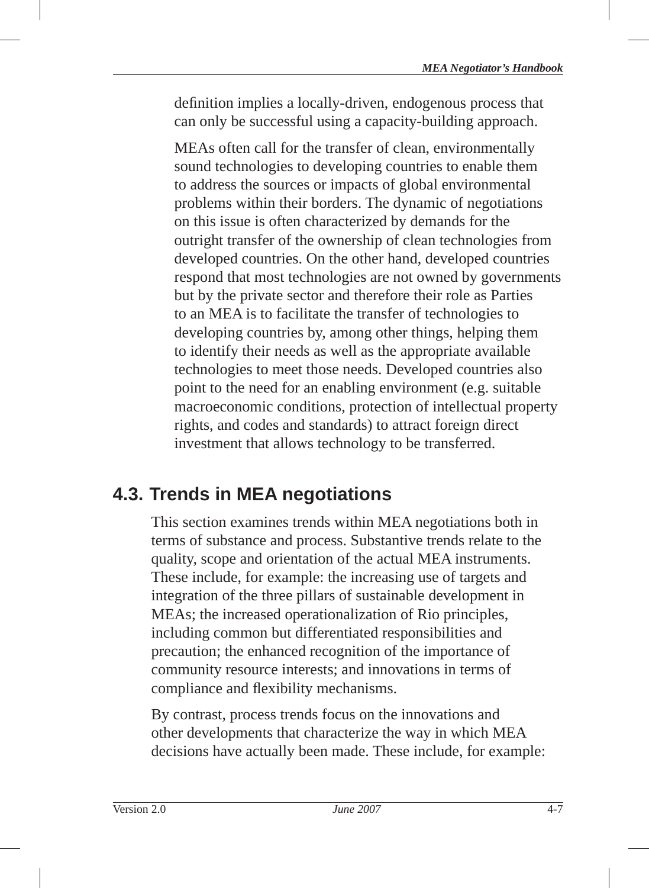definition implies a locally-driven, endogenous process that can only be successful using a capacity-building approach.

MEAs often call for the transfer of clean, environmentally sound technologies to developing countries to enable them to address the sources or impacts of global environmental problems within their borders. The dynamic of negotiations on this issue is often characterized by demands for the outright transfer of the ownership of clean technologies from developed countries. On the other hand, developed countries respond that most technologies are not owned by governments but by the private sector and therefore their role as Parties to an MEA is to facilitate the transfer of technologies to developing countries by, among other things, helping them to identify their needs as well as the appropriate available technologies to meet those needs. Developed countries also point to the need for an enabling environment (e.g. suitable macroeconomic conditions, protection of intellectual property rights, and codes and standards) to attract foreign direct investment that allows technology to be transferred.

## 4.3. Trends in MEA negotiations

This section examines trends within MEA negotiations both in terms of substance and process. Substantive trends relate to the quality, scope and orientation of the actual MEA instruments. These include, for example: the increasing use of targets and integration of the three pillars of sustainable development in MEAs; the increased operationalization of Rio principles, including common but differentiated responsibilities and precaution; the enhanced recognition of the importance of community resource interests; and innovations in terms of compliance and flexibility mechanisms.

By contrast, process trends focus on the innovations and other developments that characterize the way in which MEA decisions have actually been made. These include, for example: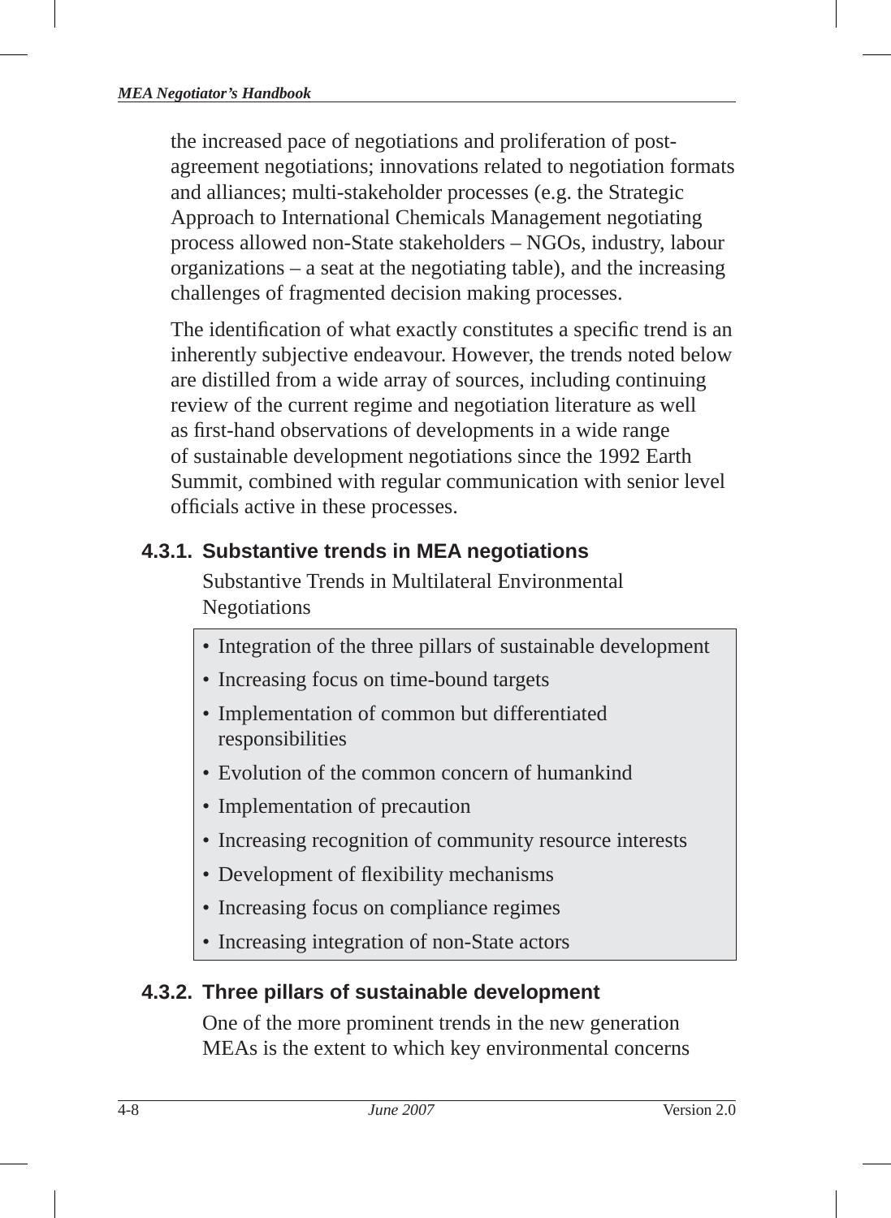the increased pace of negotiations and proliferation of post-agreement negotiations; innovations related to negotiation formats and alliances; multi-stakeholder processes (e.g. the Strategic Approach to International Chemicals Management negotiating process allowed non-State stakeholders – NGOs, industry, labour organizations – a seat at the negotiating table), and the increasing challenges of fragmented decision making processes.

The identification of what exactly constitutes a specific trend is an inherently subjective endeavour. However, the trends noted below are distilled from a wide array of sources, including continuing review of the current regime and negotiation literature as well as first-hand observations of developments in a wide range of sustainable development negotiations since the 1992 Earth Summit, combined with regular communication with senior level officials active in these processes.

### 4.3.1. Substantive trends in MEA negotiations

Substantive Trends in Multilateral Environmental Negotiations

- Integration of the three pillars of sustainable development
- Increasing focus on time-bound targets
- Implementation of common but differentiated responsibilities
- Evolution of the common concern of humankind
- Implementation of precaution
- Increasing recognition of community resource interests
- Development of flexibility mechanisms
- Increasing focus on compliance regimes
- Increasing integration of non-State actors

### 4.3.2. Three pillars of sustainable development

One of the more prominent trends in the new generation MEAs is the extent to which key environmental concerns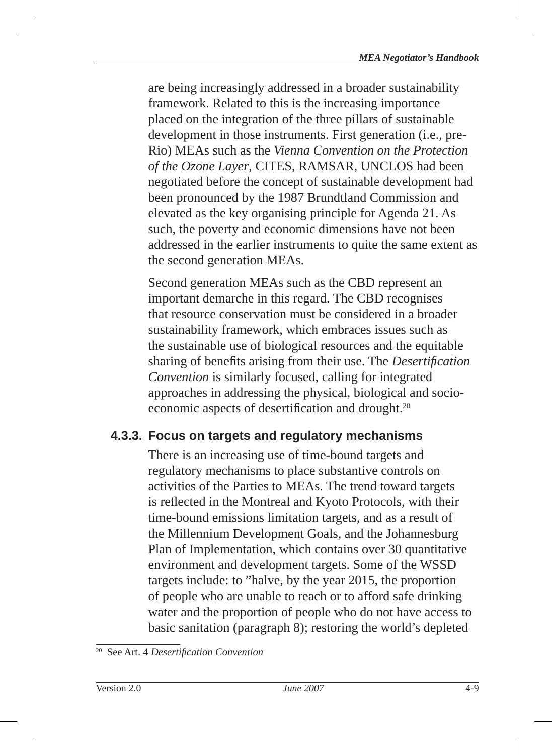are being increasingly addressed in a broader sustainability framework. Related to this is the increasing importance placed on the integration of the three pillars of sustainable development in those instruments. First generation (i.e., pre-Rio) MEAs such as the *Vienna Convention on the Protection of the Ozone Layer,* CITES, RAMSAR, UNCLOS had been negotiated before the concept of sustainable development had been pronounced by the 1987 Brundtland Commission and elevated as the key organising principle for Agenda 21. As such, the poverty and economic dimensions have not been addressed in the earlier instruments to quite the same extent as the second generation MEAs.

Second generation MEAs such as the CBD represent an important demarche in this regard. The CBD recognises that resource conservation must be considered in a broader sustainability framework, which embraces issues such as the sustainable use of biological resources and the equitable sharing of benefits arising from their use. The *Desertification Convention* is similarly focused, calling for integrated approaches in addressing the physical, biological and socio-economic aspects of desertification and drought.[20]

### 4.3.3. Focus on targets and regulatory mechanisms

There is an increasing use of time-bound targets and regulatory mechanisms to place substantive controls on activities of the Parties to MEAs. The trend toward targets is reflected in the Montreal and Kyoto Protocols, with their time-bound emissions limitation targets, and as a result of the Millennium Development Goals, and the Johannesburg Plan of Implementation, which contains over 30 quantitative environment and development targets. Some of the WSSD targets include: to "halve, by the year 2015, the proportion of people who are unable to reach or to afford safe drinking water and the proportion of people who do not have access to basic sanitation (paragraph 8); restoring the world's depleted

[20] See Art. 4 *Desertification Convention*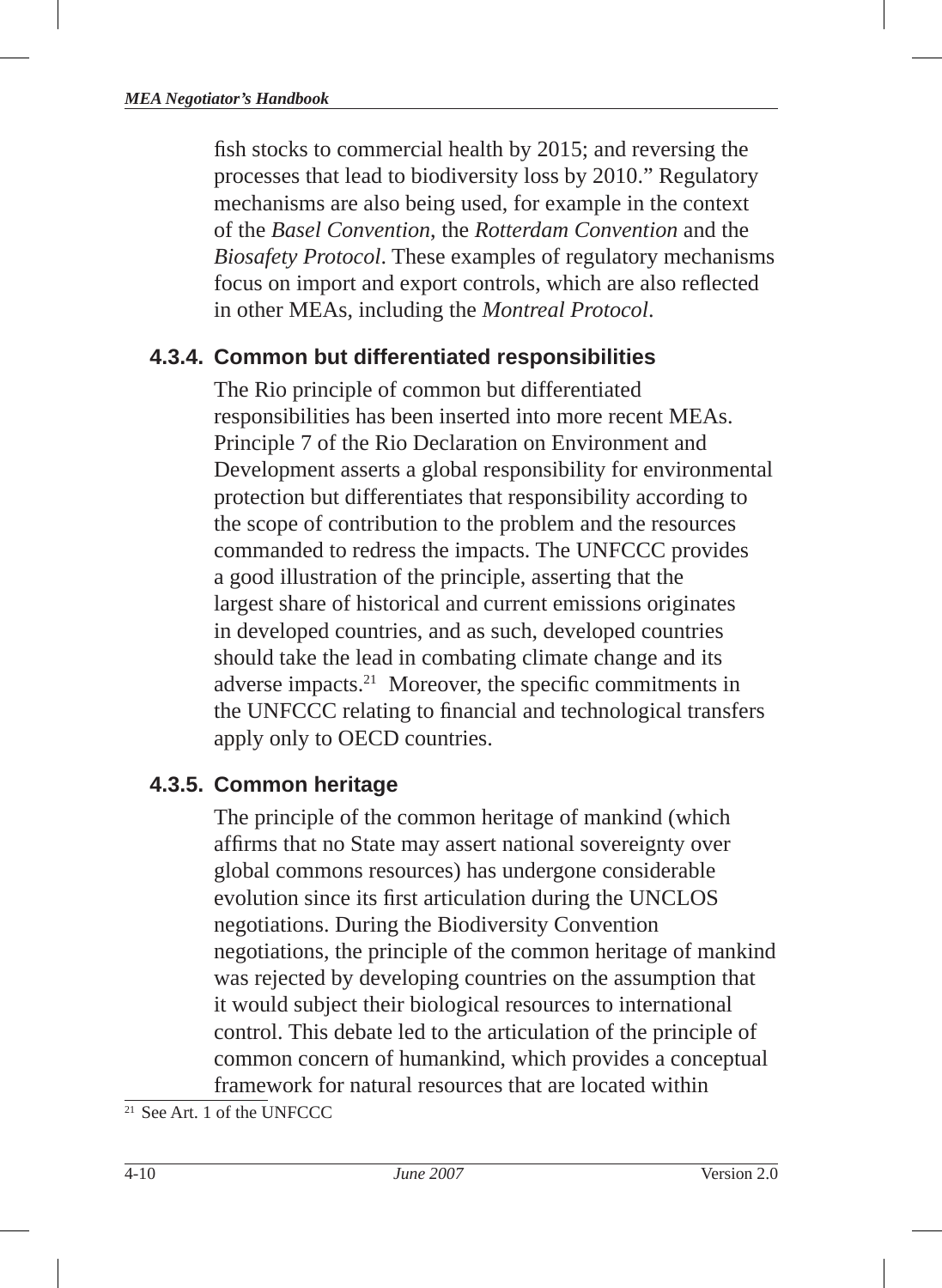fish stocks to commercial health by 2015; and reversing the processes that lead to biodiversity loss by 2010." Regulatory mechanisms are also being used, for example in the context of the *Basel Convention*, the *Rotterdam Convention* and the *Biosafety Protocol*. These examples of regulatory mechanisms focus on import and export controls, which are also reflected in other MEAs, including the *Montreal Protocol*.

### 4.3.4. Common but differentiated responsibilities

The Rio principle of common but differentiated responsibilities has been inserted into more recent MEAs. Principle 7 of the Rio Declaration on Environment and Development asserts a global responsibility for environmental protection but differentiates that responsibility according to the scope of contribution to the problem and the resources commanded to redress the impacts. The UNFCCC provides a good illustration of the principle, asserting that the largest share of historical and current emissions originates in developed countries, and as such, developed countries should take the lead in combating climate change and its adverse impacts.[21] Moreover, the specific commitments in the UNFCCC relating to financial and technological transfers apply only to OECD countries.

### 4.3.5. Common heritage

The principle of the common heritage of mankind (which affirms that no State may assert national sovereignty over global commons resources) has undergone considerable evolution since its first articulation during the UNCLOS negotiations. During the Biodiversity Convention negotiations, the principle of the common heritage of mankind was rejected by developing countries on the assumption that it would subject their biological resources to international control. This debate led to the articulation of the principle of common concern of humankind, which provides a conceptual framework for natural resources that are located within

[21] See Art. 1 of the UNFCCC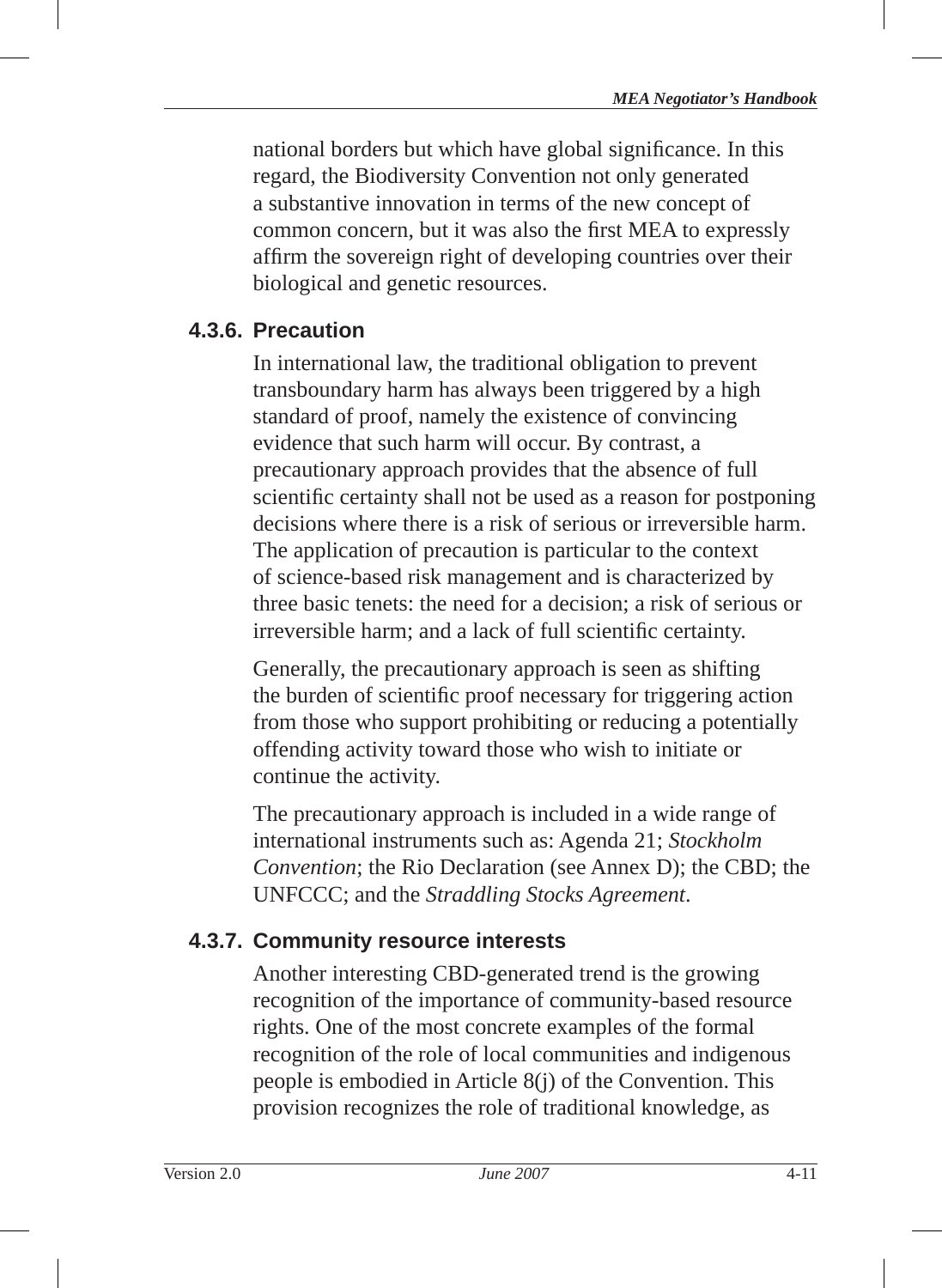national borders but which have global significance. In this regard, the Biodiversity Convention not only generated a substantive innovation in terms of the new concept of common concern, but it was also the first MEA to expressly affirm the sovereign right of developing countries over their biological and genetic resources.

### 4.3.6. Precaution

In international law, the traditional obligation to prevent transboundary harm has always been triggered by a high standard of proof, namely the existence of convincing evidence that such harm will occur. By contrast, a precautionary approach provides that the absence of full scientific certainty shall not be used as a reason for postponing decisions where there is a risk of serious or irreversible harm. The application of precaution is particular to the context of science-based risk management and is characterized by three basic tenets: the need for a decision; a risk of serious or irreversible harm; and a lack of full scientific certainty.

Generally, the precautionary approach is seen as shifting the burden of scientific proof necessary for triggering action from those who support prohibiting or reducing a potentially offending activity toward those who wish to initiate or continue the activity.

The precautionary approach is included in a wide range of international instruments such as: Agenda 21; *Stockholm Convention*; the Rio Declaration (see Annex D); the CBD; the UNFCCC; and the *Straddling Stocks Agreement*.

### 4.3.7. Community resource interests

Another interesting CBD-generated trend is the growing recognition of the importance of community-based resource rights. One of the most concrete examples of the formal recognition of the role of local communities and indigenous people is embodied in Article 8(j) of the Convention. This provision recognizes the role of traditional knowledge, as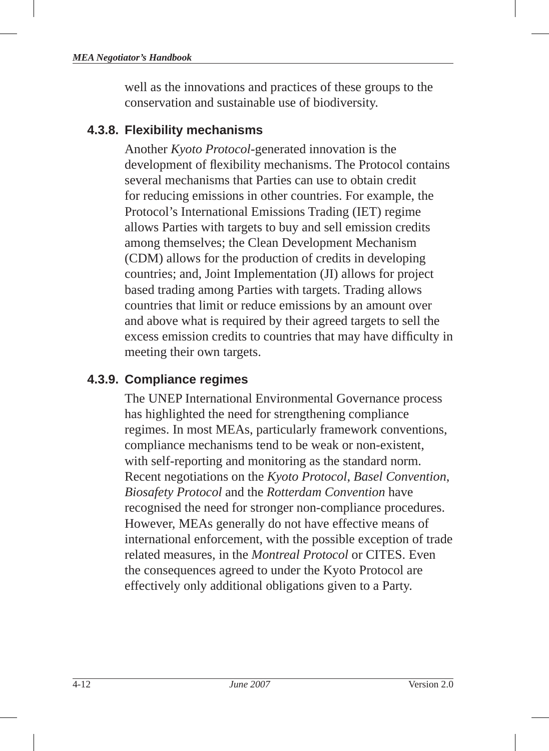well as the innovations and practices of these groups to the conservation and sustainable use of biodiversity.

### 4.3.8. Flexibility mechanisms

Another *Kyoto Protocol*-generated innovation is the development of flexibility mechanisms. The Protocol contains several mechanisms that Parties can use to obtain credit for reducing emissions in other countries. For example, the Protocol's International Emissions Trading (IET) regime allows Parties with targets to buy and sell emission credits among themselves; the Clean Development Mechanism (CDM) allows for the production of credits in developing countries; and, Joint Implementation (JI) allows for project based trading among Parties with targets. Trading allows countries that limit or reduce emissions by an amount over and above what is required by their agreed targets to sell the excess emission credits to countries that may have difficulty in meeting their own targets.

### 4.3.9. Compliance regimes

The UNEP International Environmental Governance process has highlighted the need for strengthening compliance regimes. In most MEAs, particularly framework conventions, compliance mechanisms tend to be weak or non-existent, with self-reporting and monitoring as the standard norm. Recent negotiations on the *Kyoto Protocol*, *Basel Convention*, *Biosafety Protocol* and the *Rotterdam Convention* have recognised the need for stronger non-compliance procedures. However, MEAs generally do not have effective means of international enforcement, with the possible exception of trade related measures, in the *Montreal Protocol* or CITES. Even the consequences agreed to under the Kyoto Protocol are effectively only additional obligations given to a Party.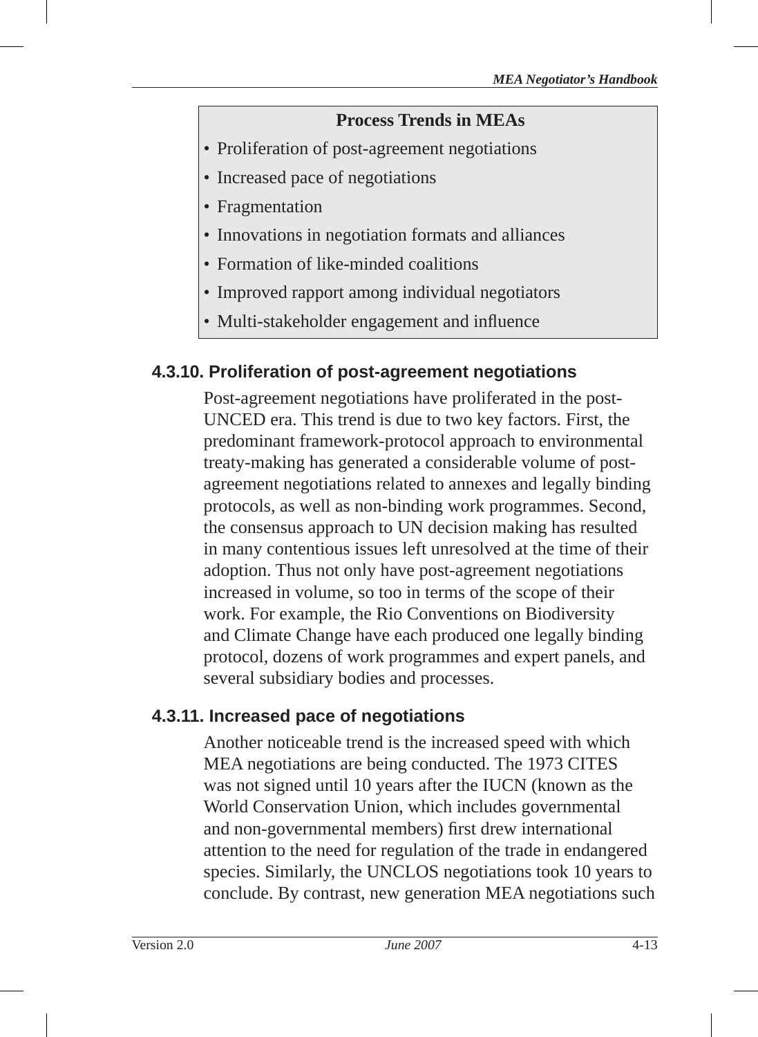**Process Trends in MEAs**

- Proliferation of post-agreement negotiations
- Increased pace of negotiations
- Fragmentation
- Innovations in negotiation formats and alliances
- Formation of like-minded coalitions
- Improved rapport among individual negotiators
- Multi-stakeholder engagement and influence

### 4.3.10. Proliferation of post-agreement negotiations

Post-agreement negotiations have proliferated in the post-UNCED era. This trend is due to two key factors. First, the predominant framework-protocol approach to environmental treaty-making has generated a considerable volume of post-agreement negotiations related to annexes and legally binding protocols, as well as non-binding work programmes. Second, the consensus approach to UN decision making has resulted in many contentious issues left unresolved at the time of their adoption. Thus not only have post-agreement negotiations increased in volume, so too in terms of the scope of their work. For example, the Rio Conventions on Biodiversity and Climate Change have each produced one legally binding protocol, dozens of work programmes and expert panels, and several subsidiary bodies and processes.

### 4.3.11. Increased pace of negotiations

Another noticeable trend is the increased speed with which MEA negotiations are being conducted. The 1973 CITES was not signed until 10 years after the IUCN (known as the World Conservation Union, which includes governmental and non-governmental members) first drew international attention to the need for regulation of the trade in endangered species. Similarly, the UNCLOS negotiations took 10 years to conclude. By contrast, new generation MEA negotiations such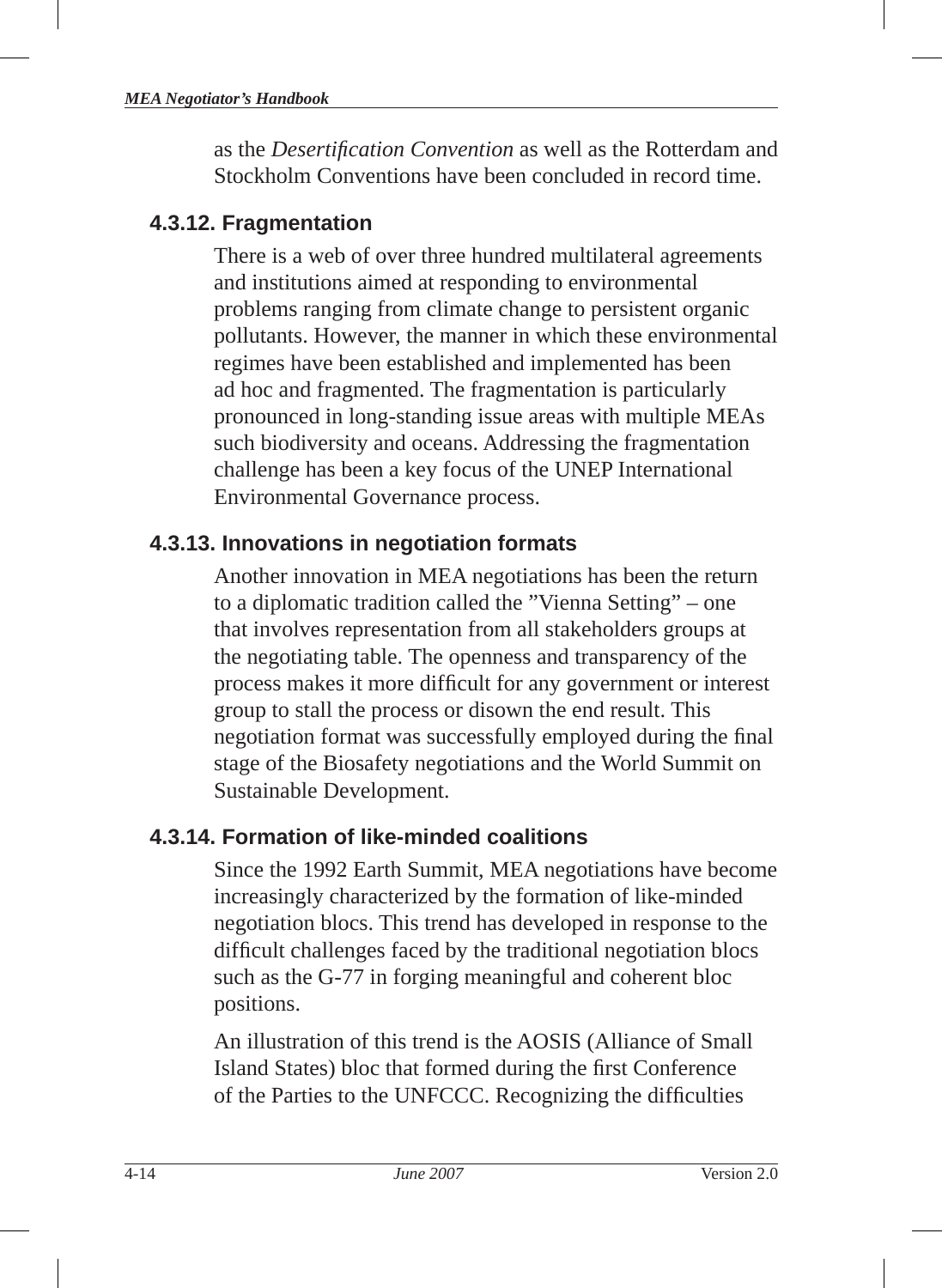as the *Desertification Convention* as well as the Rotterdam and Stockholm Conventions have been concluded in record time.

### 4.3.12. Fragmentation

There is a web of over three hundred multilateral agreements and institutions aimed at responding to environmental problems ranging from climate change to persistent organic pollutants. However, the manner in which these environmental regimes have been established and implemented has been ad hoc and fragmented. The fragmentation is particularly pronounced in long-standing issue areas with multiple MEAs such biodiversity and oceans. Addressing the fragmentation challenge has been a key focus of the UNEP International Environmental Governance process.

### 4.3.13. Innovations in negotiation formats

Another innovation in MEA negotiations has been the return to a diplomatic tradition called the "Vienna Setting" – one that involves representation from all stakeholders groups at the negotiating table. The openness and transparency of the process makes it more difficult for any government or interest group to stall the process or disown the end result. This negotiation format was successfully employed during the final stage of the Biosafety negotiations and the World Summit on Sustainable Development.

### 4.3.14. Formation of like-minded coalitions

Since the 1992 Earth Summit, MEA negotiations have become increasingly characterized by the formation of like-minded negotiation blocs. This trend has developed in response to the difficult challenges faced by the traditional negotiation blocs such as the G-77 in forging meaningful and coherent bloc positions.

An illustration of this trend is the AOSIS (Alliance of Small Island States) bloc that formed during the first Conference of the Parties to the UNFCCC. Recognizing the difficulties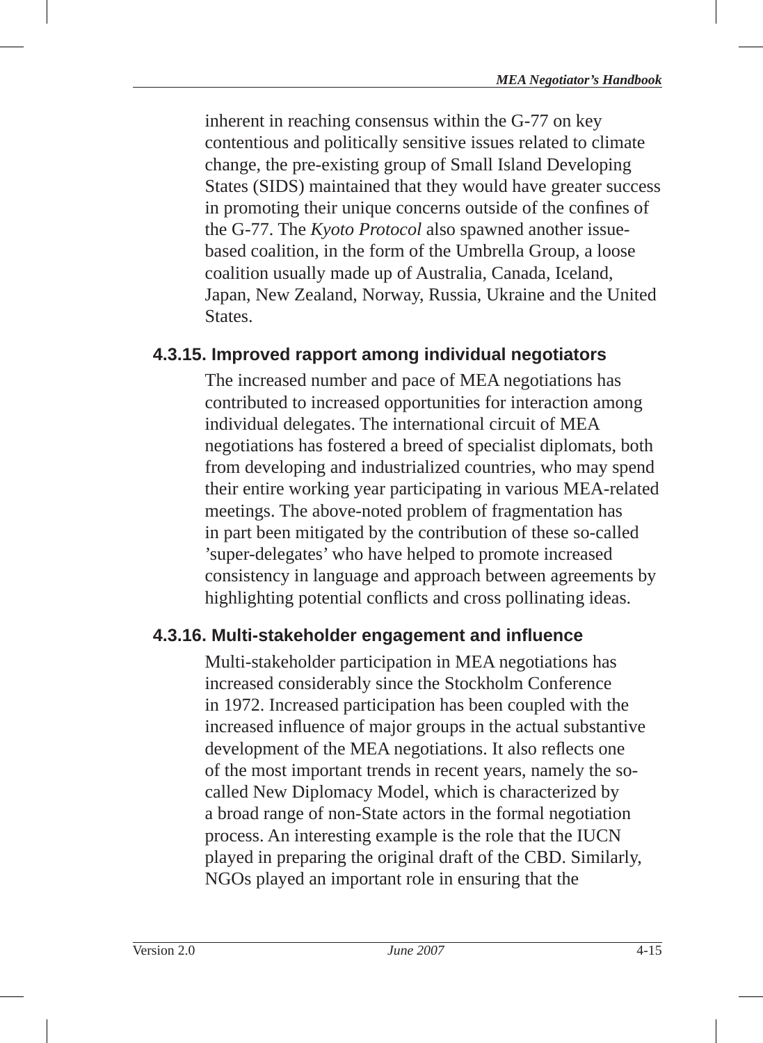inherent in reaching consensus within the G-77 on key contentious and politically sensitive issues related to climate change, the pre-existing group of Small Island Developing States (SIDS) maintained that they would have greater success in promoting their unique concerns outside of the confines of the G-77. The *Kyoto Protocol* also spawned another issue-based coalition, in the form of the Umbrella Group, a loose coalition usually made up of Australia, Canada, Iceland, Japan, New Zealand, Norway, Russia, Ukraine and the United States.

### 4.3.15. Improved rapport among individual negotiators

The increased number and pace of MEA negotiations has contributed to increased opportunities for interaction among individual delegates. The international circuit of MEA negotiations has fostered a breed of specialist diplomats, both from developing and industrialized countries, who may spend their entire working year participating in various MEA-related meetings. The above-noted problem of fragmentation has in part been mitigated by the contribution of these so-called 'super-delegates' who have helped to promote increased consistency in language and approach between agreements by highlighting potential conflicts and cross pollinating ideas.

### 4.3.16. Multi-stakeholder engagement and influence

Multi-stakeholder participation in MEA negotiations has increased considerably since the Stockholm Conference in 1972. Increased participation has been coupled with the increased influence of major groups in the actual substantive development of the MEA negotiations. It also reflects one of the most important trends in recent years, namely the so-called New Diplomacy Model, which is characterized by a broad range of non-State actors in the formal negotiation process. An interesting example is the role that the IUCN played in preparing the original draft of the CBD. Similarly, NGOs played an important role in ensuring that the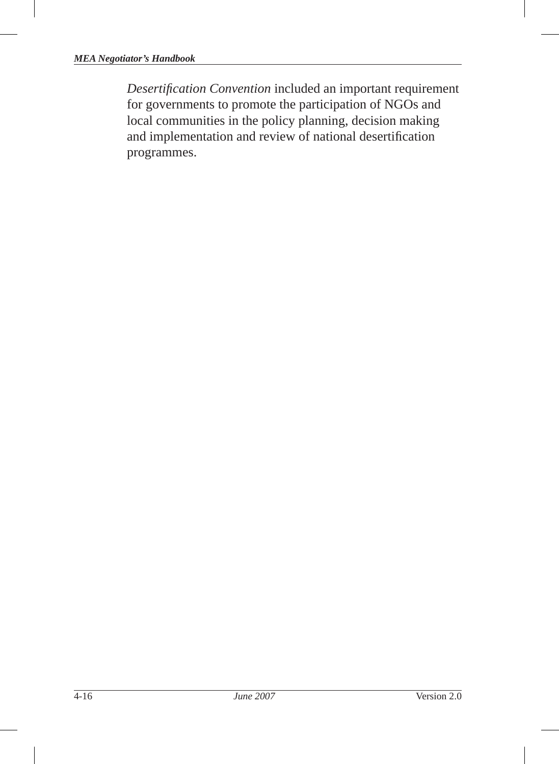*Desertification Convention* included an important requirement for governments to promote the participation of NGOs and local communities in the policy planning, decision making and implementation and review of national desertification programmes.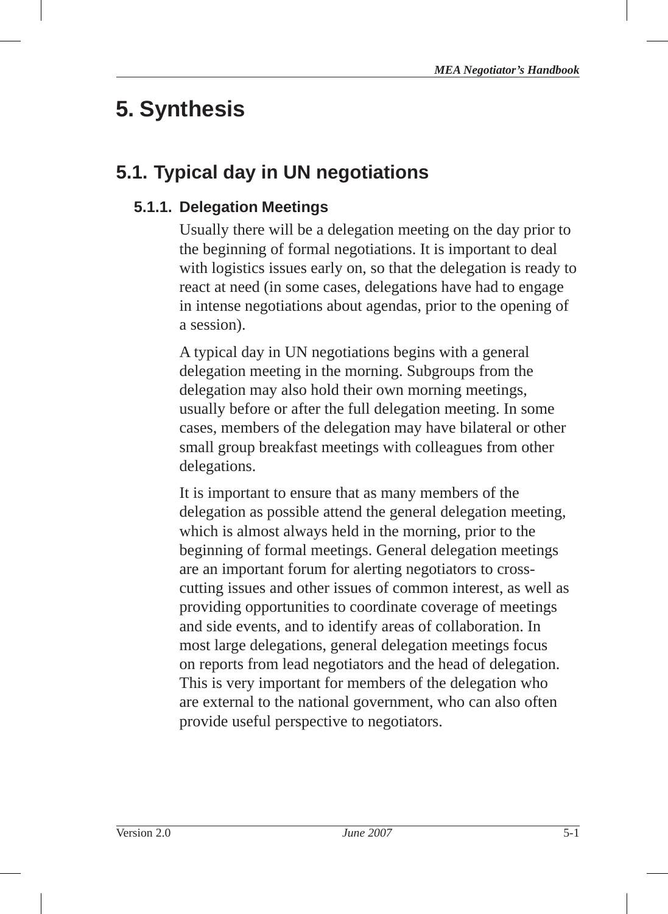# 5. Synthesis

## 5.1. Typical day in UN negotiations

### 5.1.1. Delegation Meetings

Usually there will be a delegation meeting on the day prior to the beginning of formal negotiations. It is important to deal with logistics issues early on, so that the delegation is ready to react at need (in some cases, delegations have had to engage in intense negotiations about agendas, prior to the opening of a session).

A typical day in UN negotiations begins with a general delegation meeting in the morning. Subgroups from the delegation may also hold their own morning meetings, usually before or after the full delegation meeting. In some cases, members of the delegation may have bilateral or other small group breakfast meetings with colleagues from other delegations.

It is important to ensure that as many members of the delegation as possible attend the general delegation meeting, which is almost always held in the morning, prior to the beginning of formal meetings. General delegation meetings are an important forum for alerting negotiators to cross-cutting issues and other issues of common interest, as well as providing opportunities to coordinate coverage of meetings and side events, and to identify areas of collaboration. In most large delegations, general delegation meetings focus on reports from lead negotiators and the head of delegation. This is very important for members of the delegation who are external to the national government, who can also often provide useful perspective to negotiators.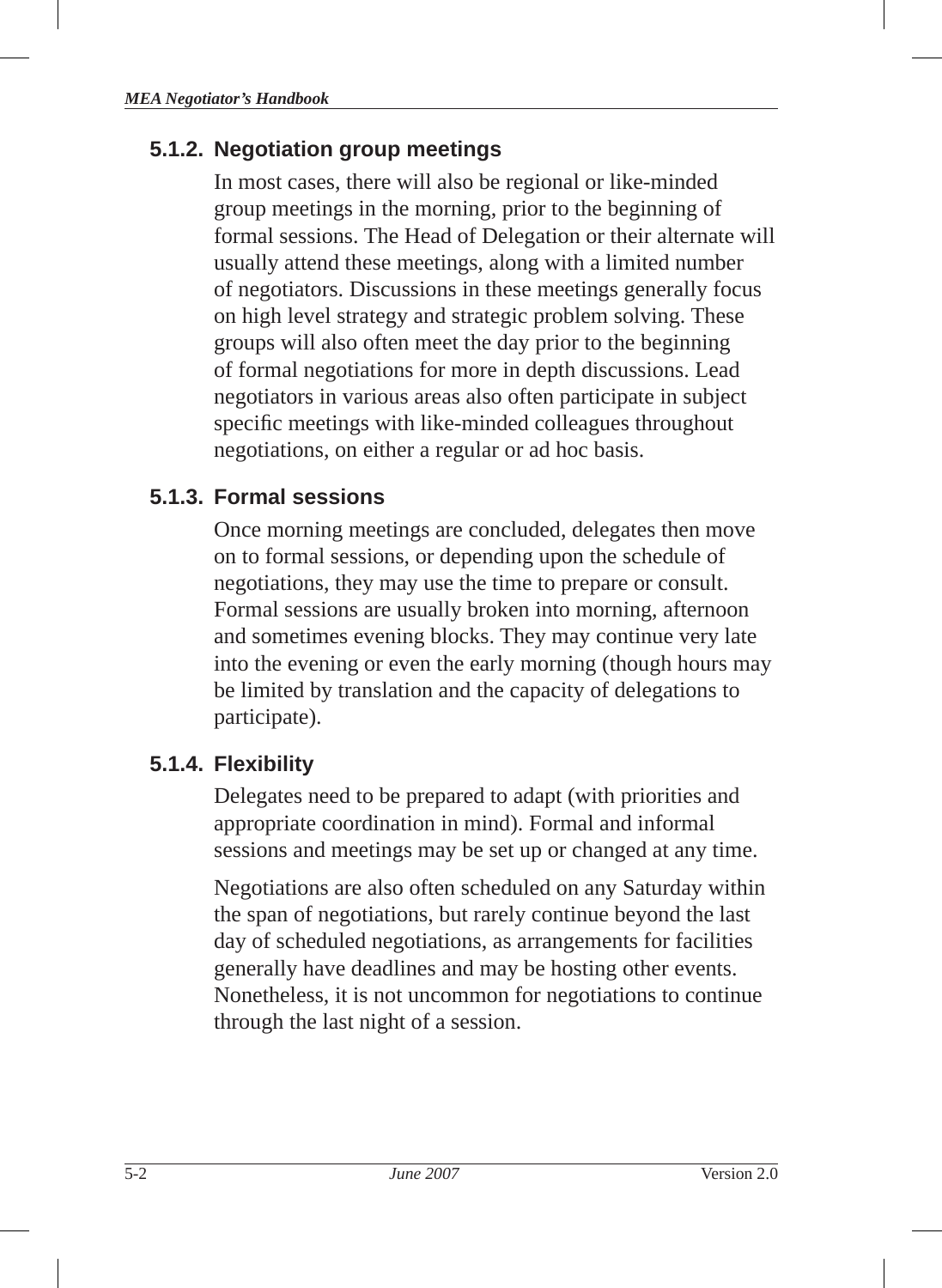### 5.1.2. Negotiation group meetings

In most cases, there will also be regional or like-minded group meetings in the morning, prior to the beginning of formal sessions. The Head of Delegation or their alternate will usually attend these meetings, along with a limited number of negotiators. Discussions in these meetings generally focus on high level strategy and strategic problem solving. These groups will also often meet the day prior to the beginning of formal negotiations for more in depth discussions. Lead negotiators in various areas also often participate in subject specific meetings with like-minded colleagues throughout negotiations, on either a regular or ad hoc basis.

### 5.1.3. Formal sessions

Once morning meetings are concluded, delegates then move on to formal sessions, or depending upon the schedule of negotiations, they may use the time to prepare or consult. Formal sessions are usually broken into morning, afternoon and sometimes evening blocks. They may continue very late into the evening or even the early morning (though hours may be limited by translation and the capacity of delegations to participate).

### 5.1.4. Flexibility

Delegates need to be prepared to adapt (with priorities and appropriate coordination in mind). Formal and informal sessions and meetings may be set up or changed at any time.

Negotiations are also often scheduled on any Saturday within the span of negotiations, but rarely continue beyond the last day of scheduled negotiations, as arrangements for facilities generally have deadlines and may be hosting other events. Nonetheless, it is not uncommon for negotiations to continue through the last night of a session.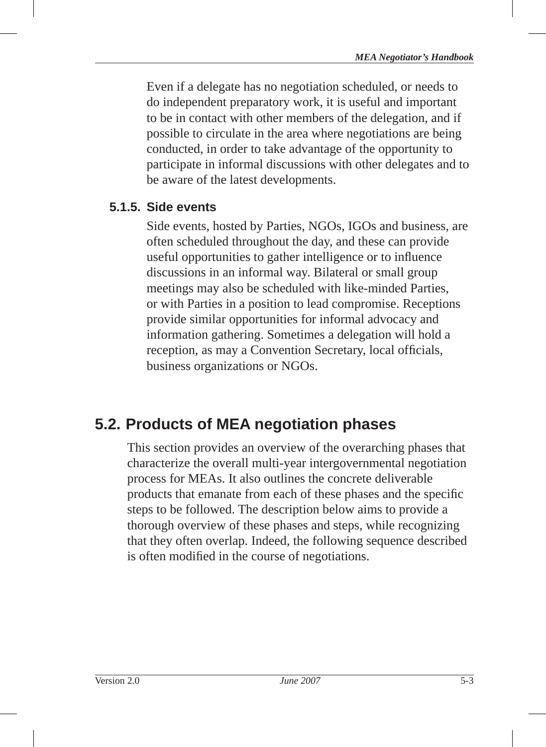Even if a delegate has no negotiation scheduled, or needs to do independent preparatory work, it is useful and important to be in contact with other members of the delegation, and if possible to circulate in the area where negotiations are being conducted, in order to take advantage of the opportunity to participate in informal discussions with other delegates and to be aware of the latest developments.

### 5.1.5. Side events

Side events, hosted by Parties, NGOs, IGOs and business, are often scheduled throughout the day, and these can provide useful opportunities to gather intelligence or to influence discussions in an informal way. Bilateral or small group meetings may also be scheduled with like-minded Parties, or with Parties in a position to lead compromise. Receptions provide similar opportunities for informal advocacy and information gathering. Sometimes a delegation will hold a reception, as may a Convention Secretary, local officials, business organizations or NGOs.

## 5.2. Products of MEA negotiation phases

This section provides an overview of the overarching phases that characterize the overall multi-year intergovernmental negotiation process for MEAs. It also outlines the concrete deliverable products that emanate from each of these phases and the specific steps to be followed. The description below aims to provide a thorough overview of these phases and steps, while recognizing that they often overlap. Indeed, the following sequence described is often modified in the course of negotiations.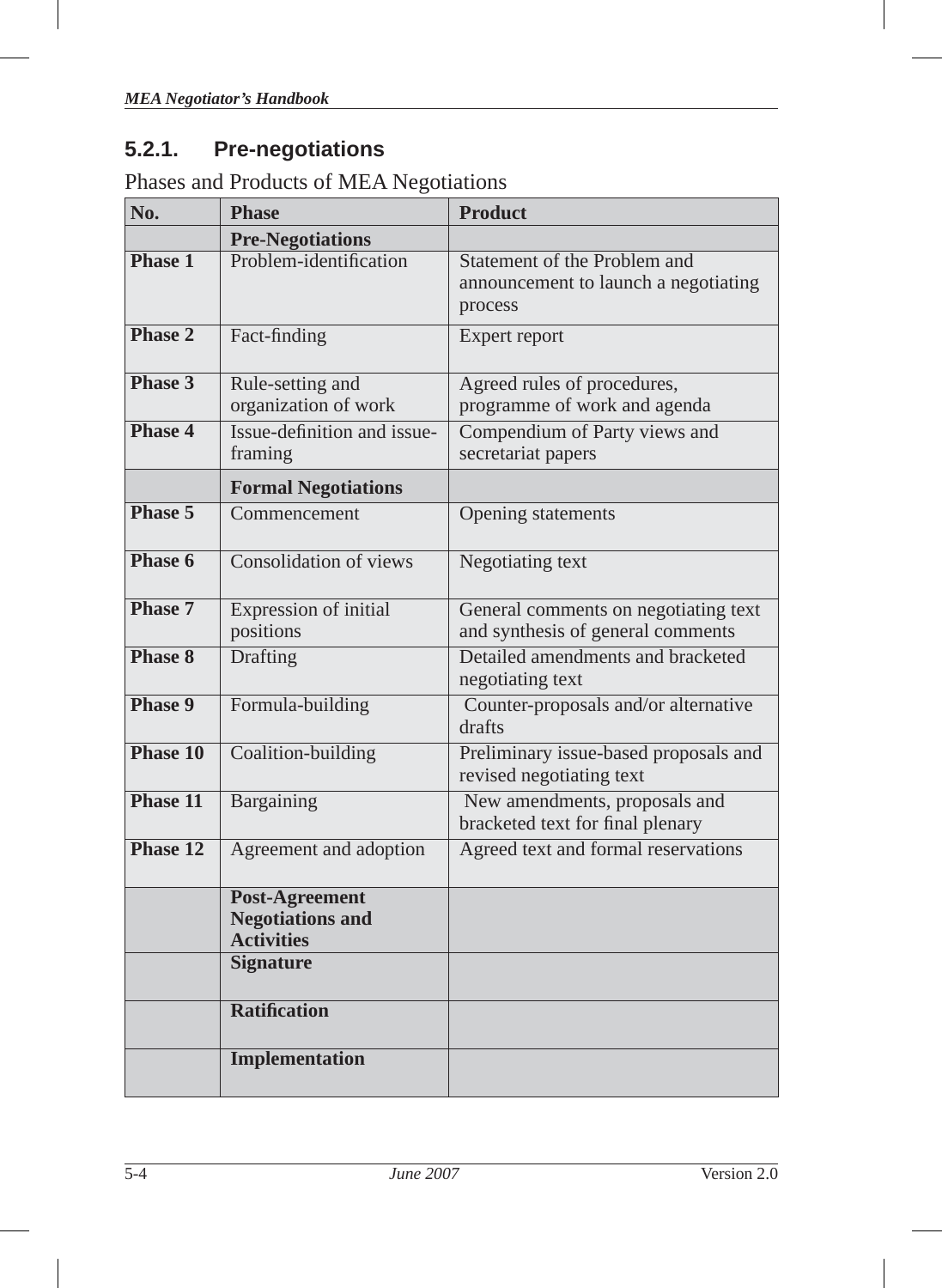### 5.2.1. Pre-negotiations

Phases and Products of MEA Negotiations

| No. | Phase | Product |
|---|---|---|
| | **Pre-Negotiations** | |
| **Phase 1** | Problem-identification | Statement of the Problem and announcement to launch a negotiating process |
| **Phase 2** | Fact-finding | Expert report |
| **Phase 3** | Rule-setting and organization of work | Agreed rules of procedures, programme of work and agenda |
| **Phase 4** | Issue-definition and issue-framing | Compendium of Party views and secretariat papers |
| | **Formal Negotiations** | |
| **Phase 5** | Commencement | Opening statements |
| **Phase 6** | Consolidation of views | Negotiating text |
| **Phase 7** | Expression of initial positions | General comments on negotiating text and synthesis of general comments |
| **Phase 8** | Drafting | Detailed amendments and bracketed negotiating text |
| **Phase 9** | Formula-building | Counter-proposals and/or alternative drafts |
| **Phase 10** | Coalition-building | Preliminary issue-based proposals and revised negotiating text |
| **Phase 11** | Bargaining | New amendments, proposals and bracketed text for final plenary |
| **Phase 12** | Agreement and adoption | Agreed text and formal reservations |
| | **Post-Agreement Negotiations and Activities** | |
| | **Signature** | |
| | **Ratification** | |
| | **Implementation** | |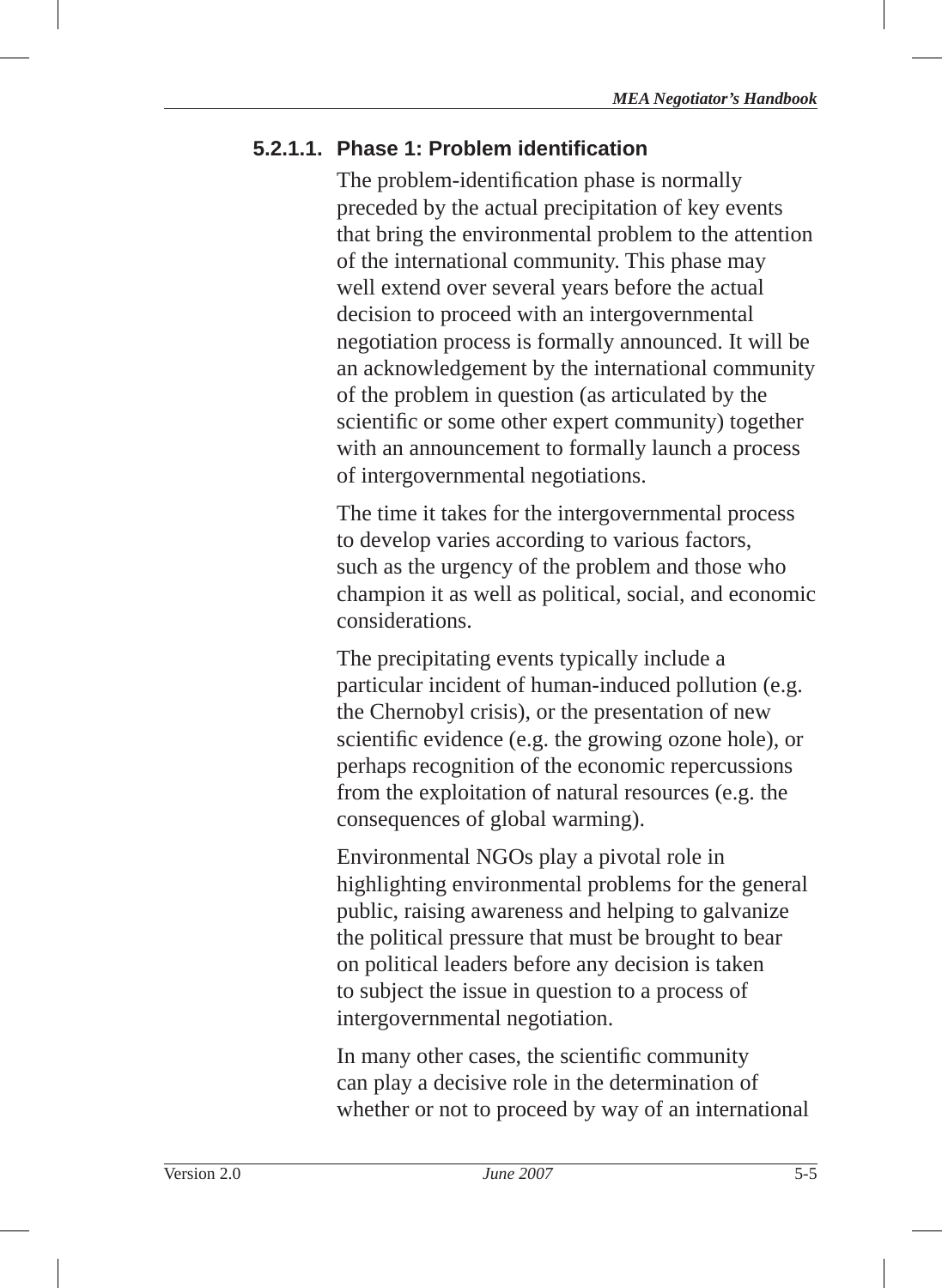#### 5.2.1.1. Phase 1: Problem identification

The problem-identification phase is normally preceded by the actual precipitation of key events that bring the environmental problem to the attention of the international community. This phase may well extend over several years before the actual decision to proceed with an intergovernmental negotiation process is formally announced. It will be an acknowledgement by the international community of the problem in question (as articulated by the scientific or some other expert community) together with an announcement to formally launch a process of intergovernmental negotiations.

The time it takes for the intergovernmental process to develop varies according to various factors, such as the urgency of the problem and those who champion it as well as political, social, and economic considerations.

The precipitating events typically include a particular incident of human-induced pollution (e.g. the Chernobyl crisis), or the presentation of new scientific evidence (e.g. the growing ozone hole), or perhaps recognition of the economic repercussions from the exploitation of natural resources (e.g. the consequences of global warming).

Environmental NGOs play a pivotal role in highlighting environmental problems for the general public, raising awareness and helping to galvanize the political pressure that must be brought to bear on political leaders before any decision is taken to subject the issue in question to a process of intergovernmental negotiation.

In many other cases, the scientific community can play a decisive role in the determination of whether or not to proceed by way of an international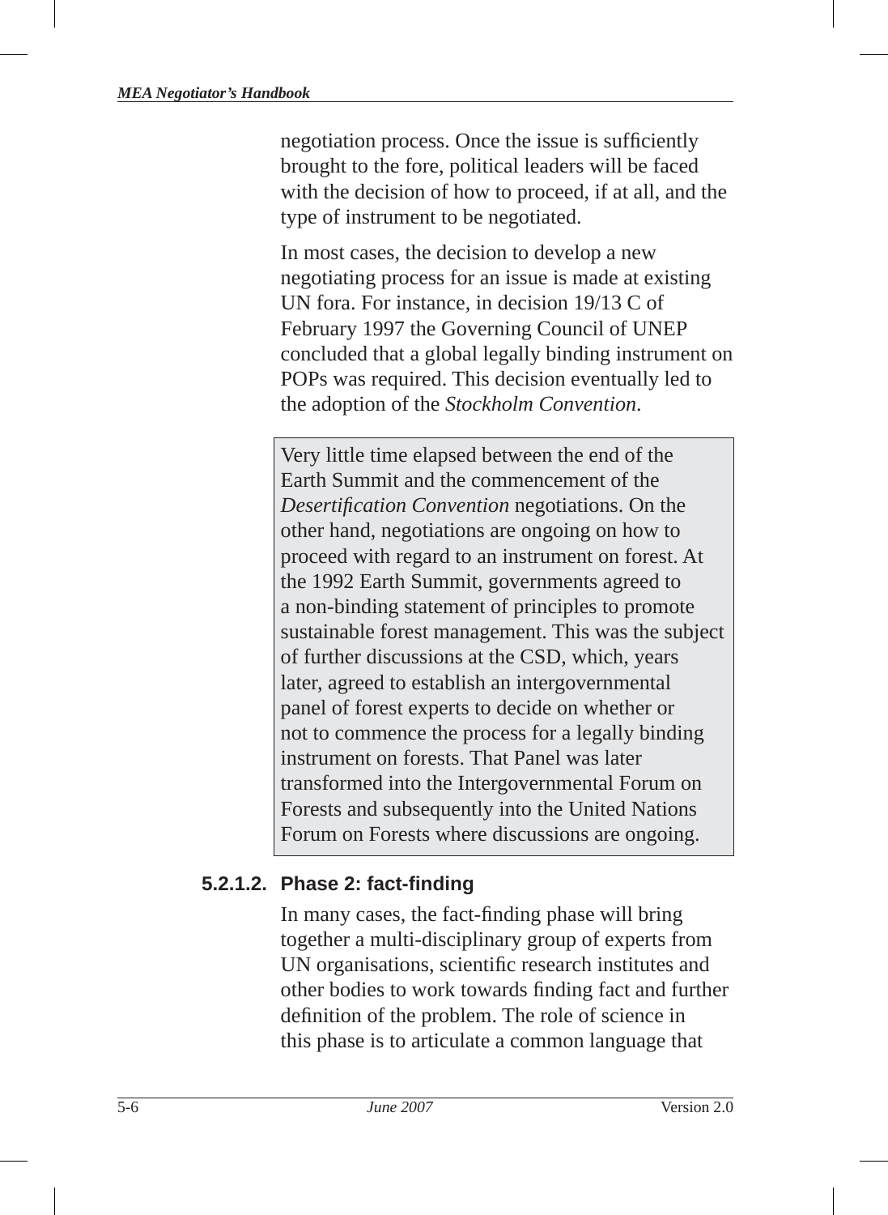negotiation process. Once the issue is sufficiently brought to the fore, political leaders will be faced with the decision of how to proceed, if at all, and the type of instrument to be negotiated.

In most cases, the decision to develop a new negotiating process for an issue is made at existing UN fora. For instance, in decision 19/13 C of February 1997 the Governing Council of UNEP concluded that a global legally binding instrument on POPs was required. This decision eventually led to the adoption of the *Stockholm Convention*.

> Very little time elapsed between the end of the Earth Summit and the commencement of the *Desertification Convention* negotiations. On the other hand, negotiations are ongoing on how to proceed with regard to an instrument on forest. At the 1992 Earth Summit, governments agreed to a non-binding statement of principles to promote sustainable forest management. This was the subject of further discussions at the CSD, which, years later, agreed to establish an intergovernmental panel of forest experts to decide on whether or not to commence the process for a legally binding instrument on forests. That Panel was later transformed into the Intergovernmental Forum on Forests and subsequently into the United Nations Forum on Forests where discussions are ongoing.

#### 5.2.1.2. Phase 2: fact-finding

In many cases, the fact-finding phase will bring together a multi-disciplinary group of experts from UN organisations, scientific research institutes and other bodies to work towards finding fact and further definition of the problem. The role of science in this phase is to articulate a common language that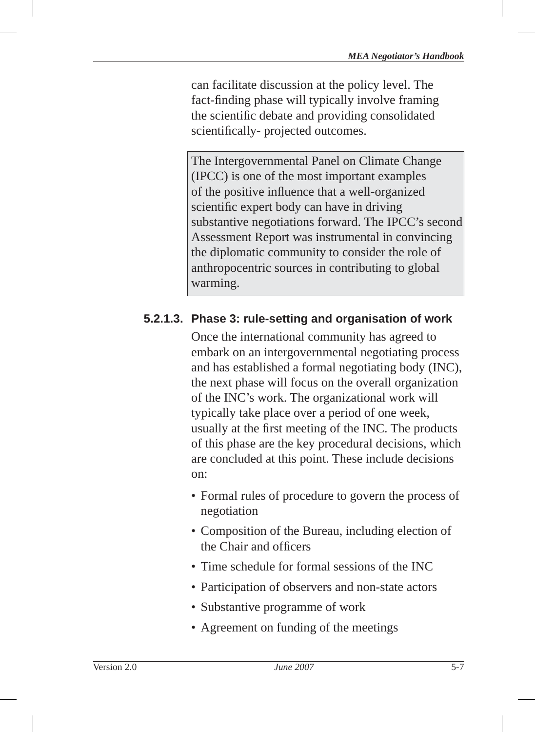can facilitate discussion at the policy level. The fact-finding phase will typically involve framing the scientific debate and providing consolidated scientifically- projected outcomes.

> The Intergovernmental Panel on Climate Change (IPCC) is one of the most important examples of the positive influence that a well-organized scientific expert body can have in driving substantive negotiations forward. The IPCC's second Assessment Report was instrumental in convincing the diplomatic community to consider the role of anthropocentric sources in contributing to global warming.

#### 5.2.1.3. Phase 3: rule-setting and organisation of work

Once the international community has agreed to embark on an intergovernmental negotiating process and has established a formal negotiating body (INC), the next phase will focus on the overall organization of the INC's work. The organizational work will typically take place over a period of one week, usually at the first meeting of the INC. The products of this phase are the key procedural decisions, which are concluded at this point. These include decisions on:

- Formal rules of procedure to govern the process of negotiation
- Composition of the Bureau, including election of the Chair and officers
- Time schedule for formal sessions of the INC
- Participation of observers and non-state actors
- Substantive programme of work
- Agreement on funding of the meetings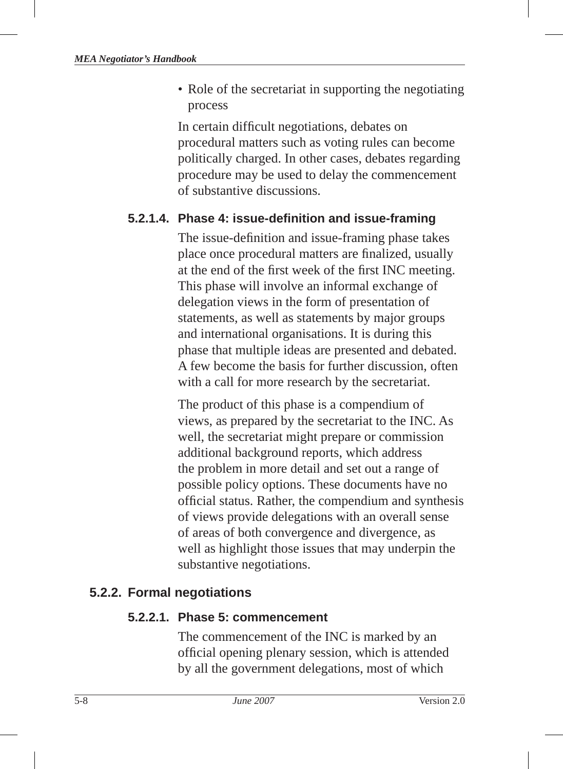- Role of the secretariat in supporting the negotiating process

In certain difficult negotiations, debates on procedural matters such as voting rules can become politically charged. In other cases, debates regarding procedure may be used to delay the commencement of substantive discussions.

#### 5.2.1.4. Phase 4: issue-definition and issue-framing

The issue-definition and issue-framing phase takes place once procedural matters are finalized, usually at the end of the first week of the first INC meeting. This phase will involve an informal exchange of delegation views in the form of presentation of statements, as well as statements by major groups and international organisations. It is during this phase that multiple ideas are presented and debated. A few become the basis for further discussion, often with a call for more research by the secretariat.

The product of this phase is a compendium of views, as prepared by the secretariat to the INC. As well, the secretariat might prepare or commission additional background reports, which address the problem in more detail and set out a range of possible policy options. These documents have no official status. Rather, the compendium and synthesis of views provide delegations with an overall sense of areas of both convergence and divergence, as well as highlight those issues that may underpin the substantive negotiations.

### 5.2.2. Formal negotiations

#### 5.2.2.1. Phase 5: commencement

The commencement of the INC is marked by an official opening plenary session, which is attended by all the government delegations, most of which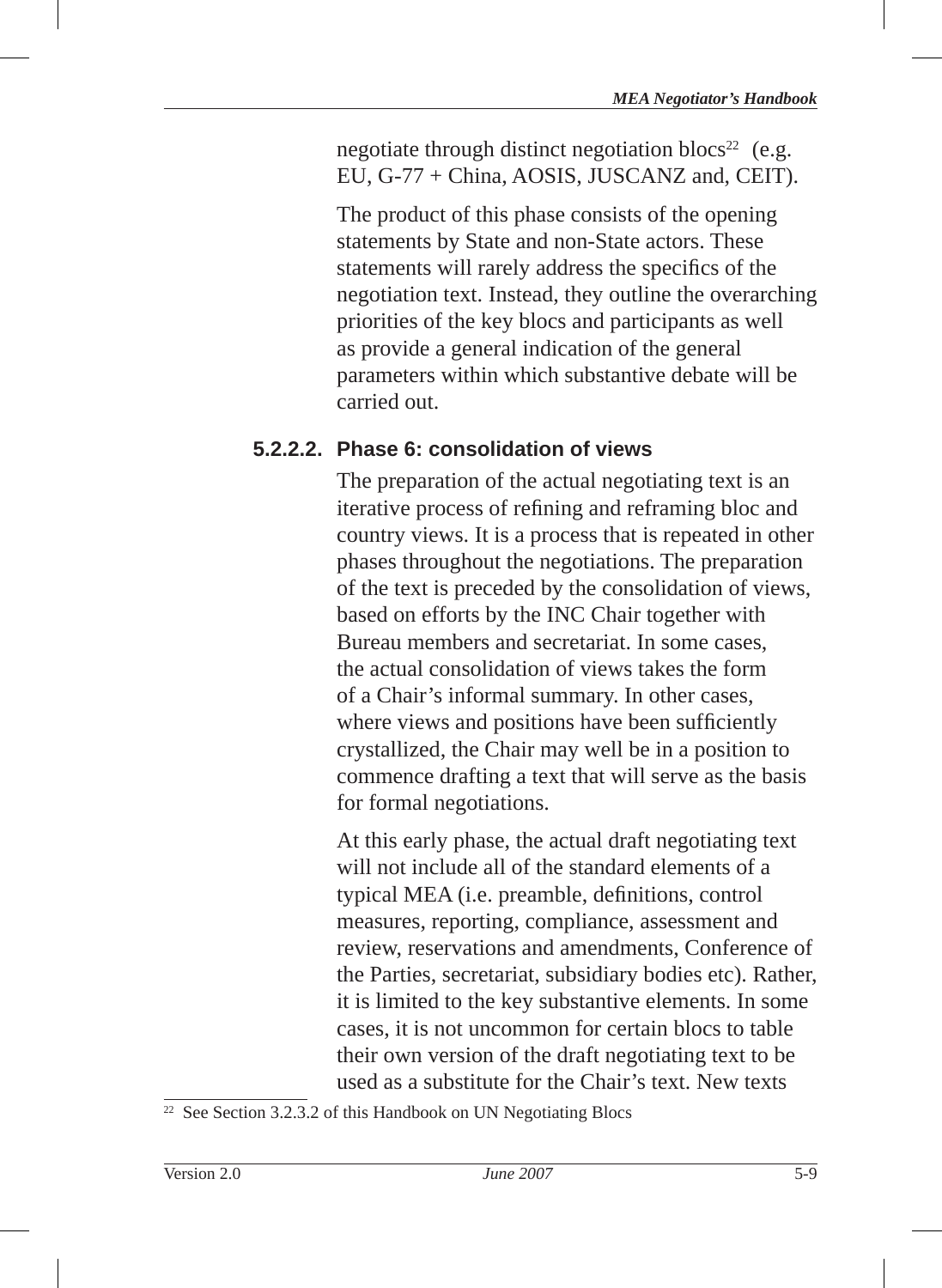negotiate through distinct negotiation blocs[22] (e.g. EU, G-77 + China, AOSIS, JUSCANZ and, CEIT).

The product of this phase consists of the opening statements by State and non-State actors. These statements will rarely address the specifics of the negotiation text. Instead, they outline the overarching priorities of the key blocs and participants as well as provide a general indication of the general parameters within which substantive debate will be carried out.

#### 5.2.2.2. Phase 6: consolidation of views

The preparation of the actual negotiating text is an iterative process of refining and reframing bloc and country views. It is a process that is repeated in other phases throughout the negotiations. The preparation of the text is preceded by the consolidation of views, based on efforts by the INC Chair together with Bureau members and secretariat. In some cases, the actual consolidation of views takes the form of a Chair's informal summary. In other cases, where views and positions have been sufficiently crystallized, the Chair may well be in a position to commence drafting a text that will serve as the basis for formal negotiations.

At this early phase, the actual draft negotiating text will not include all of the standard elements of a typical MEA (i.e. preamble, definitions, control measures, reporting, compliance, assessment and review, reservations and amendments, Conference of the Parties, secretariat, subsidiary bodies etc). Rather, it is limited to the key substantive elements. In some cases, it is not uncommon for certain blocs to table their own version of the draft negotiating text to be used as a substitute for the Chair's text. New texts

---

[22] See Section 3.2.3.2 of this Handbook on UN Negotiating Blocs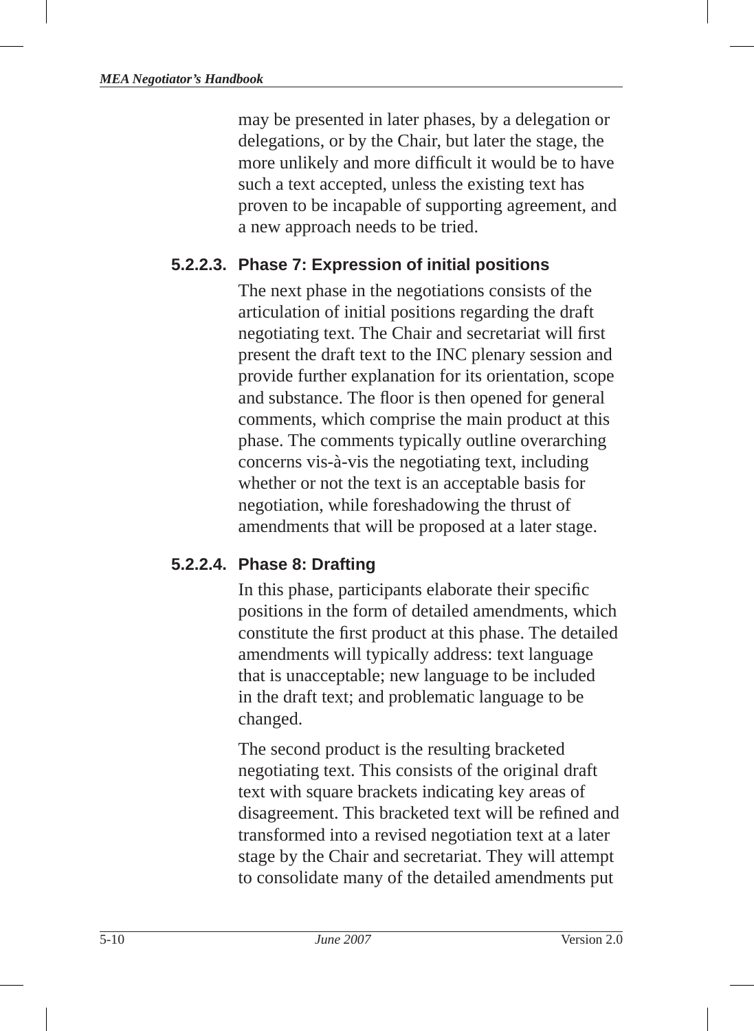may be presented in later phases, by a delegation or delegations, or by the Chair, but later the stage, the more unlikely and more difficult it would be to have such a text accepted, unless the existing text has proven to be incapable of supporting agreement, and a new approach needs to be tried.

#### 5.2.2.3. Phase 7: Expression of initial positions

The next phase in the negotiations consists of the articulation of initial positions regarding the draft negotiating text. The Chair and secretariat will first present the draft text to the INC plenary session and provide further explanation for its orientation, scope and substance. The floor is then opened for general comments, which comprise the main product at this phase. The comments typically outline overarching concerns vis-à-vis the negotiating text, including whether or not the text is an acceptable basis for negotiation, while foreshadowing the thrust of amendments that will be proposed at a later stage.

#### 5.2.2.4. Phase 8: Drafting

In this phase, participants elaborate their specific positions in the form of detailed amendments, which constitute the first product at this phase. The detailed amendments will typically address: text language that is unacceptable; new language to be included in the draft text; and problematic language to be changed.

The second product is the resulting bracketed negotiating text. This consists of the original draft text with square brackets indicating key areas of disagreement. This bracketed text will be refined and transformed into a revised negotiation text at a later stage by the Chair and secretariat. They will attempt to consolidate many of the detailed amendments put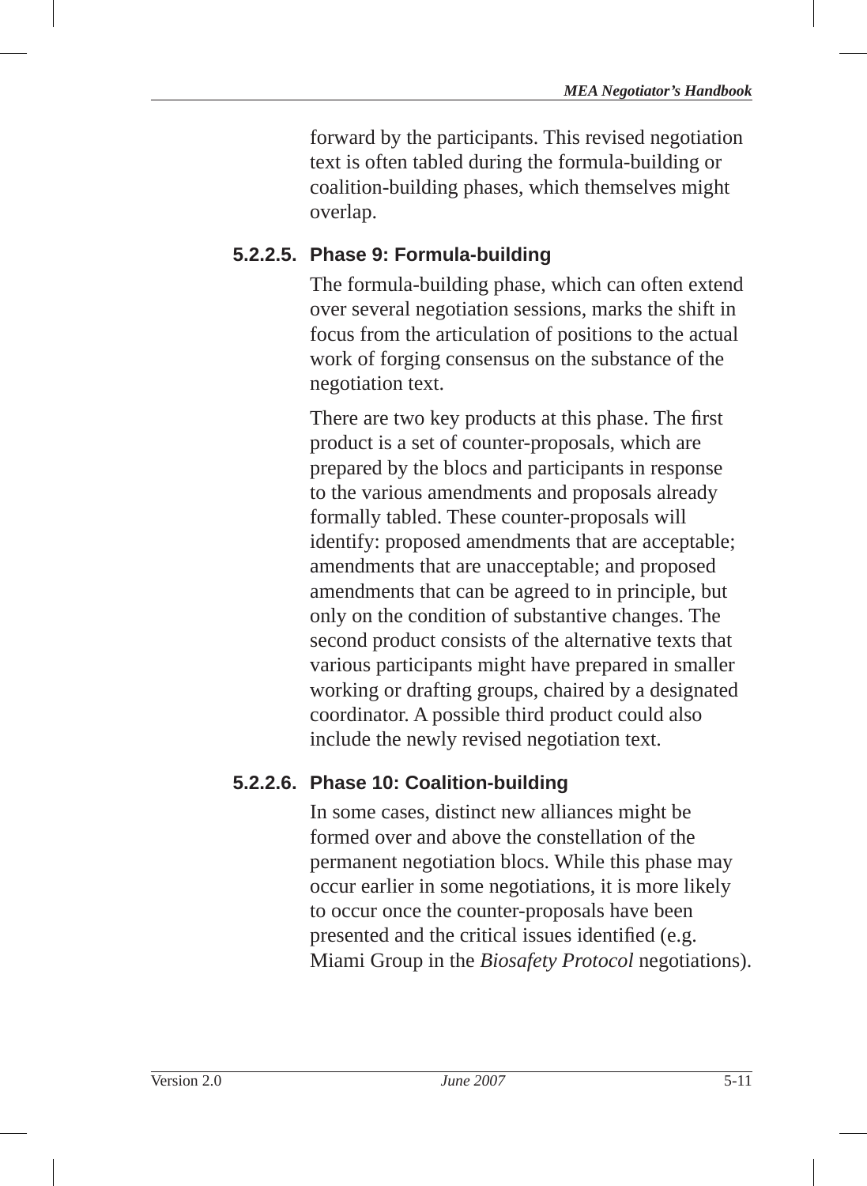forward by the participants. This revised negotiation text is often tabled during the formula-building or coalition-building phases, which themselves might overlap.

#### 5.2.2.5. Phase 9: Formula-building

The formula-building phase, which can often extend over several negotiation sessions, marks the shift in focus from the articulation of positions to the actual work of forging consensus on the substance of the negotiation text.

There are two key products at this phase. The first product is a set of counter-proposals, which are prepared by the blocs and participants in response to the various amendments and proposals already formally tabled. These counter-proposals will identify: proposed amendments that are acceptable; amendments that are unacceptable; and proposed amendments that can be agreed to in principle, but only on the condition of substantive changes. The second product consists of the alternative texts that various participants might have prepared in smaller working or drafting groups, chaired by a designated coordinator. A possible third product could also include the newly revised negotiation text.

#### 5.2.2.6. Phase 10: Coalition-building

In some cases, distinct new alliances might be formed over and above the constellation of the permanent negotiation blocs. While this phase may occur earlier in some negotiations, it is more likely to occur once the counter-proposals have been presented and the critical issues identified (e.g. Miami Group in the *Biosafety Protocol* negotiations).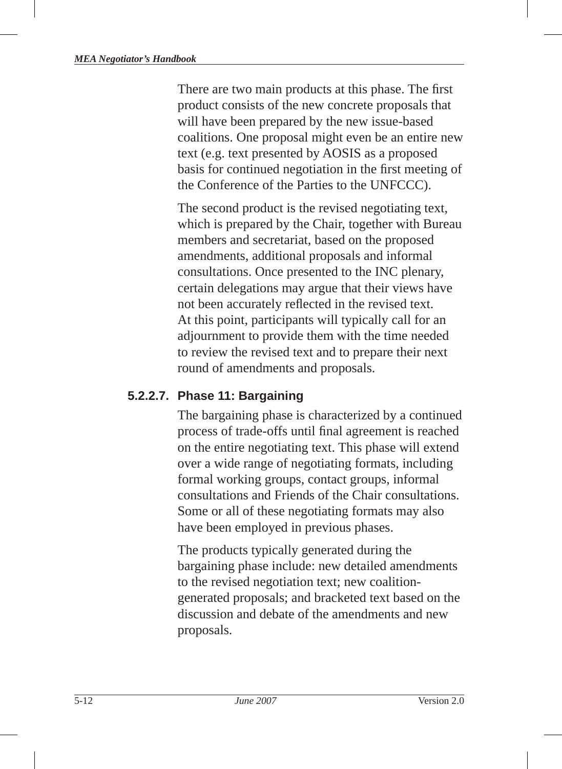There are two main products at this phase. The first product consists of the new concrete proposals that will have been prepared by the new issue-based coalitions. One proposal might even be an entire new text (e.g. text presented by AOSIS as a proposed basis for continued negotiation in the first meeting of the Conference of the Parties to the UNFCCC).

The second product is the revised negotiating text, which is prepared by the Chair, together with Bureau members and secretariat, based on the proposed amendments, additional proposals and informal consultations. Once presented to the INC plenary, certain delegations may argue that their views have not been accurately reflected in the revised text. At this point, participants will typically call for an adjournment to provide them with the time needed to review the revised text and to prepare their next round of amendments and proposals.

### 5.2.2.7. Phase 11: Bargaining

The bargaining phase is characterized by a continued process of trade-offs until final agreement is reached on the entire negotiating text. This phase will extend over a wide range of negotiating formats, including formal working groups, contact groups, informal consultations and Friends of the Chair consultations. Some or all of these negotiating formats may also have been employed in previous phases.

The products typically generated during the bargaining phase include: new detailed amendments to the revised negotiation text; new coalition-generated proposals; and bracketed text based on the discussion and debate of the amendments and new proposals.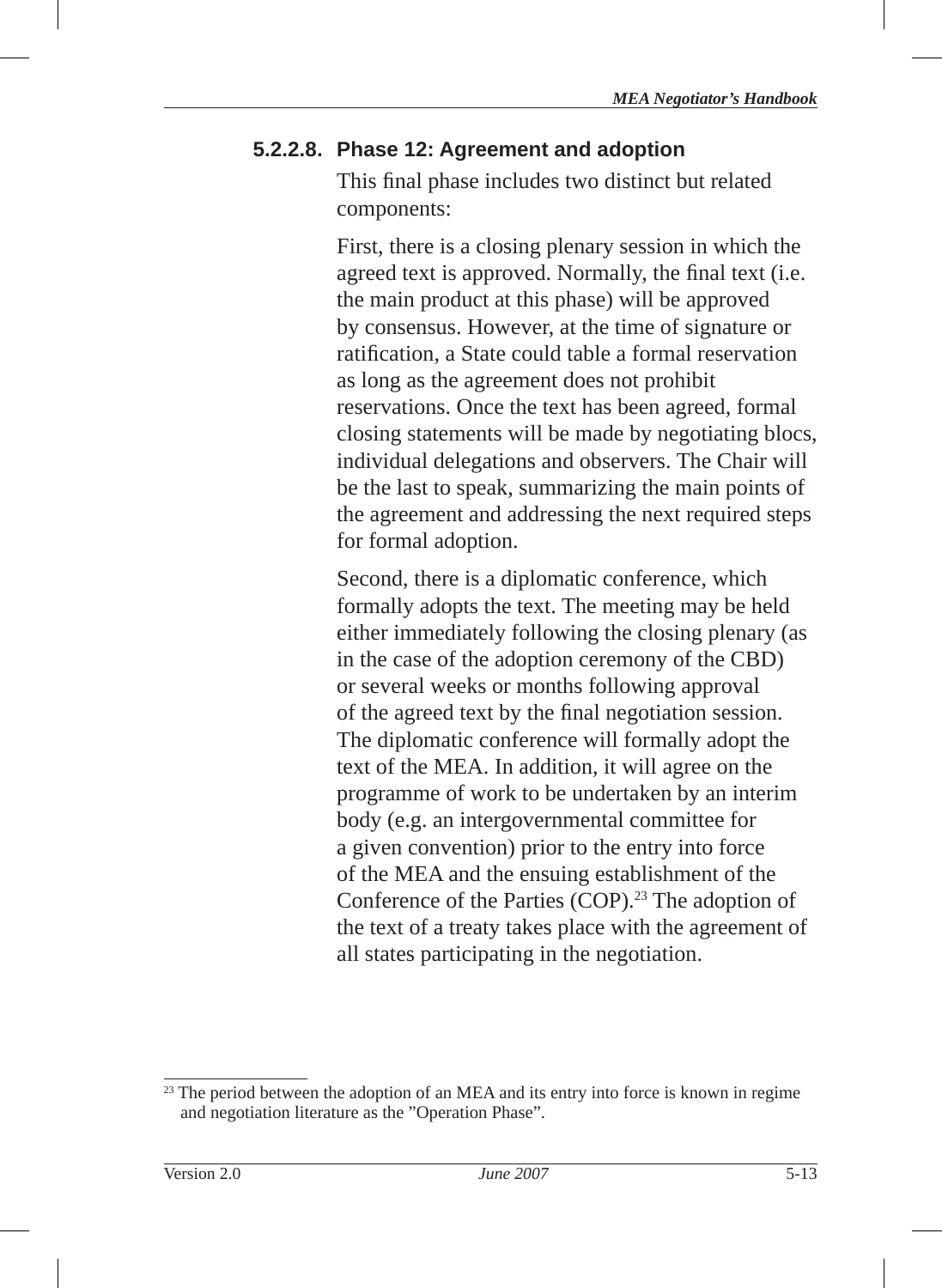#### 5.2.2.8. Phase 12: Agreement and adoption

This final phase includes two distinct but related components:

First, there is a closing plenary session in which the agreed text is approved. Normally, the final text (i.e. the main product at this phase) will be approved by consensus. However, at the time of signature or ratification, a State could table a formal reservation as long as the agreement does not prohibit reservations. Once the text has been agreed, formal closing statements will be made by negotiating blocs, individual delegations and observers. The Chair will be the last to speak, summarizing the main points of the agreement and addressing the next required steps for formal adoption.

Second, there is a diplomatic conference, which formally adopts the text. The meeting may be held either immediately following the closing plenary (as in the case of the adoption ceremony of the CBD) or several weeks or months following approval of the agreed text by the final negotiation session. The diplomatic conference will formally adopt the text of the MEA. In addition, it will agree on the programme of work to be undertaken by an interim body (e.g. an intergovernmental committee for a given convention) prior to the entry into force of the MEA and the ensuing establishment of the Conference of the Parties (COP).[23] The adoption of the text of a treaty takes place with the agreement of all states participating in the negotiation.

---

[23] The period between the adoption of an MEA and its entry into force is known in regime and negotiation literature as the "Operation Phase".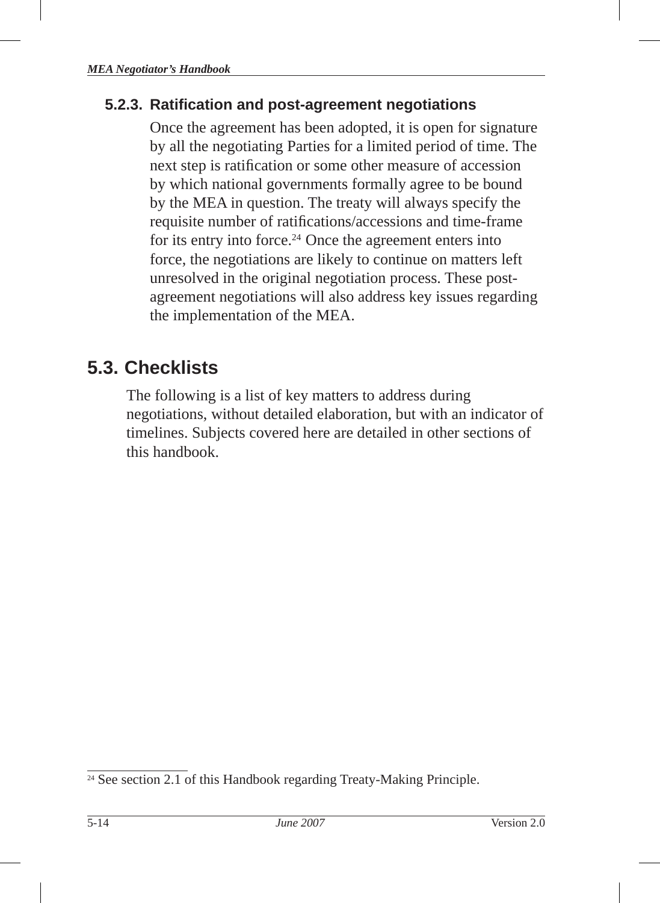### 5.2.3. Ratification and post-agreement negotiations

Once the agreement has been adopted, it is open for signature by all the negotiating Parties for a limited period of time. The next step is ratification or some other measure of accession by which national governments formally agree to be bound by the MEA in question. The treaty will always specify the requisite number of ratifications/accessions and time-frame for its entry into force.[24] Once the agreement enters into force, the negotiations are likely to continue on matters left unresolved in the original negotiation process. These post-agreement negotiations will also address key issues regarding the implementation of the MEA.

## 5.3. Checklists

The following is a list of key matters to address during negotiations, without detailed elaboration, but with an indicator of timelines. Subjects covered here are detailed in other sections of this handbook.

---

[24] See section 2.1 of this Handbook regarding Treaty-Making Principle.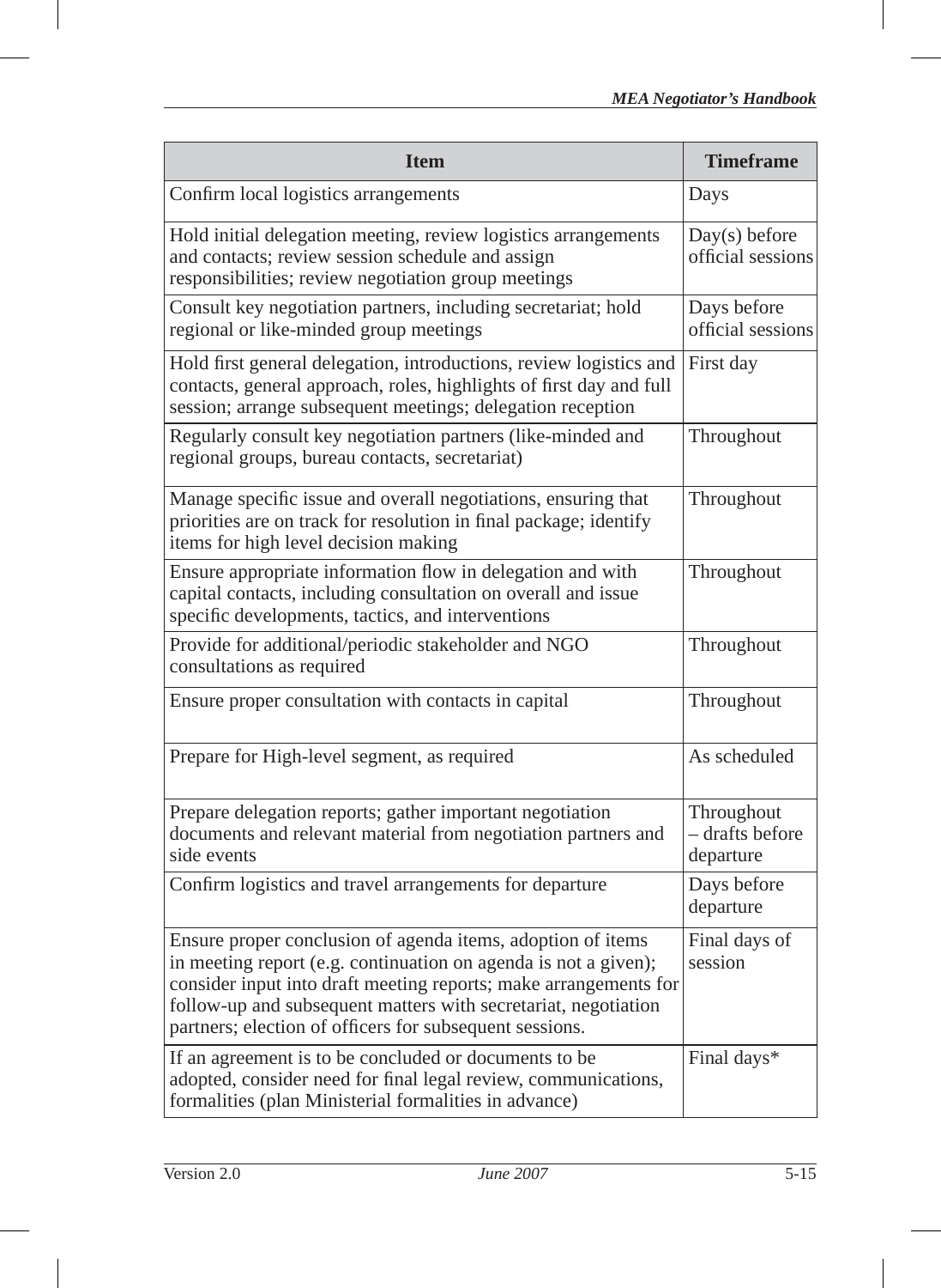| Item | Timeframe |
|---|---|
| Confirm local logistics arrangements | Days |
| Hold initial delegation meeting, review logistics arrangements and contacts; review session schedule and assign responsibilities; review negotiation group meetings | Day(s) before official sessions |
| Consult key negotiation partners, including secretariat; hold regional or like-minded group meetings | Days before official sessions |
| Hold first general delegation, introductions, review logistics and contacts, general approach, roles, highlights of first day and full session; arrange subsequent meetings; delegation reception | First day |
| Regularly consult key negotiation partners (like-minded and regional groups, bureau contacts, secretariat) | Throughout |
| Manage specific issue and overall negotiations, ensuring that priorities are on track for resolution in final package; identify items for high level decision making | Throughout |
| Ensure appropriate information flow in delegation and with capital contacts, including consultation on overall and issue specific developments, tactics, and interventions | Throughout |
| Provide for additional/periodic stakeholder and NGO consultations as required | Throughout |
| Ensure proper consultation with contacts in capital | Throughout |
| Prepare for High-level segment, as required | As scheduled |
| Prepare delegation reports; gather important negotiation documents and relevant material from negotiation partners and side events | Throughout – drafts before departure |
| Confirm logistics and travel arrangements for departure | Days before departure |
| Ensure proper conclusion of agenda items, adoption of items in meeting report (e.g. continuation on agenda is not a given); consider input into draft meeting reports; make arrangements for follow-up and subsequent matters with secretariat, negotiation partners; election of officers for subsequent sessions. | Final days of session |
| If an agreement is to be concluded or documents to be adopted, consider need for final legal review, communications, formalities (plan Ministerial formalities in advance) | Final days* |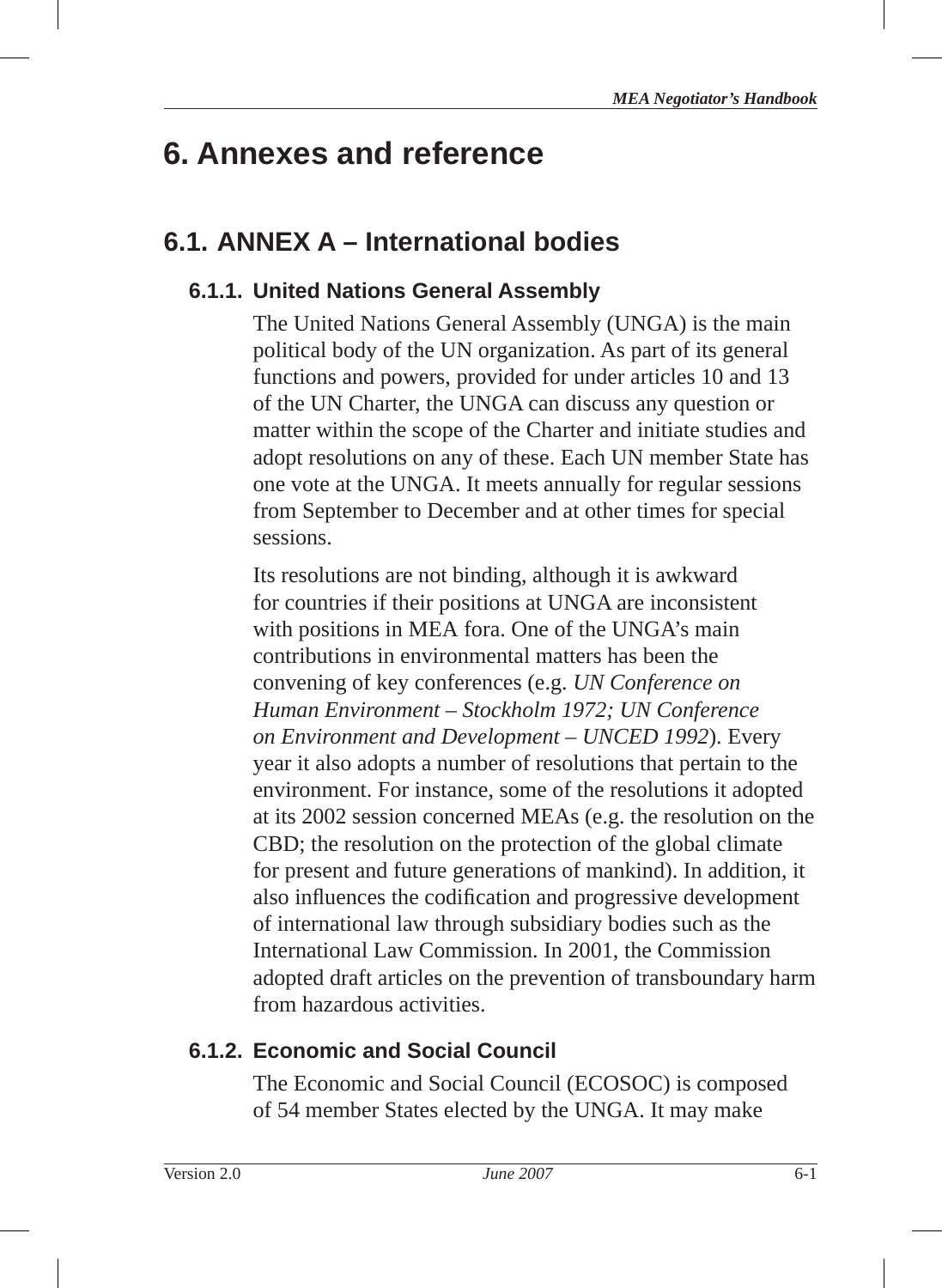# 6. Annexes and reference

## 6.1. ANNEX A – International bodies

### 6.1.1. United Nations General Assembly

The United Nations General Assembly (UNGA) is the main political body of the UN organization. As part of its general functions and powers, provided for under articles 10 and 13 of the UN Charter, the UNGA can discuss any question or matter within the scope of the Charter and initiate studies and adopt resolutions on any of these. Each UN member State has one vote at the UNGA. It meets annually for regular sessions from September to December and at other times for special sessions.

Its resolutions are not binding, although it is awkward for countries if their positions at UNGA are inconsistent with positions in MEA fora. One of the UNGA's main contributions in environmental matters has been the convening of key conferences (e.g. *UN Conference on Human Environment – Stockholm 1972; UN Conference on Environment and Development – UNCED 1992*). Every year it also adopts a number of resolutions that pertain to the environment. For instance, some of the resolutions it adopted at its 2002 session concerned MEAs (e.g. the resolution on the CBD; the resolution on the protection of the global climate for present and future generations of mankind). In addition, it also influences the codification and progressive development of international law through subsidiary bodies such as the International Law Commission. In 2001, the Commission adopted draft articles on the prevention of transboundary harm from hazardous activities.

### 6.1.2. Economic and Social Council

The Economic and Social Council (ECOSOC) is composed of 54 member States elected by the UNGA. It may make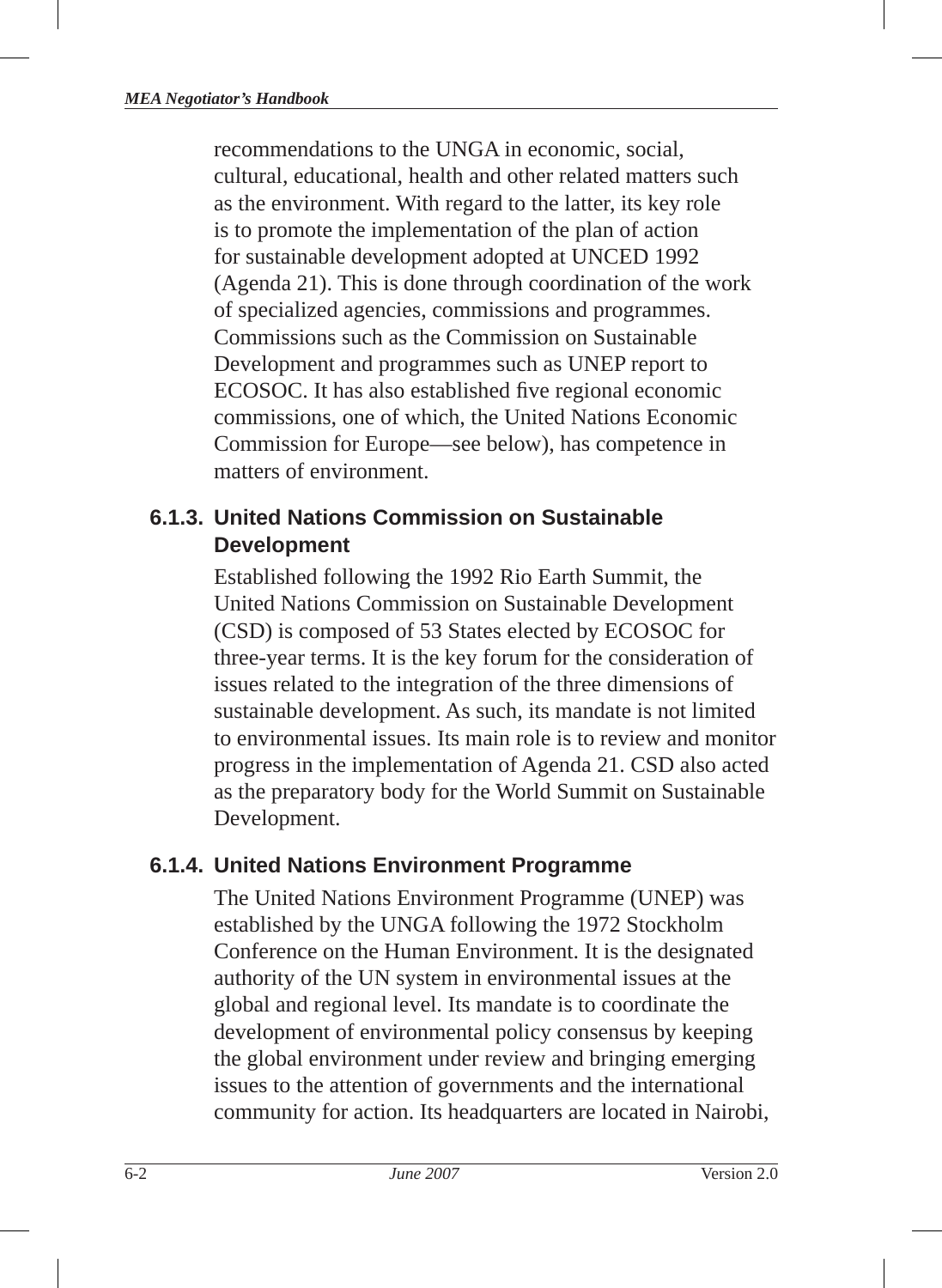recommendations to the UNGA in economic, social, cultural, educational, health and other related matters such as the environment. With regard to the latter, its key role is to promote the implementation of the plan of action for sustainable development adopted at UNCED 1992 (Agenda 21). This is done through coordination of the work of specialized agencies, commissions and programmes. Commissions such as the Commission on Sustainable Development and programmes such as UNEP report to ECOSOC. It has also established five regional economic commissions, one of which, the United Nations Economic Commission for Europe—see below), has competence in matters of environment.

### 6.1.3. United Nations Commission on Sustainable Development

Established following the 1992 Rio Earth Summit, the United Nations Commission on Sustainable Development (CSD) is composed of 53 States elected by ECOSOC for three-year terms. It is the key forum for the consideration of issues related to the integration of the three dimensions of sustainable development. As such, its mandate is not limited to environmental issues. Its main role is to review and monitor progress in the implementation of Agenda 21. CSD also acted as the preparatory body for the World Summit on Sustainable Development.

### 6.1.4. United Nations Environment Programme

The United Nations Environment Programme (UNEP) was established by the UNGA following the 1972 Stockholm Conference on the Human Environment. It is the designated authority of the UN system in environmental issues at the global and regional level. Its mandate is to coordinate the development of environmental policy consensus by keeping the global environment under review and bringing emerging issues to the attention of governments and the international community for action. Its headquarters are located in Nairobi,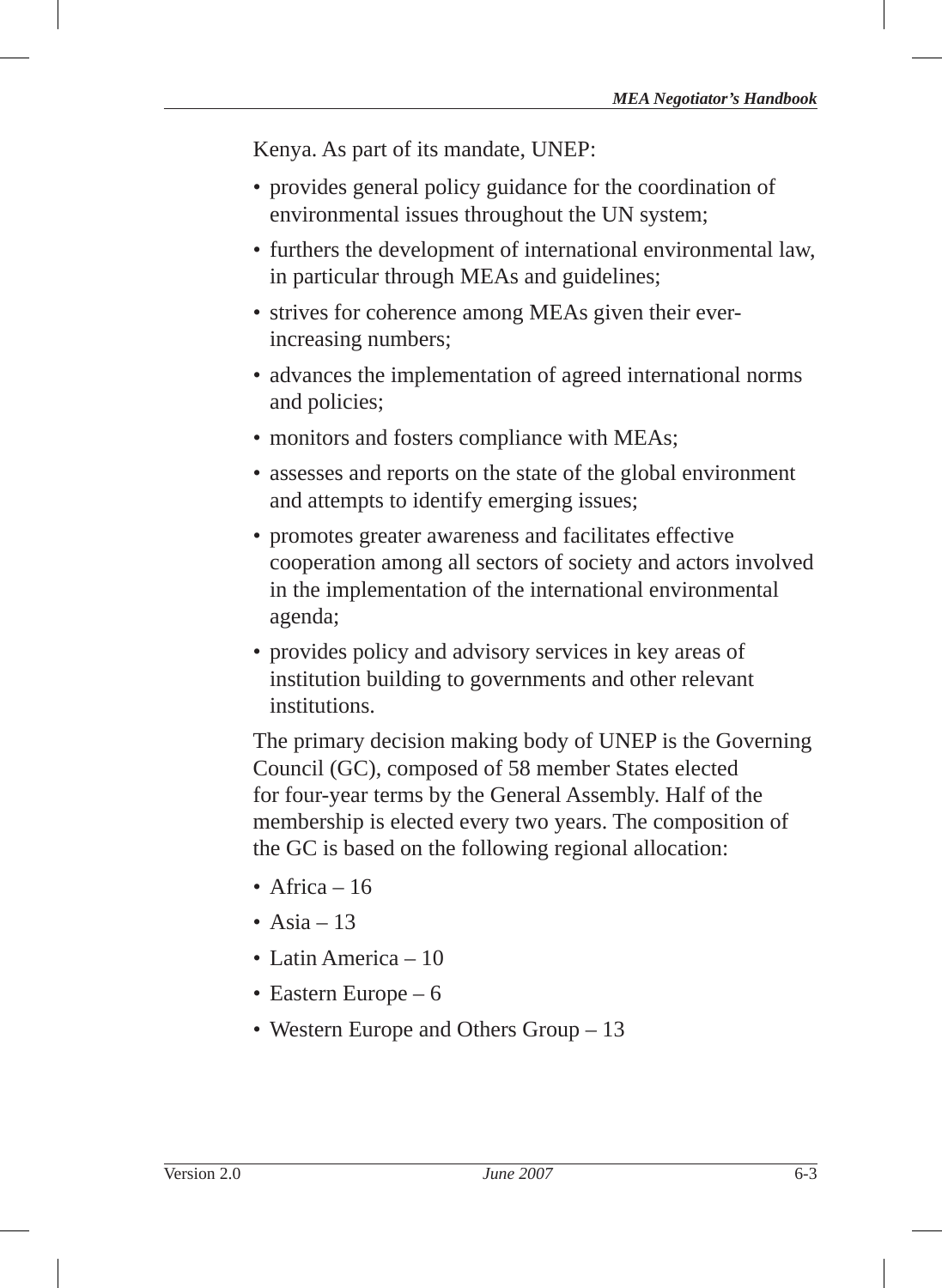Kenya. As part of its mandate, UNEP:

- provides general policy guidance for the coordination of environmental issues throughout the UN system;
- furthers the development of international environmental law, in particular through MEAs and guidelines;
- strives for coherence among MEAs given their ever-increasing numbers;
- advances the implementation of agreed international norms and policies;
- monitors and fosters compliance with MEAs;
- assesses and reports on the state of the global environment and attempts to identify emerging issues;
- promotes greater awareness and facilitates effective cooperation among all sectors of society and actors involved in the implementation of the international environmental agenda;
- provides policy and advisory services in key areas of institution building to governments and other relevant institutions.

The primary decision making body of UNEP is the Governing Council (GC), composed of 58 member States elected for four-year terms by the General Assembly. Half of the membership is elected every two years. The composition of the GC is based on the following regional allocation:

- Africa – 16
- Asia – 13
- Latin America – 10
- Eastern Europe – 6
- Western Europe and Others Group – 13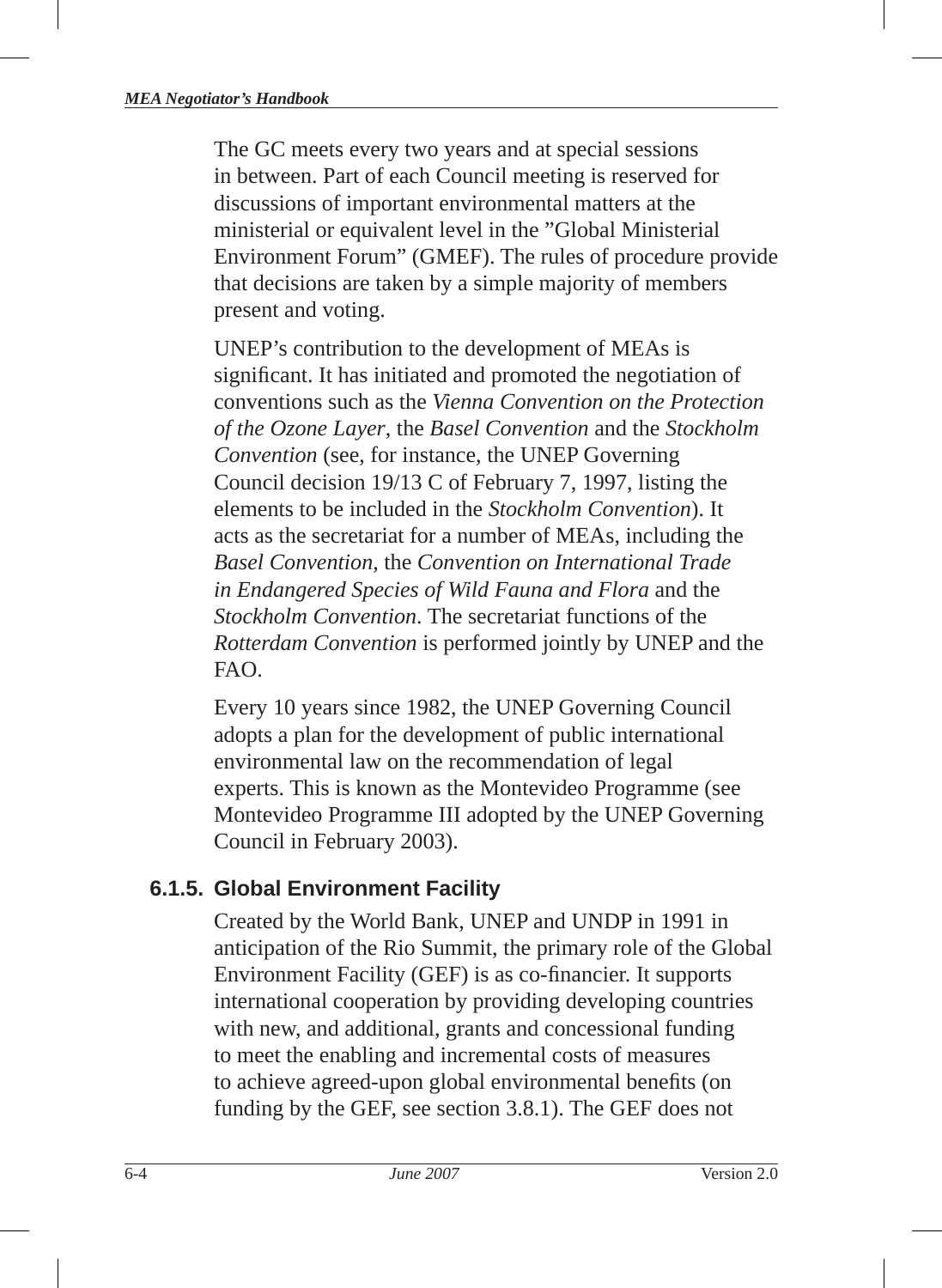The GC meets every two years and at special sessions in between. Part of each Council meeting is reserved for discussions of important environmental matters at the ministerial or equivalent level in the "Global Ministerial Environment Forum" (GMEF). The rules of procedure provide that decisions are taken by a simple majority of members present and voting.

UNEP's contribution to the development of MEAs is significant. It has initiated and promoted the negotiation of conventions such as the *Vienna Convention on the Protection of the Ozone Layer*, the *Basel Convention* and the *Stockholm Convention* (see, for instance, the UNEP Governing Council decision 19/13 C of February 7, 1997, listing the elements to be included in the *Stockholm Convention*). It acts as the secretariat for a number of MEAs, including the *Basel Convention,* the *Convention on International Trade in Endangered Species of Wild Fauna and Flora* and the *Stockholm Convention*. The secretariat functions of the *Rotterdam Convention* is performed jointly by UNEP and the FAO.

Every 10 years since 1982, the UNEP Governing Council adopts a plan for the development of public international environmental law on the recommendation of legal experts. This is known as the Montevideo Programme (see Montevideo Programme III adopted by the UNEP Governing Council in February 2003).

### 6.1.5. Global Environment Facility

Created by the World Bank, UNEP and UNDP in 1991 in anticipation of the Rio Summit, the primary role of the Global Environment Facility (GEF) is as co-financier. It supports international cooperation by providing developing countries with new, and additional, grants and concessional funding to meet the enabling and incremental costs of measures to achieve agreed-upon global environmental benefits (on funding by the GEF, see section 3.8.1). The GEF does not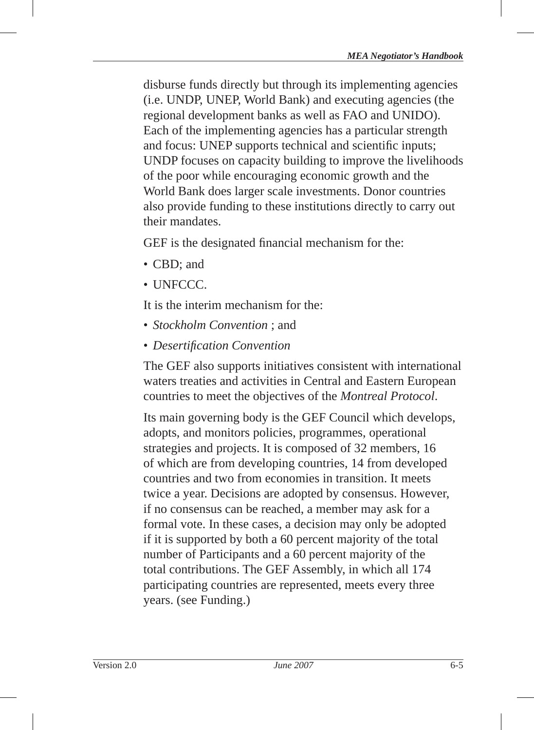disburse funds directly but through its implementing agencies (i.e. UNDP, UNEP, World Bank) and executing agencies (the regional development banks as well as FAO and UNIDO). Each of the implementing agencies has a particular strength and focus: UNEP supports technical and scientific inputs; UNDP focuses on capacity building to improve the livelihoods of the poor while encouraging economic growth and the World Bank does larger scale investments. Donor countries also provide funding to these institutions directly to carry out their mandates.

GEF is the designated financial mechanism for the:

- CBD; and
- UNFCCC.

It is the interim mechanism for the:

- *Stockholm Convention* ; and
- *Desertification Convention*

The GEF also supports initiatives consistent with international waters treaties and activities in Central and Eastern European countries to meet the objectives of the *Montreal Protocol*.

Its main governing body is the GEF Council which develops, adopts, and monitors policies, programmes, operational strategies and projects. It is composed of 32 members, 16 of which are from developing countries, 14 from developed countries and two from economies in transition. It meets twice a year. Decisions are adopted by consensus. However, if no consensus can be reached, a member may ask for a formal vote. In these cases, a decision may only be adopted if it is supported by both a 60 percent majority of the total number of Participants and a 60 percent majority of the total contributions. The GEF Assembly, in which all 174 participating countries are represented, meets every three years. (see Funding.)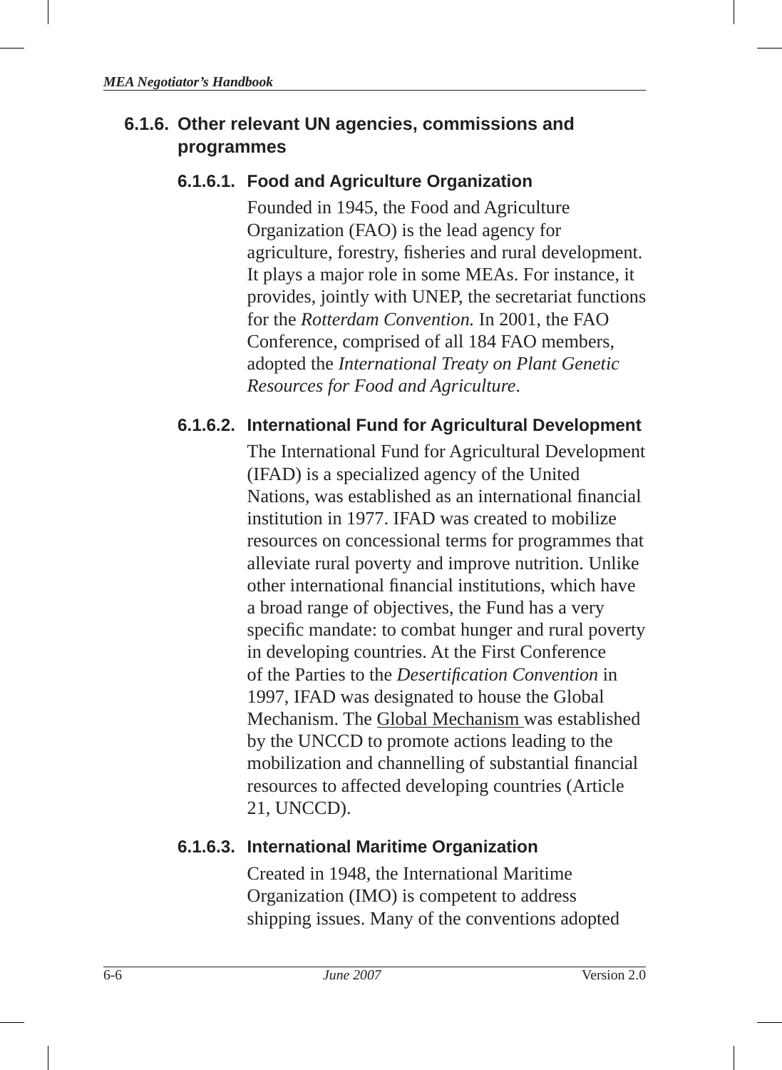### 6.1.6. Other relevant UN agencies, commissions and programmes

#### 6.1.6.1. Food and Agriculture Organization

Founded in 1945, the Food and Agriculture Organization (FAO) is the lead agency for agriculture, forestry, fisheries and rural development. It plays a major role in some MEAs. For instance, it provides, jointly with UNEP, the secretariat functions for the *Rotterdam Convention.* In 2001, the FAO Conference, comprised of all 184 FAO members, adopted the *International Treaty on Plant Genetic Resources for Food and Agriculture*.

#### 6.1.6.2. International Fund for Agricultural Development

The International Fund for Agricultural Development (IFAD) is a specialized agency of the United Nations, was established as an international financial institution in 1977. IFAD was created to mobilize resources on concessional terms for programmes that alleviate rural poverty and improve nutrition. Unlike other international financial institutions, which have a broad range of objectives, the Fund has a very specific mandate: to combat hunger and rural poverty in developing countries. At the First Conference of the Parties to the *Desertification Convention* in 1997, IFAD was designated to house the Global Mechanism. The Global Mechanism was established by the UNCCD to promote actions leading to the mobilization and channelling of substantial financial resources to affected developing countries (Article 21, UNCCD).

#### 6.1.6.3. International Maritime Organization

Created in 1948, the International Maritime Organization (IMO) is competent to address shipping issues. Many of the conventions adopted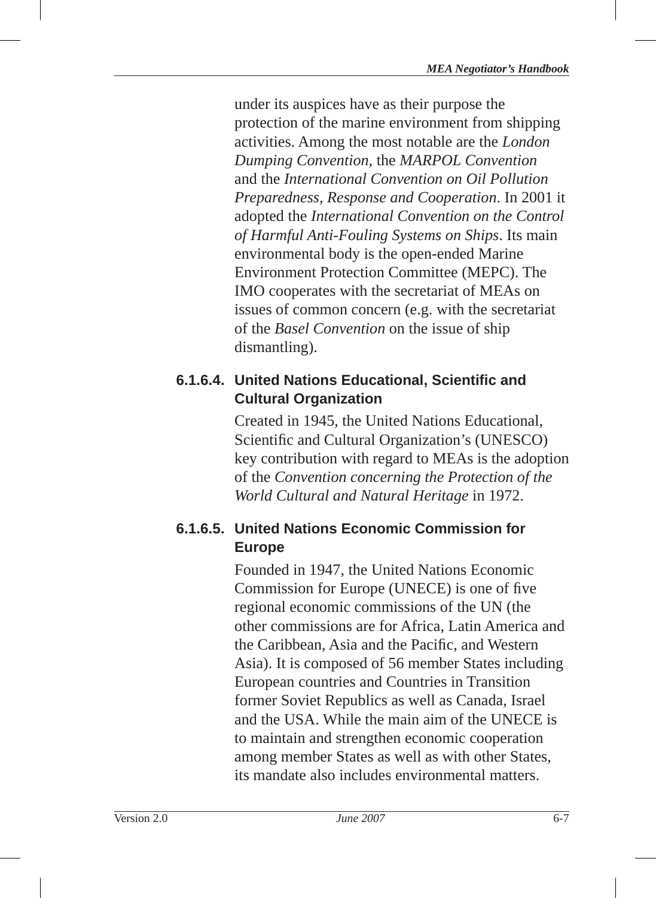under its auspices have as their purpose the protection of the marine environment from shipping activities. Among the most notable are the *London Dumping Convention*, the *MARPOL Convention* and the *International Convention on Oil Pollution Preparedness, Response and Cooperation*. In 2001 it adopted the *International Convention on the Control of Harmful Anti-Fouling Systems on Ships*. Its main environmental body is the open-ended Marine Environment Protection Committee (MEPC). The IMO cooperates with the secretariat of MEAs on issues of common concern (e.g. with the secretariat of the *Basel Convention* on the issue of ship dismantling).

#### 6.1.6.4. United Nations Educational, Scientific and Cultural Organization

Created in 1945, the United Nations Educational, Scientific and Cultural Organization's (UNESCO) key contribution with regard to MEAs is the adoption of the *Convention concerning the Protection of the World Cultural and Natural Heritage* in 1972.

#### 6.1.6.5. United Nations Economic Commission for Europe

Founded in 1947, the United Nations Economic Commission for Europe (UNECE) is one of five regional economic commissions of the UN (the other commissions are for Africa, Latin America and the Caribbean, Asia and the Pacific, and Western Asia). It is composed of 56 member States including European countries and Countries in Transition former Soviet Republics as well as Canada, Israel and the USA. While the main aim of the UNECE is to maintain and strengthen economic cooperation among member States as well as with other States, its mandate also includes environmental matters.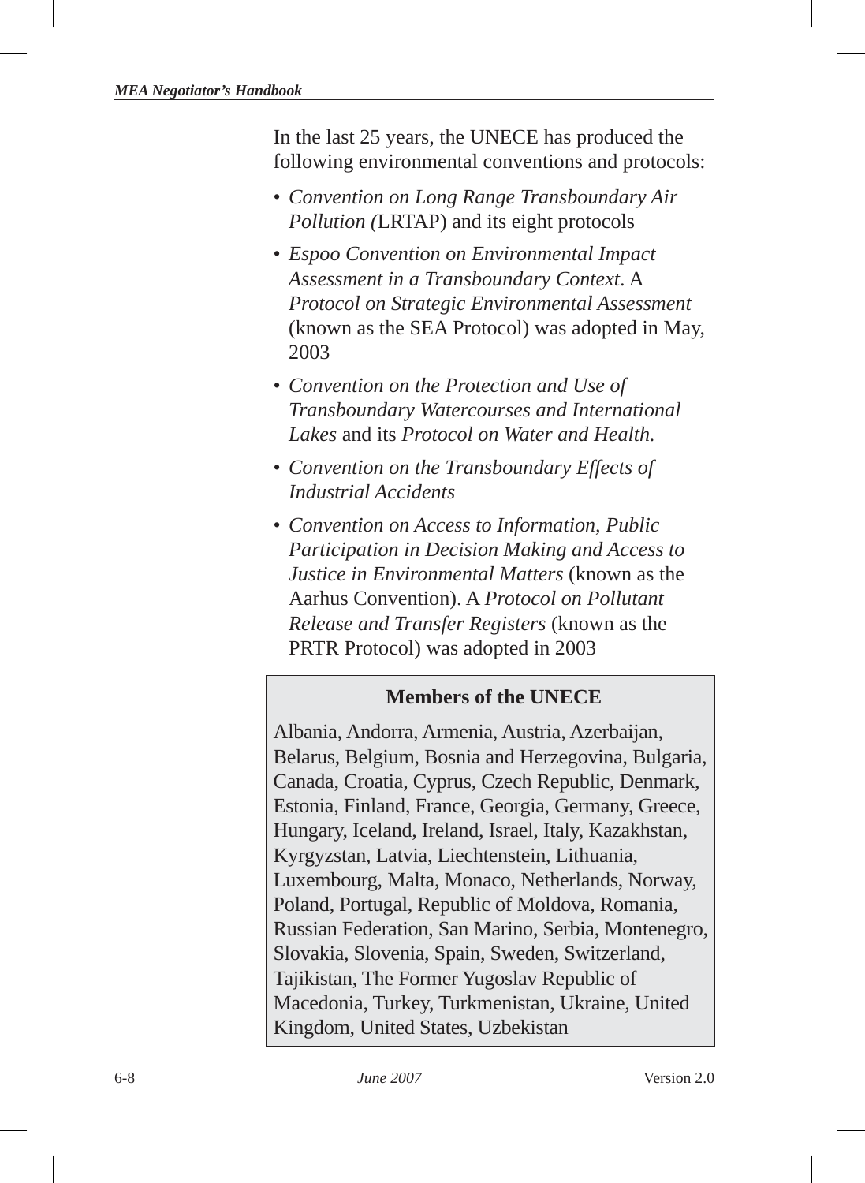In the last 25 years, the UNECE has produced the following environmental conventions and protocols:

- *Convention on Long Range Transboundary Air Pollution (*LRTAP) and its eight protocols
- *Espoo Convention on Environmental Impact Assessment in a Transboundary Context*. A *Protocol on Strategic Environmental Assessment* (known as the SEA Protocol) was adopted in May, 2003
- *Convention on the Protection and Use of Transboundary Watercourses and International Lakes* and its *Protocol on Water and Health.*
- *Convention on the Transboundary Effects of Industrial Accidents*
- *Convention on Access to Information, Public Participation in Decision Making and Access to Justice in Environmental Matters* (known as the Aarhus Convention). A *Protocol on Pollutant Release and Transfer Registers* (known as the PRTR Protocol) was adopted in 2003

**Members of the UNECE**

Albania, Andorra, Armenia, Austria, Azerbaijan, Belarus, Belgium, Bosnia and Herzegovina, Bulgaria, Canada, Croatia, Cyprus, Czech Republic, Denmark, Estonia, Finland, France, Georgia, Germany, Greece, Hungary, Iceland, Ireland, Israel, Italy, Kazakhstan, Kyrgyzstan, Latvia, Liechtenstein, Lithuania, Luxembourg, Malta, Monaco, Netherlands, Norway, Poland, Portugal, Republic of Moldova, Romania, Russian Federation, San Marino, Serbia, Montenegro, Slovakia, Slovenia, Spain, Sweden, Switzerland, Tajikistan, The Former Yugoslav Republic of Macedonia, Turkey, Turkmenistan, Ukraine, United Kingdom, United States, Uzbekistan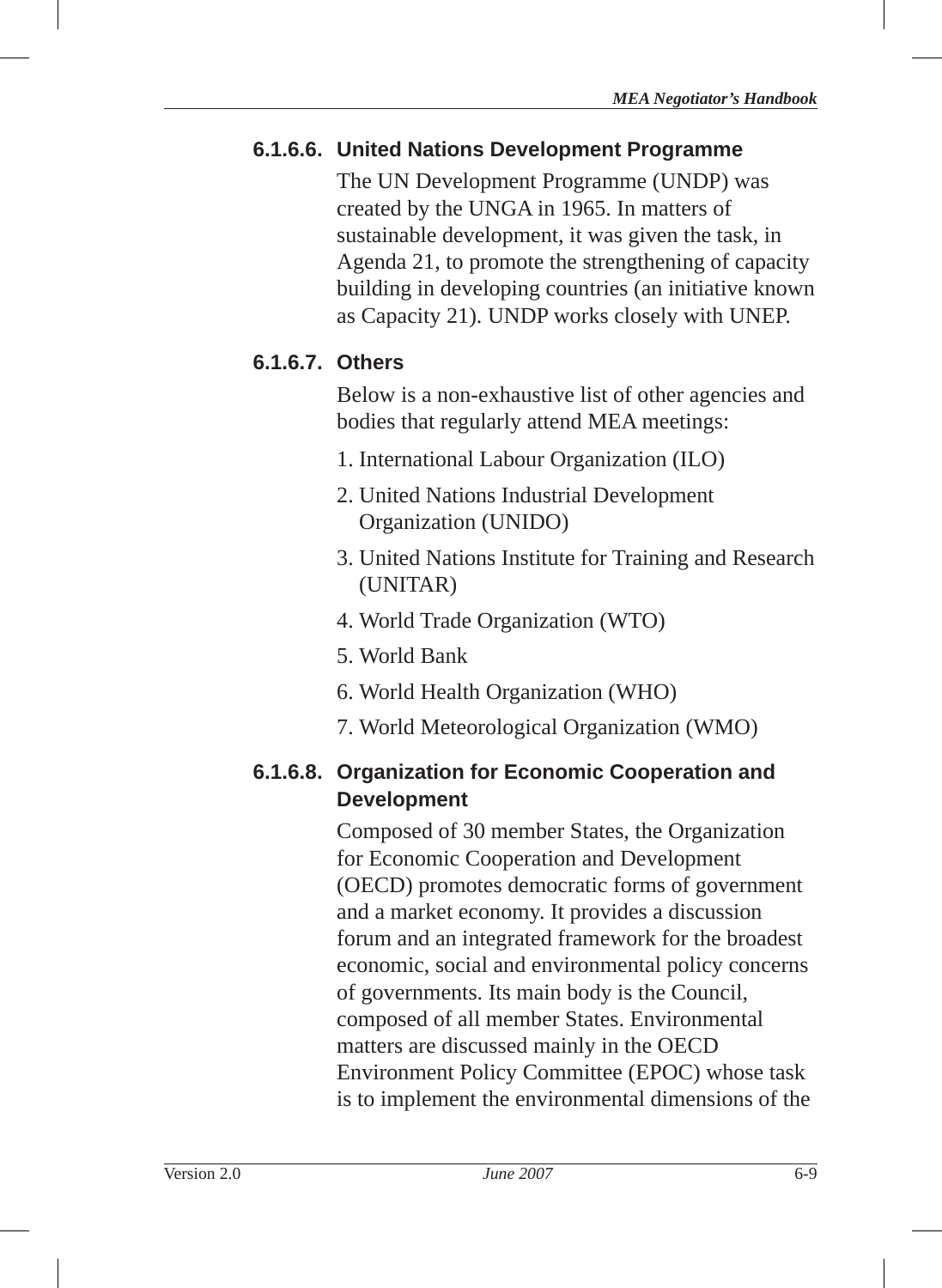#### 6.1.6.6. United Nations Development Programme

The UN Development Programme (UNDP) was created by the UNGA in 1965. In matters of sustainable development, it was given the task, in Agenda 21, to promote the strengthening of capacity building in developing countries (an initiative known as Capacity 21). UNDP works closely with UNEP.

#### 6.1.6.7. Others

Below is a non-exhaustive list of other agencies and bodies that regularly attend MEA meetings:

1. International Labour Organization (ILO)
2. United Nations Industrial Development Organization (UNIDO)
3. United Nations Institute for Training and Research (UNITAR)
4. World Trade Organization (WTO)
5. World Bank
6. World Health Organization (WHO)
7. World Meteorological Organization (WMO)

#### 6.1.6.8. Organization for Economic Cooperation and Development

Composed of 30 member States, the Organization for Economic Cooperation and Development (OECD) promotes democratic forms of government and a market economy. It provides a discussion forum and an integrated framework for the broadest economic, social and environmental policy concerns of governments. Its main body is the Council, composed of all member States. Environmental matters are discussed mainly in the OECD Environment Policy Committee (EPOC) whose task is to implement the environmental dimensions of the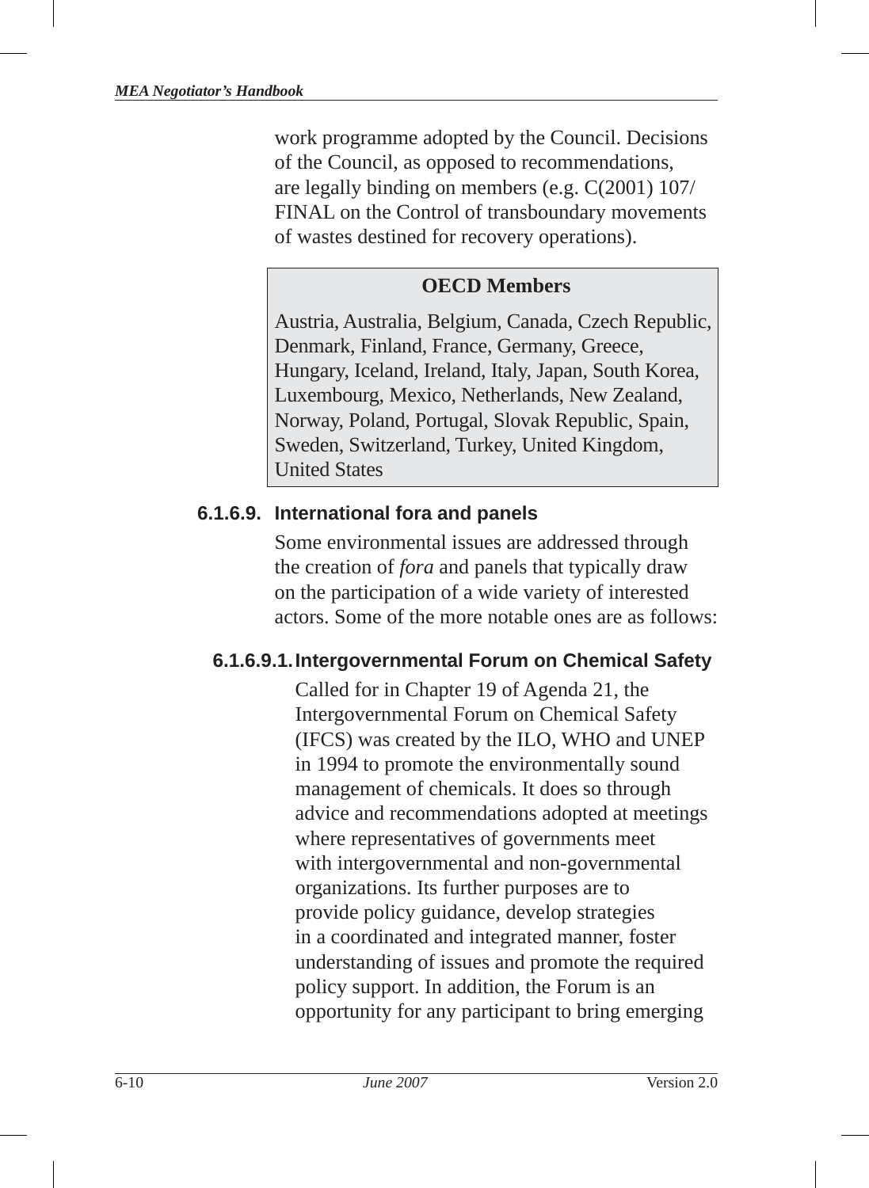work programme adopted by the Council. Decisions of the Council, as opposed to recommendations, are legally binding on members (e.g. C(2001) 107/FINAL on the Control of transboundary movements of wastes destined for recovery operations).

> **OECD Members**
>
> Austria, Australia, Belgium, Canada, Czech Republic, Denmark, Finland, France, Germany, Greece, Hungary, Iceland, Ireland, Italy, Japan, South Korea, Luxembourg, Mexico, Netherlands, New Zealand, Norway, Poland, Portugal, Slovak Republic, Spain, Sweden, Switzerland, Turkey, United Kingdom, United States

### 6.1.6.9. International fora and panels

Some environmental issues are addressed through the creation of *fora* and panels that typically draw on the participation of a wide variety of interested actors. Some of the more notable ones are as follows:

#### 6.1.6.9.1. Intergovernmental Forum on Chemical Safety

Called for in Chapter 19 of Agenda 21, the Intergovernmental Forum on Chemical Safety (IFCS) was created by the ILO, WHO and UNEP in 1994 to promote the environmentally sound management of chemicals. It does so through advice and recommendations adopted at meetings where representatives of governments meet with intergovernmental and non-governmental organizations. Its further purposes are to provide policy guidance, develop strategies in a coordinated and integrated manner, foster understanding of issues and promote the required policy support. In addition, the Forum is an opportunity for any participant to bring emerging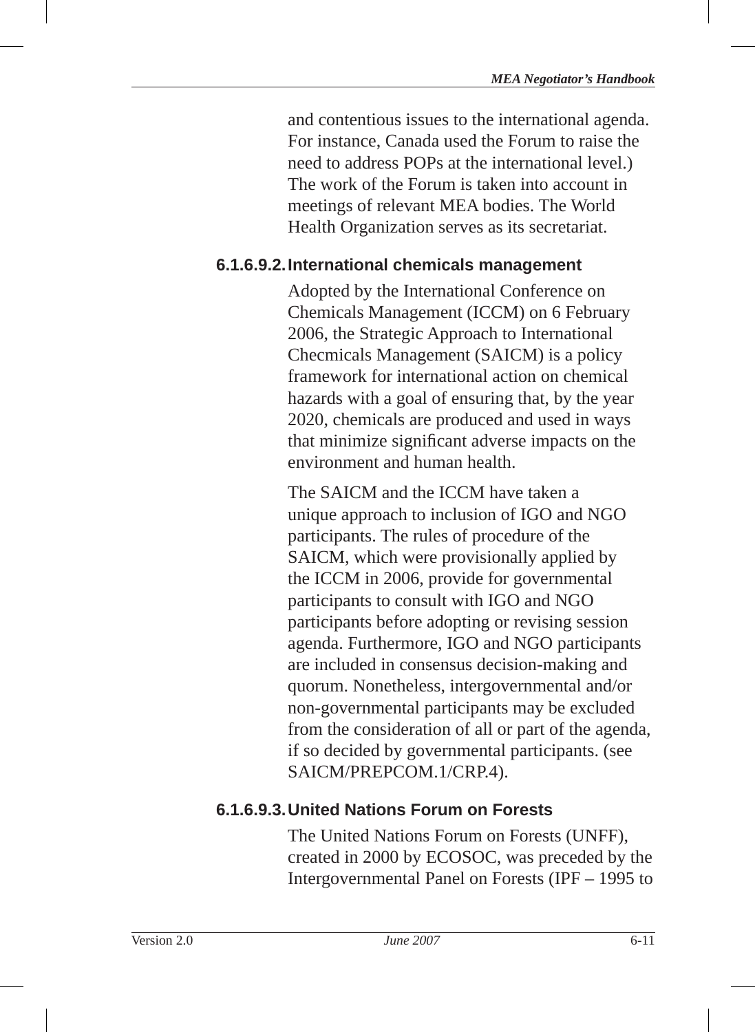and contentious issues to the international agenda. For instance, Canada used the Forum to raise the need to address POPs at the international level.) The work of the Forum is taken into account in meetings of relevant MEA bodies. The World Health Organization serves as its secretariat.

#### 6.1.6.9.2. International chemicals management

Adopted by the International Conference on Chemicals Management (ICCM) on 6 February 2006, the Strategic Approach to International Checmicals Management (SAICM) is a policy framework for international action on chemical hazards with a goal of ensuring that, by the year 2020, chemicals are produced and used in ways that minimize significant adverse impacts on the environment and human health.

The SAICM and the ICCM have taken a unique approach to inclusion of IGO and NGO participants. The rules of procedure of the SAICM, which were provisionally applied by the ICCM in 2006, provide for governmental participants to consult with IGO and NGO participants before adopting or revising session agenda. Furthermore, IGO and NGO participants are included in consensus decision-making and quorum. Nonetheless, intergovernmental and/or non-governmental participants may be excluded from the consideration of all or part of the agenda, if so decided by governmental participants. (see SAICM/PREPCOM.1/CRP.4).

#### 6.1.6.9.3. United Nations Forum on Forests

The United Nations Forum on Forests (UNFF), created in 2000 by ECOSOC, was preceded by the Intergovernmental Panel on Forests (IPF – 1995 to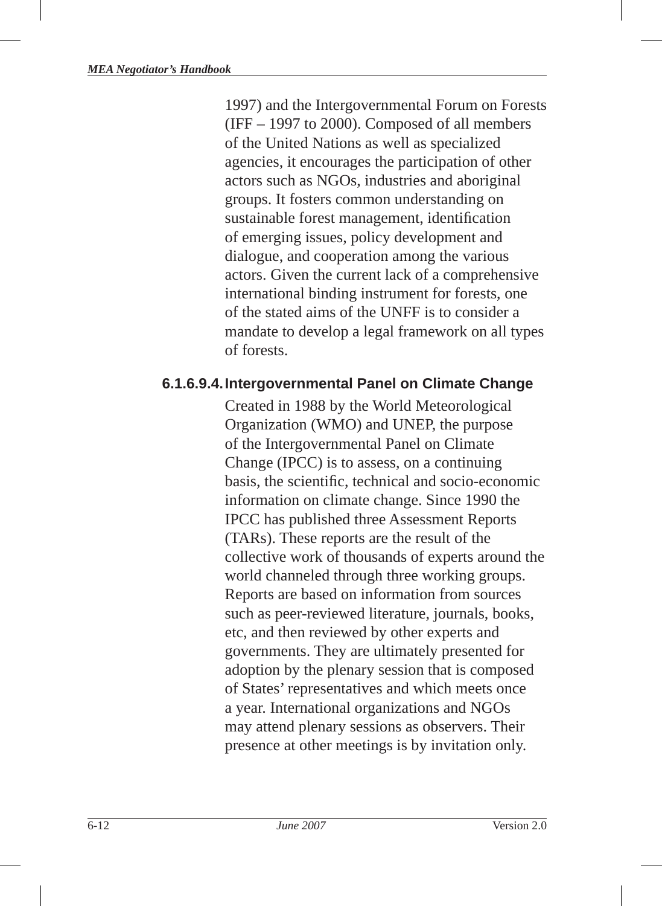1997) and the Intergovernmental Forum on Forests (IFF – 1997 to 2000). Composed of all members of the United Nations as well as specialized agencies, it encourages the participation of other actors such as NGOs, industries and aboriginal groups. It fosters common understanding on sustainable forest management, identification of emerging issues, policy development and dialogue, and cooperation among the various actors. Given the current lack of a comprehensive international binding instrument for forests, one of the stated aims of the UNFF is to consider a mandate to develop a legal framework on all types of forests.

#### 6.1.6.9.4. Intergovernmental Panel on Climate Change

Created in 1988 by the World Meteorological Organization (WMO) and UNEP, the purpose of the Intergovernmental Panel on Climate Change (IPCC) is to assess, on a continuing basis, the scientific, technical and socio-economic information on climate change. Since 1990 the IPCC has published three Assessment Reports (TARs). These reports are the result of the collective work of thousands of experts around the world channeled through three working groups. Reports are based on information from sources such as peer-reviewed literature, journals, books, etc, and then reviewed by other experts and governments. They are ultimately presented for adoption by the plenary session that is composed of States' representatives and which meets once a year. International organizations and NGOs may attend plenary sessions as observers. Their presence at other meetings is by invitation only.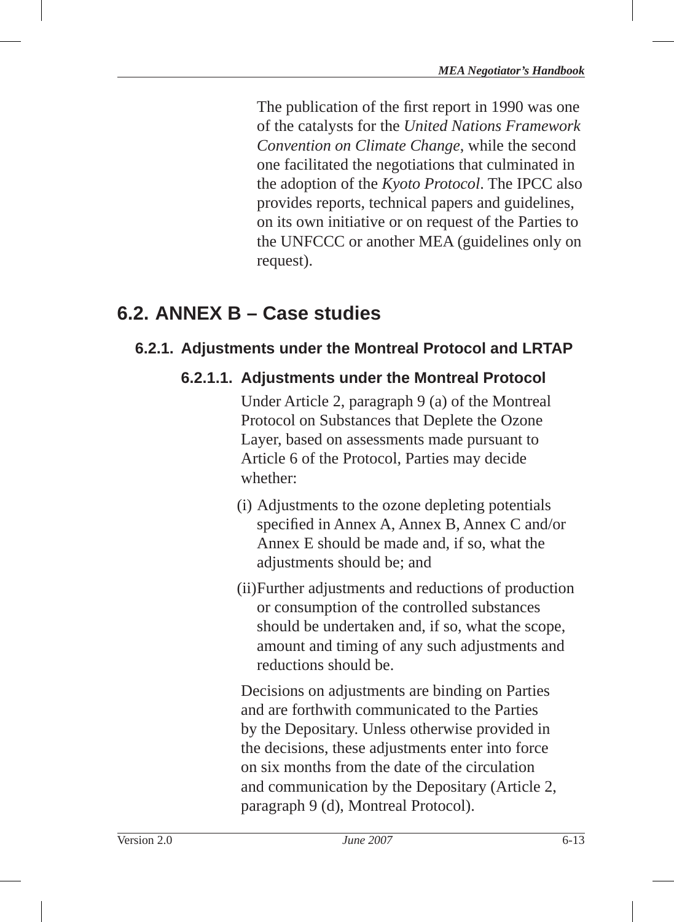The publication of the first report in 1990 was one of the catalysts for the *United Nations Framework Convention on Climate Change*, while the second one facilitated the negotiations that culminated in the adoption of the *Kyoto Protocol*. The IPCC also provides reports, technical papers and guidelines, on its own initiative or on request of the Parties to the UNFCCC or another MEA (guidelines only on request).

## 6.2. ANNEX B – Case studies

### 6.2.1. Adjustments under the Montreal Protocol and LRTAP

#### 6.2.1.1. Adjustments under the Montreal Protocol

Under Article 2, paragraph 9 (a) of the Montreal Protocol on Substances that Deplete the Ozone Layer, based on assessments made pursuant to Article 6 of the Protocol, Parties may decide whether:

(i) Adjustments to the ozone depleting potentials specified in Annex A, Annex B, Annex C and/or Annex E should be made and, if so, what the adjustments should be; and

(ii) Further adjustments and reductions of production or consumption of the controlled substances should be undertaken and, if so, what the scope, amount and timing of any such adjustments and reductions should be.

Decisions on adjustments are binding on Parties and are forthwith communicated to the Parties by the Depositary. Unless otherwise provided in the decisions, these adjustments enter into force on six months from the date of the circulation and communication by the Depositary (Article 2, paragraph 9 (d), Montreal Protocol).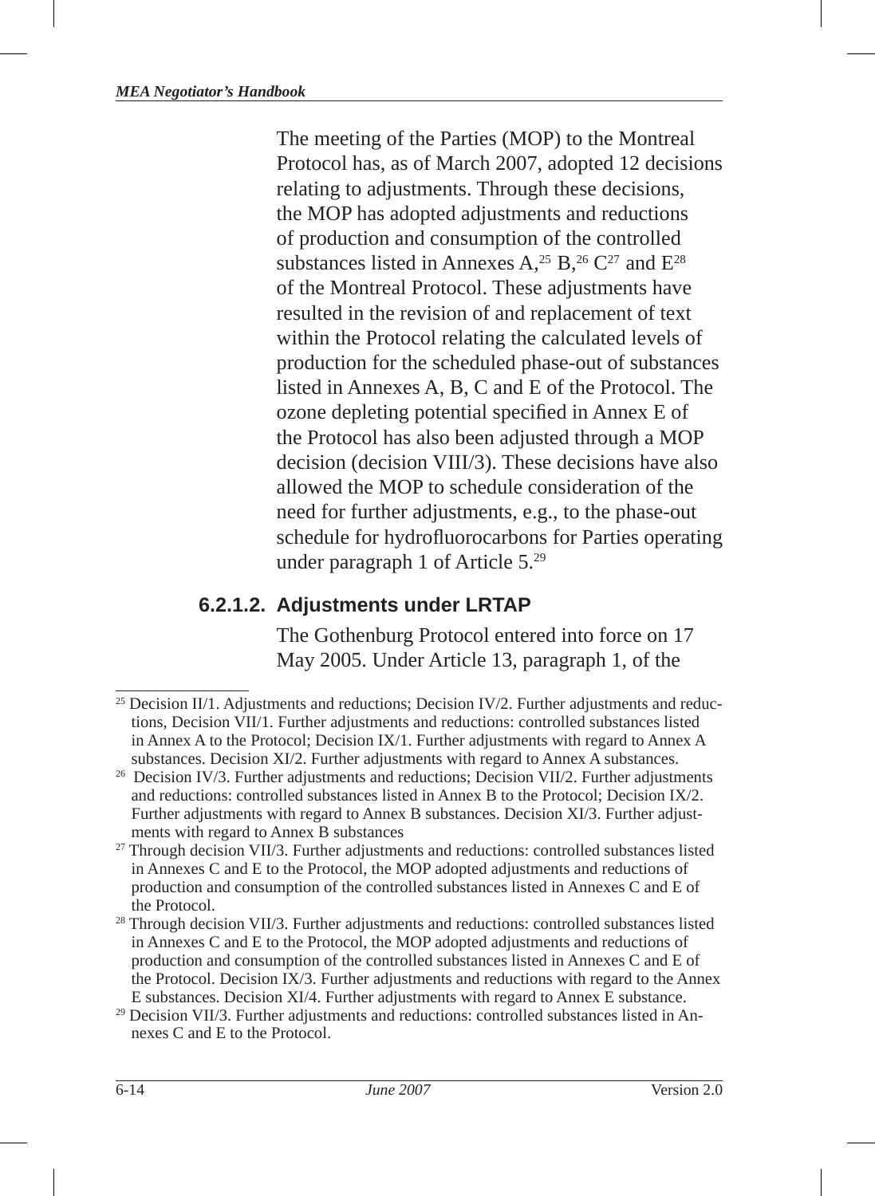The meeting of the Parties (MOP) to the Montreal Protocol has, as of March 2007, adopted 12 decisions relating to adjustments. Through these decisions, the MOP has adopted adjustments and reductions of production and consumption of the controlled substances listed in Annexes A,[25] B,[26] C[27] and E[28] of the Montreal Protocol. These adjustments have resulted in the revision of and replacement of text within the Protocol relating the calculated levels of production for the scheduled phase-out of substances listed in Annexes A, B, C and E of the Protocol. The ozone depleting potential specified in Annex E of the Protocol has also been adjusted through a MOP decision (decision VIII/3). These decisions have also allowed the MOP to schedule consideration of the need for further adjustments, e.g., to the phase-out schedule for hydrofluorocarbons for Parties operating under paragraph 1 of Article 5.[29]

#### 6.2.1.2. Adjustments under LRTAP

The Gothenburg Protocol entered into force on 17 May 2005. Under Article 13, paragraph 1, of the

---

[25] Decision II/1. Adjustments and reductions; Decision IV/2. Further adjustments and reductions, Decision VII/1. Further adjustments and reductions: controlled substances listed in Annex A to the Protocol; Decision IX/1. Further adjustments with regard to Annex A substances. Decision XI/2. Further adjustments with regard to Annex A substances.

[26] Decision IV/3. Further adjustments and reductions; Decision VII/2. Further adjustments and reductions: controlled substances listed in Annex B to the Protocol; Decision IX/2. Further adjustments with regard to Annex B substances. Decision XI/3. Further adjustments with regard to Annex B substances

[27] Through decision VII/3. Further adjustments and reductions: controlled substances listed in Annexes C and E to the Protocol, the MOP adopted adjustments and reductions of production and consumption of the controlled substances listed in Annexes C and E of the Protocol.

[28] Through decision VII/3. Further adjustments and reductions: controlled substances listed in Annexes C and E to the Protocol, the MOP adopted adjustments and reductions of production and consumption of the controlled substances listed in Annexes C and E of the Protocol. Decision IX/3. Further adjustments and reductions with regard to the Annex E substances. Decision XI/4. Further adjustments with regard to Annex E substance.

[29] Decision VII/3. Further adjustments and reductions: controlled substances listed in Annexes C and E to the Protocol.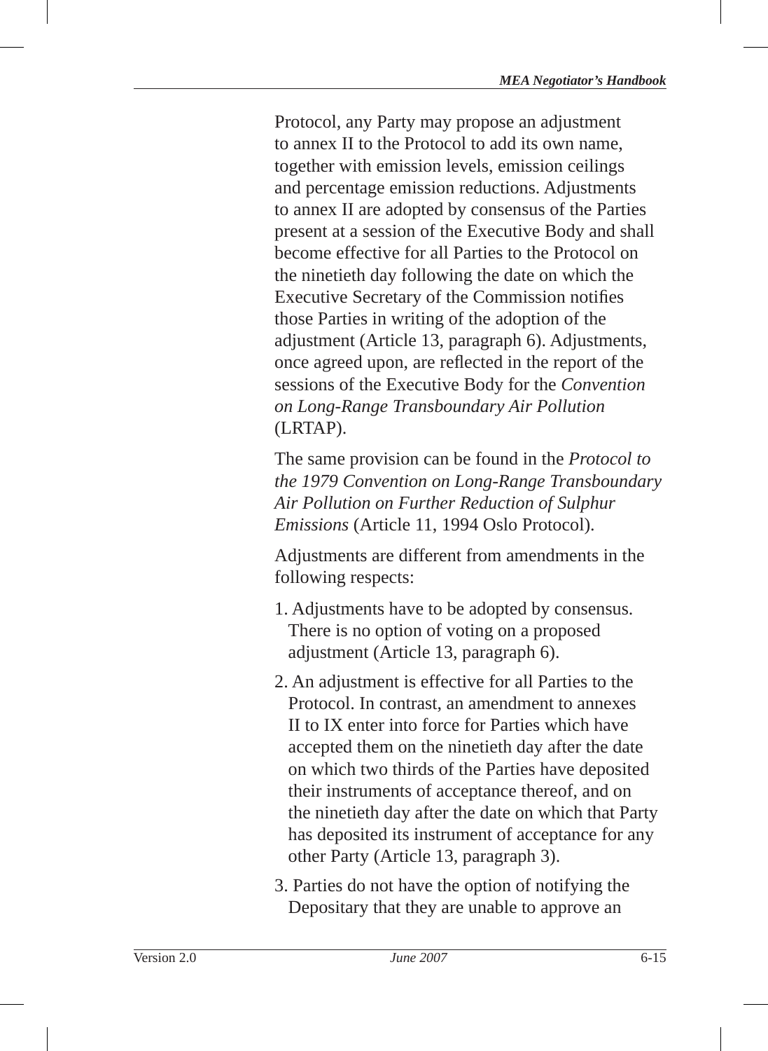Protocol, any Party may propose an adjustment to annex II to the Protocol to add its own name, together with emission levels, emission ceilings and percentage emission reductions. Adjustments to annex II are adopted by consensus of the Parties present at a session of the Executive Body and shall become effective for all Parties to the Protocol on the ninetieth day following the date on which the Executive Secretary of the Commission notifies those Parties in writing of the adoption of the adjustment (Article 13, paragraph 6). Adjustments, once agreed upon, are reflected in the report of the sessions of the Executive Body for the *Convention on Long-Range Transboundary Air Pollution* (LRTAP).

The same provision can be found in the *Protocol to the 1979 Convention on Long-Range Transboundary Air Pollution on Further Reduction of Sulphur Emissions* (Article 11, 1994 Oslo Protocol).

Adjustments are different from amendments in the following respects:

1. Adjustments have to be adopted by consensus. There is no option of voting on a proposed adjustment (Article 13, paragraph 6).
2. An adjustment is effective for all Parties to the Protocol. In contrast, an amendment to annexes II to IX enter into force for Parties which have accepted them on the ninetieth day after the date on which two thirds of the Parties have deposited their instruments of acceptance thereof, and on the ninetieth day after the date on which that Party has deposited its instrument of acceptance for any other Party (Article 13, paragraph 3).
3. Parties do not have the option of notifying the Depositary that they are unable to approve an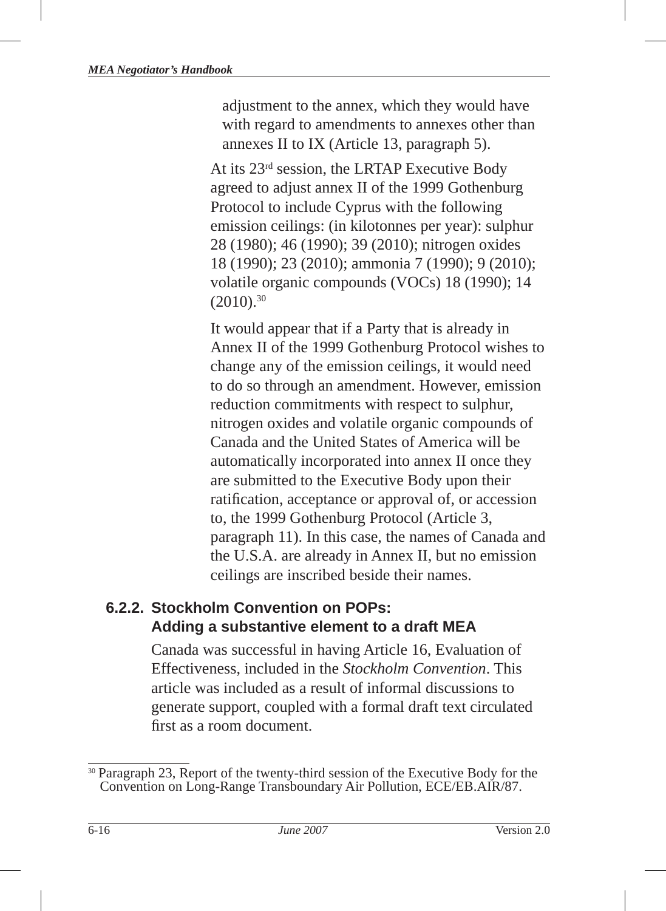adjustment to the annex, which they would have with regard to amendments to annexes other than annexes II to IX (Article 13, paragraph 5).

At its 23rd session, the LRTAP Executive Body agreed to adjust annex II of the 1999 Gothenburg Protocol to include Cyprus with the following emission ceilings: (in kilotonnes per year): sulphur 28 (1980); 46 (1990); 39 (2010); nitrogen oxides 18 (1990); 23 (2010); ammonia 7 (1990); 9 (2010); volatile organic compounds (VOCs) 18 (1990); 14 (2010).[30]

It would appear that if a Party that is already in Annex II of the 1999 Gothenburg Protocol wishes to change any of the emission ceilings, it would need to do so through an amendment. However, emission reduction commitments with respect to sulphur, nitrogen oxides and volatile organic compounds of Canada and the United States of America will be automatically incorporated into annex II once they are submitted to the Executive Body upon their ratification, acceptance or approval of, or accession to, the 1999 Gothenburg Protocol (Article 3, paragraph 11). In this case, the names of Canada and the U.S.A. are already in Annex II, but no emission ceilings are inscribed beside their names.

### 6.2.2. Stockholm Convention on POPs: Adding a substantive element to a draft MEA

Canada was successful in having Article 16, Evaluation of Effectiveness, included in the *Stockholm Convention*. This article was included as a result of informal discussions to generate support, coupled with a formal draft text circulated first as a room document.

---

[30] Paragraph 23, Report of the twenty-third session of the Executive Body for the Convention on Long-Range Transboundary Air Pollution, ECE/EB.AIR/87.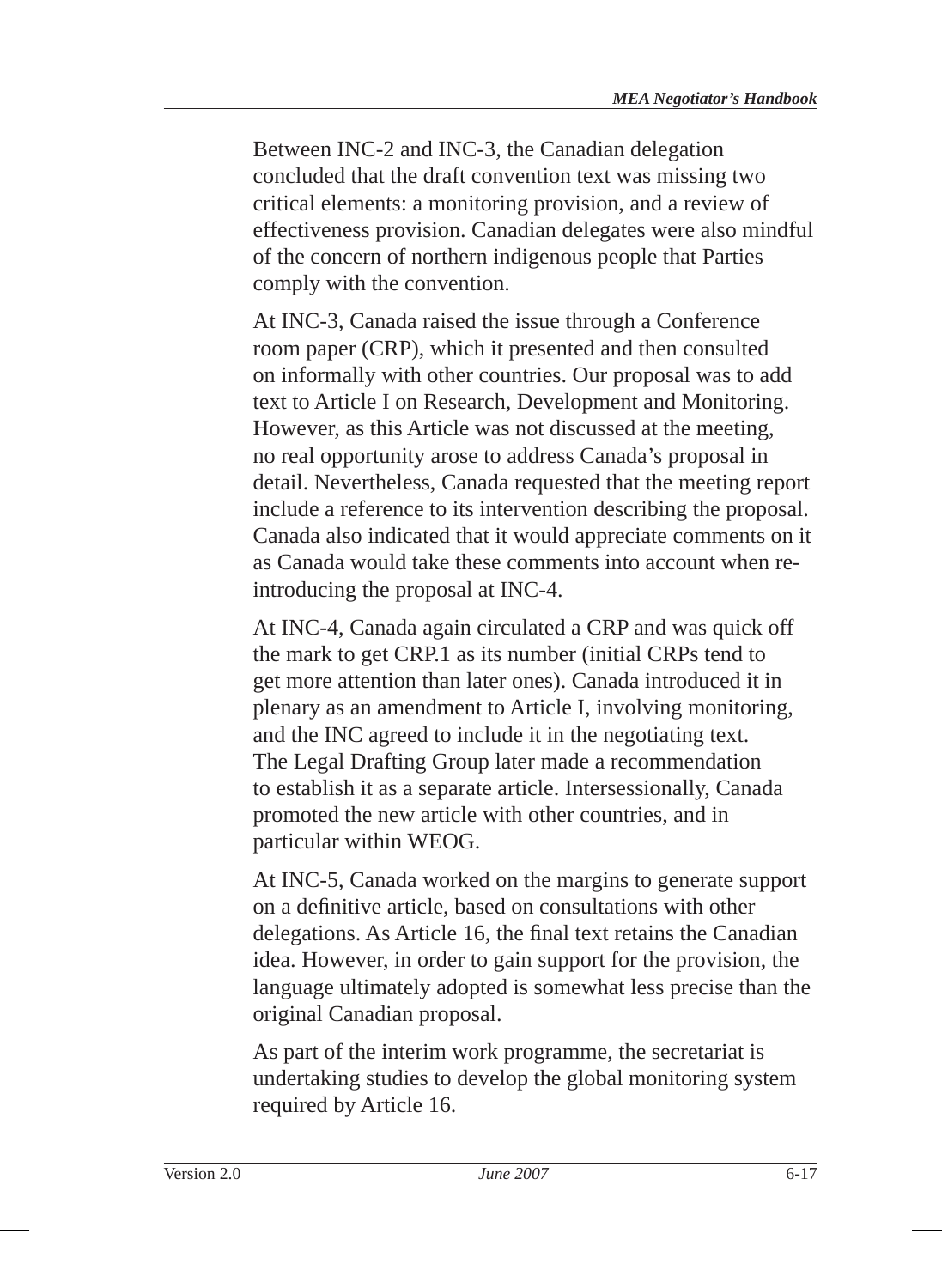Between INC-2 and INC-3, the Canadian delegation concluded that the draft convention text was missing two critical elements: a monitoring provision, and a review of effectiveness provision. Canadian delegates were also mindful of the concern of northern indigenous people that Parties comply with the convention.

At INC-3, Canada raised the issue through a Conference room paper (CRP), which it presented and then consulted on informally with other countries. Our proposal was to add text to Article I on Research, Development and Monitoring. However, as this Article was not discussed at the meeting, no real opportunity arose to address Canada's proposal in detail. Nevertheless, Canada requested that the meeting report include a reference to its intervention describing the proposal. Canada also indicated that it would appreciate comments on it as Canada would take these comments into account when re-introducing the proposal at INC-4.

At INC-4, Canada again circulated a CRP and was quick off the mark to get CRP.1 as its number (initial CRPs tend to get more attention than later ones). Canada introduced it in plenary as an amendment to Article I, involving monitoring, and the INC agreed to include it in the negotiating text. The Legal Drafting Group later made a recommendation to establish it as a separate article. Intersessionally, Canada promoted the new article with other countries, and in particular within WEOG.

At INC-5, Canada worked on the margins to generate support on a definitive article, based on consultations with other delegations. As Article 16, the final text retains the Canadian idea. However, in order to gain support for the provision, the language ultimately adopted is somewhat less precise than the original Canadian proposal.

As part of the interim work programme, the secretariat is undertaking studies to develop the global monitoring system required by Article 16.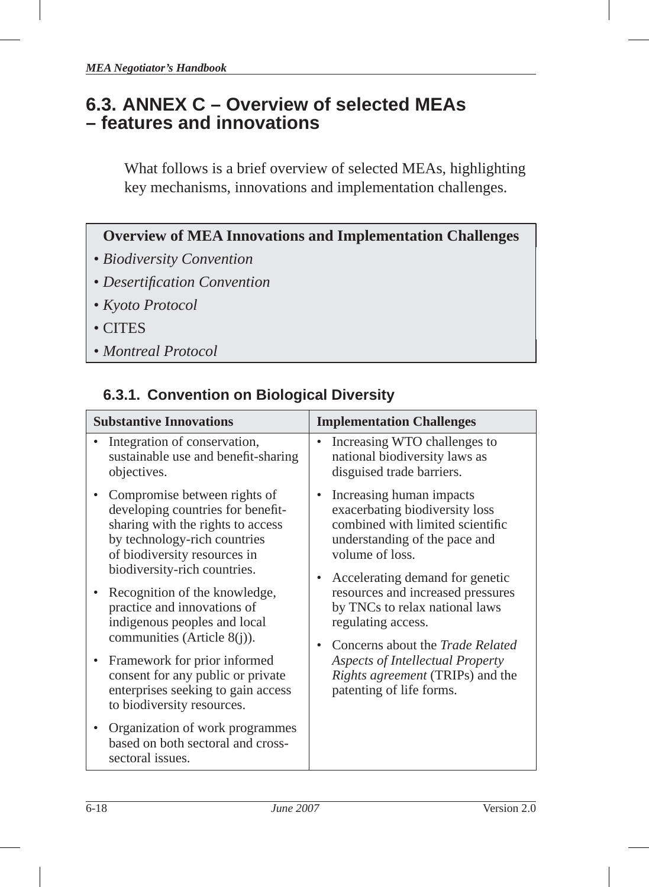## 6.3. ANNEX C – Overview of selected MEAs – features and innovations

What follows is a brief overview of selected MEAs, highlighting key mechanisms, innovations and implementation challenges.

**Overview of MEA Innovations and Implementation Challenges**

- *Biodiversity Convention*
- *Desertification Convention*
- *Kyoto Protocol*
- CITES
- *Montreal Protocol*

### 6.3.1. Convention on Biological Diversity

| Substantive Innovations | Implementation Challenges |
|---|---|
| • Integration of conservation, sustainable use and benefit-sharing objectives.<br>• Compromise between rights of developing countries for benefit-sharing with the rights to access by technology-rich countries of biodiversity resources in biodiversity-rich countries.<br>• Recognition of the knowledge, practice and innovations of indigenous peoples and local communities (Article 8(j)).<br>• Framework for prior informed consent for any public or private enterprises seeking to gain access to biodiversity resources.<br>• Organization of work programmes based on both sectoral and cross-sectoral issues. | • Increasing WTO challenges to national biodiversity laws as disguised trade barriers.<br>• Increasing human impacts exacerbating biodiversity loss combined with limited scientific understanding of the pace and volume of loss.<br>• Accelerating demand for genetic resources and increased pressures by TNCs to relax national laws regulating access.<br>• Concerns about the *Trade Related Aspects of Intellectual Property Rights agreement* (TRIPs) and the patenting of life forms. |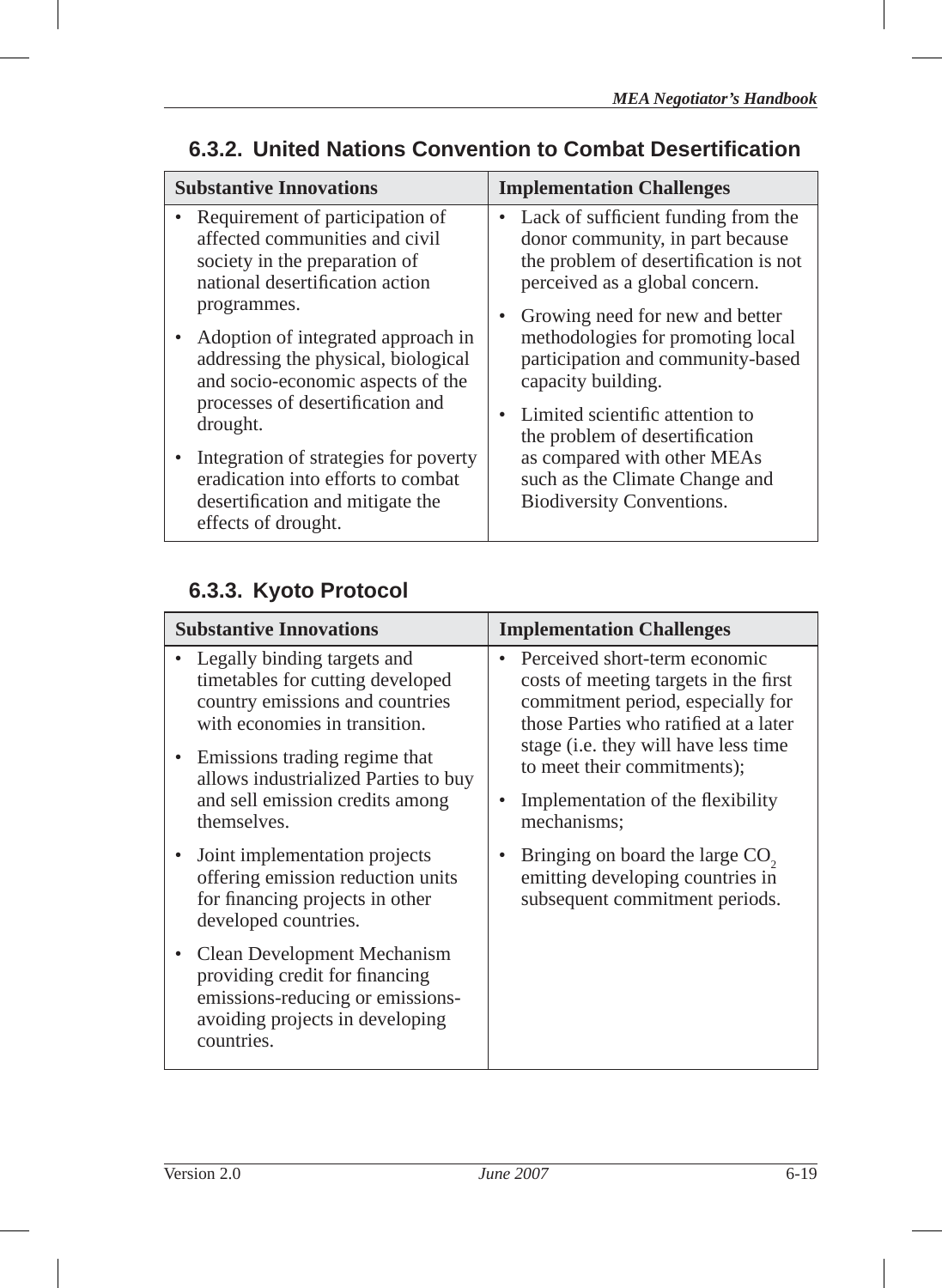### 6.3.2. United Nations Convention to Combat Desertification

| Substantive Innovations | Implementation Challenges |
|---|---|
| • Requirement of participation of affected communities and civil society in the preparation of national desertification action programmes.<br>• Adoption of integrated approach in addressing the physical, biological and socio-economic aspects of the processes of desertification and drought.<br>• Integration of strategies for poverty eradication into efforts to combat desertification and mitigate the effects of drought. | • Lack of sufficient funding from the donor community, in part because the problem of desertification is not perceived as a global concern.<br>• Growing need for new and better methodologies for promoting local participation and community-based capacity building.<br>• Limited scientific attention to the problem of desertification as compared with other MEAs such as the Climate Change and Biodiversity Conventions. |

### 6.3.3. Kyoto Protocol

| Substantive Innovations | Implementation Challenges |
|---|---|
| • Legally binding targets and timetables for cutting developed country emissions and countries with economies in transition.<br>• Emissions trading regime that allows industrialized Parties to buy and sell emission credits among themselves.<br>• Joint implementation projects offering emission reduction units for financing projects in other developed countries.<br>• Clean Development Mechanism providing credit for financing emissions-reducing or emissions-avoiding projects in developing countries. | • Perceived short-term economic costs of meeting targets in the first commitment period, especially for those Parties who ratified at a later stage (i.e. they will have less time to meet their commitments);<br>• Implementation of the flexibility mechanisms;<br>• Bringing on board the large $CO_2$ emitting developing countries in subsequent commitment periods. |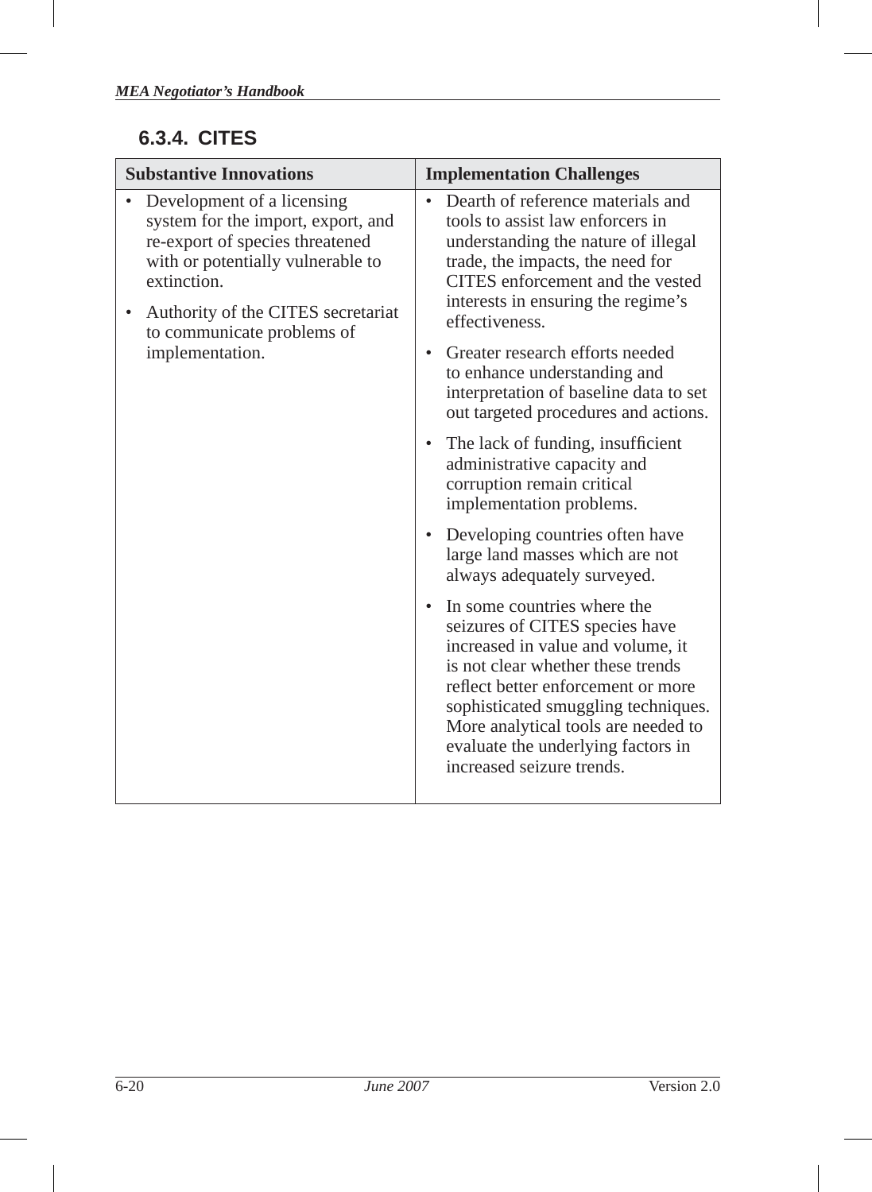### 6.3.4. CITES

| Substantive Innovations | Implementation Challenges |
|---|---|
| • Development of a licensing system for the import, export, and re-export of species threatened with or potentially vulnerable to extinction.<br>• Authority of the CITES secretariat to communicate problems of implementation. | • Dearth of reference materials and tools to assist law enforcers in understanding the nature of illegal trade, the impacts, the need for CITES enforcement and the vested interests in ensuring the regime's effectiveness.<br>• Greater research efforts needed to enhance understanding and interpretation of baseline data to set out targeted procedures and actions.<br>• The lack of funding, insufficient administrative capacity and corruption remain critical implementation problems.<br>• Developing countries often have large land masses which are not always adequately surveyed.<br>• In some countries where the seizures of CITES species have increased in value and volume, it is not clear whether these trends reflect better enforcement or more sophisticated smuggling techniques. More analytical tools are needed to evaluate the underlying factors in increased seizure trends. |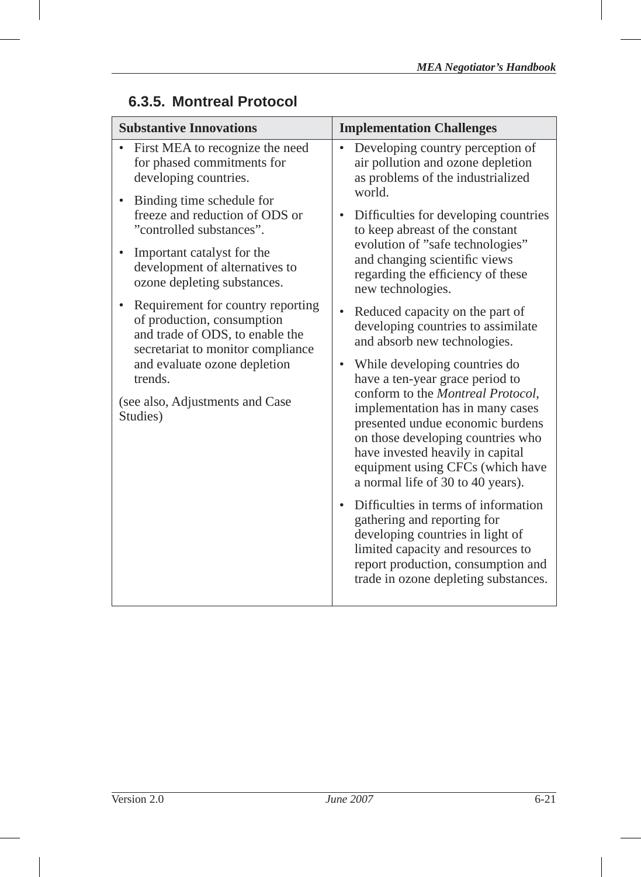### 6.3.5. Montreal Protocol

| Substantive Innovations | Implementation Challenges |
|---|---|
| • First MEA to recognize the need for phased commitments for developing countries.<br>• Binding time schedule for freeze and reduction of ODS or "controlled substances".<br>• Important catalyst for the development of alternatives to ozone depleting substances.<br>• Requirement for country reporting of production, consumption and trade of ODS, to enable the secretariat to monitor compliance and evaluate ozone depletion trends.<br><br>(see also, Adjustments and Case Studies) | • Developing country perception of air pollution and ozone depletion as problems of the industrialized world.<br>• Difficulties for developing countries to keep abreast of the constant evolution of "safe technologies" and changing scientific views regarding the efficiency of these new technologies.<br>• Reduced capacity on the part of developing countries to assimilate and absorb new technologies.<br>• While developing countries do have a ten-year grace period to conform to the *Montreal Protocol*, implementation has in many cases presented undue economic burdens on those developing countries who have invested heavily in capital equipment using CFCs (which have a normal life of 30 to 40 years).<br>• Difficulties in terms of information gathering and reporting for developing countries in light of limited capacity and resources to report production, consumption and trade in ozone depleting substances. |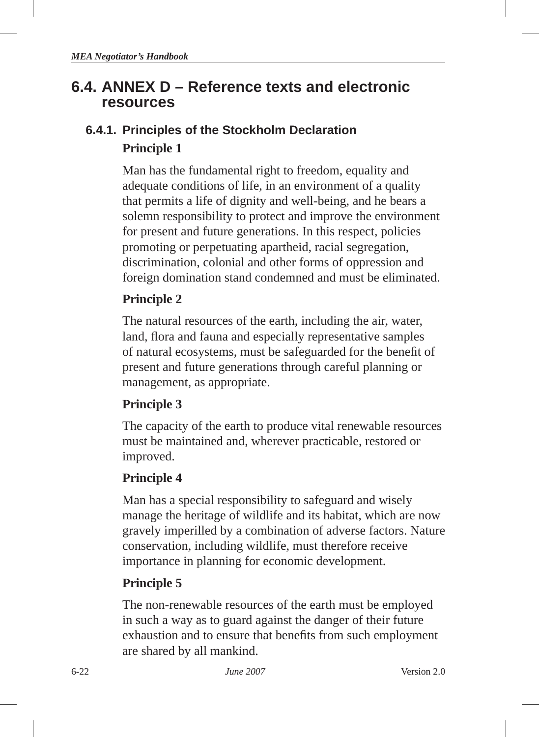## 6.4. ANNEX D – Reference texts and electronic resources

### 6.4.1. Principles of the Stockholm Declaration

**Principle 1**

Man has the fundamental right to freedom, equality and adequate conditions of life, in an environment of a quality that permits a life of dignity and well-being, and he bears a solemn responsibility to protect and improve the environment for present and future generations. In this respect, policies promoting or perpetuating apartheid, racial segregation, discrimination, colonial and other forms of oppression and foreign domination stand condemned and must be eliminated.

**Principle 2**

The natural resources of the earth, including the air, water, land, flora and fauna and especially representative samples of natural ecosystems, must be safeguarded for the benefit of present and future generations through careful planning or management, as appropriate.

**Principle 3**

The capacity of the earth to produce vital renewable resources must be maintained and, wherever practicable, restored or improved.

**Principle 4**

Man has a special responsibility to safeguard and wisely manage the heritage of wildlife and its habitat, which are now gravely imperilled by a combination of adverse factors. Nature conservation, including wildlife, must therefore receive importance in planning for economic development.

**Principle 5**

The non-renewable resources of the earth must be employed in such a way as to guard against the danger of their future exhaustion and to ensure that benefits from such employment are shared by all mankind.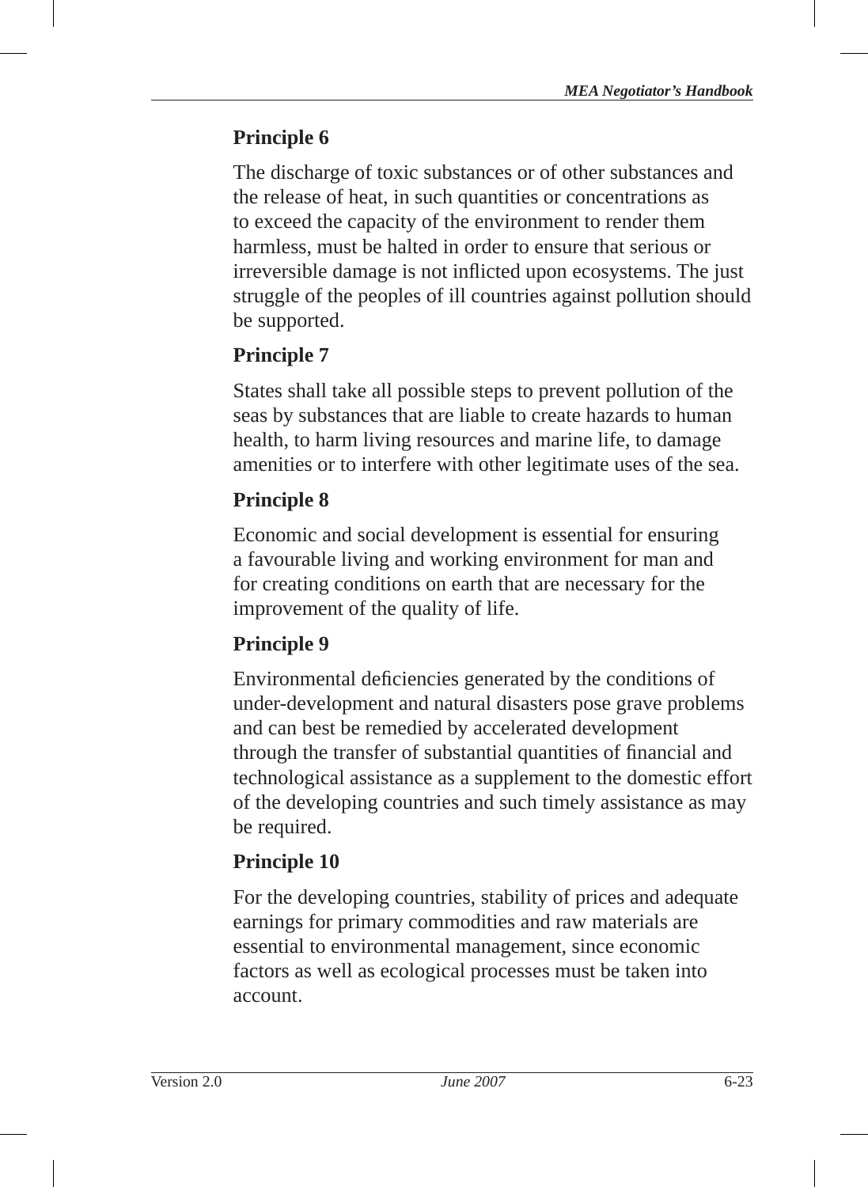**Principle 6**

The discharge of toxic substances or of other substances and the release of heat, in such quantities or concentrations as to exceed the capacity of the environment to render them harmless, must be halted in order to ensure that serious or irreversible damage is not inflicted upon ecosystems. The just struggle of the peoples of ill countries against pollution should be supported.

**Principle 7**

States shall take all possible steps to prevent pollution of the seas by substances that are liable to create hazards to human health, to harm living resources and marine life, to damage amenities or to interfere with other legitimate uses of the sea.

**Principle 8**

Economic and social development is essential for ensuring a favourable living and working environment for man and for creating conditions on earth that are necessary for the improvement of the quality of life.

**Principle 9**

Environmental deficiencies generated by the conditions of under-development and natural disasters pose grave problems and can best be remedied by accelerated development through the transfer of substantial quantities of financial and technological assistance as a supplement to the domestic effort of the developing countries and such timely assistance as may be required.

**Principle 10**

For the developing countries, stability of prices and adequate earnings for primary commodities and raw materials are essential to environmental management, since economic factors as well as ecological processes must be taken into account.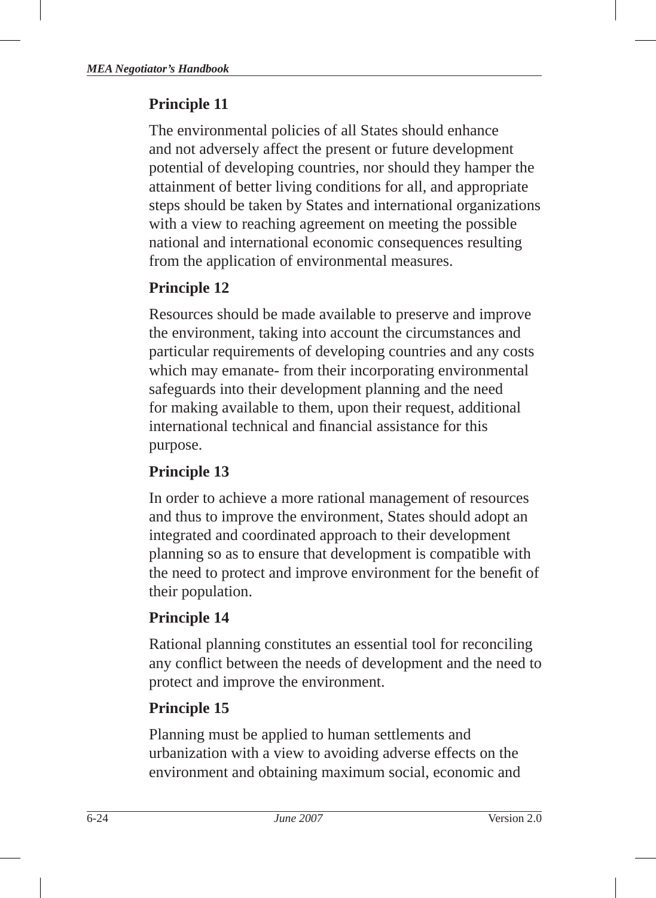## Principle 11

The environmental policies of all States should enhance and not adversely affect the present or future development potential of developing countries, nor should they hamper the attainment of better living conditions for all, and appropriate steps should be taken by States and international organizations with a view to reaching agreement on meeting the possible national and international economic consequences resulting from the application of environmental measures.

## Principle 12

Resources should be made available to preserve and improve the environment, taking into account the circumstances and particular requirements of developing countries and any costs which may emanate- from their incorporating environmental safeguards into their development planning and the need for making available to them, upon their request, additional international technical and financial assistance for this purpose.

## Principle 13

In order to achieve a more rational management of resources and thus to improve the environment, States should adopt an integrated and coordinated approach to their development planning so as to ensure that development is compatible with the need to protect and improve environment for the benefit of their population.

## Principle 14

Rational planning constitutes an essential tool for reconciling any conflict between the needs of development and the need to protect and improve the environment.

## Principle 15

Planning must be applied to human settlements and urbanization with a view to avoiding adverse effects on the environment and obtaining maximum social, economic and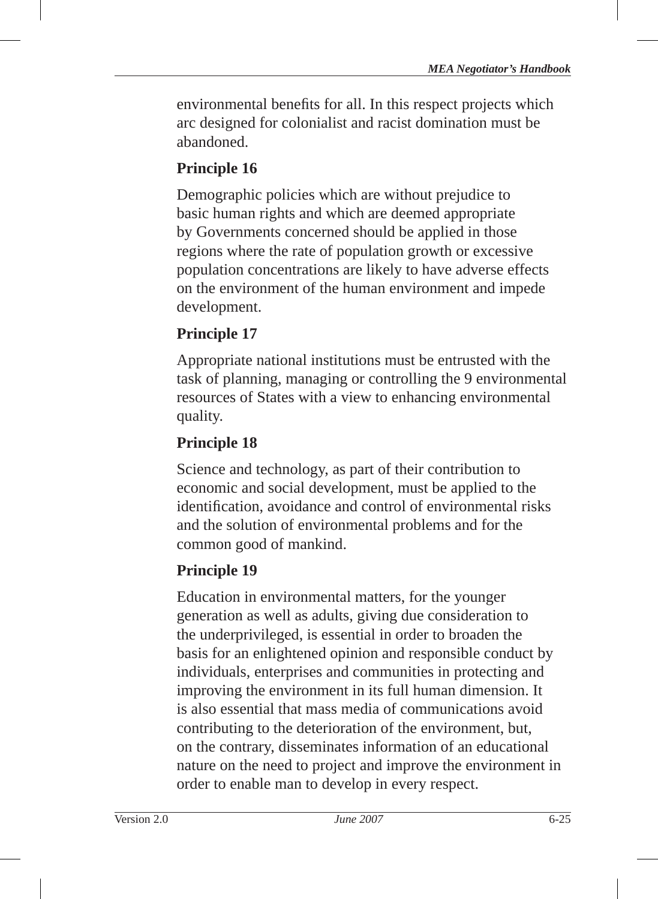environmental benefits for all. In this respect projects which arc designed for colonialist and racist domination must be abandoned.

### Principle 16

Demographic policies which are without prejudice to basic human rights and which are deemed appropriate by Governments concerned should be applied in those regions where the rate of population growth or excessive population concentrations are likely to have adverse effects on the environment of the human environment and impede development.

### Principle 17

Appropriate national institutions must be entrusted with the task of planning, managing or controlling the 9 environmental resources of States with a view to enhancing environmental quality.

### Principle 18

Science and technology, as part of their contribution to economic and social development, must be applied to the identification, avoidance and control of environmental risks and the solution of environmental problems and for the common good of mankind.

### Principle 19

Education in environmental matters, for the younger generation as well as adults, giving due consideration to the underprivileged, is essential in order to broaden the basis for an enlightened opinion and responsible conduct by individuals, enterprises and communities in protecting and improving the environment in its full human dimension. It is also essential that mass media of communications avoid contributing to the deterioration of the environment, but, on the contrary, disseminates information of an educational nature on the need to project and improve the environment in order to enable man to develop in every respect.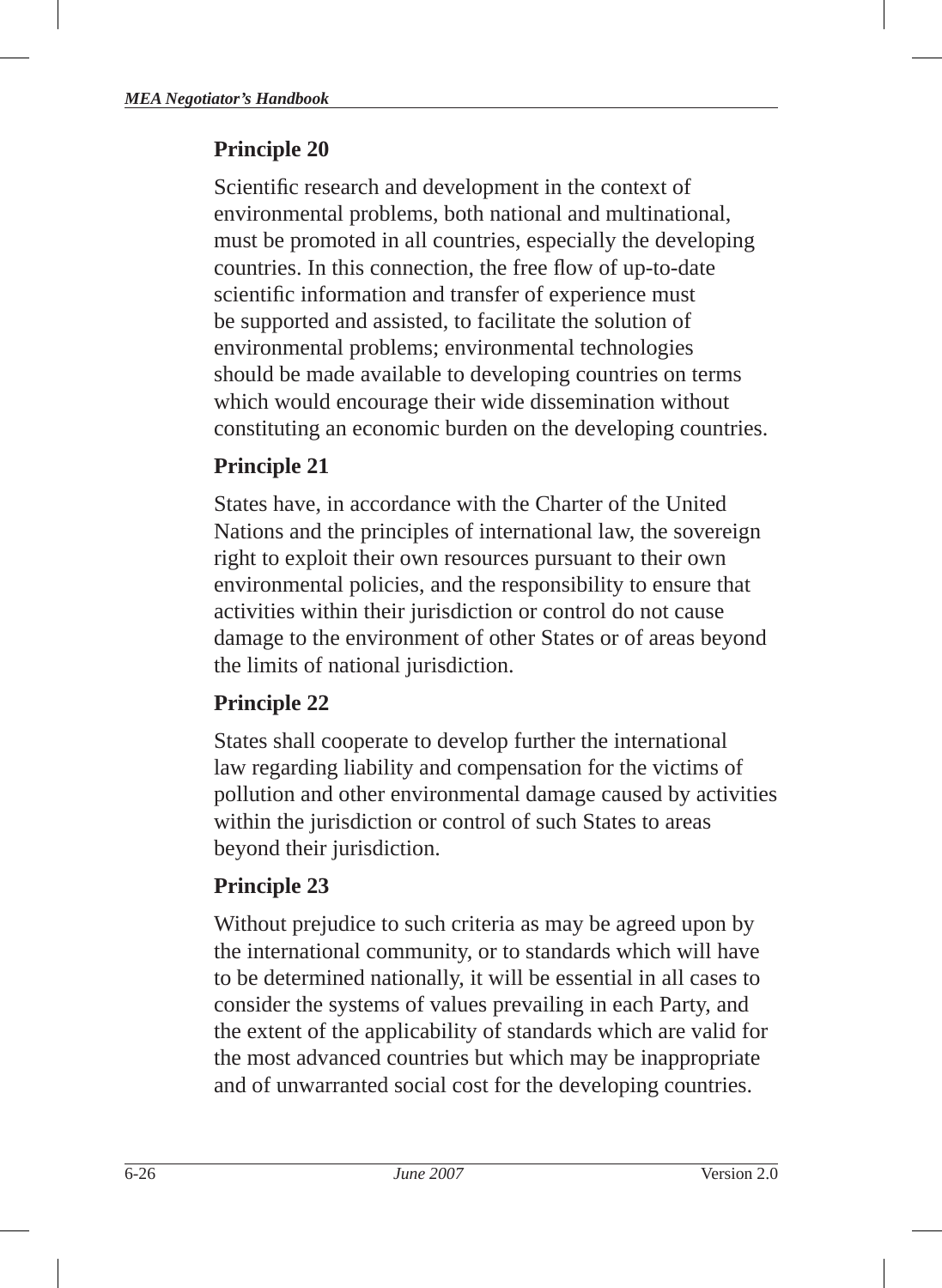**Principle 20**

Scientific research and development in the context of environmental problems, both national and multinational, must be promoted in all countries, especially the developing countries. In this connection, the free flow of up-to-date scientific information and transfer of experience must be supported and assisted, to facilitate the solution of environmental problems; environmental technologies should be made available to developing countries on terms which would encourage their wide dissemination without constituting an economic burden on the developing countries.

**Principle 21**

States have, in accordance with the Charter of the United Nations and the principles of international law, the sovereign right to exploit their own resources pursuant to their own environmental policies, and the responsibility to ensure that activities within their jurisdiction or control do not cause damage to the environment of other States or of areas beyond the limits of national jurisdiction.

**Principle 22**

States shall cooperate to develop further the international law regarding liability and compensation for the victims of pollution and other environmental damage caused by activities within the jurisdiction or control of such States to areas beyond their jurisdiction.

**Principle 23**

Without prejudice to such criteria as may be agreed upon by the international community, or to standards which will have to be determined nationally, it will be essential in all cases to consider the systems of values prevailing in each Party, and the extent of the applicability of standards which are valid for the most advanced countries but which may be inappropriate and of unwarranted social cost for the developing countries.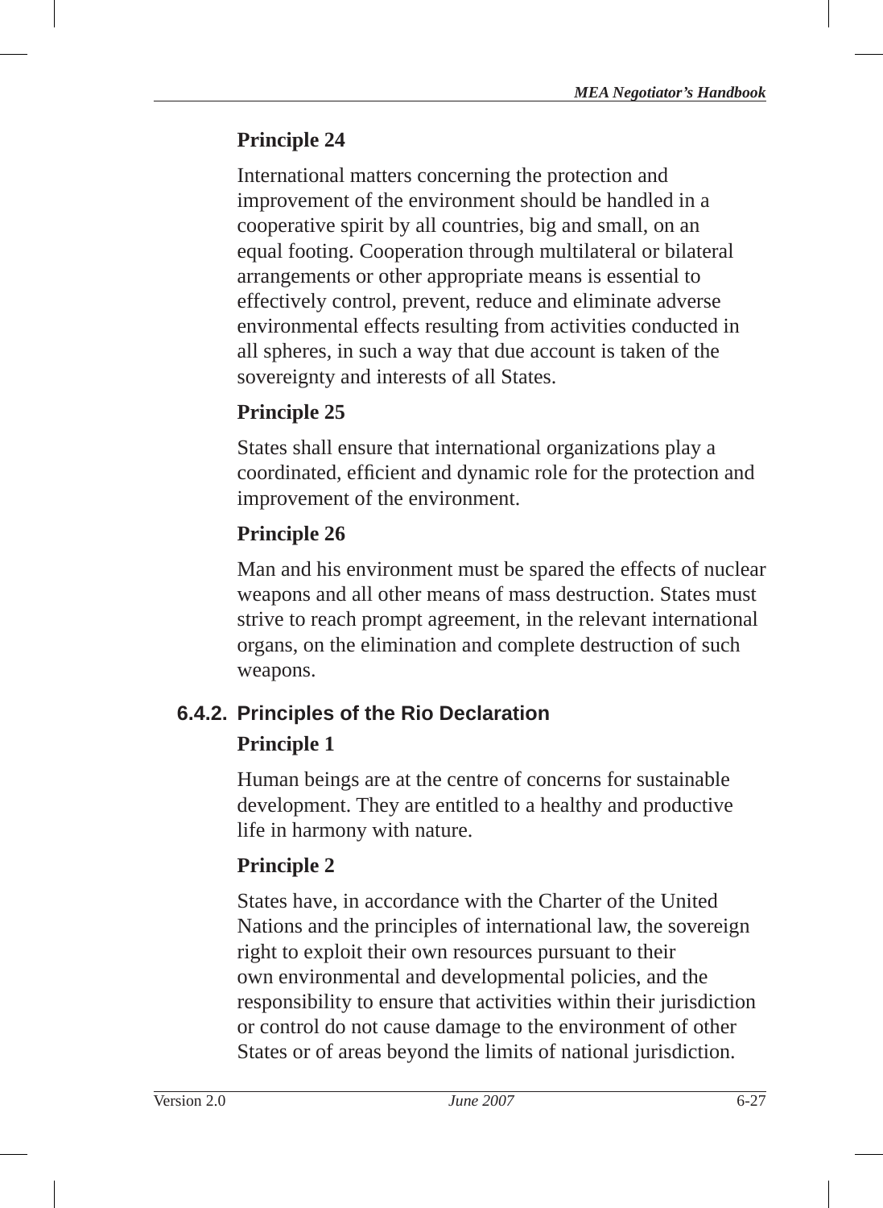**Principle 24**

International matters concerning the protection and improvement of the environment should be handled in a cooperative spirit by all countries, big and small, on an equal footing. Cooperation through multilateral or bilateral arrangements or other appropriate means is essential to effectively control, prevent, reduce and eliminate adverse environmental effects resulting from activities conducted in all spheres, in such a way that due account is taken of the sovereignty and interests of all States.

**Principle 25**

States shall ensure that international organizations play a coordinated, efficient and dynamic role for the protection and improvement of the environment.

**Principle 26**

Man and his environment must be spared the effects of nuclear weapons and all other means of mass destruction. States must strive to reach prompt agreement, in the relevant international organs, on the elimination and complete destruction of such weapons.

### 6.4.2. Principles of the Rio Declaration

**Principle 1**

Human beings are at the centre of concerns for sustainable development. They are entitled to a healthy and productive life in harmony with nature.

**Principle 2**

States have, in accordance with the Charter of the United Nations and the principles of international law, the sovereign right to exploit their own resources pursuant to their own environmental and developmental policies, and the responsibility to ensure that activities within their jurisdiction or control do not cause damage to the environment of other States or of areas beyond the limits of national jurisdiction.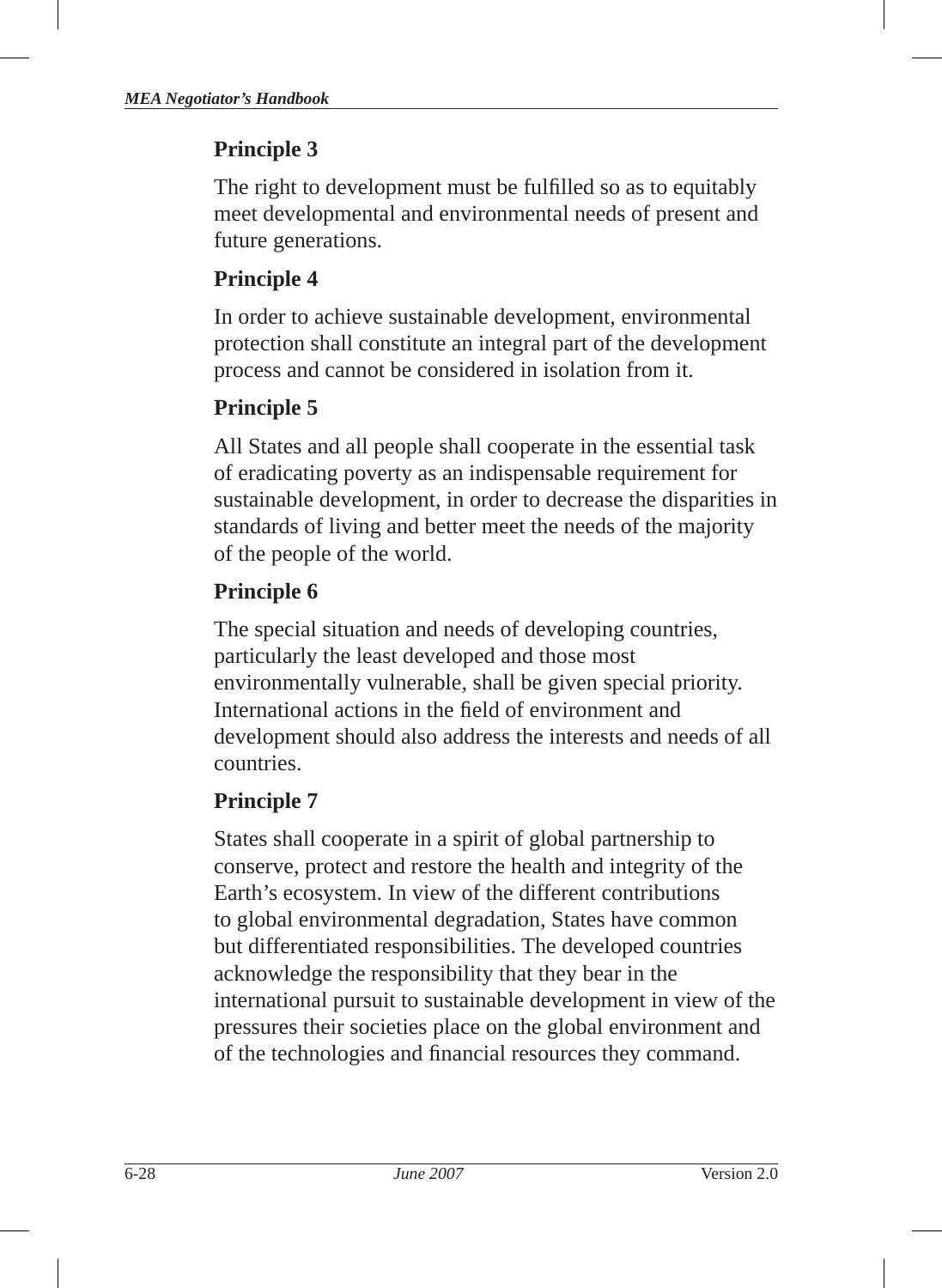**Principle 3**

The right to development must be fulfilled so as to equitably meet developmental and environmental needs of present and future generations.

**Principle 4**

In order to achieve sustainable development, environmental protection shall constitute an integral part of the development process and cannot be considered in isolation from it.

**Principle 5**

All States and all people shall cooperate in the essential task of eradicating poverty as an indispensable requirement for sustainable development, in order to decrease the disparities in standards of living and better meet the needs of the majority of the people of the world.

**Principle 6**

The special situation and needs of developing countries, particularly the least developed and those most environmentally vulnerable, shall be given special priority. International actions in the field of environment and development should also address the interests and needs of all countries.

**Principle 7**

States shall cooperate in a spirit of global partnership to conserve, protect and restore the health and integrity of the Earth's ecosystem. In view of the different contributions to global environmental degradation, States have common but differentiated responsibilities. The developed countries acknowledge the responsibility that they bear in the international pursuit to sustainable development in view of the pressures their societies place on the global environment and of the technologies and financial resources they command.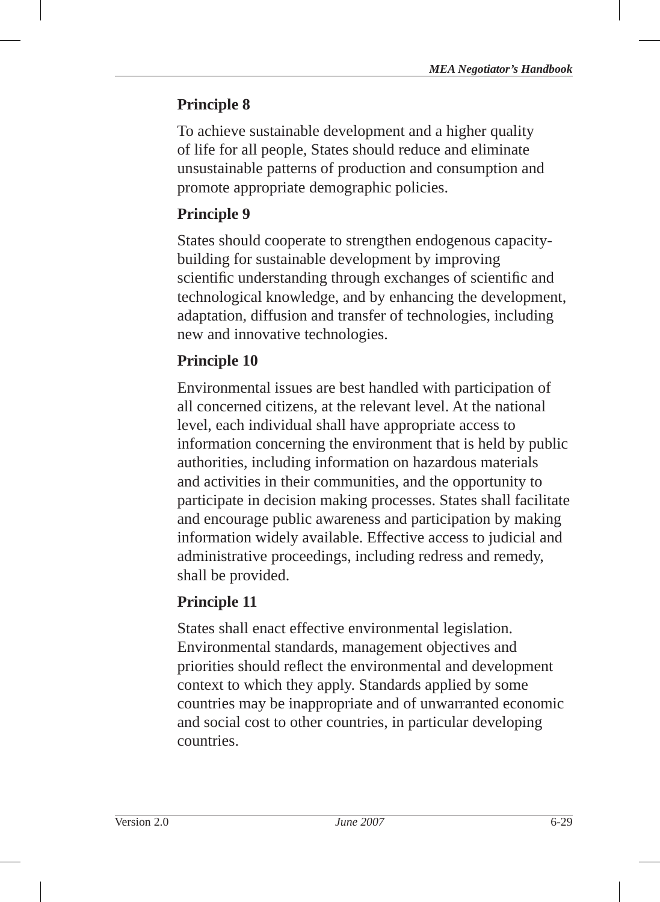**Principle 8**

To achieve sustainable development and a higher quality of life for all people, States should reduce and eliminate unsustainable patterns of production and consumption and promote appropriate demographic policies.

**Principle 9**

States should cooperate to strengthen endogenous capacity-building for sustainable development by improving scientific understanding through exchanges of scientific and technological knowledge, and by enhancing the development, adaptation, diffusion and transfer of technologies, including new and innovative technologies.

**Principle 10**

Environmental issues are best handled with participation of all concerned citizens, at the relevant level. At the national level, each individual shall have appropriate access to information concerning the environment that is held by public authorities, including information on hazardous materials and activities in their communities, and the opportunity to participate in decision making processes. States shall facilitate and encourage public awareness and participation by making information widely available. Effective access to judicial and administrative proceedings, including redress and remedy, shall be provided.

**Principle 11**

States shall enact effective environmental legislation. Environmental standards, management objectives and priorities should reflect the environmental and development context to which they apply. Standards applied by some countries may be inappropriate and of unwarranted economic and social cost to other countries, in particular developing countries.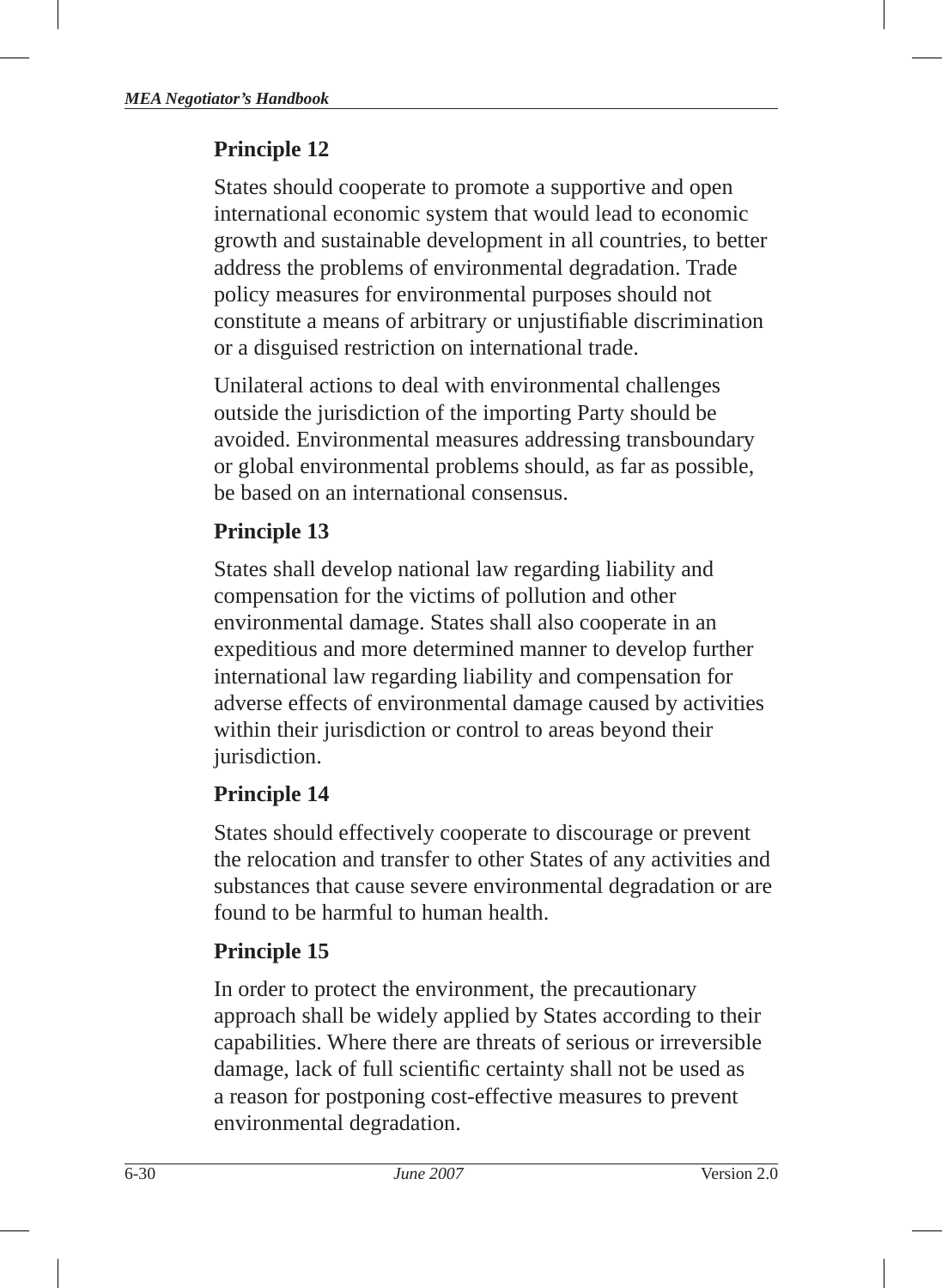**Principle 12**

States should cooperate to promote a supportive and open international economic system that would lead to economic growth and sustainable development in all countries, to better address the problems of environmental degradation. Trade policy measures for environmental purposes should not constitute a means of arbitrary or unjustifiable discrimination or a disguised restriction on international trade.

Unilateral actions to deal with environmental challenges outside the jurisdiction of the importing Party should be avoided. Environmental measures addressing transboundary or global environmental problems should, as far as possible, be based on an international consensus.

**Principle 13**

States shall develop national law regarding liability and compensation for the victims of pollution and other environmental damage. States shall also cooperate in an expeditious and more determined manner to develop further international law regarding liability and compensation for adverse effects of environmental damage caused by activities within their jurisdiction or control to areas beyond their jurisdiction.

**Principle 14**

States should effectively cooperate to discourage or prevent the relocation and transfer to other States of any activities and substances that cause severe environmental degradation or are found to be harmful to human health.

**Principle 15**

In order to protect the environment, the precautionary approach shall be widely applied by States according to their capabilities. Where there are threats of serious or irreversible damage, lack of full scientific certainty shall not be used as a reason for postponing cost-effective measures to prevent environmental degradation.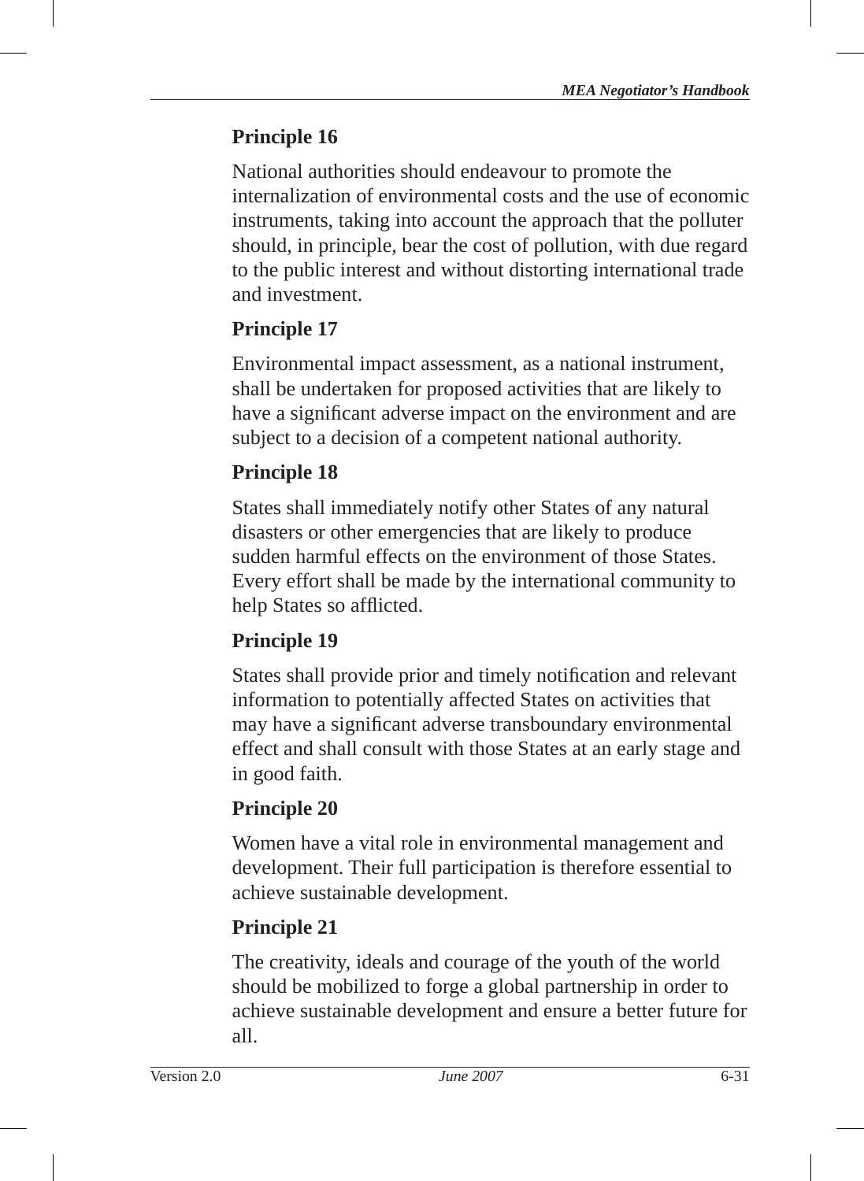**Principle 16**

National authorities should endeavour to promote the internalization of environmental costs and the use of economic instruments, taking into account the approach that the polluter should, in principle, bear the cost of pollution, with due regard to the public interest and without distorting international trade and investment.

**Principle 17**

Environmental impact assessment, as a national instrument, shall be undertaken for proposed activities that are likely to have a significant adverse impact on the environment and are subject to a decision of a competent national authority.

**Principle 18**

States shall immediately notify other States of any natural disasters or other emergencies that are likely to produce sudden harmful effects on the environment of those States. Every effort shall be made by the international community to help States so afflicted.

**Principle 19**

States shall provide prior and timely notification and relevant information to potentially affected States on activities that may have a significant adverse transboundary environmental effect and shall consult with those States at an early stage and in good faith.

**Principle 20**

Women have a vital role in environmental management and development. Their full participation is therefore essential to achieve sustainable development.

**Principle 21**

The creativity, ideals and courage of the youth of the world should be mobilized to forge a global partnership in order to achieve sustainable development and ensure a better future for all.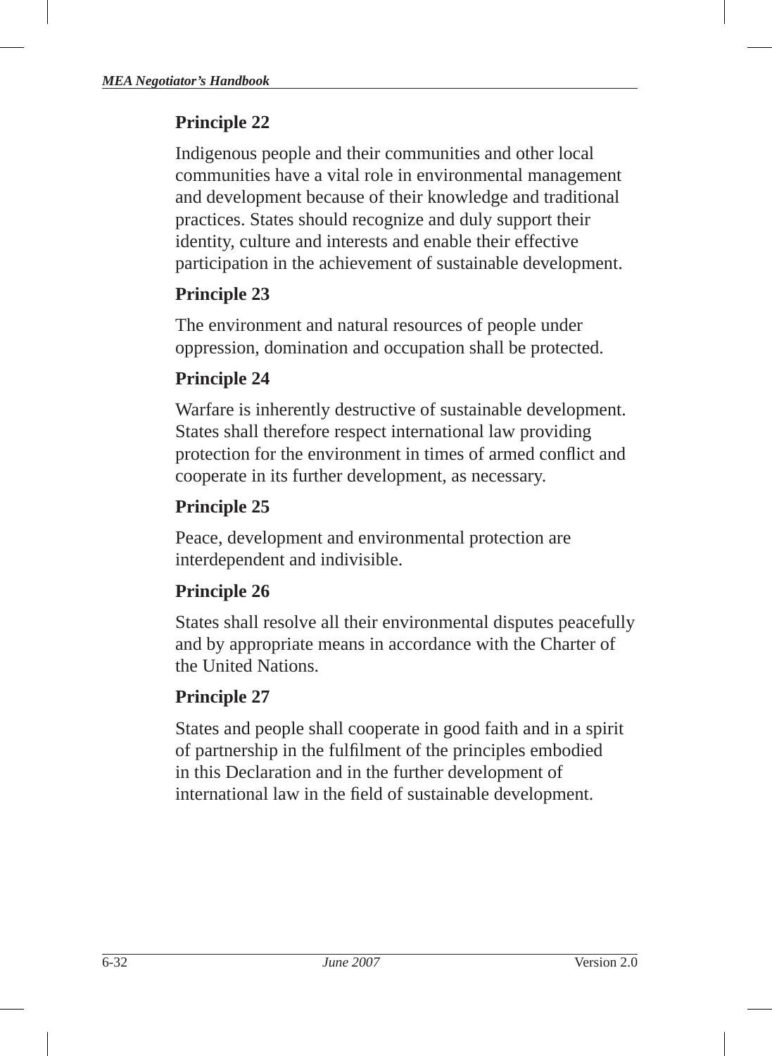**Principle 22**

Indigenous people and their communities and other local communities have a vital role in environmental management and development because of their knowledge and traditional practices. States should recognize and duly support their identity, culture and interests and enable their effective participation in the achievement of sustainable development.

**Principle 23**

The environment and natural resources of people under oppression, domination and occupation shall be protected.

**Principle 24**

Warfare is inherently destructive of sustainable development. States shall therefore respect international law providing protection for the environment in times of armed conflict and cooperate in its further development, as necessary.

**Principle 25**

Peace, development and environmental protection are interdependent and indivisible.

**Principle 26**

States shall resolve all their environmental disputes peacefully and by appropriate means in accordance with the Charter of the United Nations.

**Principle 27**

States and people shall cooperate in good faith and in a spirit of partnership in the fulfilment of the principles embodied in this Declaration and in the further development of international law in the field of sustainable development.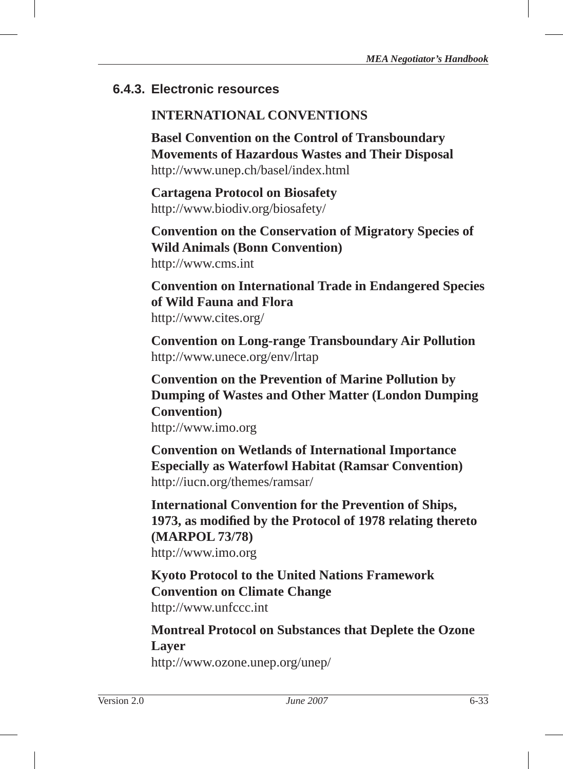### 6.4.3. Electronic resources

**INTERNATIONAL CONVENTIONS**

**Basel Convention on the Control of Transboundary Movements of Hazardous Wastes and Their Disposal**
http://www.unep.ch/basel/index.html

**Cartagena Protocol on Biosafety**
http://www.biodiv.org/biosafety/

**Convention on the Conservation of Migratory Species of Wild Animals (Bonn Convention)**
http://www.cms.int

**Convention on International Trade in Endangered Species of Wild Fauna and Flora**
http://www.cites.org/

**Convention on Long-range Transboundary Air Pollution**
http://www.unece.org/env/lrtap

**Convention on the Prevention of Marine Pollution by Dumping of Wastes and Other Matter (London Dumping Convention)**
http://www.imo.org

**Convention on Wetlands of International Importance Especially as Waterfowl Habitat (Ramsar Convention)**
http://iucn.org/themes/ramsar/

**International Convention for the Prevention of Ships, 1973, as modified by the Protocol of 1978 relating thereto (MARPOL 73/78)**
http://www.imo.org

**Kyoto Protocol to the United Nations Framework Convention on Climate Change**
http://www.unfccc.int

**Montreal Protocol on Substances that Deplete the Ozone Layer**
http://www.ozone.unep.org/unep/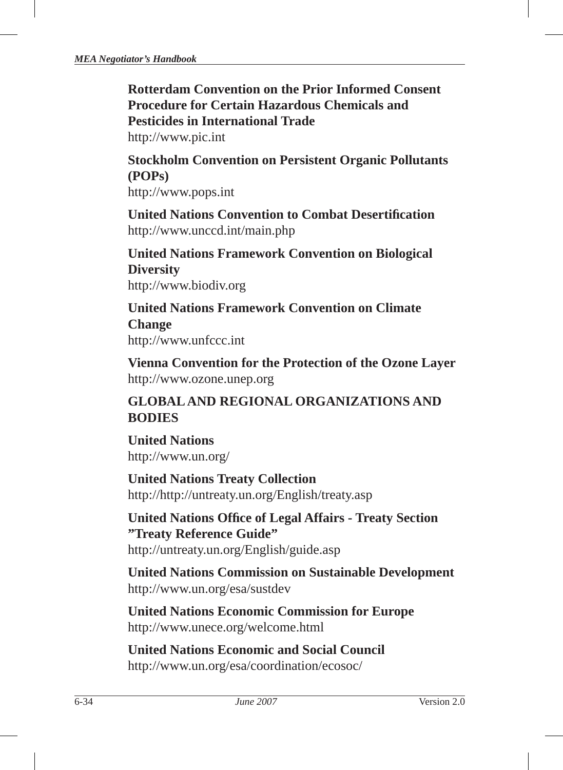**Rotterdam Convention on the Prior Informed Consent Procedure for Certain Hazardous Chemicals and Pesticides in International Trade**
http://www.pic.int

**Stockholm Convention on Persistent Organic Pollutants (POPs)**
http://www.pops.int

**United Nations Convention to Combat Desertification**
http://www.unccd.int/main.php

**United Nations Framework Convention on Biological Diversity**
http://www.biodiv.org

**United Nations Framework Convention on Climate Change**
http://www.unfccc.int

**Vienna Convention for the Protection of the Ozone Layer**
http://www.ozone.unep.org

## GLOBAL AND REGIONAL ORGANIZATIONS AND BODIES

**United Nations**
http://www.un.org/

**United Nations Treaty Collection**
http://http://untreaty.un.org/English/treaty.asp

**United Nations Office of Legal Affairs - Treaty Section "Treaty Reference Guide"**
http://untreaty.un.org/English/guide.asp

**United Nations Commission on Sustainable Development**
http://www.un.org/esa/sustdev

**United Nations Economic Commission for Europe**
http://www.unece.org/welcome.html

**United Nations Economic and Social Council**
http://www.un.org/esa/coordination/ecosoc/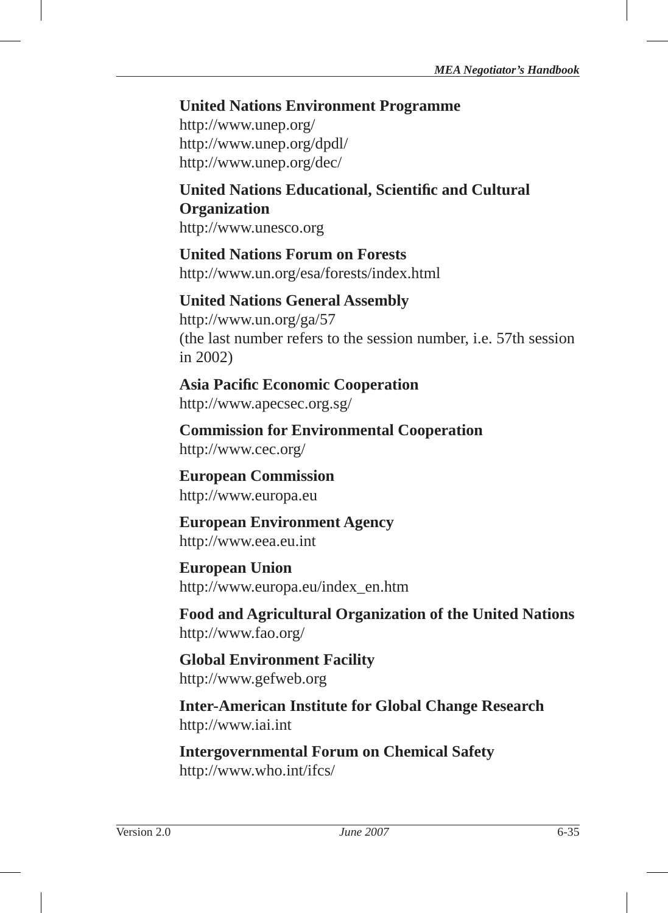**United Nations Environment Programme**
http://www.unep.org/
http://www.unep.org/dpdl/
http://www.unep.org/dec/

**United Nations Educational, Scientific and Cultural Organization**
http://www.unesco.org

**United Nations Forum on Forests**
http://www.un.org/esa/forests/index.html

**United Nations General Assembly**
http://www.un.org/ga/57
(the last number refers to the session number, i.e. 57th session in 2002)

**Asia Pacific Economic Cooperation**
http://www.apecsec.org.sg/

**Commission for Environmental Cooperation**
http://www.cec.org/

**European Commission**
http://www.europa.eu

**European Environment Agency**
http://www.eea.eu.int

**European Union**
http://www.europa.eu/index_en.htm

**Food and Agricultural Organization of the United Nations**
http://www.fao.org/

**Global Environment Facility**
http://www.gefweb.org

**Inter-American Institute for Global Change Research**
http://www.iai.int

**Intergovernmental Forum on Chemical Safety**
http://www.who.int/ifcs/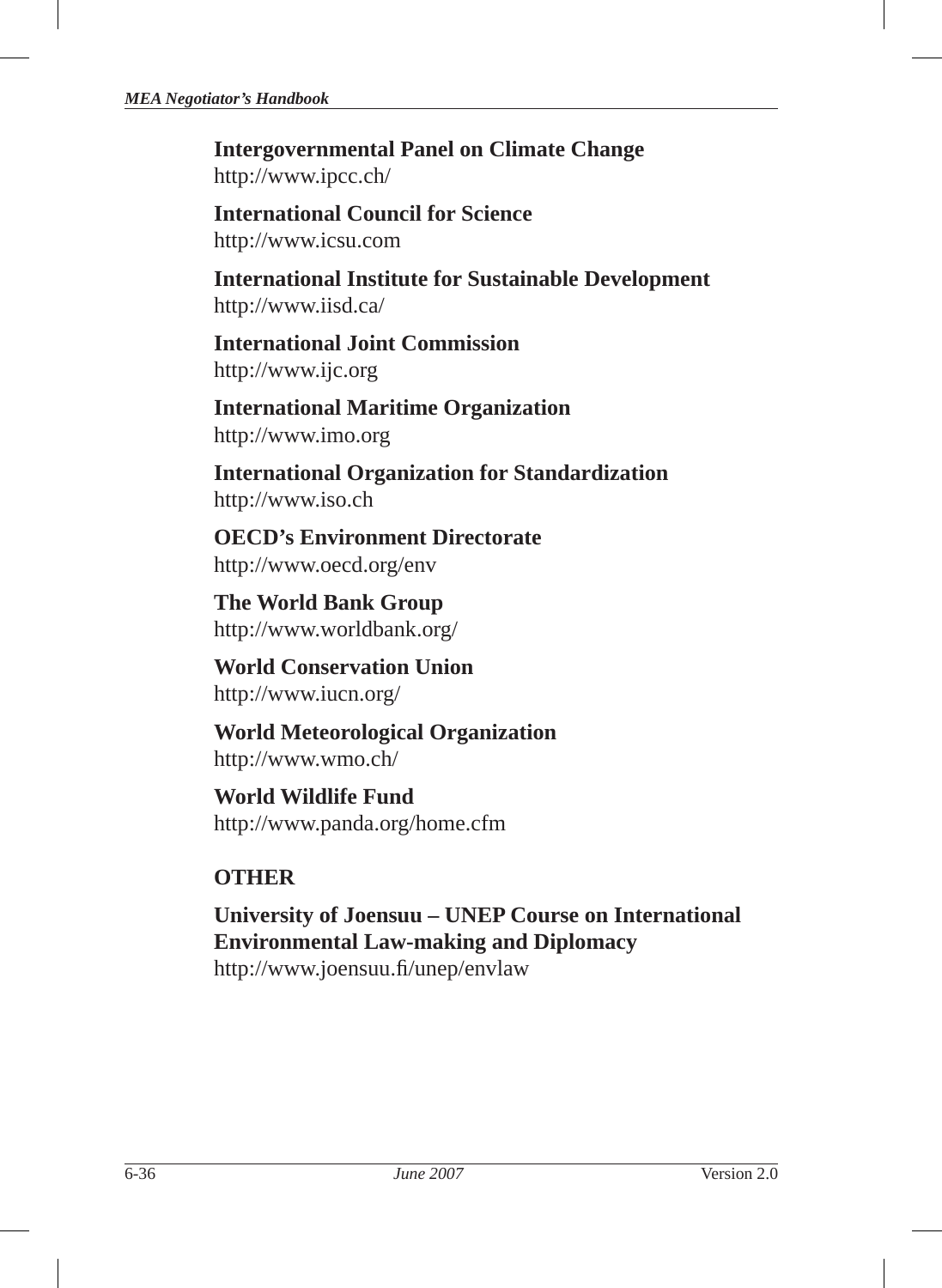**Intergovernmental Panel on Climate Change**
http://www.ipcc.ch/

**International Council for Science**
http://www.icsu.com

**International Institute for Sustainable Development**
http://www.iisd.ca/

**International Joint Commission**
http://www.ijc.org

**International Maritime Organization**
http://www.imo.org

**International Organization for Standardization**
http://www.iso.ch

**OECD's Environment Directorate**
http://www.oecd.org/env

**The World Bank Group**
http://www.worldbank.org/

**World Conservation Union**
http://www.iucn.org/

**World Meteorological Organization**
http://www.wmo.ch/

**World Wildlife Fund**
http://www.panda.org/home.cfm

## OTHER

**University of Joensuu – UNEP Course on International Environmental Law-making and Diplomacy**
http://www.joensuu.fi/unep/envlaw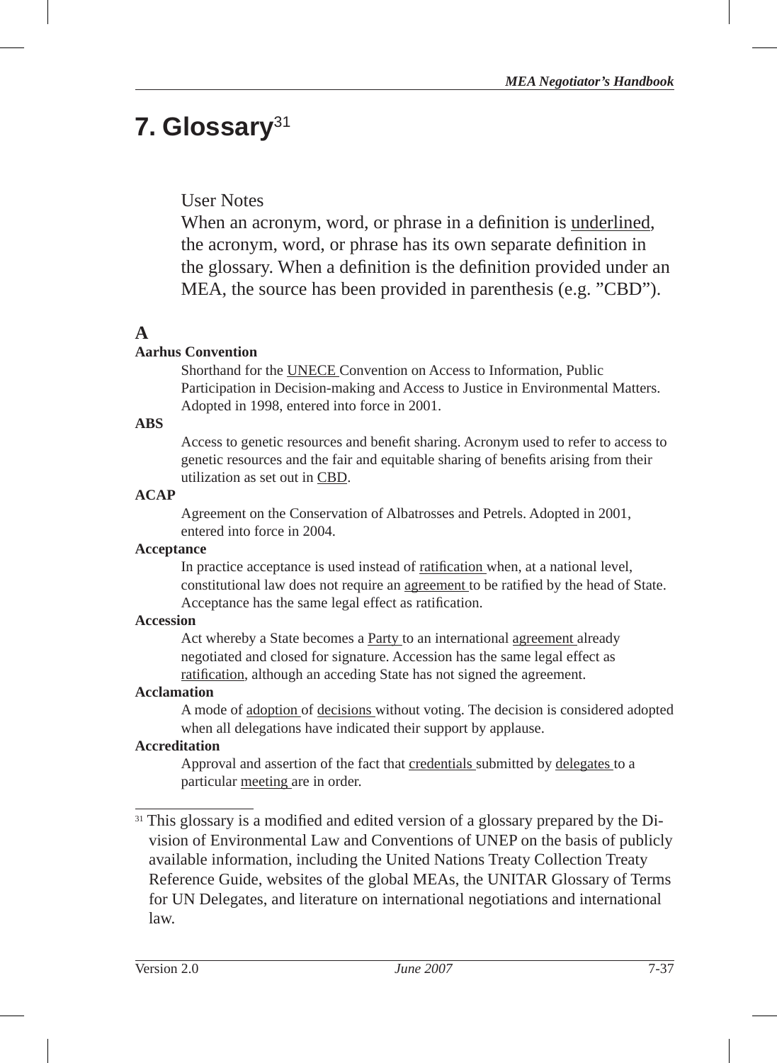// Footnote: Non-mathematical superscripts → [31]
# 7. Glossary[31]

User Notes

When an acronym, word, or phrase in a definition is underlined, the acronym, word, or phrase has its own separate definition in the glossary. When a definition is the definition provided under an MEA, the source has been provided in parenthesis (e.g. "CBD").

## A

**Aarhus Convention**

Shorthand for the UNECE Convention on Access to Information, Public Participation in Decision-making and Access to Justice in Environmental Matters. Adopted in 1998, entered into force in 2001.

**ABS**

Access to genetic resources and benefit sharing. Acronym used to refer to access to genetic resources and the fair and equitable sharing of benefits arising from their utilization as set out in CBD.

**ACAP**

Agreement on the Conservation of Albatrosses and Petrels. Adopted in 2001, entered into force in 2004.

**Acceptance**

In practice acceptance is used instead of ratification when, at a national level, constitutional law does not require an agreement to be ratified by the head of State. Acceptance has the same legal effect as ratification.

**Accession**

Act whereby a State becomes a Party to an international agreement already negotiated and closed for signature. Accession has the same legal effect as ratification, although an acceding State has not signed the agreement.

**Acclamation**

A mode of adoption of decisions without voting. The decision is considered adopted when all delegations have indicated their support by applause.

**Accreditation**

Approval and assertion of the fact that credentials submitted by delegates to a particular meeting are in order.

---

[31] This glossary is a modified and edited version of a glossary prepared by the Division of Environmental Law and Conventions of UNEP on the basis of publicly available information, including the United Nations Treaty Collection Treaty Reference Guide, websites of the global MEAs, the UNITAR Glossary of Terms for UN Delegates, and literature on international negotiations and international law.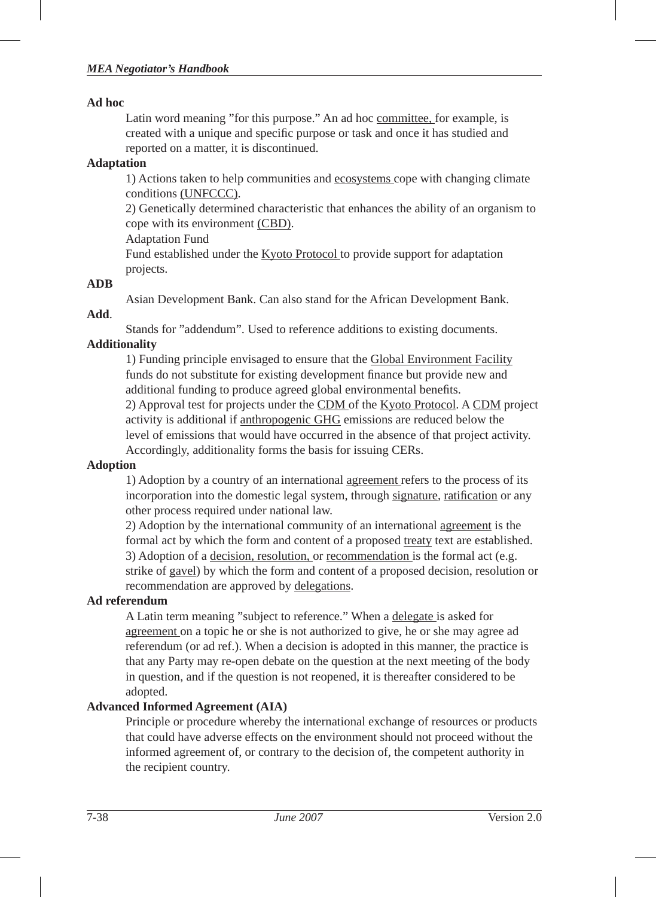**Ad hoc**

Latin word meaning "for this purpose." An ad hoc committee, for example, is created with a unique and specific purpose or task and once it has studied and reported on a matter, it is discontinued.

**Adaptation**

1) Actions taken to help communities and ecosystems cope with changing climate conditions (UNFCCC).

2) Genetically determined characteristic that enhances the ability of an organism to cope with its environment (CBD).

Adaptation Fund

Fund established under the Kyoto Protocol to provide support for adaptation projects.

**ADB**

Asian Development Bank. Can also stand for the African Development Bank.

**Add**.

Stands for "addendum". Used to reference additions to existing documents.

**Additionality**

1) Funding principle envisaged to ensure that the Global Environment Facility funds do not substitute for existing development finance but provide new and additional funding to produce agreed global environmental benefits.

2) Approval test for projects under the CDM of the Kyoto Protocol. A CDM project activity is additional if anthropogenic GHG emissions are reduced below the level of emissions that would have occurred in the absence of that project activity. Accordingly, additionality forms the basis for issuing CERs.

**Adoption**

1) Adoption by a country of an international agreement refers to the process of its incorporation into the domestic legal system, through signature, ratification or any other process required under national law.

2) Adoption by the international community of an international agreement is the formal act by which the form and content of a proposed treaty text are established.

3) Adoption of a decision, resolution, or recommendation is the formal act (e.g. strike of gavel) by which the form and content of a proposed decision, resolution or recommendation are approved by delegations.

**Ad referendum**

A Latin term meaning "subject to reference." When a delegate is asked for agreement on a topic he or she is not authorized to give, he or she may agree ad referendum (or ad ref.). When a decision is adopted in this manner, the practice is that any Party may re-open debate on the question at the next meeting of the body in question, and if the question is not reopened, it is thereafter considered to be adopted.

**Advanced Informed Agreement (AIA)**

Principle or procedure whereby the international exchange of resources or products that could have adverse effects on the environment should not proceed without the informed agreement of, or contrary to the decision of, the competent authority in the recipient country.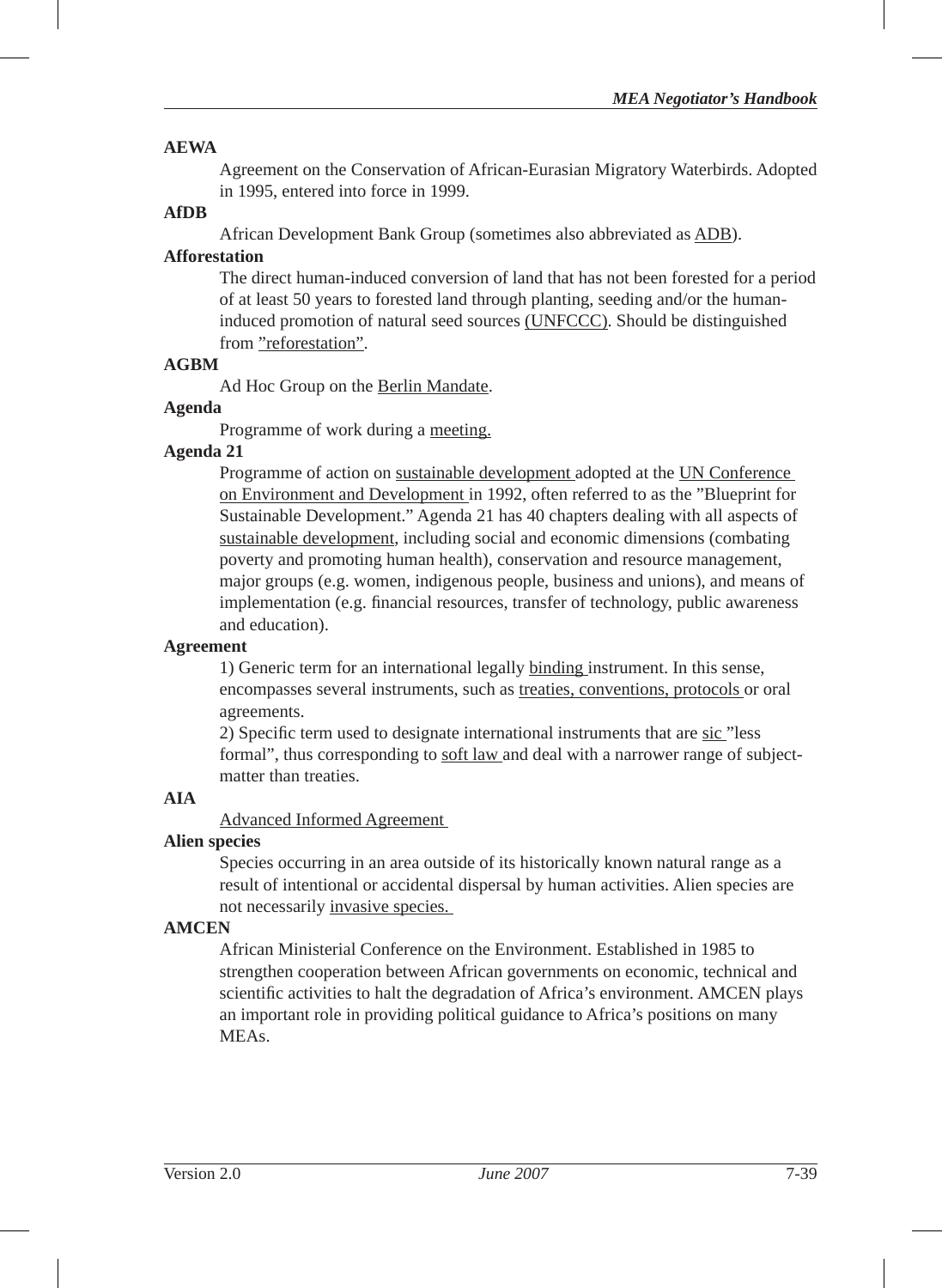**AEWA**

Agreement on the Conservation of African-Eurasian Migratory Waterbirds. Adopted in 1995, entered into force in 1999.

**AfDB**

African Development Bank Group (sometimes also abbreviated as ADB).

**Afforestation**

The direct human-induced conversion of land that has not been forested for a period of at least 50 years to forested land through planting, seeding and/or the human-induced promotion of natural seed sources (UNFCCC). Should be distinguished from ”reforestation”.

**AGBM**

Ad Hoc Group on the Berlin Mandate.

**Agenda**

Programme of work during a meeting.

**Agenda 21**

Programme of action on sustainable development adopted at the UN Conference on Environment and Development in 1992, often referred to as the ”Blueprint for Sustainable Development.” Agenda 21 has 40 chapters dealing with all aspects of sustainable development, including social and economic dimensions (combating poverty and promoting human health), conservation and resource management, major groups (e.g. women, indigenous people, business and unions), and means of implementation (e.g. financial resources, transfer of technology, public awareness and education).

**Agreement**

1) Generic term for an international legally binding instrument. In this sense, encompasses several instruments, such as treaties, conventions, protocols or oral agreements.

2) Specific term used to designate international instruments that are sic ”less formal”, thus corresponding to soft law and deal with a narrower range of subject-matter than treaties.

**AIA**

Advanced Informed Agreement

**Alien species**

Species occurring in an area outside of its historically known natural range as a result of intentional or accidental dispersal by human activities. Alien species are not necessarily invasive species.

**AMCEN**

African Ministerial Conference on the Environment. Established in 1985 to strengthen cooperation between African governments on economic, technical and scientific activities to halt the degradation of Africa’s environment. AMCEN plays an important role in providing political guidance to Africa’s positions on many MEAs.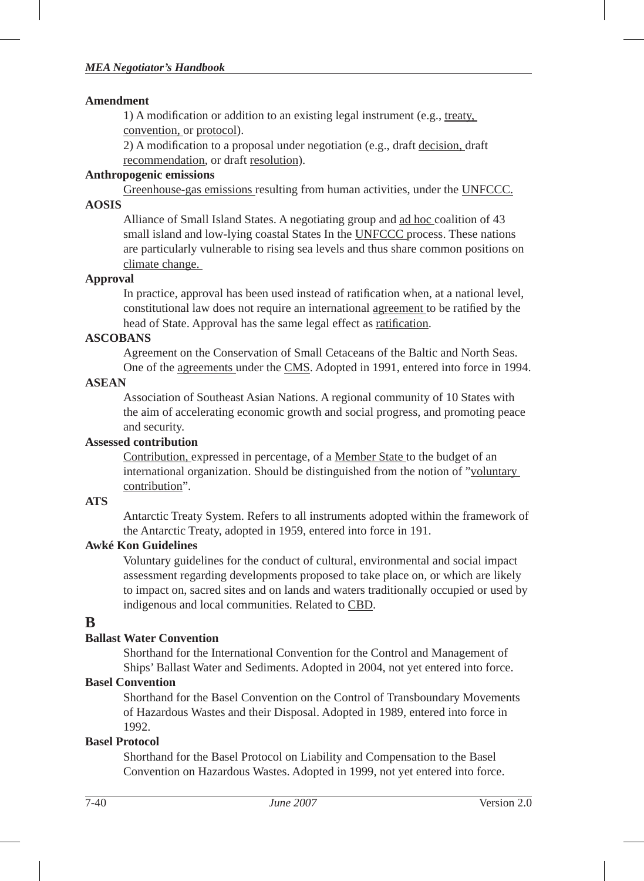**Amendment**

1) A modification or addition to an existing legal instrument (e.g., treaty, convention, or protocol).

2) A modification to a proposal under negotiation (e.g., draft decision, draft recommendation, or draft resolution).

**Anthropogenic emissions**

Greenhouse-gas emissions resulting from human activities, under the UNFCCC.

**AOSIS**

Alliance of Small Island States. A negotiating group and ad hoc coalition of 43 small island and low-lying coastal States In the UNFCCC process. These nations are particularly vulnerable to rising sea levels and thus share common positions on climate change.

**Approval**

In practice, approval has been used instead of ratification when, at a national level, constitutional law does not require an international agreement to be ratified by the head of State. Approval has the same legal effect as ratification.

**ASCOBANS**

Agreement on the Conservation of Small Cetaceans of the Baltic and North Seas. One of the agreements under the CMS. Adopted in 1991, entered into force in 1994.

**ASEAN**

Association of Southeast Asian Nations. A regional community of 10 States with the aim of accelerating economic growth and social progress, and promoting peace and security.

**Assessed contribution**

Contribution, expressed in percentage, of a Member State to the budget of an international organization. Should be distinguished from the notion of "voluntary contribution".

**ATS**

Antarctic Treaty System. Refers to all instruments adopted within the framework of the Antarctic Treaty, adopted in 1959, entered into force in 191.

**Awké Kon Guidelines**

Voluntary guidelines for the conduct of cultural, environmental and social impact assessment regarding developments proposed to take place on, or which are likely to impact on, sacred sites and on lands and waters traditionally occupied or used by indigenous and local communities. Related to CBD.

# B

**Ballast Water Convention**

Shorthand for the International Convention for the Control and Management of Ships' Ballast Water and Sediments. Adopted in 2004, not yet entered into force.

**Basel Convention**

Shorthand for the Basel Convention on the Control of Transboundary Movements of Hazardous Wastes and their Disposal. Adopted in 1989, entered into force in 1992.

**Basel Protocol**

Shorthand for the Basel Protocol on Liability and Compensation to the Basel Convention on Hazardous Wastes. Adopted in 1999, not yet entered into force.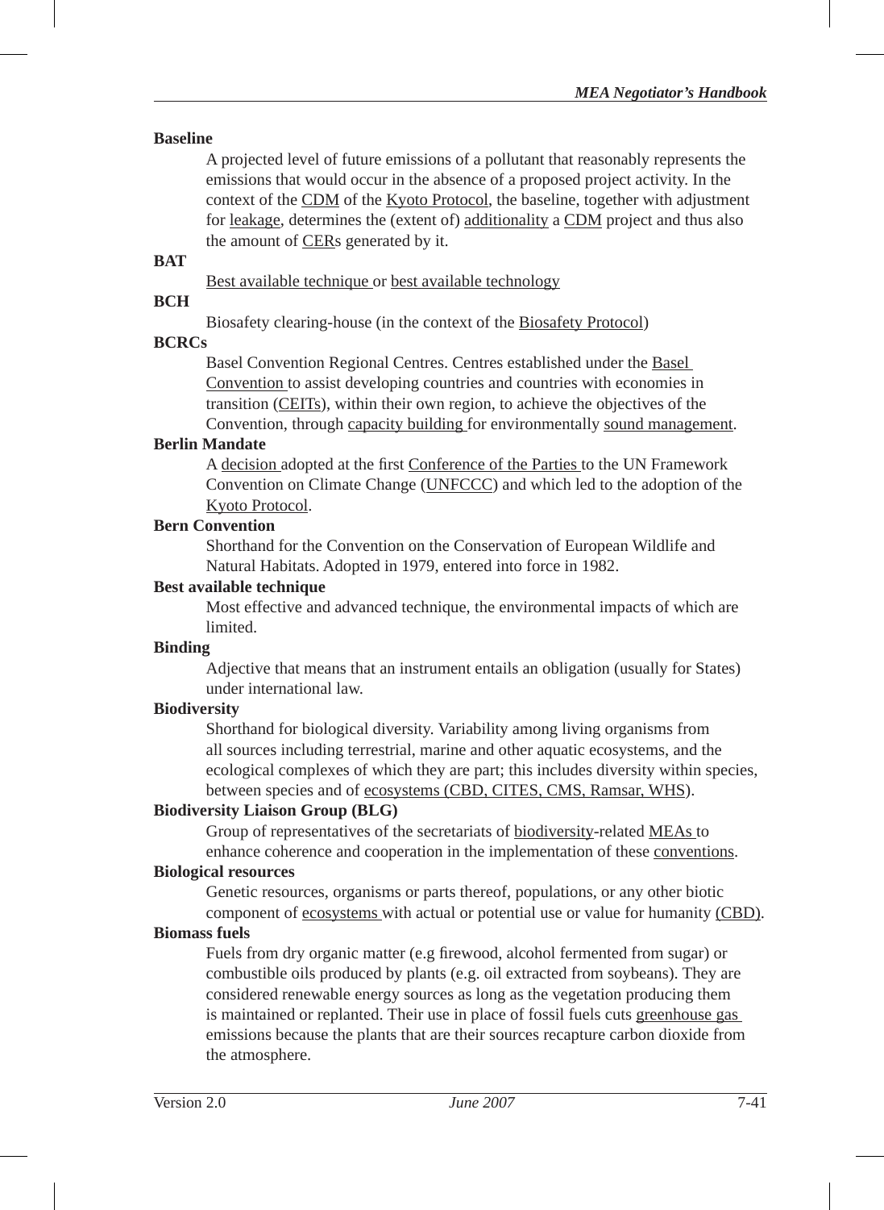**Baseline**

A projected level of future emissions of a pollutant that reasonably represents the emissions that would occur in the absence of a proposed project activity. In the context of the CDM of the Kyoto Protocol, the baseline, together with adjustment for leakage, determines the (extent of) additionality a CDM project and thus also the amount of CERs generated by it.

**BAT**

Best available technique or best available technology

**BCH**

Biosafety clearing-house (in the context of the Biosafety Protocol)

**BCRCs**

Basel Convention Regional Centres. Centres established under the Basel Convention to assist developing countries and countries with economies in transition (CEITs), within their own region, to achieve the objectives of the Convention, through capacity building for environmentally sound management.

**Berlin Mandate**

A decision adopted at the first Conference of the Parties to the UN Framework Convention on Climate Change (UNFCCC) and which led to the adoption of the Kyoto Protocol.

**Bern Convention**

Shorthand for the Convention on the Conservation of European Wildlife and Natural Habitats. Adopted in 1979, entered into force in 1982.

**Best available technique**

Most effective and advanced technique, the environmental impacts of which are limited.

**Binding**

Adjective that means that an instrument entails an obligation (usually for States) under international law.

**Biodiversity**

Shorthand for biological diversity. Variability among living organisms from all sources including terrestrial, marine and other aquatic ecosystems, and the ecological complexes of which they are part; this includes diversity within species, between species and of ecosystems (CBD, CITES, CMS, Ramsar, WHS).

**Biodiversity Liaison Group (BLG)**

Group of representatives of the secretariats of biodiversity-related MEAs to enhance coherence and cooperation in the implementation of these conventions.

**Biological resources**

Genetic resources, organisms or parts thereof, populations, or any other biotic component of ecosystems with actual or potential use or value for humanity (CBD).

**Biomass fuels**

Fuels from dry organic matter (e.g firewood, alcohol fermented from sugar) or combustible oils produced by plants (e.g. oil extracted from soybeans). They are considered renewable energy sources as long as the vegetation producing them is maintained or replanted. Their use in place of fossil fuels cuts greenhouse gas emissions because the plants that are their sources recapture carbon dioxide from the atmosphere.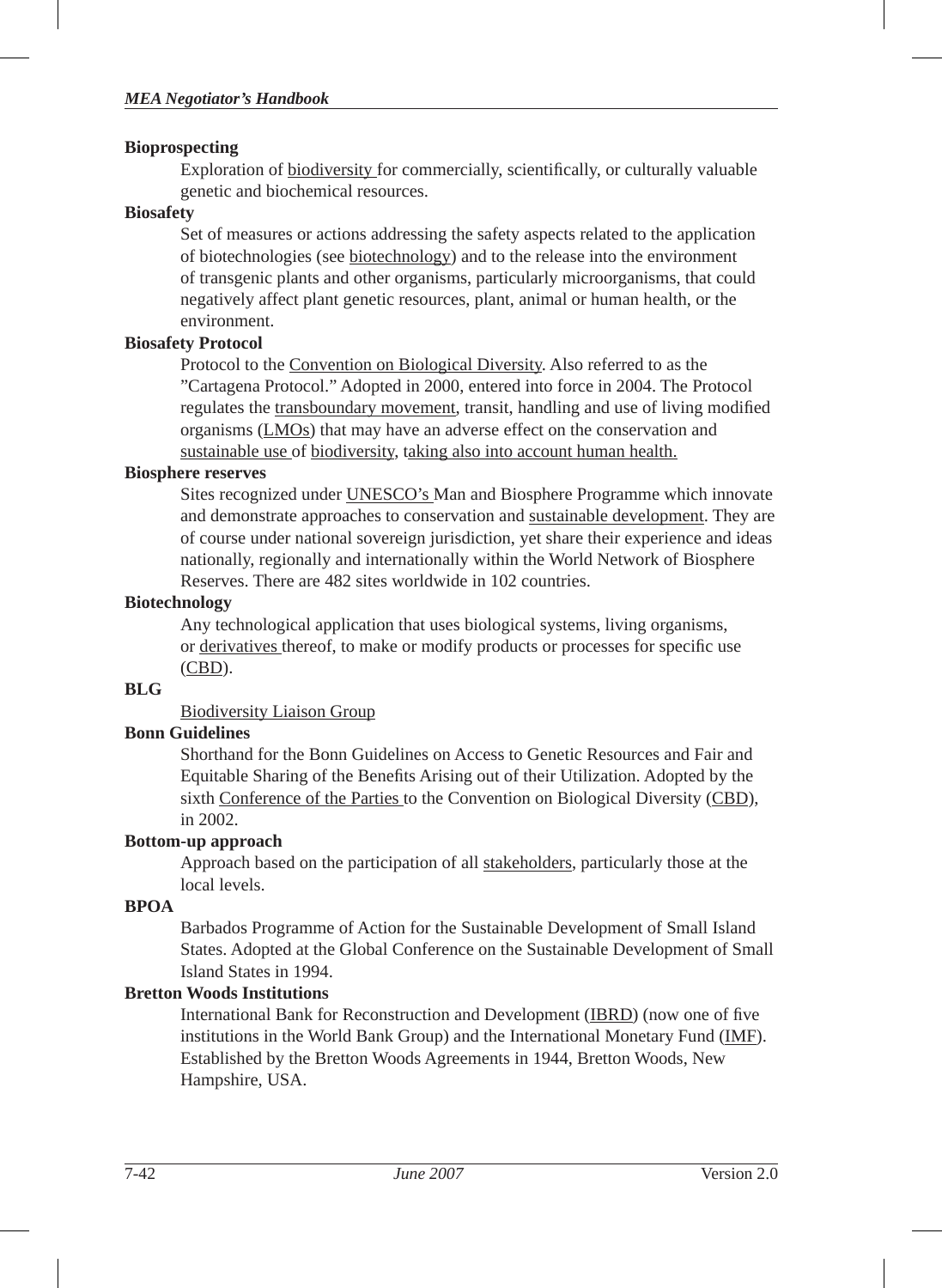**Bioprospecting**

Exploration of biodiversity for commercially, scientifically, or culturally valuable genetic and biochemical resources.

**Biosafety**

Set of measures or actions addressing the safety aspects related to the application of biotechnologies (see biotechnology) and to the release into the environment of transgenic plants and other organisms, particularly microorganisms, that could negatively affect plant genetic resources, plant, animal or human health, or the environment.

**Biosafety Protocol**

Protocol to the Convention on Biological Diversity. Also referred to as the "Cartagena Protocol." Adopted in 2000, entered into force in 2004. The Protocol regulates the transboundary movement, transit, handling and use of living modified organisms (LMOs) that may have an adverse effect on the conservation and sustainable use of biodiversity, taking also into account human health.

**Biosphere reserves**

Sites recognized under UNESCO's Man and Biosphere Programme which innovate and demonstrate approaches to conservation and sustainable development. They are of course under national sovereign jurisdiction, yet share their experience and ideas nationally, regionally and internationally within the World Network of Biosphere Reserves. There are 482 sites worldwide in 102 countries.

**Biotechnology**

Any technological application that uses biological systems, living organisms, or derivatives thereof, to make or modify products or processes for specific use (CBD).

**BLG**

Biodiversity Liaison Group

**Bonn Guidelines**

Shorthand for the Bonn Guidelines on Access to Genetic Resources and Fair and Equitable Sharing of the Benefits Arising out of their Utilization. Adopted by the sixth Conference of the Parties to the Convention on Biological Diversity (CBD), in 2002.

**Bottom-up approach**

Approach based on the participation of all stakeholders, particularly those at the local levels.

**BPOA**

Barbados Programme of Action for the Sustainable Development of Small Island States. Adopted at the Global Conference on the Sustainable Development of Small Island States in 1994.

**Bretton Woods Institutions**

International Bank for Reconstruction and Development (IBRD) (now one of five institutions in the World Bank Group) and the International Monetary Fund (IMF). Established by the Bretton Woods Agreements in 1944, Bretton Woods, New Hampshire, USA.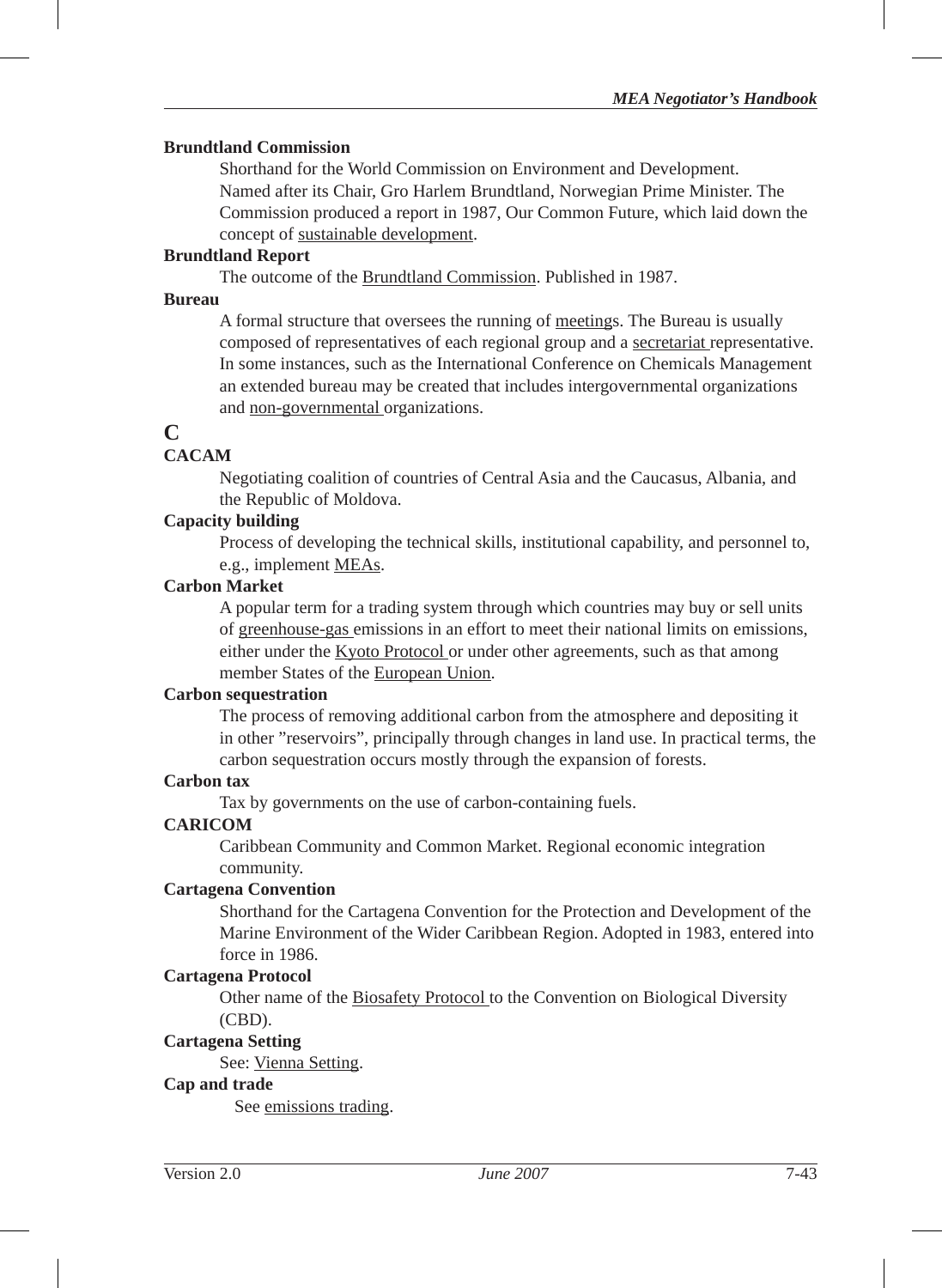**Brundtland Commission**

Shorthand for the World Commission on Environment and Development. Named after its Chair, Gro Harlem Brundtland, Norwegian Prime Minister. The Commission produced a report in 1987, Our Common Future, which laid down the concept of sustainable development.

**Brundtland Report**

The outcome of the Brundtland Commission. Published in 1987.

**Bureau**

A formal structure that oversees the running of meetings. The Bureau is usually composed of representatives of each regional group and a secretariat representative. In some instances, such as the International Conference on Chemicals Management an extended bureau may be created that includes intergovernmental organizations and non-governmental organizations.

## C

**CACAM**

Negotiating coalition of countries of Central Asia and the Caucasus, Albania, and the Republic of Moldova.

**Capacity building**

Process of developing the technical skills, institutional capability, and personnel to, e.g., implement MEAs.

**Carbon Market**

A popular term for a trading system through which countries may buy or sell units of greenhouse-gas emissions in an effort to meet their national limits on emissions, either under the Kyoto Protocol or under other agreements, such as that among member States of the European Union.

**Carbon sequestration**

The process of removing additional carbon from the atmosphere and depositing it in other "reservoirs", principally through changes in land use. In practical terms, the carbon sequestration occurs mostly through the expansion of forests.

**Carbon tax**

Tax by governments on the use of carbon-containing fuels.

**CARICOM**

Caribbean Community and Common Market. Regional economic integration community.

**Cartagena Convention**

Shorthand for the Cartagena Convention for the Protection and Development of the Marine Environment of the Wider Caribbean Region. Adopted in 1983, entered into force in 1986.

**Cartagena Protocol**

Other name of the Biosafety Protocol to the Convention on Biological Diversity (CBD).

**Cartagena Setting**

See: Vienna Setting.

**Cap and trade**

See emissions trading.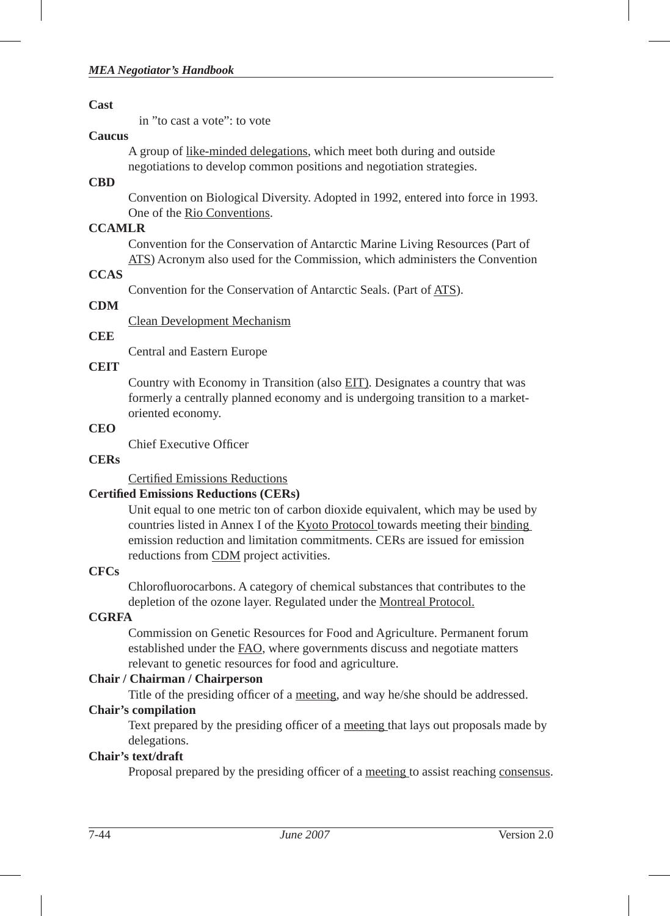**Cast**

in ”to cast a vote”: to vote

**Caucus**

A group of like-minded delegations, which meet both during and outside negotiations to develop common positions and negotiation strategies.

**CBD**

Convention on Biological Diversity. Adopted in 1992, entered into force in 1993. One of the Rio Conventions.

**CCAMLR**

Convention for the Conservation of Antarctic Marine Living Resources (Part of ATS) Acronym also used for the Commission, which administers the Convention

**CCAS**

Convention for the Conservation of Antarctic Seals. (Part of ATS).

**CDM**

Clean Development Mechanism

**CEE**

Central and Eastern Europe

**CEIT**

Country with Economy in Transition (also EIT). Designates a country that was formerly a centrally planned economy and is undergoing transition to a market-oriented economy.

**CEO**

Chief Executive Officer

**CERs**

Certified Emissions Reductions

**Certified Emissions Reductions (CERs)**

Unit equal to one metric ton of carbon dioxide equivalent, which may be used by countries listed in Annex I of the Kyoto Protocol towards meeting their binding emission reduction and limitation commitments. CERs are issued for emission reductions from CDM project activities.

**CFCs**

Chlorofluorocarbons. A category of chemical substances that contributes to the depletion of the ozone layer. Regulated under the Montreal Protocol.

**CGRFA**

Commission on Genetic Resources for Food and Agriculture. Permanent forum established under the FAO, where governments discuss and negotiate matters relevant to genetic resources for food and agriculture.

**Chair / Chairman / Chairperson**

Title of the presiding officer of a meeting, and way he/she should be addressed.

**Chair's compilation**

Text prepared by the presiding officer of a meeting that lays out proposals made by delegations.

**Chair's text/draft**

Proposal prepared by the presiding officer of a meeting to assist reaching consensus.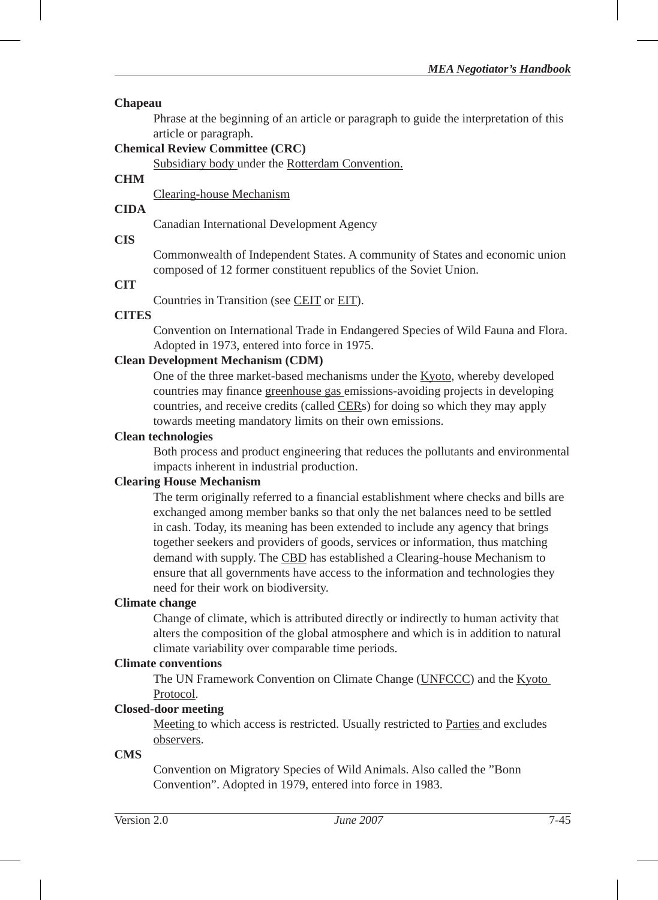**Chapeau**

Phrase at the beginning of an article or paragraph to guide the interpretation of this article or paragraph.

**Chemical Review Committee (CRC)**

Subsidiary body under the Rotterdam Convention.

**CHM**

Clearing-house Mechanism

**CIDA**

Canadian International Development Agency

**CIS**

Commonwealth of Independent States. A community of States and economic union composed of 12 former constituent republics of the Soviet Union.

**CIT**

Countries in Transition (see CEIT or EIT).

**CITES**

Convention on International Trade in Endangered Species of Wild Fauna and Flora. Adopted in 1973, entered into force in 1975.

**Clean Development Mechanism (CDM)**

One of the three market-based mechanisms under the Kyoto, whereby developed countries may finance greenhouse gas emissions-avoiding projects in developing countries, and receive credits (called CERs) for doing so which they may apply towards meeting mandatory limits on their own emissions.

**Clean technologies**

Both process and product engineering that reduces the pollutants and environmental impacts inherent in industrial production.

**Clearing House Mechanism**

The term originally referred to a financial establishment where checks and bills are exchanged among member banks so that only the net balances need to be settled in cash. Today, its meaning has been extended to include any agency that brings together seekers and providers of goods, services or information, thus matching demand with supply. The CBD has established a Clearing-house Mechanism to ensure that all governments have access to the information and technologies they need for their work on biodiversity.

**Climate change**

Change of climate, which is attributed directly or indirectly to human activity that alters the composition of the global atmosphere and which is in addition to natural climate variability over comparable time periods.

**Climate conventions**

The UN Framework Convention on Climate Change (UNFCCC) and the Kyoto Protocol.

**Closed-door meeting**

Meeting to which access is restricted. Usually restricted to Parties and excludes observers.

**CMS**

Convention on Migratory Species of Wild Animals. Also called the "Bonn Convention". Adopted in 1979, entered into force in 1983.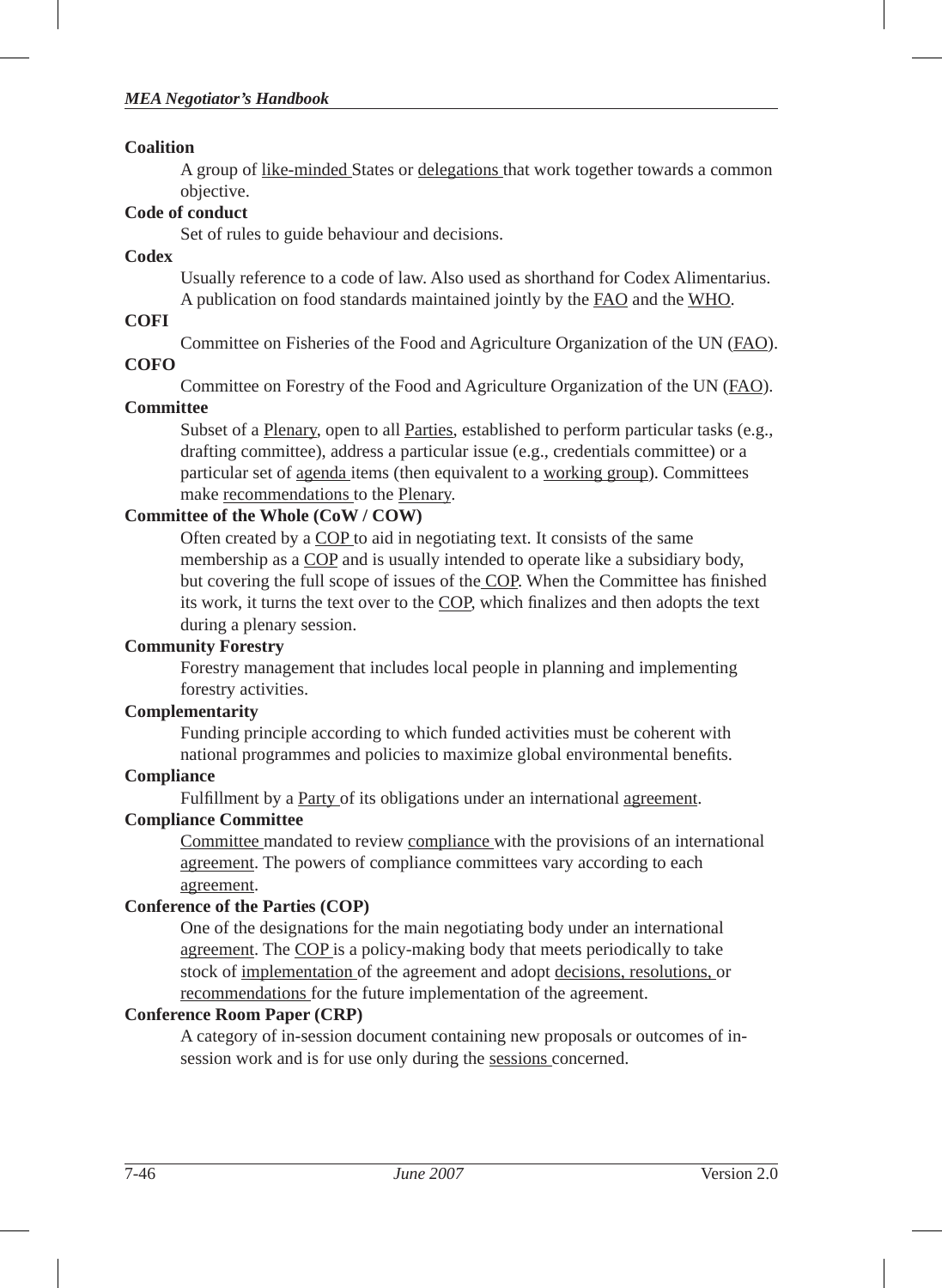**Coalition**

A group of like-minded States or delegations that work together towards a common objective.

**Code of conduct**

Set of rules to guide behaviour and decisions.

**Codex**

Usually reference to a code of law. Also used as shorthand for Codex Alimentarius. A publication on food standards maintained jointly by the FAO and the WHO.

**COFI**

Committee on Fisheries of the Food and Agriculture Organization of the UN (FAO).

**COFO**

Committee on Forestry of the Food and Agriculture Organization of the UN (FAO).

**Committee**

Subset of a Plenary, open to all Parties, established to perform particular tasks (e.g., drafting committee), address a particular issue (e.g., credentials committee) or a particular set of agenda items (then equivalent to a working group). Committees make recommendations to the Plenary.

**Committee of the Whole (CoW / COW)**

Often created by a COP to aid in negotiating text. It consists of the same membership as a COP and is usually intended to operate like a subsidiary body, but covering the full scope of issues of the COP. When the Committee has finished its work, it turns the text over to the COP, which finalizes and then adopts the text during a plenary session.

**Community Forestry**

Forestry management that includes local people in planning and implementing forestry activities.

**Complementarity**

Funding principle according to which funded activities must be coherent with national programmes and policies to maximize global environmental benefits.

**Compliance**

Fulfillment by a Party of its obligations under an international agreement.

**Compliance Committee**

Committee mandated to review compliance with the provisions of an international agreement. The powers of compliance committees vary according to each agreement.

**Conference of the Parties (COP)**

One of the designations for the main negotiating body under an international agreement. The COP is a policy-making body that meets periodically to take stock of implementation of the agreement and adopt decisions, resolutions, or recommendations for the future implementation of the agreement.

**Conference Room Paper (CRP)**

A category of in-session document containing new proposals or outcomes of in-session work and is for use only during the sessions concerned.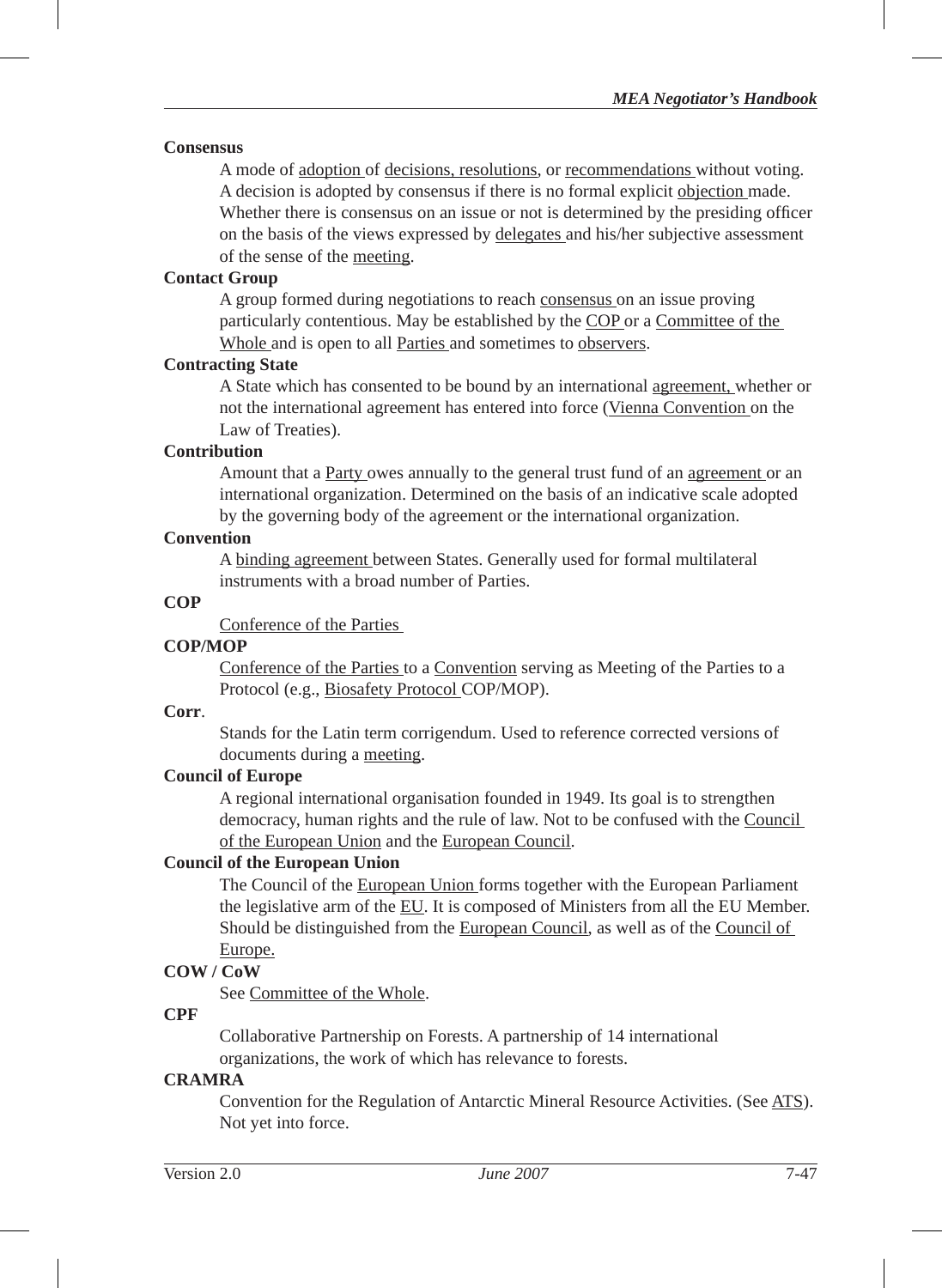**Consensus**

A mode of adoption of decisions, resolutions, or recommendations without voting. A decision is adopted by consensus if there is no formal explicit objection made. Whether there is consensus on an issue or not is determined by the presiding officer on the basis of the views expressed by delegates and his/her subjective assessment of the sense of the meeting.

**Contact Group**

A group formed during negotiations to reach consensus on an issue proving particularly contentious. May be established by the COP or a Committee of the Whole and is open to all Parties and sometimes to observers.

**Contracting State**

A State which has consented to be bound by an international agreement, whether or not the international agreement has entered into force (Vienna Convention on the Law of Treaties).

**Contribution**

Amount that a Party owes annually to the general trust fund of an agreement or an international organization. Determined on the basis of an indicative scale adopted by the governing body of the agreement or the international organization.

**Convention**

A binding agreement between States. Generally used for formal multilateral instruments with a broad number of Parties.

**COP**

Conference of the Parties

**COP/MOP**

Conference of the Parties to a Convention serving as Meeting of the Parties to a Protocol (e.g., Biosafety Protocol COP/MOP).

**Corr**.

Stands for the Latin term corrigendum. Used to reference corrected versions of documents during a meeting.

**Council of Europe**

A regional international organisation founded in 1949. Its goal is to strengthen democracy, human rights and the rule of law. Not to be confused with the Council of the European Union and the European Council.

**Council of the European Union**

The Council of the European Union forms together with the European Parliament the legislative arm of the EU. It is composed of Ministers from all the EU Member. Should be distinguished from the European Council, as well as of the Council of Europe.

**COW / CoW**

See Committee of the Whole.

**CPF**

Collaborative Partnership on Forests. A partnership of 14 international organizations, the work of which has relevance to forests.

**CRAMRA**

Convention for the Regulation of Antarctic Mineral Resource Activities. (See ATS). Not yet into force.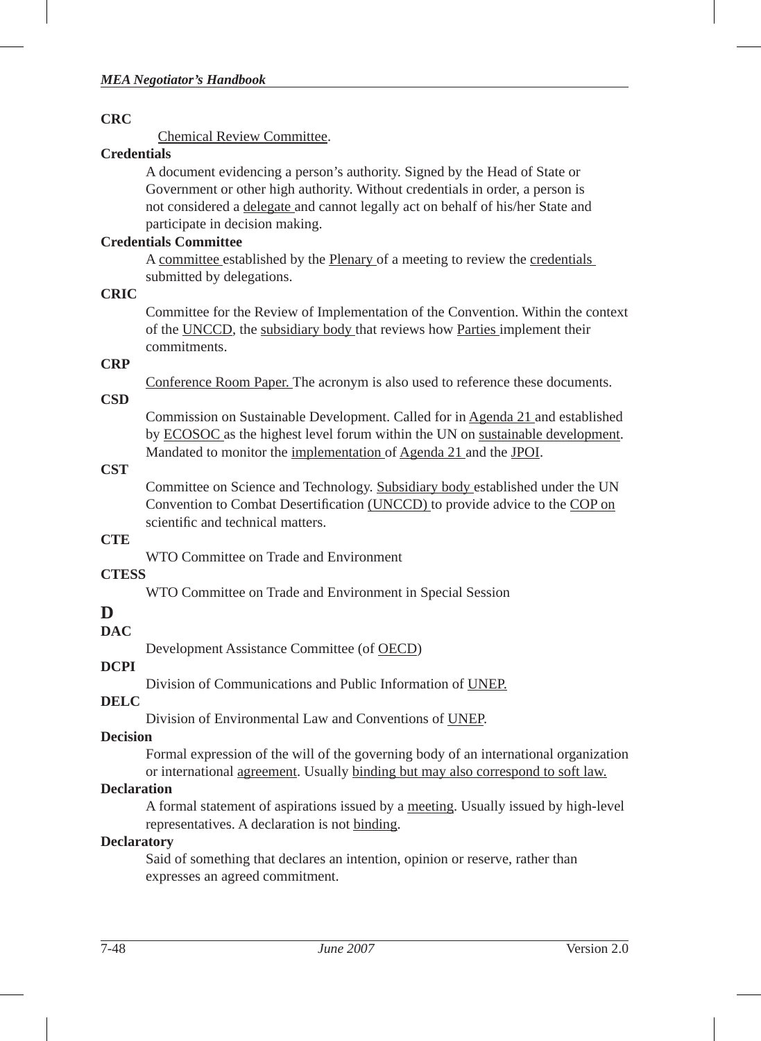**CRC**

Chemical Review Committee.

**Credentials**

A document evidencing a person's authority. Signed by the Head of State or Government or other high authority. Without credentials in order, a person is not considered a delegate and cannot legally act on behalf of his/her State and participate in decision making.

**Credentials Committee**

A committee established by the Plenary of a meeting to review the credentials submitted by delegations.

**CRIC**

Committee for the Review of Implementation of the Convention. Within the context of the UNCCD, the subsidiary body that reviews how Parties implement their commitments.

**CRP**

Conference Room Paper. The acronym is also used to reference these documents.

**CSD**

Commission on Sustainable Development. Called for in Agenda 21 and established by ECOSOC as the highest level forum within the UN on sustainable development. Mandated to monitor the implementation of Agenda 21 and the JPOI.

**CST**

Committee on Science and Technology. Subsidiary body established under the UN Convention to Combat Desertification (UNCCD) to provide advice to the COP on scientific and technical matters.

**CTE**

WTO Committee on Trade and Environment

**CTESS**

WTO Committee on Trade and Environment in Special Session

# D

**DAC**

Development Assistance Committee (of OECD)

**DCPI**

Division of Communications and Public Information of UNEP.

**DELC**

Division of Environmental Law and Conventions of UNEP.

**Decision**

Formal expression of the will of the governing body of an international organization or international agreement. Usually binding but may also correspond to soft law.

**Declaration**

A formal statement of aspirations issued by a meeting. Usually issued by high-level representatives. A declaration is not binding.

**Declaratory**

Said of something that declares an intention, opinion or reserve, rather than expresses an agreed commitment.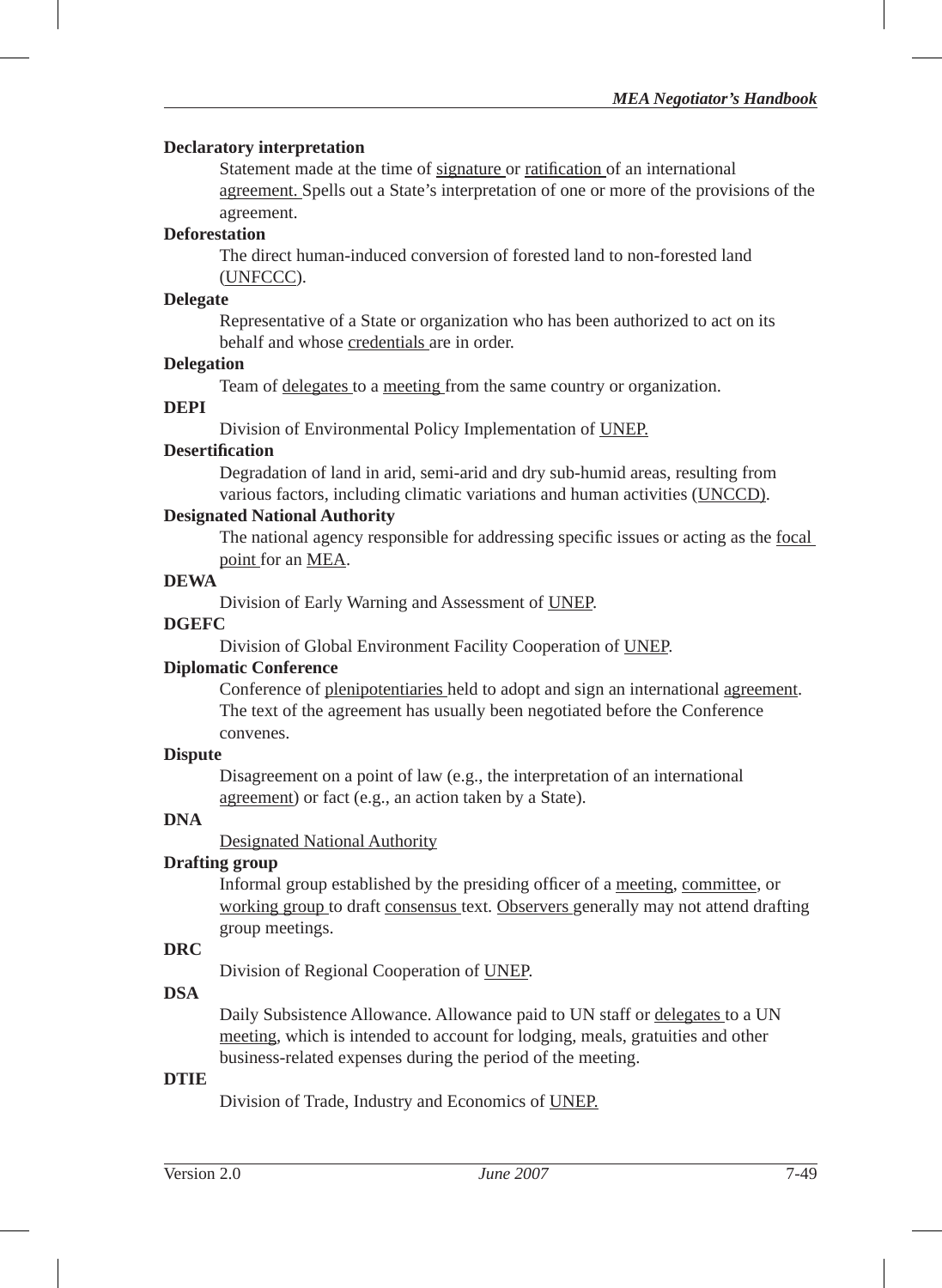**Declaratory interpretation**

Statement made at the time of signature or ratification of an international agreement. Spells out a State's interpretation of one or more of the provisions of the agreement.

**Deforestation**

The direct human-induced conversion of forested land to non-forested land (UNFCCC).

**Delegate**

Representative of a State or organization who has been authorized to act on its behalf and whose credentials are in order.

**Delegation**

Team of delegates to a meeting from the same country or organization.

**DEPI**

Division of Environmental Policy Implementation of UNEP.

**Desertification**

Degradation of land in arid, semi-arid and dry sub-humid areas, resulting from various factors, including climatic variations and human activities (UNCCD).

**Designated National Authority**

The national agency responsible for addressing specific issues or acting as the focal point for an MEA.

**DEWA**

Division of Early Warning and Assessment of UNEP.

**DGEFC**

Division of Global Environment Facility Cooperation of UNEP.

**Diplomatic Conference**

Conference of plenipotentiaries held to adopt and sign an international agreement. The text of the agreement has usually been negotiated before the Conference convenes.

**Dispute**

Disagreement on a point of law (e.g., the interpretation of an international agreement) or fact (e.g., an action taken by a State).

**DNA**

Designated National Authority

**Drafting group**

Informal group established by the presiding officer of a meeting, committee, or working group to draft consensus text. Observers generally may not attend drafting group meetings.

**DRC**

Division of Regional Cooperation of UNEP.

**DSA**

Daily Subsistence Allowance. Allowance paid to UN staff or delegates to a UN meeting, which is intended to account for lodging, meals, gratuities and other business-related expenses during the period of the meeting.

**DTIE**

Division of Trade, Industry and Economics of UNEP.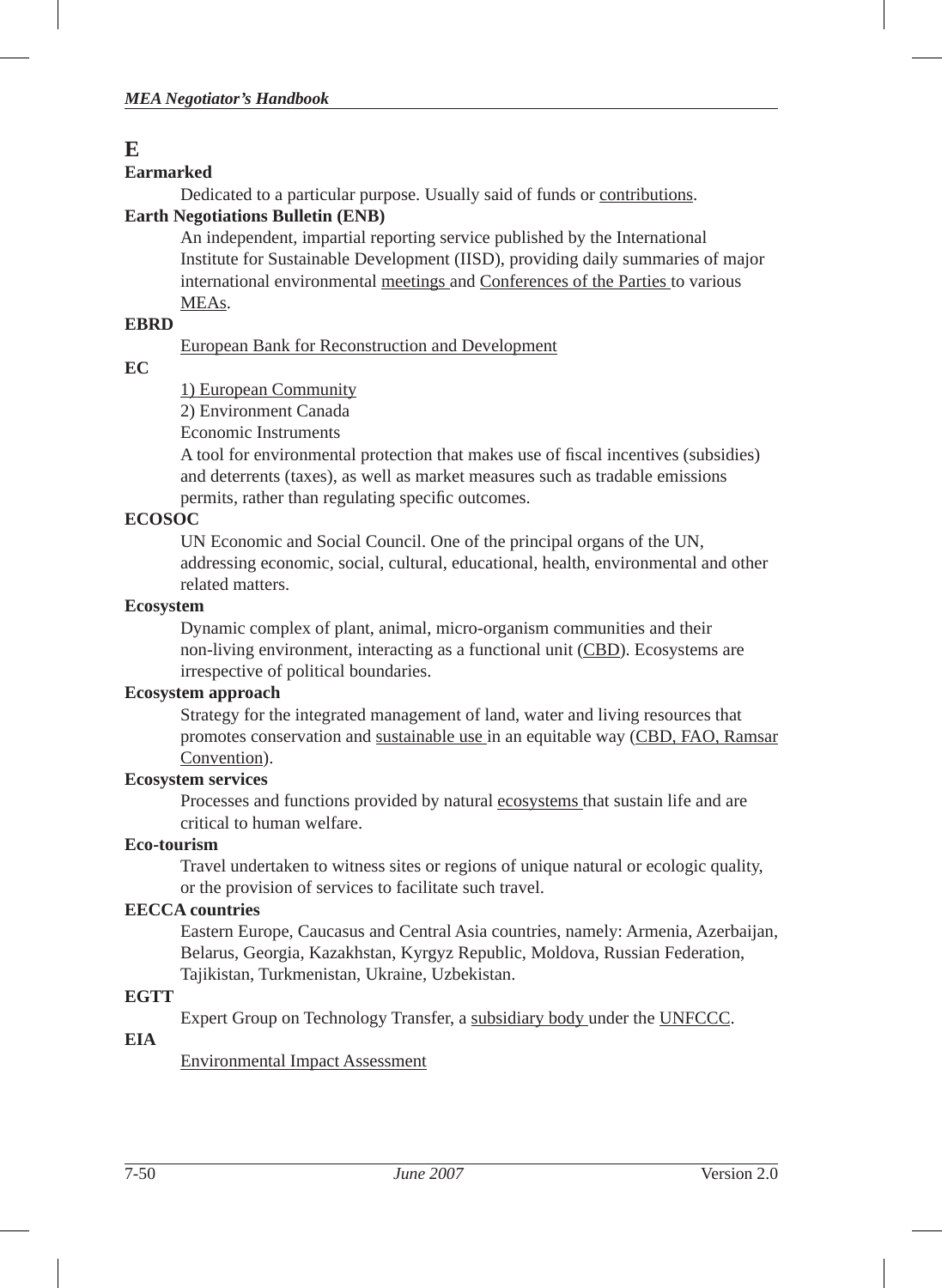# E

**Earmarked**

Dedicated to a particular purpose. Usually said of funds or contributions.

**Earth Negotiations Bulletin (ENB)**

An independent, impartial reporting service published by the International Institute for Sustainable Development (IISD), providing daily summaries of major international environmental meetings and Conferences of the Parties to various MEAs.

**EBRD**

European Bank for Reconstruction and Development

**EC**

1) European Community

2) Environment Canada

Economic Instruments

A tool for environmental protection that makes use of fiscal incentives (subsidies) and deterrents (taxes), as well as market measures such as tradable emissions permits, rather than regulating specific outcomes.

**ECOSOC**

UN Economic and Social Council. One of the principal organs of the UN, addressing economic, social, cultural, educational, health, environmental and other related matters.

**Ecosystem**

Dynamic complex of plant, animal, micro-organism communities and their non-living environment, interacting as a functional unit (CBD). Ecosystems are irrespective of political boundaries.

**Ecosystem approach**

Strategy for the integrated management of land, water and living resources that promotes conservation and sustainable use in an equitable way (CBD, FAO, Ramsar Convention).

**Ecosystem services**

Processes and functions provided by natural ecosystems that sustain life and are critical to human welfare.

**Eco-tourism**

Travel undertaken to witness sites or regions of unique natural or ecologic quality, or the provision of services to facilitate such travel.

**EECCA countries**

Eastern Europe, Caucasus and Central Asia countries, namely: Armenia, Azerbaijan, Belarus, Georgia, Kazakhstan, Kyrgyz Republic, Moldova, Russian Federation, Tajikistan, Turkmenistan, Ukraine, Uzbekistan.

**EGTT**

Expert Group on Technology Transfer, a subsidiary body under the UNFCCC.

**EIA**

Environmental Impact Assessment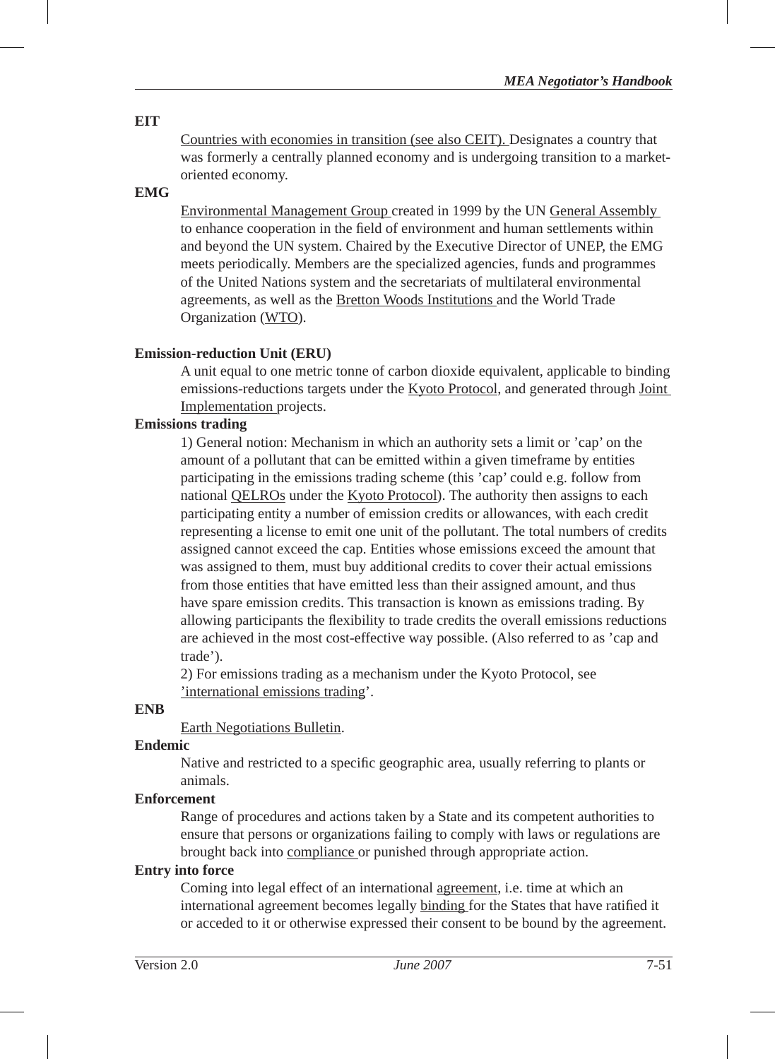**EIT**

Countries with economies in transition (see also CEIT). Designates a country that was formerly a centrally planned economy and is undergoing transition to a market-oriented economy.

**EMG**

Environmental Management Group created in 1999 by the UN General Assembly to enhance cooperation in the field of environment and human settlements within and beyond the UN system. Chaired by the Executive Director of UNEP, the EMG meets periodically. Members are the specialized agencies, funds and programmes of the United Nations system and the secretariats of multilateral environmental agreements, as well as the Bretton Woods Institutions and the World Trade Organization (WTO).

**Emission-reduction Unit (ERU)**

A unit equal to one metric tonne of carbon dioxide equivalent, applicable to binding emissions-reductions targets under the Kyoto Protocol, and generated through Joint Implementation projects.

**Emissions trading**

1) General notion: Mechanism in which an authority sets a limit or 'cap' on the amount of a pollutant that can be emitted within a given timeframe by entities participating in the emissions trading scheme (this 'cap' could e.g. follow from national QELROs under the Kyoto Protocol). The authority then assigns to each participating entity a number of emission credits or allowances, with each credit representing a license to emit one unit of the pollutant. The total numbers of credits assigned cannot exceed the cap. Entities whose emissions exceed the amount that was assigned to them, must buy additional credits to cover their actual emissions from those entities that have emitted less than their assigned amount, and thus have spare emission credits. This transaction is known as emissions trading. By allowing participants the flexibility to trade credits the overall emissions reductions are achieved in the most cost-effective way possible. (Also referred to as 'cap and trade').

2) For emissions trading as a mechanism under the Kyoto Protocol, see 'international emissions trading'.

**ENB**

Earth Negotiations Bulletin.

**Endemic**

Native and restricted to a specific geographic area, usually referring to plants or animals.

**Enforcement**

Range of procedures and actions taken by a State and its competent authorities to ensure that persons or organizations failing to comply with laws or regulations are brought back into compliance or punished through appropriate action.

**Entry into force**

Coming into legal effect of an international agreement, i.e. time at which an international agreement becomes legally binding for the States that have ratified it or acceded to it or otherwise expressed their consent to be bound by the agreement.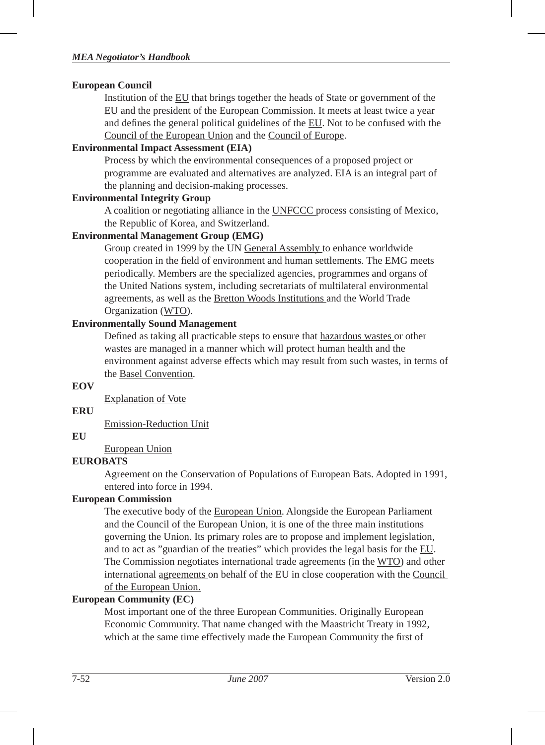**European Council**

Institution of the EU that brings together the heads of State or government of the EU and the president of the European Commission. It meets at least twice a year and defines the general political guidelines of the EU. Not to be confused with the Council of the European Union and the Council of Europe.

**Environmental Impact Assessment (EIA)**

Process by which the environmental consequences of a proposed project or programme are evaluated and alternatives are analyzed. EIA is an integral part of the planning and decision-making processes.

**Environmental Integrity Group**

A coalition or negotiating alliance in the UNFCCC process consisting of Mexico, the Republic of Korea, and Switzerland.

**Environmental Management Group (EMG)**

Group created in 1999 by the UN General Assembly to enhance worldwide cooperation in the field of environment and human settlements. The EMG meets periodically. Members are the specialized agencies, programmes and organs of the United Nations system, including secretariats of multilateral environmental agreements, as well as the Bretton Woods Institutions and the World Trade Organization (WTO).

**Environmentally Sound Management**

Defined as taking all practicable steps to ensure that hazardous wastes or other wastes are managed in a manner which will protect human health and the environment against adverse effects which may result from such wastes, in terms of the Basel Convention.

**EOV**

Explanation of Vote

**ERU**

Emission-Reduction Unit

**EU**

European Union

**EUROBATS**

Agreement on the Conservation of Populations of European Bats. Adopted in 1991, entered into force in 1994.

**European Commission**

The executive body of the European Union. Alongside the European Parliament and the Council of the European Union, it is one of the three main institutions governing the Union. Its primary roles are to propose and implement legislation, and to act as "guardian of the treaties" which provides the legal basis for the EU. The Commission negotiates international trade agreements (in the WTO) and other international agreements on behalf of the EU in close cooperation with the Council of the European Union.

**European Community (EC)**

Most important one of the three European Communities. Originally European Economic Community. That name changed with the Maastricht Treaty in 1992, which at the same time effectively made the European Community the first of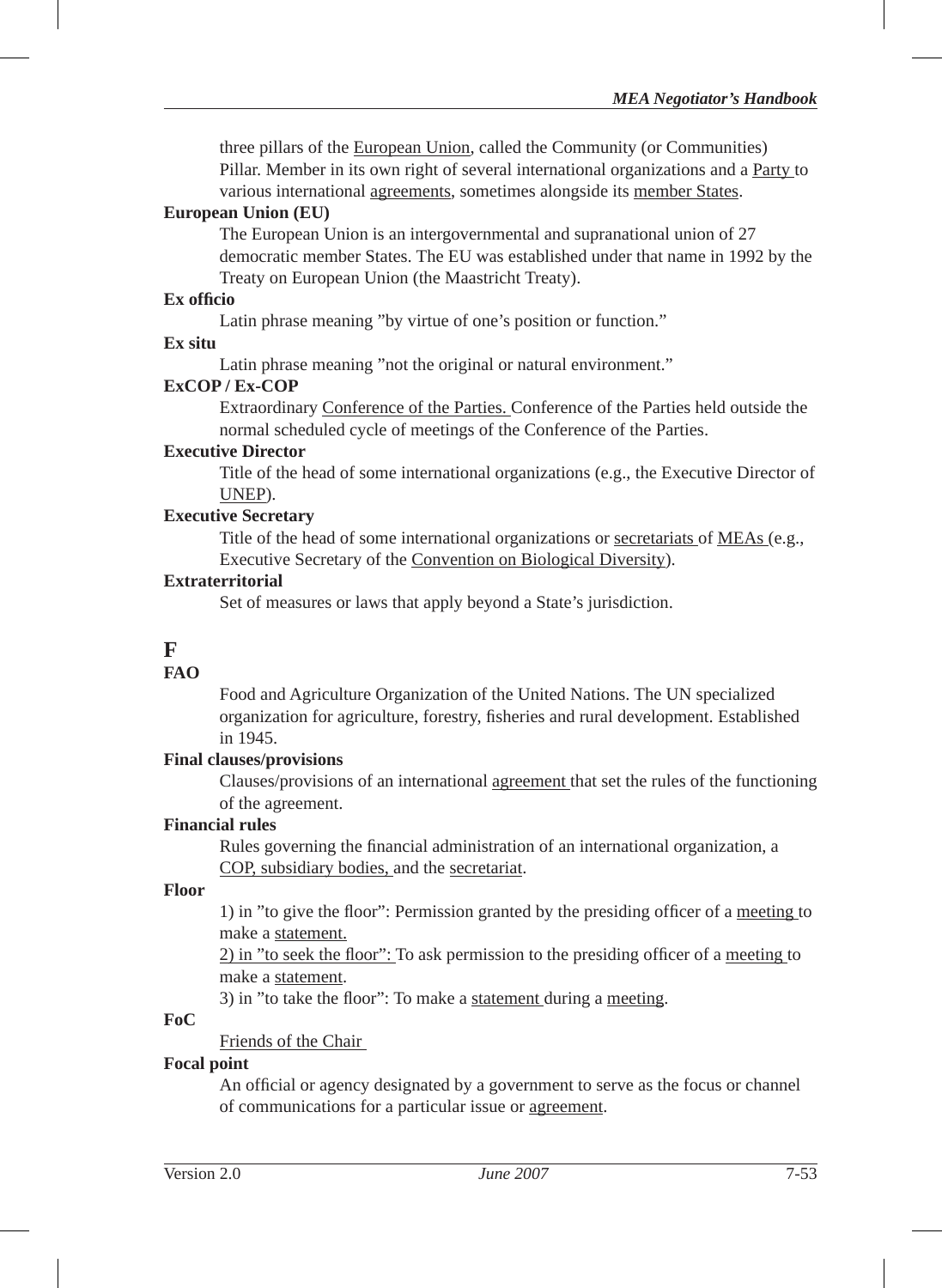three pillars of the European Union, called the Community (or Communities) Pillar. Member in its own right of several international organizations and a Party to various international agreements, sometimes alongside its member States.

**European Union (EU)**

The European Union is an intergovernmental and supranational union of 27 democratic member States. The EU was established under that name in 1992 by the Treaty on European Union (the Maastricht Treaty).

**Ex officio**

Latin phrase meaning "by virtue of one's position or function."

**Ex situ**

Latin phrase meaning "not the original or natural environment."

**ExCOP / Ex-COP**

Extraordinary Conference of the Parties. Conference of the Parties held outside the normal scheduled cycle of meetings of the Conference of the Parties.

**Executive Director**

Title of the head of some international organizations (e.g., the Executive Director of UNEP).

**Executive Secretary**

Title of the head of some international organizations or secretariats of MEAs (e.g., Executive Secretary of the Convention on Biological Diversity).

**Extraterritorial**

Set of measures or laws that apply beyond a State's jurisdiction.

## F

**FAO**

Food and Agriculture Organization of the United Nations. The UN specialized organization for agriculture, forestry, fisheries and rural development. Established in 1945.

**Final clauses/provisions**

Clauses/provisions of an international agreement that set the rules of the functioning of the agreement.

**Financial rules**

Rules governing the financial administration of an international organization, a COP, subsidiary bodies, and the secretariat.

**Floor**

1) in "to give the floor": Permission granted by the presiding officer of a meeting to make a statement.

2) in "to seek the floor": To ask permission to the presiding officer of a meeting to make a statement.

3) in "to take the floor": To make a statement during a meeting.

**FoC**

Friends of the Chair

**Focal point**

An official or agency designated by a government to serve as the focus or channel of communications for a particular issue or agreement.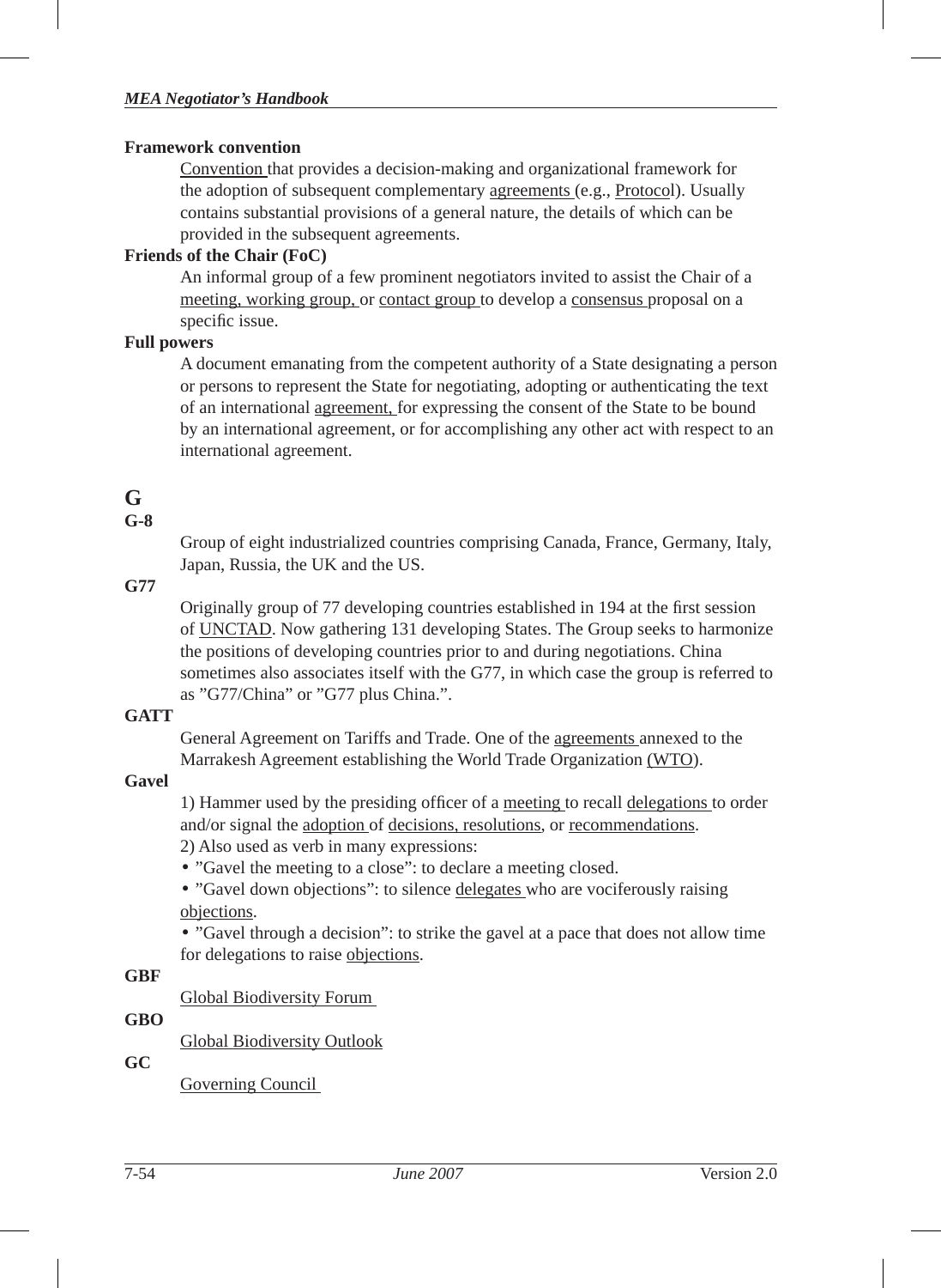**Framework convention**

Convention that provides a decision-making and organizational framework for the adoption of subsequent complementary agreements (e.g., Protocol). Usually contains substantial provisions of a general nature, the details of which can be provided in the subsequent agreements.

**Friends of the Chair (FoC)**

An informal group of a few prominent negotiators invited to assist the Chair of a meeting, working group, or contact group to develop a consensus proposal on a specific issue.

**Full powers**

A document emanating from the competent authority of a State designating a person or persons to represent the State for negotiating, adopting or authenticating the text of an international agreement, for expressing the consent of the State to be bound by an international agreement, or for accomplishing any other act with respect to an international agreement.

# G

**G-8**

Group of eight industrialized countries comprising Canada, France, Germany, Italy, Japan, Russia, the UK and the US.

**G77**

Originally group of 77 developing countries established in 194 at the first session of UNCTAD. Now gathering 131 developing States. The Group seeks to harmonize the positions of developing countries prior to and during negotiations. China sometimes also associates itself with the G77, in which case the group is referred to as ”G77/China” or ”G77 plus China.”.

**GATT**

General Agreement on Tariffs and Trade. One of the agreements annexed to the Marrakesh Agreement establishing the World Trade Organization (WTO).

**Gavel**

1) Hammer used by the presiding officer of a meeting to recall delegations to order and/or signal the adoption of decisions, resolutions, or recommendations.

2) Also used as verb in many expressions:

- ”Gavel the meeting to a close”: to declare a meeting closed.
- ”Gavel down objections”: to silence delegates who are vociferously raising objections.
- ”Gavel through a decision”: to strike the gavel at a pace that does not allow time for delegations to raise objections.

**GBF**

Global Biodiversity Forum

**GBO**

Global Biodiversity Outlook

**GC**

Governing Council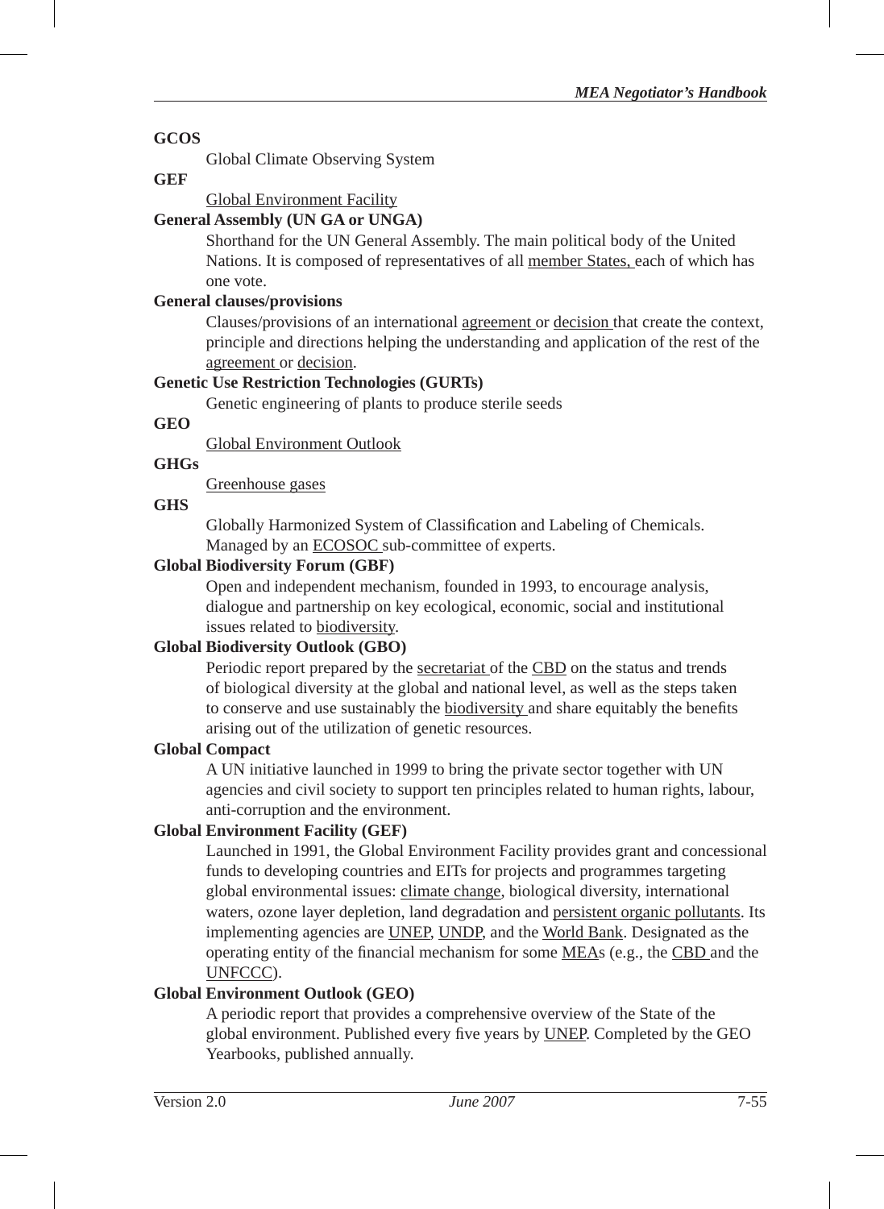**GCOS**

Global Climate Observing System

**GEF**

Global Environment Facility

**General Assembly (UN GA or UNGA)**

Shorthand for the UN General Assembly. The main political body of the United Nations. It is composed of representatives of all member States, each of which has one vote.

**General clauses/provisions**

Clauses/provisions of an international agreement or decision that create the context, principle and directions helping the understanding and application of the rest of the agreement or decision.

**Genetic Use Restriction Technologies (GURTs)**

Genetic engineering of plants to produce sterile seeds

**GEO**

Global Environment Outlook

**GHGs**

Greenhouse gases

**GHS**

Globally Harmonized System of Classification and Labeling of Chemicals. Managed by an ECOSOC sub-committee of experts.

**Global Biodiversity Forum (GBF)**

Open and independent mechanism, founded in 1993, to encourage analysis, dialogue and partnership on key ecological, economic, social and institutional issues related to biodiversity.

**Global Biodiversity Outlook (GBO)**

Periodic report prepared by the secretariat of the CBD on the status and trends of biological diversity at the global and national level, as well as the steps taken to conserve and use sustainably the biodiversity and share equitably the benefits arising out of the utilization of genetic resources.

**Global Compact**

A UN initiative launched in 1999 to bring the private sector together with UN agencies and civil society to support ten principles related to human rights, labour, anti-corruption and the environment.

**Global Environment Facility (GEF)**

Launched in 1991, the Global Environment Facility provides grant and concessional funds to developing countries and EITs for projects and programmes targeting global environmental issues: climate change, biological diversity, international waters, ozone layer depletion, land degradation and persistent organic pollutants. Its implementing agencies are UNEP, UNDP, and the World Bank. Designated as the operating entity of the financial mechanism for some MEAs (e.g., the CBD and the UNFCCC).

**Global Environment Outlook (GEO)**

A periodic report that provides a comprehensive overview of the State of the global environment. Published every five years by UNEP. Completed by the GEO Yearbooks, published annually.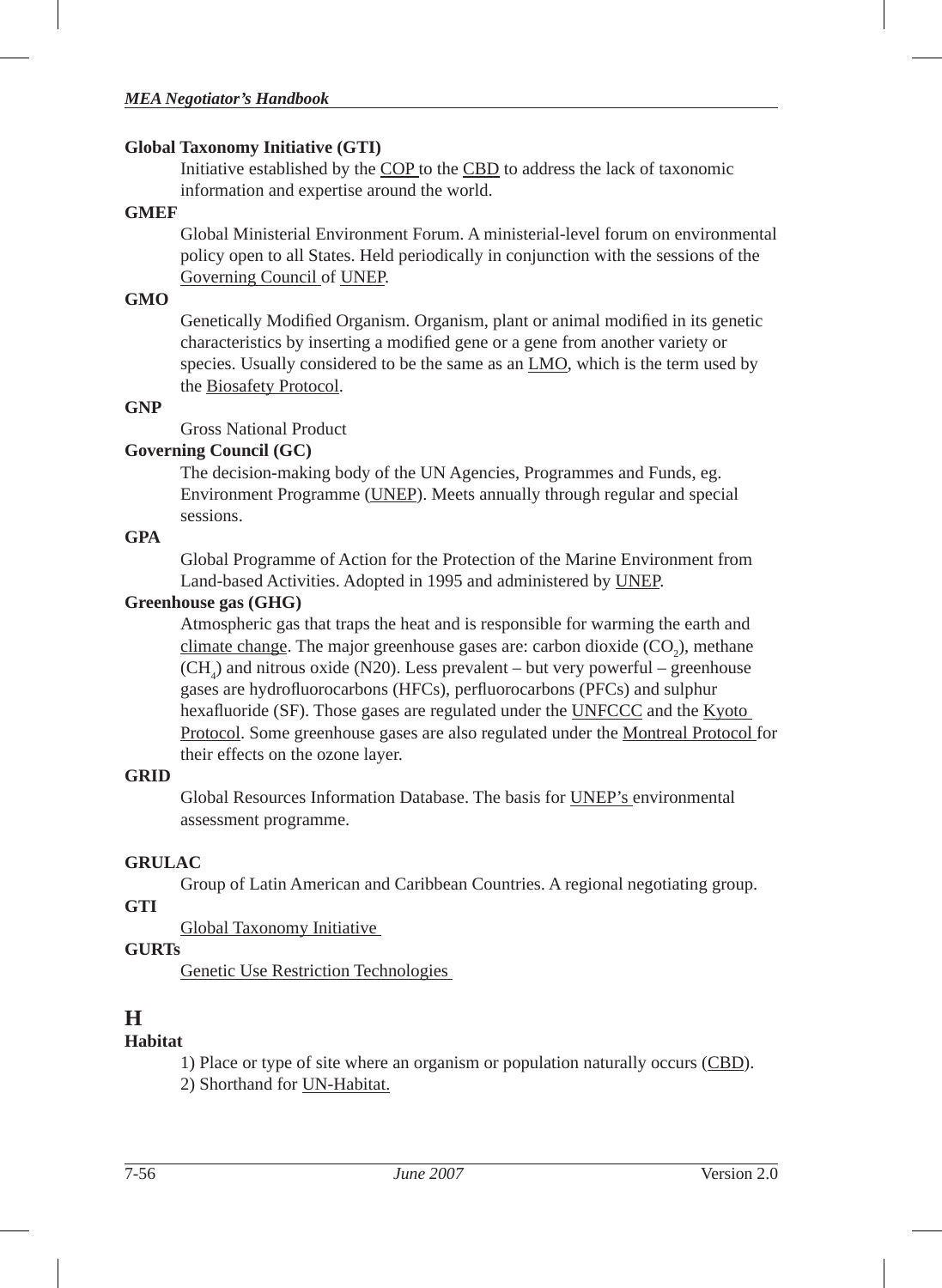**Global Taxonomy Initiative (GTI)**

Initiative established by the COP to the CBD to address the lack of taxonomic information and expertise around the world.

**GMEF**

Global Ministerial Environment Forum. A ministerial-level forum on environmental policy open to all States. Held periodically in conjunction with the sessions of the Governing Council of UNEP.

**GMO**

Genetically Modified Organism. Organism, plant or animal modified in its genetic characteristics by inserting a modified gene or a gene from another variety or species. Usually considered to be the same as an LMO, which is the term used by the Biosafety Protocol.

**GNP**

Gross National Product

**Governing Council (GC)**

The decision-making body of the UN Agencies, Programmes and Funds, eg. Environment Programme (UNEP). Meets annually through regular and special sessions.

**GPA**

Global Programme of Action for the Protection of the Marine Environment from Land-based Activities. Adopted in 1995 and administered by UNEP.

**Greenhouse gas (GHG)**

Atmospheric gas that traps the heat and is responsible for warming the earth and climate change. The major greenhouse gases are: carbon dioxide ($CO_2$), methane ($CH_4$) and nitrous oxide (N20). Less prevalent – but very powerful – greenhouse gases are hydrofluorocarbons (HFCs), perfluorocarbons (PFCs) and sulphur hexafluoride (SF). Those gases are regulated under the UNFCCC and the Kyoto Protocol. Some greenhouse gases are also regulated under the Montreal Protocol for their effects on the ozone layer.

**GRID**

Global Resources Information Database. The basis for UNEP's environmental assessment programme.

**GRULAC**

Group of Latin American and Caribbean Countries. A regional negotiating group.

**GTI**

Global Taxonomy Initiative

**GURTs**

Genetic Use Restriction Technologies

# H

**Habitat**

1) Place or type of site where an organism or population naturally occurs (CBD).
2) Shorthand for UN-Habitat.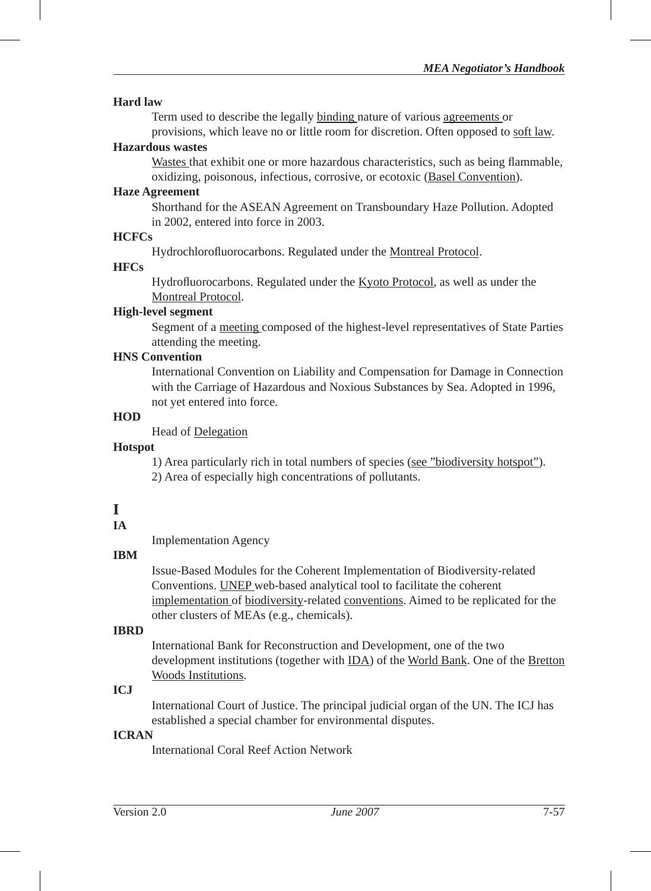**Hard law**

Term used to describe the legally binding nature of various agreements or provisions, which leave no or little room for discretion. Often opposed to soft law.

**Hazardous wastes**

Wastes that exhibit one or more hazardous characteristics, such as being flammable, oxidizing, poisonous, infectious, corrosive, or ecotoxic (Basel Convention).

**Haze Agreement**

Shorthand for the ASEAN Agreement on Transboundary Haze Pollution. Adopted in 2002, entered into force in 2003.

**HCFCs**

Hydrochlorofluorocarbons. Regulated under the Montreal Protocol.

**HFCs**

Hydrofluorocarbons. Regulated under the Kyoto Protocol, as well as under the Montreal Protocol.

**High-level segment**

Segment of a meeting composed of the highest-level representatives of State Parties attending the meeting.

**HNS Convention**

International Convention on Liability and Compensation for Damage in Connection with the Carriage of Hazardous and Noxious Substances by Sea. Adopted in 1996, not yet entered into force.

**HOD**

Head of Delegation

**Hotspot**

1) Area particularly rich in total numbers of species (see "biodiversity hotspot").
2) Area of especially high concentrations of pollutants.

# I

**IA**

Implementation Agency

**IBM**

Issue-Based Modules for the Coherent Implementation of Biodiversity-related Conventions. UNEP web-based analytical tool to facilitate the coherent implementation of biodiversity-related conventions. Aimed to be replicated for the other clusters of MEAs (e.g., chemicals).

**IBRD**

International Bank for Reconstruction and Development, one of the two development institutions (together with IDA) of the World Bank. One of the Bretton Woods Institutions.

**ICJ**

International Court of Justice. The principal judicial organ of the UN. The ICJ has established a special chamber for environmental disputes.

**ICRAN**

International Coral Reef Action Network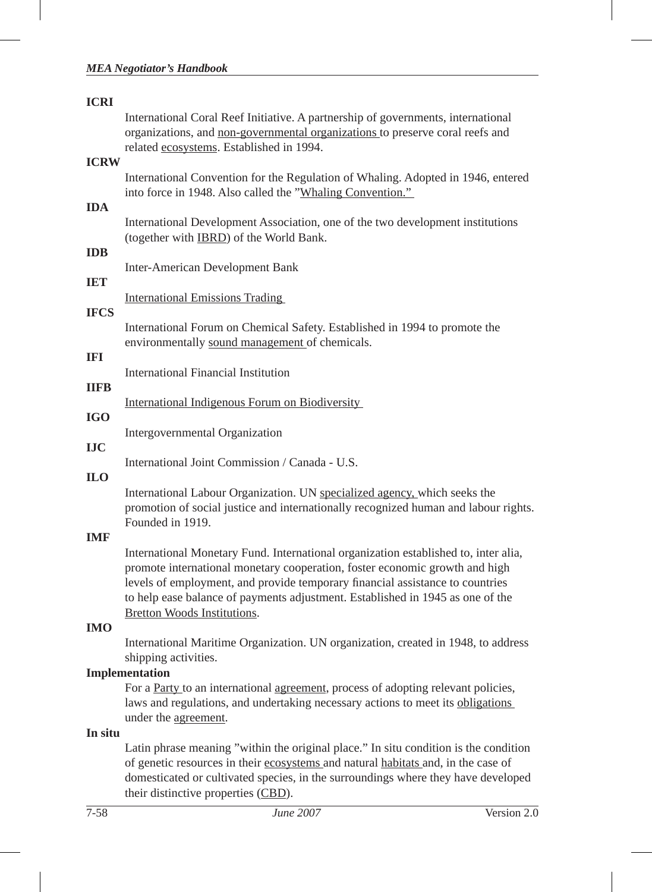**ICRI**

International Coral Reef Initiative. A partnership of governments, international organizations, and non-governmental organizations to preserve coral reefs and related ecosystems. Established in 1994.

**ICRW**

International Convention for the Regulation of Whaling. Adopted in 1946, entered into force in 1948. Also called the "Whaling Convention."

**IDA**

International Development Association, one of the two development institutions (together with IBRD) of the World Bank.

**IDB**

Inter-American Development Bank

**IET**

International Emissions Trading

**IFCS**

International Forum on Chemical Safety. Established in 1994 to promote the environmentally sound management of chemicals.

**IFI**

International Financial Institution

**IIFB**

International Indigenous Forum on Biodiversity

**IGO**

Intergovernmental Organization

**IJC**

International Joint Commission / Canada - U.S.

**ILO**

International Labour Organization. UN specialized agency, which seeks the promotion of social justice and internationally recognized human and labour rights. Founded in 1919.

**IMF**

International Monetary Fund. International organization established to, inter alia, promote international monetary cooperation, foster economic growth and high levels of employment, and provide temporary financial assistance to countries to help ease balance of payments adjustment. Established in 1945 as one of the Bretton Woods Institutions.

**IMO**

International Maritime Organization. UN organization, created in 1948, to address shipping activities.

**Implementation**

For a Party to an international agreement, process of adopting relevant policies, laws and regulations, and undertaking necessary actions to meet its obligations under the agreement.

**In situ**

Latin phrase meaning "within the original place." In situ condition is the condition of genetic resources in their ecosystems and natural habitats and, in the case of domesticated or cultivated species, in the surroundings where they have developed their distinctive properties (CBD).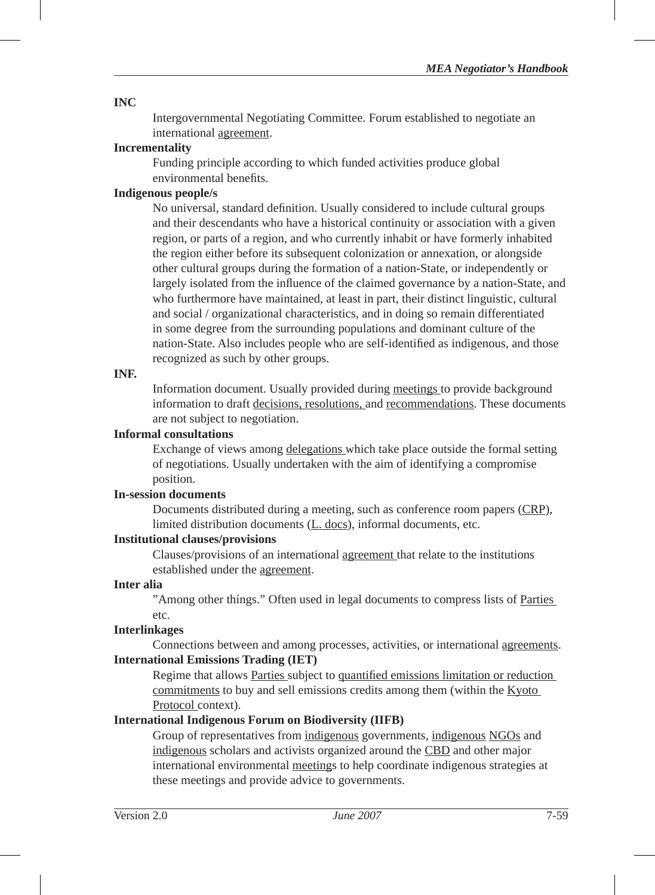**INC**

Intergovernmental Negotiating Committee. Forum established to negotiate an international agreement.

**Incrementality**

Funding principle according to which funded activities produce global environmental benefits.

**Indigenous people/s**

No universal, standard definition. Usually considered to include cultural groups and their descendants who have a historical continuity or association with a given region, or parts of a region, and who currently inhabit or have formerly inhabited the region either before its subsequent colonization or annexation, or alongside other cultural groups during the formation of a nation-State, or independently or largely isolated from the influence of the claimed governance by a nation-State, and who furthermore have maintained, at least in part, their distinct linguistic, cultural and social / organizational characteristics, and in doing so remain differentiated in some degree from the surrounding populations and dominant culture of the nation-State. Also includes people who are self-identified as indigenous, and those recognized as such by other groups.

**INF.**

Information document. Usually provided during meetings to provide background information to draft decisions, resolutions, and recommendations. These documents are not subject to negotiation.

**Informal consultations**

Exchange of views among delegations which take place outside the formal setting of negotiations. Usually undertaken with the aim of identifying a compromise position.

**In-session documents**

Documents distributed during a meeting, such as conference room papers (CRP), limited distribution documents (L. docs), informal documents, etc.

**Institutional clauses/provisions**

Clauses/provisions of an international agreement that relate to the institutions established under the agreement.

**Inter alia**

"Among other things." Often used in legal documents to compress lists of Parties etc.

**Interlinkages**

Connections between and among processes, activities, or international agreements.

**International Emissions Trading (IET)**

Regime that allows Parties subject to quantified emissions limitation or reduction commitments to buy and sell emissions credits among them (within the Kyoto Protocol context).

**International Indigenous Forum on Biodiversity (IIFB)**

Group of representatives from indigenous governments, indigenous NGOs and indigenous scholars and activists organized around the CBD and other major international environmental meetings to help coordinate indigenous strategies at these meetings and provide advice to governments.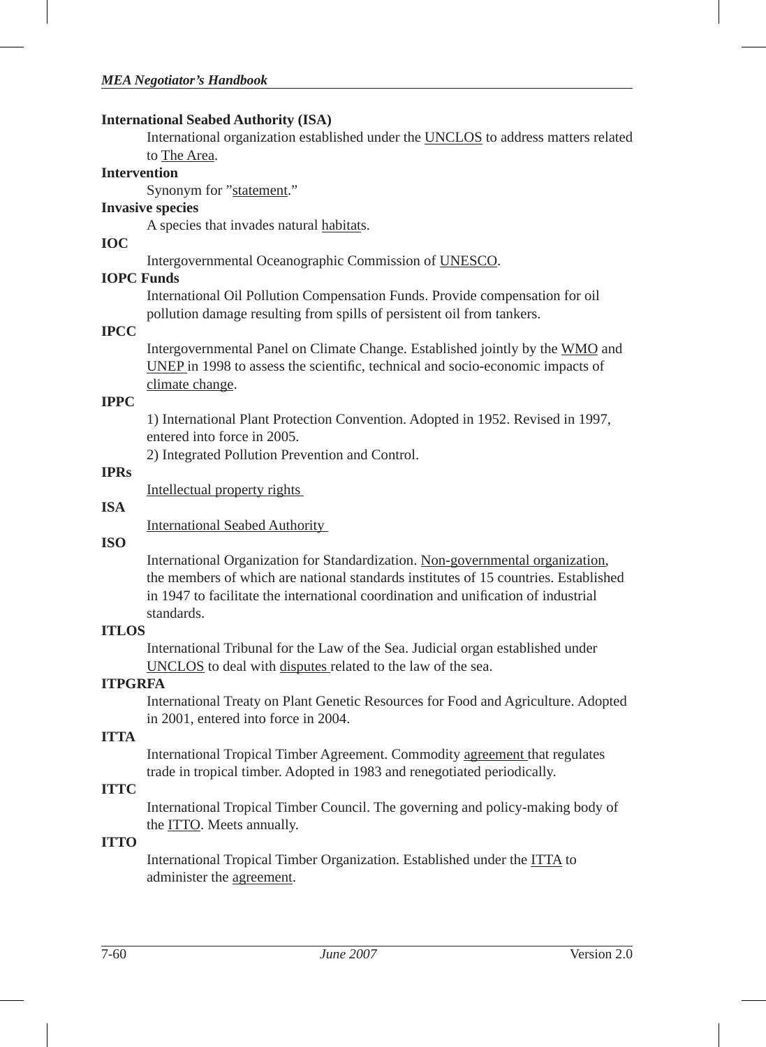**International Seabed Authority (ISA)**

International organization established under the UNCLOS to address matters related to The Area.

**Intervention**

Synonym for "statement."

**Invasive species**

A species that invades natural habitats.

**IOC**

Intergovernmental Oceanographic Commission of UNESCO.

**IOPC Funds**

International Oil Pollution Compensation Funds. Provide compensation for oil pollution damage resulting from spills of persistent oil from tankers.

**IPCC**

Intergovernmental Panel on Climate Change. Established jointly by the WMO and UNEP in 1998 to assess the scientific, technical and socio-economic impacts of climate change.

**IPPC**

1) International Plant Protection Convention. Adopted in 1952. Revised in 1997, entered into force in 2005.

2) Integrated Pollution Prevention and Control.

**IPRs**

Intellectual property rights

**ISA**

International Seabed Authority

**ISO**

International Organization for Standardization. Non-governmental organization, the members of which are national standards institutes of 15 countries. Established in 1947 to facilitate the international coordination and unification of industrial standards.

**ITLOS**

International Tribunal for the Law of the Sea. Judicial organ established under UNCLOS to deal with disputes related to the law of the sea.

**ITPGRFA**

International Treaty on Plant Genetic Resources for Food and Agriculture. Adopted in 2001, entered into force in 2004.

**ITTA**

International Tropical Timber Agreement. Commodity agreement that regulates trade in tropical timber. Adopted in 1983 and renegotiated periodically.

**ITTC**

International Tropical Timber Council. The governing and policy-making body of the ITTO. Meets annually.

**ITTO**

International Tropical Timber Organization. Established under the ITTA to administer the agreement.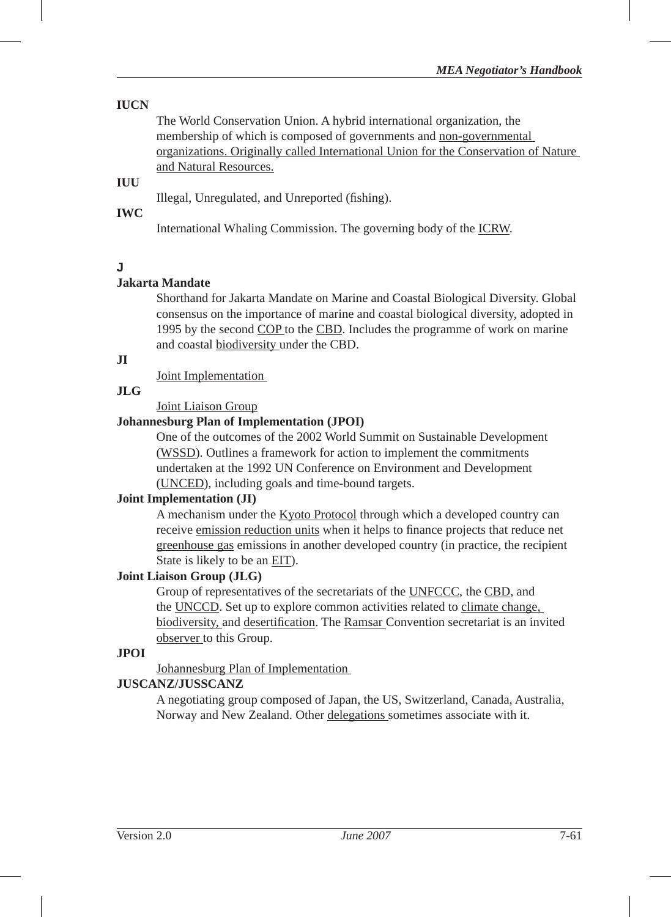**IUCN**

The World Conservation Union. A hybrid international organization, the membership of which is composed of governments and non-governmental organizations. Originally called International Union for the Conservation of Nature and Natural Resources.

**IUU**

Illegal, Unregulated, and Unreported (fishing).

**IWC**

International Whaling Commission. The governing body of the ICRW.

## J

**Jakarta Mandate**

Shorthand for Jakarta Mandate on Marine and Coastal Biological Diversity. Global consensus on the importance of marine and coastal biological diversity, adopted in 1995 by the second COP to the CBD. Includes the programme of work on marine and coastal biodiversity under the CBD.

**JI**

Joint Implementation

**JLG**

Joint Liaison Group

**Johannesburg Plan of Implementation (JPOI)**

One of the outcomes of the 2002 World Summit on Sustainable Development (WSSD). Outlines a framework for action to implement the commitments undertaken at the 1992 UN Conference on Environment and Development (UNCED), including goals and time-bound targets.

**Joint Implementation (JI)**

A mechanism under the Kyoto Protocol through which a developed country can receive emission reduction units when it helps to finance projects that reduce net greenhouse gas emissions in another developed country (in practice, the recipient State is likely to be an EIT).

**Joint Liaison Group (JLG)**

Group of representatives of the secretariats of the UNFCCC, the CBD, and the UNCCD. Set up to explore common activities related to climate change, biodiversity, and desertification. The Ramsar Convention secretariat is an invited observer to this Group.

**JPOI**

Johannesburg Plan of Implementation

**JUSCANZ/JUSSCANZ**

A negotiating group composed of Japan, the US, Switzerland, Canada, Australia, Norway and New Zealand. Other delegations sometimes associate with it.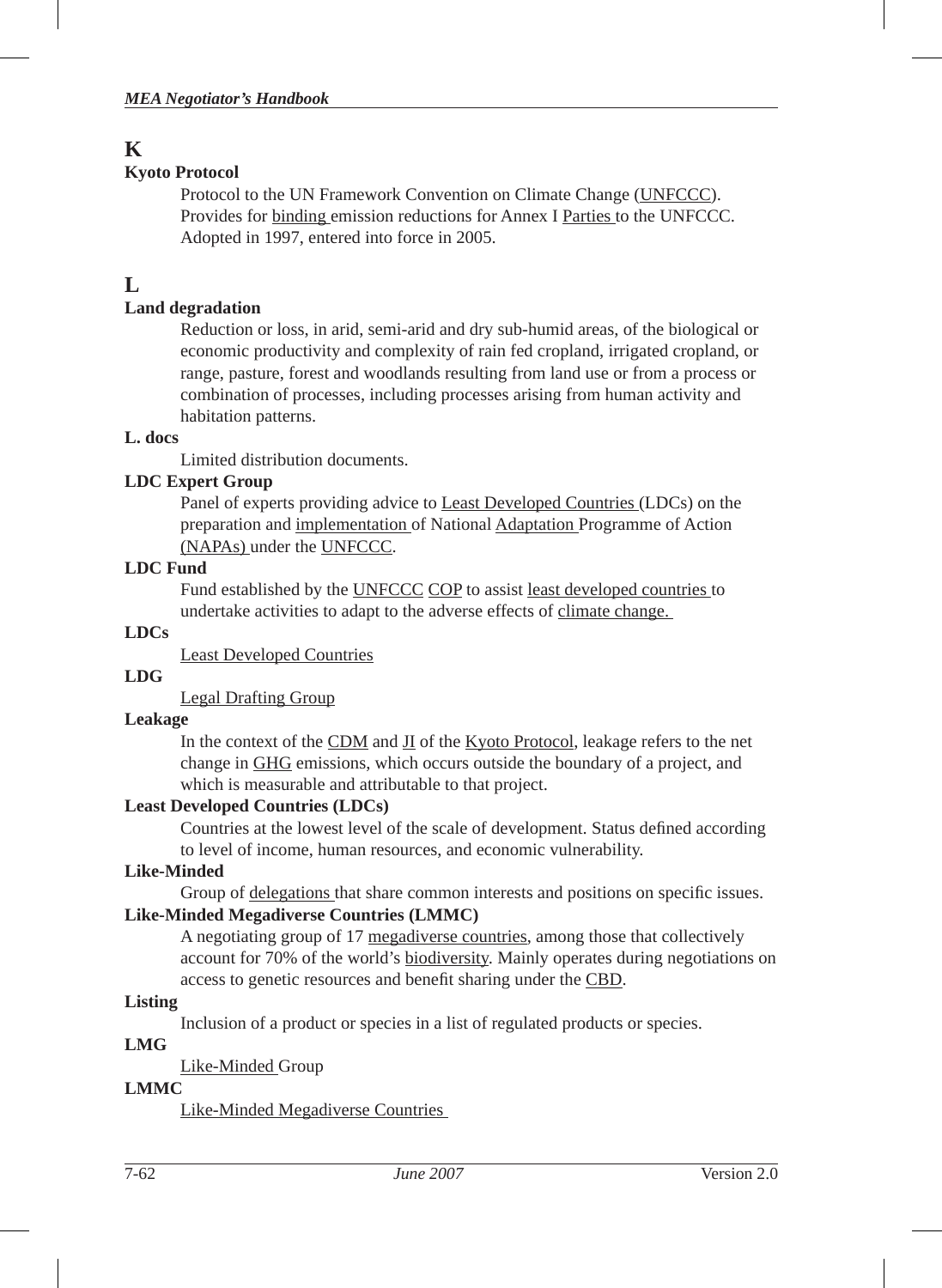## K

**Kyoto Protocol**

Protocol to the UN Framework Convention on Climate Change (UNFCCC). Provides for binding emission reductions for Annex I Parties to the UNFCCC. Adopted in 1997, entered into force in 2005.

## L

**Land degradation**

Reduction or loss, in arid, semi-arid and dry sub-humid areas, of the biological or economic productivity and complexity of rain fed cropland, irrigated cropland, or range, pasture, forest and woodlands resulting from land use or from a process or combination of processes, including processes arising from human activity and habitation patterns.

**L. docs**

Limited distribution documents.

**LDC Expert Group**

Panel of experts providing advice to Least Developed Countries (LDCs) on the preparation and implementation of National Adaptation Programme of Action (NAPAs) under the UNFCCC.

**LDC Fund**

Fund established by the UNFCCC COP to assist least developed countries to undertake activities to adapt to the adverse effects of climate change.

**LDCs**

Least Developed Countries

**LDG**

Legal Drafting Group

**Leakage**

In the context of the CDM and JI of the Kyoto Protocol, leakage refers to the net change in GHG emissions, which occurs outside the boundary of a project, and which is measurable and attributable to that project.

**Least Developed Countries (LDCs)**

Countries at the lowest level of the scale of development. Status defined according to level of income, human resources, and economic vulnerability.

**Like-Minded**

Group of delegations that share common interests and positions on specific issues.

**Like-Minded Megadiverse Countries (LMMC)**

A negotiating group of 17 megadiverse countries, among those that collectively account for 70% of the world's biodiversity. Mainly operates during negotiations on access to genetic resources and benefit sharing under the CBD.

**Listing**

Inclusion of a product or species in a list of regulated products or species.

**LMG**

Like-Minded Group

**LMMC**

Like-Minded Megadiverse Countries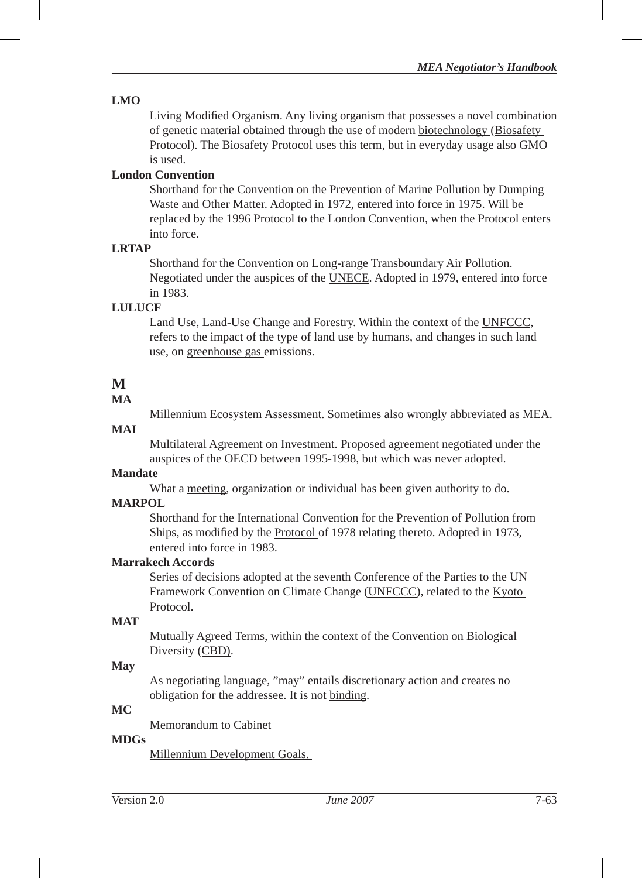**LMO**

Living Modified Organism. Any living organism that possesses a novel combination of genetic material obtained through the use of modern biotechnology (Biosafety Protocol). The Biosafety Protocol uses this term, but in everyday usage also GMO is used.

**London Convention**

Shorthand for the Convention on the Prevention of Marine Pollution by Dumping Waste and Other Matter. Adopted in 1972, entered into force in 1975. Will be replaced by the 1996 Protocol to the London Convention, when the Protocol enters into force.

**LRTAP**

Shorthand for the Convention on Long-range Transboundary Air Pollution. Negotiated under the auspices of the UNECE. Adopted in 1979, entered into force in 1983.

**LULUCF**

Land Use, Land-Use Change and Forestry. Within the context of the UNFCCC, refers to the impact of the type of land use by humans, and changes in such land use, on greenhouse gas emissions.

# M

**MA**

Millennium Ecosystem Assessment. Sometimes also wrongly abbreviated as MEA.

**MAI**

Multilateral Agreement on Investment. Proposed agreement negotiated under the auspices of the OECD between 1995-1998, but which was never adopted.

**Mandate**

What a meeting, organization or individual has been given authority to do.

**MARPOL**

Shorthand for the International Convention for the Prevention of Pollution from Ships, as modified by the Protocol of 1978 relating thereto. Adopted in 1973, entered into force in 1983.

**Marrakech Accords**

Series of decisions adopted at the seventh Conference of the Parties to the UN Framework Convention on Climate Change (UNFCCC), related to the Kyoto Protocol.

**MAT**

Mutually Agreed Terms, within the context of the Convention on Biological Diversity (CBD).

**May**

As negotiating language, "may" entails discretionary action and creates no obligation for the addressee. It is not binding.

**MC**

Memorandum to Cabinet

**MDGs**

Millennium Development Goals.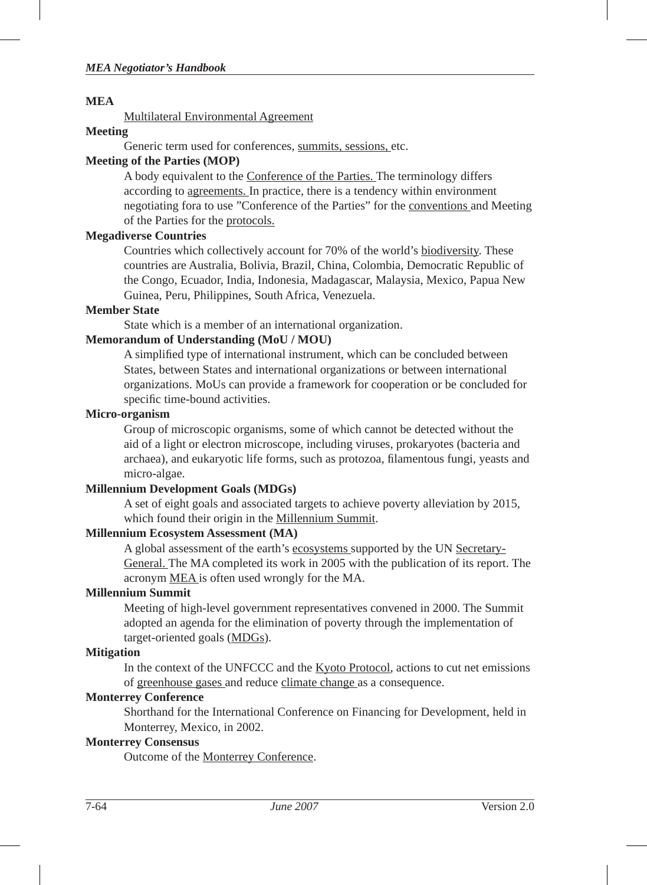**MEA**

Multilateral Environmental Agreement

**Meeting**

Generic term used for conferences, summits, sessions, etc.

**Meeting of the Parties (MOP)**

A body equivalent to the Conference of the Parties. The terminology differs according to agreements. In practice, there is a tendency within environment negotiating fora to use "Conference of the Parties" for the conventions and Meeting of the Parties for the protocols.

**Megadiverse Countries**

Countries which collectively account for 70% of the world's biodiversity. These countries are Australia, Bolivia, Brazil, China, Colombia, Democratic Republic of the Congo, Ecuador, India, Indonesia, Madagascar, Malaysia, Mexico, Papua New Guinea, Peru, Philippines, South Africa, Venezuela.

**Member State**

State which is a member of an international organization.

**Memorandum of Understanding (MoU / MOU)**

A simplified type of international instrument, which can be concluded between States, between States and international organizations or between international organizations. MoUs can provide a framework for cooperation or be concluded for specific time-bound activities.

**Micro-organism**

Group of microscopic organisms, some of which cannot be detected without the aid of a light or electron microscope, including viruses, prokaryotes (bacteria and archaea), and eukaryotic life forms, such as protozoa, filamentous fungi, yeasts and micro-algae.

**Millennium Development Goals (MDGs)**

A set of eight goals and associated targets to achieve poverty alleviation by 2015, which found their origin in the Millennium Summit.

**Millennium Ecosystem Assessment (MA)**

A global assessment of the earth's ecosystems supported by the UN Secretary-General. The MA completed its work in 2005 with the publication of its report. The acronym MEA is often used wrongly for the MA.

**Millennium Summit**

Meeting of high-level government representatives convened in 2000. The Summit adopted an agenda for the elimination of poverty through the implementation of target-oriented goals (MDGs).

**Mitigation**

In the context of the UNFCCC and the Kyoto Protocol, actions to cut net emissions of greenhouse gases and reduce climate change as a consequence.

**Monterrey Conference**

Shorthand for the International Conference on Financing for Development, held in Monterrey, Mexico, in 2002.

**Monterrey Consensus**

Outcome of the Monterrey Conference.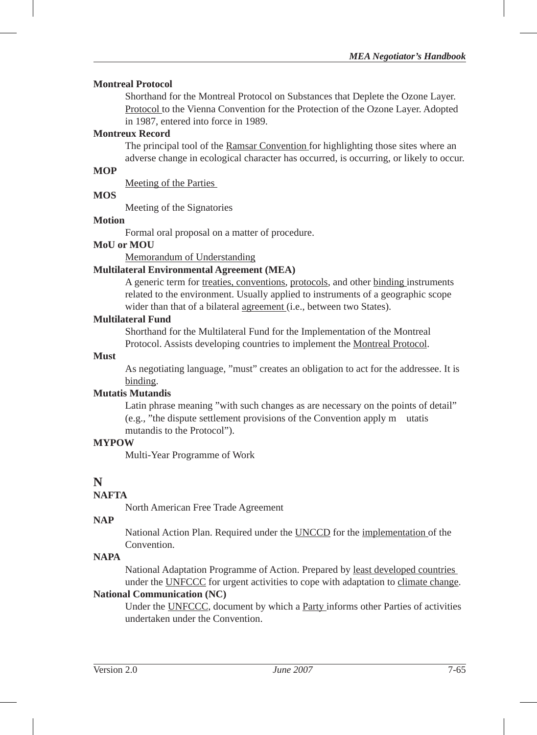**Montreal Protocol**

Shorthand for the Montreal Protocol on Substances that Deplete the Ozone Layer. Protocol to the Vienna Convention for the Protection of the Ozone Layer. Adopted in 1987, entered into force in 1989.

**Montreux Record**

The principal tool of the Ramsar Convention for highlighting those sites where an adverse change in ecological character has occurred, is occurring, or likely to occur.

**MOP**

Meeting of the Parties

**MOS**

Meeting of the Signatories

**Motion**

Formal oral proposal on a matter of procedure.

**MoU or MOU**

Memorandum of Understanding

**Multilateral Environmental Agreement (MEA)**

A generic term for treaties, conventions, protocols, and other binding instruments related to the environment. Usually applied to instruments of a geographic scope wider than that of a bilateral agreement (i.e., between two States).

**Multilateral Fund**

Shorthand for the Multilateral Fund for the Implementation of the Montreal Protocol. Assists developing countries to implement the Montreal Protocol.

**Must**

As negotiating language, "must" creates an obligation to act for the addressee. It is binding.

**Mutatis Mutandis**

Latin phrase meaning "with such changes as are necessary on the points of detail" (e.g., "the dispute settlement provisions of the Convention apply mutatis mutandis to the Protocol").

**MYPOW**

Multi-Year Programme of Work

## N

**NAFTA**

North American Free Trade Agreement

**NAP**

National Action Plan. Required under the UNCCD for the implementation of the Convention.

**NAPA**

National Adaptation Programme of Action. Prepared by least developed countries under the UNFCCC for urgent activities to cope with adaptation to climate change.

**National Communication (NC)**

Under the UNFCCC, document by which a Party informs other Parties of activities undertaken under the Convention.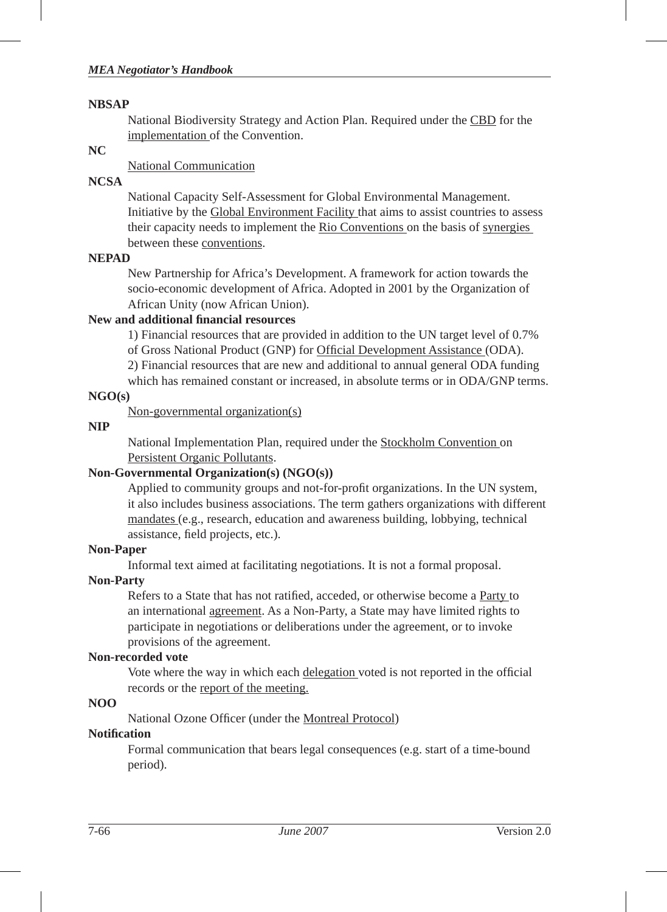**NBSAP**

National Biodiversity Strategy and Action Plan. Required under the CBD for the implementation of the Convention.

**NC**

National Communication

**NCSA**

National Capacity Self-Assessment for Global Environmental Management. Initiative by the Global Environment Facility that aims to assist countries to assess their capacity needs to implement the Rio Conventions on the basis of synergies between these conventions.

**NEPAD**

New Partnership for Africa's Development. A framework for action towards the socio-economic development of Africa. Adopted in 2001 by the Organization of African Unity (now African Union).

**New and additional financial resources**

1) Financial resources that are provided in addition to the UN target level of 0.7% of Gross National Product (GNP) for Official Development Assistance (ODA).
2) Financial resources that are new and additional to annual general ODA funding which has remained constant or increased, in absolute terms or in ODA/GNP terms.

**NGO(s)**

Non-governmental organization(s)

**NIP**

National Implementation Plan, required under the Stockholm Convention on Persistent Organic Pollutants.

**Non-Governmental Organization(s) (NGO(s))**

Applied to community groups and not-for-profit organizations. In the UN system, it also includes business associations. The term gathers organizations with different mandates (e.g., research, education and awareness building, lobbying, technical assistance, field projects, etc.).

**Non-Paper**

Informal text aimed at facilitating negotiations. It is not a formal proposal.

**Non-Party**

Refers to a State that has not ratified, acceded, or otherwise become a Party to an international agreement. As a Non-Party, a State may have limited rights to participate in negotiations or deliberations under the agreement, or to invoke provisions of the agreement.

**Non-recorded vote**

Vote where the way in which each delegation voted is not reported in the official records or the report of the meeting.

**NOO**

National Ozone Officer (under the Montreal Protocol)

**Notification**

Formal communication that bears legal consequences (e.g. start of a time-bound period).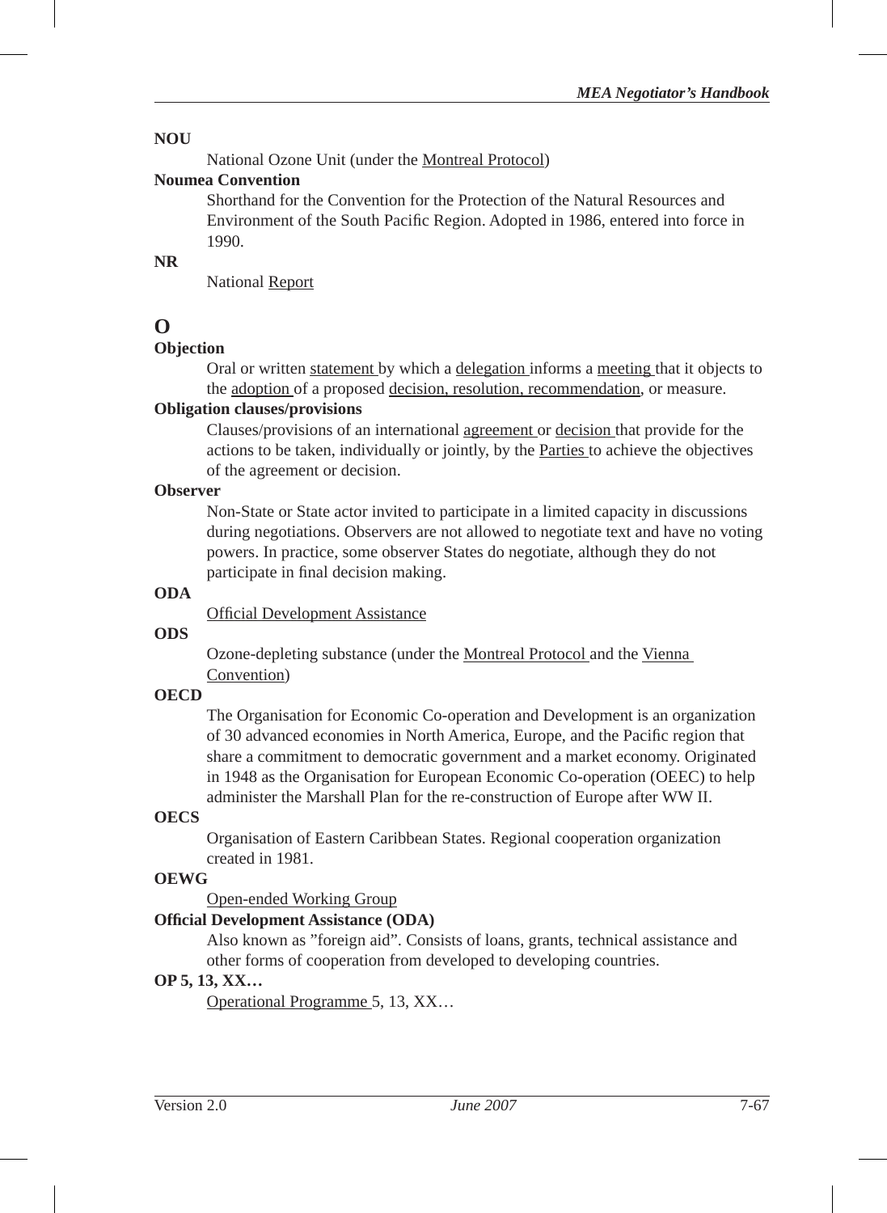**NOU**

National Ozone Unit (under the Montreal Protocol)

**Noumea Convention**

Shorthand for the Convention for the Protection of the Natural Resources and Environment of the South Pacific Region. Adopted in 1986, entered into force in 1990.

**NR**

National Report

# O

**Objection**

Oral or written statement by which a delegation informs a meeting that it objects to the adoption of a proposed decision, resolution, recommendation, or measure.

**Obligation clauses/provisions**

Clauses/provisions of an international agreement or decision that provide for the actions to be taken, individually or jointly, by the Parties to achieve the objectives of the agreement or decision.

**Observer**

Non-State or State actor invited to participate in a limited capacity in discussions during negotiations. Observers are not allowed to negotiate text and have no voting powers. In practice, some observer States do negotiate, although they do not participate in final decision making.

**ODA**

Official Development Assistance

**ODS**

Ozone-depleting substance (under the Montreal Protocol and the Vienna Convention)

**OECD**

The Organisation for Economic Co-operation and Development is an organization of 30 advanced economies in North America, Europe, and the Pacific region that share a commitment to democratic government and a market economy. Originated in 1948 as the Organisation for European Economic Co-operation (OEEC) to help administer the Marshall Plan for the re-construction of Europe after WW II.

**OECS**

Organisation of Eastern Caribbean States. Regional cooperation organization created in 1981.

**OEWG**

Open-ended Working Group

**Official Development Assistance (ODA)**

Also known as "foreign aid". Consists of loans, grants, technical assistance and other forms of cooperation from developed to developing countries.

**OP 5, 13, XX…**

Operational Programme 5, 13, XX…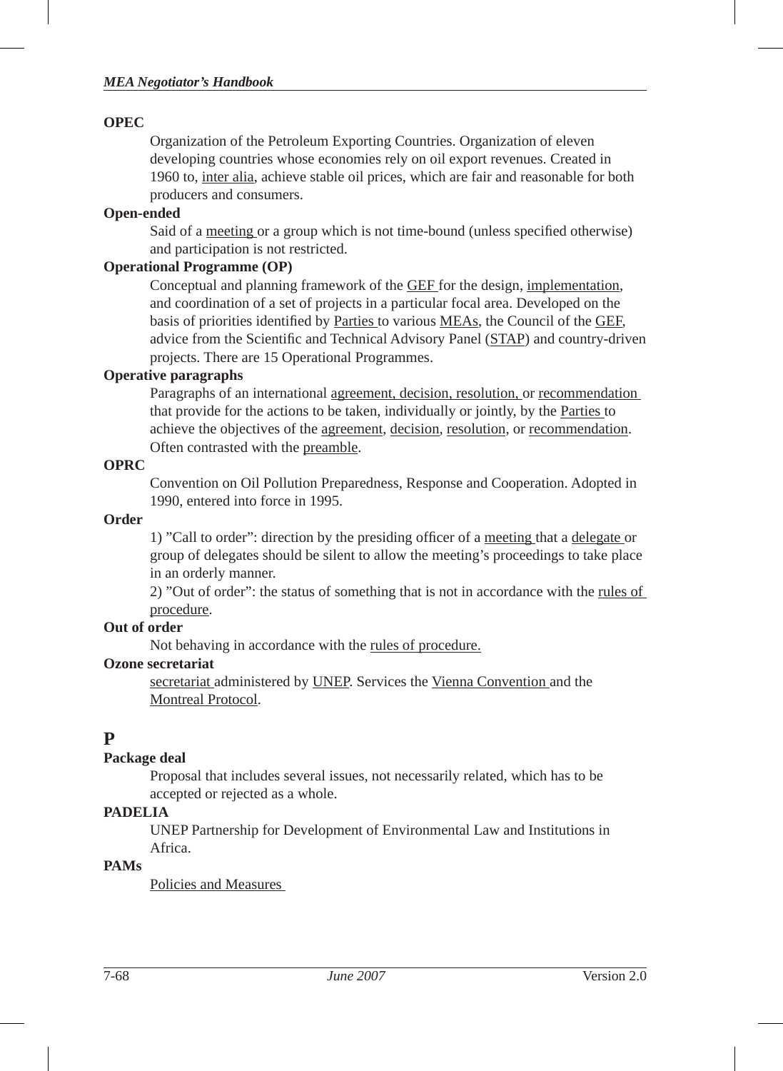**OPEC**

Organization of the Petroleum Exporting Countries. Organization of eleven developing countries whose economies rely on oil export revenues. Created in 1960 to, inter alia, achieve stable oil prices, which are fair and reasonable for both producers and consumers.

**Open-ended**

Said of a meeting or a group which is not time-bound (unless specified otherwise) and participation is not restricted.

**Operational Programme (OP)**

Conceptual and planning framework of the GEF for the design, implementation, and coordination of a set of projects in a particular focal area. Developed on the basis of priorities identified by Parties to various MEAs, the Council of the GEF, advice from the Scientific and Technical Advisory Panel (STAP) and country-driven projects. There are 15 Operational Programmes.

**Operative paragraphs**

Paragraphs of an international agreement, decision, resolution, or recommendation that provide for the actions to be taken, individually or jointly, by the Parties to achieve the objectives of the agreement, decision, resolution, or recommendation. Often contrasted with the preamble.

**OPRC**

Convention on Oil Pollution Preparedness, Response and Cooperation. Adopted in 1990, entered into force in 1995.

**Order**

1) "Call to order": direction by the presiding officer of a meeting that a delegate or group of delegates should be silent to allow the meeting's proceedings to take place in an orderly manner.

2) "Out of order": the status of something that is not in accordance with the rules of procedure.

**Out of order**

Not behaving in accordance with the rules of procedure.

**Ozone secretariat**

secretariat administered by UNEP. Services the Vienna Convention and the Montreal Protocol.

# P

**Package deal**

Proposal that includes several issues, not necessarily related, which has to be accepted or rejected as a whole.

**PADELIA**

UNEP Partnership for Development of Environmental Law and Institutions in Africa.

**PAMs**

Policies and Measures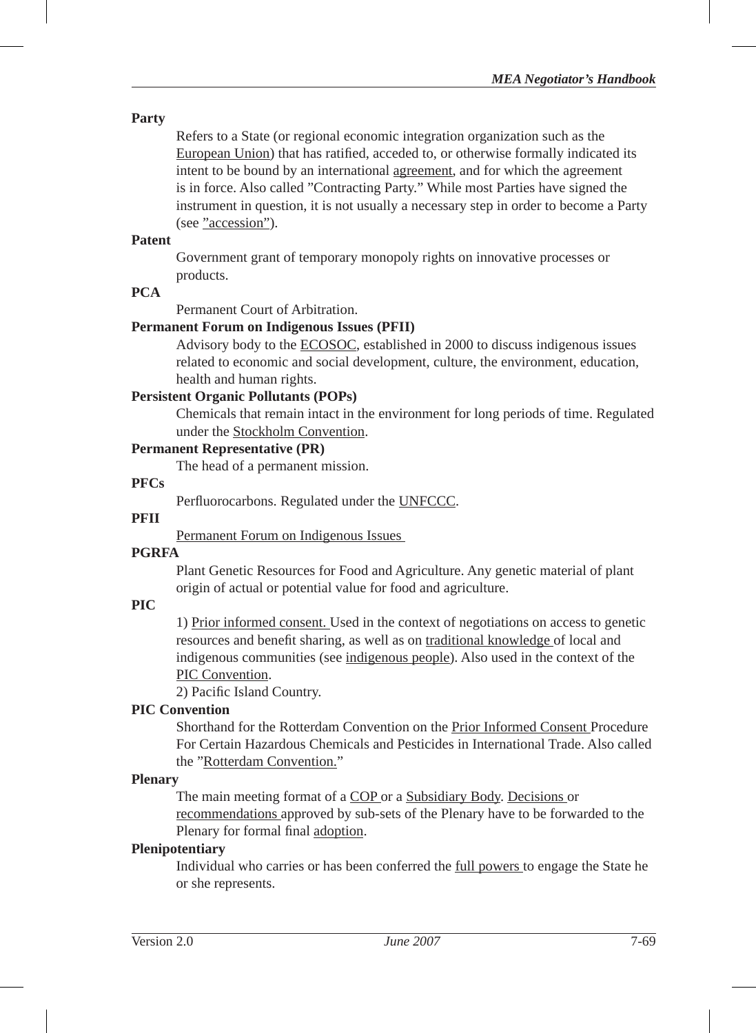**Party**

Refers to a State (or regional economic integration organization such as the European Union) that has ratified, acceded to, or otherwise formally indicated its intent to be bound by an international agreement, and for which the agreement is in force. Also called "Contracting Party." While most Parties have signed the instrument in question, it is not usually a necessary step in order to become a Party (see "accession").

**Patent**

Government grant of temporary monopoly rights on innovative processes or products.

**PCA**

Permanent Court of Arbitration.

**Permanent Forum on Indigenous Issues (PFII)**

Advisory body to the ECOSOC, established in 2000 to discuss indigenous issues related to economic and social development, culture, the environment, education, health and human rights.

**Persistent Organic Pollutants (POPs)**

Chemicals that remain intact in the environment for long periods of time. Regulated under the Stockholm Convention.

**Permanent Representative (PR)**

The head of a permanent mission.

**PFCs**

Perfluorocarbons. Regulated under the UNFCCC.

**PFII**

Permanent Forum on Indigenous Issues

**PGRFA**

Plant Genetic Resources for Food and Agriculture. Any genetic material of plant origin of actual or potential value for food and agriculture.

**PIC**

1) Prior informed consent. Used in the context of negotiations on access to genetic resources and benefit sharing, as well as on traditional knowledge of local and indigenous communities (see indigenous people). Also used in the context of the PIC Convention.

2) Pacific Island Country.

**PIC Convention**

Shorthand for the Rotterdam Convention on the Prior Informed Consent Procedure For Certain Hazardous Chemicals and Pesticides in International Trade. Also called the "Rotterdam Convention."

**Plenary**

The main meeting format of a COP or a Subsidiary Body. Decisions or recommendations approved by sub-sets of the Plenary have to be forwarded to the Plenary for formal final adoption.

**Plenipotentiary**

Individual who carries or has been conferred the full powers to engage the State he or she represents.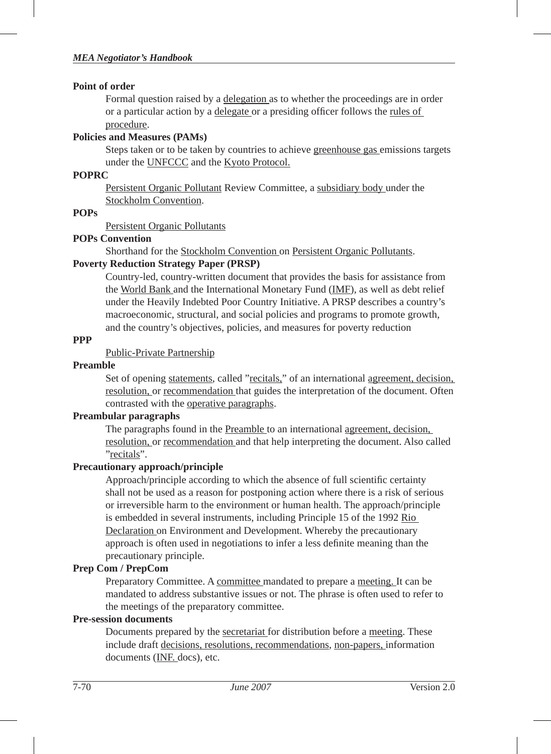**Point of order**

Formal question raised by a delegation as to whether the proceedings are in order or a particular action by a delegate or a presiding officer follows the rules of procedure.

**Policies and Measures (PAMs)**

Steps taken or to be taken by countries to achieve greenhouse gas emissions targets under the UNFCCC and the Kyoto Protocol.

**POPRC**

Persistent Organic Pollutant Review Committee, a subsidiary body under the Stockholm Convention.

**POPs**

Persistent Organic Pollutants

**POPs Convention**

Shorthand for the Stockholm Convention on Persistent Organic Pollutants.

**Poverty Reduction Strategy Paper (PRSP)**

Country-led, country-written document that provides the basis for assistance from the World Bank and the International Monetary Fund (IMF), as well as debt relief under the Heavily Indebted Poor Country Initiative. A PRSP describes a country's macroeconomic, structural, and social policies and programs to promote growth, and the country's objectives, policies, and measures for poverty reduction

**PPP**

Public-Private Partnership

**Preamble**

Set of opening statements, called "recitals," of an international agreement, decision, resolution, or recommendation that guides the interpretation of the document. Often contrasted with the operative paragraphs.

**Preambular paragraphs**

The paragraphs found in the Preamble to an international agreement, decision, resolution, or recommendation and that help interpreting the document. Also called "recitals".

**Precautionary approach/principle**

Approach/principle according to which the absence of full scientific certainty shall not be used as a reason for postponing action where there is a risk of serious or irreversible harm to the environment or human health. The approach/principle is embedded in several instruments, including Principle 15 of the 1992 Rio Declaration on Environment and Development. Whereby the precautionary approach is often used in negotiations to infer a less definite meaning than the precautionary principle.

**Prep Com / PrepCom**

Preparatory Committee. A committee mandated to prepare a meeting. It can be mandated to address substantive issues or not. The phrase is often used to refer to the meetings of the preparatory committee.

**Pre-session documents**

Documents prepared by the secretariat for distribution before a meeting. These include draft decisions, resolutions, recommendations, non-papers, information documents (INF. docs), etc.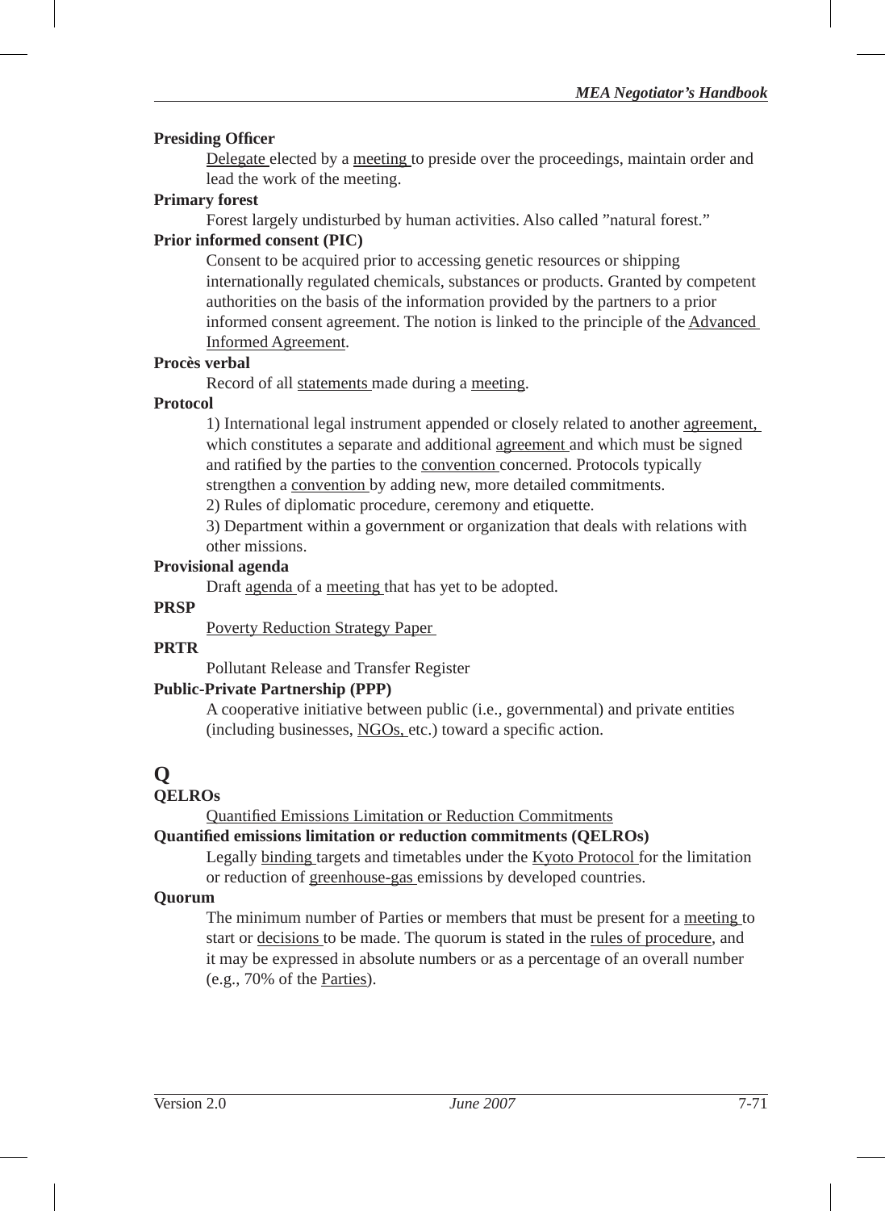**Presiding Officer**

Delegate elected by a meeting to preside over the proceedings, maintain order and lead the work of the meeting.

**Primary forest**

Forest largely undisturbed by human activities. Also called "natural forest."

**Prior informed consent (PIC)**

Consent to be acquired prior to accessing genetic resources or shipping internationally regulated chemicals, substances or products. Granted by competent authorities on the basis of the information provided by the partners to a prior informed consent agreement. The notion is linked to the principle of the Advanced Informed Agreement.

**Procès verbal**

Record of all statements made during a meeting.

**Protocol**

1) International legal instrument appended or closely related to another agreement, which constitutes a separate and additional agreement and which must be signed and ratified by the parties to the convention concerned. Protocols typically strengthen a convention by adding new, more detailed commitments.

2) Rules of diplomatic procedure, ceremony and etiquette.

3) Department within a government or organization that deals with relations with other missions.

**Provisional agenda**

Draft agenda of a meeting that has yet to be adopted.

**PRSP**

Poverty Reduction Strategy Paper

**PRTR**

Pollutant Release and Transfer Register

**Public-Private Partnership (PPP)**

A cooperative initiative between public (i.e., governmental) and private entities (including businesses, NGOs, etc.) toward a specific action.

# Q

**QELROs**

Quantified Emissions Limitation or Reduction Commitments

**Quantified emissions limitation or reduction commitments (QELROs)**

Legally binding targets and timetables under the Kyoto Protocol for the limitation or reduction of greenhouse-gas emissions by developed countries.

**Quorum**

The minimum number of Parties or members that must be present for a meeting to start or decisions to be made. The quorum is stated in the rules of procedure, and it may be expressed in absolute numbers or as a percentage of an overall number (e.g., 70% of the Parties).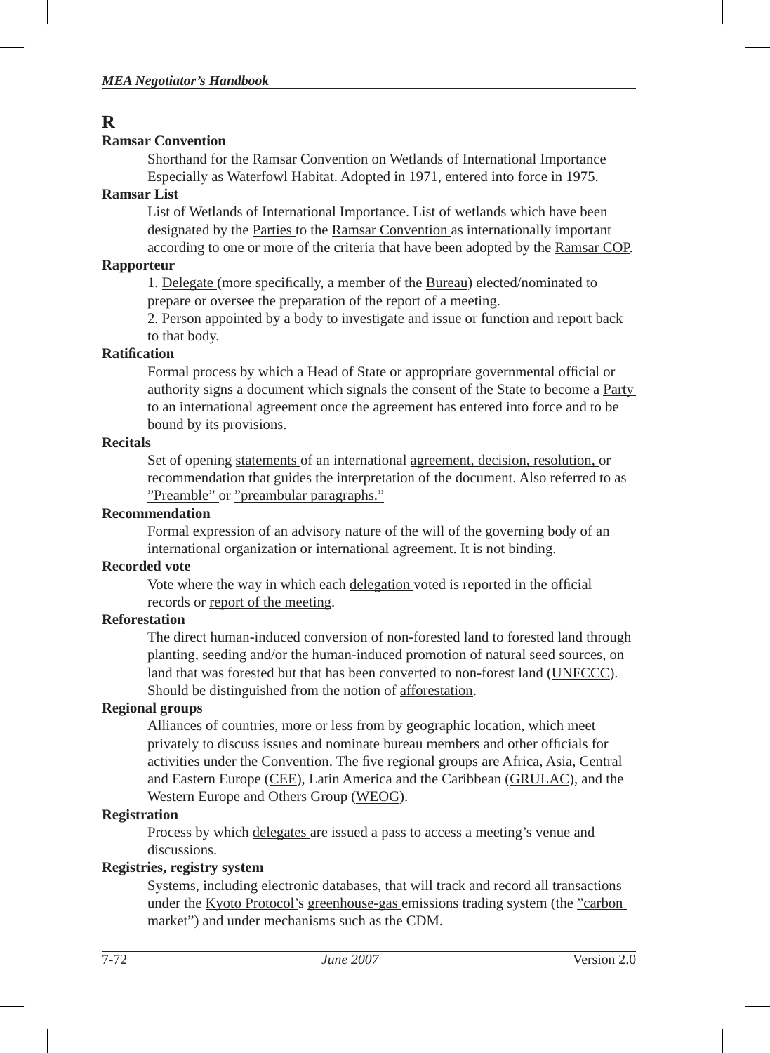# R

**Ramsar Convention**

Shorthand for the Ramsar Convention on Wetlands of International Importance Especially as Waterfowl Habitat. Adopted in 1971, entered into force in 1975.

**Ramsar List**

List of Wetlands of International Importance. List of wetlands which have been designated by the Parties to the Ramsar Convention as internationally important according to one or more of the criteria that have been adopted by the Ramsar COP.

**Rapporteur**

1. Delegate (more specifically, a member of the Bureau) elected/nominated to prepare or oversee the preparation of the report of a meeting.

2. Person appointed by a body to investigate and issue or function and report back to that body.

**Ratification**

Formal process by which a Head of State or appropriate governmental official or authority signs a document which signals the consent of the State to become a Party to an international agreement once the agreement has entered into force and to be bound by its provisions.

**Recitals**

Set of opening statements of an international agreement, decision, resolution, or recommendation that guides the interpretation of the document. Also referred to as "Preamble" or "preambular paragraphs."

**Recommendation**

Formal expression of an advisory nature of the will of the governing body of an international organization or international agreement. It is not binding.

**Recorded vote**

Vote where the way in which each delegation voted is reported in the official records or report of the meeting.

**Reforestation**

The direct human-induced conversion of non-forested land to forested land through planting, seeding and/or the human-induced promotion of natural seed sources, on land that was forested but that has been converted to non-forest land (UNFCCC). Should be distinguished from the notion of afforestation.

**Regional groups**

Alliances of countries, more or less from by geographic location, which meet privately to discuss issues and nominate bureau members and other officials for activities under the Convention. The five regional groups are Africa, Asia, Central and Eastern Europe (CEE), Latin America and the Caribbean (GRULAC), and the Western Europe and Others Group (WEOG).

**Registration**

Process by which delegates are issued a pass to access a meeting's venue and discussions.

**Registries, registry system**

Systems, including electronic databases, that will track and record all transactions under the Kyoto Protocol's greenhouse-gas emissions trading system (the "carbon market") and under mechanisms such as the CDM.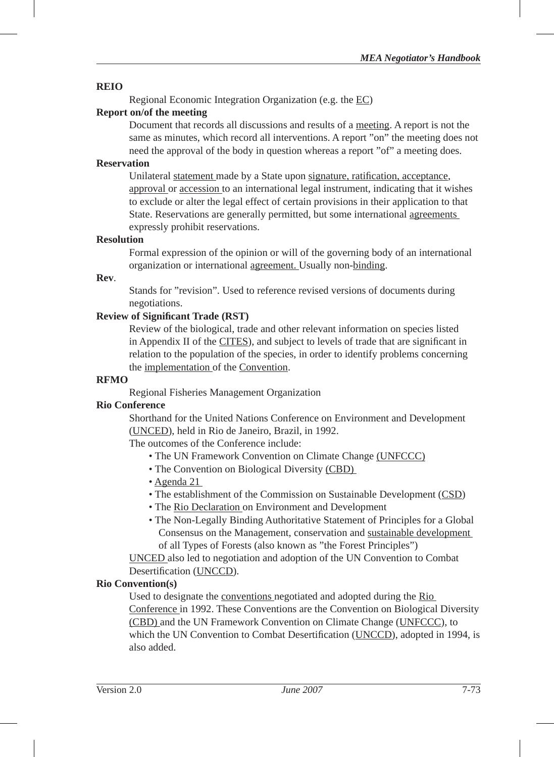**REIO**

Regional Economic Integration Organization (e.g. the EC)

**Report on/of the meeting**

Document that records all discussions and results of a meeting. A report is not the same as minutes, which record all interventions. A report "on" the meeting does not need the approval of the body in question whereas a report "of" a meeting does.

**Reservation**

Unilateral statement made by a State upon signature, ratification, acceptance, approval or accession to an international legal instrument, indicating that it wishes to exclude or alter the legal effect of certain provisions in their application to that State. Reservations are generally permitted, but some international agreements expressly prohibit reservations.

**Resolution**

Formal expression of the opinion or will of the governing body of an international organization or international agreement. Usually non-binding.

**Rev**.

Stands for "revision". Used to reference revised versions of documents during negotiations.

**Review of Significant Trade (RST)**

Review of the biological, trade and other relevant information on species listed in Appendix II of the CITES), and subject to levels of trade that are significant in relation to the population of the species, in order to identify problems concerning the implementation of the Convention.

**RFMO**

Regional Fisheries Management Organization

**Rio Conference**

Shorthand for the United Nations Conference on Environment and Development (UNCED), held in Rio de Janeiro, Brazil, in 1992.

The outcomes of the Conference include:

- The UN Framework Convention on Climate Change (UNFCCC)
- The Convention on Biological Diversity (CBD)
- Agenda 21
- The establishment of the Commission on Sustainable Development (CSD)
- The Rio Declaration on Environment and Development
- The Non-Legally Binding Authoritative Statement of Principles for a Global Consensus on the Management, conservation and sustainable development of all Types of Forests (also known as "the Forest Principles")

UNCED also led to negotiation and adoption of the UN Convention to Combat Desertification (UNCCD).

**Rio Convention(s)**

Used to designate the conventions negotiated and adopted during the Rio Conference in 1992. These Conventions are the Convention on Biological Diversity (CBD) and the UN Framework Convention on Climate Change (UNFCCC), to which the UN Convention to Combat Desertification (UNCCD), adopted in 1994, is also added.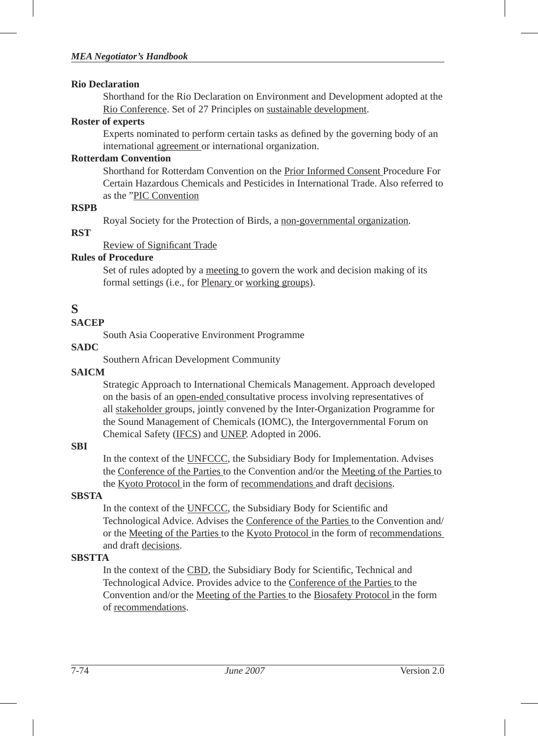**Rio Declaration**

Shorthand for the Rio Declaration on Environment and Development adopted at the Rio Conference. Set of 27 Principles on sustainable development.

**Roster of experts**

Experts nominated to perform certain tasks as defined by the governing body of an international agreement or international organization.

**Rotterdam Convention**

Shorthand for Rotterdam Convention on the Prior Informed Consent Procedure For Certain Hazardous Chemicals and Pesticides in International Trade. Also referred to as the "PIC Convention

**RSPB**

Royal Society for the Protection of Birds, a non-governmental organization.

**RST**

Review of Significant Trade

**Rules of Procedure**

Set of rules adopted by a meeting to govern the work and decision making of its formal settings (i.e., for Plenary or working groups).

# S

**SACEP**

South Asia Cooperative Environment Programme

**SADC**

Southern African Development Community

**SAICM**

Strategic Approach to International Chemicals Management. Approach developed on the basis of an open-ended consultative process involving representatives of all stakeholder groups, jointly convened by the Inter-Organization Programme for the Sound Management of Chemicals (IOMC), the Intergovernmental Forum on Chemical Safety (IFCS) and UNEP. Adopted in 2006.

**SBI**

In the context of the UNFCCC, the Subsidiary Body for Implementation. Advises the Conference of the Parties to the Convention and/or the Meeting of the Parties to the Kyoto Protocol in the form of recommendations and draft decisions.

**SBSTA**

In the context of the UNFCCC, the Subsidiary Body for Scientific and Technological Advice. Advises the Conference of the Parties to the Convention and/or the Meeting of the Parties to the Kyoto Protocol in the form of recommendations and draft decisions.

**SBSTTA**

In the context of the CBD, the Subsidiary Body for Scientific, Technical and Technological Advice. Provides advice to the Conference of the Parties to the Convention and/or the Meeting of the Parties to the Biosafety Protocol in the form of recommendations.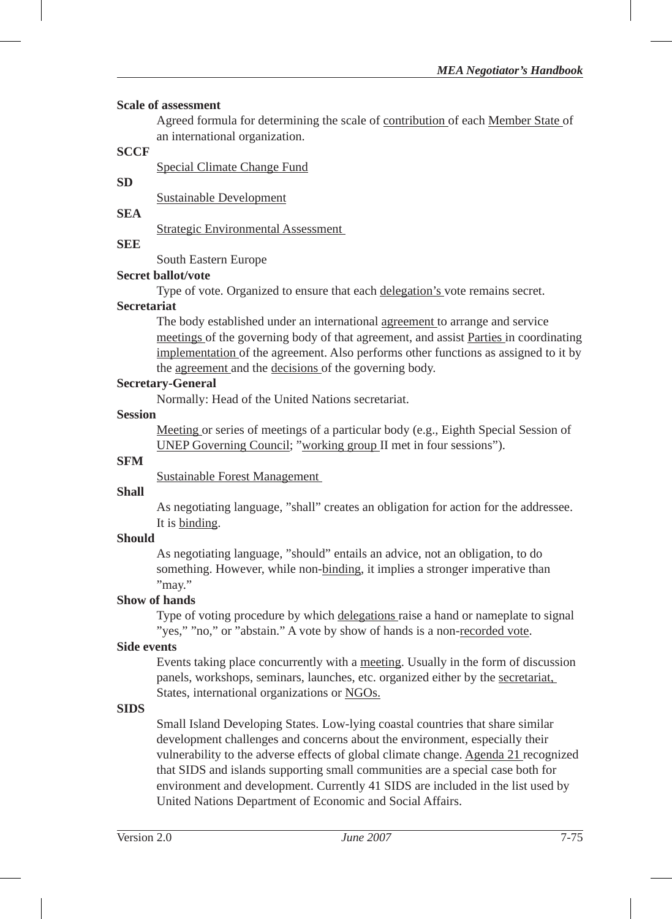**Scale of assessment**

Agreed formula for determining the scale of contribution of each Member State of an international organization.

**SCCF**

Special Climate Change Fund

**SD**

Sustainable Development

**SEA**

Strategic Environmental Assessment

**SEE**

South Eastern Europe

**Secret ballot/vote**

Type of vote. Organized to ensure that each delegation's vote remains secret.

**Secretariat**

The body established under an international agreement to arrange and service meetings of the governing body of that agreement, and assist Parties in coordinating implementation of the agreement. Also performs other functions as assigned to it by the agreement and the decisions of the governing body.

**Secretary-General**

Normally: Head of the United Nations secretariat.

**Session**

Meeting or series of meetings of a particular body (e.g., Eighth Special Session of UNEP Governing Council; "working group II met in four sessions").

**SFM**

Sustainable Forest Management

**Shall**

As negotiating language, "shall" creates an obligation for action for the addressee. It is binding.

**Should**

As negotiating language, "should" entails an advice, not an obligation, to do something. However, while non-binding, it implies a stronger imperative than "may."

**Show of hands**

Type of voting procedure by which delegations raise a hand or nameplate to signal "yes," "no," or "abstain." A vote by show of hands is a non-recorded vote.

**Side events**

Events taking place concurrently with a meeting. Usually in the form of discussion panels, workshops, seminars, launches, etc. organized either by the secretariat, States, international organizations or NGOs.

**SIDS**

Small Island Developing States. Low-lying coastal countries that share similar development challenges and concerns about the environment, especially their vulnerability to the adverse effects of global climate change. Agenda 21 recognized that SIDS and islands supporting small communities are a special case both for environment and development. Currently 41 SIDS are included in the list used by United Nations Department of Economic and Social Affairs.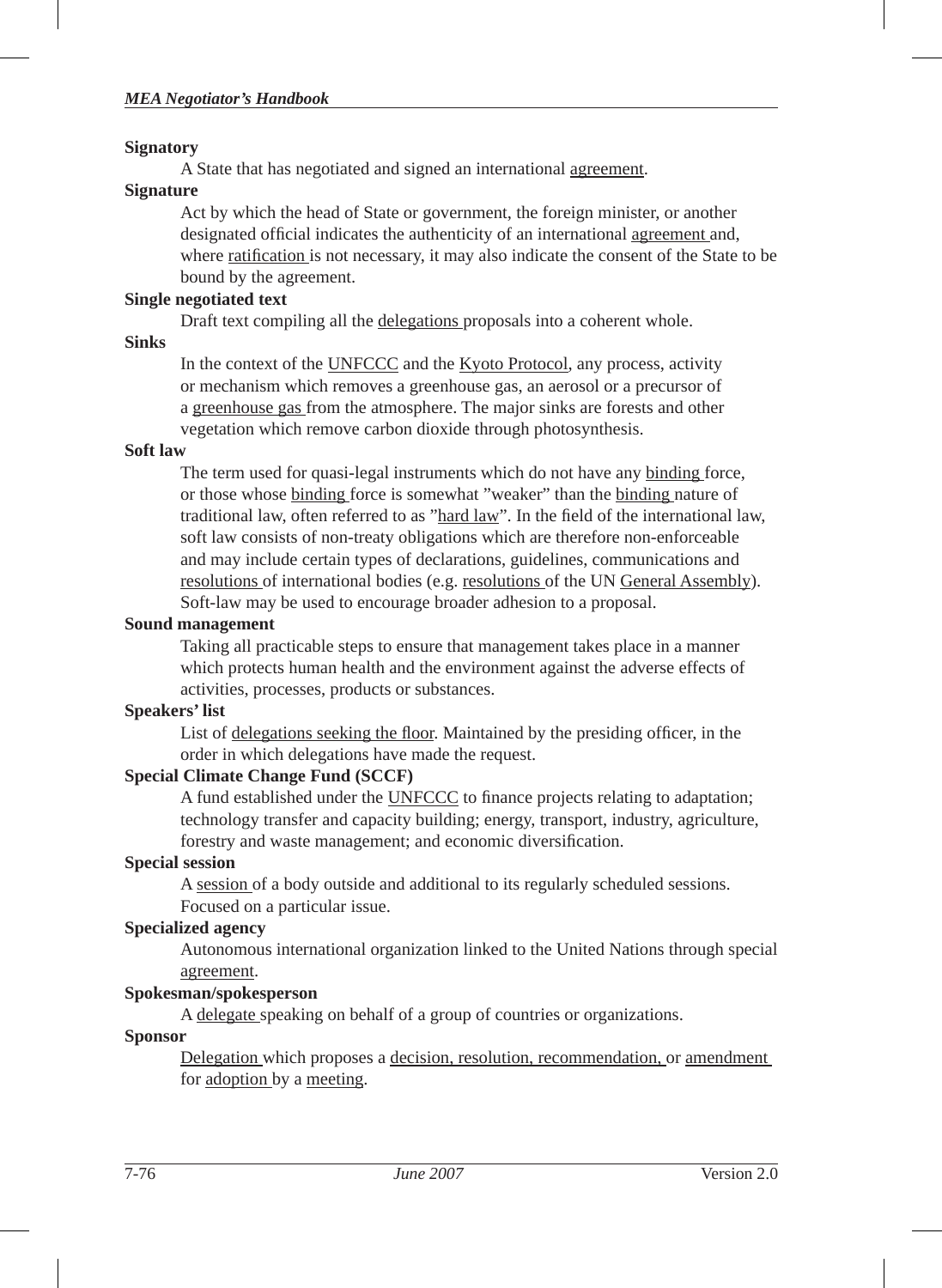**Signatory**

A State that has negotiated and signed an international agreement.

**Signature**

Act by which the head of State or government, the foreign minister, or another designated official indicates the authenticity of an international agreement and, where ratification is not necessary, it may also indicate the consent of the State to be bound by the agreement.

**Single negotiated text**

Draft text compiling all the delegations proposals into a coherent whole.

**Sinks**

In the context of the UNFCCC and the Kyoto Protocol, any process, activity or mechanism which removes a greenhouse gas, an aerosol or a precursor of a greenhouse gas from the atmosphere. The major sinks are forests and other vegetation which remove carbon dioxide through photosynthesis.

**Soft law**

The term used for quasi-legal instruments which do not have any binding force, or those whose binding force is somewhat "weaker" than the binding nature of traditional law, often referred to as "hard law". In the field of the international law, soft law consists of non-treaty obligations which are therefore non-enforceable and may include certain types of declarations, guidelines, communications and resolutions of international bodies (e.g. resolutions of the UN General Assembly). Soft-law may be used to encourage broader adhesion to a proposal.

**Sound management**

Taking all practicable steps to ensure that management takes place in a manner which protects human health and the environment against the adverse effects of activities, processes, products or substances.

**Speakers' list**

List of delegations seeking the floor. Maintained by the presiding officer, in the order in which delegations have made the request.

**Special Climate Change Fund (SCCF)**

A fund established under the UNFCCC to finance projects relating to adaptation; technology transfer and capacity building; energy, transport, industry, agriculture, forestry and waste management; and economic diversification.

**Special session**

A session of a body outside and additional to its regularly scheduled sessions. Focused on a particular issue.

**Specialized agency**

Autonomous international organization linked to the United Nations through special agreement.

**Spokesman/spokesperson**

A delegate speaking on behalf of a group of countries or organizations.

**Sponsor**

Delegation which proposes a decision, resolution, recommendation, or amendment for adoption by a meeting.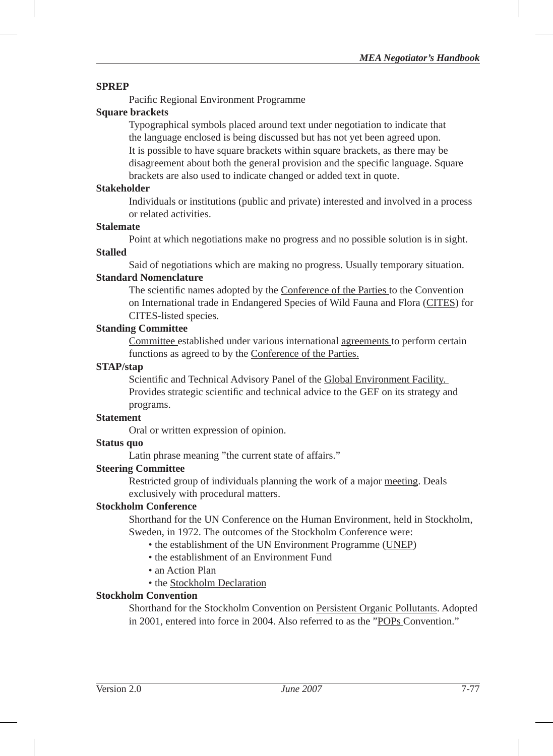**SPREP**

Pacific Regional Environment Programme

**Square brackets**

Typographical symbols placed around text under negotiation to indicate that the language enclosed is being discussed but has not yet been agreed upon. It is possible to have square brackets within square brackets, as there may be disagreement about both the general provision and the specific language. Square brackets are also used to indicate changed or added text in quote.

**Stakeholder**

Individuals or institutions (public and private) interested and involved in a process or related activities.

**Stalemate**

Point at which negotiations make no progress and no possible solution is in sight.

**Stalled**

Said of negotiations which are making no progress. Usually temporary situation.

**Standard Nomenclature**

The scientific names adopted by the Conference of the Parties to the Convention on International trade in Endangered Species of Wild Fauna and Flora (CITES) for CITES-listed species.

**Standing Committee**

Committee established under various international agreements to perform certain functions as agreed to by the Conference of the Parties.

**STAP/stap**

Scientific and Technical Advisory Panel of the Global Environment Facility. Provides strategic scientific and technical advice to the GEF on its strategy and programs.

**Statement**

Oral or written expression of opinion.

**Status quo**

Latin phrase meaning "the current state of affairs."

**Steering Committee**

Restricted group of individuals planning the work of a major meeting. Deals exclusively with procedural matters.

**Stockholm Conference**

Shorthand for the UN Conference on the Human Environment, held in Stockholm, Sweden, in 1972. The outcomes of the Stockholm Conference were:

- the establishment of the UN Environment Programme (UNEP)
- the establishment of an Environment Fund
- an Action Plan
- the Stockholm Declaration

**Stockholm Convention**

Shorthand for the Stockholm Convention on Persistent Organic Pollutants. Adopted in 2001, entered into force in 2004. Also referred to as the "POPs Convention."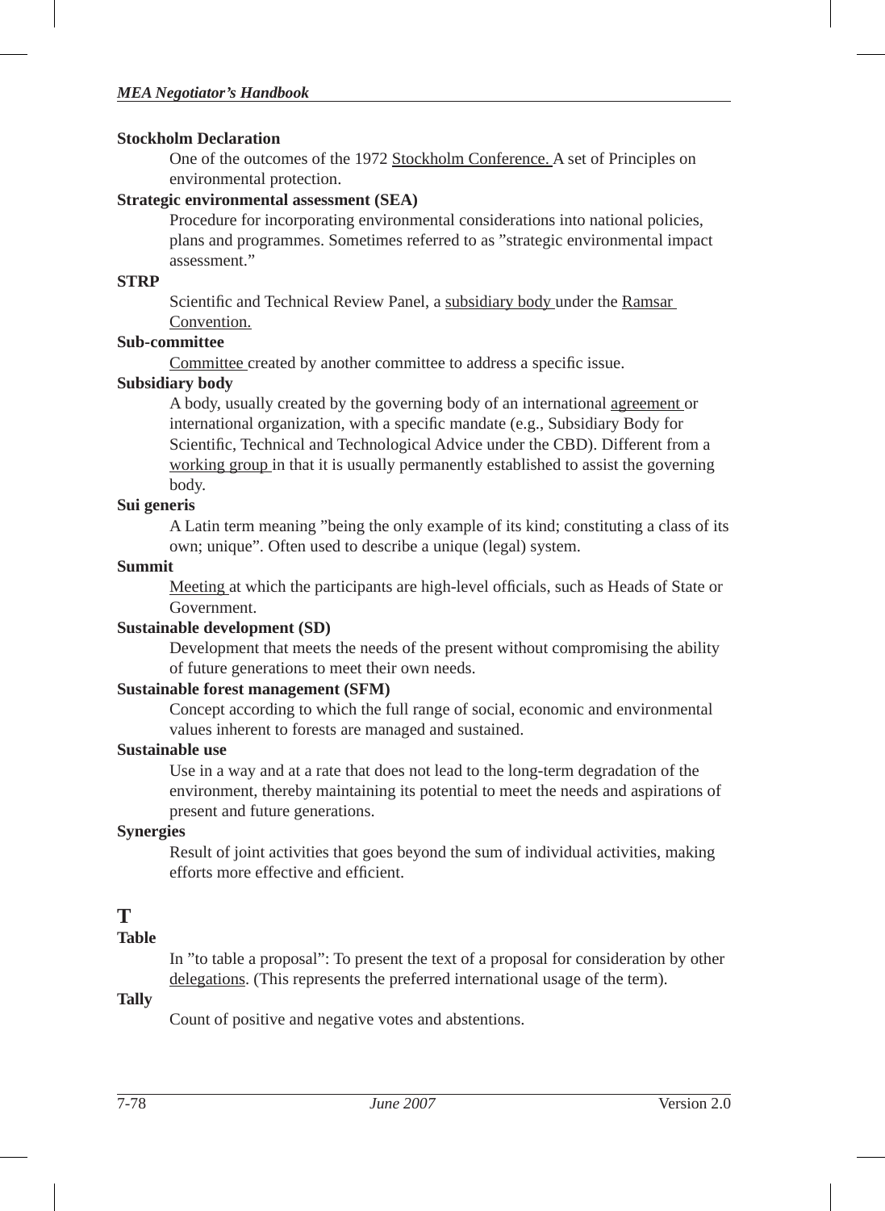**Stockholm Declaration**

One of the outcomes of the 1972 Stockholm Conference. A set of Principles on environmental protection.

**Strategic environmental assessment (SEA)**

Procedure for incorporating environmental considerations into national policies, plans and programmes. Sometimes referred to as "strategic environmental impact assessment."

**STRP**

Scientific and Technical Review Panel, a subsidiary body under the Ramsar Convention.

**Sub-committee**

Committee created by another committee to address a specific issue.

**Subsidiary body**

A body, usually created by the governing body of an international agreement or international organization, with a specific mandate (e.g., Subsidiary Body for Scientific, Technical and Technological Advice under the CBD). Different from a working group in that it is usually permanently established to assist the governing body.

**Sui generis**

A Latin term meaning "being the only example of its kind; constituting a class of its own; unique". Often used to describe a unique (legal) system.

**Summit**

Meeting at which the participants are high-level officials, such as Heads of State or Government.

**Sustainable development (SD)**

Development that meets the needs of the present without compromising the ability of future generations to meet their own needs.

**Sustainable forest management (SFM)**

Concept according to which the full range of social, economic and environmental values inherent to forests are managed and sustained.

**Sustainable use**

Use in a way and at a rate that does not lead to the long-term degradation of the environment, thereby maintaining its potential to meet the needs and aspirations of present and future generations.

**Synergies**

Result of joint activities that goes beyond the sum of individual activities, making efforts more effective and efficient.

# T

**Table**

In "to table a proposal": To present the text of a proposal for consideration by other delegations. (This represents the preferred international usage of the term).

**Tally**

Count of positive and negative votes and abstentions.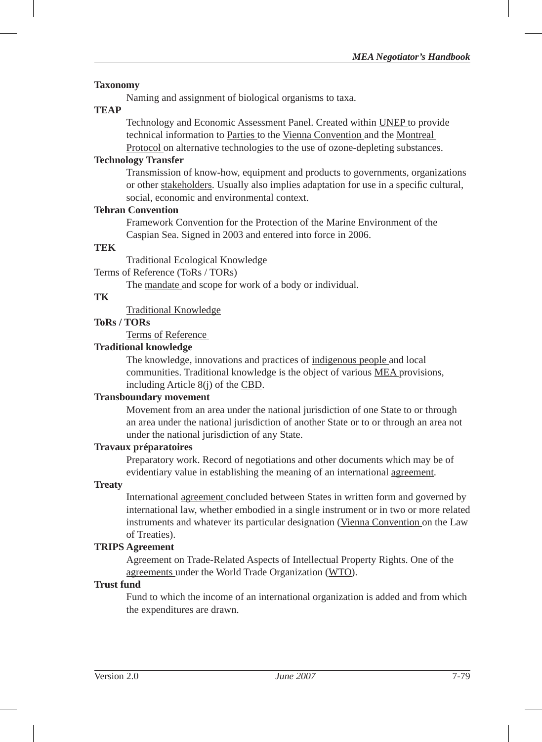**Taxonomy**

Naming and assignment of biological organisms to taxa.

**TEAP**

Technology and Economic Assessment Panel. Created within UNEP to provide technical information to Parties to the Vienna Convention and the Montreal Protocol on alternative technologies to the use of ozone-depleting substances.

**Technology Transfer**

Transmission of know-how, equipment and products to governments, organizations or other stakeholders. Usually also implies adaptation for use in a specific cultural, social, economic and environmental context.

**Tehran Convention**

Framework Convention for the Protection of the Marine Environment of the Caspian Sea. Signed in 2003 and entered into force in 2006.

**TEK**

Traditional Ecological Knowledge

Terms of Reference (ToRs / TORs)

The mandate and scope for work of a body or individual.

**TK**

Traditional Knowledge

**ToRs / TORs**

Terms of Reference

**Traditional knowledge**

The knowledge, innovations and practices of indigenous people and local communities. Traditional knowledge is the object of various MEA provisions, including Article 8(j) of the CBD.

**Transboundary movement**

Movement from an area under the national jurisdiction of one State to or through an area under the national jurisdiction of another State or to or through an area not under the national jurisdiction of any State.

**Travaux préparatoires**

Preparatory work. Record of negotiations and other documents which may be of evidentiary value in establishing the meaning of an international agreement.

**Treaty**

International agreement concluded between States in written form and governed by international law, whether embodied in a single instrument or in two or more related instruments and whatever its particular designation (Vienna Convention on the Law of Treaties).

**TRIPS Agreement**

Agreement on Trade-Related Aspects of Intellectual Property Rights. One of the agreements under the World Trade Organization (WTO).

**Trust fund**

Fund to which the income of an international organization is added and from which the expenditures are drawn.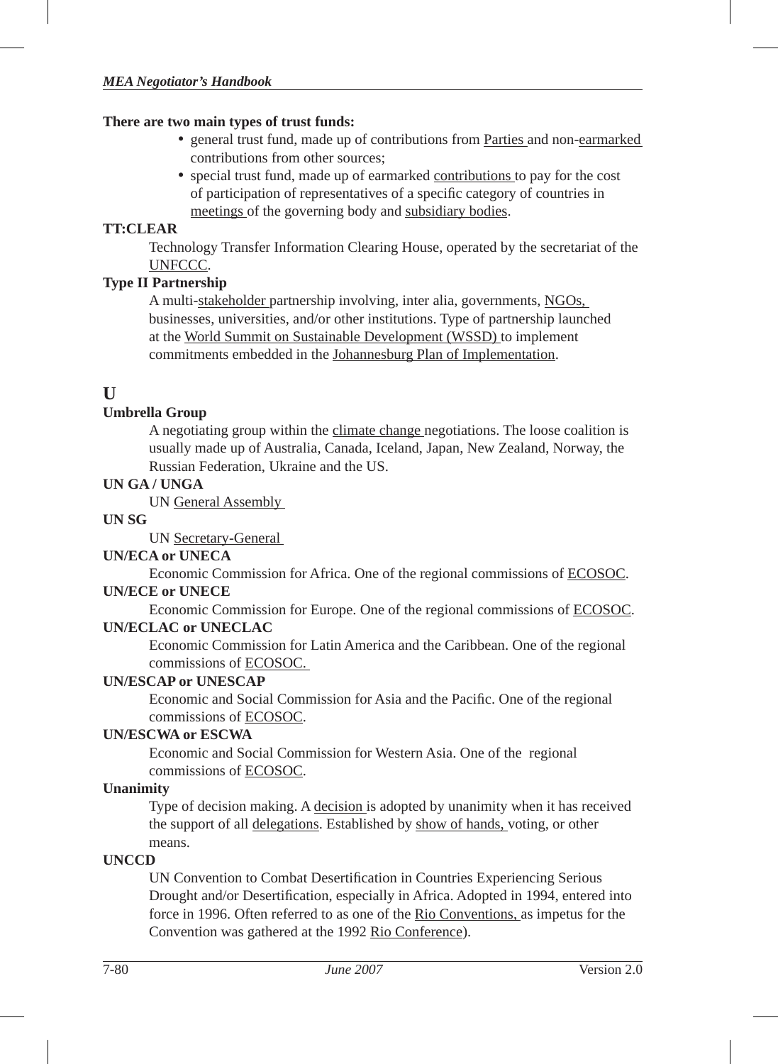**There are two main types of trust funds:**

- general trust fund, made up of contributions from Parties and non-earmarked contributions from other sources;
- special trust fund, made up of earmarked contributions to pay for the cost of participation of representatives of a specific category of countries in meetings of the governing body and subsidiary bodies.

**TT:CLEAR**

Technology Transfer Information Clearing House, operated by the secretariat of the UNFCCC.

**Type II Partnership**

A multi-stakeholder partnership involving, inter alia, governments, NGOs, businesses, universities, and/or other institutions. Type of partnership launched at the World Summit on Sustainable Development (WSSD) to implement commitments embedded in the Johannesburg Plan of Implementation.

## U

**Umbrella Group**

A negotiating group within the climate change negotiations. The loose coalition is usually made up of Australia, Canada, Iceland, Japan, New Zealand, Norway, the Russian Federation, Ukraine and the US.

**UN GA / UNGA**

UN General Assembly

**UN SG**

UN Secretary-General

**UN/ECA or UNECA**

Economic Commission for Africa. One of the regional commissions of ECOSOC.

**UN/ECE or UNECE**

Economic Commission for Europe. One of the regional commissions of ECOSOC.

**UN/ECLAC or UNECLAC**

Economic Commission for Latin America and the Caribbean. One of the regional commissions of ECOSOC.

**UN/ESCAP or UNESCAP**

Economic and Social Commission for Asia and the Pacific. One of the regional commissions of ECOSOC.

**UN/ESCWA or ESCWA**

Economic and Social Commission for Western Asia. One of the regional commissions of ECOSOC.

**Unanimity**

Type of decision making. A decision is adopted by unanimity when it has received the support of all delegations. Established by show of hands, voting, or other means.

**UNCCD**

UN Convention to Combat Desertification in Countries Experiencing Serious Drought and/or Desertification, especially in Africa. Adopted in 1994, entered into force in 1996. Often referred to as one of the Rio Conventions, as impetus for the Convention was gathered at the 1992 Rio Conference).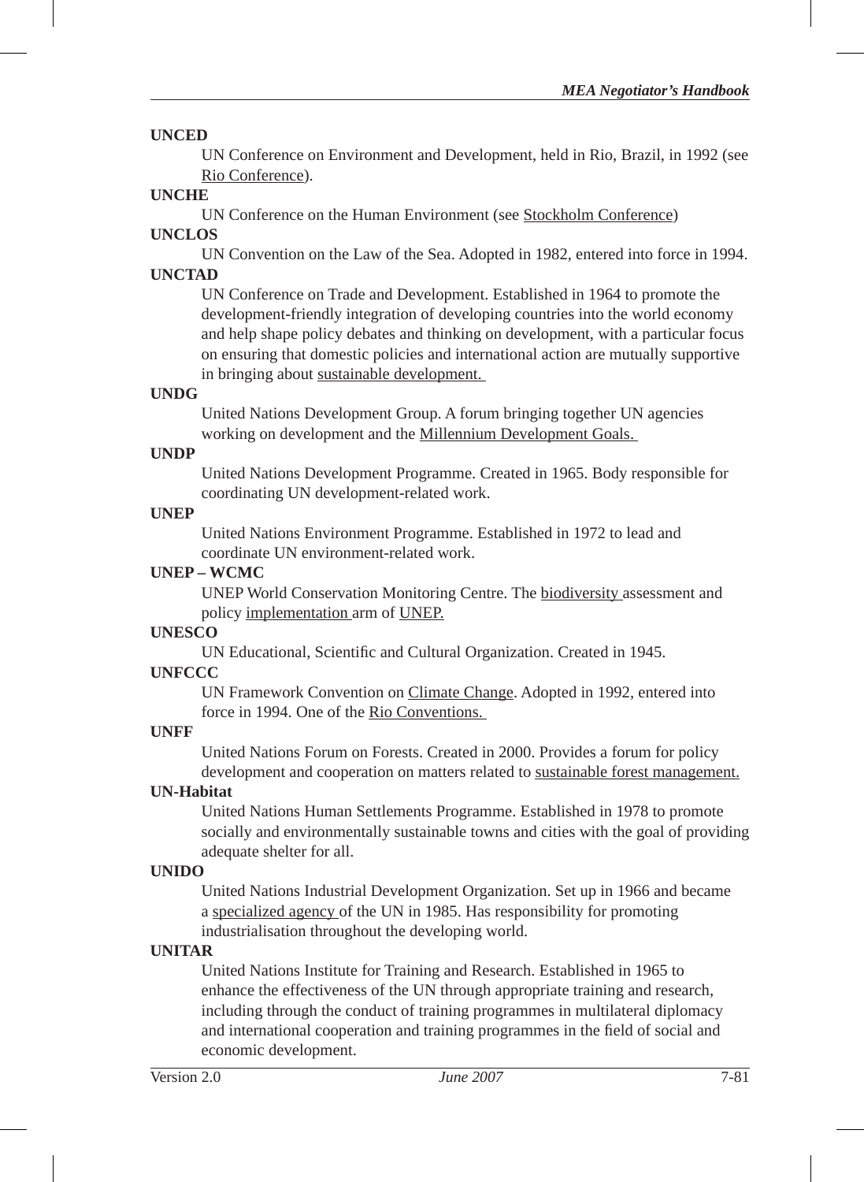**UNCED**

UN Conference on Environment and Development, held in Rio, Brazil, in 1992 (see Rio Conference).

**UNCHE**

UN Conference on the Human Environment (see Stockholm Conference)

**UNCLOS**

UN Convention on the Law of the Sea. Adopted in 1982, entered into force in 1994.

**UNCTAD**

UN Conference on Trade and Development. Established in 1964 to promote the development-friendly integration of developing countries into the world economy and help shape policy debates and thinking on development, with a particular focus on ensuring that domestic policies and international action are mutually supportive in bringing about sustainable development.

**UNDG**

United Nations Development Group. A forum bringing together UN agencies working on development and the Millennium Development Goals.

**UNDP**

United Nations Development Programme. Created in 1965. Body responsible for coordinating UN development-related work.

**UNEP**

United Nations Environment Programme. Established in 1972 to lead and coordinate UN environment-related work.

**UNEP – WCMC**

UNEP World Conservation Monitoring Centre. The biodiversity assessment and policy implementation arm of UNEP.

**UNESCO**

UN Educational, Scientific and Cultural Organization. Created in 1945.

**UNFCCC**

UN Framework Convention on Climate Change. Adopted in 1992, entered into force in 1994. One of the Rio Conventions.

**UNFF**

United Nations Forum on Forests. Created in 2000. Provides a forum for policy development and cooperation on matters related to sustainable forest management.

**UN-Habitat**

United Nations Human Settlements Programme. Established in 1978 to promote socially and environmentally sustainable towns and cities with the goal of providing adequate shelter for all.

**UNIDO**

United Nations Industrial Development Organization. Set up in 1966 and became a specialized agency of the UN in 1985. Has responsibility for promoting industrialisation throughout the developing world.

**UNITAR**

United Nations Institute for Training and Research. Established in 1965 to enhance the effectiveness of the UN through appropriate training and research, including through the conduct of training programmes in multilateral diplomacy and international cooperation and training programmes in the field of social and economic development.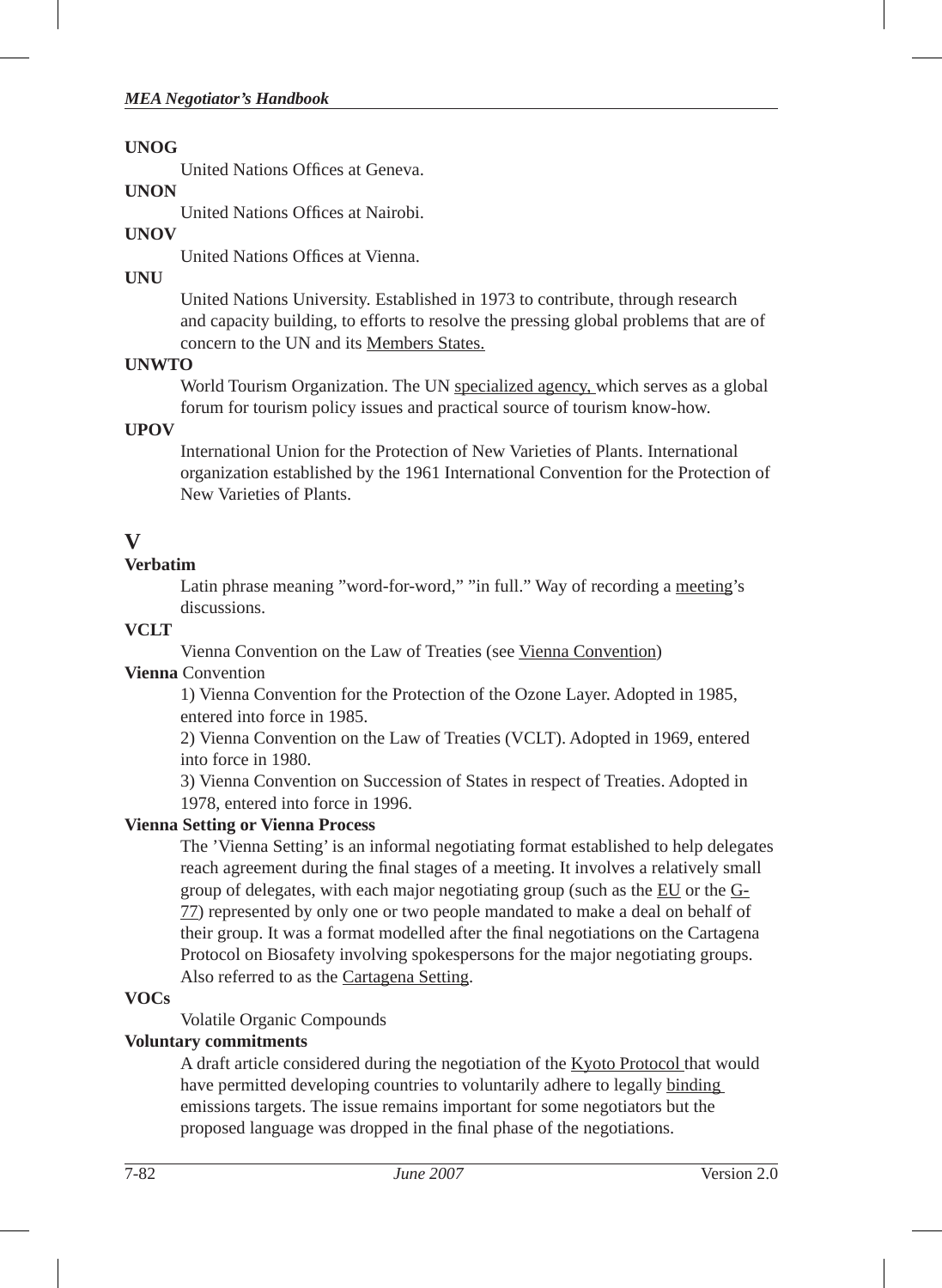**UNOG**

United Nations Offices at Geneva.

**UNON**

United Nations Offices at Nairobi.

**UNOV**

United Nations Offices at Vienna.

**UNU**

United Nations University. Established in 1973 to contribute, through research and capacity building, to efforts to resolve the pressing global problems that are of concern to the UN and its Members States.

**UNWTO**

World Tourism Organization. The UN specialized agency, which serves as a global forum for tourism policy issues and practical source of tourism know-how.

**UPOV**

International Union for the Protection of New Varieties of Plants. International organization established by the 1961 International Convention for the Protection of New Varieties of Plants.

## V

**Verbatim**

Latin phrase meaning "word-for-word," "in full." Way of recording a meeting's discussions.

**VCLT**

Vienna Convention on the Law of Treaties (see Vienna Convention)

**Vienna** Convention

1) Vienna Convention for the Protection of the Ozone Layer. Adopted in 1985, entered into force in 1985.

2) Vienna Convention on the Law of Treaties (VCLT). Adopted in 1969, entered into force in 1980.

3) Vienna Convention on Succession of States in respect of Treaties. Adopted in 1978, entered into force in 1996.

**Vienna Setting or Vienna Process**

The 'Vienna Setting' is an informal negotiating format established to help delegates reach agreement during the final stages of a meeting. It involves a relatively small group of delegates, with each major negotiating group (such as the EU or the G-77) represented by only one or two people mandated to make a deal on behalf of their group. It was a format modelled after the final negotiations on the Cartagena Protocol on Biosafety involving spokespersons for the major negotiating groups. Also referred to as the Cartagena Setting.

**VOCs**

Volatile Organic Compounds

**Voluntary commitments**

A draft article considered during the negotiation of the Kyoto Protocol that would have permitted developing countries to voluntarily adhere to legally binding emissions targets. The issue remains important for some negotiators but the proposed language was dropped in the final phase of the negotiations.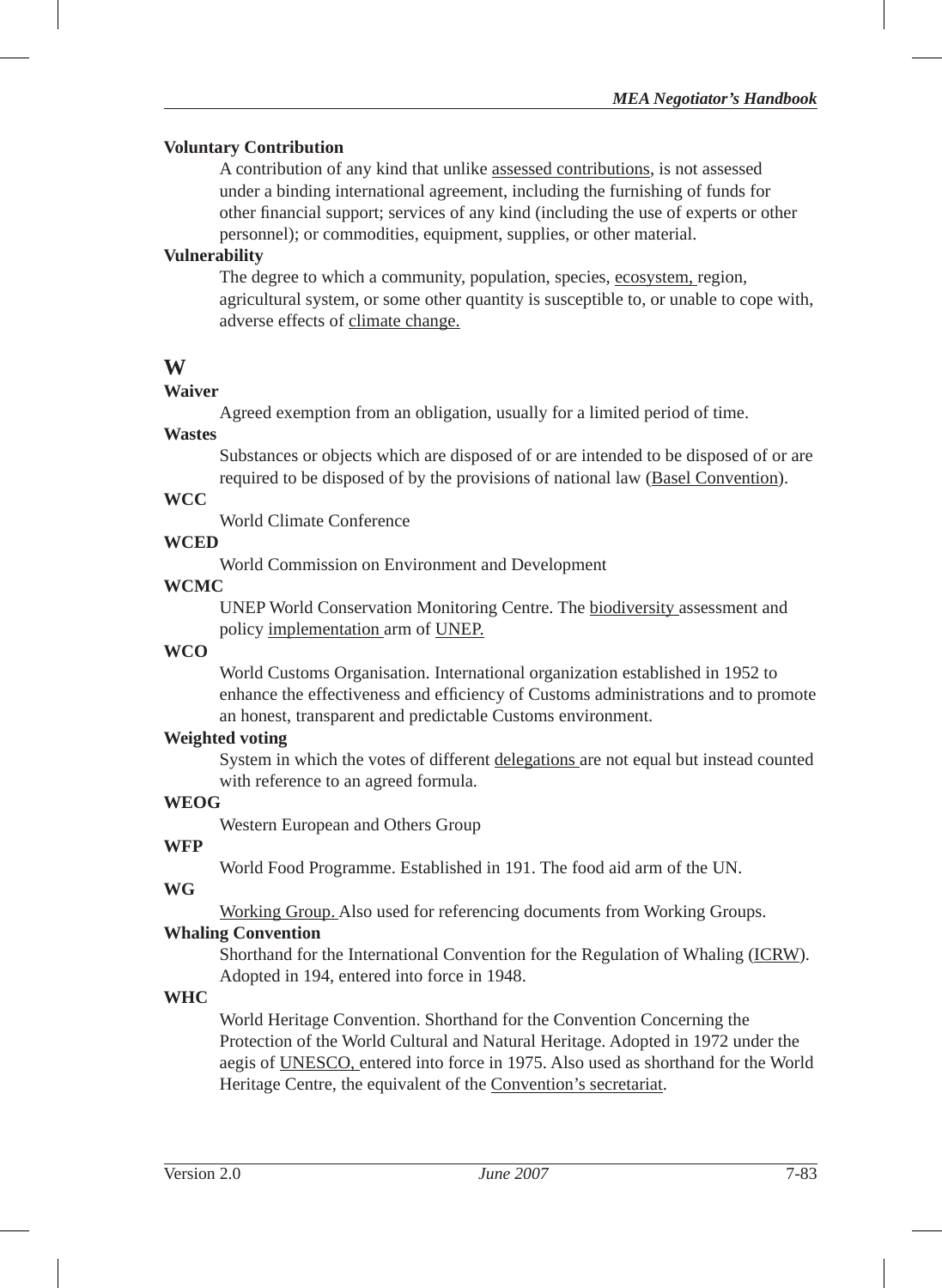**Voluntary Contribution**

A contribution of any kind that unlike assessed contributions, is not assessed under a binding international agreement, including the furnishing of funds for other financial support; services of any kind (including the use of experts or other personnel); or commodities, equipment, supplies, or other material.

**Vulnerability**

The degree to which a community, population, species, ecosystem, region, agricultural system, or some other quantity is susceptible to, or unable to cope with, adverse effects of climate change.

## W

**Waiver**

Agreed exemption from an obligation, usually for a limited period of time.

**Wastes**

Substances or objects which are disposed of or are intended to be disposed of or are required to be disposed of by the provisions of national law (Basel Convention).

**WCC**

World Climate Conference

**WCED**

World Commission on Environment and Development

**WCMC**

UNEP World Conservation Monitoring Centre. The biodiversity assessment and policy implementation arm of UNEP.

**WCO**

World Customs Organisation. International organization established in 1952 to enhance the effectiveness and efficiency of Customs administrations and to promote an honest, transparent and predictable Customs environment.

**Weighted voting**

System in which the votes of different delegations are not equal but instead counted with reference to an agreed formula.

**WEOG**

Western European and Others Group

**WFP**

World Food Programme. Established in 191. The food aid arm of the UN.

**WG**

Working Group. Also used for referencing documents from Working Groups.

**Whaling Convention**

Shorthand for the International Convention for the Regulation of Whaling (ICRW). Adopted in 194, entered into force in 1948.

**WHC**

World Heritage Convention. Shorthand for the Convention Concerning the Protection of the World Cultural and Natural Heritage. Adopted in 1972 under the aegis of UNESCO, entered into force in 1975. Also used as shorthand for the World Heritage Centre, the equivalent of the Convention's secretariat.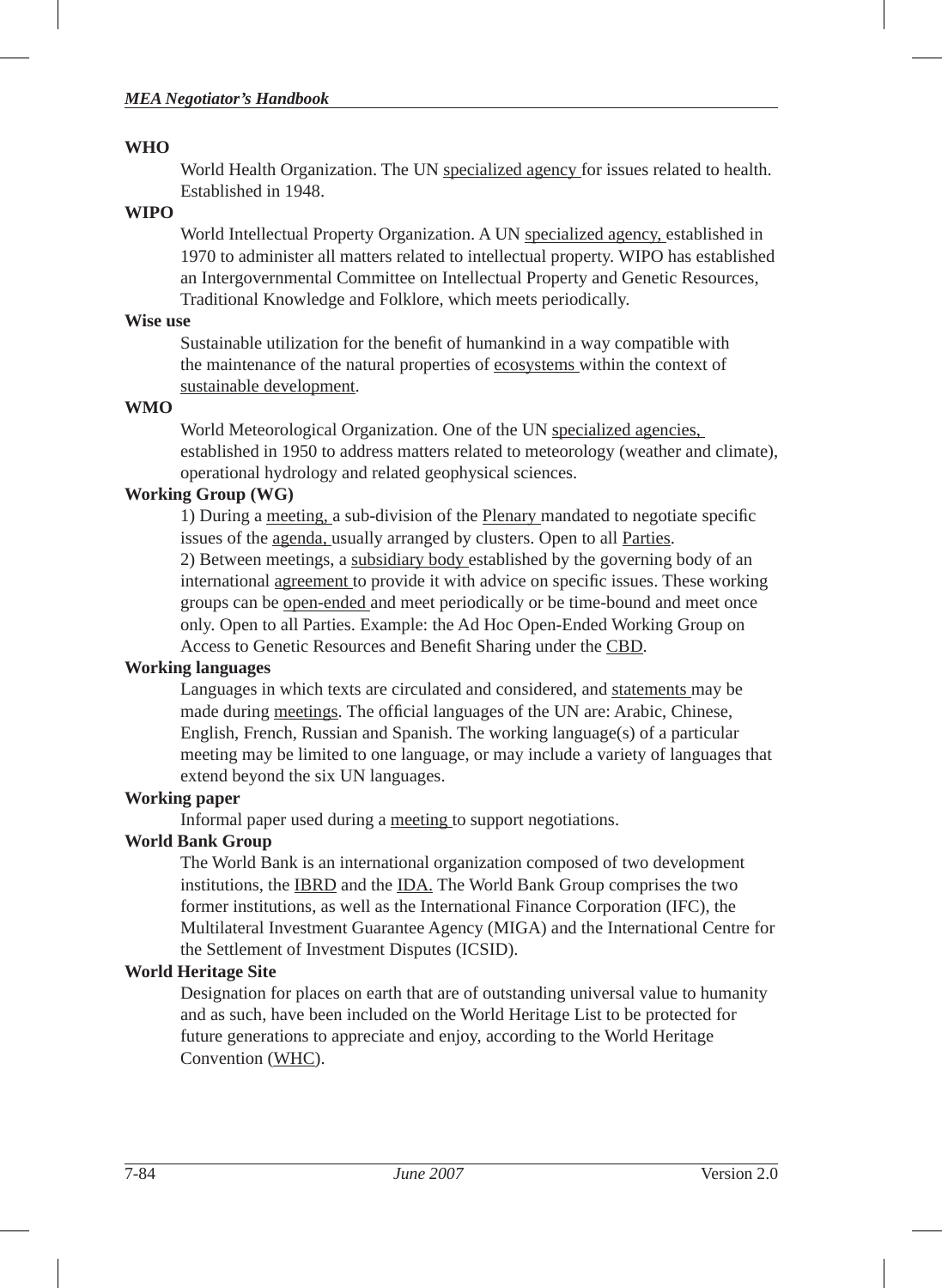**WHO**

World Health Organization. The UN specialized agency for issues related to health. Established in 1948.

**WIPO**

World Intellectual Property Organization. A UN specialized agency, established in 1970 to administer all matters related to intellectual property. WIPO has established an Intergovernmental Committee on Intellectual Property and Genetic Resources, Traditional Knowledge and Folklore, which meets periodically.

**Wise use**

Sustainable utilization for the benefit of humankind in a way compatible with the maintenance of the natural properties of ecosystems within the context of sustainable development.

**WMO**

World Meteorological Organization. One of the UN specialized agencies, established in 1950 to address matters related to meteorology (weather and climate), operational hydrology and related geophysical sciences.

**Working Group (WG)**

1) During a meeting, a sub-division of the Plenary mandated to negotiate specific issues of the agenda, usually arranged by clusters. Open to all Parties.

2) Between meetings, a subsidiary body established by the governing body of an international agreement to provide it with advice on specific issues. These working groups can be open-ended and meet periodically or be time-bound and meet once only. Open to all Parties. Example: the Ad Hoc Open-Ended Working Group on Access to Genetic Resources and Benefit Sharing under the CBD.

**Working languages**

Languages in which texts are circulated and considered, and statements may be made during meetings. The official languages of the UN are: Arabic, Chinese, English, French, Russian and Spanish. The working language(s) of a particular meeting may be limited to one language, or may include a variety of languages that extend beyond the six UN languages.

**Working paper**

Informal paper used during a meeting to support negotiations.

**World Bank Group**

The World Bank is an international organization composed of two development institutions, the IBRD and the IDA. The World Bank Group comprises the two former institutions, as well as the International Finance Corporation (IFC), the Multilateral Investment Guarantee Agency (MIGA) and the International Centre for the Settlement of Investment Disputes (ICSID).

**World Heritage Site**

Designation for places on earth that are of outstanding universal value to humanity and as such, have been included on the World Heritage List to be protected for future generations to appreciate and enjoy, according to the World Heritage Convention (WHC).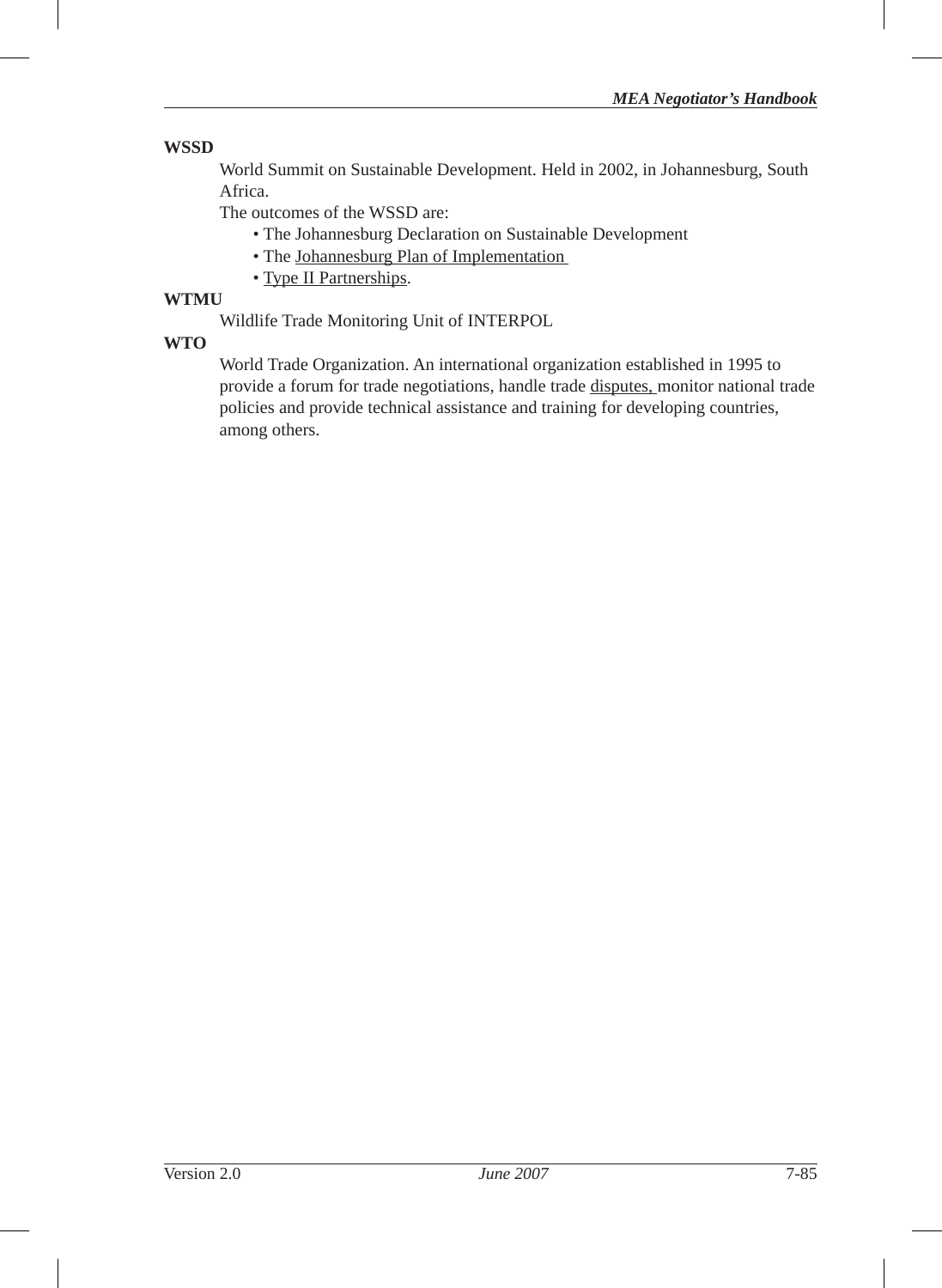**WSSD**

World Summit on Sustainable Development. Held in 2002, in Johannesburg, South Africa.

The outcomes of the WSSD are:

- The Johannesburg Declaration on Sustainable Development
- The Johannesburg Plan of Implementation
- Type II Partnerships.

**WTMU**

Wildlife Trade Monitoring Unit of INTERPOL

**WTO**

World Trade Organization. An international organization established in 1995 to provide a forum for trade negotiations, handle trade disputes, monitor national trade policies and provide technical assistance and training for developing countries, among others.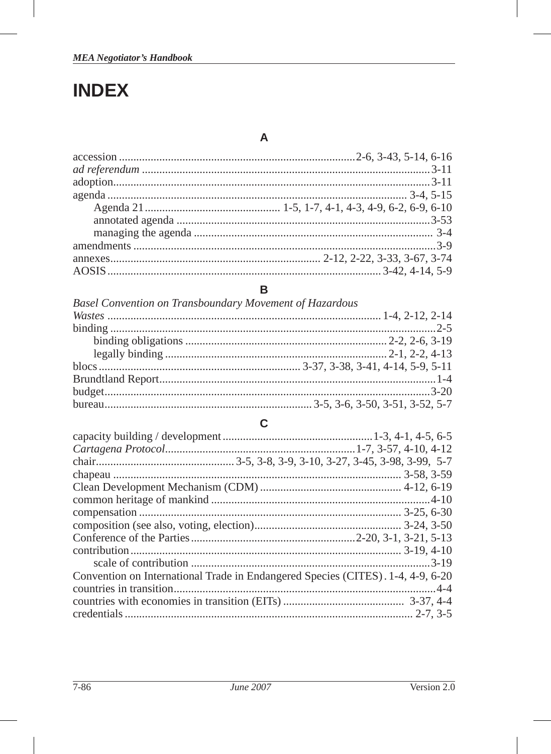# INDEX

## A

accession ........ 2-6, 3-43, 5-14, 6-16
*ad referendum* ........ 3-11
adoption ........ 3-11
agenda ........ 3-4, 5-15
- Agenda 21 ........ 1-5, 1-7, 4-1, 4-3, 4-9, 6-2, 6-9, 6-10
- annotated agenda ........ 3-53
- managing the agenda ........ 3-4

amendments ........ 3-9
annexes ........ 2-12, 2-22, 3-33, 3-67, 3-74
AOSIS ........ 3-42, 4-14, 5-9

## B

*Basel Convention on Transboundary Movement of Hazardous Wastes* ........ 1-4, 2-12, 2-14
binding ........ 2-5
- binding obligations ........ 2-2, 2-6, 3-19
- legally binding ........ 2-1, 2-2, 4-13

blocs ........ 3-37, 3-38, 3-41, 4-14, 5-9, 5-11
Brundtland Report ........ 1-4
budget ........ 3-20
bureau ........ 3-5, 3-6, 3-50, 3-51, 3-52, 5-7

## C

capacity building / development ........ 1-3, 4-1, 4-5, 6-5
*Cartagena Protocol* ........ 1-7, 3-57, 4-10, 4-12
chair ........ 3-5, 3-8, 3-9, 3-10, 3-27, 3-45, 3-98, 3-99, 5-7
chapeau ........ 3-58, 3-59
Clean Development Mechanism (CDM) ........ 4-12, 6-19
common heritage of mankind ........ 4-10
compensation ........ 3-25, 6-30
composition (see also, voting, election) ........ 3-24, 3-50
Conference of the Parties ........ 2-20, 3-1, 3-21, 5-13
contribution ........ 3-19, 4-10
- scale of contribution ........ 3-19

Convention on International Trade in Endangered Species (CITES) . 1-4, 4-9, 6-20
countries in transition ........ 4-4
countries with economies in transition (EITs) ........ 3-37, 4-4
credentials ........ 2-7, 3-5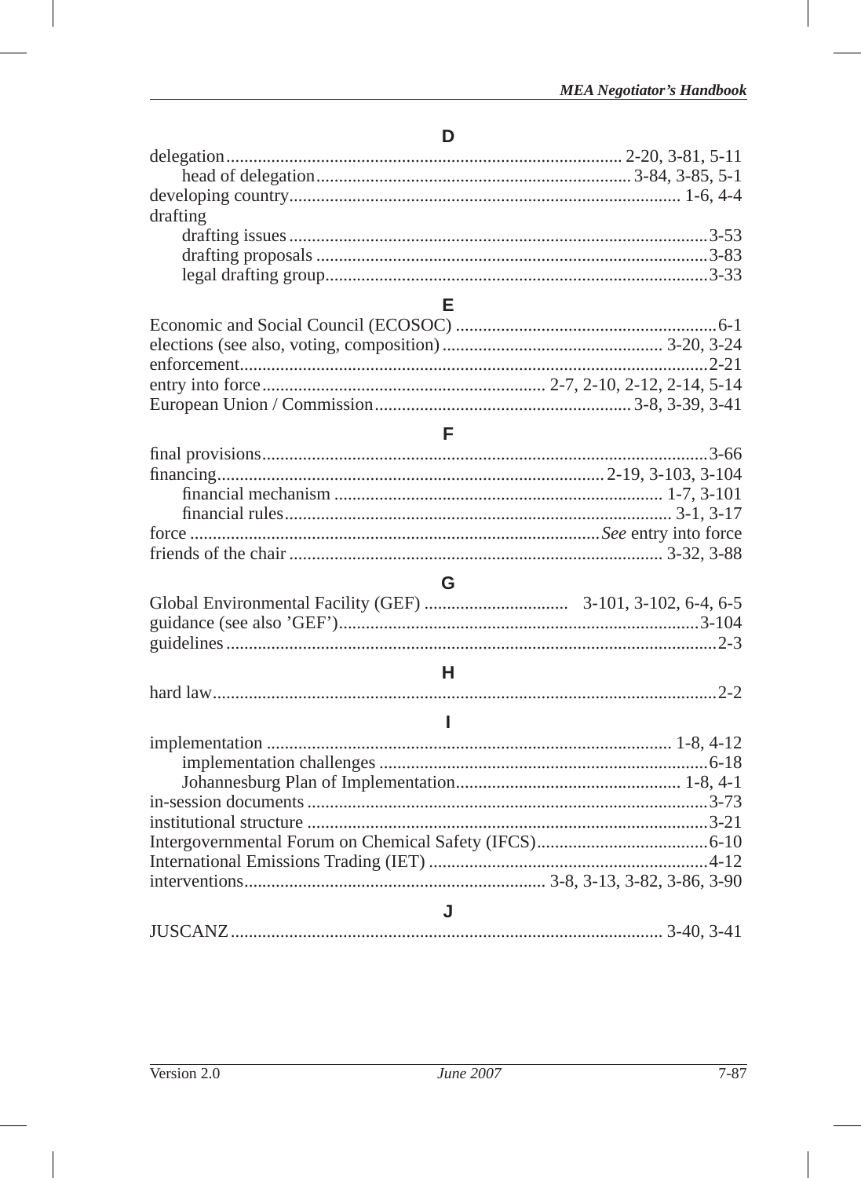## D

delegation .......... 2-20, 3-81, 5-11
    head of delegation .......... 3-84, 3-85, 5-1
developing country .......... 1-6, 4-4
drafting
    drafting issues .......... 3-53
    drafting proposals .......... 3-83
    legal drafting group .......... 3-33

## E

Economic and Social Council (ECOSOC) .......... 6-1
elections (see also, voting, composition) .......... 3-20, 3-24
enforcement .......... 2-21
entry into force .......... 2-7, 2-10, 2-12, 2-14, 5-14
European Union / Commission .......... 3-8, 3-39, 3-41

## F

final provisions .......... 3-66
financing .......... 2-19, 3-103, 3-104
    financial mechanism .......... 1-7, 3-101
    financial rules .......... 3-1, 3-17
force .......... *See* entry into force
friends of the chair .......... 3-32, 3-88

## G

Global Environmental Facility (GEF) .......... 3-101, 3-102, 6-4, 6-5
guidance (see also 'GEF') .......... 3-104
guidelines .......... 2-3

## H

hard law .......... 2-2

## I

implementation .......... 1-8, 4-12
    implementation challenges .......... 6-18
    Johannesburg Plan of Implementation .......... 1-8, 4-1
in-session documents .......... 3-73
institutional structure .......... 3-21
Intergovernmental Forum on Chemical Safety (IFCS) .......... 6-10
International Emissions Trading (IET) .......... 4-12
interventions .......... 3-8, 3-13, 3-82, 3-86, 3-90

## J

JUSCANZ .......... 3-40, 3-41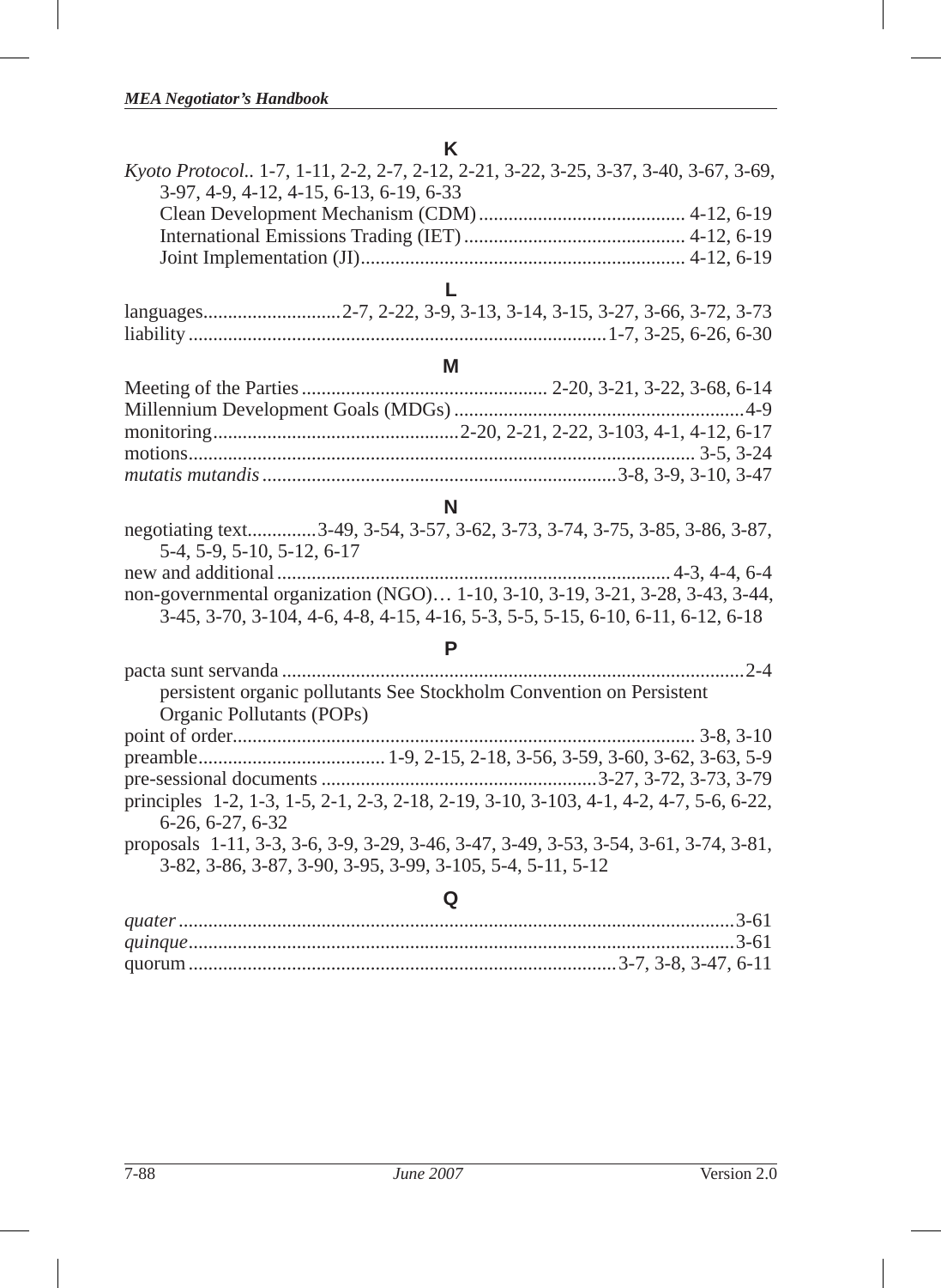**K**

*Kyoto Protocol*.. 1-7, 1-11, 2-2, 2-7, 2-12, 2-21, 3-22, 3-25, 3-37, 3-40, 3-67, 3-69, 3-97, 4-9, 4-12, 4-15, 6-13, 6-19, 6-33
- Clean Development Mechanism (CDM) .......................................... 4-12, 6-19
- International Emissions Trading (IET) ............................................ 4-12, 6-19
- Joint Implementation (JI)................................................................. 4-12, 6-19

**L**

languages...........................2-7, 2-22, 3-9, 3-13, 3-14, 3-15, 3-27, 3-66, 3-72, 3-73
liability ...................................................................................1-7, 3-25, 6-26, 6-30

**M**

Meeting of the Parties................................................. 2-20, 3-21, 3-22, 3-68, 6-14
Millennium Development Goals (MDGs) ..........................................................4-9
monitoring.................................................2-20, 2-21, 2-22, 3-103, 4-1, 4-12, 6-17
motions..................................................................................................... 3-5, 3-24
*mutatis mutandis* .......................................................................3-8, 3-9, 3-10, 3-47

**N**

negotiating text.............3-49, 3-54, 3-57, 3-62, 3-73, 3-74, 3-75, 3-85, 3-86, 3-87, 5-4, 5-9, 5-10, 5-12, 6-17
new and additional............................................................................... 4-3, 4-4, 6-4
non-governmental organization (NGO)… 1-10, 3-10, 3-19, 3-21, 3-28, 3-43, 3-44, 3-45, 3-70, 3-104, 4-6, 4-8, 4-15, 4-16, 5-3, 5-5, 5-15, 6-10, 6-11, 6-12, 6-18

**P**

pacta sunt servanda ............................................................................................2-4
- persistent organic pollutants See Stockholm Convention on Persistent Organic Pollutants (POPs)

point of order............................................................................................ 3-8, 3-10
preamble..................................... 1-9, 2-15, 2-18, 3-56, 3-59, 3-60, 3-62, 3-63, 5-9
pre-sessional documents .......................................................3-27, 3-72, 3-73, 3-79
principles 1-2, 1-3, 1-5, 2-1, 2-3, 2-18, 2-19, 3-10, 3-103, 4-1, 4-2, 4-7, 5-6, 6-22, 6-26, 6-27, 6-32
proposals 1-11, 3-3, 3-6, 3-9, 3-29, 3-46, 3-47, 3-49, 3-53, 3-54, 3-61, 3-74, 3-81, 3-82, 3-86, 3-87, 3-90, 3-95, 3-99, 3-105, 5-4, 5-11, 5-12

**Q**

*quater* ...............................................................................................................3-61
*quinque*..............................................................................................................3-61
quorum .....................................................................................3-7, 3-8, 3-47, 6-11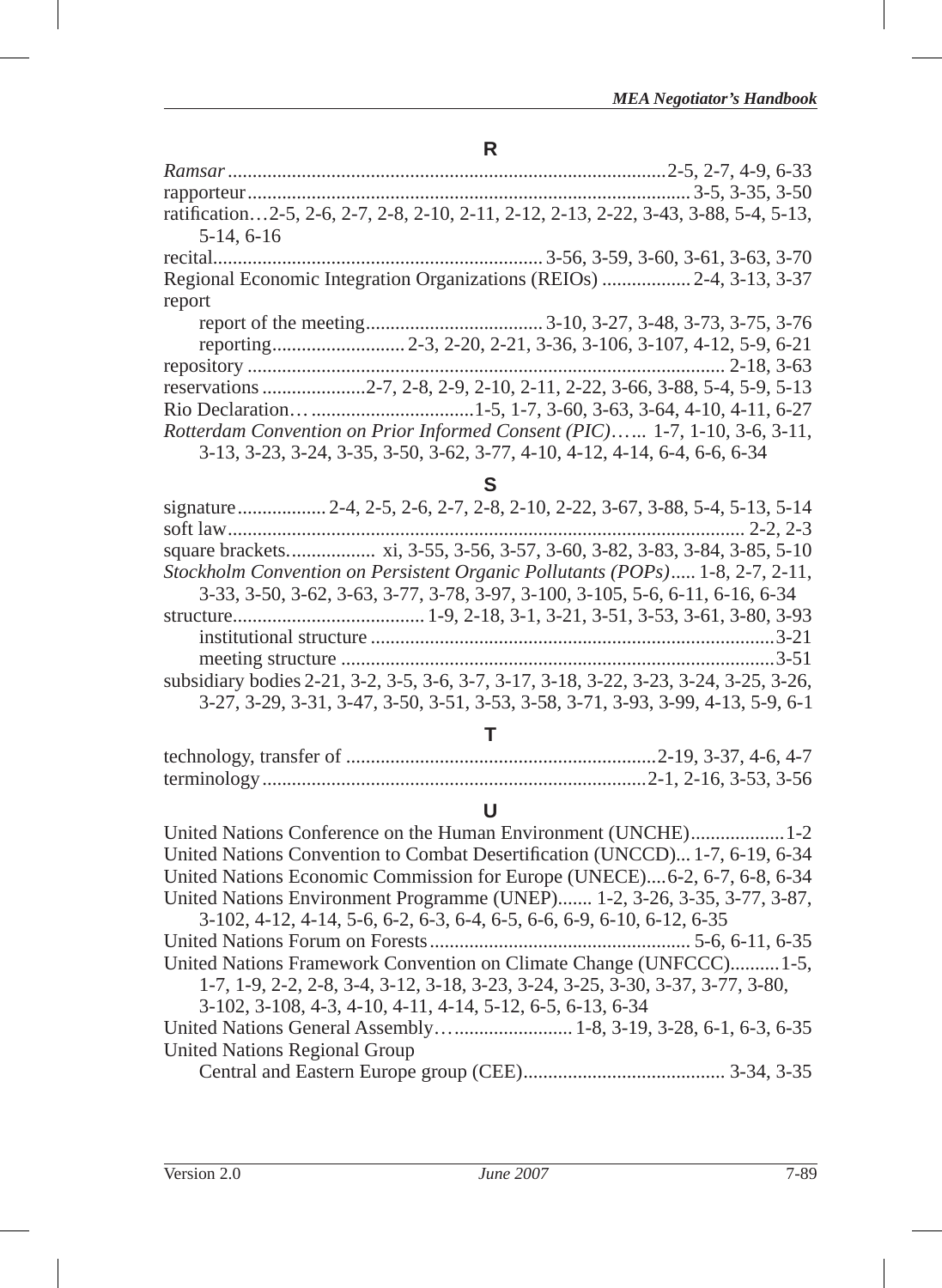## R

*Ramsar*........................................................................................2-5, 2-7, 4-9, 6-33
rapporteur........................................................................................3-5, 3-35, 3-50
ratification…2-5, 2-6, 2-7, 2-8, 2-10, 2-11, 2-12, 2-13, 2-22, 3-43, 3-88, 5-4, 5-13, 5-14, 6-16
recital..................................................................3-56, 3-59, 3-60, 3-61, 3-63, 3-70
Regional Economic Integration Organizations (REIOs) ..................2-4, 3-13, 3-37
report
    report of the meeting...................................3-10, 3-27, 3-48, 3-73, 3-75, 3-76
    reporting..........................2-3, 2-20, 2-21, 3-36, 3-106, 3-107, 4-12, 5-9, 6-21
repository ................................................................................................2-18, 3-63
reservations ....................2-7, 2-8, 2-9, 2-10, 2-11, 2-22, 3-66, 3-88, 5-4, 5-9, 5-13
Rio Declaration… ................................1-5, 1-7, 3-60, 3-63, 3-64, 4-10, 4-11, 6-27
*Rotterdam Convention on Prior Informed Consent (PIC)*….. 1-7, 1-10, 3-6, 3-11, 3-13, 3-23, 3-24, 3-35, 3-50, 3-62, 3-77, 4-10, 4-12, 4-14, 6-4, 6-6, 6-34

## S

signature..................2-4, 2-5, 2-6, 2-7, 2-8, 2-10, 2-22, 3-67, 3-88, 5-4, 5-13, 5-14
soft law..........................................................................................................2-2, 2-3
square brackets................. xi, 3-55, 3-56, 3-57, 3-60, 3-82, 3-83, 3-84, 3-85, 5-10
*Stockholm Convention on Persistent Organic Pollutants (POPs)*..... 1-8, 2-7, 2-11, 3-33, 3-50, 3-62, 3-63, 3-77, 3-78, 3-97, 3-100, 3-105, 5-6, 6-11, 6-16, 6-34
structure......................................1-9, 2-18, 3-1, 3-21, 3-51, 3-53, 3-61, 3-80, 3-93
    institutional structure .................................................................................3-21
    meeting structure .......................................................................................3-51
subsidiary bodies 2-21, 3-2, 3-5, 3-6, 3-7, 3-17, 3-18, 3-22, 3-23, 3-24, 3-25, 3-26, 3-27, 3-29, 3-31, 3-47, 3-50, 3-51, 3-53, 3-58, 3-71, 3-93, 3-99, 4-13, 5-9, 6-1

## T

technology, transfer of ..............................................................2-19, 3-37, 4-6, 4-7
terminology.............................................................................2-1, 2-16, 3-53, 3-56

## U

United Nations Conference on the Human Environment (UNCHE)...................1-2
United Nations Convention to Combat Desertification (UNCCD)... 1-7, 6-19, 6-34
United Nations Economic Commission for Europe (UNECE)....6-2, 6-7, 6-8, 6-34
United Nations Environment Programme (UNEP)....... 1-2, 3-26, 3-35, 3-77, 3-87, 3-102, 4-12, 4-14, 5-6, 6-2, 6-3, 6-4, 6-5, 6-6, 6-9, 6-10, 6-12, 6-35
United Nations Forum on Forests.................................................... 5-6, 6-11, 6-35
United Nations Framework Convention on Climate Change (UNFCCC)..........1-5, 1-7, 1-9, 2-2, 2-8, 3-4, 3-12, 3-18, 3-23, 3-24, 3-25, 3-30, 3-37, 3-77, 3-80, 3-102, 3-108, 4-3, 4-10, 4-11, 4-14, 5-12, 6-5, 6-13, 6-34
United Nations General Assembly…........................ 1-8, 3-19, 3-28, 6-1, 6-3, 6-35
United Nations Regional Group
    Central and Eastern Europe group (CEE)......................................... 3-34, 3-35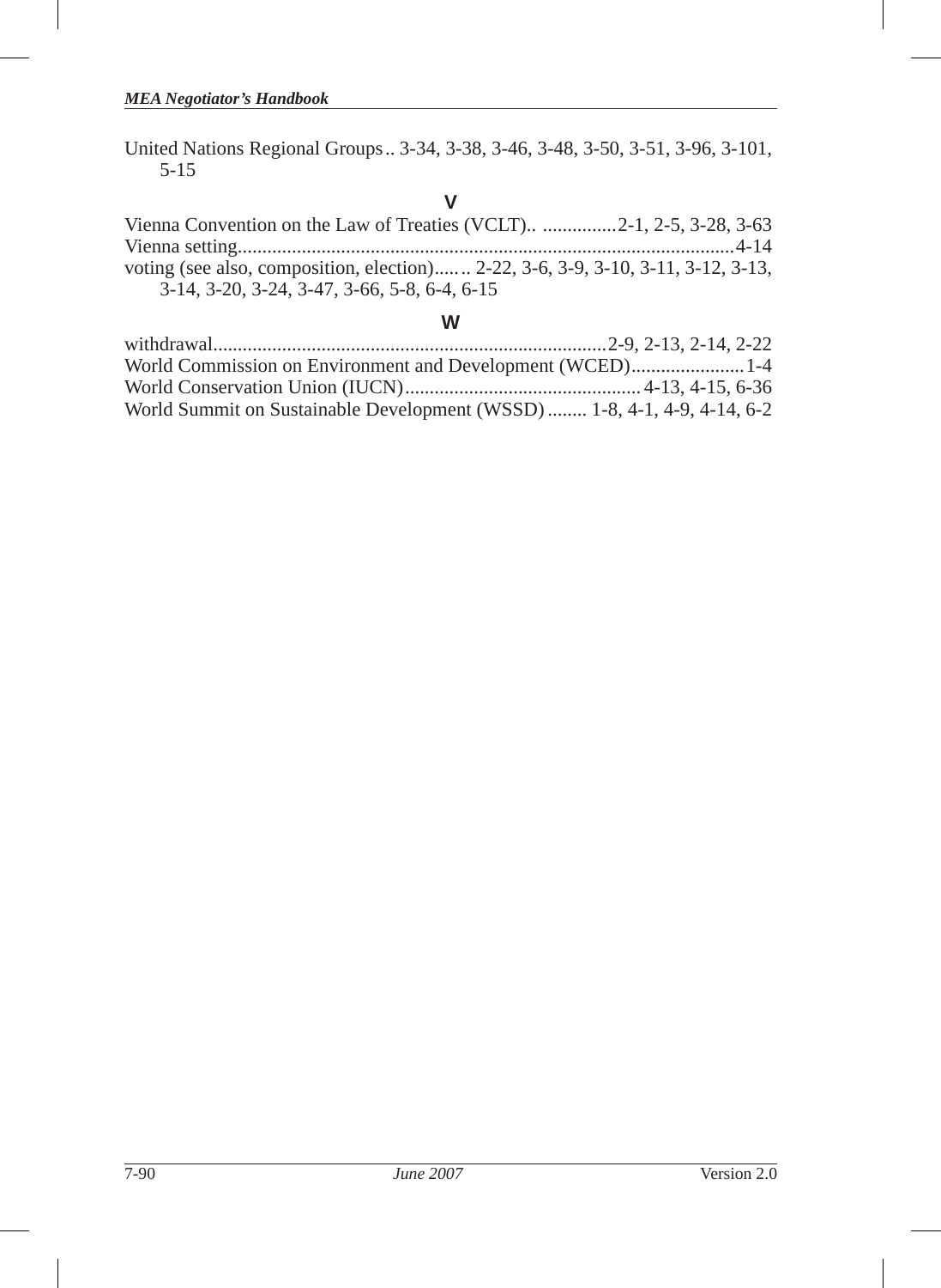United Nations Regional Groups.. 3-34, 3-38, 3-46, 3-48, 3-50, 3-51, 3-96, 3-101, 5-15

**V**

Vienna Convention on the Law of Treaties (VCLT).. ...............2-1, 2-5, 3-28, 3-63
Vienna setting....................................................................................................4-14
voting (see also, composition, election)...... 2-22, 3-6, 3-9, 3-10, 3-11, 3-12, 3-13, 3-14, 3-20, 3-24, 3-47, 3-66, 5-8, 6-4, 6-15

**W**

withdrawal................................................................................2-9, 2-13, 2-14, 2-22
World Commission on Environment and Development (WCED).......................1-4
World Conservation Union (IUCN)................................................ 4-13, 4-15, 6-36
World Summit on Sustainable Development (WSSD) ........ 1-8, 4-1, 4-9, 4-14, 6-2